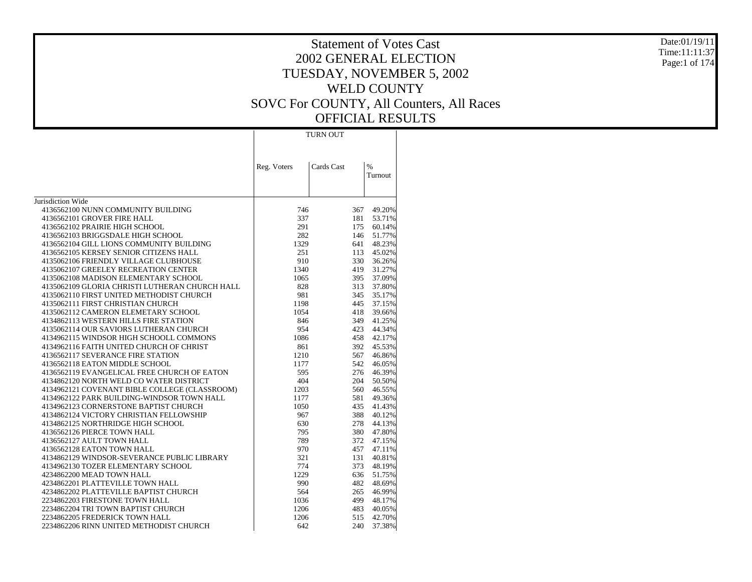# Statement of Votes Cast
## 2002 GENERAL ELECTION
## TUESDAY, NOVEMBER 5, 2002
## WELD COUNTY
## SOVC For COUNTY, All Counters, All Races
## OFFICIAL RESULTS

Date:01/19/11
Time:11:11:37

| | TURN OUT | | |
|---|---|---|---|
| | Reg. Voters | Cards Cast | % Turnout |
| Jurisdiction Wide | | | |
| 4136562100 NUNN COMMUNITY BUILDING | 746 | 367 | 49.20% |
| 4136562101 GROVER FIRE HALL | 337 | 181 | 53.71% |
| 4136562102 PRAIRIE HIGH SCHOOL | 291 | 175 | 60.14% |
| 4136562103 BRIGGSDALE HIGH SCHOOL | 282 | 146 | 51.77% |
| 4136562104 GILL LIONS COMMUNITY BUILDING | 1329 | 641 | 48.23% |
| 4136562105 KERSEY SENIOR CITIZENS HALL | 251 | 113 | 45.02% |
| 4135062106 FRIENDLY VILLAGE CLUBHOUSE | 910 | 330 | 36.26% |
| 4135062107 GREELEY RECREATION CENTER | 1340 | 419 | 31.27% |
| 4135062108 MADISON ELEMENTARY SCHOOL | 1065 | 395 | 37.09% |
| 4135062109 GLORIA CHRISTI LUTHERAN CHURCH HALL | 828 | 313 | 37.80% |
| 4135062110 FIRST UNITED METHODIST CHURCH | 981 | 345 | 35.17% |
| 4135062111 FIRST CHRISTIAN CHURCH | 1198 | 445 | 37.15% |
| 4135062112 CAMERON ELEMETARY SCHOOL | 1054 | 418 | 39.66% |
| 4134862113 WESTERN HILLS FIRE STATION | 846 | 349 | 41.25% |
| 4135062114 OUR SAVIORS LUTHERAN CHURCH | 954 | 423 | 44.34% |
| 4134962115 WINDSOR HIGH SCHOOLL COMMONS | 1086 | 458 | 42.17% |
| 4134962116 FAITH UNITED CHURCH OF CHRIST | 861 | 392 | 45.53% |
| 4136562117 SEVERANCE FIRE STATION | 1210 | 567 | 46.86% |
| 4136562118 EATON MIDDLE SCHOOL | 1177 | 542 | 46.05% |
| 4136562119 EVANGELICAL FREE CHURCH OF EATON | 595 | 276 | 46.39% |
| 4134862120 NORTH WELD CO WATER DISTRICT | 404 | 204 | 50.50% |
| 4134962121 COVENANT BIBLE COLLEGE (CLASSROOM) | 1203 | 560 | 46.55% |
| 4134962122 PARK BUILDING-WINDSOR TOWN HALL | 1177 | 581 | 49.36% |
| 4134962123 CORNERSTONE BAPTIST CHURCH | 1050 | 435 | 41.43% |
| 4134862124 VICTORY CHRISTIAN FELLOWSHIP | 967 | 388 | 40.12% |
| 4134862125 NORTHRIDGE HIGH SCHOOL | 630 | 278 | 44.13% |
| 4136562126 PIERCE TOWN HALL | 795 | 380 | 47.80% |
| 4136562127 AULT TOWN HALL | 789 | 372 | 47.15% |
| 4136562128 EATON TOWN HALL | 970 | 457 | 47.11% |
| 4134862129 WINDSOR-SEVERANCE PUBLIC LIBRARY | 321 | 131 | 40.81% |
| 4134962130 TOZER ELEMENTARY SCHOOL | 774 | 373 | 48.19% |
| 4234862200 MEAD TOWN HALL | 1229 | 636 | 51.75% |
| 4234862201 PLATTEVILLE TOWN HALL | 990 | 482 | 48.69% |
| 4234862202 PLATTEVILLE BAPTIST CHURCH | 564 | 265 | 46.99% |
| 2234862203 FIRESTONE TOWN HALL | 1036 | 499 | 48.17% |
| 2234862204 TRI TOWN BAPTIST CHURCH | 1206 | 483 | 40.05% |
| 2234862205 FREDERICK TOWN HALL | 1206 | 515 | 42.70% |
| 2234862206 RINN UNITED METHODIST CHURCH | 642 | 240 | 37.38% |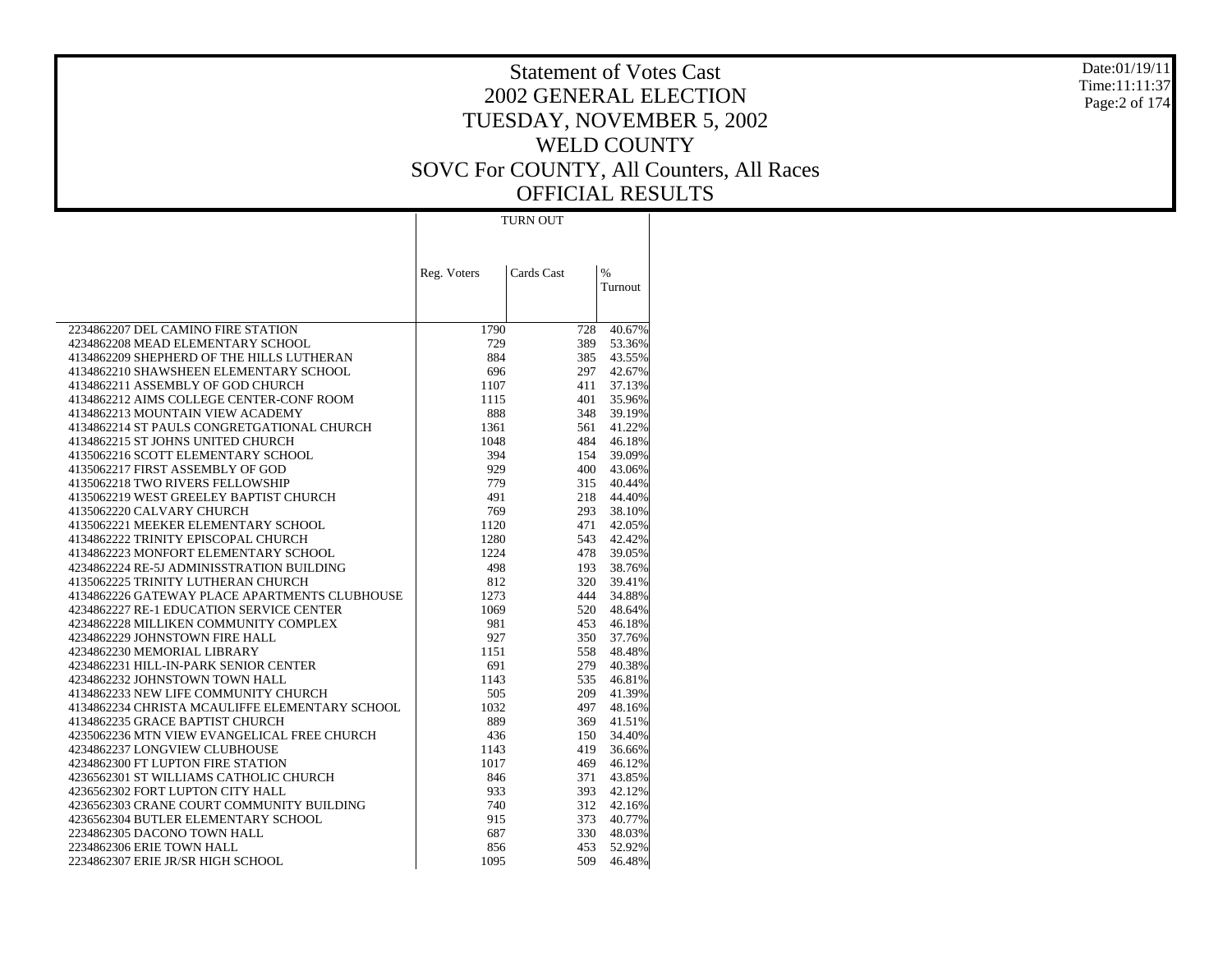# Statement of Votes Cast
## 2002 GENERAL ELECTION
## TUESDAY, NOVEMBER 5, 2002
## WELD COUNTY
## SOVC For COUNTY, All Counters, All Races
## OFFICIAL RESULTS

Date:01/19/11
Time:11:11:37

| | TURN OUT | | |
|---|---|---|---|
| | Reg. Voters | Cards Cast | % Turnout |
| 2234862207 DEL CAMINO FIRE STATION | 1790 | 728 | 40.67% |
| 4234862208 MEAD ELEMENTARY SCHOOL | 729 | 389 | 53.36% |
| 4134862209 SHEPHERD OF THE HILLS LUTHERAN | 884 | 385 | 43.55% |
| 4134862210 SHAWSHEEN ELEMENTARY SCHOOL | 696 | 297 | 42.67% |
| 4134862211 ASSEMBLY OF GOD CHURCH | 1107 | 411 | 37.13% |
| 4134862212 AIMS COLLEGE CENTER-CONF ROOM | 1115 | 401 | 35.96% |
| 4134862213 MOUNTAIN VIEW ACADEMY | 888 | 348 | 39.19% |
| 4134862214 ST PAULS CONGRETGATIONAL CHURCH | 1361 | 561 | 41.22% |
| 4134862215 ST JOHNS UNITED CHURCH | 1048 | 484 | 46.18% |
| 4135062216 SCOTT ELEMENTARY SCHOOL | 394 | 154 | 39.09% |
| 4135062217 FIRST ASSEMBLY OF GOD | 929 | 400 | 43.06% |
| 4135062218 TWO RIVERS FELLOWSHIP | 779 | 315 | 40.44% |
| 4135062219 WEST GREELEY BAPTIST CHURCH | 491 | 218 | 44.40% |
| 4135062220 CALVARY CHURCH | 769 | 293 | 38.10% |
| 4135062221 MEEKER ELEMENTARY SCHOOL | 1120 | 471 | 42.05% |
| 4134862222 TRINITY EPISCOPAL CHURCH | 1280 | 543 | 42.42% |
| 4134862223 MONFORT ELEMENTARY SCHOOL | 1224 | 478 | 39.05% |
| 4234862224 RE-5J ADMINISSTRATION BUILDING | 498 | 193 | 38.76% |
| 4135062225 TRINITY LUTHERAN CHURCH | 812 | 320 | 39.41% |
| 4134862226 GATEWAY PLACE APARTMENTS CLUBHOUSE | 1273 | 444 | 34.88% |
| 4234862227 RE-1 EDUCATION SERVICE CENTER | 1069 | 520 | 48.64% |
| 4234862228 MILLIKEN COMMUNITY COMPLEX | 981 | 453 | 46.18% |
| 4234862229 JOHNSTOWN FIRE HALL | 927 | 350 | 37.76% |
| 4234862230 MEMORIAL LIBRARY | 1151 | 558 | 48.48% |
| 4234862231 HILL-IN-PARK SENIOR CENTER | 691 | 279 | 40.38% |
| 4234862232 JOHNSTOWN TOWN HALL | 1143 | 535 | 46.81% |
| 4134862233 NEW LIFE COMMUNITY CHURCH | 505 | 209 | 41.39% |
| 4134862234 CHRISTA MCAULIFFE ELEMENTARY SCHOOL | 1032 | 497 | 48.16% |
| 4134862235 GRACE BAPTIST CHURCH | 889 | 369 | 41.51% |
| 4235062236 MTN VIEW EVANGELICAL FREE CHURCH | 436 | 150 | 34.40% |
| 4234862237 LONGVIEW CLUBHOUSE | 1143 | 419 | 36.66% |
| 4234862300 FT LUPTON FIRE STATION | 1017 | 469 | 46.12% |
| 4236562301 ST WILLIAMS CATHOLIC CHURCH | 846 | 371 | 43.85% |
| 4236562302 FORT LUPTON CITY HALL | 933 | 393 | 42.12% |
| 4236562303 CRANE COURT COMMUNITY BUILDING | 740 | 312 | 42.16% |
| 4236562304 BUTLER ELEMENTARY SCHOOL | 915 | 373 | 40.77% |
| 2234862305 DACONO TOWN HALL | 687 | 330 | 48.03% |
| 2234862306 ERIE TOWN HALL | 856 | 453 | 52.92% |
| 2234862307 ERIE JR/SR HIGH SCHOOL | 1095 | 509 | 46.48% |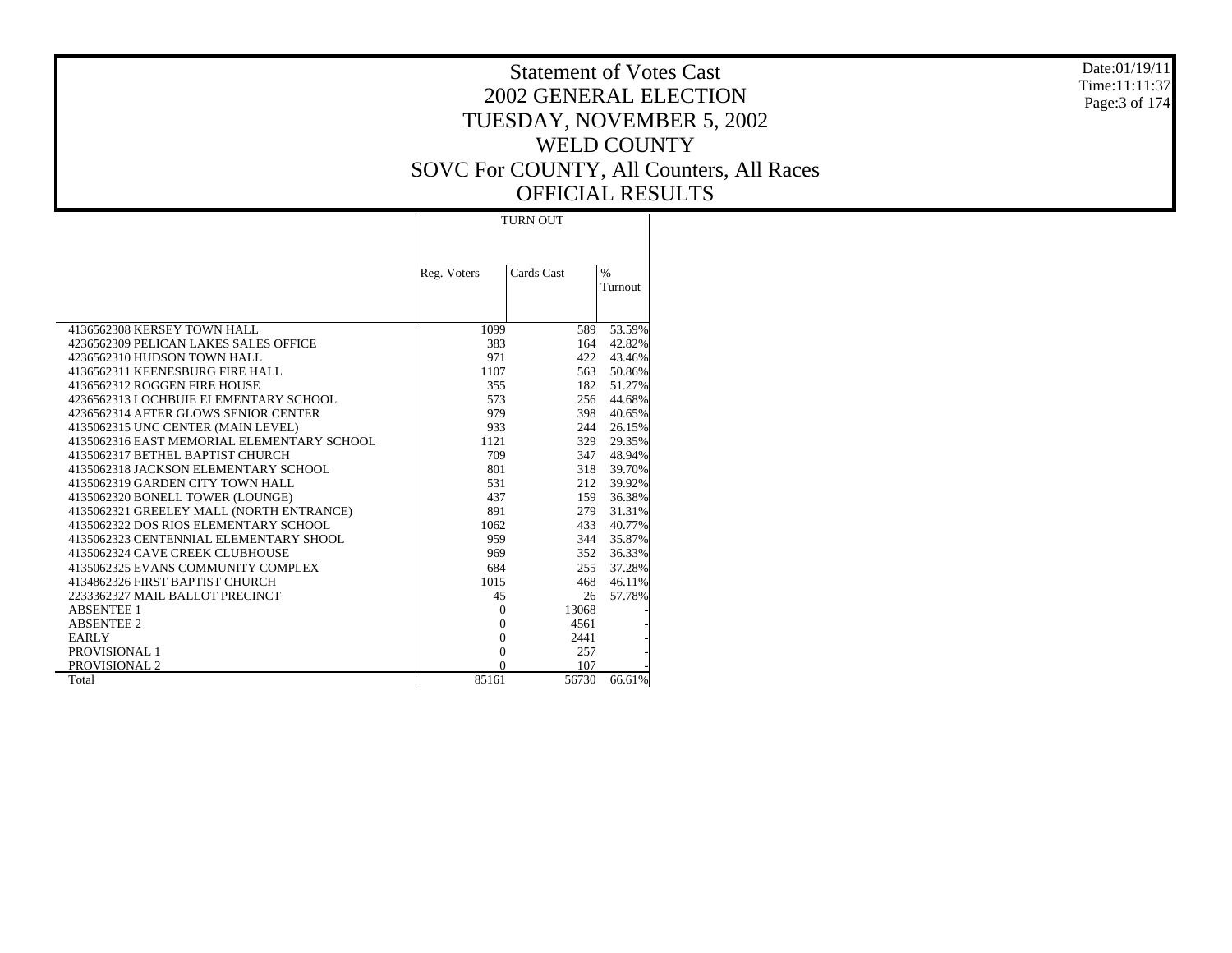# Statement of Votes Cast
## 2002 GENERAL ELECTION
## TUESDAY, NOVEMBER 5, 2002
## WELD COUNTY
## SOVC For COUNTY, All Counters, All Races
## OFFICIAL RESULTS

Date:01/19/11
Time:11:11:37

| | TURN OUT | | |
|---|---|---|---|
| | Reg. Voters | Cards Cast | % Turnout |
| 4136562308 KERSEY TOWN HALL | 1099 | 589 | 53.59% |
| 4236562309 PELICAN LAKES SALES OFFICE | 383 | 164 | 42.82% |
| 4236562310 HUDSON TOWN HALL | 971 | 422 | 43.46% |
| 4136562311 KEENESBURG FIRE HALL | 1107 | 563 | 50.86% |
| 4136562312 ROGGEN FIRE HOUSE | 355 | 182 | 51.27% |
| 4236562313 LOCHBUIE ELEMENTARY SCHOOL | 573 | 256 | 44.68% |
| 4236562314 AFTER GLOWS SENIOR CENTER | 979 | 398 | 40.65% |
| 4135062315 UNC CENTER (MAIN LEVEL) | 933 | 244 | 26.15% |
| 4135062316 EAST MEMORIAL ELEMENTARY SCHOOL | 1121 | 329 | 29.35% |
| 4135062317 BETHEL BAPTIST CHURCH | 709 | 347 | 48.94% |
| 4135062318 JACKSON ELEMENTARY SCHOOL | 801 | 318 | 39.70% |
| 4135062319 GARDEN CITY TOWN HALL | 531 | 212 | 39.92% |
| 4135062320 BONELL TOWER (LOUNGE) | 437 | 159 | 36.38% |
| 4135062321 GREELEY MALL (NORTH ENTRANCE) | 891 | 279 | 31.31% |
| 4135062322 DOS RIOS ELEMENTARY SCHOOL | 1062 | 433 | 40.77% |
| 4135062323 CENTENNIAL ELEMENTARY SHOOL | 959 | 344 | 35.87% |
| 4135062324 CAVE CREEK CLUBHOUSE | 969 | 352 | 36.33% |
| 4135062325 EVANS COMMUNITY COMPLEX | 684 | 255 | 37.28% |
| 4134862326 FIRST BAPTIST CHURCH | 1015 | 468 | 46.11% |
| 2233362327 MAIL BALLOT PRECINCT | 45 | 26 | 57.78% |
| ABSENTEE 1 | 0 | 13068 | - |
| ABSENTEE 2 | 0 | 4561 | - |
| EARLY | 0 | 2441 | - |
| PROVISIONAL 1 | 0 | 257 | - |
| PROVISIONAL 2 | 0 | 107 | - |
| Total | 85161 | 56730 | 66.61% |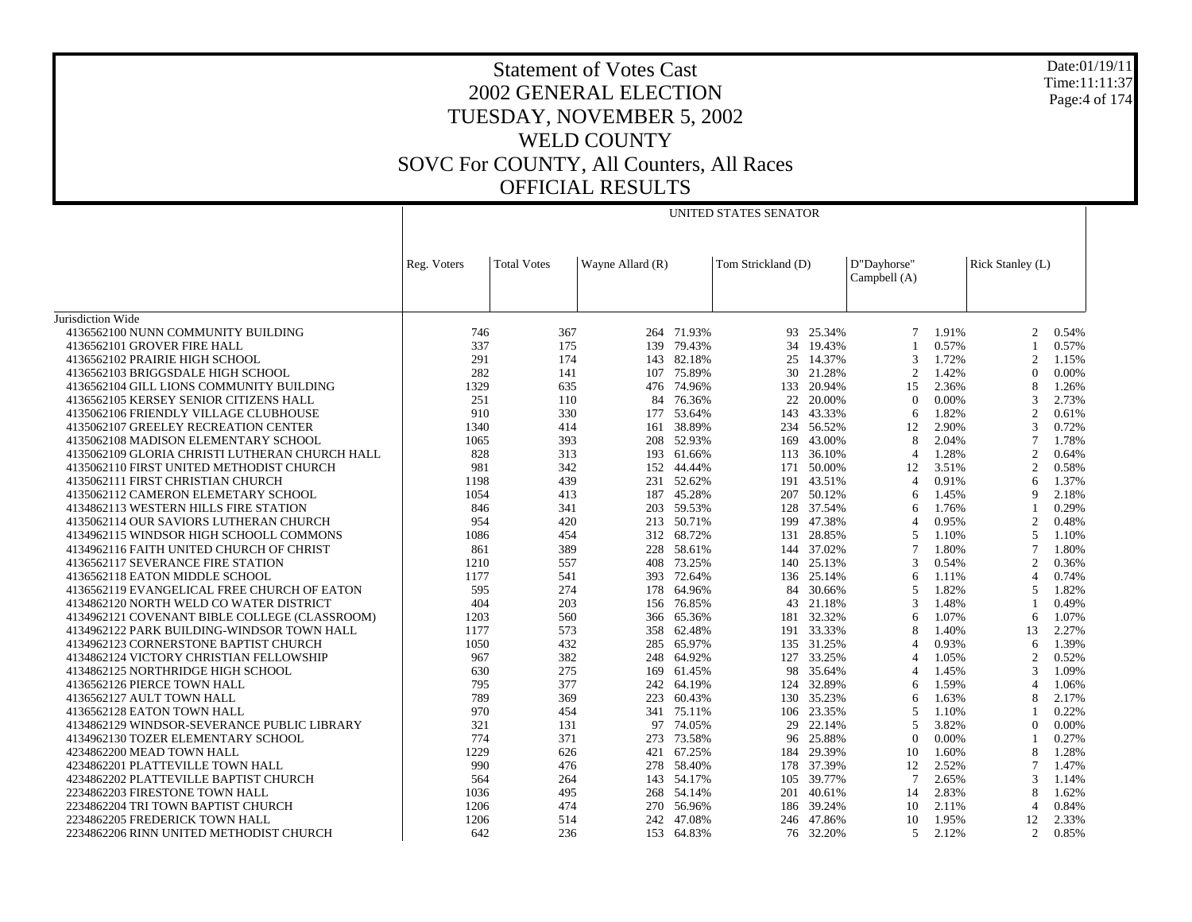# Statement of Votes Cast

## 2002 GENERAL ELECTION

## TUESDAY, NOVEMBER 5, 2002

## WELD COUNTY

## SOVC For COUNTY, All Counters, All Races

## OFFICIAL RESULTS

Date:01/19/11
Time:11:11:37

| | | | UNITED STATES SENATOR | | | | | | | |
|---|---|---|---|---|---|---|---|---|---|---|
| | Reg. Voters | Total Votes | Wayne Allard (R) | | Tom Strickland (D) | | D"Dayhorse" Campbell (A) | | Rick Stanley (L) | |
| Jurisdiction Wide | | | | | | | | | | |
| 4136562100 NUNN COMMUNITY BUILDING | 746 | 367 | 264 | 71.93% | 93 | 25.34% | 7 | 1.91% | 2 | 0.54% |
| 4136562101 GROVER FIRE HALL | 337 | 175 | 139 | 79.43% | 34 | 19.43% | 1 | 0.57% | 1 | 0.57% |
| 4136562102 PRAIRIE HIGH SCHOOL | 291 | 174 | 143 | 82.18% | 25 | 14.37% | 3 | 1.72% | 2 | 1.15% |
| 4136562103 BRIGGSDALE HIGH SCHOOL | 282 | 141 | 107 | 75.89% | 30 | 21.28% | 2 | 1.42% | 0 | 0.00% |
| 4136562104 GILL LIONS COMMUNITY BUILDING | 1329 | 635 | 476 | 74.96% | 133 | 20.94% | 15 | 2.36% | 8 | 1.26% |
| 4136562105 KERSEY SENIOR CITIZENS HALL | 251 | 110 | 84 | 76.36% | 22 | 20.00% | 0 | 0.00% | 3 | 2.73% |
| 4135062106 FRIENDLY VILLAGE CLUBHOUSE | 910 | 330 | 177 | 53.64% | 143 | 43.33% | 6 | 1.82% | 2 | 0.61% |
| 4135062107 GREELEY RECREATION CENTER | 1340 | 414 | 161 | 38.89% | 234 | 56.52% | 12 | 2.90% | 3 | 0.72% |
| 4135062108 MADISON ELEMENTARY SCHOOL | 1065 | 393 | 208 | 52.93% | 169 | 43.00% | 8 | 2.04% | 7 | 1.78% |
| 4135062109 GLORIA CHRISTI LUTHERAN CHURCH HALL | 828 | 313 | 193 | 61.66% | 113 | 36.10% | 4 | 1.28% | 2 | 0.64% |
| 4135062110 FIRST UNITED METHODIST CHURCH | 981 | 342 | 152 | 44.44% | 171 | 50.00% | 12 | 3.51% | 2 | 0.58% |
| 4135062111 FIRST CHRISTIAN CHURCH | 1198 | 439 | 231 | 52.62% | 191 | 43.51% | 4 | 0.91% | 6 | 1.37% |
| 4135062112 CAMERON ELEMETARY SCHOOL | 1054 | 413 | 187 | 45.28% | 207 | 50.12% | 6 | 1.45% | 9 | 2.18% |
| 4134862113 WESTERN HILLS FIRE STATION | 846 | 341 | 203 | 59.53% | 128 | 37.54% | 6 | 1.76% | 1 | 0.29% |
| 4135062114 OUR SAVIORS LUTHERAN CHURCH | 954 | 420 | 213 | 50.71% | 199 | 47.38% | 4 | 0.95% | 2 | 0.48% |
| 4134962115 WINDSOR HIGH SCHOOLL COMMONS | 1086 | 454 | 312 | 68.72% | 131 | 28.85% | 5 | 1.10% | 5 | 1.10% |
| 4134962116 FAITH UNITED CHURCH OF CHRIST | 861 | 389 | 228 | 58.61% | 144 | 37.02% | 7 | 1.80% | 7 | 1.80% |
| 4136562117 SEVERANCE FIRE STATION | 1210 | 557 | 408 | 73.25% | 140 | 25.13% | 3 | 0.54% | 2 | 0.36% |
| 4136562118 EATON MIDDLE SCHOOL | 1177 | 541 | 393 | 72.64% | 136 | 25.14% | 6 | 1.11% | 4 | 0.74% |
| 4136562119 EVANGELICAL FREE CHURCH OF EATON | 595 | 274 | 178 | 64.96% | 84 | 30.66% | 5 | 1.82% | 5 | 1.82% |
| 4134862120 NORTH WELD CO WATER DISTRICT | 404 | 203 | 156 | 76.85% | 43 | 21.18% | 3 | 1.48% | 1 | 0.49% |
| 4134962121 COVENANT BIBLE COLLEGE (CLASSROOM) | 1203 | 560 | 366 | 65.36% | 181 | 32.32% | 6 | 1.07% | 6 | 1.07% |
| 4134962122 PARK BUILDING-WINDSOR TOWN HALL | 1177 | 573 | 358 | 62.48% | 191 | 33.33% | 8 | 1.40% | 13 | 2.27% |
| 4134962123 CORNERSTONE BAPTIST CHURCH | 1050 | 432 | 285 | 65.97% | 135 | 31.25% | 4 | 0.93% | 6 | 1.39% |
| 4134862124 VICTORY CHRISTIAN FELLOWSHIP | 967 | 382 | 248 | 64.92% | 127 | 33.25% | 4 | 1.05% | 2 | 0.52% |
| 4134862125 NORTHRIDGE HIGH SCHOOL | 630 | 275 | 169 | 61.45% | 98 | 35.64% | 4 | 1.45% | 3 | 1.09% |
| 4136562126 PIERCE TOWN HALL | 795 | 377 | 242 | 64.19% | 124 | 32.89% | 6 | 1.59% | 4 | 1.06% |
| 4136562127 AULT TOWN HALL | 789 | 369 | 223 | 60.43% | 130 | 35.23% | 6 | 1.63% | 8 | 2.17% |
| 4136562128 EATON TOWN HALL | 970 | 454 | 341 | 75.11% | 106 | 23.35% | 5 | 1.10% | 1 | 0.22% |
| 4134862129 WINDSOR-SEVERANCE PUBLIC LIBRARY | 321 | 131 | 97 | 74.05% | 29 | 22.14% | 5 | 3.82% | 0 | 0.00% |
| 4134962130 TOZER ELEMENTARY SCHOOL | 774 | 371 | 273 | 73.58% | 96 | 25.88% | 0 | 0.00% | 1 | 0.27% |
| 4234862200 MEAD TOWN HALL | 1229 | 626 | 421 | 67.25% | 184 | 29.39% | 10 | 1.60% | 8 | 1.28% |
| 4234862201 PLATTEVILLE TOWN HALL | 990 | 476 | 278 | 58.40% | 178 | 37.39% | 12 | 2.52% | 7 | 1.47% |
| 4234862202 PLATTEVILLE BAPTIST CHURCH | 564 | 264 | 143 | 54.17% | 105 | 39.77% | 7 | 2.65% | 3 | 1.14% |
| 2234862203 FIRESTONE TOWN HALL | 1036 | 495 | 268 | 54.14% | 201 | 40.61% | 14 | 2.83% | 8 | 1.62% |
| 2234862204 TRI TOWN BAPTIST CHURCH | 1206 | 474 | 270 | 56.96% | 186 | 39.24% | 10 | 2.11% | 4 | 0.84% |
| 2234862205 FREDERICK TOWN HALL | 1206 | 514 | 242 | 47.08% | 246 | 47.86% | 10 | 1.95% | 12 | 2.33% |
| 2234862206 RINN UNITED METHODIST CHURCH | 642 | 236 | 153 | 64.83% | 76 | 32.20% | 5 | 2.12% | 2 | 0.85% |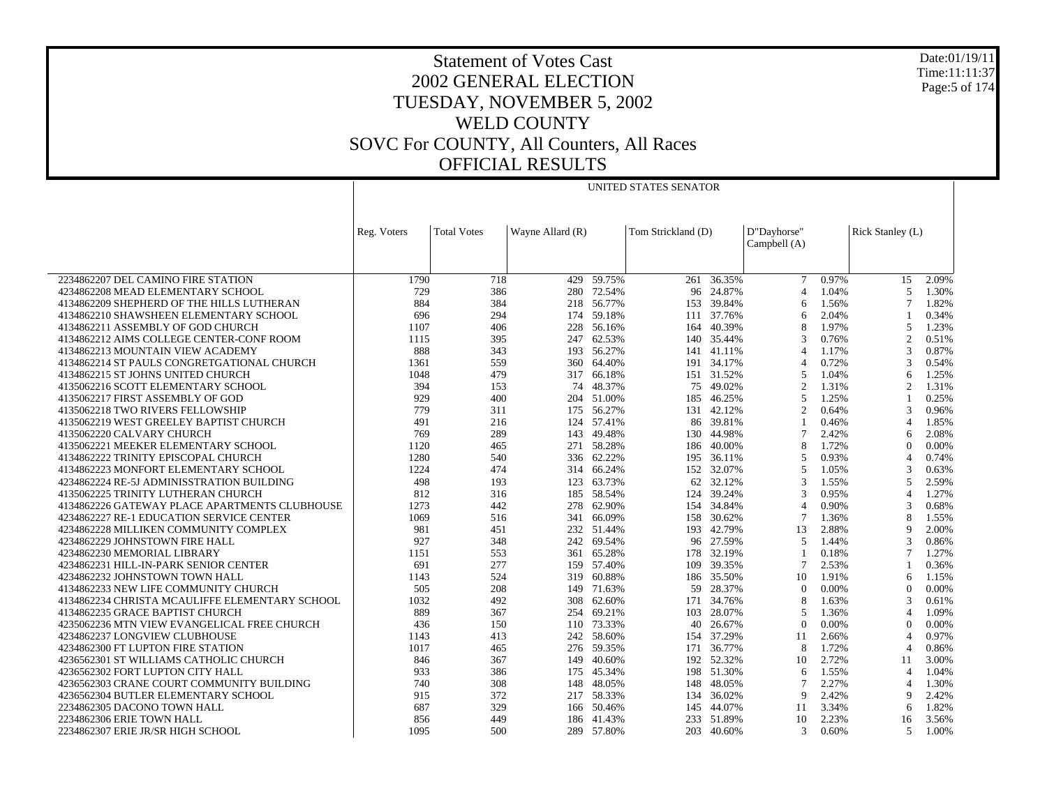# Statement of Votes Cast
## 2002 GENERAL ELECTION
## TUESDAY, NOVEMBER 5, 2002
## WELD COUNTY
## SOVC For COUNTY, All Counters, All Races
## OFFICIAL RESULTS

Date:01/19/11
Time:11:11:37

UNITED STATES SENATOR

| | Reg. Voters | Total Votes | Wayne Allard (R) | | Tom Strickland (D) | | D"Dayhorse" Campbell (A) | | Rick Stanley (L) | |
|---|---|---|---|---|---|---|---|---|---|---|
| 2234862207 DEL CAMINO FIRE STATION | 1790 | 718 | 429 | 59.75% | 261 | 36.35% | 7 | 0.97% | 15 | 2.09% |
| 4234862208 MEAD ELEMENTARY SCHOOL | 729 | 386 | 280 | 72.54% | 96 | 24.87% | 4 | 1.04% | 5 | 1.30% |
| 4134862209 SHEPHERD OF THE HILLS LUTHERAN | 884 | 384 | 218 | 56.77% | 153 | 39.84% | 6 | 1.56% | 7 | 1.82% |
| 4134862210 SHAWSHEEN ELEMENTARY SCHOOL | 696 | 294 | 174 | 59.18% | 111 | 37.76% | 6 | 2.04% | 1 | 0.34% |
| 4134862211 ASSEMBLY OF GOD CHURCH | 1107 | 406 | 228 | 56.16% | 164 | 40.39% | 8 | 1.97% | 5 | 1.23% |
| 4134862212 AIMS COLLEGE CENTER-CONF ROOM | 1115 | 395 | 247 | 62.53% | 140 | 35.44% | 3 | 0.76% | 2 | 0.51% |
| 4134862213 MOUNTAIN VIEW ACADEMY | 888 | 343 | 193 | 56.27% | 141 | 41.11% | 4 | 1.17% | 3 | 0.87% |
| 4134862214 ST PAULS CONGRETGATIONAL CHURCH | 1361 | 559 | 360 | 64.40% | 191 | 34.17% | 4 | 0.72% | 3 | 0.54% |
| 4134862215 ST JOHNS UNITED CHURCH | 1048 | 479 | 317 | 66.18% | 151 | 31.52% | 5 | 1.04% | 6 | 1.25% |
| 4135062216 SCOTT ELEMENTARY SCHOOL | 394 | 153 | 74 | 48.37% | 75 | 49.02% | 2 | 1.31% | 2 | 1.31% |
| 4135062217 FIRST ASSEMBLY OF GOD | 929 | 400 | 204 | 51.00% | 185 | 46.25% | 5 | 1.25% | 1 | 0.25% |
| 4135062218 TWO RIVERS FELLOWSHIP | 779 | 311 | 175 | 56.27% | 131 | 42.12% | 2 | 0.64% | 3 | 0.96% |
| 4135062219 WEST GREELEY BAPTIST CHURCH | 491 | 216 | 124 | 57.41% | 86 | 39.81% | 1 | 0.46% | 4 | 1.85% |
| 4135062220 CALVARY CHURCH | 769 | 289 | 143 | 49.48% | 130 | 44.98% | 7 | 2.42% | 6 | 2.08% |
| 4135062221 MEEKER ELEMENTARY SCHOOL | 1120 | 465 | 271 | 58.28% | 186 | 40.00% | 8 | 1.72% | 0 | 0.00% |
| 4134862222 TRINITY EPISCOPAL CHURCH | 1280 | 540 | 336 | 62.22% | 195 | 36.11% | 5 | 0.93% | 4 | 0.74% |
| 4134862223 MONFORT ELEMENTARY SCHOOL | 1224 | 474 | 314 | 66.24% | 152 | 32.07% | 5 | 1.05% | 3 | 0.63% |
| 4234862224 RE-5J ADMINISSTRATION BUILDING | 498 | 193 | 123 | 63.73% | 62 | 32.12% | 3 | 1.55% | 5 | 2.59% |
| 4135062225 TRINITY LUTHERAN CHURCH | 812 | 316 | 185 | 58.54% | 124 | 39.24% | 3 | 0.95% | 4 | 1.27% |
| 4134862226 GATEWAY PLACE APARTMENTS CLUBHOUSE | 1273 | 442 | 278 | 62.90% | 154 | 34.84% | 4 | 0.90% | 3 | 0.68% |
| 4234862227 RE-1 EDUCATION SERVICE CENTER | 1069 | 516 | 341 | 66.09% | 158 | 30.62% | 7 | 1.36% | 8 | 1.55% |
| 4234862228 MILLIKEN COMMUNITY COMPLEX | 981 | 451 | 232 | 51.44% | 193 | 42.79% | 13 | 2.88% | 9 | 2.00% |
| 4234862229 JOHNSTOWN FIRE HALL | 927 | 348 | 242 | 69.54% | 96 | 27.59% | 5 | 1.44% | 3 | 0.86% |
| 4234862230 MEMORIAL LIBRARY | 1151 | 553 | 361 | 65.28% | 178 | 32.19% | 1 | 0.18% | 7 | 1.27% |
| 4234862231 HILL-IN-PARK SENIOR CENTER | 691 | 277 | 159 | 57.40% | 109 | 39.35% | 7 | 2.53% | 1 | 0.36% |
| 4234862232 JOHNSTOWN TOWN HALL | 1143 | 524 | 319 | 60.88% | 186 | 35.50% | 10 | 1.91% | 6 | 1.15% |
| 4134862233 NEW LIFE COMMUNITY CHURCH | 505 | 208 | 149 | 71.63% | 59 | 28.37% | 0 | 0.00% | 0 | 0.00% |
| 4134862234 CHRISTA MCAULIFFE ELEMENTARY SCHOOL | 1032 | 492 | 308 | 62.60% | 171 | 34.76% | 8 | 1.63% | 3 | 0.61% |
| 4134862235 GRACE BAPTIST CHURCH | 889 | 367 | 254 | 69.21% | 103 | 28.07% | 5 | 1.36% | 4 | 1.09% |
| 4235062236 MTN VIEW EVANGELICAL FREE CHURCH | 436 | 150 | 110 | 73.33% | 40 | 26.67% | 0 | 0.00% | 0 | 0.00% |
| 4234862237 LONGVIEW CLUBHOUSE | 1143 | 413 | 242 | 58.60% | 154 | 37.29% | 11 | 2.66% | 4 | 0.97% |
| 4234862300 FT LUPTON FIRE STATION | 1017 | 465 | 276 | 59.35% | 171 | 36.77% | 8 | 1.72% | 4 | 0.86% |
| 4236562301 ST WILLIAMS CATHOLIC CHURCH | 846 | 367 | 149 | 40.60% | 192 | 52.32% | 10 | 2.72% | 11 | 3.00% |
| 4236562302 FORT LUPTON CITY HALL | 933 | 386 | 175 | 45.34% | 198 | 51.30% | 6 | 1.55% | 4 | 1.04% |
| 4236562303 CRANE COURT COMMUNITY BUILDING | 740 | 308 | 148 | 48.05% | 148 | 48.05% | 7 | 2.27% | 4 | 1.30% |
| 4236562304 BUTLER ELEMENTARY SCHOOL | 915 | 372 | 217 | 58.33% | 134 | 36.02% | 9 | 2.42% | 9 | 2.42% |
| 2234862305 DACONO TOWN HALL | 687 | 329 | 166 | 50.46% | 145 | 44.07% | 11 | 3.34% | 6 | 1.82% |
| 2234862306 ERIE TOWN HALL | 856 | 449 | 186 | 41.43% | 233 | 51.89% | 10 | 2.23% | 16 | 3.56% |
| 2234862307 ERIE JR/SR HIGH SCHOOL | 1095 | 500 | 289 | 57.80% | 203 | 40.60% | 3 | 0.60% | 5 | 1.00% |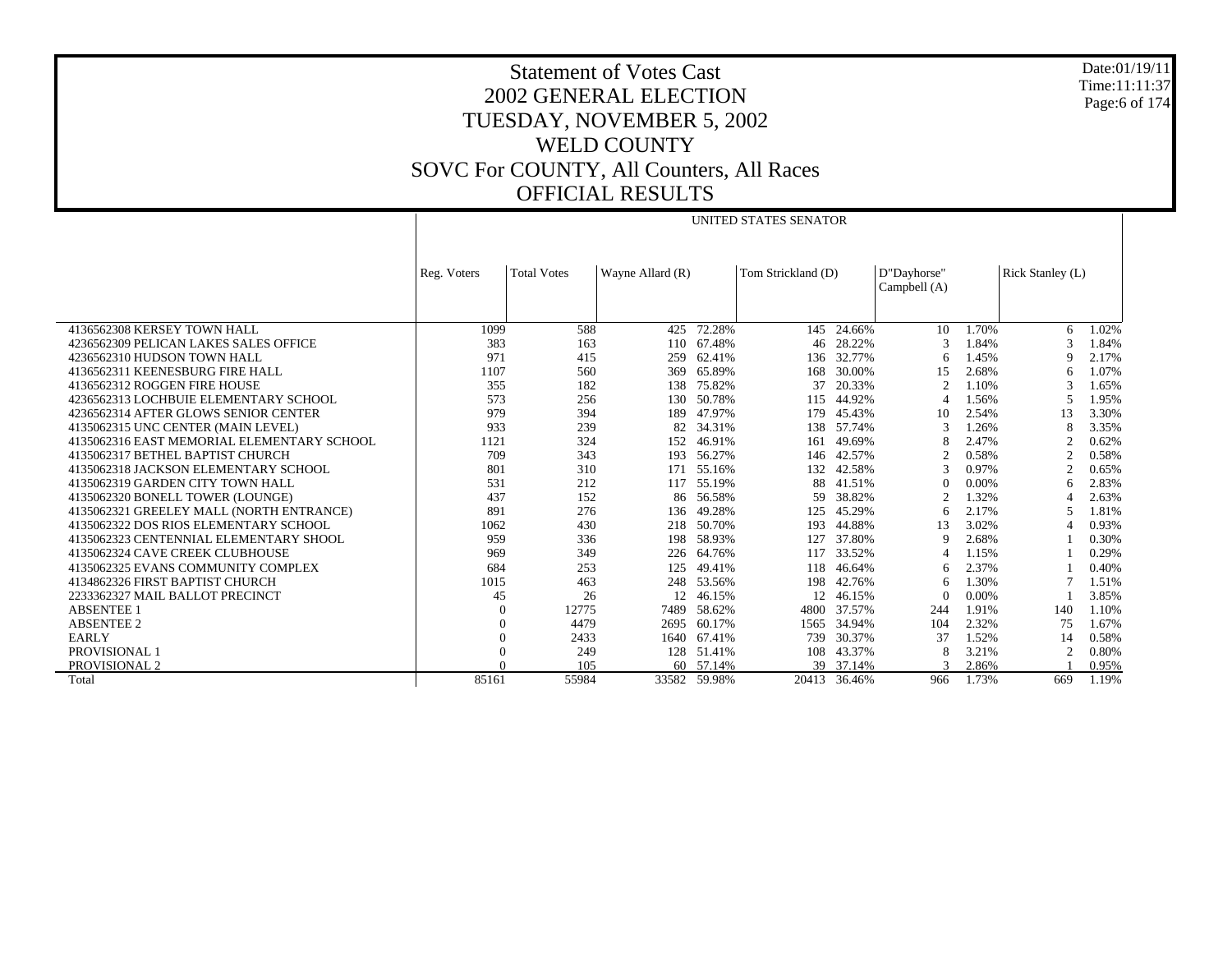# Statement of Votes Cast
## 2002 GENERAL ELECTION
## TUESDAY, NOVEMBER 5, 2002
## WELD COUNTY
## SOVC For COUNTY, All Counters, All Races
## OFFICIAL RESULTS

Date:01/19/11
Time:11:11:37

| | | | UNITED STATES SENATOR | | | | | | | |
|---|---|---|---|---|---|---|---|---|---|---|
| | Reg. Voters | Total Votes | Wayne Allard (R) | | Tom Strickland (D) | | D"Dayhorse" Campbell (A) | | Rick Stanley (L) | |
| 4136562308 KERSEY TOWN HALL | 1099 | 588 | 425 | 72.28% | 145 | 24.66% | 10 | 1.70% | 6 | 1.02% |
| 4236562309 PELICAN LAKES SALES OFFICE | 383 | 163 | 110 | 67.48% | 46 | 28.22% | 3 | 1.84% | 3 | 1.84% |
| 4236562310 HUDSON TOWN HALL | 971 | 415 | 259 | 62.41% | 136 | 32.77% | 6 | 1.45% | 9 | 2.17% |
| 4136562311 KEENESBURG FIRE HALL | 1107 | 560 | 369 | 65.89% | 168 | 30.00% | 15 | 2.68% | 6 | 1.07% |
| 4136562312 ROGGEN FIRE HOUSE | 355 | 182 | 138 | 75.82% | 37 | 20.33% | 2 | 1.10% | 3 | 1.65% |
| 4236562313 LOCHBUIE ELEMENTARY SCHOOL | 573 | 256 | 130 | 50.78% | 115 | 44.92% | 4 | 1.56% | 5 | 1.95% |
| 4236562314 AFTER GLOWS SENIOR CENTER | 979 | 394 | 189 | 47.97% | 179 | 45.43% | 10 | 2.54% | 13 | 3.30% |
| 4135062315 UNC CENTER (MAIN LEVEL) | 933 | 239 | 82 | 34.31% | 138 | 57.74% | 3 | 1.26% | 8 | 3.35% |
| 4135062316 EAST MEMORIAL ELEMENTARY SCHOOL | 1121 | 324 | 152 | 46.91% | 161 | 49.69% | 8 | 2.47% | 2 | 0.62% |
| 4135062317 BETHEL BAPTIST CHURCH | 709 | 343 | 193 | 56.27% | 146 | 42.57% | 2 | 0.58% | 2 | 0.58% |
| 4135062318 JACKSON ELEMENTARY SCHOOL | 801 | 310 | 171 | 55.16% | 132 | 42.58% | 3 | 0.97% | 2 | 0.65% |
| 4135062319 GARDEN CITY TOWN HALL | 531 | 212 | 117 | 55.19% | 88 | 41.51% | 0 | 0.00% | 6 | 2.83% |
| 4135062320 BONELL TOWER (LOUNGE) | 437 | 152 | 86 | 56.58% | 59 | 38.82% | 2 | 1.32% | 4 | 2.63% |
| 4135062321 GREELEY MALL (NORTH ENTRANCE) | 891 | 276 | 136 | 49.28% | 125 | 45.29% | 6 | 2.17% | 5 | 1.81% |
| 4135062322 DOS RIOS ELEMENTARY SCHOOL | 1062 | 430 | 218 | 50.70% | 193 | 44.88% | 13 | 3.02% | 4 | 0.93% |
| 4135062323 CENTENNIAL ELEMENTARY SHOOL | 959 | 336 | 198 | 58.93% | 127 | 37.80% | 9 | 2.68% | 1 | 0.30% |
| 4135062324 CAVE CREEK CLUBHOUSE | 969 | 349 | 226 | 64.76% | 117 | 33.52% | 4 | 1.15% | 1 | 0.29% |
| 4135062325 EVANS COMMUNITY COMPLEX | 684 | 253 | 125 | 49.41% | 118 | 46.64% | 6 | 2.37% | 1 | 0.40% |
| 4134862326 FIRST BAPTIST CHURCH | 1015 | 463 | 248 | 53.56% | 198 | 42.76% | 6 | 1.30% | 7 | 1.51% |
| 2233362327 MAIL BALLOT PRECINCT | 45 | 26 | 12 | 46.15% | 12 | 46.15% | 0 | 0.00% | 1 | 3.85% |
| ABSENTEE 1 | 0 | 12775 | 7489 | 58.62% | 4800 | 37.57% | 244 | 1.91% | 140 | 1.10% |
| ABSENTEE 2 | 0 | 4479 | 2695 | 60.17% | 1565 | 34.94% | 104 | 2.32% | 75 | 1.67% |
| EARLY | 0 | 2433 | 1640 | 67.41% | 739 | 30.37% | 37 | 1.52% | 14 | 0.58% |
| PROVISIONAL 1 | 0 | 249 | 128 | 51.41% | 108 | 43.37% | 8 | 3.21% | 2 | 0.80% |
| PROVISIONAL 2 | 0 | 105 | 60 | 57.14% | 39 | 37.14% | 3 | 2.86% | 1 | 0.95% |
| Total | 85161 | 55984 | 33582 | 59.98% | 20413 | 36.46% | 966 | 1.73% | 669 | 1.19% |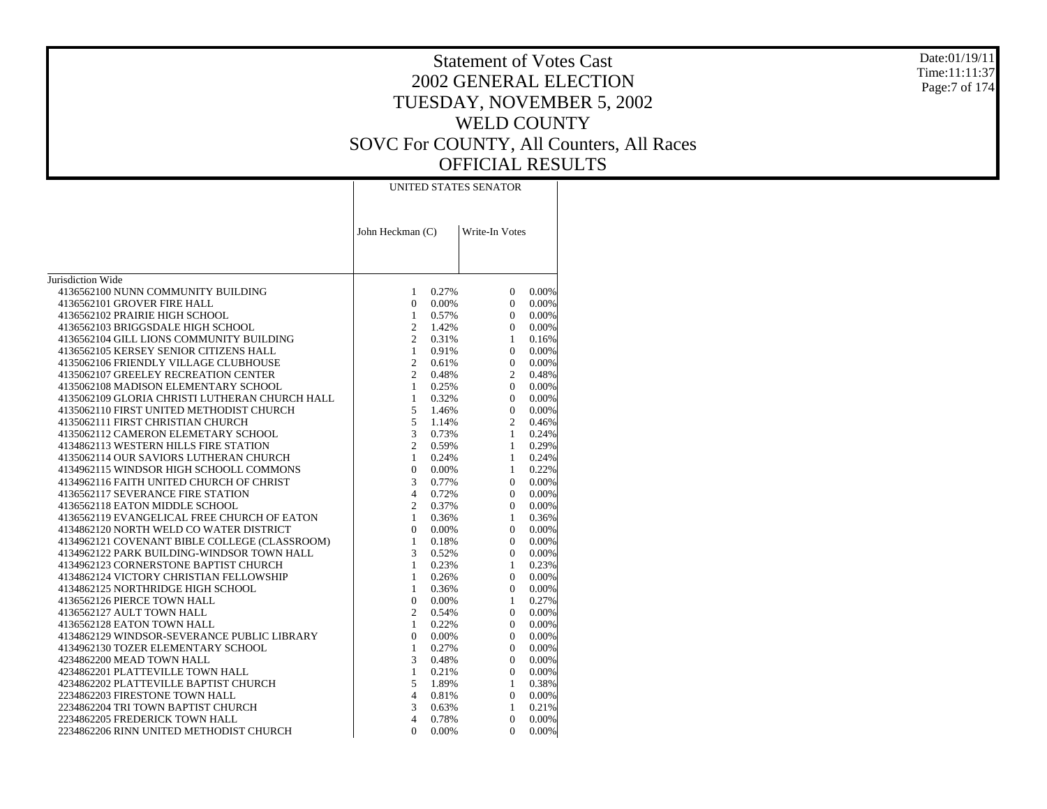# Statement of Votes Cast
# 2002 GENERAL ELECTION
# TUESDAY, NOVEMBER 5, 2002
# WELD COUNTY
# SOVC For COUNTY, All Counters, All Races
# OFFICIAL RESULTS

Date:01/19/11
Time:11:11:37

| | UNITED STATES SENATOR | | | |
|---|---|---|---|---|
| | John Heckman (C) | | Write-In Votes | |
| Jurisdiction Wide | | | | |
| 4136562100 NUNN COMMUNITY BUILDING | 1 | 0.27% | 0 | 0.00% |
| 4136562101 GROVER FIRE HALL | 0 | 0.00% | 0 | 0.00% |
| 4136562102 PRAIRIE HIGH SCHOOL | 1 | 0.57% | 0 | 0.00% |
| 4136562103 BRIGGSDALE HIGH SCHOOL | 2 | 1.42% | 0 | 0.00% |
| 4136562104 GILL LIONS COMMUNITY BUILDING | 2 | 0.31% | 1 | 0.16% |
| 4136562105 KERSEY SENIOR CITIZENS HALL | 1 | 0.91% | 0 | 0.00% |
| 4135062106 FRIENDLY VILLAGE CLUBHOUSE | 2 | 0.61% | 0 | 0.00% |
| 4135062107 GREELEY RECREATION CENTER | 2 | 0.48% | 2 | 0.48% |
| 4135062108 MADISON ELEMENTARY SCHOOL | 1 | 0.25% | 0 | 0.00% |
| 4135062109 GLORIA CHRISTI LUTHERAN CHURCH HALL | 1 | 0.32% | 0 | 0.00% |
| 4135062110 FIRST UNITED METHODIST CHURCH | 5 | 1.46% | 0 | 0.00% |
| 4135062111 FIRST CHRISTIAN CHURCH | 5 | 1.14% | 2 | 0.46% |
| 4135062112 CAMERON ELEMETARY SCHOOL | 3 | 0.73% | 1 | 0.24% |
| 4134862113 WESTERN HILLS FIRE STATION | 2 | 0.59% | 1 | 0.29% |
| 4135062114 OUR SAVIORS LUTHERAN CHURCH | 1 | 0.24% | 1 | 0.24% |
| 4134962115 WINDSOR HIGH SCHOOLL COMMONS | 0 | 0.00% | 1 | 0.22% |
| 4134962116 FAITH UNITED CHURCH OF CHRIST | 3 | 0.77% | 0 | 0.00% |
| 4136562117 SEVERANCE FIRE STATION | 4 | 0.72% | 0 | 0.00% |
| 4136562118 EATON MIDDLE SCHOOL | 2 | 0.37% | 0 | 0.00% |
| 4136562119 EVANGELICAL FREE CHURCH OF EATON | 1 | 0.36% | 1 | 0.36% |
| 4134862120 NORTH WELD CO WATER DISTRICT | 0 | 0.00% | 0 | 0.00% |
| 4134962121 COVENANT BIBLE COLLEGE (CLASSROOM) | 1 | 0.18% | 0 | 0.00% |
| 4134962122 PARK BUILDING-WINDSOR TOWN HALL | 3 | 0.52% | 0 | 0.00% |
| 4134962123 CORNERSTONE BAPTIST CHURCH | 1 | 0.23% | 1 | 0.23% |
| 4134862124 VICTORY CHRISTIAN FELLOWSHIP | 1 | 0.26% | 0 | 0.00% |
| 4134862125 NORTHRIDGE HIGH SCHOOL | 1 | 0.36% | 0 | 0.00% |
| 4136562126 PIERCE TOWN HALL | 0 | 0.00% | 1 | 0.27% |
| 4136562127 AULT TOWN HALL | 2 | 0.54% | 0 | 0.00% |
| 4136562128 EATON TOWN HALL | 1 | 0.22% | 0 | 0.00% |
| 4134862129 WINDSOR-SEVERANCE PUBLIC LIBRARY | 0 | 0.00% | 0 | 0.00% |
| 4134962130 TOZER ELEMENTARY SCHOOL | 1 | 0.27% | 0 | 0.00% |
| 4234862200 MEAD TOWN HALL | 3 | 0.48% | 0 | 0.00% |
| 4234862201 PLATTEVILLE TOWN HALL | 1 | 0.21% | 0 | 0.00% |
| 4234862202 PLATTEVILLE BAPTIST CHURCH | 5 | 1.89% | 1 | 0.38% |
| 2234862203 FIRESTONE TOWN HALL | 4 | 0.81% | 0 | 0.00% |
| 2234862204 TRI TOWN BAPTIST CHURCH | 3 | 0.63% | 1 | 0.21% |
| 2234862205 FREDERICK TOWN HALL | 4 | 0.78% | 0 | 0.00% |
| 2234862206 RINN UNITED METHODIST CHURCH | 0 | 0.00% | 0 | 0.00% |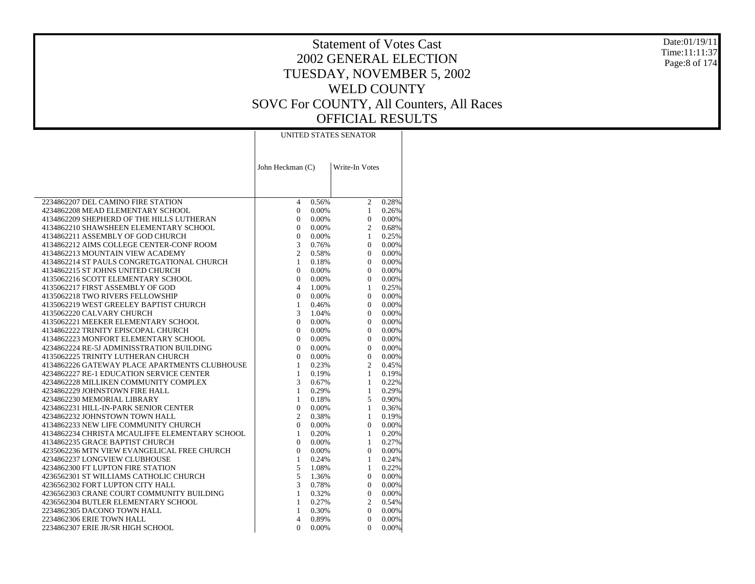# Statement of Votes Cast
## 2002 GENERAL ELECTION
## TUESDAY, NOVEMBER 5, 2002
## WELD COUNTY
## SOVC For COUNTY, All Counters, All Races
## OFFICIAL RESULTS

| | UNITED STATES SENATOR | | | |
|---|---|---|---|---|
| | John Heckman (C) | | Write-In Votes | |
| 2234862207 DEL CAMINO FIRE STATION | 4 | 0.56% | 2 | 0.28% |
| 4234862208 MEAD ELEMENTARY SCHOOL | 0 | 0.00% | 1 | 0.26% |
| 4134862209 SHEPHERD OF THE HILLS LUTHERAN | 0 | 0.00% | 0 | 0.00% |
| 4134862210 SHAWSHEEN ELEMENTARY SCHOOL | 0 | 0.00% | 2 | 0.68% |
| 4134862211 ASSEMBLY OF GOD CHURCH | 0 | 0.00% | 1 | 0.25% |
| 4134862212 AIMS COLLEGE CENTER-CONF ROOM | 3 | 0.76% | 0 | 0.00% |
| 4134862213 MOUNTAIN VIEW ACADEMY | 2 | 0.58% | 0 | 0.00% |
| 4134862214 ST PAULS CONGRETGATIONAL CHURCH | 1 | 0.18% | 0 | 0.00% |
| 4134862215 ST JOHNS UNITED CHURCH | 0 | 0.00% | 0 | 0.00% |
| 4135062216 SCOTT ELEMENTARY SCHOOL | 0 | 0.00% | 0 | 0.00% |
| 4135062217 FIRST ASSEMBLY OF GOD | 4 | 1.00% | 1 | 0.25% |
| 4135062218 TWO RIVERS FELLOWSHIP | 0 | 0.00% | 0 | 0.00% |
| 4135062219 WEST GREELEY BAPTIST CHURCH | 1 | 0.46% | 0 | 0.00% |
| 4135062220 CALVARY CHURCH | 3 | 1.04% | 0 | 0.00% |
| 4135062221 MEEKER ELEMENTARY SCHOOL | 0 | 0.00% | 0 | 0.00% |
| 4134862222 TRINITY EPISCOPAL CHURCH | 0 | 0.00% | 0 | 0.00% |
| 4134862223 MONFORT ELEMENTARY SCHOOL | 0 | 0.00% | 0 | 0.00% |
| 4234862224 RE-5J ADMINISSTRATION BUILDING | 0 | 0.00% | 0 | 0.00% |
| 4135062225 TRINITY LUTHERAN CHURCH | 0 | 0.00% | 0 | 0.00% |
| 4134862226 GATEWAY PLACE APARTMENTS CLUBHOUSE | 1 | 0.23% | 2 | 0.45% |
| 4234862227 RE-1 EDUCATION SERVICE CENTER | 1 | 0.19% | 1 | 0.19% |
| 4234862228 MILLIKEN COMMUNITY COMPLEX | 3 | 0.67% | 1 | 0.22% |
| 4234862229 JOHNSTOWN FIRE HALL | 1 | 0.29% | 1 | 0.29% |
| 4234862230 MEMORIAL LIBRARY | 1 | 0.18% | 5 | 0.90% |
| 4234862231 HILL-IN-PARK SENIOR CENTER | 0 | 0.00% | 1 | 0.36% |
| 4234862232 JOHNSTOWN TOWN HALL | 2 | 0.38% | 1 | 0.19% |
| 4134862233 NEW LIFE COMMUNITY CHURCH | 0 | 0.00% | 0 | 0.00% |
| 4134862234 CHRISTA MCAULIFFE ELEMENTARY SCHOOL | 1 | 0.20% | 1 | 0.20% |
| 4134862235 GRACE BAPTIST CHURCH | 0 | 0.00% | 1 | 0.27% |
| 4235062236 MTN VIEW EVANGELICAL FREE CHURCH | 0 | 0.00% | 0 | 0.00% |
| 4234862237 LONGVIEW CLUBHOUSE | 1 | 0.24% | 1 | 0.24% |
| 4234862300 FT LUPTON FIRE STATION | 5 | 1.08% | 1 | 0.22% |
| 4236562301 ST WILLIAMS CATHOLIC CHURCH | 5 | 1.36% | 0 | 0.00% |
| 4236562302 FORT LUPTON CITY HALL | 3 | 0.78% | 0 | 0.00% |
| 4236562303 CRANE COURT COMMUNITY BUILDING | 1 | 0.32% | 0 | 0.00% |
| 4236562304 BUTLER ELEMENTARY SCHOOL | 1 | 0.27% | 2 | 0.54% |
| 2234862305 DACONO TOWN HALL | 1 | 0.30% | 0 | 0.00% |
| 2234862306 ERIE TOWN HALL | 4 | 0.89% | 0 | 0.00% |
| 2234862307 ERIE JR/SR HIGH SCHOOL | 0 | 0.00% | 0 | 0.00% |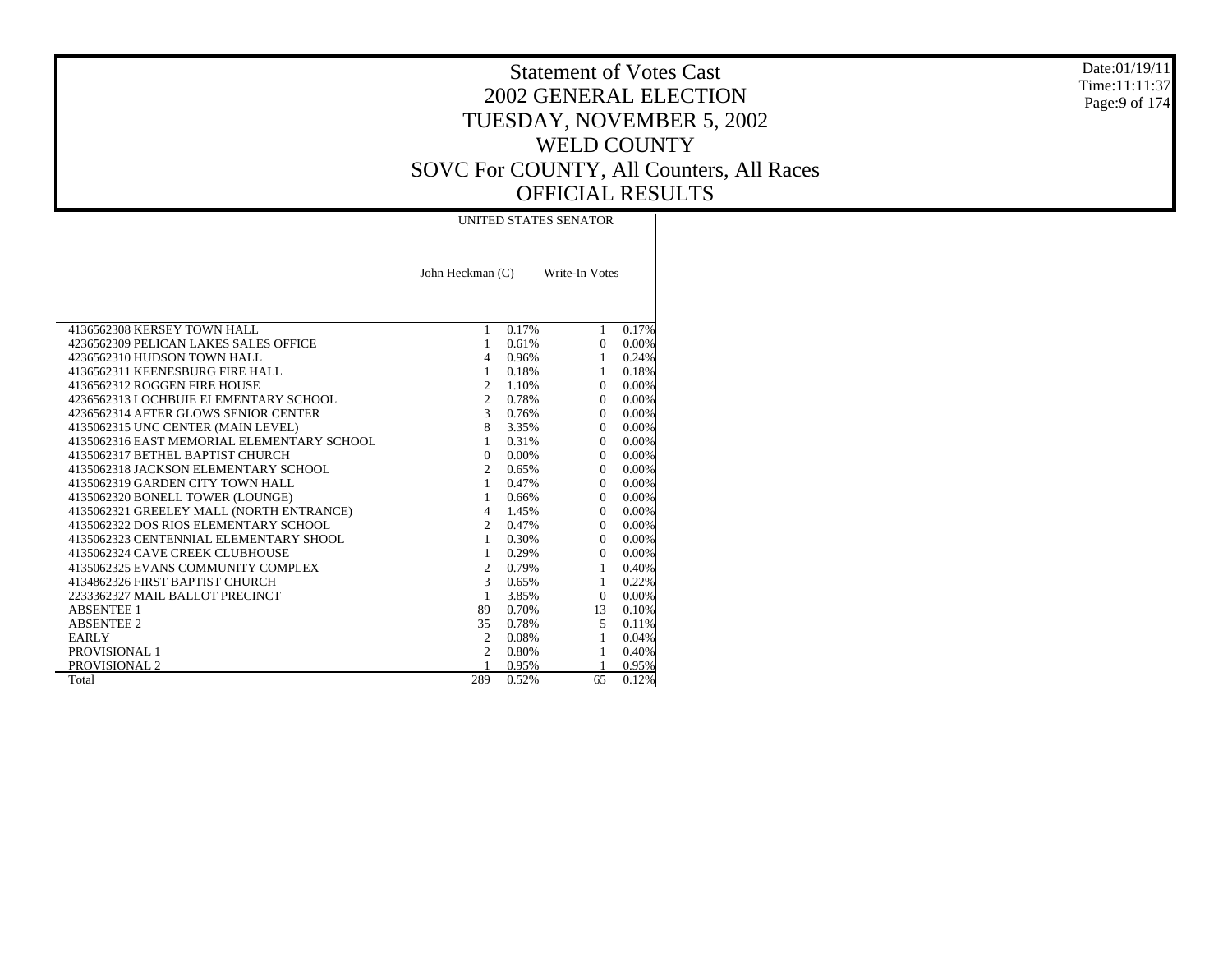# Statement of Votes Cast
## 2002 GENERAL ELECTION
## TUESDAY, NOVEMBER 5, 2002
## WELD COUNTY
## SOVC For COUNTY, All Counters, All Races
## OFFICIAL RESULTS

Date:01/19/11
Time:11:11:37

| | UNITED STATES SENATOR | | | |
|---|---|---|---|---|
| | John Heckman (C) | | Write-In Votes | |
| 4136562308 KERSEY TOWN HALL | 1 | 0.17% | 1 | 0.17% |
| 4236562309 PELICAN LAKES SALES OFFICE | 1 | 0.61% | 0 | 0.00% |
| 4236562310 HUDSON TOWN HALL | 4 | 0.96% | 1 | 0.24% |
| 4136562311 KEENESBURG FIRE HALL | 1 | 0.18% | 1 | 0.18% |
| 4136562312 ROGGEN FIRE HOUSE | 2 | 1.10% | 0 | 0.00% |
| 4236562313 LOCHBUIE ELEMENTARY SCHOOL | 2 | 0.78% | 0 | 0.00% |
| 4236562314 AFTER GLOWS SENIOR CENTER | 3 | 0.76% | 0 | 0.00% |
| 4135062315 UNC CENTER (MAIN LEVEL) | 8 | 3.35% | 0 | 0.00% |
| 4135062316 EAST MEMORIAL ELEMENTARY SCHOOL | 1 | 0.31% | 0 | 0.00% |
| 4135062317 BETHEL BAPTIST CHURCH | 0 | 0.00% | 0 | 0.00% |
| 4135062318 JACKSON ELEMENTARY SCHOOL | 2 | 0.65% | 0 | 0.00% |
| 4135062319 GARDEN CITY TOWN HALL | 1 | 0.47% | 0 | 0.00% |
| 4135062320 BONELL TOWER (LOUNGE) | 1 | 0.66% | 0 | 0.00% |
| 4135062321 GREELEY MALL (NORTH ENTRANCE) | 4 | 1.45% | 0 | 0.00% |
| 4135062322 DOS RIOS ELEMENTARY SCHOOL | 2 | 0.47% | 0 | 0.00% |
| 4135062323 CENTENNIAL ELEMENTARY SHOOL | 1 | 0.30% | 0 | 0.00% |
| 4135062324 CAVE CREEK CLUBHOUSE | 1 | 0.29% | 0 | 0.00% |
| 4135062325 EVANS COMMUNITY COMPLEX | 2 | 0.79% | 1 | 0.40% |
| 4134862326 FIRST BAPTIST CHURCH | 3 | 0.65% | 1 | 0.22% |
| 2233362327 MAIL BALLOT PRECINCT | 1 | 3.85% | 0 | 0.00% |
| ABSENTEE 1 | 89 | 0.70% | 13 | 0.10% |
| ABSENTEE 2 | 35 | 0.78% | 5 | 0.11% |
| EARLY | 2 | 0.08% | 1 | 0.04% |
| PROVISIONAL 1 | 2 | 0.80% | 1 | 0.40% |
| PROVISIONAL 2 | 1 | 0.95% | 1 | 0.95% |
| Total | 289 | 0.52% | 65 | 0.12% |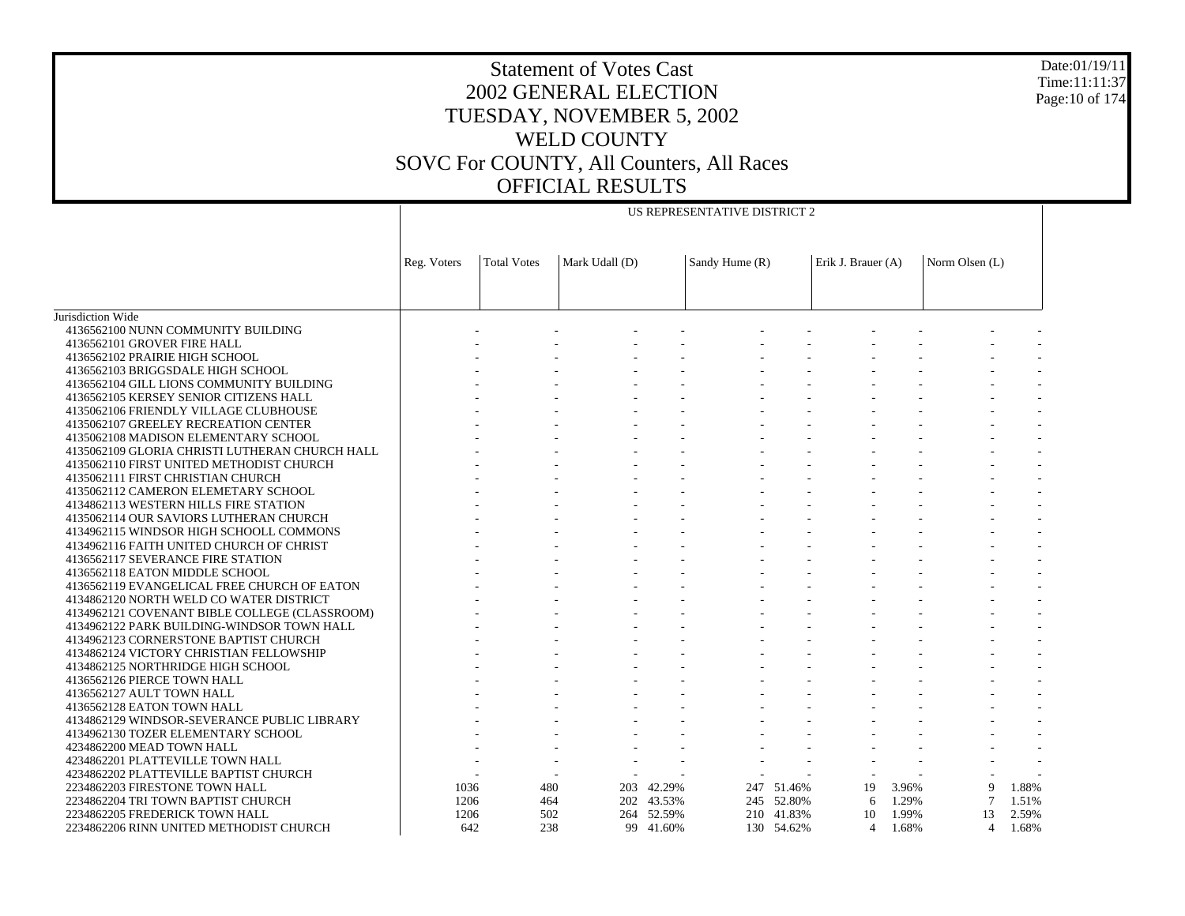# Statement of Votes Cast

## 2002 GENERAL ELECTION

## TUESDAY, NOVEMBER 5, 2002

## WELD COUNTY

## SOVC For COUNTY, All Counters, All Races

## OFFICIAL RESULTS

Date:01/19/11
Time:11:11:37

| | US REPRESENTATIVE DISTRICT 2 | | | | | | | | | |
|---|---|---|---|---|---|---|---|---|---|---|
| | Reg. Voters | Total Votes | Mark Udall (D) | | Sandy Hume (R) | | Erik J. Brauer (A) | | Norm Olsen (L) | |
| Jurisdiction Wide | | | | | | | | | | |
| 4136562100 NUNN COMMUNITY BUILDING | - | - | - | - | - | - | - | - | - | - |
| 4136562101 GROVER FIRE HALL | - | - | - | - | - | - | - | - | - | - |
| 4136562102 PRAIRIE HIGH SCHOOL | - | - | - | - | - | - | - | - | - | - |
| 4136562103 BRIGGSDALE HIGH SCHOOL | - | - | - | - | - | - | - | - | - | - |
| 4136562104 GILL LIONS COMMUNITY BUILDING | - | - | - | - | - | - | - | - | - | - |
| 4136562105 KERSEY SENIOR CITIZENS HALL | - | - | - | - | - | - | - | - | - | - |
| 4135062106 FRIENDLY VILLAGE CLUBHOUSE | - | - | - | - | - | - | - | - | - | - |
| 4135062107 GREELEY RECREATION CENTER | - | - | - | - | - | - | - | - | - | - |
| 4135062108 MADISON ELEMENTARY SCHOOL | - | - | - | - | - | - | - | - | - | - |
| 4135062109 GLORIA CHRISTI LUTHERAN CHURCH HALL | - | - | - | - | - | - | - | - | - | - |
| 4135062110 FIRST UNITED METHODIST CHURCH | - | - | - | - | - | - | - | - | - | - |
| 4135062111 FIRST CHRISTIAN CHURCH | - | - | - | - | - | - | - | - | - | - |
| 4135062112 CAMERON ELEMETARY SCHOOL | - | - | - | - | - | - | - | - | - | - |
| 4134862113 WESTERN HILLS FIRE STATION | - | - | - | - | - | - | - | - | - | - |
| 4135062114 OUR SAVIORS LUTHERAN CHURCH | - | - | - | - | - | - | - | - | - | - |
| 4134962115 WINDSOR HIGH SCHOOLL COMMONS | - | - | - | - | - | - | - | - | - | - |
| 4134962116 FAITH UNITED CHURCH OF CHRIST | - | - | - | - | - | - | - | - | - | - |
| 4136562117 SEVERANCE FIRE STATION | - | - | - | - | - | - | - | - | - | - |
| 4136562118 EATON MIDDLE SCHOOL | - | - | - | - | - | - | - | - | - | - |
| 4136562119 EVANGELICAL FREE CHURCH OF EATON | - | - | - | - | - | - | - | - | - | - |
| 4134862120 NORTH WELD CO WATER DISTRICT | - | - | - | - | - | - | - | - | - | - |
| 4134962121 COVENANT BIBLE COLLEGE (CLASSROOM) | - | - | - | - | - | - | - | - | - | - |
| 4134962122 PARK BUILDING-WINDSOR TOWN HALL | - | - | - | - | - | - | - | - | - | - |
| 4134962123 CORNERSTONE BAPTIST CHURCH | - | - | - | - | - | - | - | - | - | - |
| 4134862124 VICTORY CHRISTIAN FELLOWSHIP | - | - | - | - | - | - | - | - | - | - |
| 4134862125 NORTHRIDGE HIGH SCHOOL | - | - | - | - | - | - | - | - | - | - |
| 4136562126 PIERCE TOWN HALL | - | - | - | - | - | - | - | - | - | - |
| 4136562127 AULT TOWN HALL | - | - | - | - | - | - | - | - | - | - |
| 4136562128 EATON TOWN HALL | - | - | - | - | - | - | - | - | - | - |
| 4134862129 WINDSOR-SEVERANCE PUBLIC LIBRARY | - | - | - | - | - | - | - | - | - | - |
| 4134962130 TOZER ELEMENTARY SCHOOL | - | - | - | - | - | - | - | - | - | - |
| 4234862200 MEAD TOWN HALL | - | - | - | - | - | - | - | - | - | - |
| 4234862201 PLATTEVILLE TOWN HALL | - | - | - | - | - | - | - | - | - | - |
| 4234862202 PLATTEVILLE BAPTIST CHURCH | - | - | - | - | - | - | - | - | - | - |
| 2234862203 FIRESTONE TOWN HALL | 1036 | 480 | 203 | 42.29% | 247 | 51.46% | 19 | 3.96% | 9 | 1.88% |
| 2234862204 TRI TOWN BAPTIST CHURCH | 1206 | 464 | 202 | 43.53% | 245 | 52.80% | 6 | 1.29% | 7 | 1.51% |
| 2234862205 FREDERICK TOWN HALL | 1206 | 502 | 264 | 52.59% | 210 | 41.83% | 10 | 1.99% | 13 | 2.59% |
| 2234862206 RINN UNITED METHODIST CHURCH | 642 | 238 | 99 | 41.60% | 130 | 54.62% | 4 | 1.68% | 4 | 1.68% |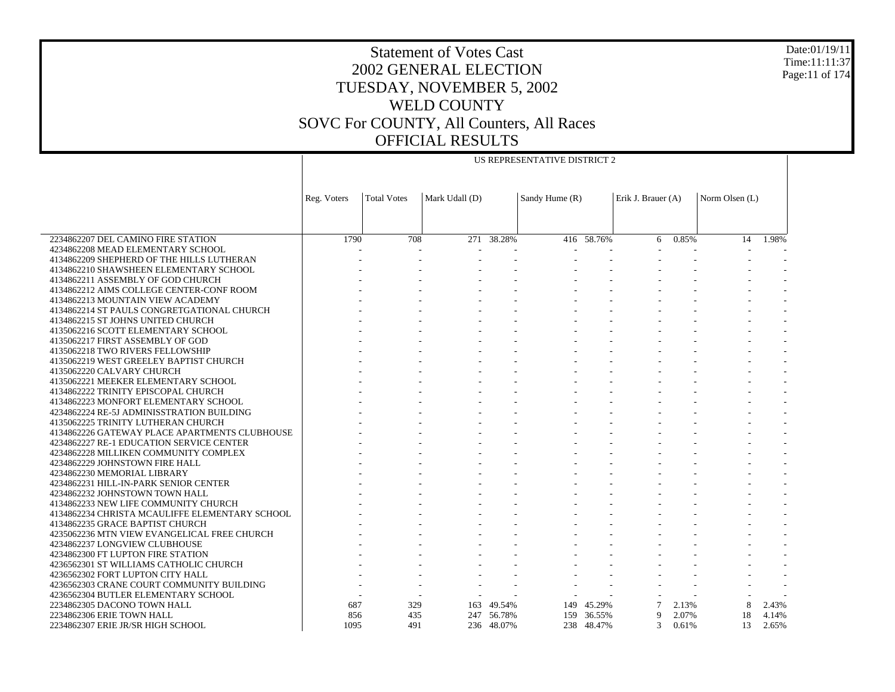# Statement of Votes Cast
# 2002 GENERAL ELECTION
# TUESDAY, NOVEMBER 5, 2002
# WELD COUNTY
# SOVC For COUNTY, All Counters, All Races
# OFFICIAL RESULTS

Date:01/19/11
Time:11:11:37

| | US REPRESENTATIVE DISTRICT 2 | | | | | | | | | |
|---|---|---|---|---|---|---|---|---|---|---|
| | Reg. Voters | Total Votes | Mark Udall (D) | | Sandy Hume (R) | | Erik J. Brauer (A) | | Norm Olsen (L) | |
| 2234862207 DEL CAMINO FIRE STATION | 1790 | 708 | 271 | 38.28% | 416 | 58.76% | 6 | 0.85% | 14 | 1.98% |
| 4234862208 MEAD ELEMENTARY SCHOOL | - | - | - | - | - | - | - | - | - | - |
| 4134862209 SHEPHERD OF THE HILLS LUTHERAN | - | - | - | - | - | - | - | - | - | - |
| 4134862210 SHAWSHEEN ELEMENTARY SCHOOL | - | - | - | - | - | - | - | - | - | - |
| 4134862211 ASSEMBLY OF GOD CHURCH | - | - | - | - | - | - | - | - | - | - |
| 4134862212 AIMS COLLEGE CENTER-CONF ROOM | - | - | - | - | - | - | - | - | - | - |
| 4134862213 MOUNTAIN VIEW ACADEMY | - | - | - | - | - | - | - | - | - | - |
| 4134862214 ST PAULS CONGRETGATIONAL CHURCH | - | - | - | - | - | - | - | - | - | - |
| 4134862215 ST JOHNS UNITED CHURCH | - | - | - | - | - | - | - | - | - | - |
| 4135062216 SCOTT ELEMENTARY SCHOOL | - | - | - | - | - | - | - | - | - | - |
| 4135062217 FIRST ASSEMBLY OF GOD | - | - | - | - | - | - | - | - | - | - |
| 4135062218 TWO RIVERS FELLOWSHIP | - | - | - | - | - | - | - | - | - | - |
| 4135062219 WEST GREELEY BAPTIST CHURCH | - | - | - | - | - | - | - | - | - | - |
| 4135062220 CALVARY CHURCH | - | - | - | - | - | - | - | - | - | - |
| 4135062221 MEEKER ELEMENTARY SCHOOL | - | - | - | - | - | - | - | - | - | - |
| 4134862222 TRINITY EPISCOPAL CHURCH | - | - | - | - | - | - | - | - | - | - |
| 4134862223 MONFORT ELEMENTARY SCHOOL | - | - | - | - | - | - | - | - | - | - |
| 4234862224 RE-5J ADMINISSTRATION BUILDING | - | - | - | - | - | - | - | - | - | - |
| 4135062225 TRINITY LUTHERAN CHURCH | - | - | - | - | - | - | - | - | - | - |
| 4134862226 GATEWAY PLACE APARTMENTS CLUBHOUSE | - | - | - | - | - | - | - | - | - | - |
| 4234862227 RE-1 EDUCATION SERVICE CENTER | - | - | - | - | - | - | - | - | - | - |
| 4234862228 MILLIKEN COMMUNITY COMPLEX | - | - | - | - | - | - | - | - | - | - |
| 4234862229 JOHNSTOWN FIRE HALL | - | - | - | - | - | - | - | - | - | - |
| 4234862230 MEMORIAL LIBRARY | - | - | - | - | - | - | - | - | - | - |
| 4234862231 HILL-IN-PARK SENIOR CENTER | - | - | - | - | - | - | - | - | - | - |
| 4234862232 JOHNSTOWN TOWN HALL | - | - | - | - | - | - | - | - | - | - |
| 4134862233 NEW LIFE COMMUNITY CHURCH | - | - | - | - | - | - | - | - | - | - |
| 4134862234 CHRISTA MCAULIFFE ELEMENTARY SCHOOL | - | - | - | - | - | - | - | - | - | - |
| 4134862235 GRACE BAPTIST CHURCH | - | - | - | - | - | - | - | - | - | - |
| 4235062236 MTN VIEW EVANGELICAL FREE CHURCH | - | - | - | - | - | - | - | - | - | - |
| 4234862237 LONGVIEW CLUBHOUSE | - | - | - | - | - | - | - | - | - | - |
| 4234862300 FT LUPTON FIRE STATION | - | - | - | - | - | - | - | - | - | - |
| 4236562301 ST WILLIAMS CATHOLIC CHURCH | - | - | - | - | - | - | - | - | - | - |
| 4236562302 FORT LUPTON CITY HALL | - | - | - | - | - | - | - | - | - | - |
| 4236562303 CRANE COURT COMMUNITY BUILDING | - | - | - | - | - | - | - | - | - | - |
| 4236562304 BUTLER ELEMENTARY SCHOOL | - | - | - | - | - | - | - | - | - | - |
| 2234862305 DACONO TOWN HALL | 687 | 329 | 163 | 49.54% | 149 | 45.29% | 7 | 2.13% | 8 | 2.43% |
| 2234862306 ERIE TOWN HALL | 856 | 435 | 247 | 56.78% | 159 | 36.55% | 9 | 2.07% | 18 | 4.14% |
| 2234862307 ERIE JR/SR HIGH SCHOOL | 1095 | 491 | 236 | 48.07% | 238 | 48.47% | 3 | 0.61% | 13 | 2.65% |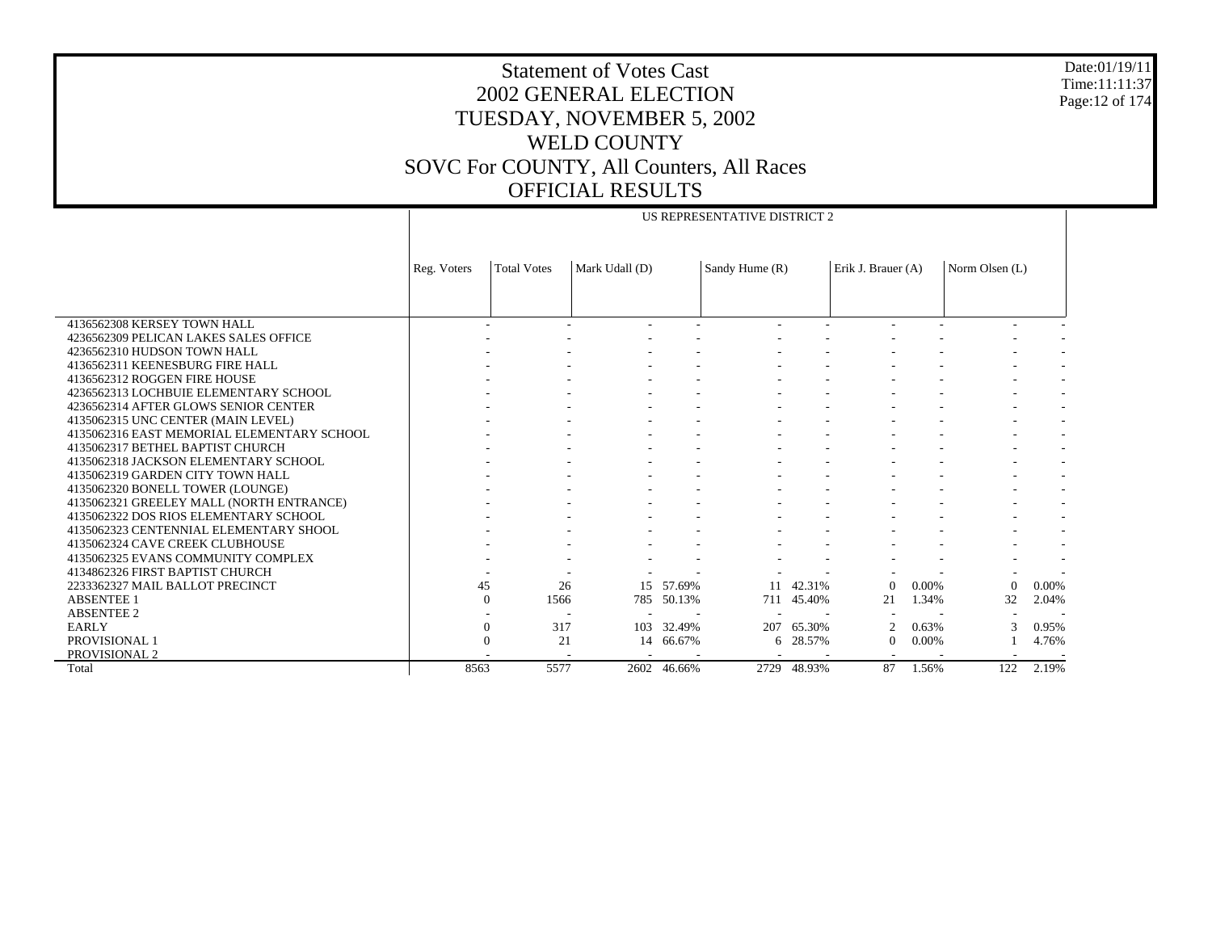# Statement of Votes Cast
## 2002 GENERAL ELECTION
## TUESDAY, NOVEMBER 5, 2002
## WELD COUNTY
## SOVC For COUNTY, All Counters, All Races
## OFFICIAL RESULTS

Date:01/19/11
Time:11:11:37

| | US REPRESENTATIVE DISTRICT 2 | | | | | | | | | |
|---|---|---|---|---|---|---|---|---|---|---|
| | Reg. Voters | Total Votes | Mark Udall (D) | | Sandy Hume (R) | | Erik J. Brauer (A) | | Norm Olsen (L) | |
| 4136562308 KERSEY TOWN HALL | - | - | - | - | - | - | - | - | - | - |
| 4236562309 PELICAN LAKES SALES OFFICE | - | - | - | - | - | - | - | - | - | - |
| 4236562310 HUDSON TOWN HALL | - | - | - | - | - | - | - | - | - | - |
| 4136562311 KEENESBURG FIRE HALL | - | - | - | - | - | - | - | - | - | - |
| 4136562312 ROGGEN FIRE HOUSE | - | - | - | - | - | - | - | - | - | - |
| 4236562313 LOCHBUIE ELEMENTARY SCHOOL | - | - | - | - | - | - | - | - | - | - |
| 4236562314 AFTER GLOWS SENIOR CENTER | - | - | - | - | - | - | - | - | - | - |
| 4135062315 UNC CENTER (MAIN LEVEL) | - | - | - | - | - | - | - | - | - | - |
| 4135062316 EAST MEMORIAL ELEMENTARY SCHOOL | - | - | - | - | - | - | - | - | - | - |
| 4135062317 BETHEL BAPTIST CHURCH | - | - | - | - | - | - | - | - | - | - |
| 4135062318 JACKSON ELEMENTARY SCHOOL | - | - | - | - | - | - | - | - | - | - |
| 4135062319 GARDEN CITY TOWN HALL | - | - | - | - | - | - | - | - | - | - |
| 4135062320 BONELL TOWER (LOUNGE) | - | - | - | - | - | - | - | - | - | - |
| 4135062321 GREELEY MALL (NORTH ENTRANCE) | - | - | - | - | - | - | - | - | - | - |
| 4135062322 DOS RIOS ELEMENTARY SCHOOL | - | - | - | - | - | - | - | - | - | - |
| 4135062323 CENTENNIAL ELEMENTARY SHOOL | - | - | - | - | - | - | - | - | - | - |
| 4135062324 CAVE CREEK CLUBHOUSE | - | - | - | - | - | - | - | - | - | - |
| 4135062325 EVANS COMMUNITY COMPLEX | - | - | - | - | - | - | - | - | - | - |
| 4134862326 FIRST BAPTIST CHURCH | - | - | - | - | - | - | - | - | - | - |
| 2233362327 MAIL BALLOT PRECINCT | 45 | 26 | 15 | 57.69% | 11 | 42.31% | 0 | 0.00% | 0 | 0.00% |
| ABSENTEE 1 | 0 | 1566 | 785 | 50.13% | 711 | 45.40% | 21 | 1.34% | 32 | 2.04% |
| ABSENTEE 2 | - | - | - | - | - | - | - | - | - | - |
| EARLY | 0 | 317 | 103 | 32.49% | 207 | 65.30% | 2 | 0.63% | 3 | 0.95% |
| PROVISIONAL 1 | 0 | 21 | 14 | 66.67% | 6 | 28.57% | 0 | 0.00% | 1 | 4.76% |
| PROVISIONAL 2 | - | - | - | - | - | - | - | - | - | - |
| Total | 8563 | 5577 | 2602 | 46.66% | 2729 | 48.93% | 87 | 1.56% | 122 | 2.19% |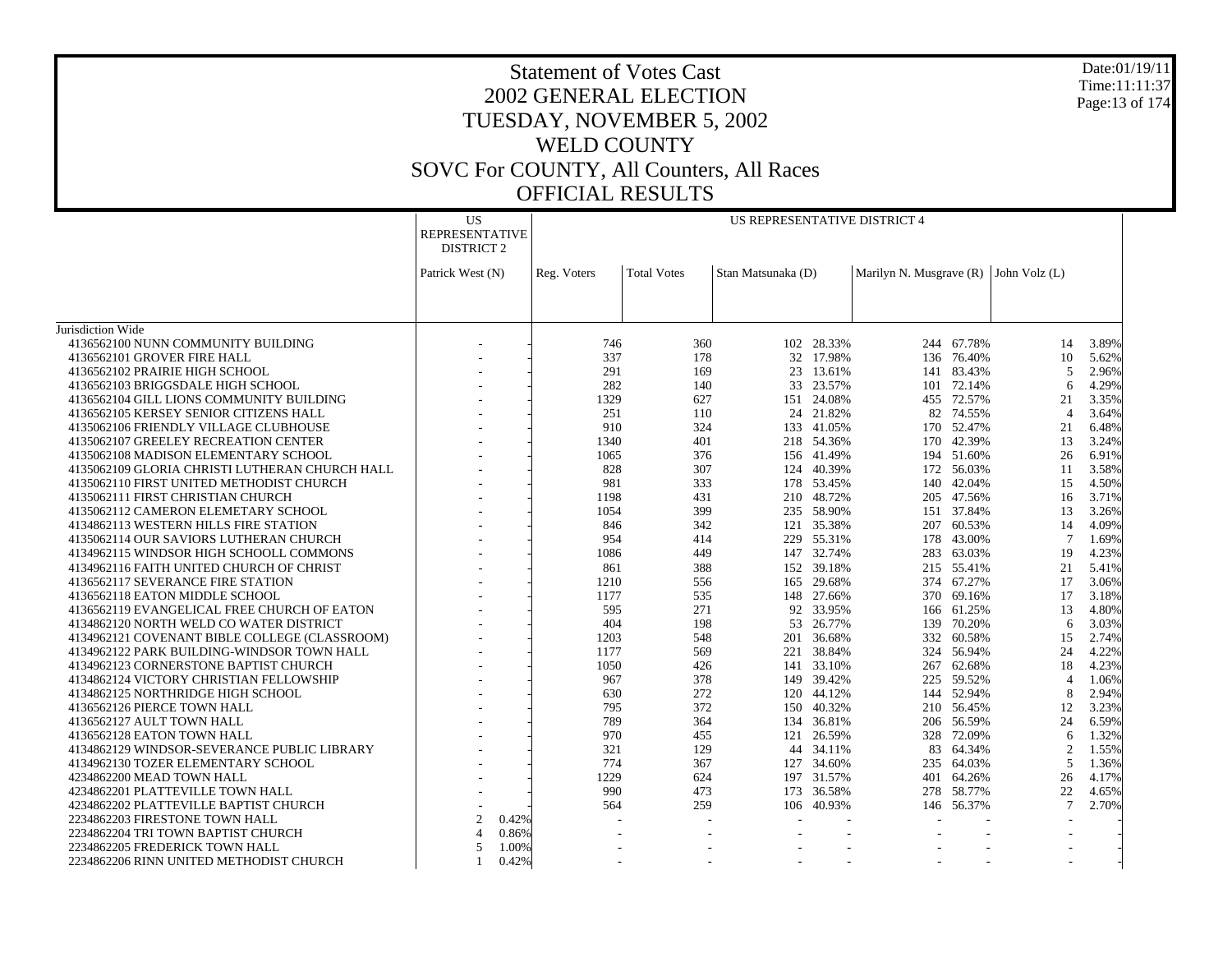# Statement of Votes Cast
## 2002 GENERAL ELECTION
## TUESDAY, NOVEMBER 5, 2002
## WELD COUNTY
## SOVC For COUNTY, All Counters, All Races
## OFFICIAL RESULTS

Date:01/19/11
Time:11:11:37

| | US REPRESENTATIVE DISTRICT 2 | | US REPRESENTATIVE DISTRICT 4 | | | | | | | |
|---|---|---|---|---|---|---|---|---|---|---|
| | Patrick West (N) | | Reg. Voters | Total Votes | Stan Matsunaka (D) | | Marilyn N. Musgrave (R) | | John Volz (L) | |
| Jurisdiction Wide | | | | | | | | | | |
| 4136562100 NUNN COMMUNITY BUILDING | - | - | 746 | 360 | 102 | 28.33% | 244 | 67.78% | 14 | 3.89% |
| 4136562101 GROVER FIRE HALL | - | - | 337 | 178 | 32 | 17.98% | 136 | 76.40% | 10 | 5.62% |
| 4136562102 PRAIRIE HIGH SCHOOL | - | - | 291 | 169 | 23 | 13.61% | 141 | 83.43% | 5 | 2.96% |
| 4136562103 BRIGGSDALE HIGH SCHOOL | - | - | 282 | 140 | 33 | 23.57% | 101 | 72.14% | 6 | 4.29% |
| 4136562104 GILL LIONS COMMUNITY BUILDING | - | - | 1329 | 627 | 151 | 24.08% | 455 | 72.57% | 21 | 3.35% |
| 4136562105 KERSEY SENIOR CITIZENS HALL | - | - | 251 | 110 | 24 | 21.82% | 82 | 74.55% | 4 | 3.64% |
| 4135062106 FRIENDLY VILLAGE CLUBHOUSE | - | - | 910 | 324 | 133 | 41.05% | 170 | 52.47% | 21 | 6.48% |
| 4135062107 GREELEY RECREATION CENTER | - | - | 1340 | 401 | 218 | 54.36% | 170 | 42.39% | 13 | 3.24% |
| 4135062108 MADISON ELEMENTARY SCHOOL | - | - | 1065 | 376 | 156 | 41.49% | 194 | 51.60% | 26 | 6.91% |
| 4135062109 GLORIA CHRISTI LUTHERAN CHURCH HALL | - | - | 828 | 307 | 124 | 40.39% | 172 | 56.03% | 11 | 3.58% |
| 4135062110 FIRST UNITED METHODIST CHURCH | - | - | 981 | 333 | 178 | 53.45% | 140 | 42.04% | 15 | 4.50% |
| 4135062111 FIRST CHRISTIAN CHURCH | - | - | 1198 | 431 | 210 | 48.72% | 205 | 47.56% | 16 | 3.71% |
| 4135062112 CAMERON ELEMETARY SCHOOL | - | - | 1054 | 399 | 235 | 58.90% | 151 | 37.84% | 13 | 3.26% |
| 4134862113 WESTERN HILLS FIRE STATION | - | - | 846 | 342 | 121 | 35.38% | 207 | 60.53% | 14 | 4.09% |
| 4135062114 OUR SAVIORS LUTHERAN CHURCH | - | - | 954 | 414 | 229 | 55.31% | 178 | 43.00% | 7 | 1.69% |
| 4134962115 WINDSOR HIGH SCHOOLL COMMONS | - | - | 1086 | 449 | 147 | 32.74% | 283 | 63.03% | 19 | 4.23% |
| 4134962116 FAITH UNITED CHURCH OF CHRIST | - | - | 861 | 388 | 152 | 39.18% | 215 | 55.41% | 21 | 5.41% |
| 4136562117 SEVERANCE FIRE STATION | - | - | 1210 | 556 | 165 | 29.68% | 374 | 67.27% | 17 | 3.06% |
| 4136562118 EATON MIDDLE SCHOOL | - | - | 1177 | 535 | 148 | 27.66% | 370 | 69.16% | 17 | 3.18% |
| 4136562119 EVANGELICAL FREE CHURCH OF EATON | - | - | 595 | 271 | 92 | 33.95% | 166 | 61.25% | 13 | 4.80% |
| 4134862120 NORTH WELD CO WATER DISTRICT | - | - | 404 | 198 | 53 | 26.77% | 139 | 70.20% | 6 | 3.03% |
| 4134962121 COVENANT BIBLE COLLEGE (CLASSROOM) | - | - | 1203 | 548 | 201 | 36.68% | 332 | 60.58% | 15 | 2.74% |
| 4134862122 PARK BUILDING-WINDSOR TOWN HALL | - | - | 1177 | 569 | 221 | 38.84% | 324 | 56.94% | 24 | 4.22% |
| 4134962123 CORNERSTONE BAPTIST CHURCH | - | - | 1050 | 426 | 141 | 33.10% | 267 | 62.68% | 18 | 4.23% |
| 4134862124 VICTORY CHRISTIAN FELLOWSHIP | - | - | 967 | 378 | 149 | 39.42% | 225 | 59.52% | 4 | 1.06% |
| 4134862125 NORTHRIDGE HIGH SCHOOL | - | - | 630 | 272 | 120 | 44.12% | 144 | 52.94% | 8 | 2.94% |
| 4136562126 PIERCE TOWN HALL | - | - | 795 | 372 | 150 | 40.32% | 210 | 56.45% | 12 | 3.23% |
| 4136562127 AULT TOWN HALL | - | - | 789 | 364 | 134 | 36.81% | 206 | 56.59% | 24 | 6.59% |
| 4136562128 EATON TOWN HALL | - | - | 970 | 455 | 121 | 26.59% | 328 | 72.09% | 6 | 1.32% |
| 4134962129 WINDSOR-SEVERANCE PUBLIC LIBRARY | - | - | 321 | 129 | 44 | 34.11% | 83 | 64.34% | 2 | 1.55% |
| 4134962130 TOZER ELEMENTARY SCHOOL | - | - | 774 | 367 | 127 | 34.60% | 235 | 64.03% | 5 | 1.36% |
| 4234862200 MEAD TOWN HALL | - | - | 1229 | 624 | 197 | 31.57% | 401 | 64.26% | 26 | 4.17% |
| 4234862201 PLATTEVILLE TOWN HALL | - | - | 990 | 473 | 173 | 36.58% | 278 | 58.77% | 22 | 4.65% |
| 4234862202 PLATTEVILLE BAPTIST CHURCH | - | - | 564 | 259 | 106 | 40.93% | 146 | 56.37% | 7 | 2.70% |
| 2234862203 FIRESTONE TOWN HALL | 2 | 0.42% | - | - | - | - | - | - | - | - |
| 2234862204 TRI TOWN BAPTIST CHURCH | 4 | 0.86% | - | - | - | - | - | - | - | - |
| 2234862205 FREDERICK TOWN HALL | 5 | 1.00% | - | - | - | - | - | - | - | - |
| 2234862206 RINN UNITED METHODIST CHURCH | 1 | 0.42% | - | - | - | - | - | - | - | - |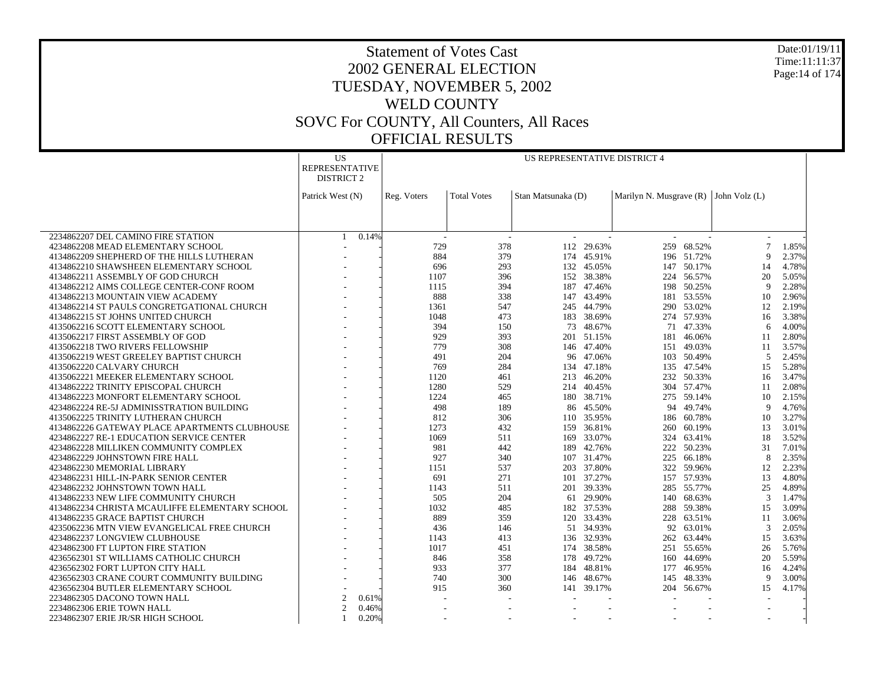# Statement of Votes Cast
## 2002 GENERAL ELECTION
## TUESDAY, NOVEMBER 5, 2002
## WELD COUNTY
## SOVC For COUNTY, All Counters, All Races
## OFFICIAL RESULTS

| | US REPRESENTATIVE DISTRICT 2 | | US REPRESENTATIVE DISTRICT 4 | | | | | | | | |
|---|---|---|---|---|---|---|---|---|---|---|---|
| | Patrick West (N) | | Reg. Voters | Total Votes | Stan Matsunaka (D) | | Marilyn N. Musgrave (R) | | John Volz (L) | |
| 2234862207 DEL CAMINO FIRE STATION | 1 | 0.14% | - | - | - | - | - | - | - | - |
| 4234862208 MEAD ELEMENTARY SCHOOL | - | - | 729 | 378 | 112 | 29.63% | 259 | 68.52% | 7 | 1.85% |
| 4134862209 SHEPHERD OF THE HILLS LUTHERAN | - | - | 884 | 379 | 174 | 45.91% | 196 | 51.72% | 9 | 2.37% |
| 4134862210 SHAWSHEEN ELEMENTARY SCHOOL | - | - | 696 | 293 | 132 | 45.05% | 147 | 50.17% | 14 | 4.78% |
| 4134862211 ASSEMBLY OF GOD CHURCH | - | - | 1107 | 396 | 152 | 38.38% | 224 | 56.57% | 20 | 5.05% |
| 4134862212 AIMS COLLEGE CENTER-CONF ROOM | - | - | 1115 | 394 | 187 | 47.46% | 198 | 50.25% | 9 | 2.28% |
| 4134862213 MOUNTAIN VIEW ACADEMY | - | - | 888 | 338 | 147 | 43.49% | 181 | 53.55% | 10 | 2.96% |
| 4134862214 ST PAULS CONGRETGATIONAL CHURCH | - | - | 1361 | 547 | 245 | 44.79% | 290 | 53.02% | 12 | 2.19% |
| 4134862215 ST JOHNS UNITED CHURCH | - | - | 1048 | 473 | 183 | 38.69% | 274 | 57.93% | 16 | 3.38% |
| 4135062216 SCOTT ELEMENTARY SCHOOL | - | - | 394 | 150 | 73 | 48.67% | 71 | 47.33% | 6 | 4.00% |
| 4135062217 FIRST ASSEMBLY OF GOD | - | - | 929 | 393 | 201 | 51.15% | 181 | 46.06% | 11 | 2.80% |
| 4135062218 TWO RIVERS FELLOWSHIP | - | - | 779 | 308 | 146 | 47.40% | 151 | 49.03% | 11 | 3.57% |
| 4135062219 WEST GREELEY BAPTIST CHURCH | - | - | 491 | 204 | 96 | 47.06% | 103 | 50.49% | 5 | 2.45% |
| 4135062220 CALVARY CHURCH | - | - | 769 | 284 | 134 | 47.18% | 135 | 47.54% | 15 | 5.28% |
| 4135062221 MEEKER ELEMENTARY SCHOOL | - | - | 1120 | 461 | 213 | 46.20% | 232 | 50.33% | 16 | 3.47% |
| 4134862222 TRINITY EPISCOPAL CHURCH | - | - | 1280 | 529 | 214 | 40.45% | 304 | 57.47% | 11 | 2.08% |
| 4134862223 MONFORT ELEMENTARY SCHOOL | - | - | 1224 | 465 | 180 | 38.71% | 275 | 59.14% | 10 | 2.15% |
| 4234862224 RE-5J ADMINISSTRATION BUILDING | - | - | 498 | 189 | 86 | 45.50% | 94 | 49.74% | 9 | 4.76% |
| 4135062225 TRINITY LUTHERAN CHURCH | - | - | 812 | 306 | 110 | 35.95% | 186 | 60.78% | 10 | 3.27% |
| 4134862226 GATEWAY PLACE APARTMENTS CLUBHOUSE | - | - | 1273 | 432 | 159 | 36.81% | 260 | 60.19% | 13 | 3.01% |
| 4234862227 RE-1 EDUCATION SERVICE CENTER | - | - | 1069 | 511 | 169 | 33.07% | 324 | 63.41% | 18 | 3.52% |
| 4234862228 MILLIKEN COMMUNITY COMPLEX | - | - | 981 | 442 | 189 | 42.76% | 222 | 50.23% | 31 | 7.01% |
| 4234862229 JOHNSTOWN FIRE HALL | - | - | 927 | 340 | 107 | 31.47% | 225 | 66.18% | 8 | 2.35% |
| 4234862230 MEMORIAL LIBRARY | - | - | 1151 | 537 | 203 | 37.80% | 322 | 59.96% | 12 | 2.23% |
| 4234862231 HILL-IN-PARK SENIOR CENTER | - | - | 691 | 271 | 101 | 37.27% | 157 | 57.93% | 13 | 4.80% |
| 4234862232 JOHNSTOWN TOWN HALL | - | - | 1143 | 511 | 201 | 39.33% | 285 | 55.77% | 25 | 4.89% |
| 4134862233 NEW LIFE COMMUNITY CHURCH | - | - | 505 | 204 | 61 | 29.90% | 140 | 68.63% | 3 | 1.47% |
| 4134862234 CHRISTA MCAULIFFE ELEMENTARY SCHOOL | - | - | 1032 | 485 | 182 | 37.53% | 288 | 59.38% | 15 | 3.09% |
| 4134862235 GRACE BAPTIST CHURCH | - | - | 889 | 359 | 120 | 33.43% | 228 | 63.51% | 11 | 3.06% |
| 4235062236 MTN VIEW EVANGELICAL FREE CHURCH | - | - | 436 | 146 | 51 | 34.93% | 92 | 63.01% | 3 | 2.05% |
| 4234862237 LONGVIEW CLUBHOUSE | - | - | 1143 | 413 | 136 | 32.93% | 262 | 63.44% | 15 | 3.63% |
| 4234862300 FT LUPTON FIRE STATION | - | - | 1017 | 451 | 174 | 38.58% | 251 | 55.65% | 26 | 5.76% |
| 4236562301 ST WILLIAMS CATHOLIC CHURCH | - | - | 846 | 358 | 178 | 49.72% | 160 | 44.69% | 20 | 5.59% |
| 4236562302 FORT LUPTON CITY HALL | - | - | 933 | 377 | 184 | 48.81% | 177 | 46.95% | 16 | 4.24% |
| 4236562303 CRANE COURT COMMUNITY BUILDING | - | - | 740 | 300 | 146 | 48.67% | 145 | 48.33% | 9 | 3.00% |
| 4236562304 BUTLER ELEMENTARY SCHOOL | - | - | 915 | 360 | 141 | 39.17% | 204 | 56.67% | 15 | 4.17% |
| 2234862305 DACONO TOWN HALL | 2 | 0.61% | - | - | - | - | - | - | - | - |
| 2234862306 ERIE TOWN HALL | 2 | 0.46% | - | - | - | - | - | - | - | - |
| 2234862307 ERIE JR/SR HIGH SCHOOL | 1 | 0.20% | - | - | - | - | - | - | - | - |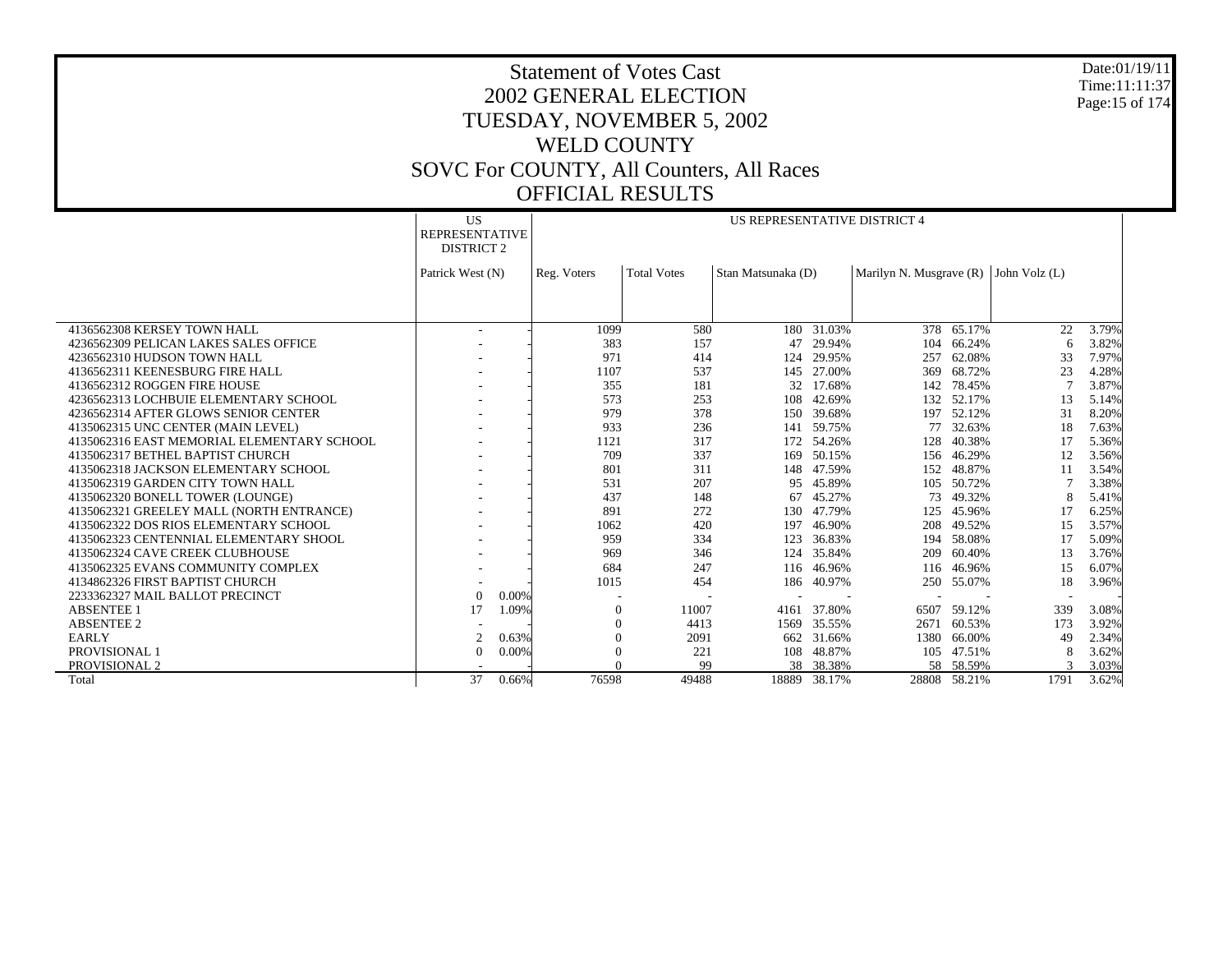# Statement of Votes Cast
## 2002 GENERAL ELECTION
## TUESDAY, NOVEMBER 5, 2002
## WELD COUNTY
## SOVC For COUNTY, All Counters, All Races
## OFFICIAL RESULTS

Date:01/19/11
Time:11:11:37

| | US REPRESENTATIVE DISTRICT 2 | | US REPRESENTATIVE DISTRICT 4 | | | | | | | | |
|---|---|---|---|---|---|---|---|---|---|---|
| | Patrick West (N) | | Reg. Voters | Total Votes | Stan Matsunaka (D) | | Marilyn N. Musgrave (R) | | John Volz (L) | |
| 4136562308 KERSEY TOWN HALL | - | - | 1099 | 580 | 180 | 31.03% | 378 | 65.17% | 22 | 3.79% |
| 4236562309 PELICAN LAKES SALES OFFICE | - | - | 383 | 157 | 47 | 29.94% | 104 | 66.24% | 6 | 3.82% |
| 4236562310 HUDSON TOWN HALL | - | - | 971 | 414 | 124 | 29.95% | 257 | 62.08% | 33 | 7.97% |
| 4136562311 KEENESBURG FIRE HALL | - | - | 1107 | 537 | 145 | 27.00% | 369 | 68.72% | 23 | 4.28% |
| 4136562312 ROGGEN FIRE HOUSE | - | - | 355 | 181 | 32 | 17.68% | 142 | 78.45% | 7 | 3.87% |
| 4236562313 LOCHBUIE ELEMENTARY SCHOOL | - | - | 573 | 253 | 108 | 42.69% | 132 | 52.17% | 13 | 5.14% |
| 4236562314 AFTER GLOWS SENIOR CENTER | - | - | 979 | 378 | 150 | 39.68% | 197 | 52.12% | 31 | 8.20% |
| 4135062315 UNC CENTER (MAIN LEVEL) | - | - | 933 | 236 | 141 | 59.75% | 77 | 32.63% | 18 | 7.63% |
| 4135062316 EAST MEMORIAL ELEMENTARY SCHOOL | - | - | 1121 | 317 | 172 | 54.26% | 128 | 40.38% | 17 | 5.36% |
| 4135062317 BETHEL BAPTIST CHURCH | - | - | 709 | 337 | 169 | 50.15% | 156 | 46.29% | 12 | 3.56% |
| 4135062318 JACKSON ELEMENTARY SCHOOL | - | - | 801 | 311 | 148 | 47.59% | 152 | 48.87% | 11 | 3.54% |
| 4135062319 GARDEN CITY TOWN HALL | - | - | 531 | 207 | 95 | 45.89% | 105 | 50.72% | 7 | 3.38% |
| 4135062320 BONELL TOWER (LOUNGE) | - | - | 437 | 148 | 67 | 45.27% | 73 | 49.32% | 8 | 5.41% |
| 4135062321 GREELEY MALL (NORTH ENTRANCE) | - | - | 891 | 272 | 130 | 47.79% | 125 | 45.96% | 17 | 6.25% |
| 4135062322 DOS RIOS ELEMENTARY SCHOOL | - | - | 1062 | 420 | 197 | 46.90% | 208 | 49.52% | 15 | 3.57% |
| 4135062323 CENTENNIAL ELEMENTARY SHOOL | - | - | 959 | 334 | 123 | 36.83% | 194 | 58.08% | 17 | 5.09% |
| 4135062324 CAVE CREEK CLUBHOUSE | - | - | 969 | 346 | 124 | 35.84% | 209 | 60.40% | 13 | 3.76% |
| 4135062325 EVANS COMMUNITY COMPLEX | - | - | 684 | 247 | 116 | 46.96% | 116 | 46.96% | 15 | 6.07% |
| 4134862326 FIRST BAPTIST CHURCH | - | - | 1015 | 454 | 186 | 40.97% | 250 | 55.07% | 18 | 3.96% |
| 2233362327 MAIL BALLOT PRECINCT | 0 | 0.00% | - | - | - | - | - | - | - | - |
| ABSENTEE 1 | 17 | 1.09% | 0 | 11007 | 4161 | 37.80% | 6507 | 59.12% | 339 | 3.08% |
| ABSENTEE 2 | - | - | 0 | 4413 | 1569 | 35.55% | 2671 | 60.53% | 173 | 3.92% |
| EARLY | 2 | 0.63% | 0 | 2091 | 662 | 31.66% | 1380 | 66.00% | 49 | 2.34% |
| PROVISIONAL 1 | 0 | 0.00% | 0 | 221 | 108 | 48.87% | 105 | 47.51% | 8 | 3.62% |
| PROVISIONAL 2 | - | - | 0 | 99 | 38 | 38.38% | 58 | 58.59% | 3 | 3.03% |
| Total | 37 | 0.66% | 76598 | 49488 | 18889 | 38.17% | 28808 | 58.21% | 1791 | 3.62% |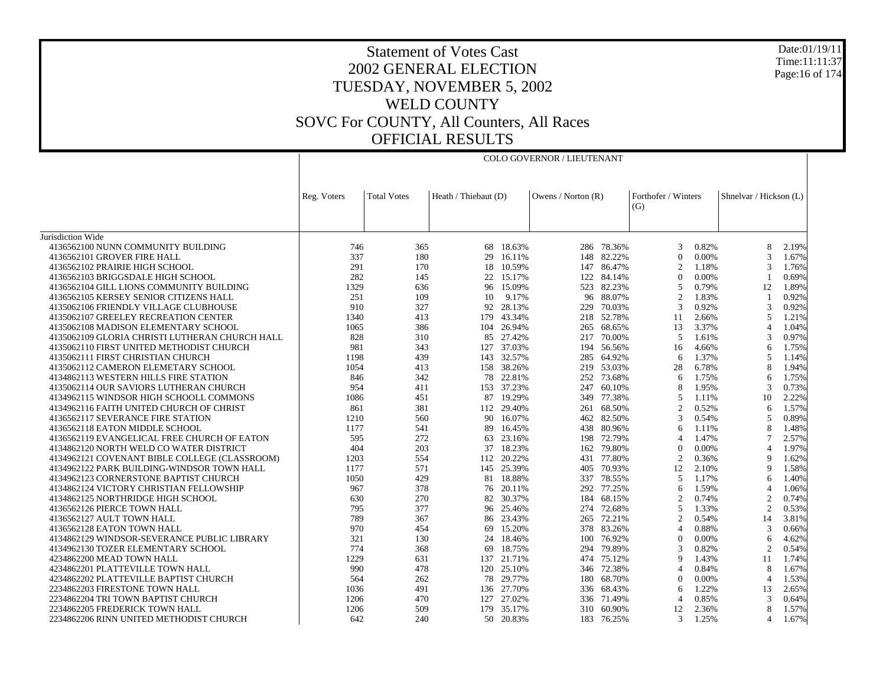# Statement of Votes Cast
## 2002 GENERAL ELECTION
## TUESDAY, NOVEMBER 5, 2002
## WELD COUNTY
## SOVC For COUNTY, All Counters, All Races
## OFFICIAL RESULTS

Date:01/19/11
Time:11:11:37

| | COLO GOVERNOR / LIEUTENANT | | | | | | | | | | |
|---|---|---|---|---|---|---|---|---|---|---|---|
| | Reg. Voters | Total Votes | Heath / Thiebaut (D) | | Owens / Norton (R) | | Forthofer / Winters (G) | | Shnelvar / Hickson (L) | | |
| Jurisdiction Wide | | | | | | | | | | | |
| 4136562100 NUNN COMMUNITY BUILDING | 746 | 365 | 68 | 18.63% | 286 | 78.36% | 3 | 0.82% | 8 | 2.19% | |
| 4136562101 GROVER FIRE HALL | 337 | 180 | 29 | 16.11% | 148 | 82.22% | 0 | 0.00% | 3 | 1.67% | |
| 4136562102 PRAIRIE HIGH SCHOOL | 291 | 170 | 18 | 10.59% | 147 | 86.47% | 2 | 1.18% | 3 | 1.76% | |
| 4136562103 BRIGGSDALE HIGH SCHOOL | 282 | 145 | 22 | 15.17% | 122 | 84.14% | 0 | 0.00% | 1 | 0.69% | |
| 4136562104 GILL LIONS COMMUNITY BUILDING | 1329 | 636 | 96 | 15.09% | 523 | 82.23% | 5 | 0.79% | 12 | 1.89% | |
| 4136562105 KERSEY SENIOR CITIZENS HALL | 251 | 109 | 10 | 9.17% | 96 | 88.07% | 2 | 1.83% | 1 | 0.92% | |
| 4135062106 FRIENDLY VILLAGE CLUBHOUSE | 910 | 327 | 92 | 28.13% | 229 | 70.03% | 3 | 0.92% | 3 | 0.92% | |
| 4135062107 GREELEY RECREATION CENTER | 1340 | 413 | 179 | 43.34% | 218 | 52.78% | 11 | 2.66% | 5 | 1.21% | |
| 4135062108 MADISON ELEMENTARY SCHOOL | 1065 | 386 | 104 | 26.94% | 265 | 68.65% | 13 | 3.37% | 4 | 1.04% | |
| 4135062109 GLORIA CHRISTI LUTHERAN CHURCH HALL | 828 | 310 | 85 | 27.42% | 217 | 70.00% | 5 | 1.61% | 3 | 0.97% | |
| 4135062110 FIRST UNITED METHODIST CHURCH | 981 | 343 | 127 | 37.03% | 194 | 56.56% | 16 | 4.66% | 6 | 1.75% | |
| 4135062111 FIRST CHRISTIAN CHURCH | 1198 | 439 | 143 | 32.57% | 285 | 64.92% | 6 | 1.37% | 5 | 1.14% | |
| 4135062112 CAMERON ELEMETARY SCHOOL | 1054 | 413 | 158 | 38.26% | 219 | 53.03% | 28 | 6.78% | 8 | 1.94% | |
| 4134862113 WESTERN HILLS FIRE STATION | 846 | 342 | 78 | 22.81% | 252 | 73.68% | 6 | 1.75% | 6 | 1.75% | |
| 4135062114 OUR SAVIORS LUTHERAN CHURCH | 954 | 411 | 153 | 37.23% | 247 | 60.10% | 8 | 1.95% | 3 | 0.73% | |
| 4134962115 WINDSOR HIGH SCHOOLL COMMONS | 1086 | 451 | 87 | 19.29% | 349 | 77.38% | 5 | 1.11% | 10 | 2.22% | |
| 4134962116 FAITH UNITED CHURCH OF CHRIST | 861 | 381 | 112 | 29.40% | 261 | 68.50% | 2 | 0.52% | 6 | 1.57% | |
| 4136562117 SEVERANCE FIRE STATION | 1210 | 560 | 90 | 16.07% | 462 | 82.50% | 3 | 0.54% | 5 | 0.89% | |
| 4136562118 EATON MIDDLE SCHOOL | 1177 | 541 | 89 | 16.45% | 438 | 80.96% | 6 | 1.11% | 8 | 1.48% | |
| 4136562119 EVANGELICAL FREE CHURCH OF EATON | 595 | 272 | 63 | 23.16% | 198 | 72.79% | 4 | 1.47% | 7 | 2.57% | |
| 4134862120 NORTH WELD CO WATER DISTRICT | 404 | 203 | 37 | 18.23% | 162 | 79.80% | 0 | 0.00% | 4 | 1.97% | |
| 4134962121 COVENANT BIBLE COLLEGE (CLASSROOM) | 1203 | 554 | 112 | 20.22% | 431 | 77.80% | 2 | 0.36% | 9 | 1.62% | |
| 4134962122 PARK BUILDING-WINDSOR TOWN HALL | 1177 | 571 | 145 | 25.39% | 405 | 70.93% | 12 | 2.10% | 9 | 1.58% | |
| 4134962123 CORNERSTONE BAPTIST CHURCH | 1050 | 429 | 81 | 18.88% | 337 | 78.55% | 5 | 1.17% | 6 | 1.40% | |
| 4134862124 VICTORY CHRISTIAN FELLOWSHIP | 967 | 378 | 76 | 20.11% | 292 | 77.25% | 6 | 1.59% | 4 | 1.06% | |
| 4134862125 NORTHRIDGE HIGH SCHOOL | 630 | 270 | 82 | 30.37% | 184 | 68.15% | 2 | 0.74% | 2 | 0.74% | |
| 4136562126 PIERCE TOWN HALL | 795 | 377 | 96 | 25.46% | 274 | 72.68% | 5 | 1.33% | 2 | 0.53% | |
| 4136562127 AULT TOWN HALL | 789 | 367 | 86 | 23.43% | 265 | 72.21% | 2 | 0.54% | 14 | 3.81% | |
| 4136562128 EATON TOWN HALL | 970 | 454 | 69 | 15.20% | 378 | 83.26% | 4 | 0.88% | 3 | 0.66% | |
| 4134862129 WINDSOR-SEVERANCE PUBLIC LIBRARY | 321 | 130 | 24 | 18.46% | 100 | 76.92% | 0 | 0.00% | 6 | 4.62% | |
| 4134962130 TOZER ELEMENTARY SCHOOL | 774 | 368 | 69 | 18.75% | 294 | 79.89% | 3 | 0.82% | 2 | 0.54% | |
| 4234862200 MEAD TOWN HALL | 1229 | 631 | 137 | 21.71% | 474 | 75.12% | 9 | 1.43% | 11 | 1.74% | |
| 4234862201 PLATTEVILLE TOWN HALL | 990 | 478 | 120 | 25.10% | 346 | 72.38% | 4 | 0.84% | 8 | 1.67% | |
| 4234862202 PLATTEVILLE BAPTIST CHURCH | 564 | 262 | 78 | 29.77% | 180 | 68.70% | 0 | 0.00% | 4 | 1.53% | |
| 2234862203 FIRESTONE TOWN HALL | 1036 | 491 | 136 | 27.70% | 336 | 68.43% | 6 | 1.22% | 13 | 2.65% | |
| 2234862204 TRI TOWN BAPTIST CHURCH | 1206 | 470 | 127 | 27.02% | 336 | 71.49% | 4 | 0.85% | 3 | 0.64% | |
| 2234862205 FREDERICK TOWN HALL | 1206 | 509 | 179 | 35.17% | 310 | 60.90% | 12 | 2.36% | 8 | 1.57% | |
| 2234862206 RINN UNITED METHODIST CHURCH | 642 | 240 | 50 | 20.83% | 183 | 76.25% | 3 | 1.25% | 4 | 1.67% | |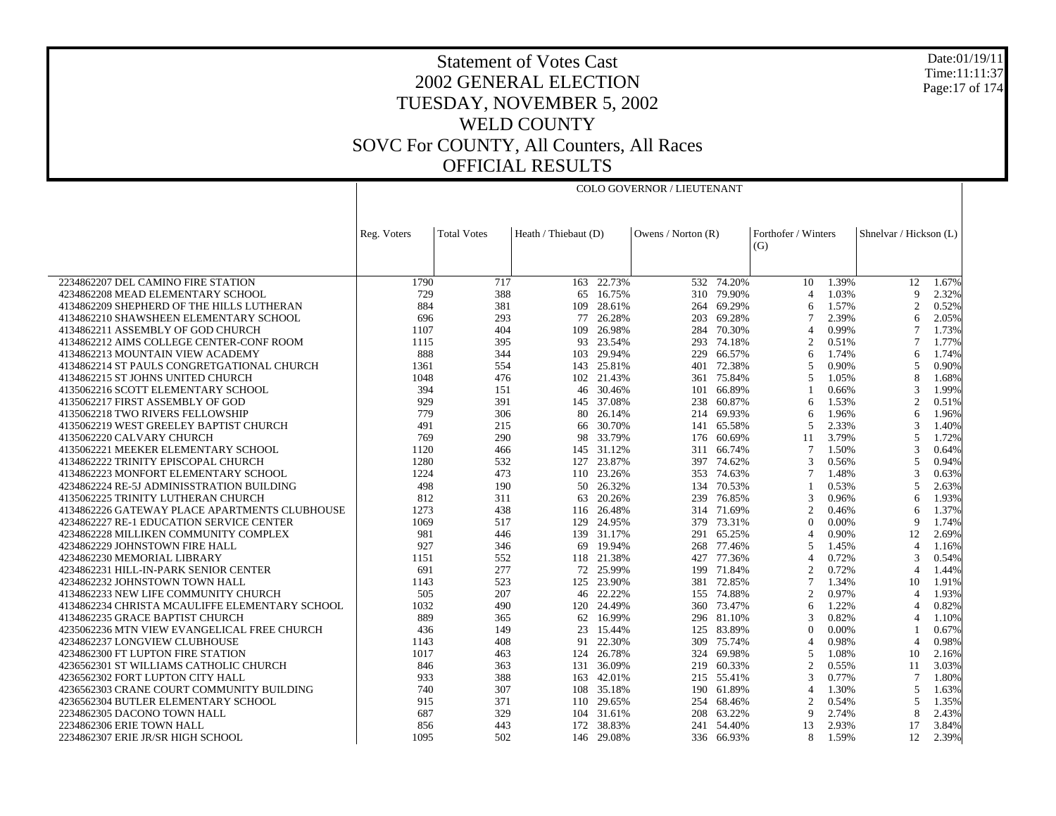# Statement of Votes Cast
## 2002 GENERAL ELECTION
## TUESDAY, NOVEMBER 5, 2002
## WELD COUNTY
## SOVC For COUNTY, All Counters, All Races
## OFFICIAL RESULTS

Date:01/19/11
Time:11:11:37

| | COLO GOVERNOR / LIEUTENANT | | | | | | | | | |
|---|---|---|---|---|---|---|---|---|---|---|
| | Reg. Voters | Total Votes | Heath / Thiebaut (D) | | Owens / Norton (R) | | Forthofer / Winters (G) | | Shnelvar / Hickson (L) | |
| 2234862207 DEL CAMINO FIRE STATION | 1790 | 717 | 163 | 22.73% | 532 | 74.20% | 10 | 1.39% | 12 | 1.67% |
| 4234862208 MEAD ELEMENTARY SCHOOL | 729 | 388 | 65 | 16.75% | 310 | 79.90% | 4 | 1.03% | 9 | 2.32% |
| 4134862209 SHEPHERD OF THE HILLS LUTHERAN | 884 | 381 | 109 | 28.61% | 264 | 69.29% | 6 | 1.57% | 2 | 0.52% |
| 4134862210 SHAWSHEEN ELEMENTARY SCHOOL | 696 | 293 | 77 | 26.28% | 203 | 69.28% | 7 | 2.39% | 6 | 2.05% |
| 4134862211 ASSEMBLY OF GOD CHURCH | 1107 | 404 | 109 | 26.98% | 284 | 70.30% | 4 | 0.99% | 7 | 1.73% |
| 4134862212 AIMS COLLEGE CENTER-CONF ROOM | 1115 | 395 | 93 | 23.54% | 293 | 74.18% | 2 | 0.51% | 7 | 1.77% |
| 4134862213 MOUNTAIN VIEW ACADEMY | 888 | 344 | 103 | 29.94% | 229 | 66.57% | 6 | 1.74% | 6 | 1.74% |
| 4134862214 ST PAULS CONGRETGATIONAL CHURCH | 1361 | 554 | 143 | 25.81% | 401 | 72.38% | 5 | 0.90% | 5 | 0.90% |
| 4134862215 ST JOHNS UNITED CHURCH | 1048 | 476 | 102 | 21.43% | 361 | 75.84% | 5 | 1.05% | 8 | 1.68% |
| 4135062216 SCOTT ELEMENTARY SCHOOL | 394 | 151 | 46 | 30.46% | 101 | 66.89% | 1 | 0.66% | 3 | 1.99% |
| 4135062217 FIRST ASSEMBLY OF GOD | 929 | 391 | 145 | 37.08% | 238 | 60.87% | 6 | 1.53% | 2 | 0.51% |
| 4135062218 TWO RIVERS FELLOWSHIP | 779 | 306 | 80 | 26.14% | 214 | 69.93% | 6 | 1.96% | 6 | 1.96% |
| 4135062219 WEST GREELEY BAPTIST CHURCH | 491 | 215 | 66 | 30.70% | 141 | 65.58% | 5 | 2.33% | 3 | 1.40% |
| 4135062220 CALVARY CHURCH | 769 | 290 | 98 | 33.79% | 176 | 60.69% | 11 | 3.79% | 5 | 1.72% |
| 4135062221 MEEKER ELEMENTARY SCHOOL | 1120 | 466 | 145 | 31.12% | 311 | 66.74% | 7 | 1.50% | 3 | 0.64% |
| 4134862222 TRINITY EPISCOPAL CHURCH | 1280 | 532 | 127 | 23.87% | 397 | 74.62% | 3 | 0.56% | 5 | 0.94% |
| 4134862223 MONFORT ELEMENTARY SCHOOL | 1224 | 473 | 110 | 23.26% | 353 | 74.63% | 7 | 1.48% | 3 | 0.63% |
| 4234862224 RE-5J ADMINISSTRATION BUILDING | 498 | 190 | 50 | 26.32% | 134 | 70.53% | 1 | 0.53% | 5 | 2.63% |
| 4135062225 TRINITY LUTHERAN CHURCH | 812 | 311 | 63 | 20.26% | 239 | 76.85% | 3 | 0.96% | 6 | 1.93% |
| 4134862226 GATEWAY PLACE APARTMENTS CLUBHOUSE | 1273 | 438 | 116 | 26.48% | 314 | 71.69% | 2 | 0.46% | 6 | 1.37% |
| 4234862227 RE-1 EDUCATION SERVICE CENTER | 1069 | 517 | 129 | 24.95% | 379 | 73.31% | 0 | 0.00% | 9 | 1.74% |
| 4234862228 MILLIKEN COMMUNITY COMPLEX | 981 | 446 | 139 | 31.17% | 291 | 65.25% | 4 | 0.90% | 12 | 2.69% |
| 4234862229 JOHNSTOWN FIRE HALL | 927 | 346 | 69 | 19.94% | 268 | 77.46% | 5 | 1.45% | 4 | 1.16% |
| 4234862230 MEMORIAL LIBRARY | 1151 | 552 | 118 | 21.38% | 427 | 77.36% | 4 | 0.72% | 3 | 0.54% |
| 4234862231 HILL-IN-PARK SENIOR CENTER | 691 | 277 | 72 | 25.99% | 199 | 71.84% | 2 | 0.72% | 4 | 1.44% |
| 4234862232 JOHNSTOWN TOWN HALL | 1143 | 523 | 125 | 23.90% | 381 | 72.85% | 7 | 1.34% | 10 | 1.91% |
| 4134862233 NEW LIFE COMMUNITY CHURCH | 505 | 207 | 46 | 22.22% | 155 | 74.88% | 2 | 0.97% | 4 | 1.93% |
| 4134862234 CHRISTA MCAULIFFE ELEMENTARY SCHOOL | 1032 | 490 | 120 | 24.49% | 360 | 73.47% | 6 | 1.22% | 4 | 0.82% |
| 4134862235 GRACE BAPTIST CHURCH | 889 | 365 | 62 | 16.99% | 296 | 81.10% | 3 | 0.82% | 4 | 1.10% |
| 4235062236 MTN VIEW EVANGELICAL FREE CHURCH | 436 | 149 | 23 | 15.44% | 125 | 83.89% | 0 | 0.00% | 1 | 0.67% |
| 4234862237 LONGVIEW CLUBHOUSE | 1143 | 408 | 91 | 22.30% | 309 | 75.74% | 4 | 0.98% | 4 | 0.98% |
| 4234862300 FT LUPTON FIRE STATION | 1017 | 463 | 124 | 26.78% | 324 | 69.98% | 5 | 1.08% | 10 | 2.16% |
| 4236562301 ST WILLIAMS CATHOLIC CHURCH | 846 | 363 | 131 | 36.09% | 219 | 60.33% | 2 | 0.55% | 11 | 3.03% |
| 4236562302 FORT LUPTON CITY HALL | 933 | 388 | 163 | 42.01% | 215 | 55.41% | 3 | 0.77% | 7 | 1.80% |
| 4236562303 CRANE COURT COMMUNITY BUILDING | 740 | 307 | 108 | 35.18% | 190 | 61.89% | 4 | 1.30% | 5 | 1.63% |
| 4236562304 BUTLER ELEMENTARY SCHOOL | 915 | 371 | 110 | 29.65% | 254 | 68.46% | 2 | 0.54% | 5 | 1.35% |
| 2234862305 DACONO TOWN HALL | 687 | 329 | 104 | 31.61% | 208 | 63.22% | 9 | 2.74% | 8 | 2.43% |
| 2234862306 ERIE TOWN HALL | 856 | 443 | 172 | 38.83% | 241 | 54.40% | 13 | 2.93% | 17 | 3.84% |
| 2234862307 ERIE JR/SR HIGH SCHOOL | 1095 | 502 | 146 | 29.08% | 336 | 66.93% | 8 | 1.59% | 12 | 2.39% |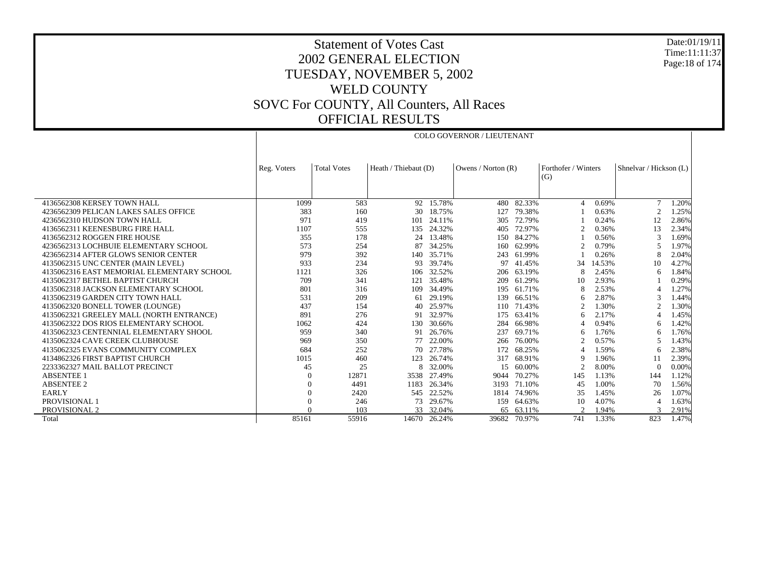# Statement of Votes Cast
## 2002 GENERAL ELECTION
## TUESDAY, NOVEMBER 5, 2002
## WELD COUNTY
## SOVC For COUNTY, All Counters, All Races
## OFFICIAL RESULTS

Date:01/19/11
Time:11:11:37

| | COLO GOVERNOR / LIEUTENANT | | | | | | | | | | |
|---|---|---|---|---|---|---|---|---|---|---|---|
| | Reg. Voters | Total Votes | Heath / Thiebaut (D) | | Owens / Norton (R) | | Forthofer / Winters (G) | | Shnelvar / Hickson (L) | | |
| 4136562308 KERSEY TOWN HALL | 1099 | 583 | 92 | 15.78% | 480 | 82.33% | 4 | 0.69% | 7 | 1.20% |
| 4236562309 PELICAN LAKES SALES OFFICE | 383 | 160 | 30 | 18.75% | 127 | 79.38% | 1 | 0.63% | 2 | 1.25% |
| 4236562310 HUDSON TOWN HALL | 971 | 419 | 101 | 24.11% | 305 | 72.79% | 1 | 0.24% | 12 | 2.86% |
| 4136562311 KEENESBURG FIRE HALL | 1107 | 555 | 135 | 24.32% | 405 | 72.97% | 2 | 0.36% | 13 | 2.34% |
| 4136562312 ROGGEN FIRE HOUSE | 355 | 178 | 24 | 13.48% | 150 | 84.27% | 1 | 0.56% | 3 | 1.69% |
| 4236562313 LOCHBUIE ELEMENTARY SCHOOL | 573 | 254 | 87 | 34.25% | 160 | 62.99% | 2 | 0.79% | 5 | 1.97% |
| 4236562314 AFTER GLOWS SENIOR CENTER | 979 | 392 | 140 | 35.71% | 243 | 61.99% | 1 | 0.26% | 8 | 2.04% |
| 4135062315 UNC CENTER (MAIN LEVEL) | 933 | 234 | 93 | 39.74% | 97 | 41.45% | 34 | 14.53% | 10 | 4.27% |
| 4135062316 EAST MEMORIAL ELEMENTARY SCHOOL | 1121 | 326 | 106 | 32.52% | 206 | 63.19% | 8 | 2.45% | 6 | 1.84% |
| 4135062317 BETHEL BAPTIST CHURCH | 709 | 341 | 121 | 35.48% | 209 | 61.29% | 10 | 2.93% | 1 | 0.29% |
| 4135062318 JACKSON ELEMENTARY SCHOOL | 801 | 316 | 109 | 34.49% | 195 | 61.71% | 8 | 2.53% | 4 | 1.27% |
| 4135062319 GARDEN CITY TOWN HALL | 531 | 209 | 61 | 29.19% | 139 | 66.51% | 6 | 2.87% | 3 | 1.44% |
| 4135062320 BONELL TOWER (LOUNGE) | 437 | 154 | 40 | 25.97% | 110 | 71.43% | 2 | 1.30% | 2 | 1.30% |
| 4135062321 GREELEY MALL (NORTH ENTRANCE) | 891 | 276 | 91 | 32.97% | 175 | 63.41% | 6 | 2.17% | 4 | 1.45% |
| 4135062322 DOS RIOS ELEMENTARY SCHOOL | 1062 | 424 | 130 | 30.66% | 284 | 66.98% | 4 | 0.94% | 6 | 1.42% |
| 4135062323 CENTENNIAL ELEMENTARY SHOOL | 959 | 340 | 91 | 26.76% | 237 | 69.71% | 6 | 1.76% | 6 | 1.76% |
| 4135062324 CAVE CREEK CLUBHOUSE | 969 | 350 | 77 | 22.00% | 266 | 76.00% | 2 | 0.57% | 5 | 1.43% |
| 4135062325 EVANS COMMUNITY COMPLEX | 684 | 252 | 70 | 27.78% | 172 | 68.25% | 4 | 1.59% | 6 | 2.38% |
| 4134862326 FIRST BAPTIST CHURCH | 1015 | 460 | 123 | 26.74% | 317 | 68.91% | 9 | 1.96% | 11 | 2.39% |
| 2233362327 MAIL BALLOT PRECINCT | 45 | 25 | 8 | 32.00% | 15 | 60.00% | 2 | 8.00% | 0 | 0.00% |
| ABSENTEE 1 | 0 | 12871 | 3538 | 27.49% | 9044 | 70.27% | 145 | 1.13% | 144 | 1.12% |
| ABSENTEE 2 | 0 | 4491 | 1183 | 26.34% | 3193 | 71.10% | 45 | 1.00% | 70 | 1.56% |
| EARLY | 0 | 2420 | 545 | 22.52% | 1814 | 74.96% | 35 | 1.45% | 26 | 1.07% |
| PROVISIONAL 1 | 0 | 246 | 73 | 29.67% | 159 | 64.63% | 10 | 4.07% | 4 | 1.63% |
| PROVISIONAL 2 | 0 | 103 | 33 | 32.04% | 65 | 63.11% | 2 | 1.94% | 3 | 2.91% |
| Total | 85161 | 55916 | 14670 | 26.24% | 39682 | 70.97% | 741 | 1.33% | 823 | 1.47% |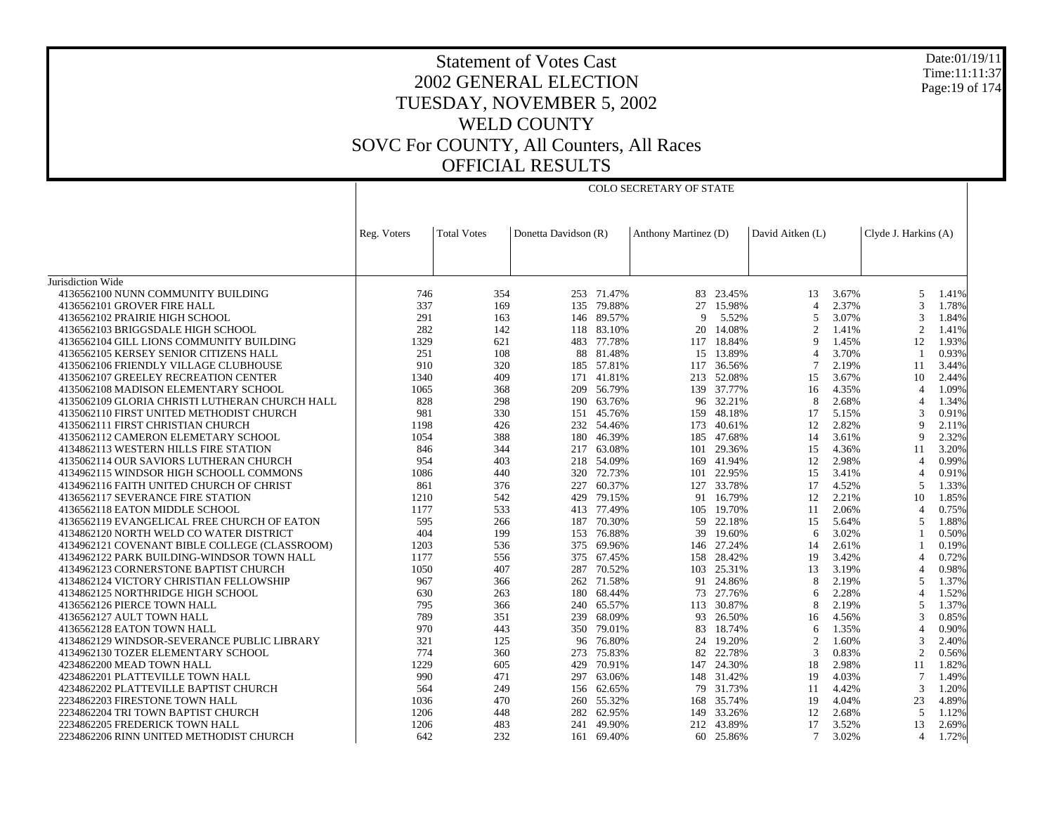# Statement of Votes Cast
## 2002 GENERAL ELECTION
## TUESDAY, NOVEMBER 5, 2002
## WELD COUNTY
## SOVC For COUNTY, All Counters, All Races
## OFFICIAL RESULTS

Date:01/19/11
Time:11:11:37

| | Reg. Voters | Total Votes | COLO SECRETARY OF STATE | | | | | | | |
|---|---|---|---|---|---|---|---|---|---|---|
| | | | Donetta Davidson (R) | | Anthony Martinez (D) | | David Aitken (L) | | Clyde J. Harkins (A) | |
| Jurisdiction Wide | | | | | | | | | | |
| 4136562100 NUNN COMMUNITY BUILDING | 746 | 354 | 253 | 71.47% | 83 | 23.45% | 13 | 3.67% | 5 | 1.41% |
| 4136562101 GROVER FIRE HALL | 337 | 169 | 135 | 79.88% | 27 | 15.98% | 4 | 2.37% | 3 | 1.78% |
| 4136562102 PRAIRIE HIGH SCHOOL | 291 | 163 | 146 | 89.57% | 9 | 5.52% | 5 | 3.07% | 3 | 1.84% |
| 4136562103 BRIGGSDALE HIGH SCHOOL | 282 | 142 | 118 | 83.10% | 20 | 14.08% | 2 | 1.41% | 2 | 1.41% |
| 4136562104 GILL LIONS COMMUNITY BUILDING | 1329 | 621 | 483 | 77.78% | 117 | 18.84% | 9 | 1.45% | 12 | 1.93% |
| 4136562105 KERSEY SENIOR CITIZENS HALL | 251 | 108 | 88 | 81.48% | 15 | 13.89% | 4 | 3.70% | 1 | 0.93% |
| 4135062106 FRIENDLY VILLAGE CLUBHOUSE | 910 | 320 | 185 | 57.81% | 117 | 36.56% | 7 | 2.19% | 11 | 3.44% |
| 4135062107 GREELEY RECREATION CENTER | 1340 | 409 | 171 | 41.81% | 213 | 52.08% | 15 | 3.67% | 10 | 2.44% |
| 4135062108 MADISON ELEMENTARY SCHOOL | 1065 | 368 | 209 | 56.79% | 139 | 37.77% | 16 | 4.35% | 4 | 1.09% |
| 4135062109 GLORIA CHRISTI LUTHERAN CHURCH HALL | 828 | 298 | 190 | 63.76% | 96 | 32.21% | 8 | 2.68% | 4 | 1.34% |
| 4135062110 FIRST UNITED METHODIST CHURCH | 981 | 330 | 151 | 45.76% | 159 | 48.18% | 17 | 5.15% | 3 | 0.91% |
| 4135062111 FIRST CHRISTIAN CHURCH | 1198 | 426 | 232 | 54.46% | 173 | 40.61% | 12 | 2.82% | 9 | 2.11% |
| 4135062112 CAMERON ELEMETARY SCHOOL | 1054 | 388 | 180 | 46.39% | 185 | 47.68% | 14 | 3.61% | 9 | 2.32% |
| 4134862113 WESTERN HILLS FIRE STATION | 846 | 344 | 217 | 63.08% | 101 | 29.36% | 15 | 4.36% | 11 | 3.20% |
| 4135062114 OUR SAVIORS LUTHERAN CHURCH | 954 | 403 | 218 | 54.09% | 169 | 41.94% | 12 | 2.98% | 4 | 0.99% |
| 4134962115 WINDSOR HIGH SCHOOLL COMMONS | 1086 | 440 | 320 | 72.73% | 101 | 22.95% | 15 | 3.41% | 4 | 0.91% |
| 4134962116 FAITH UNITED CHURCH OF CHRIST | 861 | 376 | 227 | 60.37% | 127 | 33.78% | 17 | 4.52% | 5 | 1.33% |
| 4136562117 SEVERANCE FIRE STATION | 1210 | 542 | 429 | 79.15% | 91 | 16.79% | 12 | 2.21% | 10 | 1.85% |
| 4136562118 EATON MIDDLE SCHOOL | 1177 | 533 | 413 | 77.49% | 105 | 19.70% | 11 | 2.06% | 4 | 0.75% |
| 4136562119 EVANGELICAL FREE CHURCH OF EATON | 595 | 266 | 187 | 70.30% | 59 | 22.18% | 15 | 5.64% | 5 | 1.88% |
| 4134862120 NORTH WELD CO WATER DISTRICT | 404 | 199 | 153 | 76.88% | 39 | 19.60% | 6 | 3.02% | 1 | 0.50% |
| 4134962121 COVENANT BIBLE COLLEGE (CLASSROOM) | 1203 | 536 | 375 | 69.96% | 146 | 27.24% | 14 | 2.61% | 1 | 0.19% |
| 4134962122 PARK BUILDING-WINDSOR TOWN HALL | 1177 | 556 | 375 | 67.45% | 158 | 28.42% | 19 | 3.42% | 4 | 0.72% |
| 4134962123 CORNERSTONE BAPTIST CHURCH | 1050 | 407 | 287 | 70.52% | 103 | 25.31% | 13 | 3.19% | 4 | 0.98% |
| 4134862124 VICTORY CHRISTIAN FELLOWSHIP | 967 | 366 | 262 | 71.58% | 91 | 24.86% | 8 | 2.19% | 5 | 1.37% |
| 4134862125 NORTHRIDGE HIGH SCHOOL | 630 | 263 | 180 | 68.44% | 73 | 27.76% | 6 | 2.28% | 4 | 1.52% |
| 4136562126 PIERCE TOWN HALL | 795 | 366 | 240 | 65.57% | 113 | 30.87% | 8 | 2.19% | 5 | 1.37% |
| 4136562127 AULT TOWN HALL | 789 | 351 | 239 | 68.09% | 93 | 26.50% | 16 | 4.56% | 3 | 0.85% |
| 4136562128 EATON TOWN HALL | 970 | 443 | 350 | 79.01% | 83 | 18.74% | 6 | 1.35% | 4 | 0.90% |
| 4134862129 WINDSOR-SEVERANCE PUBLIC LIBRARY | 321 | 125 | 96 | 76.80% | 24 | 19.20% | 2 | 1.60% | 3 | 2.40% |
| 4134962130 TOZER ELEMENTARY SCHOOL | 774 | 360 | 273 | 75.83% | 82 | 22.78% | 3 | 0.83% | 2 | 0.56% |
| 4234862200 MEAD TOWN HALL | 1229 | 605 | 429 | 70.91% | 147 | 24.30% | 18 | 2.98% | 11 | 1.82% |
| 4234862201 PLATTEVILLE TOWN HALL | 990 | 471 | 297 | 63.06% | 148 | 31.42% | 19 | 4.03% | 7 | 1.49% |
| 4234862202 PLATTEVILLE BAPTIST CHURCH | 564 | 249 | 156 | 62.65% | 79 | 31.73% | 11 | 4.42% | 3 | 1.20% |
| 2234862203 FIRESTONE TOWN HALL | 1036 | 470 | 260 | 55.32% | 168 | 35.74% | 19 | 4.04% | 23 | 4.89% |
| 2234862204 TRI TOWN BAPTIST CHURCH | 1206 | 448 | 282 | 62.95% | 149 | 33.26% | 12 | 2.68% | 5 | 1.12% |
| 2234862205 FREDERICK TOWN HALL | 1206 | 483 | 241 | 49.90% | 212 | 43.89% | 17 | 3.52% | 13 | 2.69% |
| 2234862206 RINN UNITED METHODIST CHURCH | 642 | 232 | 161 | 69.40% | 60 | 25.86% | 7 | 3.02% | 4 | 1.72% |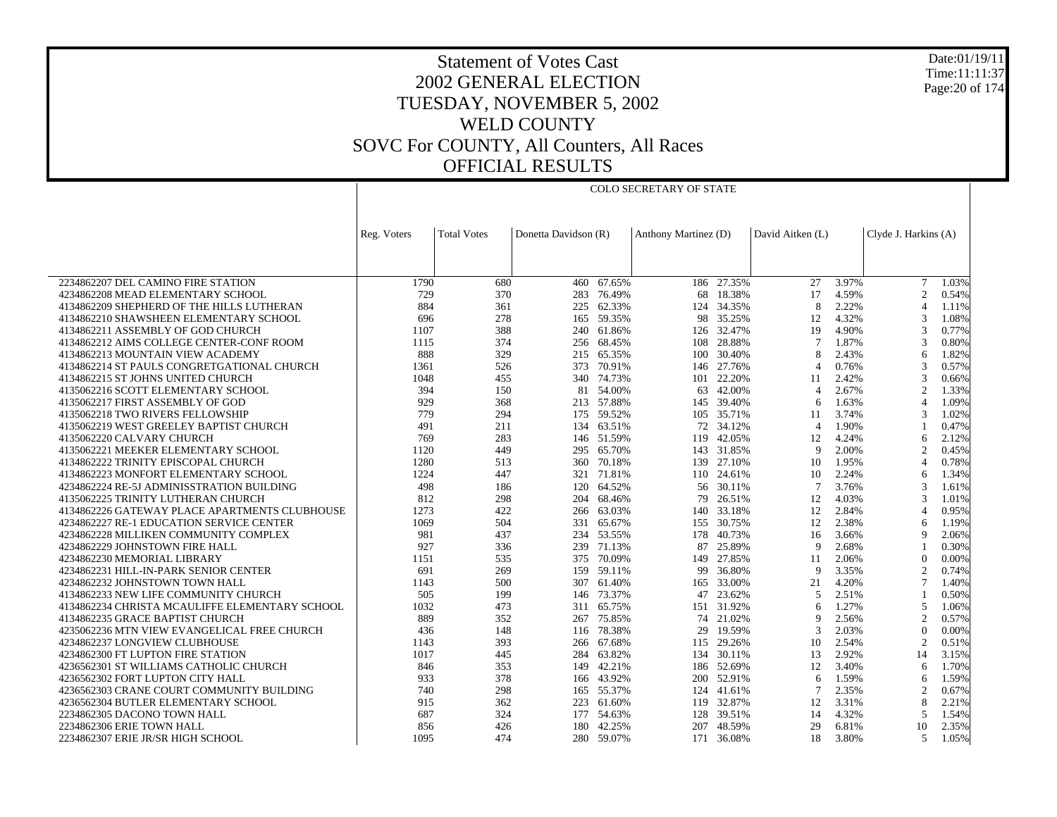# Statement of Votes Cast
## 2002 GENERAL ELECTION
## TUESDAY, NOVEMBER 5, 2002
## WELD COUNTY
## SOVC For COUNTY, All Counters, All Races
## OFFICIAL RESULTS

Date:01/19/11
Time:11:11:37

COLO SECRETARY OF STATE

| | Reg. Voters | Total Votes | Donetta Davidson (R) | | Anthony Martinez (D) | | David Aitken (L) | | Clyde J. Harkins (A) | |
|---|---|---|---|---|---|---|---|---|---|---|
| 2234862207 DEL CAMINO FIRE STATION | 1790 | 680 | 460 | 67.65% | 186 | 27.35% | 27 | 3.97% | 7 | 1.03% |
| 4234862208 MEAD ELEMENTARY SCHOOL | 729 | 370 | 283 | 76.49% | 68 | 18.38% | 17 | 4.59% | 2 | 0.54% |
| 4134862209 SHEPHERD OF THE HILLS LUTHERAN | 884 | 361 | 225 | 62.33% | 124 | 34.35% | 8 | 2.22% | 4 | 1.11% |
| 4134862210 SHAWSHEEN ELEMENTARY SCHOOL | 696 | 278 | 165 | 59.35% | 98 | 35.25% | 12 | 4.32% | 3 | 1.08% |
| 4134862211 ASSEMBLY OF GOD CHURCH | 1107 | 388 | 240 | 61.86% | 126 | 32.47% | 19 | 4.90% | 3 | 0.77% |
| 4134862212 AIMS COLLEGE CENTER-CONF ROOM | 1115 | 374 | 256 | 68.45% | 108 | 28.88% | 7 | 1.87% | 3 | 0.80% |
| 4134862213 MOUNTAIN VIEW ACADEMY | 888 | 329 | 215 | 65.35% | 100 | 30.40% | 8 | 2.43% | 6 | 1.82% |
| 4134862214 ST PAULS CONGRETGATIONAL CHURCH | 1361 | 526 | 373 | 70.91% | 146 | 27.76% | 4 | 0.76% | 3 | 0.57% |
| 4134862215 ST JOHNS UNITED CHURCH | 1048 | 455 | 340 | 74.73% | 101 | 22.20% | 11 | 2.42% | 3 | 0.66% |
| 4135062216 SCOTT ELEMENTARY SCHOOL | 394 | 150 | 81 | 54.00% | 63 | 42.00% | 4 | 2.67% | 2 | 1.33% |
| 4135062217 FIRST ASSEMBLY OF GOD | 929 | 368 | 213 | 57.88% | 145 | 39.40% | 6 | 1.63% | 4 | 1.09% |
| 4135062218 TWO RIVERS FELLOWSHIP | 779 | 294 | 175 | 59.52% | 105 | 35.71% | 11 | 3.74% | 3 | 1.02% |
| 4135062219 WEST GREELEY BAPTIST CHURCH | 491 | 211 | 134 | 63.51% | 72 | 34.12% | 4 | 1.90% | 1 | 0.47% |
| 4135062220 CALVARY CHURCH | 769 | 283 | 146 | 51.59% | 119 | 42.05% | 12 | 4.24% | 6 | 2.12% |
| 4135062221 MEEKER ELEMENTARY SCHOOL | 1120 | 449 | 295 | 65.70% | 143 | 31.85% | 9 | 2.00% | 2 | 0.45% |
| 4134862222 TRINITY EPISCOPAL CHURCH | 1280 | 513 | 360 | 70.18% | 139 | 27.10% | 10 | 1.95% | 4 | 0.78% |
| 4134862223 MONFORT ELEMENTARY SCHOOL | 1224 | 447 | 321 | 71.81% | 110 | 24.61% | 10 | 2.24% | 6 | 1.34% |
| 4234862224 RE-5J ADMINISSTRATION BUILDING | 498 | 186 | 120 | 64.52% | 56 | 30.11% | 7 | 3.76% | 3 | 1.61% |
| 4135062225 TRINITY LUTHERAN CHURCH | 812 | 298 | 204 | 68.46% | 79 | 26.51% | 12 | 4.03% | 3 | 1.01% |
| 4134862226 GATEWAY PLACE APARTMENTS CLUBHOUSE | 1273 | 422 | 266 | 63.03% | 140 | 33.18% | 12 | 2.84% | 4 | 0.95% |
| 4234862227 RE-1 EDUCATION SERVICE CENTER | 1069 | 504 | 331 | 65.67% | 155 | 30.75% | 12 | 2.38% | 6 | 1.19% |
| 4234862228 MILLIKEN COMMUNITY COMPLEX | 981 | 437 | 234 | 53.55% | 178 | 40.73% | 16 | 3.66% | 9 | 2.06% |
| 4234862229 JOHNSTOWN FIRE HALL | 927 | 336 | 239 | 71.13% | 87 | 25.89% | 9 | 2.68% | 1 | 0.30% |
| 4234862230 MEMORIAL LIBRARY | 1151 | 535 | 375 | 70.09% | 149 | 27.85% | 11 | 2.06% | 0 | 0.00% |
| 4234862231 HILL-IN-PARK SENIOR CENTER | 691 | 269 | 159 | 59.11% | 99 | 36.80% | 9 | 3.35% | 2 | 0.74% |
| 4234862232 JOHNSTOWN TOWN HALL | 1143 | 500 | 307 | 61.40% | 165 | 33.00% | 21 | 4.20% | 7 | 1.40% |
| 4134862233 NEW LIFE COMMUNITY CHURCH | 505 | 199 | 146 | 73.37% | 47 | 23.62% | 5 | 2.51% | 1 | 0.50% |
| 4134862234 CHRISTA MCAULIFFE ELEMENTARY SCHOOL | 1032 | 473 | 311 | 65.75% | 151 | 31.92% | 6 | 1.27% | 5 | 1.06% |
| 4134862235 GRACE BAPTIST CHURCH | 889 | 352 | 267 | 75.85% | 74 | 21.02% | 9 | 2.56% | 2 | 0.57% |
| 4235062236 MTN VIEW EVANGELICAL FREE CHURCH | 436 | 148 | 116 | 78.38% | 29 | 19.59% | 3 | 2.03% | 0 | 0.00% |
| 4234862237 LONGVIEW CLUBHOUSE | 1143 | 393 | 266 | 67.68% | 115 | 29.26% | 10 | 2.54% | 2 | 0.51% |
| 4234862300 FT LUPTON FIRE STATION | 1017 | 445 | 284 | 63.82% | 134 | 30.11% | 13 | 2.92% | 14 | 3.15% |
| 4236562301 ST WILLIAMS CATHOLIC CHURCH | 846 | 353 | 149 | 42.21% | 186 | 52.69% | 12 | 3.40% | 6 | 1.70% |
| 4236562302 FORT LUPTON CITY HALL | 933 | 378 | 166 | 43.92% | 200 | 52.91% | 6 | 1.59% | 6 | 1.59% |
| 4236562303 CRANE COURT COMMUNITY BUILDING | 740 | 298 | 165 | 55.37% | 124 | 41.61% | 7 | 2.35% | 2 | 0.67% |
| 4236562304 BUTLER ELEMENTARY SCHOOL | 915 | 362 | 223 | 61.60% | 119 | 32.87% | 12 | 3.31% | 8 | 2.21% |
| 2234862305 DACONO TOWN HALL | 687 | 324 | 177 | 54.63% | 128 | 39.51% | 14 | 4.32% | 5 | 1.54% |
| 2234862306 ERIE TOWN HALL | 856 | 426 | 180 | 42.25% | 207 | 48.59% | 29 | 6.81% | 10 | 2.35% |
| 2234862307 ERIE JR/SR HIGH SCHOOL | 1095 | 474 | 280 | 59.07% | 171 | 36.08% | 18 | 3.80% | 5 | 1.05% |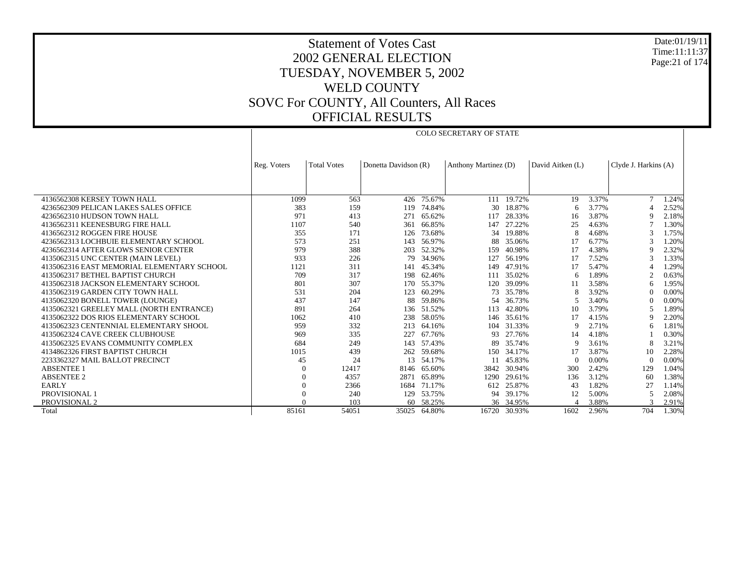# Statement of Votes Cast
## 2002 GENERAL ELECTION
## TUESDAY, NOVEMBER 5, 2002
## WELD COUNTY
## SOVC For COUNTY, All Counters, All Races
## OFFICIAL RESULTS

Date:01/19/11
Time:11:11:37

| | COLO SECRETARY OF STATE | | | | | | | | | |
|---|---|---|---|---|---|---|---|---|---|---|
| | Reg. Voters | Total Votes | Donetta Davidson (R) | | Anthony Martinez (D) | | David Aitken (L) | | Clyde J. Harkins (A) | |
| 4136562308 KERSEY TOWN HALL | 1099 | 563 | 426 | 75.67% | 111 | 19.72% | 19 | 3.37% | 7 | 1.24% |
| 4236562309 PELICAN LAKES SALES OFFICE | 383 | 159 | 119 | 74.84% | 30 | 18.87% | 6 | 3.77% | 4 | 2.52% |
| 4236562310 HUDSON TOWN HALL | 971 | 413 | 271 | 65.62% | 117 | 28.33% | 16 | 3.87% | 9 | 2.18% |
| 4136562311 KEENESBURG FIRE HALL | 1107 | 540 | 361 | 66.85% | 147 | 27.22% | 25 | 4.63% | 7 | 1.30% |
| 4136562312 ROGGEN FIRE HOUSE | 355 | 171 | 126 | 73.68% | 34 | 19.88% | 8 | 4.68% | 3 | 1.75% |
| 4236562313 LOCHBUIE ELEMENTARY SCHOOL | 573 | 251 | 143 | 56.97% | 88 | 35.06% | 17 | 6.77% | 3 | 1.20% |
| 4236562314 AFTER GLOWS SENIOR CENTER | 979 | 388 | 203 | 52.32% | 159 | 40.98% | 17 | 4.38% | 9 | 2.32% |
| 4135062315 UNC CENTER (MAIN LEVEL) | 933 | 226 | 79 | 34.96% | 127 | 56.19% | 17 | 7.52% | 3 | 1.33% |
| 4135062316 EAST MEMORIAL ELEMENTARY SCHOOL | 1121 | 311 | 141 | 45.34% | 149 | 47.91% | 17 | 5.47% | 4 | 1.29% |
| 4135062317 BETHEL BAPTIST CHURCH | 709 | 317 | 198 | 62.46% | 111 | 35.02% | 6 | 1.89% | 2 | 0.63% |
| 4135062318 JACKSON ELEMENTARY SCHOOL | 801 | 307 | 170 | 55.37% | 120 | 39.09% | 11 | 3.58% | 6 | 1.95% |
| 4135062319 GARDEN CITY TOWN HALL | 531 | 204 | 123 | 60.29% | 73 | 35.78% | 8 | 3.92% | 0 | 0.00% |
| 4135062320 BONELL TOWER (LOUNGE) | 437 | 147 | 88 | 59.86% | 54 | 36.73% | 5 | 3.40% | 0 | 0.00% |
| 4135062321 GREELEY MALL (NORTH ENTRANCE) | 891 | 264 | 136 | 51.52% | 113 | 42.80% | 10 | 3.79% | 5 | 1.89% |
| 4135062322 DOS RIOS ELEMENTARY SCHOOL | 1062 | 410 | 238 | 58.05% | 146 | 35.61% | 17 | 4.15% | 9 | 2.20% |
| 4135062323 CENTENNIAL ELEMENTARY SHOOL | 959 | 332 | 213 | 64.16% | 104 | 31.33% | 9 | 2.71% | 6 | 1.81% |
| 4135062324 CAVE CREEK CLUBHOUSE | 969 | 335 | 227 | 67.76% | 93 | 27.76% | 14 | 4.18% | 1 | 0.30% |
| 4135062325 EVANS COMMUNITY COMPLEX | 684 | 249 | 143 | 57.43% | 89 | 35.74% | 9 | 3.61% | 8 | 3.21% |
| 4134862326 FIRST BAPTIST CHURCH | 1015 | 439 | 262 | 59.68% | 150 | 34.17% | 17 | 3.87% | 10 | 2.28% |
| 2233362327 MAIL BALLOT PRECINCT | 45 | 24 | 13 | 54.17% | 11 | 45.83% | 0 | 0.00% | 0 | 0.00% |
| ABSENTEE 1 | 0 | 12417 | 8146 | 65.60% | 3842 | 30.94% | 300 | 2.42% | 129 | 1.04% |
| ABSENTEE 2 | 0 | 4357 | 2871 | 65.89% | 1290 | 29.61% | 136 | 3.12% | 60 | 1.38% |
| EARLY | 0 | 2366 | 1684 | 71.17% | 612 | 25.87% | 43 | 1.82% | 27 | 1.14% |
| PROVISIONAL 1 | 0 | 240 | 129 | 53.75% | 94 | 39.17% | 12 | 5.00% | 5 | 2.08% |
| PROVISIONAL 2 | 0 | 103 | 60 | 58.25% | 36 | 34.95% | 4 | 3.88% | 3 | 2.91% |
| Total | 85161 | 54051 | 35025 | 64.80% | 16720 | 30.93% | 1602 | 2.96% | 704 | 1.30% |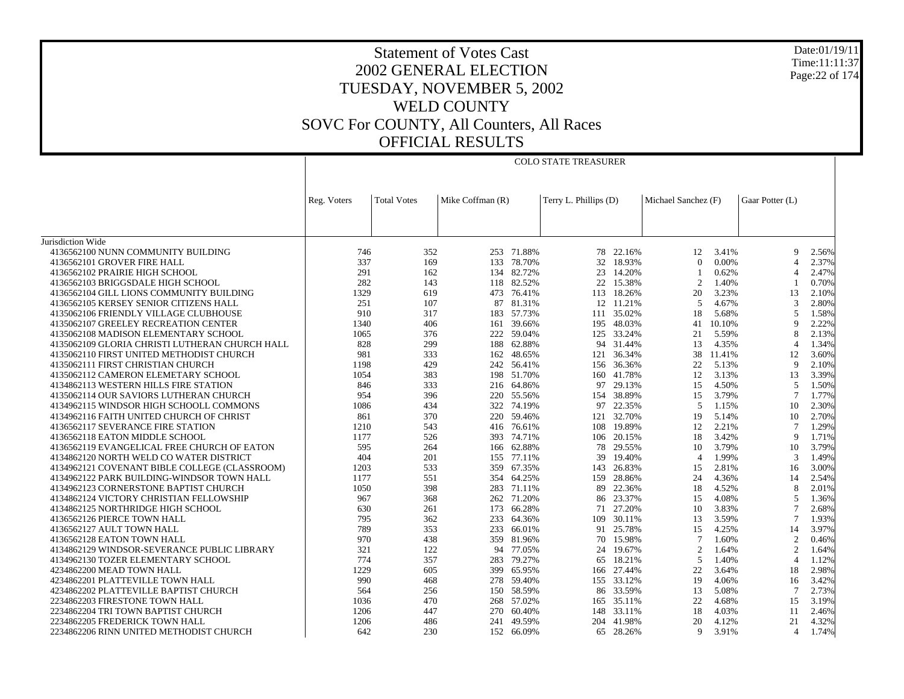# Statement of Votes Cast
## 2002 GENERAL ELECTION
## TUESDAY, NOVEMBER 5, 2002
## WELD COUNTY
## SOVC For COUNTY, All Counters, All Races
## OFFICIAL RESULTS

Date:01/19/11
Time:11:11:37

COLO STATE TREASURER

| | Reg. Voters | Total Votes | Mike Coffman (R) | | Terry L. Phillips (D) | | Michael Sanchez (F) | | Gaar Potter (L) | |
|---|---|---|---|---|---|---|---|---|---|---|
| Jurisdiction Wide | | | | | | | | | | |
| 4136562100 NUNN COMMUNITY BUILDING | 746 | 352 | 253 | 71.88% | 78 | 22.16% | 12 | 3.41% | 9 | 2.56% |
| 4136562101 GROVER FIRE HALL | 337 | 169 | 133 | 78.70% | 32 | 18.93% | 0 | 0.00% | 4 | 2.37% |
| 4136562102 PRAIRIE HIGH SCHOOL | 291 | 162 | 134 | 82.72% | 23 | 14.20% | 1 | 0.62% | 4 | 2.47% |
| 4136562103 BRIGGSDALE HIGH SCHOOL | 282 | 143 | 118 | 82.52% | 22 | 15.38% | 2 | 1.40% | 1 | 0.70% |
| 4136562104 GILL LIONS COMMUNITY BUILDING | 1329 | 619 | 473 | 76.41% | 113 | 18.26% | 20 | 3.23% | 13 | 2.10% |
| 4136562105 KERSEY SENIOR CITIZENS HALL | 251 | 107 | 87 | 81.31% | 12 | 11.21% | 5 | 4.67% | 3 | 2.80% |
| 4135062106 FRIENDLY VILLAGE CLUBHOUSE | 910 | 317 | 183 | 57.73% | 111 | 35.02% | 18 | 5.68% | 5 | 1.58% |
| 4135062107 GREELEY RECREATION CENTER | 1340 | 406 | 161 | 39.66% | 195 | 48.03% | 41 | 10.10% | 9 | 2.22% |
| 4135062108 MADISON ELEMENTARY SCHOOL | 1065 | 376 | 222 | 59.04% | 125 | 33.24% | 21 | 5.59% | 8 | 2.13% |
| 4135062109 GLORIA CHRISTI LUTHERAN CHURCH HALL | 828 | 299 | 188 | 62.88% | 94 | 31.44% | 13 | 4.35% | 4 | 1.34% |
| 4135062110 FIRST UNITED METHODIST CHURCH | 981 | 333 | 162 | 48.65% | 121 | 36.34% | 38 | 11.41% | 12 | 3.60% |
| 4135062111 FIRST CHRISTIAN CHURCH | 1198 | 429 | 242 | 56.41% | 156 | 36.36% | 22 | 5.13% | 9 | 2.10% |
| 4135062112 CAMERON ELEMETARY SCHOOL | 1054 | 383 | 198 | 51.70% | 160 | 41.78% | 12 | 3.13% | 13 | 3.39% |
| 4134862113 WESTERN HILLS FIRE STATION | 846 | 333 | 216 | 64.86% | 97 | 29.13% | 15 | 4.50% | 5 | 1.50% |
| 4135062114 OUR SAVIORS LUTHERAN CHURCH | 954 | 396 | 220 | 55.56% | 154 | 38.89% | 15 | 3.79% | 7 | 1.77% |
| 4134962115 WINDSOR HIGH SCHOOLL COMMONS | 1086 | 434 | 322 | 74.19% | 97 | 22.35% | 5 | 1.15% | 10 | 2.30% |
| 4134962116 FAITH UNITED CHURCH OF CHRIST | 861 | 370 | 220 | 59.46% | 121 | 32.70% | 19 | 5.14% | 10 | 2.70% |
| 4136562117 SEVERANCE FIRE STATION | 1210 | 543 | 416 | 76.61% | 108 | 19.89% | 12 | 2.21% | 7 | 1.29% |
| 4136562118 EATON MIDDLE SCHOOL | 1177 | 526 | 393 | 74.71% | 106 | 20.15% | 18 | 3.42% | 9 | 1.71% |
| 4136562119 EVANGELICAL FREE CHURCH OF EATON | 595 | 264 | 166 | 62.88% | 78 | 29.55% | 10 | 3.79% | 10 | 3.79% |
| 4134862120 NORTH WELD CO WATER DISTRICT | 404 | 201 | 155 | 77.11% | 39 | 19.40% | 4 | 1.99% | 3 | 1.49% |
| 4134962121 COVENANT BIBLE COLLEGE (CLASSROOM) | 1203 | 533 | 359 | 67.35% | 143 | 26.83% | 15 | 2.81% | 16 | 3.00% |
| 4134962122 PARK BUILDING-WINDSOR TOWN HALL | 1177 | 551 | 354 | 64.25% | 159 | 28.86% | 24 | 4.36% | 14 | 2.54% |
| 4134862123 CORNERSTONE BAPTIST CHURCH | 1050 | 398 | 283 | 71.11% | 89 | 22.36% | 18 | 4.52% | 8 | 2.01% |
| 4134862124 VICTORY CHRISTIAN FELLOWSHIP | 967 | 368 | 262 | 71.20% | 86 | 23.37% | 15 | 4.08% | 5 | 1.36% |
| 4134862125 NORTHRIDGE HIGH SCHOOL | 630 | 261 | 173 | 66.28% | 71 | 27.20% | 10 | 3.83% | 7 | 2.68% |
| 4136562126 PIERCE TOWN HALL | 795 | 362 | 233 | 64.36% | 109 | 30.11% | 13 | 3.59% | 7 | 1.93% |
| 4136562127 AULT TOWN HALL | 789 | 353 | 233 | 66.01% | 91 | 25.78% | 15 | 4.25% | 14 | 3.97% |
| 4136562128 EATON TOWN HALL | 970 | 438 | 359 | 81.96% | 70 | 15.98% | 7 | 1.60% | 2 | 0.46% |
| 4134862129 WINDSOR-SEVERANCE PUBLIC LIBRARY | 321 | 122 | 94 | 77.05% | 24 | 19.67% | 2 | 1.64% | 2 | 1.64% |
| 4134962130 TOZER ELEMENTARY SCHOOL | 774 | 357 | 283 | 79.27% | 65 | 18.21% | 5 | 1.40% | 4 | 1.12% |
| 4234862200 MEAD TOWN HALL | 1229 | 605 | 399 | 65.95% | 166 | 27.44% | 22 | 3.64% | 18 | 2.98% |
| 4234862201 PLATTEVILLE TOWN HALL | 990 | 468 | 278 | 59.40% | 155 | 33.12% | 19 | 4.06% | 16 | 3.42% |
| 4234862202 PLATTEVILLE BAPTIST CHURCH | 564 | 256 | 150 | 58.59% | 86 | 33.59% | 13 | 5.08% | 7 | 2.73% |
| 2234862203 FIRESTONE TOWN HALL | 1036 | 470 | 268 | 57.02% | 165 | 35.11% | 22 | 4.68% | 15 | 3.19% |
| 2234862204 TRI TOWN BAPTIST CHURCH | 1206 | 447 | 270 | 60.40% | 148 | 33.11% | 18 | 4.03% | 11 | 2.46% |
| 2234862205 FREDERICK TOWN HALL | 1206 | 486 | 241 | 49.59% | 204 | 41.98% | 20 | 4.12% | 21 | 4.32% |
| 2234862206 RINN UNITED METHODIST CHURCH | 642 | 230 | 152 | 66.09% | 65 | 28.26% | 9 | 3.91% | 4 | 1.74% |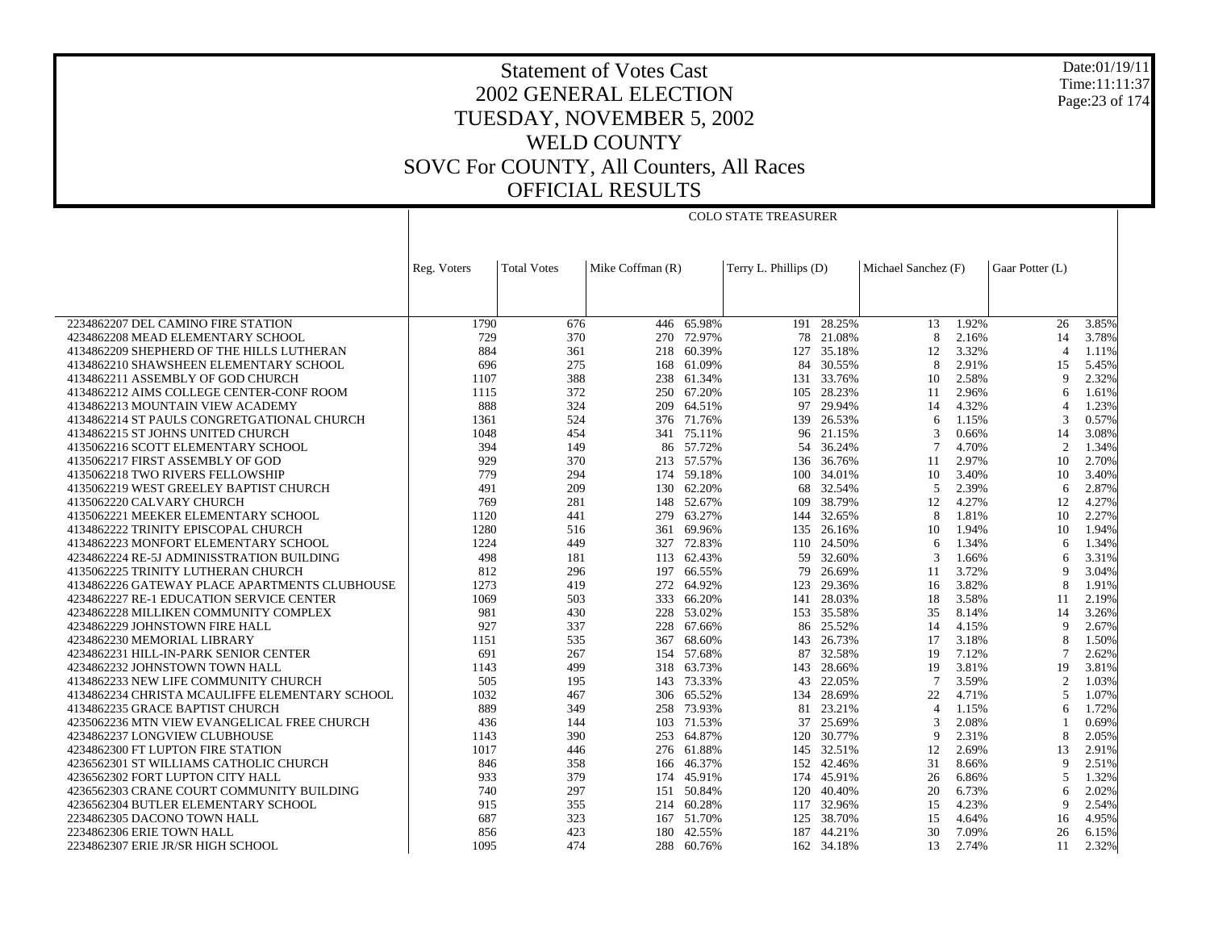# Statement of Votes Cast
## 2002 GENERAL ELECTION
## TUESDAY, NOVEMBER 5, 2002
## WELD COUNTY
## SOVC For COUNTY, All Counters, All Races
## OFFICIAL RESULTS

Date:01/19/11
Time:11:11:37

COLO STATE TREASURER

| | Reg. Voters | Total Votes | Mike Coffman (R) | | Terry L. Phillips (D) | | Michael Sanchez (F) | | Gaar Potter (L) | |
|---|---|---|---|---|---|---|---|---|---|---|
| 2234862207 DEL CAMINO FIRE STATION | 1790 | 676 | 446 | 65.98% | 191 | 28.25% | 13 | 1.92% | 26 | 3.85% |
| 4234862208 MEAD ELEMENTARY SCHOOL | 729 | 370 | 270 | 72.97% | 78 | 21.08% | 8 | 2.16% | 14 | 3.78% |
| 4134862209 SHEPHERD OF THE HILLS LUTHERAN | 884 | 361 | 218 | 60.39% | 127 | 35.18% | 12 | 3.32% | 4 | 1.11% |
| 4134862210 SHAWSHEEN ELEMENTARY SCHOOL | 696 | 275 | 168 | 61.09% | 84 | 30.55% | 8 | 2.91% | 15 | 5.45% |
| 4134862211 ASSEMBLY OF GOD CHURCH | 1107 | 388 | 238 | 61.34% | 131 | 33.76% | 10 | 2.58% | 9 | 2.32% |
| 4134862212 AIMS COLLEGE CENTER-CONF ROOM | 1115 | 372 | 250 | 67.20% | 105 | 28.23% | 11 | 2.96% | 6 | 1.61% |
| 4134862213 MOUNTAIN VIEW ACADEMY | 888 | 324 | 209 | 64.51% | 97 | 29.94% | 14 | 4.32% | 4 | 1.23% |
| 4134862214 ST PAULS CONGRETGATIONAL CHURCH | 1361 | 524 | 376 | 71.76% | 139 | 26.53% | 6 | 1.15% | 3 | 0.57% |
| 4134862215 ST JOHNS UNITED CHURCH | 1048 | 454 | 341 | 75.11% | 96 | 21.15% | 3 | 0.66% | 14 | 3.08% |
| 4135062216 SCOTT ELEMENTARY SCHOOL | 394 | 149 | 86 | 57.72% | 54 | 36.24% | 7 | 4.70% | 2 | 1.34% |
| 4135062217 FIRST ASSEMBLY OF GOD | 929 | 370 | 213 | 57.57% | 136 | 36.76% | 11 | 2.97% | 10 | 2.70% |
| 4135062218 TWO RIVERS FELLOWSHIP | 779 | 294 | 174 | 59.18% | 100 | 34.01% | 10 | 3.40% | 10 | 3.40% |
| 4135062219 WEST GREELEY BAPTIST CHURCH | 491 | 209 | 130 | 62.20% | 68 | 32.54% | 5 | 2.39% | 6 | 2.87% |
| 4135062220 CALVARY CHURCH | 769 | 281 | 148 | 52.67% | 109 | 38.79% | 12 | 4.27% | 12 | 4.27% |
| 4135062221 MEEKER ELEMENTARY SCHOOL | 1120 | 441 | 279 | 63.27% | 144 | 32.65% | 8 | 1.81% | 10 | 2.27% |
| 4134862222 TRINITY EPISCOPAL CHURCH | 1280 | 516 | 361 | 69.96% | 135 | 26.16% | 10 | 1.94% | 10 | 1.94% |
| 4134862223 MONFORT ELEMENTARY SCHOOL | 1224 | 449 | 327 | 72.83% | 110 | 24.50% | 6 | 1.34% | 6 | 1.34% |
| 4234862224 RE-5J ADMINISSTRATION BUILDING | 498 | 181 | 113 | 62.43% | 59 | 32.60% | 3 | 1.66% | 6 | 3.31% |
| 4135062225 TRINITY LUTHERAN CHURCH | 812 | 296 | 197 | 66.55% | 79 | 26.69% | 11 | 3.72% | 9 | 3.04% |
| 4134862226 GATEWAY PLACE APARTMENTS CLUBHOUSE | 1273 | 419 | 272 | 64.92% | 123 | 29.36% | 16 | 3.82% | 8 | 1.91% |
| 4234862227 RE-1 EDUCATION SERVICE CENTER | 1069 | 503 | 333 | 66.20% | 141 | 28.03% | 18 | 3.58% | 11 | 2.19% |
| 4234862228 MILLIKEN COMMUNITY COMPLEX | 981 | 430 | 228 | 53.02% | 153 | 35.58% | 35 | 8.14% | 14 | 3.26% |
| 4234862229 JOHNSTOWN FIRE HALL | 927 | 337 | 228 | 67.66% | 86 | 25.52% | 14 | 4.15% | 9 | 2.67% |
| 4234862230 MEMORIAL LIBRARY | 1151 | 535 | 367 | 68.60% | 143 | 26.73% | 17 | 3.18% | 8 | 1.50% |
| 4234862231 HILL-IN-PARK SENIOR CENTER | 691 | 267 | 154 | 57.68% | 87 | 32.58% | 19 | 7.12% | 7 | 2.62% |
| 4234862232 JOHNSTOWN TOWN HALL | 1143 | 499 | 318 | 63.73% | 143 | 28.66% | 19 | 3.81% | 19 | 3.81% |
| 4134862233 NEW LIFE COMMUNITY CHURCH | 505 | 195 | 143 | 73.33% | 43 | 22.05% | 7 | 3.59% | 2 | 1.03% |
| 4134862234 CHRISTA MCAULIFFE ELEMENTARY SCHOOL | 1032 | 467 | 306 | 65.52% | 134 | 28.69% | 22 | 4.71% | 5 | 1.07% |
| 4134862235 GRACE BAPTIST CHURCH | 889 | 349 | 258 | 73.93% | 81 | 23.21% | 4 | 1.15% | 6 | 1.72% |
| 4235062236 MTN VIEW EVANGELICAL FREE CHURCH | 436 | 144 | 103 | 71.53% | 37 | 25.69% | 3 | 2.08% | 1 | 0.69% |
| 4234862237 LONGVIEW CLUBHOUSE | 1143 | 390 | 253 | 64.87% | 120 | 30.77% | 9 | 2.31% | 8 | 2.05% |
| 4234862300 FT LUPTON FIRE STATION | 1017 | 446 | 276 | 61.88% | 145 | 32.51% | 12 | 2.69% | 13 | 2.91% |
| 4236562301 ST WILLIAMS CATHOLIC CHURCH | 846 | 358 | 166 | 46.37% | 152 | 42.46% | 31 | 8.66% | 9 | 2.51% |
| 4236562302 FORT LUPTON CITY HALL | 933 | 379 | 174 | 45.91% | 174 | 45.91% | 26 | 6.86% | 5 | 1.32% |
| 4236562303 CRANE COURT COMMUNITY BUILDING | 740 | 297 | 151 | 50.84% | 120 | 40.40% | 20 | 6.73% | 6 | 2.02% |
| 4236562304 BUTLER ELEMENTARY SCHOOL | 915 | 355 | 214 | 60.28% | 117 | 32.96% | 15 | 4.23% | 9 | 2.54% |
| 2234862305 DACONO TOWN HALL | 687 | 323 | 167 | 51.70% | 125 | 38.70% | 15 | 4.64% | 16 | 4.95% |
| 2234862306 ERIE TOWN HALL | 856 | 423 | 180 | 42.55% | 187 | 44.21% | 30 | 7.09% | 26 | 6.15% |
| 2234862307 ERIE JR/SR HIGH SCHOOL | 1095 | 474 | 288 | 60.76% | 162 | 34.18% | 13 | 2.74% | 11 | 2.32% |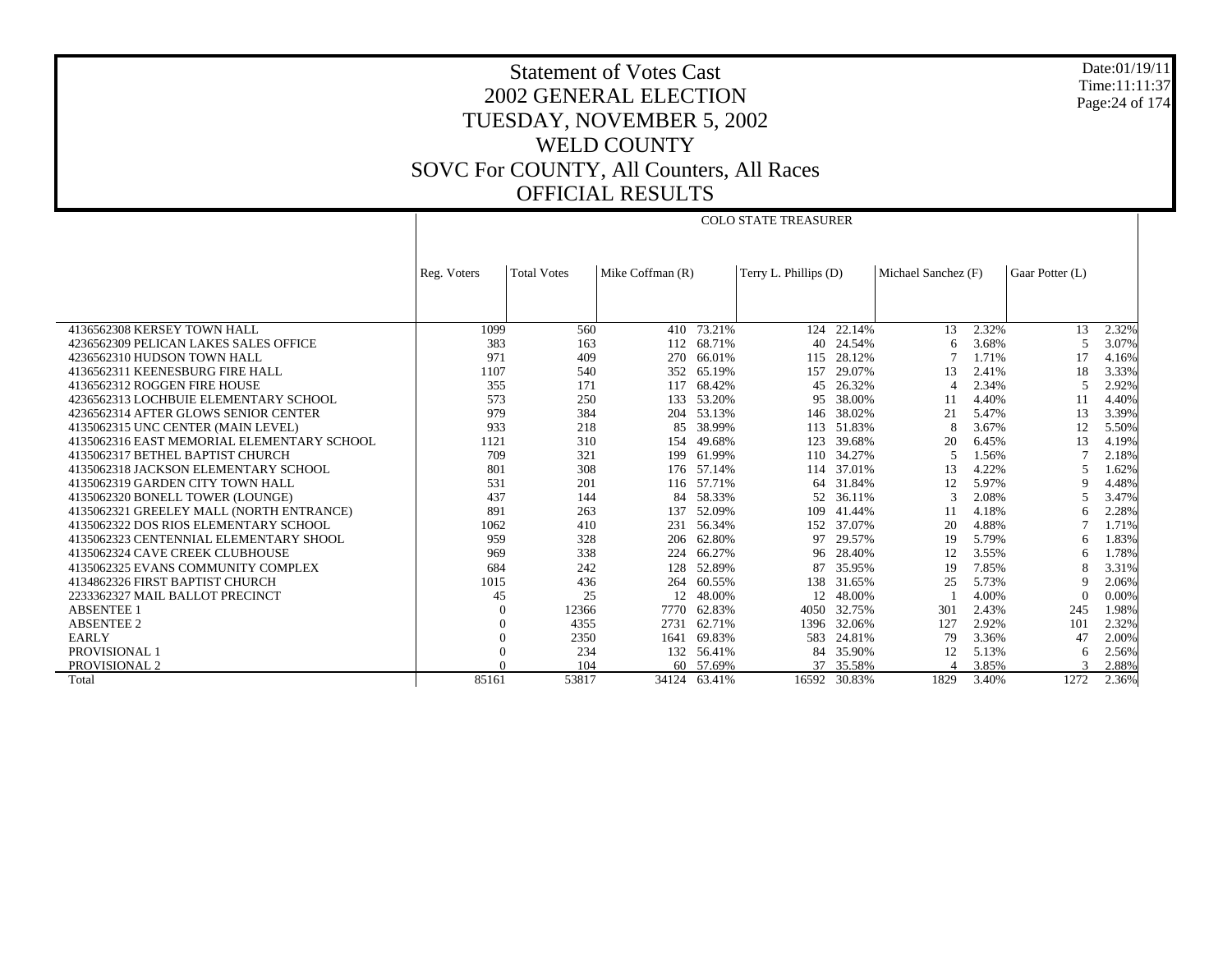# Statement of Votes Cast
## 2002 GENERAL ELECTION
## TUESDAY, NOVEMBER 5, 2002
## WELD COUNTY
## SOVC For COUNTY, All Counters, All Races
## OFFICIAL RESULTS

Date:01/19/11
Time:11:11:37

**COLO STATE TREASURER**

| | Reg. Voters | Total Votes | Mike Coffman (R) | | Terry L. Phillips (D) | | Michael Sanchez (F) | | Gaar Potter (L) | |
|---|---|---|---|---|---|---|---|---|---|---|
| 4136562308 KERSEY TOWN HALL | 1099 | 560 | 410 | 73.21% | 124 | 22.14% | 13 | 2.32% | 13 | 2.32% |
| 4236562309 PELICAN LAKES SALES OFFICE | 383 | 163 | 112 | 68.71% | 40 | 24.54% | 6 | 3.68% | 5 | 3.07% |
| 4236562310 HUDSON TOWN HALL | 971 | 409 | 270 | 66.01% | 115 | 28.12% | 7 | 1.71% | 17 | 4.16% |
| 4136562311 KEENESBURG FIRE HALL | 1107 | 540 | 352 | 65.19% | 157 | 29.07% | 13 | 2.41% | 18 | 3.33% |
| 4136562312 ROGGEN FIRE HOUSE | 355 | 171 | 117 | 68.42% | 45 | 26.32% | 4 | 2.34% | 5 | 2.92% |
| 4236562313 LOCHBUIE ELEMENTARY SCHOOL | 573 | 250 | 133 | 53.20% | 95 | 38.00% | 11 | 4.40% | 11 | 4.40% |
| 4236562314 AFTER GLOWS SENIOR CENTER | 979 | 384 | 204 | 53.13% | 146 | 38.02% | 21 | 5.47% | 13 | 3.39% |
| 4135062315 UNC CENTER (MAIN LEVEL) | 933 | 218 | 85 | 38.99% | 113 | 51.83% | 8 | 3.67% | 12 | 5.50% |
| 4135062316 EAST MEMORIAL ELEMENTARY SCHOOL | 1121 | 310 | 154 | 49.68% | 123 | 39.68% | 20 | 6.45% | 13 | 4.19% |
| 4135062317 BETHEL BAPTIST CHURCH | 709 | 321 | 199 | 61.99% | 110 | 34.27% | 5 | 1.56% | 7 | 2.18% |
| 4135062318 JACKSON ELEMENTARY SCHOOL | 801 | 308 | 176 | 57.14% | 114 | 37.01% | 13 | 4.22% | 5 | 1.62% |
| 4135062319 GARDEN CITY TOWN HALL | 531 | 201 | 116 | 57.71% | 64 | 31.84% | 12 | 5.97% | 9 | 4.48% |
| 4135062320 BONELL TOWER (LOUNGE) | 437 | 144 | 84 | 58.33% | 52 | 36.11% | 3 | 2.08% | 5 | 3.47% |
| 4135062321 GREELEY MALL (NORTH ENTRANCE) | 891 | 263 | 137 | 52.09% | 109 | 41.44% | 11 | 4.18% | 6 | 2.28% |
| 4135062322 DOS RIOS ELEMENTARY SCHOOL | 1062 | 410 | 231 | 56.34% | 152 | 37.07% | 20 | 4.88% | 7 | 1.71% |
| 4135062323 CENTENNIAL ELEMENTARY SHOOL | 959 | 328 | 206 | 62.80% | 97 | 29.57% | 19 | 5.79% | 6 | 1.83% |
| 4135062324 CAVE CREEK CLUBHOUSE | 969 | 338 | 224 | 66.27% | 96 | 28.40% | 12 | 3.55% | 6 | 1.78% |
| 4135062325 EVANS COMMUNITY COMPLEX | 684 | 242 | 128 | 52.89% | 87 | 35.95% | 19 | 7.85% | 8 | 3.31% |
| 4134862326 FIRST BAPTIST CHURCH | 1015 | 436 | 264 | 60.55% | 138 | 31.65% | 25 | 5.73% | 9 | 2.06% |
| 2233362327 MAIL BALLOT PRECINCT | 45 | 25 | 12 | 48.00% | 12 | 48.00% | 1 | 4.00% | 0 | 0.00% |
| ABSENTEE 1 | 0 | 12366 | 7770 | 62.83% | 4050 | 32.75% | 301 | 2.43% | 245 | 1.98% |
| ABSENTEE 2 | 0 | 4355 | 2731 | 62.71% | 1396 | 32.06% | 127 | 2.92% | 101 | 2.32% |
| EARLY | 0 | 2350 | 1641 | 69.83% | 583 | 24.81% | 79 | 3.36% | 47 | 2.00% |
| PROVISIONAL 1 | 0 | 234 | 132 | 56.41% | 84 | 35.90% | 12 | 5.13% | 6 | 2.56% |
| PROVISIONAL 2 | 0 | 104 | 60 | 57.69% | 37 | 35.58% | 4 | 3.85% | 3 | 2.88% |
| Total | 85161 | 53817 | 34124 | 63.41% | 16592 | 30.83% | 1829 | 3.40% | 1272 | 2.36% |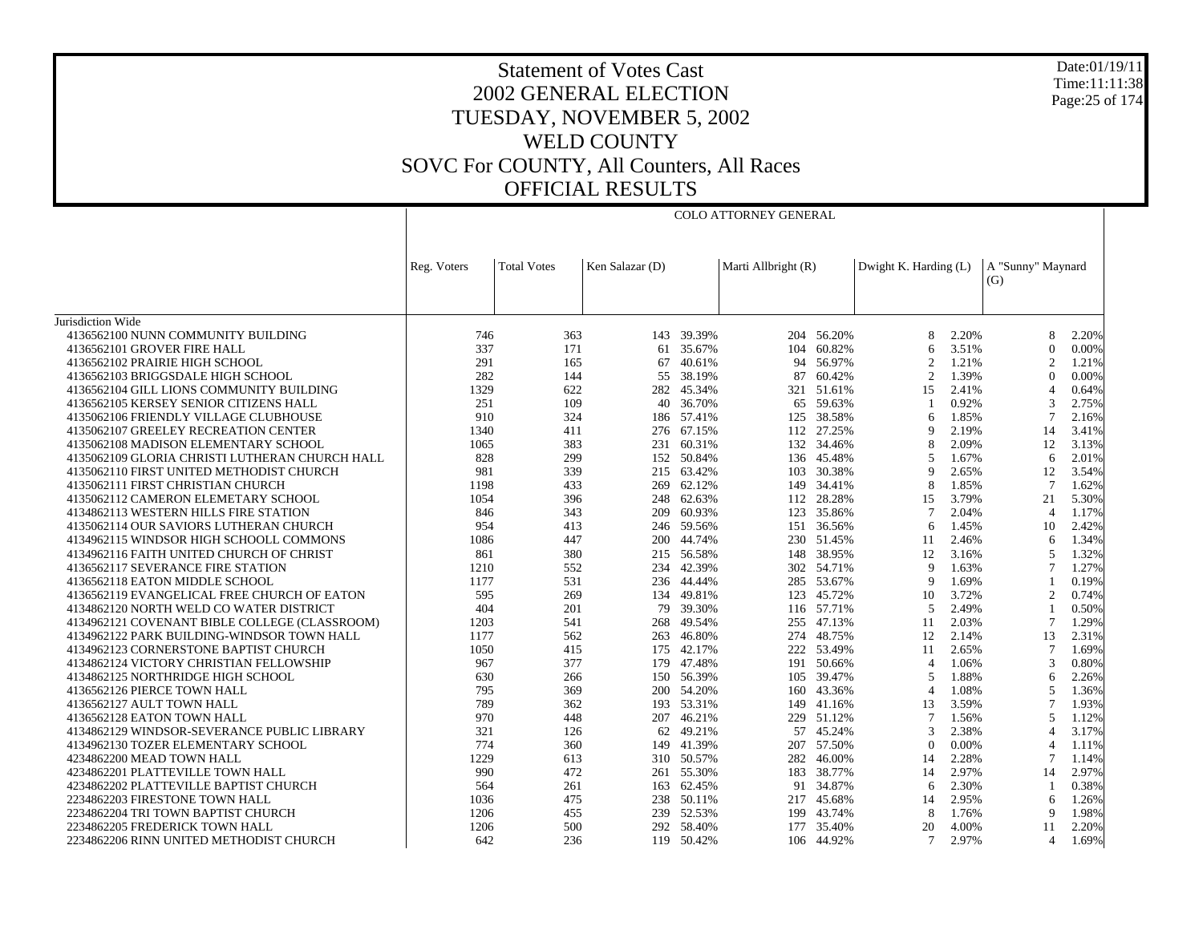# Statement of Votes Cast
# 2002 GENERAL ELECTION
# TUESDAY, NOVEMBER 5, 2002
# WELD COUNTY
# SOVC For COUNTY, All Counters, All Races
# OFFICIAL RESULTS

Date:01/19/11
Time:11:11:38

| | | | COLO ATTORNEY GENERAL | | | | | | | |
|---|---|---|---|---|---|---|---|---|---|---|
| | Reg. Voters | Total Votes | Ken Salazar (D) | | Marti Allbright (R) | | Dwight K. Harding (L) | | A "Sunny" Maynard (G) | |
| Jurisdiction Wide | | | | | | | | | | |
| 4136562100 NUNN COMMUNITY BUILDING | 746 | 363 | 143 | 39.39% | 204 | 56.20% | 8 | 2.20% | 8 | 2.20% |
| 4136562101 GROVER FIRE HALL | 337 | 171 | 61 | 35.67% | 104 | 60.82% | 6 | 3.51% | 0 | 0.00% |
| 4136562102 PRAIRIE HIGH SCHOOL | 291 | 165 | 67 | 40.61% | 94 | 56.97% | 2 | 1.21% | 2 | 1.21% |
| 4136562103 BRIGGSDALE HIGH SCHOOL | 282 | 144 | 55 | 38.19% | 87 | 60.42% | 2 | 1.39% | 0 | 0.00% |
| 4136562104 GILL LIONS COMMUNITY BUILDING | 1329 | 622 | 282 | 45.34% | 321 | 51.61% | 15 | 2.41% | 4 | 0.64% |
| 4136562105 KERSEY SENIOR CITIZENS HALL | 251 | 109 | 40 | 36.70% | 65 | 59.63% | 1 | 0.92% | 3 | 2.75% |
| 4135062106 FRIENDLY VILLAGE CLUBHOUSE | 910 | 324 | 186 | 57.41% | 125 | 38.58% | 6 | 1.85% | 7 | 2.16% |
| 4135062107 GREELEY RECREATION CENTER | 1340 | 411 | 276 | 67.15% | 112 | 27.25% | 9 | 2.19% | 14 | 3.41% |
| 4135062108 MADISON ELEMENTARY SCHOOL | 1065 | 383 | 231 | 60.31% | 132 | 34.46% | 8 | 2.09% | 12 | 3.13% |
| 4135062109 GLORIA CHRISTI LUTHERAN CHURCH HALL | 828 | 299 | 152 | 50.84% | 136 | 45.48% | 5 | 1.67% | 6 | 2.01% |
| 4135062110 FIRST UNITED METHODIST CHURCH | 981 | 339 | 215 | 63.42% | 103 | 30.38% | 9 | 2.65% | 12 | 3.54% |
| 4135062111 FIRST CHRISTIAN CHURCH | 1198 | 433 | 269 | 62.12% | 149 | 34.41% | 8 | 1.85% | 7 | 1.62% |
| 4135062112 CAMERON ELEMETARY SCHOOL | 1054 | 396 | 248 | 62.63% | 112 | 28.28% | 15 | 3.79% | 21 | 5.30% |
| 4134862113 WESTERN HILLS FIRE STATION | 846 | 343 | 209 | 60.93% | 123 | 35.86% | 7 | 2.04% | 4 | 1.17% |
| 4135062114 OUR SAVIORS LUTHERAN CHURCH | 954 | 413 | 246 | 59.56% | 151 | 36.56% | 6 | 1.45% | 10 | 2.42% |
| 4134962115 WINDSOR HIGH SCHOOLL COMMONS | 1086 | 447 | 200 | 44.74% | 230 | 51.45% | 11 | 2.46% | 6 | 1.34% |
| 4134962116 FAITH UNITED CHURCH OF CHRIST | 861 | 380 | 215 | 56.58% | 148 | 38.95% | 12 | 3.16% | 5 | 1.32% |
| 4136562117 SEVERANCE FIRE STATION | 1210 | 552 | 234 | 42.39% | 302 | 54.71% | 9 | 1.63% | 7 | 1.27% |
| 4136562118 EATON MIDDLE SCHOOL | 1177 | 531 | 236 | 44.44% | 285 | 53.67% | 9 | 1.69% | 1 | 0.19% |
| 4136562119 EVANGELICAL FREE CHURCH OF EATON | 595 | 269 | 134 | 49.81% | 123 | 45.72% | 10 | 3.72% | 2 | 0.74% |
| 4134862120 NORTH WELD CO WATER DISTRICT | 404 | 201 | 79 | 39.30% | 116 | 57.71% | 5 | 2.49% | 1 | 0.50% |
| 4134962121 COVENANT BIBLE COLLEGE (CLASSROOM) | 1203 | 541 | 268 | 49.54% | 255 | 47.13% | 11 | 2.03% | 7 | 1.29% |
| 4134962122 PARK BUILDING-WINDSOR TOWN HALL | 1177 | 562 | 263 | 46.80% | 274 | 48.75% | 12 | 2.14% | 13 | 2.31% |
| 4134962123 CORNERSTONE BAPTIST CHURCH | 1050 | 415 | 175 | 42.17% | 222 | 53.49% | 11 | 2.65% | 7 | 1.69% |
| 4134862124 VICTORY CHRISTIAN FELLOWSHIP | 967 | 377 | 179 | 47.48% | 191 | 50.66% | 4 | 1.06% | 3 | 0.80% |
| 4134862125 NORTHRIDGE HIGH SCHOOL | 630 | 266 | 150 | 56.39% | 105 | 39.47% | 5 | 1.88% | 6 | 2.26% |
| 4136562126 PIERCE TOWN HALL | 795 | 369 | 200 | 54.20% | 160 | 43.36% | 4 | 1.08% | 5 | 1.36% |
| 4136562127 AULT TOWN HALL | 789 | 362 | 193 | 53.31% | 149 | 41.16% | 13 | 3.59% | 7 | 1.93% |
| 4136562128 EATON TOWN HALL | 970 | 448 | 207 | 46.21% | 229 | 51.12% | 7 | 1.56% | 5 | 1.12% |
| 4134962129 WINDSOR-SEVERANCE PUBLIC LIBRARY | 321 | 126 | 62 | 49.21% | 57 | 45.24% | 3 | 2.38% | 4 | 3.17% |
| 4134962130 TOZER ELEMENTARY SCHOOL | 774 | 360 | 149 | 41.39% | 207 | 57.50% | 0 | 0.00% | 4 | 1.11% |
| 4234862200 MEAD TOWN HALL | 1229 | 613 | 310 | 50.57% | 282 | 46.00% | 14 | 2.28% | 7 | 1.14% |
| 4234862201 PLATTEVILLE TOWN HALL | 990 | 472 | 261 | 55.30% | 183 | 38.77% | 14 | 2.97% | 14 | 2.97% |
| 4234862202 PLATTEVILLE BAPTIST CHURCH | 564 | 261 | 163 | 62.45% | 91 | 34.87% | 6 | 2.30% | 1 | 0.38% |
| 2234862203 FIRESTONE TOWN HALL | 1036 | 475 | 238 | 50.11% | 217 | 45.68% | 14 | 2.95% | 6 | 1.26% |
| 2234862204 TRI TOWN BAPTIST CHURCH | 1206 | 455 | 239 | 52.53% | 199 | 43.74% | 8 | 1.76% | 9 | 1.98% |
| 2234862205 FREDERICK TOWN HALL | 1206 | 500 | 292 | 58.40% | 177 | 35.40% | 20 | 4.00% | 11 | 2.20% |
| 2234862206 RINN UNITED METHODIST CHURCH | 642 | 236 | 119 | 50.42% | 106 | 44.92% | 7 | 2.97% | 4 | 1.69% |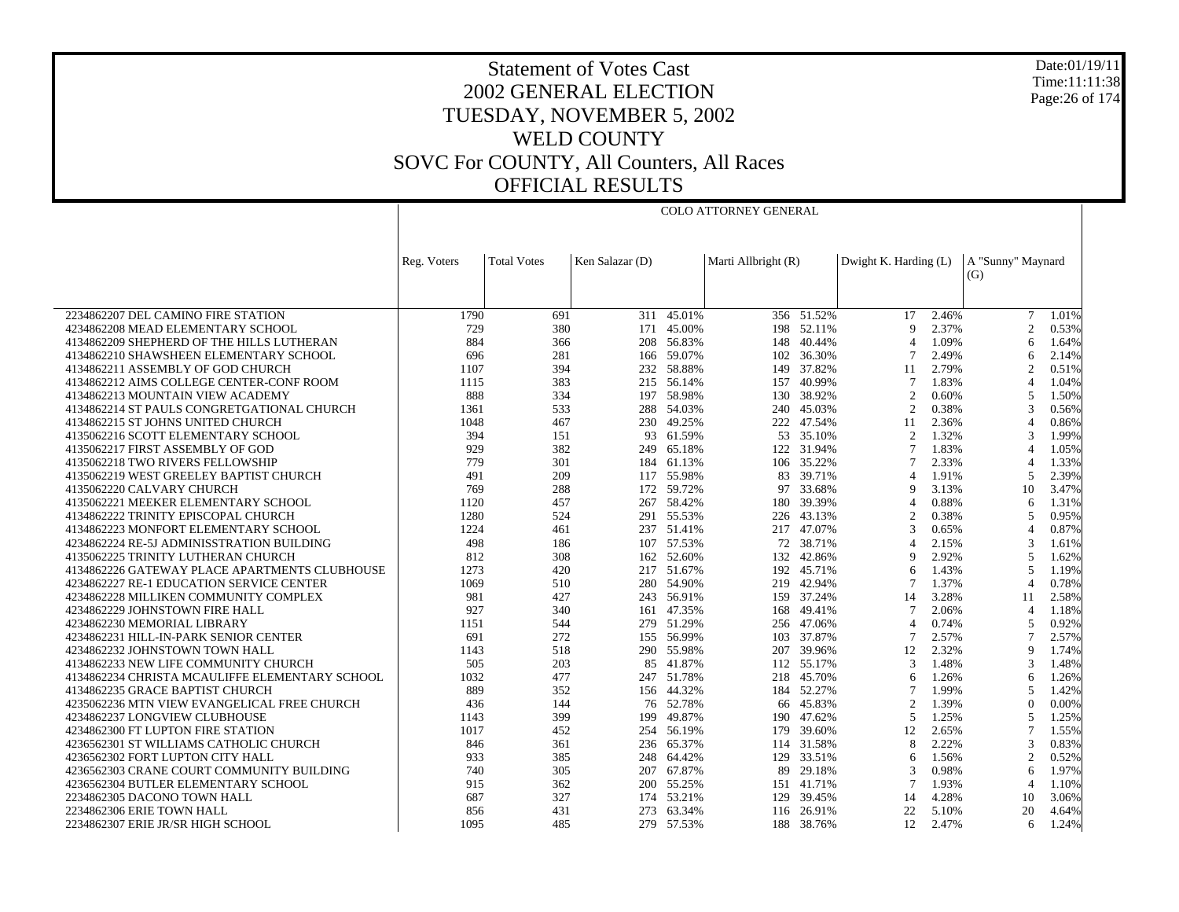# Statement of Votes Cast
## 2002 GENERAL ELECTION
## TUESDAY, NOVEMBER 5, 2002
## WELD COUNTY
## SOVC For COUNTY, All Counters, All Races
## OFFICIAL RESULTS

Date:01/19/11
Time:11:11:38

| | COLO ATTORNEY GENERAL | | | | | | | | | | |
|---|---|---|---|---|---|---|---|---|---|---|---|
| | Reg. Voters | Total Votes | Ken Salazar (D) | | Marti Allbright (R) | | Dwight K. Harding (L) | | A "Sunny" Maynard (G) | | |
| 2234862207 DEL CAMINO FIRE STATION | 1790 | 691 | 311 | 45.01% | 356 | 51.52% | 17 | 2.46% | 7 | 1.01% | |
| 4234862208 MEAD ELEMENTARY SCHOOL | 729 | 380 | 171 | 45.00% | 198 | 52.11% | 9 | 2.37% | 2 | 0.53% | |
| 4134862209 SHEPHERD OF THE HILLS LUTHERAN | 884 | 366 | 208 | 56.83% | 148 | 40.44% | 4 | 1.09% | 6 | 1.64% | |
| 4134862210 SHAWSHEEN ELEMENTARY SCHOOL | 696 | 281 | 166 | 59.07% | 102 | 36.30% | 7 | 2.49% | 6 | 2.14% | |
| 4134862211 ASSEMBLY OF GOD CHURCH | 1107 | 394 | 232 | 58.88% | 149 | 37.82% | 11 | 2.79% | 2 | 0.51% | |
| 4134862212 AIMS COLLEGE CENTER-CONF ROOM | 1115 | 383 | 215 | 56.14% | 157 | 40.99% | 7 | 1.83% | 4 | 1.04% | |
| 4134862213 MOUNTAIN VIEW ACADEMY | 888 | 334 | 197 | 58.98% | 130 | 38.92% | 2 | 0.60% | 5 | 1.50% | |
| 4134862214 ST PAULS CONGRETGATIONAL CHURCH | 1361 | 533 | 288 | 54.03% | 240 | 45.03% | 2 | 0.38% | 3 | 0.56% | |
| 4134862215 ST JOHNS UNITED CHURCH | 1048 | 467 | 230 | 49.25% | 222 | 47.54% | 11 | 2.36% | 4 | 0.86% | |
| 4135062216 SCOTT ELEMENTARY SCHOOL | 394 | 151 | 93 | 61.59% | 53 | 35.10% | 2 | 1.32% | 3 | 1.99% | |
| 4135062217 FIRST ASSEMBLY OF GOD | 929 | 382 | 249 | 65.18% | 122 | 31.94% | 7 | 1.83% | 4 | 1.05% | |
| 4135062218 TWO RIVERS FELLOWSHIP | 779 | 301 | 184 | 61.13% | 106 | 35.22% | 7 | 2.33% | 4 | 1.33% | |
| 4135062219 WEST GREELEY BAPTIST CHURCH | 491 | 209 | 117 | 55.98% | 83 | 39.71% | 4 | 1.91% | 5 | 2.39% | |
| 4135062220 CALVARY CHURCH | 769 | 288 | 172 | 59.72% | 97 | 33.68% | 9 | 3.13% | 10 | 3.47% | |
| 4135062221 MEEKER ELEMENTARY SCHOOL | 1120 | 457 | 267 | 58.42% | 180 | 39.39% | 4 | 0.88% | 6 | 1.31% | |
| 4134862222 TRINITY EPISCOPAL CHURCH | 1280 | 524 | 291 | 55.53% | 226 | 43.13% | 2 | 0.38% | 5 | 0.95% | |
| 4134862223 MONFORT ELEMENTARY SCHOOL | 1224 | 461 | 237 | 51.41% | 217 | 47.07% | 3 | 0.65% | 4 | 0.87% | |
| 4234862224 RE-5J ADMINISSTRATION BUILDING | 498 | 186 | 107 | 57.53% | 72 | 38.71% | 4 | 2.15% | 3 | 1.61% | |
| 4135062225 TRINITY LUTHERAN CHURCH | 812 | 308 | 162 | 52.60% | 132 | 42.86% | 9 | 2.92% | 5 | 1.62% | |
| 4134862226 GATEWAY PLACE APARTMENTS CLUBHOUSE | 1273 | 420 | 217 | 51.67% | 192 | 45.71% | 6 | 1.43% | 5 | 1.19% | |
| 4234862227 RE-1 EDUCATION SERVICE CENTER | 1069 | 510 | 280 | 54.90% | 219 | 42.94% | 7 | 1.37% | 4 | 0.78% | |
| 4234862228 MILLIKEN COMMUNITY COMPLEX | 981 | 427 | 243 | 56.91% | 159 | 37.24% | 14 | 3.28% | 11 | 2.58% | |
| 4234862229 JOHNSTOWN FIRE HALL | 927 | 340 | 161 | 47.35% | 168 | 49.41% | 7 | 2.06% | 4 | 1.18% | |
| 4234862230 MEMORIAL LIBRARY | 1151 | 544 | 279 | 51.29% | 256 | 47.06% | 4 | 0.74% | 5 | 0.92% | |
| 4234862231 HILL-IN-PARK SENIOR CENTER | 691 | 272 | 155 | 56.99% | 103 | 37.87% | 7 | 2.57% | 7 | 2.57% | |
| 4234862232 JOHNSTOWN TOWN HALL | 1143 | 518 | 290 | 55.98% | 207 | 39.96% | 12 | 2.32% | 9 | 1.74% | |
| 4134862233 NEW LIFE COMMUNITY CHURCH | 505 | 203 | 85 | 41.87% | 112 | 55.17% | 3 | 1.48% | 3 | 1.48% | |
| 4134862234 CHRISTA MCAULIFFE ELEMENTARY SCHOOL | 1032 | 477 | 247 | 51.78% | 218 | 45.70% | 6 | 1.26% | 6 | 1.26% | |
| 4134862235 GRACE BAPTIST CHURCH | 889 | 352 | 156 | 44.32% | 184 | 52.27% | 7 | 1.99% | 5 | 1.42% | |
| 4235062236 MTN VIEW EVANGELICAL FREE CHURCH | 436 | 144 | 76 | 52.78% | 66 | 45.83% | 2 | 1.39% | 0 | 0.00% | |
| 4234862237 LONGVIEW CLUBHOUSE | 1143 | 399 | 199 | 49.87% | 190 | 47.62% | 5 | 1.25% | 5 | 1.25% | |
| 4234862300 FT LUPTON FIRE STATION | 1017 | 452 | 254 | 56.19% | 179 | 39.60% | 12 | 2.65% | 7 | 1.55% | |
| 4236562301 ST WILLIAMS CATHOLIC CHURCH | 846 | 361 | 236 | 65.37% | 114 | 31.58% | 8 | 2.22% | 3 | 0.83% | |
| 4236562302 FORT LUPTON CITY HALL | 933 | 385 | 248 | 64.42% | 129 | 33.51% | 6 | 1.56% | 2 | 0.52% | |
| 4236562303 CRANE COURT COMMUNITY BUILDING | 740 | 305 | 207 | 67.87% | 89 | 29.18% | 3 | 0.98% | 6 | 1.97% | |
| 4236562304 BUTLER ELEMENTARY SCHOOL | 915 | 362 | 200 | 55.25% | 151 | 41.71% | 7 | 1.93% | 4 | 1.10% | |
| 2234862305 DACONO TOWN HALL | 687 | 327 | 174 | 53.21% | 129 | 39.45% | 14 | 4.28% | 10 | 3.06% | |
| 2234862306 ERIE TOWN HALL | 856 | 431 | 273 | 63.34% | 116 | 26.91% | 22 | 5.10% | 20 | 4.64% | |
| 2234862307 ERIE JR/SR HIGH SCHOOL | 1095 | 485 | 279 | 57.53% | 188 | 38.76% | 12 | 2.47% | 6 | 1.24% | |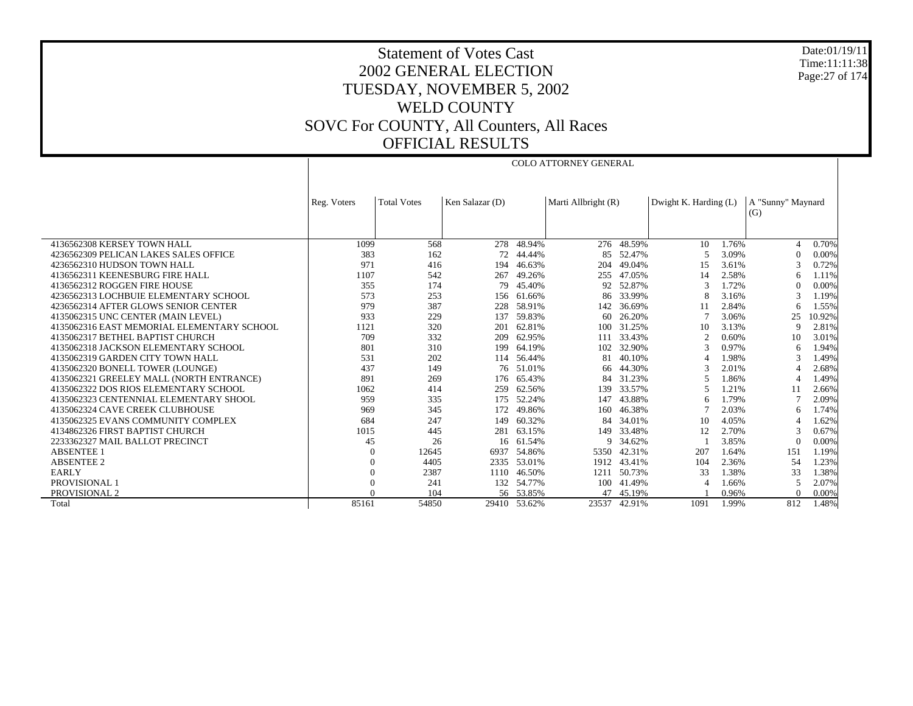# Statement of Votes Cast
## 2002 GENERAL ELECTION
## TUESDAY, NOVEMBER 5, 2002
## WELD COUNTY
## SOVC For COUNTY, All Counters, All Races
## OFFICIAL RESULTS

Date:01/19/11
Time:11:11:38

| | COLO ATTORNEY GENERAL | | | | | | | | | |
|---|---|---|---|---|---|---|---|---|---|---|
| | Reg. Voters | Total Votes | Ken Salazar (D) | | Marti Allbright (R) | | Dwight K. Harding (L) | | A "Sunny" Maynard (G) | |
| 4136562308 KERSEY TOWN HALL | 1099 | 568 | 278 | 48.94% | 276 | 48.59% | 10 | 1.76% | 4 | 0.70% |
| 4236562309 PELICAN LAKES SALES OFFICE | 383 | 162 | 72 | 44.44% | 85 | 52.47% | 5 | 3.09% | 0 | 0.00% |
| 4236562310 HUDSON TOWN HALL | 971 | 416 | 194 | 46.63% | 204 | 49.04% | 15 | 3.61% | 3 | 0.72% |
| 4136562311 KEENESBURG FIRE HALL | 1107 | 542 | 267 | 49.26% | 255 | 47.05% | 14 | 2.58% | 6 | 1.11% |
| 4136562312 ROGGEN FIRE HOUSE | 355 | 174 | 79 | 45.40% | 92 | 52.87% | 3 | 1.72% | 0 | 0.00% |
| 4236562313 LOCHBUIE ELEMENTARY SCHOOL | 573 | 253 | 156 | 61.66% | 86 | 33.99% | 8 | 3.16% | 3 | 1.19% |
| 4236562314 AFTER GLOWS SENIOR CENTER | 979 | 387 | 228 | 58.91% | 142 | 36.69% | 11 | 2.84% | 6 | 1.55% |
| 4135062315 UNC CENTER (MAIN LEVEL) | 933 | 229 | 137 | 59.83% | 60 | 26.20% | 7 | 3.06% | 25 | 10.92% |
| 4135062316 EAST MEMORIAL ELEMENTARY SCHOOL | 1121 | 320 | 201 | 62.81% | 100 | 31.25% | 10 | 3.13% | 9 | 2.81% |
| 4135062317 BETHEL BAPTIST CHURCH | 709 | 332 | 209 | 62.95% | 111 | 33.43% | 2 | 0.60% | 10 | 3.01% |
| 4135062318 JACKSON ELEMENTARY SCHOOL | 801 | 310 | 199 | 64.19% | 102 | 32.90% | 3 | 0.97% | 6 | 1.94% |
| 4135062319 GARDEN CITY TOWN HALL | 531 | 202 | 114 | 56.44% | 81 | 40.10% | 4 | 1.98% | 3 | 1.49% |
| 4135062320 BONELL TOWER (LOUNGE) | 437 | 149 | 76 | 51.01% | 66 | 44.30% | 3 | 2.01% | 4 | 2.68% |
| 4135062321 GREELEY MALL (NORTH ENTRANCE) | 891 | 269 | 176 | 65.43% | 84 | 31.23% | 5 | 1.86% | 4 | 1.49% |
| 4135062322 DOS RIOS ELEMENTARY SCHOOL | 1062 | 414 | 259 | 62.56% | 139 | 33.57% | 5 | 1.21% | 11 | 2.66% |
| 4135062323 CENTENNIAL ELEMENTARY SHOOL | 959 | 335 | 175 | 52.24% | 147 | 43.88% | 6 | 1.79% | 7 | 2.09% |
| 4135062324 CAVE CREEK CLUBHOUSE | 969 | 345 | 172 | 49.86% | 160 | 46.38% | 7 | 2.03% | 6 | 1.74% |
| 4135062325 EVANS COMMUNITY COMPLEX | 684 | 247 | 149 | 60.32% | 84 | 34.01% | 10 | 4.05% | 4 | 1.62% |
| 4134862326 FIRST BAPTIST CHURCH | 1015 | 445 | 281 | 63.15% | 149 | 33.48% | 12 | 2.70% | 3 | 0.67% |
| 2233362327 MAIL BALLOT PRECINCT | 45 | 26 | 16 | 61.54% | 9 | 34.62% | 1 | 3.85% | 0 | 0.00% |
| ABSENTEE 1 | 0 | 12645 | 6937 | 54.86% | 5350 | 42.31% | 207 | 1.64% | 151 | 1.19% |
| ABSENTEE 2 | 0 | 4405 | 2335 | 53.01% | 1912 | 43.41% | 104 | 2.36% | 54 | 1.23% |
| EARLY | 0 | 2387 | 1110 | 46.50% | 1211 | 50.73% | 33 | 1.38% | 33 | 1.38% |
| PROVISIONAL 1 | 0 | 241 | 132 | 54.77% | 100 | 41.49% | 4 | 1.66% | 5 | 2.07% |
| PROVISIONAL 2 | 0 | 104 | 56 | 53.85% | 47 | 45.19% | 1 | 0.96% | 0 | 0.00% |
| Total | 85161 | 54850 | 29410 | 53.62% | 23537 | 42.91% | 1091 | 1.99% | 812 | 1.48% |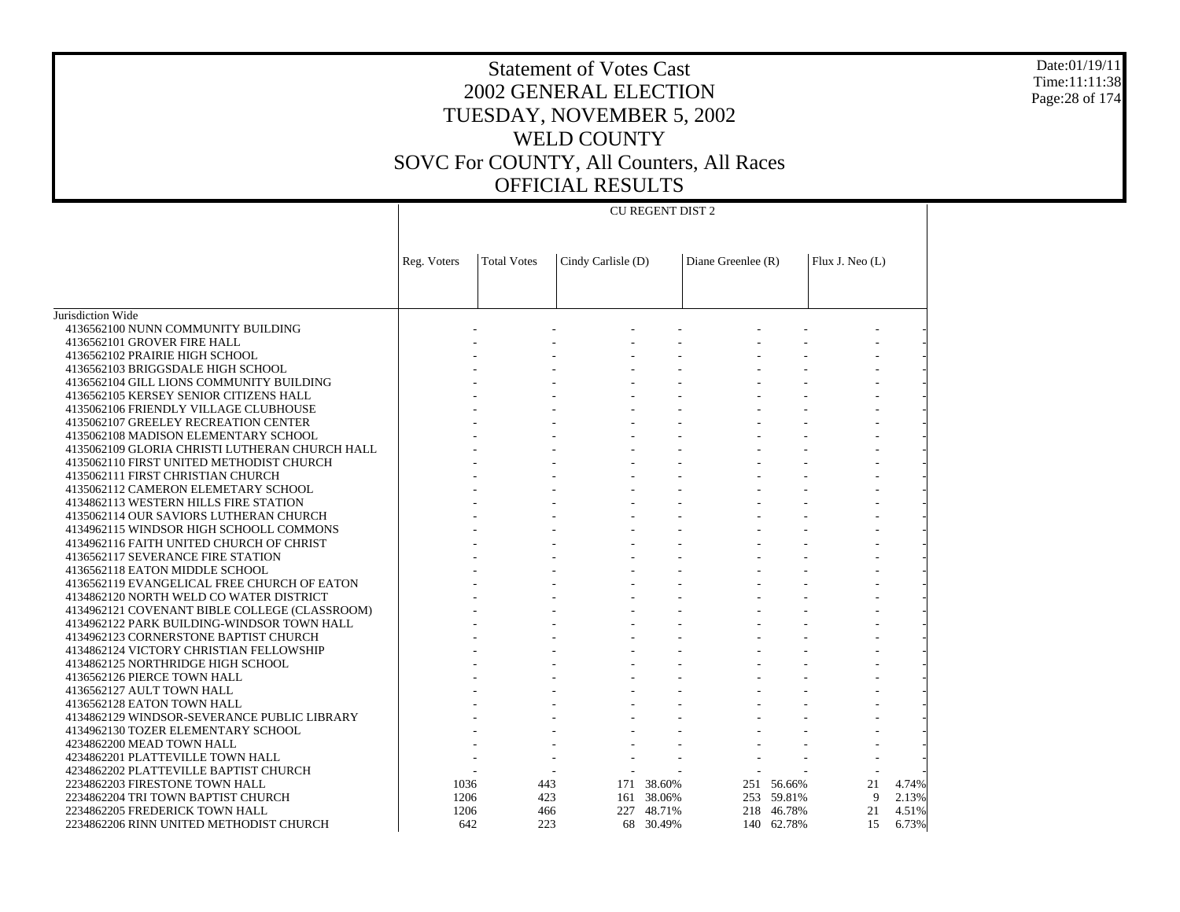# Statement of Votes Cast
## 2002 GENERAL ELECTION
## TUESDAY, NOVEMBER 5, 2002
## WELD COUNTY
## SOVC For COUNTY, All Counters, All Races
## OFFICIAL RESULTS

Date:01/19/11
Time:11:11:38

| | CU REGENT DIST 2 | | | | | | | |
|---|---|---|---|---|---|---|---|---|
| | Reg. Voters | Total Votes | Cindy Carlisle (D) | | Diane Greenlee (R) | | Flux J. Neo (L) | |
| Jurisdiction Wide | | | | | | | | |
| 4136562100 NUNN COMMUNITY BUILDING | - | - | - | - | - | - | - | - |
| 4136562101 GROVER FIRE HALL | - | - | - | - | - | - | - | - |
| 4136562102 PRAIRIE HIGH SCHOOL | - | - | - | - | - | - | - | - |
| 4136562103 BRIGGSDALE HIGH SCHOOL | - | - | - | - | - | - | - | - |
| 4136562104 GILL LIONS COMMUNITY BUILDING | - | - | - | - | - | - | - | - |
| 4136562105 KERSEY SENIOR CITIZENS HALL | - | - | - | - | - | - | - | - |
| 4135062106 FRIENDLY VILLAGE CLUBHOUSE | - | - | - | - | - | - | - | - |
| 4135062107 GREELEY RECREATION CENTER | - | - | - | - | - | - | - | - |
| 4135062108 MADISON ELEMENTARY SCHOOL | - | - | - | - | - | - | - | - |
| 4135062109 GLORIA CHRISTI LUTHERAN CHURCH HALL | - | - | - | - | - | - | - | - |
| 4135062110 FIRST UNITED METHODIST CHURCH | - | - | - | - | - | - | - | - |
| 4135062111 FIRST CHRISTIAN CHURCH | - | - | - | - | - | - | - | - |
| 4135062112 CAMERON ELEMETARY SCHOOL | - | - | - | - | - | - | - | - |
| 4134862113 WESTERN HILLS FIRE STATION | - | - | - | - | - | - | - | - |
| 4135062114 OUR SAVIORS LUTHERAN CHURCH | - | - | - | - | - | - | - | - |
| 4134962115 WINDSOR HIGH SCHOOLL COMMONS | - | - | - | - | - | - | - | - |
| 4134962116 FAITH UNITED CHURCH OF CHRIST | - | - | - | - | - | - | - | - |
| 4136562117 SEVERANCE FIRE STATION | - | - | - | - | - | - | - | - |
| 4136562118 EATON MIDDLE SCHOOL | - | - | - | - | - | - | - | - |
| 4136562119 EVANGELICAL FREE CHURCH OF EATON | - | - | - | - | - | - | - | - |
| 4134862120 NORTH WELD CO WATER DISTRICT | - | - | - | - | - | - | - | - |
| 4134962121 COVENANT BIBLE COLLEGE (CLASSROOM) | - | - | - | - | - | - | - | - |
| 4134962122 PARK BUILDING-WINDSOR TOWN HALL | - | - | - | - | - | - | - | - |
| 4134962123 CORNERSTONE BAPTIST CHURCH | - | - | - | - | - | - | - | - |
| 4134862124 VICTORY CHRISTIAN FELLOWSHIP | - | - | - | - | - | - | - | - |
| 4134862125 NORTHRIDGE HIGH SCHOOL | - | - | - | - | - | - | - | - |
| 4136562126 PIERCE TOWN HALL | - | - | - | - | - | - | - | - |
| 4136562127 AULT TOWN HALL | - | - | - | - | - | - | - | - |
| 4136562128 EATON TOWN HALL | - | - | - | - | - | - | - | - |
| 4134862129 WINDSOR-SEVERANCE PUBLIC LIBRARY | - | - | - | - | - | - | - | - |
| 4134962130 TOZER ELEMENTARY SCHOOL | - | - | - | - | - | - | - | - |
| 4234862200 MEAD TOWN HALL | - | - | - | - | - | - | - | - |
| 4234862201 PLATTEVILLE TOWN HALL | - | - | - | - | - | - | - | - |
| 4234862202 PLATTEVILLE BAPTIST CHURCH | - | - | - | - | - | - | - | - |
| 2234862203 FIRESTONE TOWN HALL | 1036 | 443 | 171 | 38.60% | 251 | 56.66% | 21 | 4.74% |
| 2234862204 TRI TOWN BAPTIST CHURCH | 1206 | 423 | 161 | 38.06% | 253 | 59.81% | 9 | 2.13% |
| 2234862205 FREDERICK TOWN HALL | 1206 | 466 | 227 | 48.71% | 218 | 46.78% | 21 | 4.51% |
| 2234862206 RINN UNITED METHODIST CHURCH | 642 | 223 | 68 | 30.49% | 140 | 62.78% | 15 | 6.73% |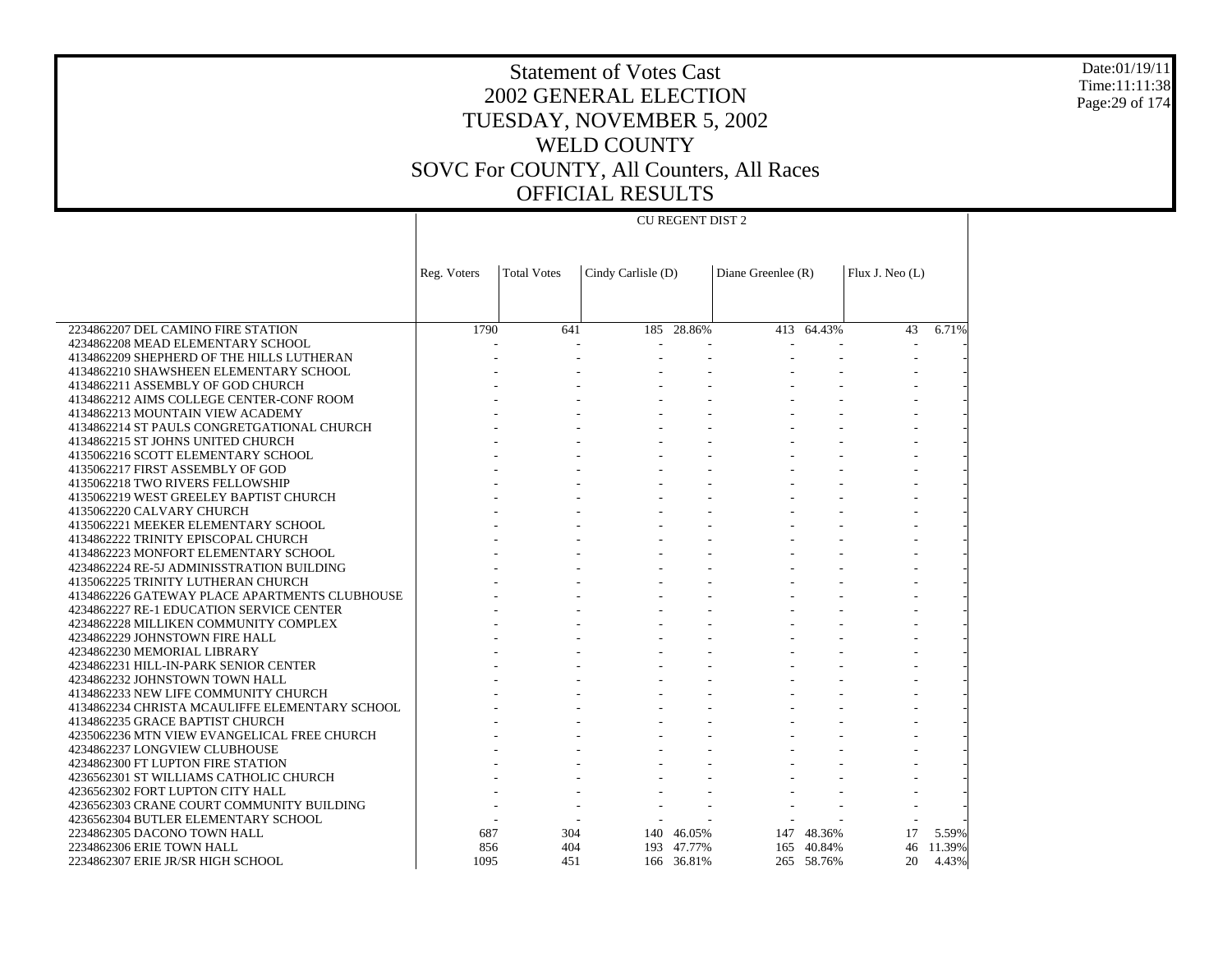# Statement of Votes Cast

## 2002 GENERAL ELECTION

## TUESDAY, NOVEMBER 5, 2002

## WELD COUNTY

## SOVC For COUNTY, All Counters, All Races

## OFFICIAL RESULTS

Date:01/19/11
Time:11:11:38

| | CU REGENT DIST 2 | | | | | | | | |
|---|---|---|---|---|---|---|---|---|---|
| | Reg. Voters | Total Votes | Cindy Carlisle (D) | | Diane Greenlee (R) | | Flux J. Neo (L) | | |
| 2234862207 DEL CAMINO FIRE STATION | 1790 | 641 | 185 | 28.86% | 413 | 64.43% | 43 | 6.71% |
| 4234862208 MEAD ELEMENTARY SCHOOL | - | - | - | - | - | - | - | - |
| 4134862209 SHEPHERD OF THE HILLS LUTHERAN | - | - | - | - | - | - | - | - |
| 4134862210 SHAWSHEEN ELEMENTARY SCHOOL | - | - | - | - | - | - | - | - |
| 4134862211 ASSEMBLY OF GOD CHURCH | - | - | - | - | - | - | - | - |
| 4134862212 AIMS COLLEGE CENTER-CONF ROOM | - | - | - | - | - | - | - | - |
| 4134862213 MOUNTAIN VIEW ACADEMY | - | - | - | - | - | - | - | - |
| 4134862214 ST PAULS CONGRETGATIONAL CHURCH | - | - | - | - | - | - | - | - |
| 4134862215 ST JOHNS UNITED CHURCH | - | - | - | - | - | - | - | - |
| 4135062216 SCOTT ELEMENTARY SCHOOL | - | - | - | - | - | - | - | - |
| 4135062217 FIRST ASSEMBLY OF GOD | - | - | - | - | - | - | - | - |
| 4135062218 TWO RIVERS FELLOWSHIP | - | - | - | - | - | - | - | - |
| 4135062219 WEST GREELEY BAPTIST CHURCH | - | - | - | - | - | - | - | - |
| 4135062220 CALVARY CHURCH | - | - | - | - | - | - | - | - |
| 4135062221 MEEKER ELEMENTARY SCHOOL | - | - | - | - | - | - | - | - |
| 4134862222 TRINITY EPISCOPAL CHURCH | - | - | - | - | - | - | - | - |
| 4134862223 MONFORT ELEMENTARY SCHOOL | - | - | - | - | - | - | - | - |
| 4234862224 RE-5J ADMINISSTRATION BUILDING | - | - | - | - | - | - | - | - |
| 4135062225 TRINITY LUTHERAN CHURCH | - | - | - | - | - | - | - | - |
| 4134862226 GATEWAY PLACE APARTMENTS CLUBHOUSE | - | - | - | - | - | - | - | - |
| 4234862227 RE-1 EDUCATION SERVICE CENTER | - | - | - | - | - | - | - | - |
| 4234862228 MILLIKEN COMMUNITY COMPLEX | - | - | - | - | - | - | - | - |
| 4234862229 JOHNSTOWN FIRE HALL | - | - | - | - | - | - | - | - |
| 4234862230 MEMORIAL LIBRARY | - | - | - | - | - | - | - | - |
| 4234862231 HILL-IN-PARK SENIOR CENTER | - | - | - | - | - | - | - | - |
| 4234862232 JOHNSTOWN TOWN HALL | - | - | - | - | - | - | - | - |
| 4134862233 NEW LIFE COMMUNITY CHURCH | - | - | - | - | - | - | - | - |
| 4134862234 CHRISTA MCAULIFFE ELEMENTARY SCHOOL | - | - | - | - | - | - | - | - |
| 4134862235 GRACE BAPTIST CHURCH | - | - | - | - | - | - | - | - |
| 4235062236 MTN VIEW EVANGELICAL FREE CHURCH | - | - | - | - | - | - | - | - |
| 4234862237 LONGVIEW CLUBHOUSE | - | - | - | - | - | - | - | - |
| 4234862300 FT LUPTON FIRE STATION | - | - | - | - | - | - | - | - |
| 4236562301 ST WILLIAMS CATHOLIC CHURCH | - | - | - | - | - | - | - | - |
| 4236562302 FORT LUPTON CITY HALL | - | - | - | - | - | - | - | - |
| 4236562303 CRANE COURT COMMUNITY BUILDING | - | - | - | - | - | - | - | - |
| 4236562304 BUTLER ELEMENTARY SCHOOL | - | - | - | - | - | - | - | - |
| 2234862305 DACONO TOWN HALL | 687 | 304 | 140 | 46.05% | 147 | 48.36% | 17 | 5.59% |
| 2234862306 ERIE TOWN HALL | 856 | 404 | 193 | 47.77% | 165 | 40.84% | 46 | 11.39% |
| 2234862307 ERIE JR/SR HIGH SCHOOL | 1095 | 451 | 166 | 36.81% | 265 | 58.76% | 20 | 4.43% |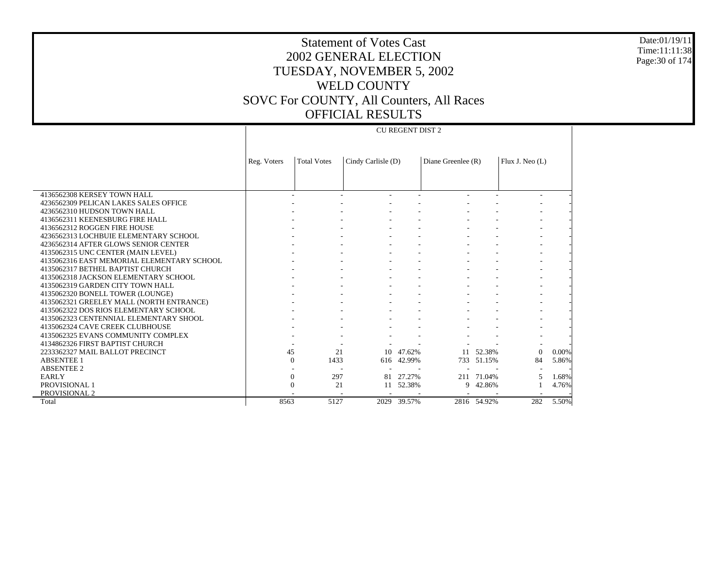# Statement of Votes Cast
## 2002 GENERAL ELECTION
## TUESDAY, NOVEMBER 5, 2002
## WELD COUNTY
## SOVC For COUNTY, All Counters, All Races
## OFFICIAL RESULTS

| | CU REGENT DIST 2 | | | | | | | |
|---|---|---|---|---|---|---|---|---|
| | Reg. Voters | Total Votes | Cindy Carlisle (D) | | Diane Greenlee (R) | | Flux J. Neo (L) | |
| 4136562308 KERSEY TOWN HALL | - | - | - | - | - | - | - | - |
| 4236562309 PELICAN LAKES SALES OFFICE | - | - | - | - | - | - | - | - |
| 4236562310 HUDSON TOWN HALL | - | - | - | - | - | - | - | - |
| 4136562311 KEENESBURG FIRE HALL | - | - | - | - | - | - | - | - |
| 4136562312 ROGGEN FIRE HOUSE | - | - | - | - | - | - | - | - |
| 4236562313 LOCHBUIE ELEMENTARY SCHOOL | - | - | - | - | - | - | - | - |
| 4236562314 AFTER GLOWS SENIOR CENTER | - | - | - | - | - | - | - | - |
| 4135062315 UNC CENTER (MAIN LEVEL) | - | - | - | - | - | - | - | - |
| 4135062316 EAST MEMORIAL ELEMENTARY SCHOOL | - | - | - | - | - | - | - | - |
| 4135062317 BETHEL BAPTIST CHURCH | - | - | - | - | - | - | - | - |
| 4135062318 JACKSON ELEMENTARY SCHOOL | - | - | - | - | - | - | - | - |
| 4135062319 GARDEN CITY TOWN HALL | - | - | - | - | - | - | - | - |
| 4135062320 BONELL TOWER (LOUNGE) | - | - | - | - | - | - | - | - |
| 4135062321 GREELEY MALL (NORTH ENTRANCE) | - | - | - | - | - | - | - | - |
| 4135062322 DOS RIOS ELEMENTARY SCHOOL | - | - | - | - | - | - | - | - |
| 4135062323 CENTENNIAL ELEMENTARY SHOOL | - | - | - | - | - | - | - | - |
| 4135062324 CAVE CREEK CLUBHOUSE | - | - | - | - | - | - | - | - |
| 4135062325 EVANS COMMUNITY COMPLEX | - | - | - | - | - | - | - | - |
| 4134862326 FIRST BAPTIST CHURCH | - | - | - | - | - | - | - | - |
| 2233362327 MAIL BALLOT PRECINCT | 45 | 21 | 10 | 47.62% | 11 | 52.38% | 0 | 0.00% |
| ABSENTEE 1 | 0 | 1433 | 616 | 42.99% | 733 | 51.15% | 84 | 5.86% |
| ABSENTEE 2 | - | - | - | - | - | - | - | - |
| EARLY | 0 | 297 | 81 | 27.27% | 211 | 71.04% | 5 | 1.68% |
| PROVISIONAL 1 | 0 | 21 | 11 | 52.38% | 9 | 42.86% | 1 | 4.76% |
| PROVISIONAL 2 | - | - | - | - | - | - | - | - |
| Total | 8563 | 5127 | 2029 | 39.57% | 2816 | 54.92% | 282 | 5.50% |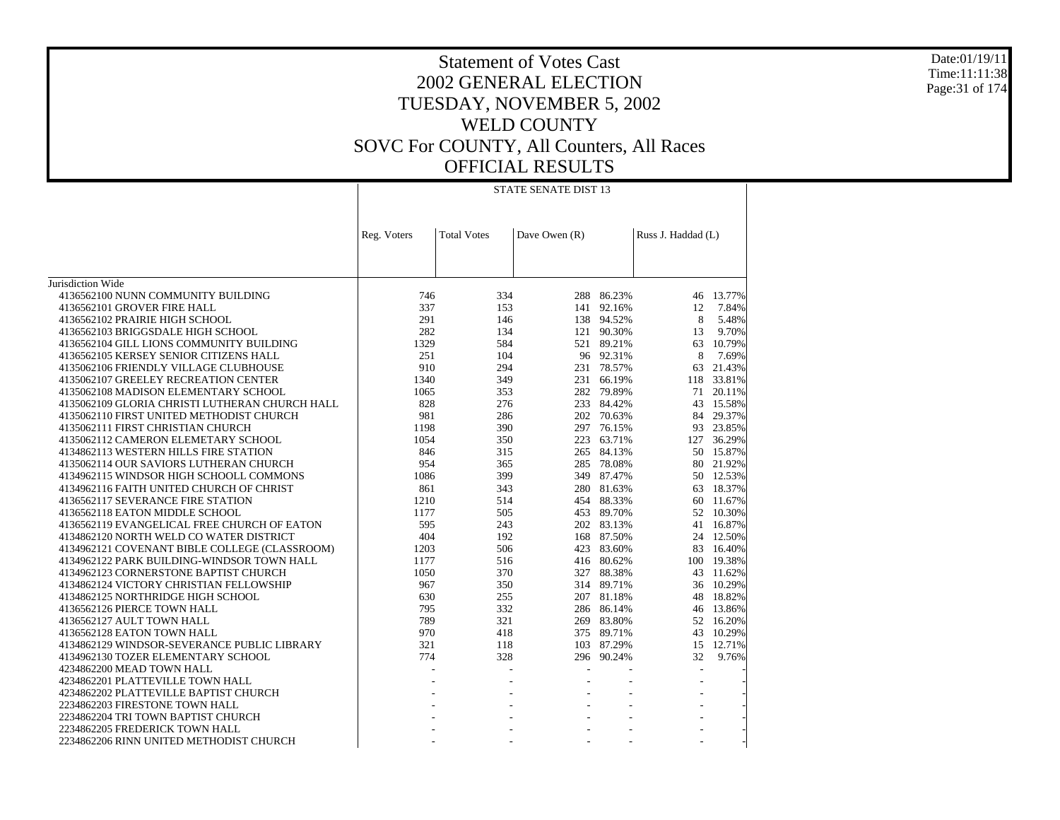# Statement of Votes Cast
# 2002 GENERAL ELECTION
# TUESDAY, NOVEMBER 5, 2002
# WELD COUNTY
# SOVC For COUNTY, All Counters, All Races
# OFFICIAL RESULTS

| | STATE SENATE DIST 13 | | | | | |
|---|---|---|---|---|---|---|
| | Reg. Voters | Total Votes | Dave Owen (R) | | Russ J. Haddad (L) | |
| Jurisdiction Wide | | | | | | |
| 4136562100 NUNN COMMUNITY BUILDING | 746 | 334 | 288 | 86.23% | 46 | 13.77% |
| 4136562101 GROVER FIRE HALL | 337 | 153 | 141 | 92.16% | 12 | 7.84% |
| 4136562102 PRAIRIE HIGH SCHOOL | 291 | 146 | 138 | 94.52% | 8 | 5.48% |
| 4136562103 BRIGGSDALE HIGH SCHOOL | 282 | 134 | 121 | 90.30% | 13 | 9.70% |
| 4136562104 GILL LIONS COMMUNITY BUILDING | 1329 | 584 | 521 | 89.21% | 63 | 10.79% |
| 4136562105 KERSEY SENIOR CITIZENS HALL | 251 | 104 | 96 | 92.31% | 8 | 7.69% |
| 4135062106 FRIENDLY VILLAGE CLUBHOUSE | 910 | 294 | 231 | 78.57% | 63 | 21.43% |
| 4135062107 GREELEY RECREATION CENTER | 1340 | 349 | 231 | 66.19% | 118 | 33.81% |
| 4135062108 MADISON ELEMENTARY SCHOOL | 1065 | 353 | 282 | 79.89% | 71 | 20.11% |
| 4135062109 GLORIA CHRISTI LUTHERAN CHURCH HALL | 828 | 276 | 233 | 84.42% | 43 | 15.58% |
| 4135062110 FIRST UNITED METHODIST CHURCH | 981 | 286 | 202 | 70.63% | 84 | 29.37% |
| 4135062111 FIRST CHRISTIAN CHURCH | 1198 | 390 | 297 | 76.15% | 93 | 23.85% |
| 4135062112 CAMERON ELEMETARY SCHOOL | 1054 | 350 | 223 | 63.71% | 127 | 36.29% |
| 4134862113 WESTERN HILLS FIRE STATION | 846 | 315 | 265 | 84.13% | 50 | 15.87% |
| 4135062114 OUR SAVIORS LUTHERAN CHURCH | 954 | 365 | 285 | 78.08% | 80 | 21.92% |
| 4134962115 WINDSOR HIGH SCHOOLL COMMONS | 1086 | 399 | 349 | 87.47% | 50 | 12.53% |
| 4134962116 FAITH UNITED CHURCH OF CHRIST | 861 | 343 | 280 | 81.63% | 63 | 18.37% |
| 4136562117 SEVERANCE FIRE STATION | 1210 | 514 | 454 | 88.33% | 60 | 11.67% |
| 4136562118 EATON MIDDLE SCHOOL | 1177 | 505 | 453 | 89.70% | 52 | 10.30% |
| 4136562119 EVANGELICAL FREE CHURCH OF EATON | 595 | 243 | 202 | 83.13% | 41 | 16.87% |
| 4134862120 NORTH WELD CO WATER DISTRICT | 404 | 192 | 168 | 87.50% | 24 | 12.50% |
| 4134962121 COVENANT BIBLE COLLEGE (CLASSROOM) | 1203 | 506 | 423 | 83.60% | 83 | 16.40% |
| 4134962122 PARK BUILDING-WINDSOR TOWN HALL | 1177 | 516 | 416 | 80.62% | 100 | 19.38% |
| 4134962123 CORNERSTONE BAPTIST CHURCH | 1050 | 370 | 327 | 88.38% | 43 | 11.62% |
| 4134862124 VICTORY CHRISTIAN FELLOWSHIP | 967 | 350 | 314 | 89.71% | 36 | 10.29% |
| 4134862125 NORTHRIDGE HIGH SCHOOL | 630 | 255 | 207 | 81.18% | 48 | 18.82% |
| 4136562126 PIERCE TOWN HALL | 795 | 332 | 286 | 86.14% | 46 | 13.86% |
| 4136562127 AULT TOWN HALL | 789 | 321 | 269 | 83.80% | 52 | 16.20% |
| 4136562128 EATON TOWN HALL | 970 | 418 | 375 | 89.71% | 43 | 10.29% |
| 4134862129 WINDSOR-SEVERANCE PUBLIC LIBRARY | 321 | 118 | 103 | 87.29% | 15 | 12.71% |
| 4134962130 TOZER ELEMENTARY SCHOOL | 774 | 328 | 296 | 90.24% | 32 | 9.76% |
| 4234862200 MEAD TOWN HALL | - | - | - | - | - | - |
| 4234862201 PLATTEVILLE TOWN HALL | - | - | - | - | - | - |
| 4234862202 PLATTEVILLE BAPTIST CHURCH | - | - | - | - | - | - |
| 2234862203 FIRESTONE TOWN HALL | - | - | - | - | - | - |
| 2234862204 TRI TOWN BAPTIST CHURCH | - | - | - | - | - | - |
| 2234862205 FREDERICK TOWN HALL | - | - | - | - | - | - |
| 2234862206 RINN UNITED METHODIST CHURCH | - | - | - | - | - | - |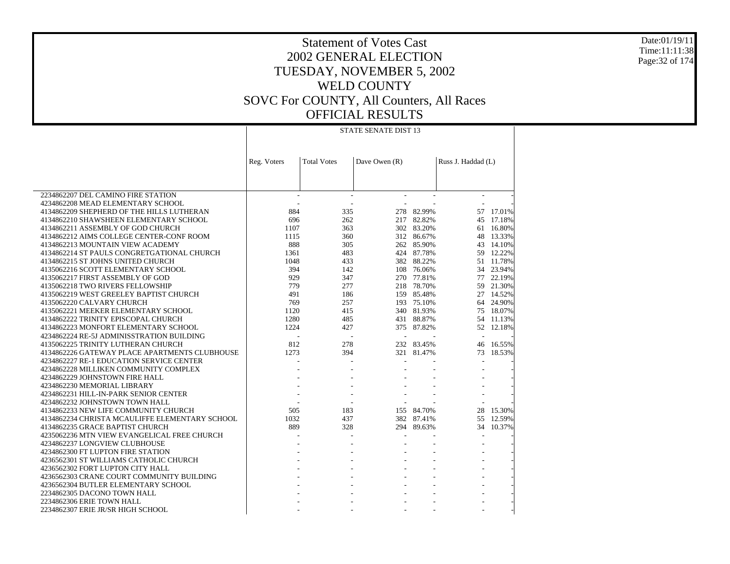# Statement of Votes Cast
## 2002 GENERAL ELECTION
## TUESDAY, NOVEMBER 5, 2002
## WELD COUNTY
## SOVC For COUNTY, All Counters, All Races
## OFFICIAL RESULTS

Date:01/19/11
Time:11:11:38

| | STATE SENATE DIST 13 | | | | | |
|---|---|---|---|---|---|---|
| | Reg. Voters | Total Votes | Dave Owen (R) | | Russ J. Haddad (L) | |
| 2234862207 DEL CAMINO FIRE STATION | - | - | - | - | - | - |
| 4234862208 MEAD ELEMENTARY SCHOOL | - | - | - | - | - | - |
| 4134862209 SHEPHERD OF THE HILLS LUTHERAN | 884 | 335 | 278 | 82.99% | 57 | 17.01% |
| 4134862210 SHAWSHEEN ELEMENTARY SCHOOL | 696 | 262 | 217 | 82.82% | 45 | 17.18% |
| 4134862211 ASSEMBLY OF GOD CHURCH | 1107 | 363 | 302 | 83.20% | 61 | 16.80% |
| 4134862212 AIMS COLLEGE CENTER-CONF ROOM | 1115 | 360 | 312 | 86.67% | 48 | 13.33% |
| 4134862213 MOUNTAIN VIEW ACADEMY | 888 | 305 | 262 | 85.90% | 43 | 14.10% |
| 4134862214 ST PAULS CONGRETGATIONAL CHURCH | 1361 | 483 | 424 | 87.78% | 59 | 12.22% |
| 4134862215 ST JOHNS UNITED CHURCH | 1048 | 433 | 382 | 88.22% | 51 | 11.78% |
| 4135062216 SCOTT ELEMENTARY SCHOOL | 394 | 142 | 108 | 76.06% | 34 | 23.94% |
| 4135062217 FIRST ASSEMBLY OF GOD | 929 | 347 | 270 | 77.81% | 77 | 22.19% |
| 4135062218 TWO RIVERS FELLOWSHIP | 779 | 277 | 218 | 78.70% | 59 | 21.30% |
| 4135062219 WEST GREELEY BAPTIST CHURCH | 491 | 186 | 159 | 85.48% | 27 | 14.52% |
| 4135062220 CALVARY CHURCH | 769 | 257 | 193 | 75.10% | 64 | 24.90% |
| 4135062221 MEEKER ELEMENTARY SCHOOL | 1120 | 415 | 340 | 81.93% | 75 | 18.07% |
| 4134862222 TRINITY EPISCOPAL CHURCH | 1280 | 485 | 431 | 88.87% | 54 | 11.13% |
| 4134862223 MONFORT ELEMENTARY SCHOOL | 1224 | 427 | 375 | 87.82% | 52 | 12.18% |
| 4234862224 RE-5J ADMINISSTRATION BUILDING | - | - | - | - | - | - |
| 4135062225 TRINITY LUTHERAN CHURCH | 812 | 278 | 232 | 83.45% | 46 | 16.55% |
| 4134862226 GATEWAY PLACE APARTMENTS CLUBHOUSE | 1273 | 394 | 321 | 81.47% | 73 | 18.53% |
| 4234862227 RE-1 EDUCATION SERVICE CENTER | - | - | - | - | - | - |
| 4234862228 MILLIKEN COMMUNITY COMPLEX | - | - | - | - | - | - |
| 4234862229 JOHNSTOWN FIRE HALL | - | - | - | - | - | - |
| 4234862230 MEMORIAL LIBRARY | - | - | - | - | - | - |
| 4234862231 HILL-IN-PARK SENIOR CENTER | - | - | - | - | - | - |
| 4234862232 JOHNSTOWN TOWN HALL | - | - | - | - | - | - |
| 4134862233 NEW LIFE COMMUNITY CHURCH | 505 | 183 | 155 | 84.70% | 28 | 15.30% |
| 4134862234 CHRISTA MCAULIFFE ELEMENTARY SCHOOL | 1032 | 437 | 382 | 87.41% | 55 | 12.59% |
| 4134862235 GRACE BAPTIST CHURCH | 889 | 328 | 294 | 89.63% | 34 | 10.37% |
| 4235062236 MTN VIEW EVANGELICAL FREE CHURCH | - | - | - | - | - | - |
| 4234862237 LONGVIEW CLUBHOUSE | - | - | - | - | - | - |
| 4234862300 FT LUPTON FIRE STATION | - | - | - | - | - | - |
| 4236562301 ST WILLIAMS CATHOLIC CHURCH | - | - | - | - | - | - |
| 4236562302 FORT LUPTON CITY HALL | - | - | - | - | - | - |
| 4236562303 CRANE COURT COMMUNITY BUILDING | - | - | - | - | - | - |
| 4236562304 BUTLER ELEMENTARY SCHOOL | - | - | - | - | - | - |
| 2234862305 DACONO TOWN HALL | - | - | - | - | - | - |
| 2234862306 ERIE TOWN HALL | - | - | - | - | - | - |
| 2234862307 ERIE JR/SR HIGH SCHOOL | - | - | - | - | - | - |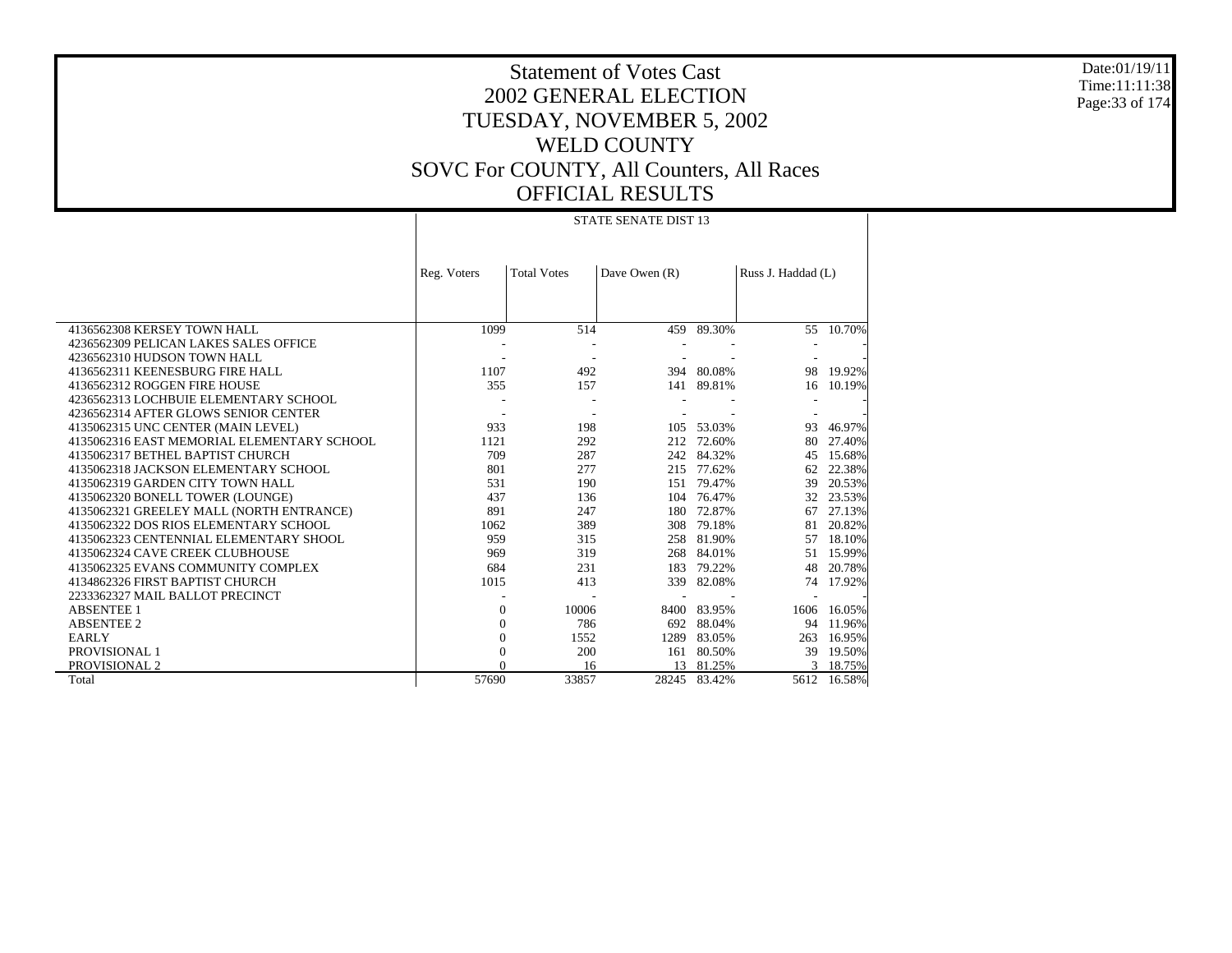# Statement of Votes Cast
## 2002 GENERAL ELECTION
## TUESDAY, NOVEMBER 5, 2002
## WELD COUNTY
## SOVC For COUNTY, All Counters, All Races
## OFFICIAL RESULTS

Date:01/19/11
Time:11:11:38

| | STATE SENATE DIST 13 | | | | | |
|---|---|---|---|---|---|---|
| | Reg. Voters | Total Votes | Dave Owen (R) | | Russ J. Haddad (L) | |
| 4136562308 KERSEY TOWN HALL | 1099 | 514 | 459 | 89.30% | 55 | 10.70% |
| 4236562309 PELICAN LAKES SALES OFFICE | - | - | - | - | - | - |
| 4236562310 HUDSON TOWN HALL | - | - | - | - | - | - |
| 4136562311 KEENESBURG FIRE HALL | 1107 | 492 | 394 | 80.08% | 98 | 19.92% |
| 4136562312 ROGGEN FIRE HOUSE | 355 | 157 | 141 | 89.81% | 16 | 10.19% |
| 4236562313 LOCHBUIE ELEMENTARY SCHOOL | - | - | - | - | - | - |
| 4236562314 AFTER GLOWS SENIOR CENTER | - | - | - | - | - | - |
| 4135062315 UNC CENTER (MAIN LEVEL) | 933 | 198 | 105 | 53.03% | 93 | 46.97% |
| 4135062316 EAST MEMORIAL ELEMENTARY SCHOOL | 1121 | 292 | 212 | 72.60% | 80 | 27.40% |
| 4135062317 BETHEL BAPTIST CHURCH | 709 | 287 | 242 | 84.32% | 45 | 15.68% |
| 4135062318 JACKSON ELEMENTARY SCHOOL | 801 | 277 | 215 | 77.62% | 62 | 22.38% |
| 4135062319 GARDEN CITY TOWN HALL | 531 | 190 | 151 | 79.47% | 39 | 20.53% |
| 4135062320 BONELL TOWER (LOUNGE) | 437 | 136 | 104 | 76.47% | 32 | 23.53% |
| 4135062321 GREELEY MALL (NORTH ENTRANCE) | 891 | 247 | 180 | 72.87% | 67 | 27.13% |
| 4135062322 DOS RIOS ELEMENTARY SCHOOL | 1062 | 389 | 308 | 79.18% | 81 | 20.82% |
| 4135062323 CENTENNIAL ELEMENTARY SHOOL | 959 | 315 | 258 | 81.90% | 57 | 18.10% |
| 4135062324 CAVE CREEK CLUBHOUSE | 969 | 319 | 268 | 84.01% | 51 | 15.99% |
| 4135062325 EVANS COMMUNITY COMPLEX | 684 | 231 | 183 | 79.22% | 48 | 20.78% |
| 4134862326 FIRST BAPTIST CHURCH | 1015 | 413 | 339 | 82.08% | 74 | 17.92% |
| 2233362327 MAIL BALLOT PRECINCT | - | - | - | - | - | - |
| ABSENTEE 1 | 0 | 10006 | 8400 | 83.95% | 1606 | 16.05% |
| ABSENTEE 2 | 0 | 786 | 692 | 88.04% | 94 | 11.96% |
| EARLY | 0 | 1552 | 1289 | 83.05% | 263 | 16.95% |
| PROVISIONAL 1 | 0 | 200 | 161 | 80.50% | 39 | 19.50% |
| PROVISIONAL 2 | 0 | 16 | 13 | 81.25% | 3 | 18.75% |
| Total | 57690 | 33857 | 28245 | 83.42% | 5612 | 16.58% |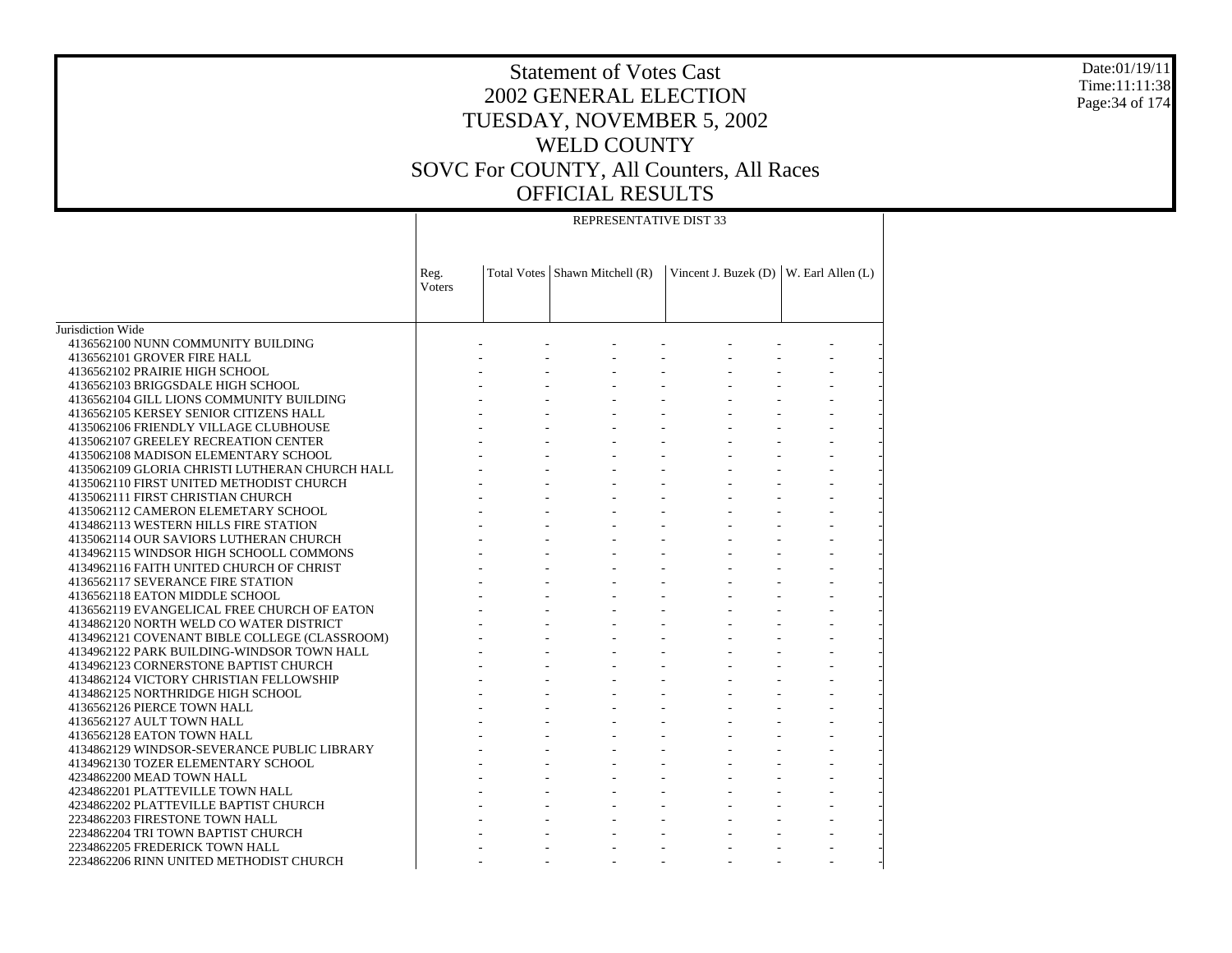# Statement of Votes Cast
# 2002 GENERAL ELECTION
# TUESDAY, NOVEMBER 5, 2002
# WELD COUNTY
# SOVC For COUNTY, All Counters, All Races
# OFFICIAL RESULTS

| | REPRESENTATIVE DIST 33 | | | | | | | |
|---|---|---|---|---|---|---|---|---|
| | Reg. Voters | Total Votes | Shawn Mitchell (R) | | Vincent J. Buzek (D) | | W. Earl Allen (L) | |
| Jurisdiction Wide | | | | | | | | |
| 4136562100 NUNN COMMUNITY BUILDING | - | - | - | - | - | - | - | - |
| 4136562101 GROVER FIRE HALL | - | - | - | - | - | - | - | - |
| 4136562102 PRAIRIE HIGH SCHOOL | - | - | - | - | - | - | - | - |
| 4136562103 BRIGGSDALE HIGH SCHOOL | - | - | - | - | - | - | - | - |
| 4136562104 GILL LIONS COMMUNITY BUILDING | - | - | - | - | - | - | - | - |
| 4136562105 KERSEY SENIOR CITIZENS HALL | - | - | - | - | - | - | - | - |
| 4135062106 FRIENDLY VILLAGE CLUBHOUSE | - | - | - | - | - | - | - | - |
| 4135062107 GREELEY RECREATION CENTER | - | - | - | - | - | - | - | - |
| 4135062108 MADISON ELEMENTARY SCHOOL | - | - | - | - | - | - | - | - |
| 4135062109 GLORIA CHRISTI LUTHERAN CHURCH HALL | - | - | - | - | - | - | - | - |
| 4135062110 FIRST UNITED METHODIST CHURCH | - | - | - | - | - | - | - | - |
| 4135062111 FIRST CHRISTIAN CHURCH | - | - | - | - | - | - | - | - |
| 4135062112 CAMERON ELEMETARY SCHOOL | - | - | - | - | - | - | - | - |
| 4134862113 WESTERN HILLS FIRE STATION | - | - | - | - | - | - | - | - |
| 4135062114 OUR SAVIORS LUTHERAN CHURCH | - | - | - | - | - | - | - | - |
| 4134962115 WINDSOR HIGH SCHOOLL COMMONS | - | - | - | - | - | - | - | - |
| 4134962116 FAITH UNITED CHURCH OF CHRIST | - | - | - | - | - | - | - | - |
| 4136562117 SEVERANCE FIRE STATION | - | - | - | - | - | - | - | - |
| 4136562118 EATON MIDDLE SCHOOL | - | - | - | - | - | - | - | - |
| 4136562119 EVANGELICAL FREE CHURCH OF EATON | - | - | - | - | - | - | - | - |
| 4134862120 NORTH WELD CO WATER DISTRICT | - | - | - | - | - | - | - | - |
| 4134962121 COVENANT BIBLE COLLEGE (CLASSROOM) | - | - | - | - | - | - | - | - |
| 4134962122 PARK BUILDING-WINDSOR TOWN HALL | - | - | - | - | - | - | - | - |
| 4134962123 CORNERSTONE BAPTIST CHURCH | - | - | - | - | - | - | - | - |
| 4134862124 VICTORY CHRISTIAN FELLOWSHIP | - | - | - | - | - | - | - | - |
| 4134862125 NORTHRIDGE HIGH SCHOOL | - | - | - | - | - | - | - | - |
| 4136562126 PIERCE TOWN HALL | - | - | - | - | - | - | - | - |
| 4136562127 AULT TOWN HALL | - | - | - | - | - | - | - | - |
| 4136562128 EATON TOWN HALL | - | - | - | - | - | - | - | - |
| 4134862129 WINDSOR-SEVERANCE PUBLIC LIBRARY | - | - | - | - | - | - | - | - |
| 4134962130 TOZER ELEMENTARY SCHOOL | - | - | - | - | - | - | - | - |
| 4234862200 MEAD TOWN HALL | - | - | - | - | - | - | - | - |
| 4234862201 PLATTEVILLE TOWN HALL | - | - | - | - | - | - | - | - |
| 4234862202 PLATTEVILLE BAPTIST CHURCH | - | - | - | - | - | - | - | - |
| 2234862203 FIRESTONE TOWN HALL | - | - | - | - | - | - | - | - |
| 2234862204 TRI TOWN BAPTIST CHURCH | - | - | - | - | - | - | - | - |
| 2234862205 FREDERICK TOWN HALL | - | - | - | - | - | - | - | - |
| 2234862206 RINN UNITED METHODIST CHURCH | - | - | - | - | - | - | - | - |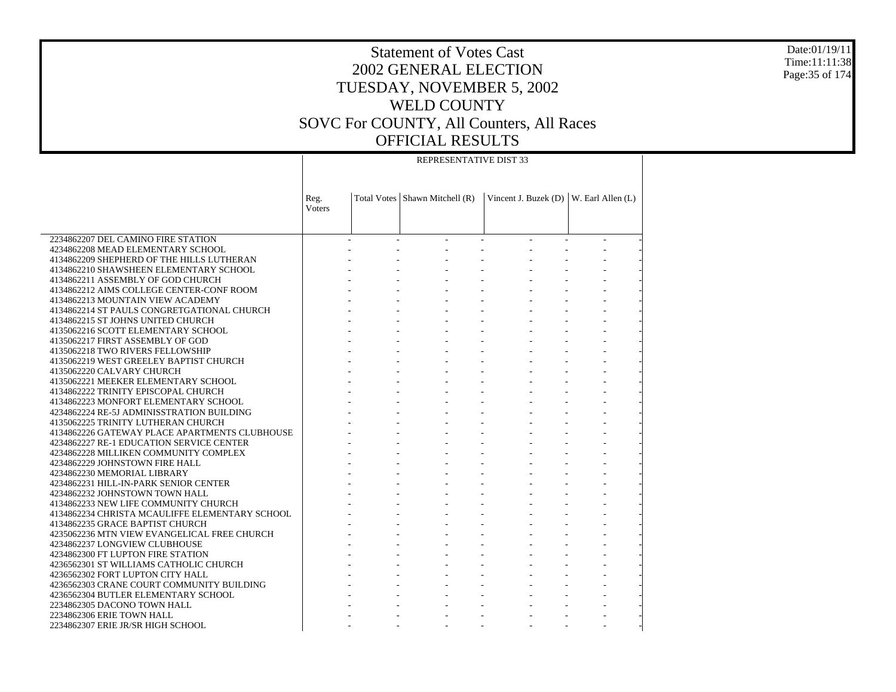# Statement of Votes Cast
# 2002 GENERAL ELECTION
# TUESDAY, NOVEMBER 5, 2002
# WELD COUNTY
# SOVC For COUNTY, All Counters, All Races
# OFFICIAL RESULTS

| | REPRESENTATIVE DIST 33 | | | | | | | |
|---|---|---|---|---|---|---|---|---|
| | Reg. Voters | Total Votes | Shawn Mitchell (R) | | Vincent J. Buzek (D) | | W. Earl Allen (L) | |
| 2234862207 DEL CAMINO FIRE STATION | - | - | - | - | - | - | - | - |
| 4234862208 MEAD ELEMENTARY SCHOOL | - | - | - | - | - | - | - | - |
| 4134862209 SHEPHERD OF THE HILLS LUTHERAN | - | - | - | - | - | - | - | - |
| 4134862210 SHAWSHEEN ELEMENTARY SCHOOL | - | - | - | - | - | - | - | - |
| 4134862211 ASSEMBLY OF GOD CHURCH | - | - | - | - | - | - | - | - |
| 4134862212 AIMS COLLEGE CENTER-CONF ROOM | - | - | - | - | - | - | - | - |
| 4134862213 MOUNTAIN VIEW ACADEMY | - | - | - | - | - | - | - | - |
| 4134862214 ST PAULS CONGRETGATIONAL CHURCH | - | - | - | - | - | - | - | - |
| 4134862215 ST JOHNS UNITED CHURCH | - | - | - | - | - | - | - | - |
| 4135062216 SCOTT ELEMENTARY SCHOOL | - | - | - | - | - | - | - | - |
| 4135062217 FIRST ASSEMBLY OF GOD | - | - | - | - | - | - | - | - |
| 4135062218 TWO RIVERS FELLOWSHIP | - | - | - | - | - | - | - | - |
| 4135062219 WEST GREELEY BAPTIST CHURCH | - | - | - | - | - | - | - | - |
| 4135062220 CALVARY CHURCH | - | - | - | - | - | - | - | - |
| 4135062221 MEEKER ELEMENTARY SCHOOL | - | - | - | - | - | - | - | - |
| 4134862222 TRINITY EPISCOPAL CHURCH | - | - | - | - | - | - | - | - |
| 4134862223 MONFORT ELEMENTARY SCHOOL | - | - | - | - | - | - | - | - |
| 4234862224 RE-5J ADMINISSTRATION BUILDING | - | - | - | - | - | - | - | - |
| 4135062225 TRINITY LUTHERAN CHURCH | - | - | - | - | - | - | - | - |
| 4134862226 GATEWAY PLACE APARTMENTS CLUBHOUSE | - | - | - | - | - | - | - | - |
| 4234862227 RE-1 EDUCATION SERVICE CENTER | - | - | - | - | - | - | - | - |
| 4234862228 MILLIKEN COMMUNITY COMPLEX | - | - | - | - | - | - | - | - |
| 4234862229 JOHNSTOWN FIRE HALL | - | - | - | - | - | - | - | - |
| 4234862230 MEMORIAL LIBRARY | - | - | - | - | - | - | - | - |
| 4234862231 HILL-IN-PARK SENIOR CENTER | - | - | - | - | - | - | - | - |
| 4234862232 JOHNSTOWN TOWN HALL | - | - | - | - | - | - | - | - |
| 4134862233 NEW LIFE COMMUNITY CHURCH | - | - | - | - | - | - | - | - |
| 4134862234 CHRISTA MCAULIFFE ELEMENTARY SCHOOL | - | - | - | - | - | - | - | - |
| 4134862235 GRACE BAPTIST CHURCH | - | - | - | - | - | - | - | - |
| 4235062236 MTN VIEW EVANGELICAL FREE CHURCH | - | - | - | - | - | - | - | - |
| 4234862237 LONGVIEW CLUBHOUSE | - | - | - | - | - | - | - | - |
| 4234862300 FT LUPTON FIRE STATION | - | - | - | - | - | - | - | - |
| 4236562301 ST WILLIAMS CATHOLIC CHURCH | - | - | - | - | - | - | - | - |
| 4236562302 FORT LUPTON CITY HALL | - | - | - | - | - | - | - | - |
| 4236562303 CRANE COURT COMMUNITY BUILDING | - | - | - | - | - | - | - | - |
| 4236562304 BUTLER ELEMENTARY SCHOOL | - | - | - | - | - | - | - | - |
| 2234862305 DACONO TOWN HALL | - | - | - | - | - | - | - | - |
| 2234862306 ERIE TOWN HALL | - | - | - | - | - | - | - | - |
| 2234862307 ERIE JR/SR HIGH SCHOOL | - | - | - | - | - | - | - | - |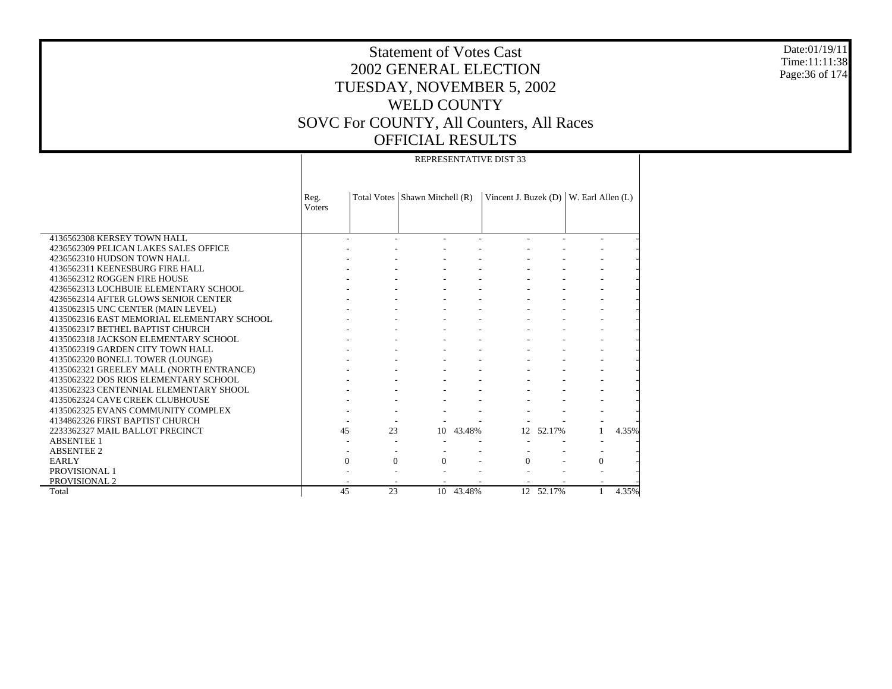# Statement of Votes Cast
# 2002 GENERAL ELECTION
# TUESDAY, NOVEMBER 5, 2002
# WELD COUNTY
# SOVC For COUNTY, All Counters, All Races
# OFFICIAL RESULTS

Date:01/19/11
Time:11:11:38

| | REPRESENTATIVE DIST 33 | | | | | | | |
|---|---|---|---|---|---|---|---|---|
| | Reg. Voters | Total Votes | Shawn Mitchell (R) | | Vincent J. Buzek (D) | | W. Earl Allen (L) | |
| 4136562308 KERSEY TOWN HALL | - | - | - | - | - | - | - | - |
| 4236562309 PELICAN LAKES SALES OFFICE | - | - | - | - | - | - | - | - |
| 4236562310 HUDSON TOWN HALL | - | - | - | - | - | - | - | - |
| 4136562311 KEENESBURG FIRE HALL | - | - | - | - | - | - | - | - |
| 4136562312 ROGGEN FIRE HOUSE | - | - | - | - | - | - | - | - |
| 4236562313 LOCHBUIE ELEMENTARY SCHOOL | - | - | - | - | - | - | - | - |
| 4236562314 AFTER GLOWS SENIOR CENTER | - | - | - | - | - | - | - | - |
| 4135062315 UNC CENTER (MAIN LEVEL) | - | - | - | - | - | - | - | - |
| 4135062316 EAST MEMORIAL ELEMENTARY SCHOOL | - | - | - | - | - | - | - | - |
| 4135062317 BETHEL BAPTIST CHURCH | - | - | - | - | - | - | - | - |
| 4135062318 JACKSON ELEMENTARY SCHOOL | - | - | - | - | - | - | - | - |
| 4135062319 GARDEN CITY TOWN HALL | - | - | - | - | - | - | - | - |
| 4135062320 BONELL TOWER (LOUNGE) | - | - | - | - | - | - | - | - |
| 4135062321 GREELEY MALL (NORTH ENTRANCE) | - | - | - | - | - | - | - | - |
| 4135062322 DOS RIOS ELEMENTARY SCHOOL | - | - | - | - | - | - | - | - |
| 4135062323 CENTENNIAL ELEMENTARY SHOOL | - | - | - | - | - | - | - | - |
| 4135062324 CAVE CREEK CLUBHOUSE | - | - | - | - | - | - | - | - |
| 4135062325 EVANS COMMUNITY COMPLEX | - | - | - | - | - | - | - | - |
| 4134862326 FIRST BAPTIST CHURCH | - | - | - | - | - | - | - | - |
| 2233362327 MAIL BALLOT PRECINCT | 45 | 23 | 10 | 43.48% | 12 | 52.17% | 1 | 4.35% |
| ABSENTEE 1 | - | - | - | - | - | - | - | - |
| ABSENTEE 2 | - | - | - | - | - | - | - | - |
| EARLY | 0 | 0 | 0 | - | 0 | - | 0 | - |
| PROVISIONAL 1 | - | - | - | - | - | - | - | - |
| PROVISIONAL 2 | - | - | - | - | - | - | - | - |
| Total | 45 | 23 | 10 | 43.48% | 12 | 52.17% | 1 | 4.35% |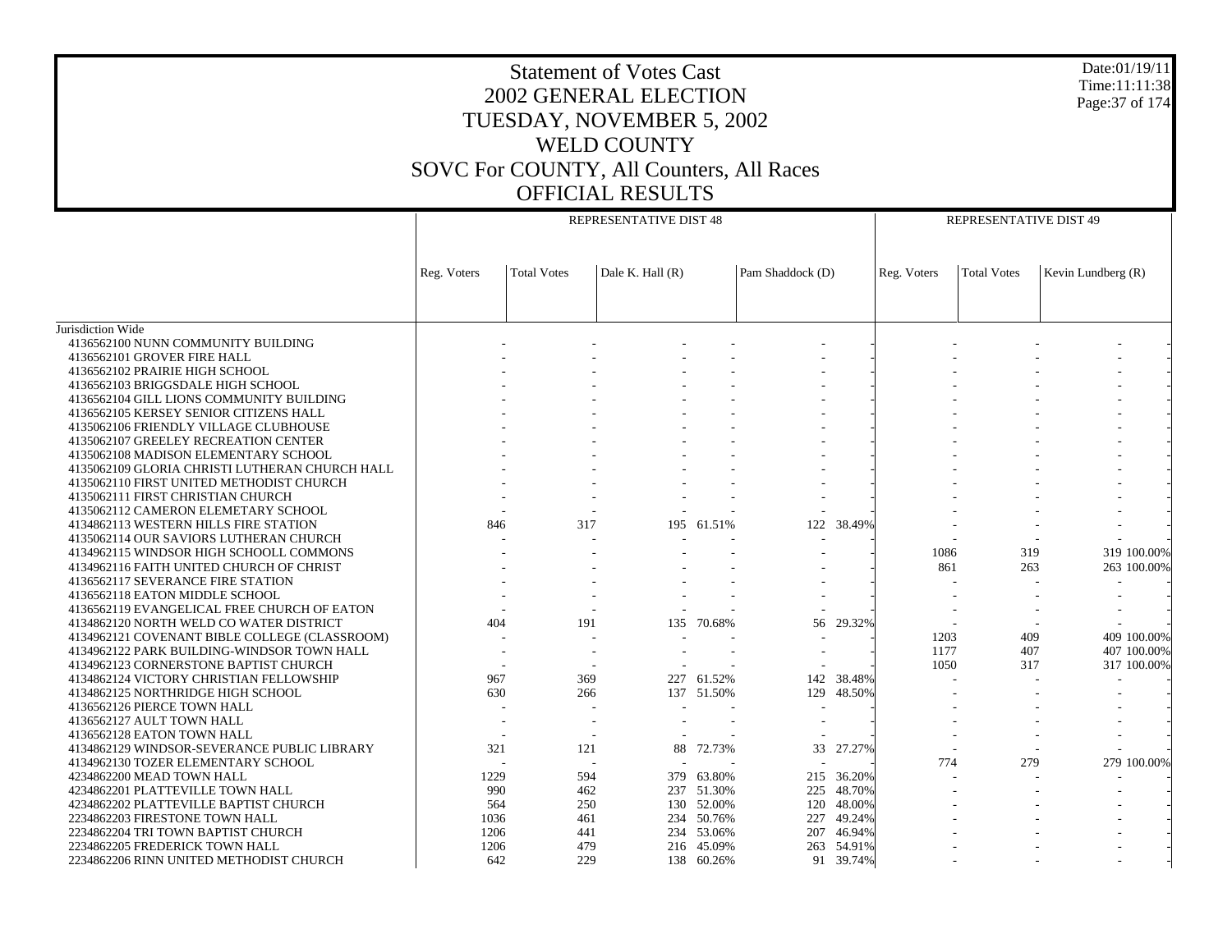# Statement of Votes Cast
# 2002 GENERAL ELECTION
# TUESDAY, NOVEMBER 5, 2002
# WELD COUNTY
# SOVC For COUNTY, All Counters, All Races
# OFFICIAL RESULTS

Date:01/19/11
Time:11:11:38

| | REPRESENTATIVE DIST 48 | | | | | | REPRESENTATIVE DIST 49 | | | |
|---|---|---|---|---|---|---|---|---|---|---|
| | Reg. Voters | Total Votes | Dale K. Hall (R) | | Pam Shaddock (D) | | Reg. Voters | Total Votes | Kevin Lundberg (R) | |
| Jurisdiction Wide | | | | | | | | | | |
| 4136562100 NUNN COMMUNITY BUILDING | - | - | - | - | - | - | - | - | - | - |
| 4136562101 GROVER FIRE HALL | - | - | - | - | - | - | - | - | - | - |
| 4136562102 PRAIRIE HIGH SCHOOL | - | - | - | - | - | - | - | - | - | - |
| 4136562103 BRIGGSDALE HIGH SCHOOL | - | - | - | - | - | - | - | - | - | - |
| 4136562104 GILL LIONS COMMUNITY BUILDING | - | - | - | - | - | - | - | - | - | - |
| 4136562105 KERSEY SENIOR CITIZENS HALL | - | - | - | - | - | - | - | - | - | - |
| 4135062106 FRIENDLY VILLAGE CLUBHOUSE | - | - | - | - | - | - | - | - | - | - |
| 4135062107 GREELEY RECREATION CENTER | - | - | - | - | - | - | - | - | - | - |
| 4135062108 MADISON ELEMENTARY SCHOOL | - | - | - | - | - | - | - | - | - | - |
| 4135062109 GLORIA CHRISTI LUTHERAN CHURCH HALL | - | - | - | - | - | - | - | - | - | - |
| 4135062110 FIRST UNITED METHODIST CHURCH | - | - | - | - | - | - | - | - | - | - |
| 4135062111 FIRST CHRISTIAN CHURCH | - | - | - | - | - | - | - | - | - | - |
| 4135062112 CAMERON ELEMETARY SCHOOL | - | - | - | - | - | - | - | - | - | - |
| 4134862113 WESTERN HILLS FIRE STATION | 846 | 317 | 195 | 61.51% | 122 | 38.49% | - | - | - | - |
| 4135062114 OUR SAVIORS LUTHERAN CHURCH | - | - | - | - | - | - | - | - | - | - |
| 4134962115 WINDSOR HIGH SCHOOLL COMMONS | - | - | - | - | - | - | 1086 | 319 | 319 | 100.00% |
| 4134962116 FAITH UNITED CHURCH OF CHRIST | - | - | - | - | - | - | 861 | 263 | 263 | 100.00% |
| 4136562117 SEVERANCE FIRE STATION | - | - | - | - | - | - | - | - | - | - |
| 4136562118 EATON MIDDLE SCHOOL | - | - | - | - | - | - | - | - | - | - |
| 4136562119 EVANGELICAL FREE CHURCH OF EATON | - | - | - | - | - | - | - | - | - | - |
| 4134862120 NORTH WELD CO WATER DISTRICT | 404 | 191 | 135 | 70.68% | 56 | 29.32% | - | - | - | - |
| 4134962121 COVENANT BIBLE COLLEGE (CLASSROOM) | - | - | - | - | - | - | 1203 | 409 | 409 | 100.00% |
| 4134962122 PARK BUILDING-WINDSOR TOWN HALL | - | - | - | - | - | - | 1177 | 407 | 407 | 100.00% |
| 4134962123 CORNERSTONE BAPTIST CHURCH | - | - | - | - | - | - | 1050 | 317 | 317 | 100.00% |
| 4134862124 VICTORY CHRISTIAN FELLOWSHIP | 967 | 369 | 227 | 61.52% | 142 | 38.48% | - | - | - | - |
| 4134862125 NORTHRIDGE HIGH SCHOOL | 630 | 266 | 137 | 51.50% | 129 | 48.50% | - | - | - | - |
| 4136562126 PIERCE TOWN HALL | - | - | - | - | - | - | - | - | - | - |
| 4136562127 AULT TOWN HALL | - | - | - | - | - | - | - | - | - | - |
| 4136562128 EATON TOWN HALL | - | - | - | - | - | - | - | - | - | - |
| 4134862129 WINDSOR-SEVERANCE PUBLIC LIBRARY | 321 | 121 | 88 | 72.73% | 33 | 27.27% | - | - | - | - |
| 4134962130 TOZER ELEMENTARY SCHOOL | - | - | - | - | - | - | 774 | 279 | 279 | 100.00% |
| 4234862200 MEAD TOWN HALL | 1229 | 594 | 379 | 63.80% | 215 | 36.20% | - | - | - | - |
| 4234862201 PLATTEVILLE TOWN HALL | 990 | 462 | 237 | 51.30% | 225 | 48.70% | - | - | - | - |
| 4234862202 PLATTEVILLE BAPTIST CHURCH | 564 | 250 | 130 | 52.00% | 120 | 48.00% | - | - | - | - |
| 2234862203 FIRESTONE TOWN HALL | 1036 | 461 | 234 | 50.76% | 227 | 49.24% | - | - | - | - |
| 2234862204 TRI TOWN BAPTIST CHURCH | 1206 | 441 | 234 | 53.06% | 207 | 46.94% | - | - | - | - |
| 2234862205 FREDERICK TOWN HALL | 1206 | 479 | 216 | 45.09% | 263 | 54.91% | - | - | - | - |
| 2234862206 RINN UNITED METHODIST CHURCH | 642 | 229 | 138 | 60.26% | 91 | 39.74% | - | - | - | - |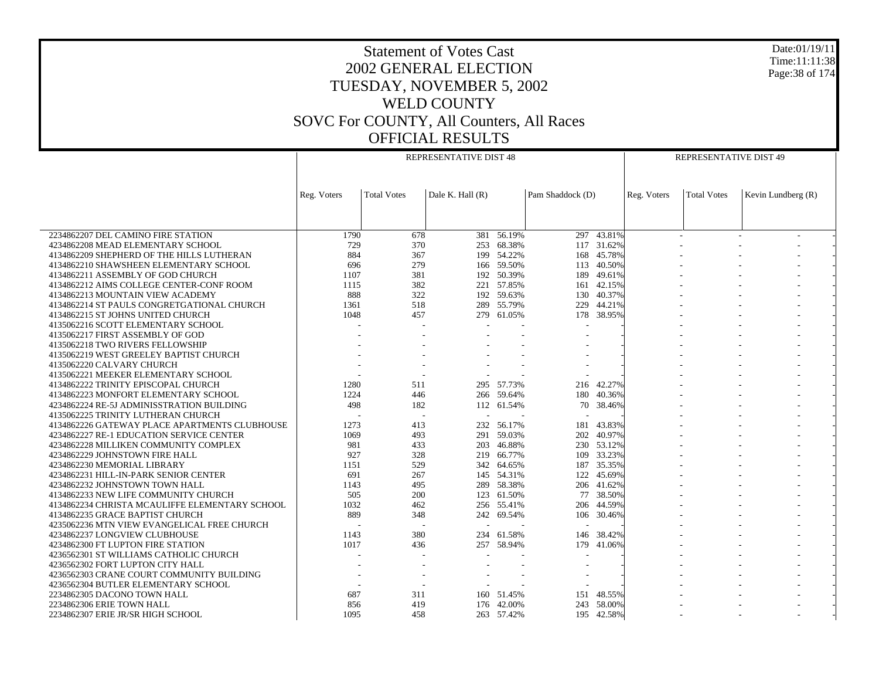# Statement of Votes Cast
## 2002 GENERAL ELECTION
## TUESDAY, NOVEMBER 5, 2002
## WELD COUNTY
## SOVC For COUNTY, All Counters, All Races
## OFFICIAL RESULTS

| | REPRESENTATIVE DIST 48 | | | | | | | REPRESENTATIVE DIST 49 | | | |
|---|---|---|---|---|---|---|---|---|---|---|---|
| | Reg. Voters | Total Votes | Dale K. Hall (R) | | Pam Shaddock (D) | | | Reg. Voters | Total Votes | Kevin Lundberg (R) | |
| 2234862207 DEL CAMINO FIRE STATION | 1790 | 678 | 381 | 56.19% | 297 | 43.81% | | - | - | - | - |
| 4234862208 MEAD ELEMENTARY SCHOOL | 729 | 370 | 253 | 68.38% | 117 | 31.62% | | - | - | - | - |
| 4134862209 SHEPHERD OF THE HILLS LUTHERAN | 884 | 367 | 199 | 54.22% | 168 | 45.78% | | - | - | - | - |
| 4134862210 SHAWSHEEN ELEMENTARY SCHOOL | 696 | 279 | 166 | 59.50% | 113 | 40.50% | | - | - | - | - |
| 4134862211 ASSEMBLY OF GOD CHURCH | 1107 | 381 | 192 | 50.39% | 189 | 49.61% | | - | - | - | - |
| 4134862212 AIMS COLLEGE CENTER-CONF ROOM | 1115 | 382 | 221 | 57.85% | 161 | 42.15% | | - | - | - | - |
| 4134862213 MOUNTAIN VIEW ACADEMY | 888 | 322 | 192 | 59.63% | 130 | 40.37% | | - | - | - | - |
| 4134862214 ST PAULS CONGRETGATIONAL CHURCH | 1361 | 518 | 289 | 55.79% | 229 | 44.21% | | - | - | - | - |
| 4134862215 ST JOHNS UNITED CHURCH | 1048 | 457 | 279 | 61.05% | 178 | 38.95% | | - | - | - | - |
| 4135062216 SCOTT ELEMENTARY SCHOOL | - | - | - | - | - | - | | - | - | - | - |
| 4135062217 FIRST ASSEMBLY OF GOD | - | - | - | - | - | - | | - | - | - | - |
| 4135062218 TWO RIVERS FELLOWSHIP | - | - | - | - | - | - | | - | - | - | - |
| 4135062219 WEST GREELEY BAPTIST CHURCH | - | - | - | - | - | - | | - | - | - | - |
| 4135062220 CALVARY CHURCH | - | - | - | - | - | - | | - | - | - | - |
| 4135062221 MEEKER ELEMENTARY SCHOOL | - | - | - | - | - | - | | - | - | - | - |
| 4134862222 TRINITY EPISCOPAL CHURCH | 1280 | 511 | 295 | 57.73% | 216 | 42.27% | | - | - | - | - |
| 4134862223 MONFORT ELEMENTARY SCHOOL | 1224 | 446 | 266 | 59.64% | 180 | 40.36% | | - | - | - | - |
| 4234862224 RE-5J ADMINISSTRATION BUILDING | 498 | 182 | 112 | 61.54% | 70 | 38.46% | | - | - | - | - |
| 4135062225 TRINITY LUTHERAN CHURCH | - | - | - | - | - | - | | - | - | - | - |
| 4134862226 GATEWAY PLACE APARTMENTS CLUBHOUSE | 1273 | 413 | 232 | 56.17% | 181 | 43.83% | | - | - | - | - |
| 4234862227 RE-1 EDUCATION SERVICE CENTER | 1069 | 493 | 291 | 59.03% | 202 | 40.97% | | - | - | - | - |
| 4234862228 MILLIKEN COMMUNITY COMPLEX | 981 | 433 | 203 | 46.88% | 230 | 53.12% | | - | - | - | - |
| 4234862229 JOHNSTOWN FIRE HALL | 927 | 328 | 219 | 66.77% | 109 | 33.23% | | - | - | - | - |
| 4234862230 MEMORIAL LIBRARY | 1151 | 529 | 342 | 64.65% | 187 | 35.35% | | - | - | - | - |
| 4234862231 HILL-IN-PARK SENIOR CENTER | 691 | 267 | 145 | 54.31% | 122 | 45.69% | | - | - | - | - |
| 4234862232 JOHNSTOWN TOWN HALL | 1143 | 495 | 289 | 58.38% | 206 | 41.62% | | - | - | - | - |
| 4134862233 NEW LIFE COMMUNITY CHURCH | 505 | 200 | 123 | 61.50% | 77 | 38.50% | | - | - | - | - |
| 4134862234 CHRISTA MCAULIFFE ELEMENTARY SCHOOL | 1032 | 462 | 256 | 55.41% | 206 | 44.59% | | - | - | - | - |
| 4134862235 GRACE BAPTIST CHURCH | 889 | 348 | 242 | 69.54% | 106 | 30.46% | | - | - | - | - |
| 4235062236 MTN VIEW EVANGELICAL FREE CHURCH | - | - | - | - | - | - | | - | - | - | - |
| 4234862237 LONGVIEW CLUBHOUSE | 1143 | 380 | 234 | 61.58% | 146 | 38.42% | | - | - | - | - |
| 4234862300 FT LUPTON FIRE STATION | 1017 | 436 | 257 | 58.94% | 179 | 41.06% | | - | - | - | - |
| 4236562301 ST WILLIAMS CATHOLIC CHURCH | - | - | - | - | - | - | | - | - | - | - |
| 4236562302 FORT LUPTON CITY HALL | - | - | - | - | - | - | | - | - | - | - |
| 4236562303 CRANE COURT COMMUNITY BUILDING | - | - | - | - | - | - | | - | - | - | - |
| 4236562304 BUTLER ELEMENTARY SCHOOL | - | - | - | - | - | - | | - | - | - | - |
| 2234862305 DACONO TOWN HALL | 687 | 311 | 160 | 51.45% | 151 | 48.55% | | - | - | - | - |
| 2234862306 ERIE TOWN HALL | 856 | 419 | 176 | 42.00% | 243 | 58.00% | | - | - | - | - |
| 2234862307 ERIE JR/SR HIGH SCHOOL | 1095 | 458 | 263 | 57.42% | 195 | 42.58% | | - | - | - | - |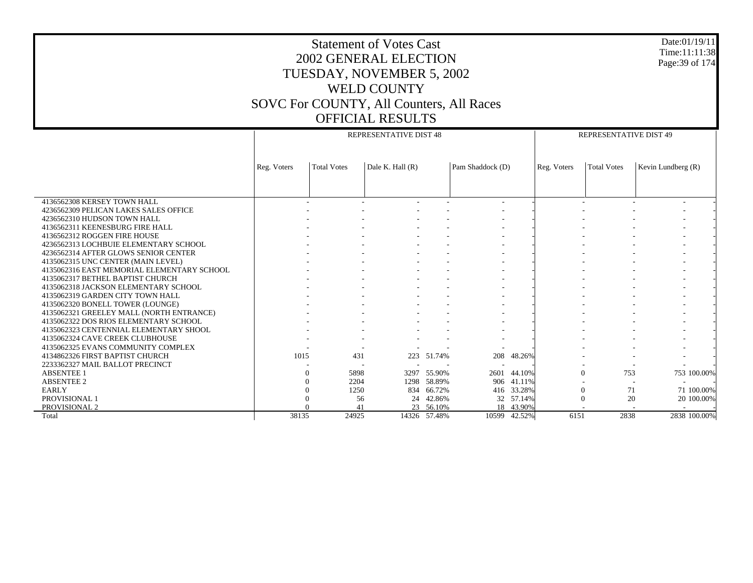# Statement of Votes Cast
## 2002 GENERAL ELECTION
## TUESDAY, NOVEMBER 5, 2002
## WELD COUNTY
## SOVC For COUNTY, All Counters, All Races
## OFFICIAL RESULTS

Date:01/19/11
Time:11:11:38

| | REPRESENTATIVE DIST 48 | | | | | | REPRESENTATIVE DIST 49 | | | |
|---|---|---|---|---|---|---|---|---|---|---|
| | Reg. Voters | Total Votes | Dale K. Hall (R) | | Pam Shaddock (D) | | Reg. Voters | Total Votes | Kevin Lundberg (R) | |
| 4136562308 KERSEY TOWN HALL | - | - | - | - | - | - | - | - | - | - |
| 4236562309 PELICAN LAKES SALES OFFICE | - | - | - | - | - | - | - | - | - | - |
| 4236562310 HUDSON TOWN HALL | - | - | - | - | - | - | - | - | - | - |
| 4136562311 KEENESBURG FIRE HALL | - | - | - | - | - | - | - | - | - | - |
| 4136562312 ROGGEN FIRE HOUSE | - | - | - | - | - | - | - | - | - | - |
| 4236562313 LOCHBUIE ELEMENTARY SCHOOL | - | - | - | - | - | - | - | - | - | - |
| 4236562314 AFTER GLOWS SENIOR CENTER | - | - | - | - | - | - | - | - | - | - |
| 4135062315 UNC CENTER (MAIN LEVEL) | - | - | - | - | - | - | - | - | - | - |
| 4135062316 EAST MEMORIAL ELEMENTARY SCHOOL | - | - | - | - | - | - | - | - | - | - |
| 4135062317 BETHEL BAPTIST CHURCH | - | - | - | - | - | - | - | - | - | - |
| 4135062318 JACKSON ELEMENTARY SCHOOL | - | - | - | - | - | - | - | - | - | - |
| 4135062319 GARDEN CITY TOWN HALL | - | - | - | - | - | - | - | - | - | - |
| 4135062320 BONELL TOWER (LOUNGE) | - | - | - | - | - | - | - | - | - | - |
| 4135062321 GREELEY MALL (NORTH ENTRANCE) | - | - | - | - | - | - | - | - | - | - |
| 4135062322 DOS RIOS ELEMENTARY SCHOOL | - | - | - | - | - | - | - | - | - | - |
| 4135062323 CENTENNIAL ELEMENTARY SHOOL | - | - | - | - | - | - | - | - | - | - |
| 4135062324 CAVE CREEK CLUBHOUSE | - | - | - | - | - | - | - | - | - | - |
| 4135062325 EVANS COMMUNITY COMPLEX | - | - | - | - | - | - | - | - | - | - |
| 4134862326 FIRST BAPTIST CHURCH | 1015 | 431 | 223 | 51.74% | 208 | 48.26% | - | - | - | - |
| 2233362327 MAIL BALLOT PRECINCT | - | - | - | - | - | - | - | - | - | - |
| ABSENTEE 1 | 0 | 5898 | 3297 | 55.90% | 2601 | 44.10% | 0 | 753 | 753 | 100.00% |
| ABSENTEE 2 | 0 | 2204 | 1298 | 58.89% | 906 | 41.11% | - | - | - | - |
| EARLY | 0 | 1250 | 834 | 66.72% | 416 | 33.28% | 0 | 71 | 71 | 100.00% |
| PROVISIONAL 1 | 0 | 56 | 24 | 42.86% | 32 | 57.14% | 0 | 20 | 20 | 100.00% |
| PROVISIONAL 2 | 0 | 41 | 23 | 56.10% | 18 | 43.90% | - | - | - | - |
| Total | 38135 | 24925 | 14326 | 57.48% | 10599 | 42.52% | 6151 | 2838 | 2838 | 100.00% |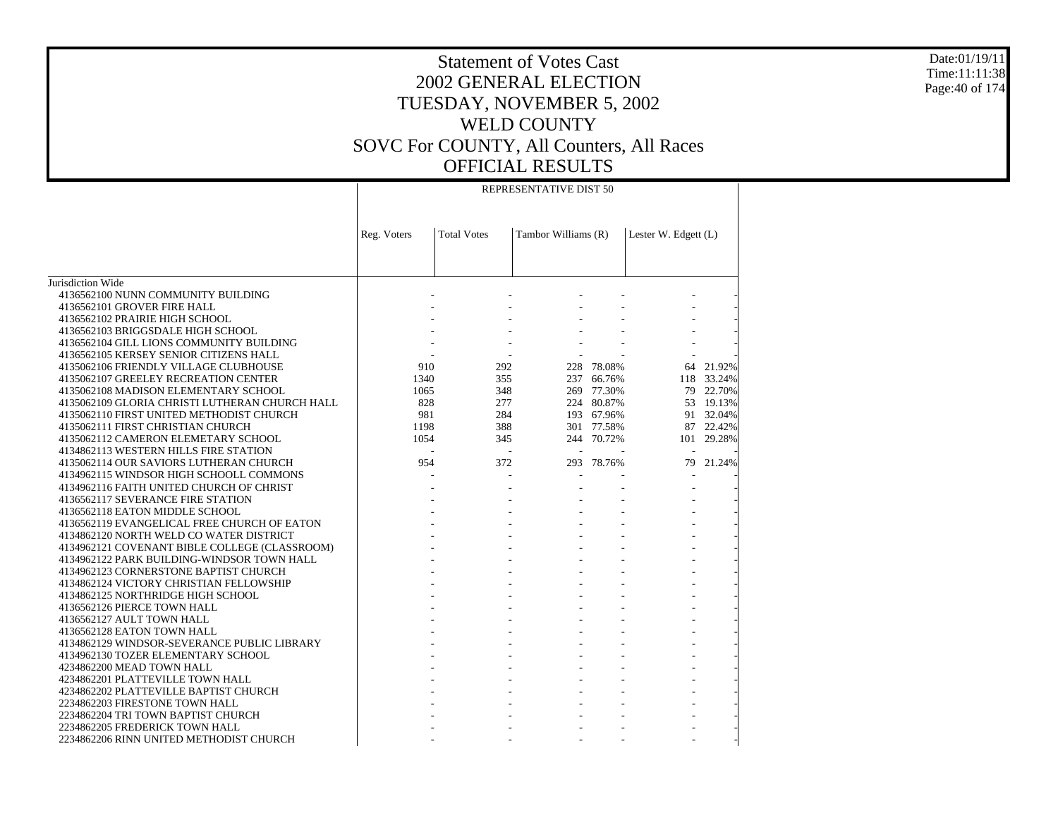# Statement of Votes Cast
## 2002 GENERAL ELECTION
## TUESDAY, NOVEMBER 5, 2002
## WELD COUNTY
## SOVC For COUNTY, All Counters, All Races
## OFFICIAL RESULTS

Date:01/19/11
Time:11:11:38

| | REPRESENTATIVE DIST 50 | | | | | |
|---|---|---|---|---|---|---|
| | Reg. Voters | Total Votes | Tambor Williams (R) | | Lester W. Edgett (L) | |
| Jurisdiction Wide | | | | | | |
| 4136562100 NUNN COMMUNITY BUILDING | - | - | - | - | - | - |
| 4136562101 GROVER FIRE HALL | - | - | - | - | - | - |
| 4136562102 PRAIRIE HIGH SCHOOL | - | - | - | - | - | - |
| 4136562103 BRIGGSDALE HIGH SCHOOL | - | - | - | - | - | - |
| 4136562104 GILL LIONS COMMUNITY BUILDING | - | - | - | - | - | - |
| 4136562105 KERSEY SENIOR CITIZENS HALL | - | - | - | - | - | - |
| 4135062106 FRIENDLY VILLAGE CLUBHOUSE | 910 | 292 | 228 | 78.08% | 64 | 21.92% |
| 4135062107 GREELEY RECREATION CENTER | 1340 | 355 | 237 | 66.76% | 118 | 33.24% |
| 4135062108 MADISON ELEMENTARY SCHOOL | 1065 | 348 | 269 | 77.30% | 79 | 22.70% |
| 4135062109 GLORIA CHRISTI LUTHERAN CHURCH HALL | 828 | 277 | 224 | 80.87% | 53 | 19.13% |
| 4135062110 FIRST UNITED METHODIST CHURCH | 981 | 284 | 193 | 67.96% | 91 | 32.04% |
| 4135062111 FIRST CHRISTIAN CHURCH | 1198 | 388 | 301 | 77.58% | 87 | 22.42% |
| 4135062112 CAMERON ELEMETARY SCHOOL | 1054 | 345 | 244 | 70.72% | 101 | 29.28% |
| 4134862113 WESTERN HILLS FIRE STATION | - | - | - | - | - | - |
| 4135062114 OUR SAVIORS LUTHERAN CHURCH | 954 | 372 | 293 | 78.76% | 79 | 21.24% |
| 4134962115 WINDSOR HIGH SCHOOLL COMMONS | - | - | - | - | - | - |
| 4134962116 FAITH UNITED CHURCH OF CHRIST | - | - | - | - | - | - |
| 4136562117 SEVERANCE FIRE STATION | - | - | - | - | - | - |
| 4136562118 EATON MIDDLE SCHOOL | - | - | - | - | - | - |
| 4136562119 EVANGELICAL FREE CHURCH OF EATON | - | - | - | - | - | - |
| 4134862120 NORTH WELD CO WATER DISTRICT | - | - | - | - | - | - |
| 4134962121 COVENANT BIBLE COLLEGE (CLASSROOM) | - | - | - | - | - | - |
| 4134962122 PARK BUILDING-WINDSOR TOWN HALL | - | - | - | - | - | - |
| 4134962123 CORNERSTONE BAPTIST CHURCH | - | - | - | - | - | - |
| 4134862124 VICTORY CHRISTIAN FELLOWSHIP | - | - | - | - | - | - |
| 4134862125 NORTHRIDGE HIGH SCHOOL | - | - | - | - | - | - |
| 4136562126 PIERCE TOWN HALL | - | - | - | - | - | - |
| 4136562127 AULT TOWN HALL | - | - | - | - | - | - |
| 4136562128 EATON TOWN HALL | - | - | - | - | - | - |
| 4134962129 WINDSOR-SEVERANCE PUBLIC LIBRARY | - | - | - | - | - | - |
| 4134962130 TOZER ELEMENTARY SCHOOL | - | - | - | - | - | - |
| 4234862200 MEAD TOWN HALL | - | - | - | - | - | - |
| 4234862201 PLATTEVILLE TOWN HALL | - | - | - | - | - | - |
| 4234862202 PLATTEVILLE BAPTIST CHURCH | - | - | - | - | - | - |
| 2234862203 FIRESTONE TOWN HALL | - | - | - | - | - | - |
| 2234862204 TRI TOWN BAPTIST CHURCH | - | - | - | - | - | - |
| 2234862205 FREDERICK TOWN HALL | - | - | - | - | - | - |
| 2234862206 RINN UNITED METHODIST CHURCH | - | - | - | - | - | - |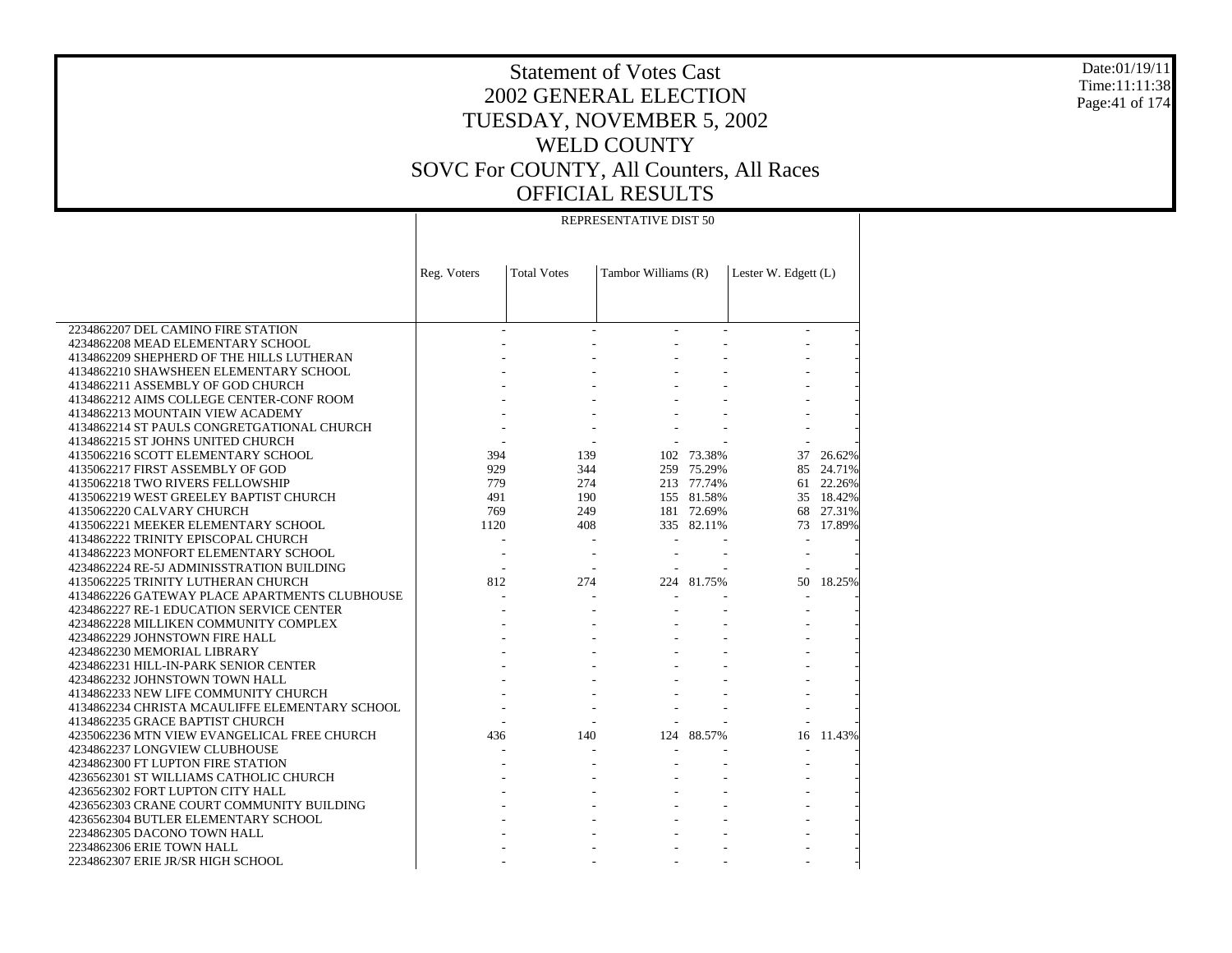# Statement of Votes Cast
# 2002 GENERAL ELECTION
# TUESDAY, NOVEMBER 5, 2002
# WELD COUNTY
# SOVC For COUNTY, All Counters, All Races
# OFFICIAL RESULTS

Date:01/19/11
Time:11:11:38

| | REPRESENTATIVE DIST 50 | | | | | |
|---|---|---|---|---|---|---|
| | Reg. Voters | Total Votes | Tambor Williams (R) | | Lester W. Edgett (L) | |
| 2234862207 DEL CAMINO FIRE STATION | - | - | - | - | - | - |
| 4234862208 MEAD ELEMENTARY SCHOOL | - | - | - | - | - | - |
| 4134862209 SHEPHERD OF THE HILLS LUTHERAN | - | - | - | - | - | - |
| 4134862210 SHAWSHEEN ELEMENTARY SCHOOL | - | - | - | - | - | - |
| 4134862211 ASSEMBLY OF GOD CHURCH | - | - | - | - | - | - |
| 4134862212 AIMS COLLEGE CENTER-CONF ROOM | - | - | - | - | - | - |
| 4134862213 MOUNTAIN VIEW ACADEMY | - | - | - | - | - | - |
| 4134862214 ST PAULS CONGRETGATIONAL CHURCH | - | - | - | - | - | - |
| 4134862215 ST JOHNS UNITED CHURCH | - | - | - | - | - | - |
| 4135062216 SCOTT ELEMENTARY SCHOOL | 394 | 139 | 102 | 73.38% | 37 | 26.62% |
| 4135062217 FIRST ASSEMBLY OF GOD | 929 | 344 | 259 | 75.29% | 85 | 24.71% |
| 4135062218 TWO RIVERS FELLOWSHIP | 779 | 274 | 213 | 77.74% | 61 | 22.26% |
| 4135062219 WEST GREELEY BAPTIST CHURCH | 491 | 190 | 155 | 81.58% | 35 | 18.42% |
| 4135062220 CALVARY CHURCH | 769 | 249 | 181 | 72.69% | 68 | 27.31% |
| 4135062221 MEEKER ELEMENTARY SCHOOL | 1120 | 408 | 335 | 82.11% | 73 | 17.89% |
| 4134862222 TRINITY EPISCOPAL CHURCH | - | - | - | - | - | - |
| 4134862223 MONFORT ELEMENTARY SCHOOL | - | - | - | - | - | - |
| 4234862224 RE-5J ADMINISSTRATION BUILDING | - | - | - | - | - | - |
| 4135062225 TRINITY LUTHERAN CHURCH | 812 | 274 | 224 | 81.75% | 50 | 18.25% |
| 4134862226 GATEWAY PLACE APARTMENTS CLUBHOUSE | - | - | - | - | - | - |
| 4234862227 RE-1 EDUCATION SERVICE CENTER | - | - | - | - | - | - |
| 4234862228 MILLIKEN COMMUNITY COMPLEX | - | - | - | - | - | - |
| 4234862229 JOHNSTOWN FIRE HALL | - | - | - | - | - | - |
| 4234862230 MEMORIAL LIBRARY | - | - | - | - | - | - |
| 4234862231 HILL-IN-PARK SENIOR CENTER | - | - | - | - | - | - |
| 4234862232 JOHNSTOWN TOWN HALL | - | - | - | - | - | - |
| 4134862233 NEW LIFE COMMUNITY CHURCH | - | - | - | - | - | - |
| 4134862234 CHRISTA MCAULIFFE ELEMENTARY SCHOOL | - | - | - | - | - | - |
| 4134862235 GRACE BAPTIST CHURCH | - | - | - | - | - | - |
| 4235062236 MTN VIEW EVANGELICAL FREE CHURCH | 436 | 140 | 124 | 88.57% | 16 | 11.43% |
| 4234862237 LONGVIEW CLUBHOUSE | - | - | - | - | - | - |
| 4234862300 FT LUPTON FIRE STATION | - | - | - | - | - | - |
| 4236562301 ST WILLIAMS CATHOLIC CHURCH | - | - | - | - | - | - |
| 4236562302 FORT LUPTON CITY HALL | - | - | - | - | - | - |
| 4236562303 CRANE COURT COMMUNITY BUILDING | - | - | - | - | - | - |
| 4236562304 BUTLER ELEMENTARY SCHOOL | - | - | - | - | - | - |
| 2234862305 DACONO TOWN HALL | - | - | - | - | - | - |
| 2234862306 ERIE TOWN HALL | - | - | - | - | - | - |
| 2234862307 ERIE JR/SR HIGH SCHOOL | - | - | - | - | - | - |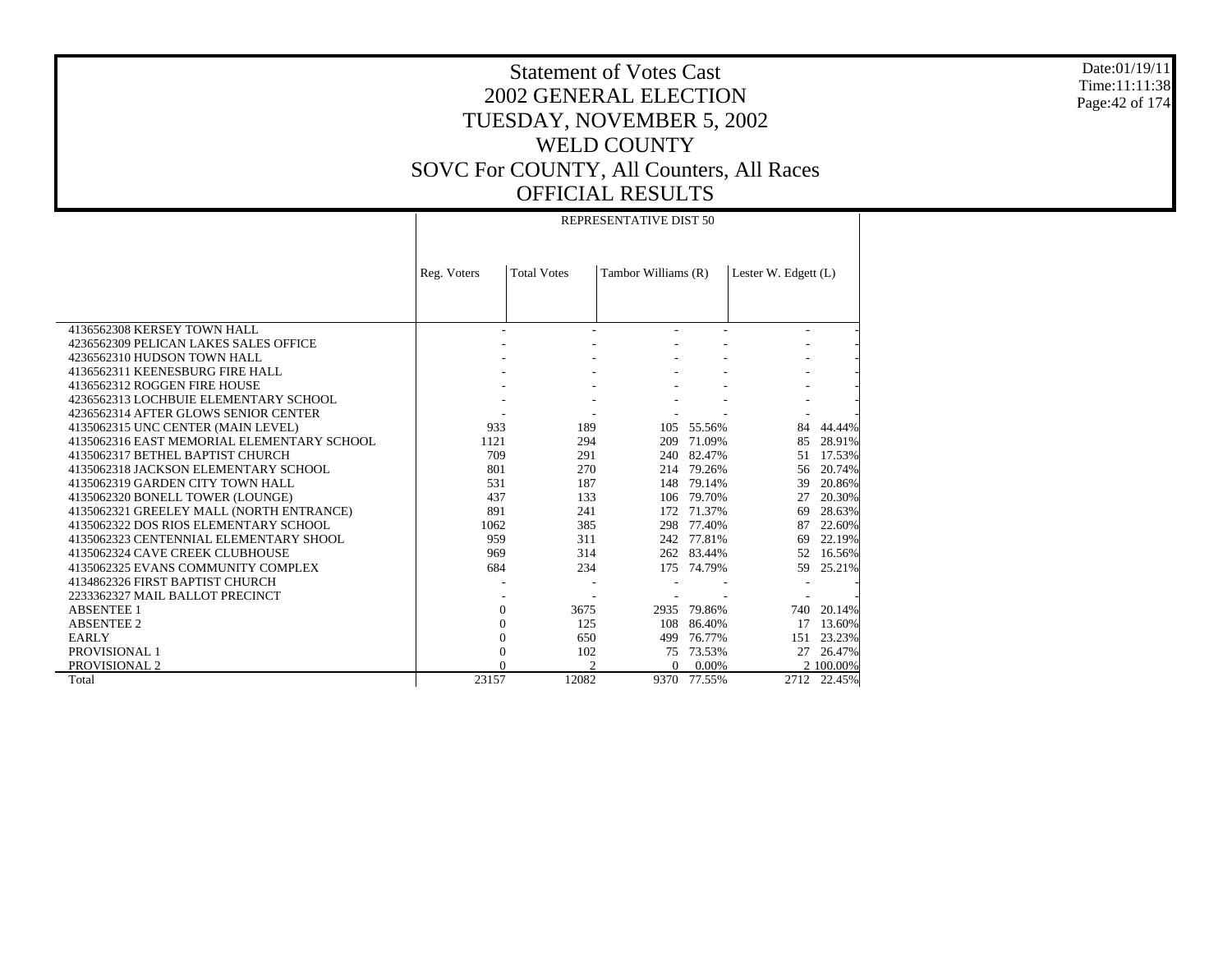# Statement of Votes Cast
## 2002 GENERAL ELECTION
## TUESDAY, NOVEMBER 5, 2002
## WELD COUNTY
## SOVC For COUNTY, All Counters, All Races
## OFFICIAL RESULTS

Date:01/19/11
Time:11:11:38

| | REPRESENTATIVE DIST 50 | | | | | |
|---|---|---|---|---|---|---|
| | Reg. Voters | Total Votes | Tambor Williams (R) | | Lester W. Edgett (L) | |
| 4136562308 KERSEY TOWN HALL | - | - | - | - | - | - |
| 4236562309 PELICAN LAKES SALES OFFICE | - | - | - | - | - | - |
| 4236562310 HUDSON TOWN HALL | - | - | - | - | - | - |
| 4136562311 KEENESBURG FIRE HALL | - | - | - | - | - | - |
| 4136562312 ROGGEN FIRE HOUSE | - | - | - | - | - | - |
| 4236562313 LOCHBUIE ELEMENTARY SCHOOL | - | - | - | - | - | - |
| 4236562314 AFTER GLOWS SENIOR CENTER | - | - | - | - | - | - |
| 4135062315 UNC CENTER (MAIN LEVEL) | 933 | 189 | 105 | 55.56% | 84 | 44.44% |
| 4135062316 EAST MEMORIAL ELEMENTARY SCHOOL | 1121 | 294 | 209 | 71.09% | 85 | 28.91% |
| 4135062317 BETHEL BAPTIST CHURCH | 709 | 291 | 240 | 82.47% | 51 | 17.53% |
| 4135062318 JACKSON ELEMENTARY SCHOOL | 801 | 270 | 214 | 79.26% | 56 | 20.74% |
| 4135062319 GARDEN CITY TOWN HALL | 531 | 187 | 148 | 79.14% | 39 | 20.86% |
| 4135062320 BONELL TOWER (LOUNGE) | 437 | 133 | 106 | 79.70% | 27 | 20.30% |
| 4135062321 GREELEY MALL (NORTH ENTRANCE) | 891 | 241 | 172 | 71.37% | 69 | 28.63% |
| 4135062322 DOS RIOS ELEMENTARY SCHOOL | 1062 | 385 | 298 | 77.40% | 87 | 22.60% |
| 4135062323 CENTENNIAL ELEMENTARY SHOOL | 959 | 311 | 242 | 77.81% | 69 | 22.19% |
| 4135062324 CAVE CREEK CLUBHOUSE | 969 | 314 | 262 | 83.44% | 52 | 16.56% |
| 4135062325 EVANS COMMUNITY COMPLEX | 684 | 234 | 175 | 74.79% | 59 | 25.21% |
| 4134862326 FIRST BAPTIST CHURCH | - | - | - | - | - | - |
| 2233362327 MAIL BALLOT PRECINCT | - | - | - | - | - | - |
| ABSENTEE 1 | 0 | 3675 | 2935 | 79.86% | 740 | 20.14% |
| ABSENTEE 2 | 0 | 125 | 108 | 86.40% | 17 | 13.60% |
| EARLY | 0 | 650 | 499 | 76.77% | 151 | 23.23% |
| PROVISIONAL 1 | 0 | 102 | 75 | 73.53% | 27 | 26.47% |
| PROVISIONAL 2 | 0 | 2 | 0 | 0.00% | 2 | 100.00% |
| Total | 23157 | 12082 | 9370 | 77.55% | 2712 | 22.45% |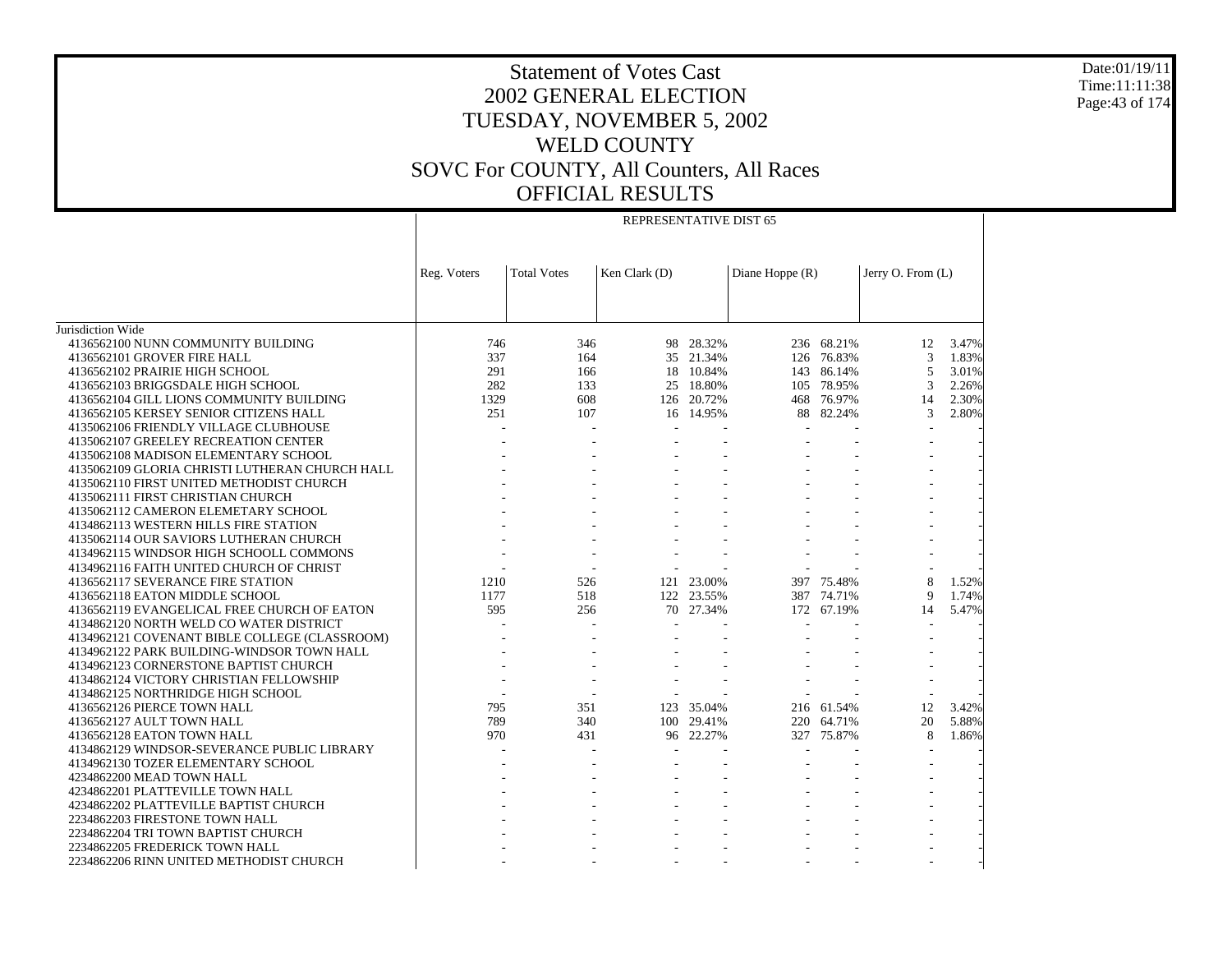# Statement of Votes Cast
## 2002 GENERAL ELECTION
## TUESDAY, NOVEMBER 5, 2002
## WELD COUNTY
## SOVC For COUNTY, All Counters, All Races
## OFFICIAL RESULTS

Date:01/19/11
Time:11:11:38

| | REPRESENTATIVE DIST 65 | | | | | | | |
|---|---|---|---|---|---|---|---|---|
| | Reg. Voters | Total Votes | Ken Clark (D) | | Diane Hoppe (R) | | Jerry O. From (L) | |
| Jurisdiction Wide | | | | | | | | |
| 4136562100 NUNN COMMUNITY BUILDING | 746 | 346 | 98 | 28.32% | 236 | 68.21% | 12 | 3.47% |
| 4136562101 GROVER FIRE HALL | 337 | 164 | 35 | 21.34% | 126 | 76.83% | 3 | 1.83% |
| 4136562102 PRAIRIE HIGH SCHOOL | 291 | 166 | 18 | 10.84% | 143 | 86.14% | 5 | 3.01% |
| 4136562103 BRIGGSDALE HIGH SCHOOL | 282 | 133 | 25 | 18.80% | 105 | 78.95% | 3 | 2.26% |
| 4136562104 GILL LIONS COMMUNITY BUILDING | 1329 | 608 | 126 | 20.72% | 468 | 76.97% | 14 | 2.30% |
| 4136562105 KERSEY SENIOR CITIZENS HALL | 251 | 107 | 16 | 14.95% | 88 | 82.24% | 3 | 2.80% |
| 4135062106 FRIENDLY VILLAGE CLUBHOUSE | - | - | - | - | - | - | - | - |
| 4135062107 GREELEY RECREATION CENTER | - | - | - | - | - | - | - | - |
| 4135062108 MADISON ELEMENTARY SCHOOL | - | - | - | - | - | - | - | - |
| 4135062109 GLORIA CHRISTI LUTHERAN CHURCH HALL | - | - | - | - | - | - | - | - |
| 4135062110 FIRST UNITED METHODIST CHURCH | - | - | - | - | - | - | - | - |
| 4135062111 FIRST CHRISTIAN CHURCH | - | - | - | - | - | - | - | - |
| 4135062112 CAMERON ELEMETARY SCHOOL | - | - | - | - | - | - | - | - |
| 4134862113 WESTERN HILLS FIRE STATION | - | - | - | - | - | - | - | - |
| 4135062114 OUR SAVIORS LUTHERAN CHURCH | - | - | - | - | - | - | - | - |
| 4134962115 WINDSOR HIGH SCHOOLL COMMONS | - | - | - | - | - | - | - | - |
| 4134962116 FAITH UNITED CHURCH OF CHRIST | - | - | - | - | - | - | - | - |
| 4136562117 SEVERANCE FIRE STATION | 1210 | 526 | 121 | 23.00% | 397 | 75.48% | 8 | 1.52% |
| 4136562118 EATON MIDDLE SCHOOL | 1177 | 518 | 122 | 23.55% | 387 | 74.71% | 9 | 1.74% |
| 4136562119 EVANGELICAL FREE CHURCH OF EATON | 595 | 256 | 70 | 27.34% | 172 | 67.19% | 14 | 5.47% |
| 4134862120 NORTH WELD CO WATER DISTRICT | - | - | - | - | - | - | - | - |
| 4134962121 COVENANT BIBLE COLLEGE (CLASSROOM) | - | - | - | - | - | - | - | - |
| 4134962122 PARK BUILDING-WINDSOR TOWN HALL | - | - | - | - | - | - | - | - |
| 4134962123 CORNERSTONE BAPTIST CHURCH | - | - | - | - | - | - | - | - |
| 4134862124 VICTORY CHRISTIAN FELLOWSHIP | - | - | - | - | - | - | - | - |
| 4134862125 NORTHRIDGE HIGH SCHOOL | - | - | - | - | - | - | - | - |
| 4136562126 PIERCE TOWN HALL | 795 | 351 | 123 | 35.04% | 216 | 61.54% | 12 | 3.42% |
| 4136562127 AULT TOWN HALL | 789 | 340 | 100 | 29.41% | 220 | 64.71% | 20 | 5.88% |
| 4136562128 EATON TOWN HALL | 970 | 431 | 96 | 22.27% | 327 | 75.87% | 8 | 1.86% |
| 4134862129 WINDSOR-SEVERANCE PUBLIC LIBRARY | - | - | - | - | - | - | - | - |
| 4134962130 TOZER ELEMENTARY SCHOOL | - | - | - | - | - | - | - | - |
| 4234862200 MEAD TOWN HALL | - | - | - | - | - | - | - | - |
| 4234862201 PLATTEVILLE TOWN HALL | - | - | - | - | - | - | - | - |
| 4234862202 PLATTEVILLE BAPTIST CHURCH | - | - | - | - | - | - | - | - |
| 2234862203 FIRESTONE TOWN HALL | - | - | - | - | - | - | - | - |
| 2234862204 TRI TOWN BAPTIST CHURCH | - | - | - | - | - | - | - | - |
| 2234862205 FREDERICK TOWN HALL | - | - | - | - | - | - | - | - |
| 2234862206 RINN UNITED METHODIST CHURCH | - | - | - | - | - | - | - | - |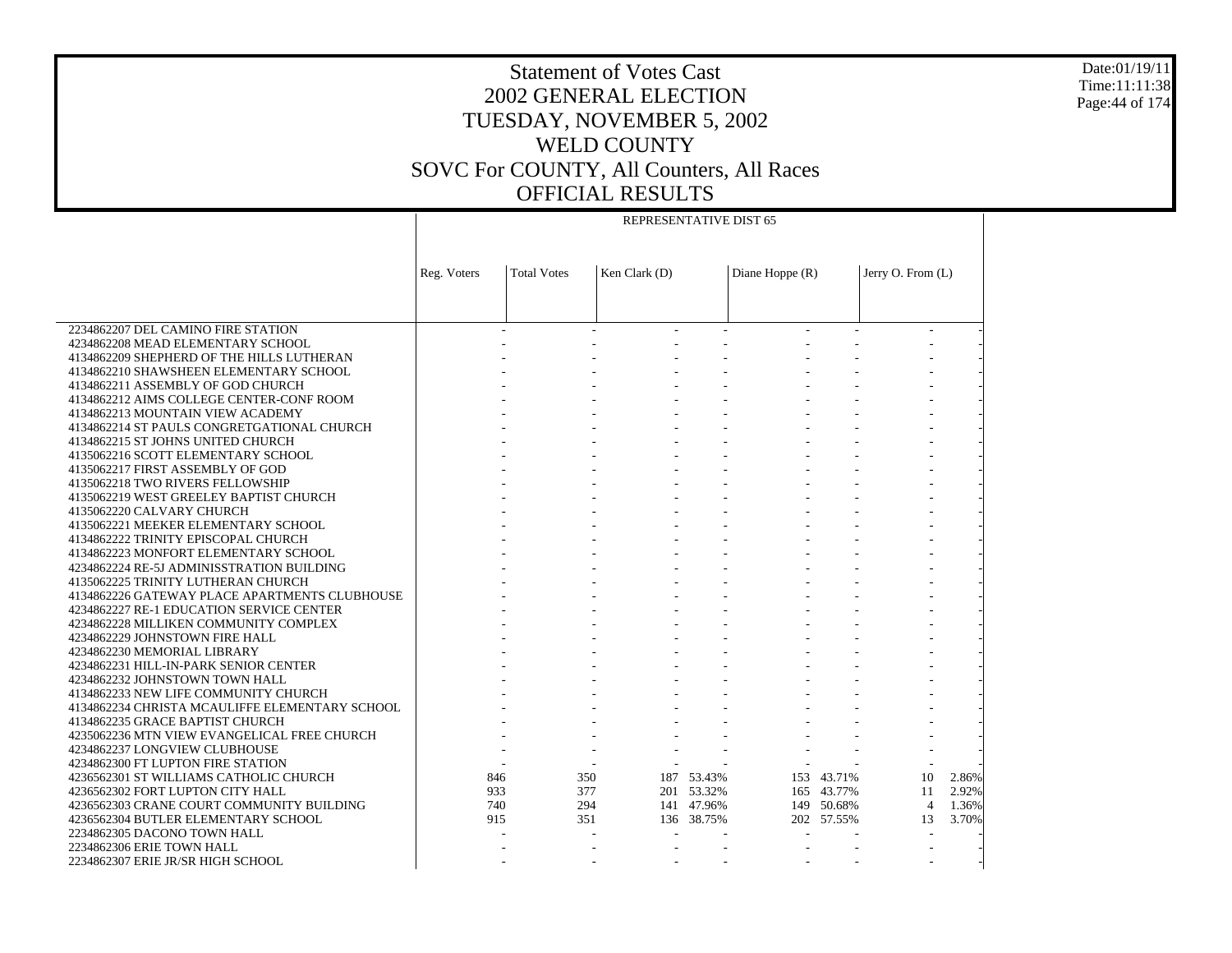# Statement of Votes Cast
# 2002 GENERAL ELECTION
# TUESDAY, NOVEMBER 5, 2002
# WELD COUNTY
# SOVC For COUNTY, All Counters, All Races
# OFFICIAL RESULTS

Date:01/19/11
Time:11:11:38

| | REPRESENTATIVE DIST 65 | | | | | | | |
|---|---|---|---|---|---|---|---|---|
| | Reg. Voters | Total Votes | Ken Clark (D) | | Diane Hoppe (R) | | Jerry O. From (L) | |
| 2234862207 DEL CAMINO FIRE STATION | - | - | - | - | - | - | - | - |
| 4234862208 MEAD ELEMENTARY SCHOOL | - | - | - | - | - | - | - | - |
| 4134862209 SHEPHERD OF THE HILLS LUTHERAN | - | - | - | - | - | - | - | - |
| 4134862210 SHAWSHEEN ELEMENTARY SCHOOL | - | - | - | - | - | - | - | - |
| 4134862211 ASSEMBLY OF GOD CHURCH | - | - | - | - | - | - | - | - |
| 4134862212 AIMS COLLEGE CENTER-CONF ROOM | - | - | - | - | - | - | - | - |
| 4134862213 MOUNTAIN VIEW ACADEMY | - | - | - | - | - | - | - | - |
| 4134862214 ST PAULS CONGRETGATIONAL CHURCH | - | - | - | - | - | - | - | - |
| 4134862215 ST JOHNS UNITED CHURCH | - | - | - | - | - | - | - | - |
| 4135062216 SCOTT ELEMENTARY SCHOOL | - | - | - | - | - | - | - | - |
| 4135062217 FIRST ASSEMBLY OF GOD | - | - | - | - | - | - | - | - |
| 4135062218 TWO RIVERS FELLOWSHIP | - | - | - | - | - | - | - | - |
| 4135062219 WEST GREELEY BAPTIST CHURCH | - | - | - | - | - | - | - | - |
| 4135062220 CALVARY CHURCH | - | - | - | - | - | - | - | - |
| 4135062221 MEEKER ELEMENTARY SCHOOL | - | - | - | - | - | - | - | - |
| 4134862222 TRINITY EPISCOPAL CHURCH | - | - | - | - | - | - | - | - |
| 4134862223 MONFORT ELEMENTARY SCHOOL | - | - | - | - | - | - | - | - |
| 4234862224 RE-5J ADMINISSTRATION BUILDING | - | - | - | - | - | - | - | - |
| 4135062225 TRINITY LUTHERAN CHURCH | - | - | - | - | - | - | - | - |
| 4134862226 GATEWAY PLACE APARTMENTS CLUBHOUSE | - | - | - | - | - | - | - | - |
| 4234862227 RE-1 EDUCATION SERVICE CENTER | - | - | - | - | - | - | - | - |
| 4234862228 MILLIKEN COMMUNITY COMPLEX | - | - | - | - | - | - | - | - |
| 4234862229 JOHNSTOWN FIRE HALL | - | - | - | - | - | - | - | - |
| 4234862230 MEMORIAL LIBRARY | - | - | - | - | - | - | - | - |
| 4234862231 HILL-IN-PARK SENIOR CENTER | - | - | - | - | - | - | - | - |
| 4234862232 JOHNSTOWN TOWN HALL | - | - | - | - | - | - | - | - |
| 4134862233 NEW LIFE COMMUNITY CHURCH | - | - | - | - | - | - | - | - |
| 4134862234 CHRISTA MCAULIFFE ELEMENTARY SCHOOL | - | - | - | - | - | - | - | - |
| 4134862235 GRACE BAPTIST CHURCH | - | - | - | - | - | - | - | - |
| 4235062236 MTN VIEW EVANGELICAL FREE CHURCH | - | - | - | - | - | - | - | - |
| 4234862237 LONGVIEW CLUBHOUSE | - | - | - | - | - | - | - | - |
| 4234862300 FT LUPTON FIRE STATION | - | - | - | - | - | - | - | - |
| 4236562301 ST WILLIAMS CATHOLIC CHURCH | 846 | 350 | 187 | 53.43% | 153 | 43.71% | 10 | 2.86% |
| 4236562302 FORT LUPTON CITY HALL | 933 | 377 | 201 | 53.32% | 165 | 43.77% | 11 | 2.92% |
| 4236562303 CRANE COURT COMMUNITY BUILDING | 740 | 294 | 141 | 47.96% | 149 | 50.68% | 4 | 1.36% |
| 4236562304 BUTLER ELEMENTARY SCHOOL | 915 | 351 | 136 | 38.75% | 202 | 57.55% | 13 | 3.70% |
| 2234862305 DACONO TOWN HALL | - | - | - | - | - | - | - | - |
| 2234862306 ERIE TOWN HALL | - | - | - | - | - | - | - | - |
| 2234862307 ERIE JR/SR HIGH SCHOOL | - | - | - | - | - | - | - | - |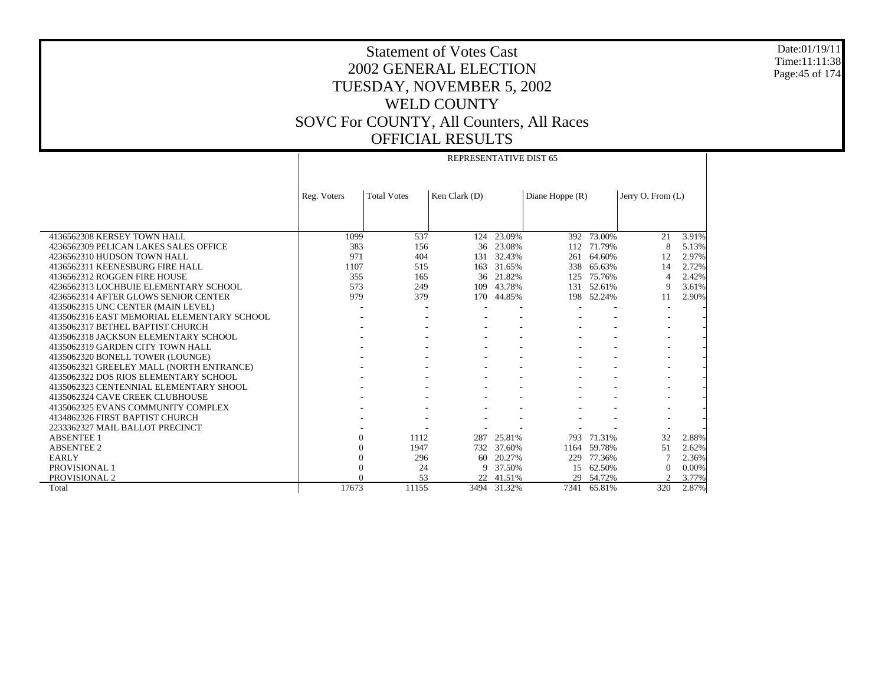# Statement of Votes Cast
# 2002 GENERAL ELECTION
# TUESDAY, NOVEMBER 5, 2002
# WELD COUNTY
# SOVC For COUNTY, All Counters, All Races
# OFFICIAL RESULTS

Date:01/19/11
Time:11:11:38

| | REPRESENTATIVE DIST 65 | | | | | | | |
|---|---|---|---|---|---|---|---|---|
| | Reg. Voters | Total Votes | Ken Clark (D) | | Diane Hoppe (R) | | Jerry O. From (L) | |
| 4136562308 KERSEY TOWN HALL | 1099 | 537 | 124 | 23.09% | 392 | 73.00% | 21 | 3.91% |
| 4236562309 PELICAN LAKES SALES OFFICE | 383 | 156 | 36 | 23.08% | 112 | 71.79% | 8 | 5.13% |
| 4236562310 HUDSON TOWN HALL | 971 | 404 | 131 | 32.43% | 261 | 64.60% | 12 | 2.97% |
| 4136562311 KEENESBURG FIRE HALL | 1107 | 515 | 163 | 31.65% | 338 | 65.63% | 14 | 2.72% |
| 4136562312 ROGGEN FIRE HOUSE | 355 | 165 | 36 | 21.82% | 125 | 75.76% | 4 | 2.42% |
| 4236562313 LOCHBUIE ELEMENTARY SCHOOL | 573 | 249 | 109 | 43.78% | 131 | 52.61% | 9 | 3.61% |
| 4236562314 AFTER GLOWS SENIOR CENTER | 979 | 379 | 170 | 44.85% | 198 | 52.24% | 11 | 2.90% |
| 4135062315 UNC CENTER (MAIN LEVEL) | - | - | - | - | - | - | - | - |
| 4135062316 EAST MEMORIAL ELEMENTARY SCHOOL | - | - | - | - | - | - | - | - |
| 4135062317 BETHEL BAPTIST CHURCH | - | - | - | - | - | - | - | - |
| 4135062318 JACKSON ELEMENTARY SCHOOL | - | - | - | - | - | - | - | - |
| 4135062319 GARDEN CITY TOWN HALL | - | - | - | - | - | - | - | - |
| 4135062320 BONELL TOWER (LOUNGE) | - | - | - | - | - | - | - | - |
| 4135062321 GREELEY MALL (NORTH ENTRANCE) | - | - | - | - | - | - | - | - |
| 4135062322 DOS RIOS ELEMENTARY SCHOOL | - | - | - | - | - | - | - | - |
| 4135062323 CENTENNIAL ELEMENTARY SHOOL | - | - | - | - | - | - | - | - |
| 4135062324 CAVE CREEK CLUBHOUSE | - | - | - | - | - | - | - | - |
| 4135062325 EVANS COMMUNITY COMPLEX | - | - | - | - | - | - | - | - |
| 4134862326 FIRST BAPTIST CHURCH | - | - | - | - | - | - | - | - |
| 2233362327 MAIL BALLOT PRECINCT | - | - | - | - | - | - | - | - |
| ABSENTEE 1 | 0 | 1112 | 287 | 25.81% | 793 | 71.31% | 32 | 2.88% |
| ABSENTEE 2 | 0 | 1947 | 732 | 37.60% | 1164 | 59.78% | 51 | 2.62% |
| EARLY | 0 | 296 | 60 | 20.27% | 229 | 77.36% | 7 | 2.36% |
| PROVISIONAL 1 | 0 | 24 | 9 | 37.50% | 15 | 62.50% | 0 | 0.00% |
| PROVISIONAL 2 | 0 | 53 | 22 | 41.51% | 29 | 54.72% | 2 | 3.77% |
| Total | 17673 | 11155 | 3494 | 31.32% | 7341 | 65.81% | 320 | 2.87% |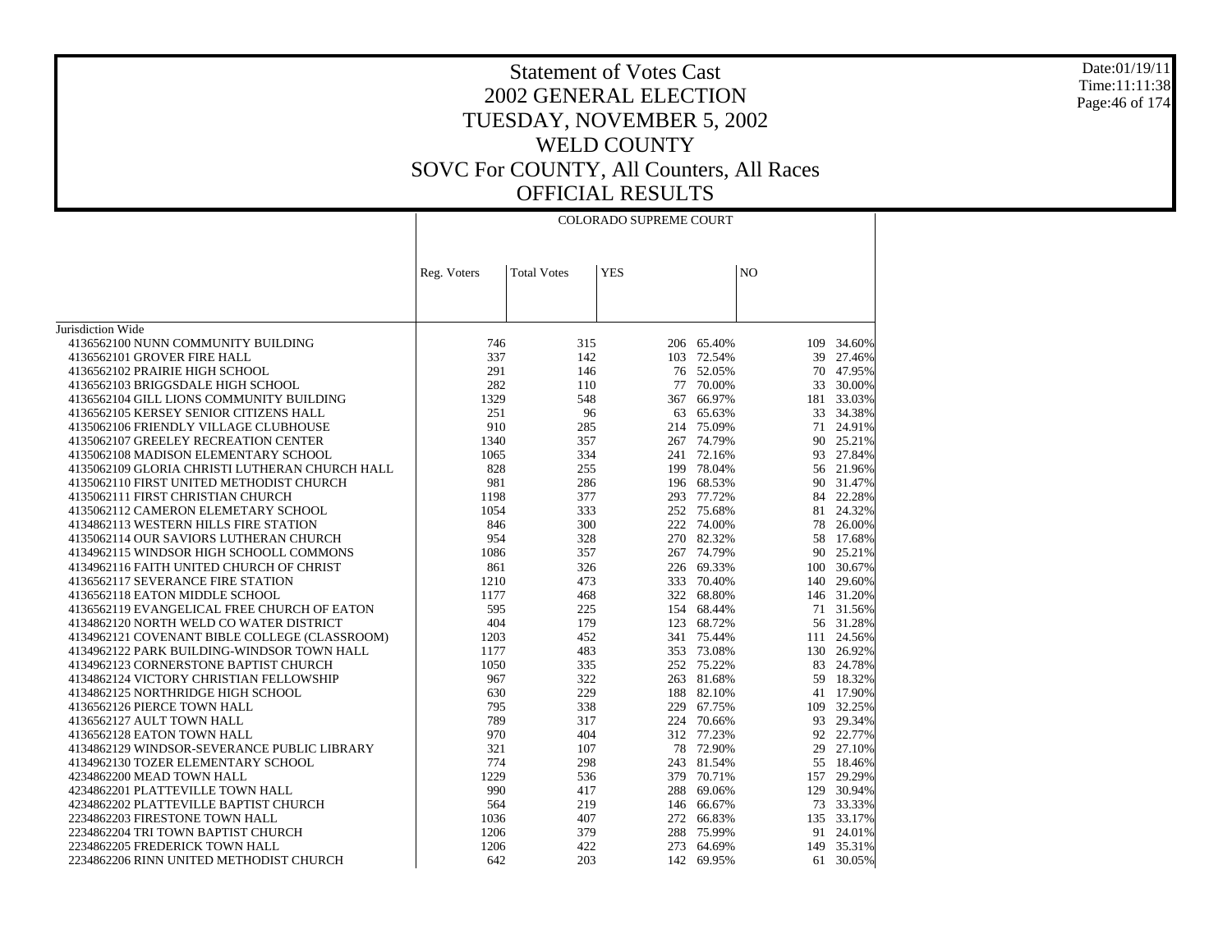# Statement of Votes Cast
## 2002 GENERAL ELECTION
## TUESDAY, NOVEMBER 5, 2002
## WELD COUNTY
## SOVC For COUNTY, All Counters, All Races
## OFFICIAL RESULTS

Date:01/19/11
Time:11:11:38

| | COLORADO SUPREME COURT | | | | | |
|---|---|---|---|---|---|---|
| | Reg. Voters | Total Votes | YES | | NO | |
| Jurisdiction Wide | | | | | | |
| 4136562100 NUNN COMMUNITY BUILDING | 746 | 315 | 206 | 65.40% | 109 | 34.60% |
| 4136562101 GROVER FIRE HALL | 337 | 142 | 103 | 72.54% | 39 | 27.46% |
| 4136562102 PRAIRIE HIGH SCHOOL | 291 | 146 | 76 | 52.05% | 70 | 47.95% |
| 4136562103 BRIGGSDALE HIGH SCHOOL | 282 | 110 | 77 | 70.00% | 33 | 30.00% |
| 4136562104 GILL LIONS COMMUNITY BUILDING | 1329 | 548 | 367 | 66.97% | 181 | 33.03% |
| 4136562105 KERSEY SENIOR CITIZENS HALL | 251 | 96 | 63 | 65.63% | 33 | 34.38% |
| 4135062106 FRIENDLY VILLAGE CLUBHOUSE | 910 | 285 | 214 | 75.09% | 71 | 24.91% |
| 4135062107 GREELEY RECREATION CENTER | 1340 | 357 | 267 | 74.79% | 90 | 25.21% |
| 4135062108 MADISON ELEMENTARY SCHOOL | 1065 | 334 | 241 | 72.16% | 93 | 27.84% |
| 4135062109 GLORIA CHRISTI LUTHERAN CHURCH HALL | 828 | 255 | 199 | 78.04% | 56 | 21.96% |
| 4135062110 FIRST UNITED METHODIST CHURCH | 981 | 286 | 196 | 68.53% | 90 | 31.47% |
| 4135062111 FIRST CHRISTIAN CHURCH | 1198 | 377 | 293 | 77.72% | 84 | 22.28% |
| 4135062112 CAMERON ELEMETARY SCHOOL | 1054 | 333 | 252 | 75.68% | 81 | 24.32% |
| 4134862113 WESTERN HILLS FIRE STATION | 846 | 300 | 222 | 74.00% | 78 | 26.00% |
| 4135062114 OUR SAVIORS LUTHERAN CHURCH | 954 | 328 | 270 | 82.32% | 58 | 17.68% |
| 4134962115 WINDSOR HIGH SCHOOLL COMMONS | 1086 | 357 | 267 | 74.79% | 90 | 25.21% |
| 4134962116 FAITH UNITED CHURCH OF CHRIST | 861 | 326 | 226 | 69.33% | 100 | 30.67% |
| 4136562117 SEVERANCE FIRE STATION | 1210 | 473 | 333 | 70.40% | 140 | 29.60% |
| 4136562118 EATON MIDDLE SCHOOL | 1177 | 468 | 322 | 68.80% | 146 | 31.20% |
| 4136562119 EVANGELICAL FREE CHURCH OF EATON | 595 | 225 | 154 | 68.44% | 71 | 31.56% |
| 4134862120 NORTH WELD CO WATER DISTRICT | 404 | 179 | 123 | 68.72% | 56 | 31.28% |
| 4134962121 COVENANT BIBLE COLLEGE (CLASSROOM) | 1203 | 452 | 341 | 75.44% | 111 | 24.56% |
| 4134962122 PARK BUILDING-WINDSOR TOWN HALL | 1177 | 483 | 353 | 73.08% | 130 | 26.92% |
| 4134962123 CORNERSTONE BAPTIST CHURCH | 1050 | 335 | 252 | 75.22% | 83 | 24.78% |
| 4134862124 VICTORY CHRISTIAN FELLOWSHIP | 967 | 322 | 263 | 81.68% | 59 | 18.32% |
| 4134862125 NORTHRIDGE HIGH SCHOOL | 630 | 229 | 188 | 82.10% | 41 | 17.90% |
| 4136562126 PIERCE TOWN HALL | 795 | 338 | 229 | 67.75% | 109 | 32.25% |
| 4136562127 AULT TOWN HALL | 789 | 317 | 224 | 70.66% | 93 | 29.34% |
| 4136562128 EATON TOWN HALL | 970 | 404 | 312 | 77.23% | 92 | 22.77% |
| 4134862129 WINDSOR-SEVERANCE PUBLIC LIBRARY | 321 | 107 | 78 | 72.90% | 29 | 27.10% |
| 4134962130 TOZER ELEMENTARY SCHOOL | 774 | 298 | 243 | 81.54% | 55 | 18.46% |
| 4234862200 MEAD TOWN HALL | 1229 | 536 | 379 | 70.71% | 157 | 29.29% |
| 4234862201 PLATTEVILLE TOWN HALL | 990 | 417 | 288 | 69.06% | 129 | 30.94% |
| 4234862202 PLATTEVILLE BAPTIST CHURCH | 564 | 219 | 146 | 66.67% | 73 | 33.33% |
| 2234862203 FIRESTONE TOWN HALL | 1036 | 407 | 272 | 66.83% | 135 | 33.17% |
| 2234862204 TRI TOWN BAPTIST CHURCH | 1206 | 379 | 288 | 75.99% | 91 | 24.01% |
| 2234862205 FREDERICK TOWN HALL | 1206 | 422 | 273 | 64.69% | 149 | 35.31% |
| 2234862206 RINN UNITED METHODIST CHURCH | 642 | 203 | 142 | 69.95% | 61 | 30.05% |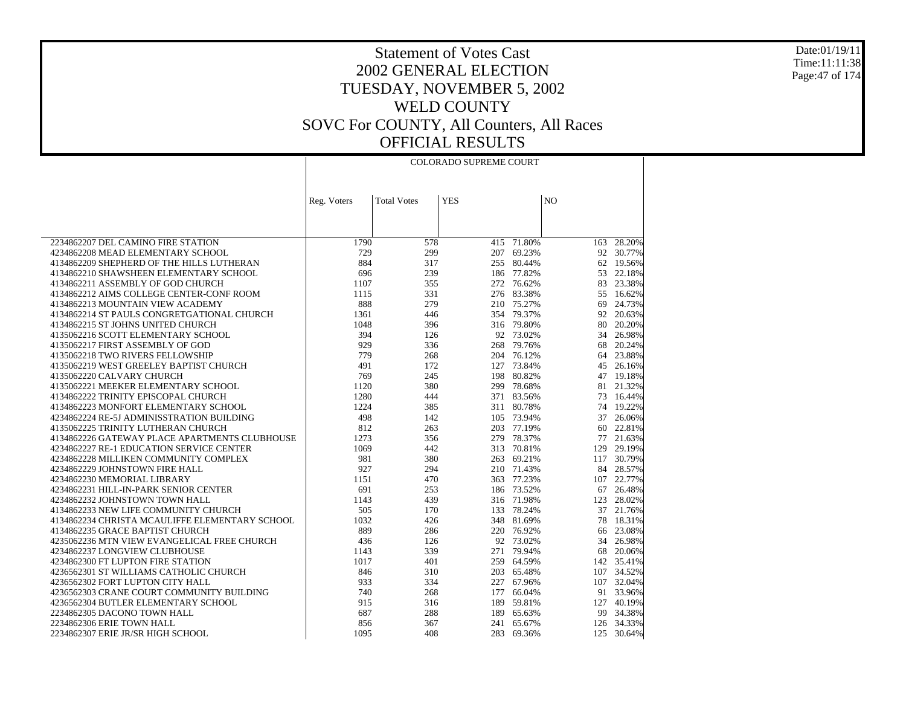# Statement of Votes Cast
## 2002 GENERAL ELECTION
## TUESDAY, NOVEMBER 5, 2002
## WELD COUNTY
## SOVC For COUNTY, All Counters, All Races
## OFFICIAL RESULTS

Date:01/19/11
Time:11:11:38

| | COLORADO SUPREME COURT | | | | | |
|---|---|---|---|---|---|---|
| | Reg. Voters | Total Votes | YES | | NO | |
| 2234862207 DEL CAMINO FIRE STATION | 1790 | 578 | 415 | 71.80% | 163 | 28.20% |
| 4234862208 MEAD ELEMENTARY SCHOOL | 729 | 299 | 207 | 69.23% | 92 | 30.77% |
| 4134862209 SHEPHERD OF THE HILLS LUTHERAN | 884 | 317 | 255 | 80.44% | 62 | 19.56% |
| 4134862210 SHAWSHEEN ELEMENTARY SCHOOL | 696 | 239 | 186 | 77.82% | 53 | 22.18% |
| 4134862211 ASSEMBLY OF GOD CHURCH | 1107 | 355 | 272 | 76.62% | 83 | 23.38% |
| 4134862212 AIMS COLLEGE CENTER-CONF ROOM | 1115 | 331 | 276 | 83.38% | 55 | 16.62% |
| 4134862213 MOUNTAIN VIEW ACADEMY | 888 | 279 | 210 | 75.27% | 69 | 24.73% |
| 4134862214 ST PAULS CONGRETGATIONAL CHURCH | 1361 | 446 | 354 | 79.37% | 92 | 20.63% |
| 4134862215 ST JOHNS UNITED CHURCH | 1048 | 396 | 316 | 79.80% | 80 | 20.20% |
| 4135062216 SCOTT ELEMENTARY SCHOOL | 394 | 126 | 92 | 73.02% | 34 | 26.98% |
| 4135062217 FIRST ASSEMBLY OF GOD | 929 | 336 | 268 | 79.76% | 68 | 20.24% |
| 4135062218 TWO RIVERS FELLOWSHIP | 779 | 268 | 204 | 76.12% | 64 | 23.88% |
| 4135062219 WEST GREELEY BAPTIST CHURCH | 491 | 172 | 127 | 73.84% | 45 | 26.16% |
| 4135062220 CALVARY CHURCH | 769 | 245 | 198 | 80.82% | 47 | 19.18% |
| 4135062221 MEEKER ELEMENTARY SCHOOL | 1120 | 380 | 299 | 78.68% | 81 | 21.32% |
| 4134862222 TRINITY EPISCOPAL CHURCH | 1280 | 444 | 371 | 83.56% | 73 | 16.44% |
| 4134862223 MONFORT ELEMENTARY SCHOOL | 1224 | 385 | 311 | 80.78% | 74 | 19.22% |
| 4234862224 RE-5J ADMINISSTRATION BUILDING | 498 | 142 | 105 | 73.94% | 37 | 26.06% |
| 4135062225 TRINITY LUTHERAN CHURCH | 812 | 263 | 203 | 77.19% | 60 | 22.81% |
| 4134862226 GATEWAY PLACE APARTMENTS CLUBHOUSE | 1273 | 356 | 279 | 78.37% | 77 | 21.63% |
| 4234862227 RE-1 EDUCATION SERVICE CENTER | 1069 | 442 | 313 | 70.81% | 129 | 29.19% |
| 4234862228 MILLIKEN COMMUNITY COMPLEX | 981 | 380 | 263 | 69.21% | 117 | 30.79% |
| 4234862229 JOHNSTOWN FIRE HALL | 927 | 294 | 210 | 71.43% | 84 | 28.57% |
| 4234862230 MEMORIAL LIBRARY | 1151 | 470 | 363 | 77.23% | 107 | 22.77% |
| 4234862231 HILL-IN-PARK SENIOR CENTER | 691 | 253 | 186 | 73.52% | 67 | 26.48% |
| 4234862232 JOHNSTOWN TOWN HALL | 1143 | 439 | 316 | 71.98% | 123 | 28.02% |
| 4134862233 NEW LIFE COMMUNITY CHURCH | 505 | 170 | 133 | 78.24% | 37 | 21.76% |
| 4134862234 CHRISTA MCAULIFFE ELEMENTARY SCHOOL | 1032 | 426 | 348 | 81.69% | 78 | 18.31% |
| 4134862235 GRACE BAPTIST CHURCH | 889 | 286 | 220 | 76.92% | 66 | 23.08% |
| 4235062236 MTN VIEW EVANGELICAL FREE CHURCH | 436 | 126 | 92 | 73.02% | 34 | 26.98% |
| 4234862237 LONGVIEW CLUBHOUSE | 1143 | 339 | 271 | 79.94% | 68 | 20.06% |
| 4234862300 FT LUPTON FIRE STATION | 1017 | 401 | 259 | 64.59% | 142 | 35.41% |
| 4236562301 ST WILLIAMS CATHOLIC CHURCH | 846 | 310 | 203 | 65.48% | 107 | 34.52% |
| 4236562302 FORT LUPTON CITY HALL | 933 | 334 | 227 | 67.96% | 107 | 32.04% |
| 4236562303 CRANE COURT COMMUNITY BUILDING | 740 | 268 | 177 | 66.04% | 91 | 33.96% |
| 4236562304 BUTLER ELEMENTARY SCHOOL | 915 | 316 | 189 | 59.81% | 127 | 40.19% |
| 2234862305 DACONO TOWN HALL | 687 | 288 | 189 | 65.63% | 99 | 34.38% |
| 2234862306 ERIE TOWN HALL | 856 | 367 | 241 | 65.67% | 126 | 34.33% |
| 2234862307 ERIE JR/SR HIGH SCHOOL | 1095 | 408 | 283 | 69.36% | 125 | 30.64% |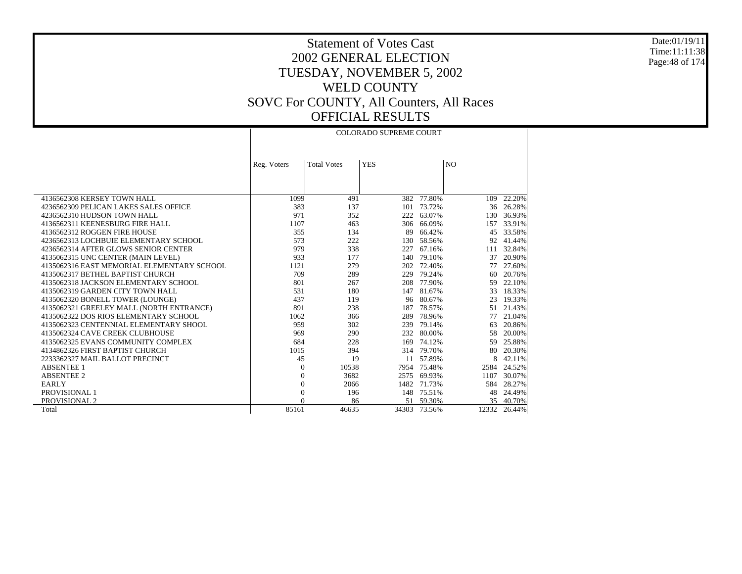# Statement of Votes Cast
# 2002 GENERAL ELECTION
# TUESDAY, NOVEMBER 5, 2002
# WELD COUNTY
# SOVC For COUNTY, All Counters, All Races
# OFFICIAL RESULTS

Date:01/19/11
Time:11:11:38

| | COLORADO SUPREME COURT | | | | | |
|---|---|---|---|---|---|---|
| | Reg. Voters | Total Votes | YES | | NO | |
| 4136562308 KERSEY TOWN HALL | 1099 | 491 | 382 | 77.80% | 109 | 22.20% |
| 4236562309 PELICAN LAKES SALES OFFICE | 383 | 137 | 101 | 73.72% | 36 | 26.28% |
| 4236562310 HUDSON TOWN HALL | 971 | 352 | 222 | 63.07% | 130 | 36.93% |
| 4136562311 KEENESBURG FIRE HALL | 1107 | 463 | 306 | 66.09% | 157 | 33.91% |
| 4136562312 ROGGEN FIRE HOUSE | 355 | 134 | 89 | 66.42% | 45 | 33.58% |
| 4236562313 LOCHBUIE ELEMENTARY SCHOOL | 573 | 222 | 130 | 58.56% | 92 | 41.44% |
| 4236562314 AFTER GLOWS SENIOR CENTER | 979 | 338 | 227 | 67.16% | 111 | 32.84% |
| 4135062315 UNC CENTER (MAIN LEVEL) | 933 | 177 | 140 | 79.10% | 37 | 20.90% |
| 4135062316 EAST MEMORIAL ELEMENTARY SCHOOL | 1121 | 279 | 202 | 72.40% | 77 | 27.60% |
| 4135062317 BETHEL BAPTIST CHURCH | 709 | 289 | 229 | 79.24% | 60 | 20.76% |
| 4135062318 JACKSON ELEMENTARY SCHOOL | 801 | 267 | 208 | 77.90% | 59 | 22.10% |
| 4135062319 GARDEN CITY TOWN HALL | 531 | 180 | 147 | 81.67% | 33 | 18.33% |
| 4135062320 BONELL TOWER (LOUNGE) | 437 | 119 | 96 | 80.67% | 23 | 19.33% |
| 4135062321 GREELEY MALL (NORTH ENTRANCE) | 891 | 238 | 187 | 78.57% | 51 | 21.43% |
| 4135062322 DOS RIOS ELEMENTARY SCHOOL | 1062 | 366 | 289 | 78.96% | 77 | 21.04% |
| 4135062323 CENTENNIAL ELEMENTARY SHOOL | 959 | 302 | 239 | 79.14% | 63 | 20.86% |
| 4135062324 CAVE CREEK CLUBHOUSE | 969 | 290 | 232 | 80.00% | 58 | 20.00% |
| 4135062325 EVANS COMMUNITY COMPLEX | 684 | 228 | 169 | 74.12% | 59 | 25.88% |
| 4134862326 FIRST BAPTIST CHURCH | 1015 | 394 | 314 | 79.70% | 80 | 20.30% |
| 2233362327 MAIL BALLOT PRECINCT | 45 | 19 | 11 | 57.89% | 8 | 42.11% |
| ABSENTEE 1 | 0 | 10538 | 7954 | 75.48% | 2584 | 24.52% |
| ABSENTEE 2 | 0 | 3682 | 2575 | 69.93% | 1107 | 30.07% |
| EARLY | 0 | 2066 | 1482 | 71.73% | 584 | 28.27% |
| PROVISIONAL 1 | 0 | 196 | 148 | 75.51% | 48 | 24.49% |
| PROVISIONAL 2 | 0 | 86 | 51 | 59.30% | 35 | 40.70% |
| Total | 85161 | 46635 | 34303 | 73.56% | 12332 | 26.44% |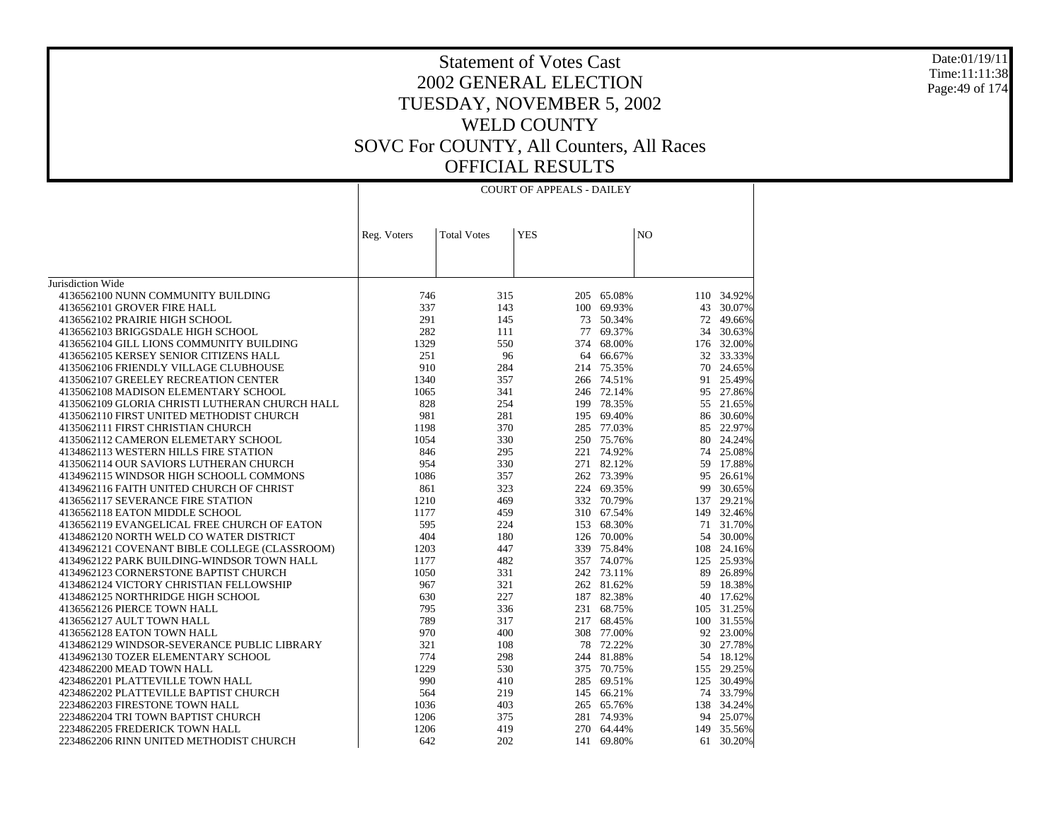# Statement of Votes Cast
## 2002 GENERAL ELECTION
## TUESDAY, NOVEMBER 5, 2002
## WELD COUNTY
## SOVC For COUNTY, All Counters, All Races
## OFFICIAL RESULTS

Date:01/19/11
Time:11:11:38

| | COURT OF APPEALS - DAILEY | | | | | |
|---|---|---|---|---|---|---|
| | Reg. Voters | Total Votes | YES | | NO | |
| Jurisdiction Wide | | | | | | |
| 4136562100 NUNN COMMUNITY BUILDING | 746 | 315 | 205 | 65.08% | 110 | 34.92% |
| 4136562101 GROVER FIRE HALL | 337 | 143 | 100 | 69.93% | 43 | 30.07% |
| 4136562102 PRAIRIE HIGH SCHOOL | 291 | 145 | 73 | 50.34% | 72 | 49.66% |
| 4136562103 BRIGGSDALE HIGH SCHOOL | 282 | 111 | 77 | 69.37% | 34 | 30.63% |
| 4136562104 GILL LIONS COMMUNITY BUILDING | 1329 | 550 | 374 | 68.00% | 176 | 32.00% |
| 4136562105 KERSEY SENIOR CITIZENS HALL | 251 | 96 | 64 | 66.67% | 32 | 33.33% |
| 4135062106 FRIENDLY VILLAGE CLUBHOUSE | 910 | 284 | 214 | 75.35% | 70 | 24.65% |
| 4135062107 GREELEY RECREATION CENTER | 1340 | 357 | 266 | 74.51% | 91 | 25.49% |
| 4135062108 MADISON ELEMENTARY SCHOOL | 1065 | 341 | 246 | 72.14% | 95 | 27.86% |
| 4135062109 GLORIA CHRISTI LUTHERAN CHURCH HALL | 828 | 254 | 199 | 78.35% | 55 | 21.65% |
| 4135062110 FIRST UNITED METHODIST CHURCH | 981 | 281 | 195 | 69.40% | 86 | 30.60% |
| 4135062111 FIRST CHRISTIAN CHURCH | 1198 | 370 | 285 | 77.03% | 85 | 22.97% |
| 4135062112 CAMERON ELEMETARY SCHOOL | 1054 | 330 | 250 | 75.76% | 80 | 24.24% |
| 4134862113 WESTERN HILLS FIRE STATION | 846 | 295 | 221 | 74.92% | 74 | 25.08% |
| 4135062114 OUR SAVIORS LUTHERAN CHURCH | 954 | 330 | 271 | 82.12% | 59 | 17.88% |
| 4134962115 WINDSOR HIGH SCHOOLL COMMONS | 1086 | 357 | 262 | 73.39% | 95 | 26.61% |
| 4134962116 FAITH UNITED CHURCH OF CHRIST | 861 | 323 | 224 | 69.35% | 99 | 30.65% |
| 4136562117 SEVERANCE FIRE STATION | 1210 | 469 | 332 | 70.79% | 137 | 29.21% |
| 4136562118 EATON MIDDLE SCHOOL | 1177 | 459 | 310 | 67.54% | 149 | 32.46% |
| 4136562119 EVANGELICAL FREE CHURCH OF EATON | 595 | 224 | 153 | 68.30% | 71 | 31.70% |
| 4134862120 NORTH WELD CO WATER DISTRICT | 404 | 180 | 126 | 70.00% | 54 | 30.00% |
| 4134962121 COVENANT BIBLE COLLEGE (CLASSROOM) | 1203 | 447 | 339 | 75.84% | 108 | 24.16% |
| 4134962122 PARK BUILDING-WINDSOR TOWN HALL | 1177 | 482 | 357 | 74.07% | 125 | 25.93% |
| 4134962123 CORNERSTONE BAPTIST CHURCH | 1050 | 331 | 242 | 73.11% | 89 | 26.89% |
| 4134862124 VICTORY CHRISTIAN FELLOWSHIP | 967 | 321 | 262 | 81.62% | 59 | 18.38% |
| 4134862125 NORTHRIDGE HIGH SCHOOL | 630 | 227 | 187 | 82.38% | 40 | 17.62% |
| 4136562126 PIERCE TOWN HALL | 795 | 336 | 231 | 68.75% | 105 | 31.25% |
| 4136562127 AULT TOWN HALL | 789 | 317 | 217 | 68.45% | 100 | 31.55% |
| 4136562128 EATON TOWN HALL | 970 | 400 | 308 | 77.00% | 92 | 23.00% |
| 4134862129 WINDSOR-SEVERANCE PUBLIC LIBRARY | 321 | 108 | 78 | 72.22% | 30 | 27.78% |
| 4134962130 TOZER ELEMENTARY SCHOOL | 774 | 298 | 244 | 81.88% | 54 | 18.12% |
| 4234862200 MEAD TOWN HALL | 1229 | 530 | 375 | 70.75% | 155 | 29.25% |
| 4234862201 PLATTEVILLE TOWN HALL | 990 | 410 | 285 | 69.51% | 125 | 30.49% |
| 4234862202 PLATTEVILLE BAPTIST CHURCH | 564 | 219 | 145 | 66.21% | 74 | 33.79% |
| 2234862203 FIRESTONE TOWN HALL | 1036 | 403 | 265 | 65.76% | 138 | 34.24% |
| 2234862204 TRI TOWN BAPTIST CHURCH | 1206 | 375 | 281 | 74.93% | 94 | 25.07% |
| 2234862205 FREDERICK TOWN HALL | 1206 | 419 | 270 | 64.44% | 149 | 35.56% |
| 2234862206 RINN UNITED METHODIST CHURCH | 642 | 202 | 141 | 69.80% | 61 | 30.20% |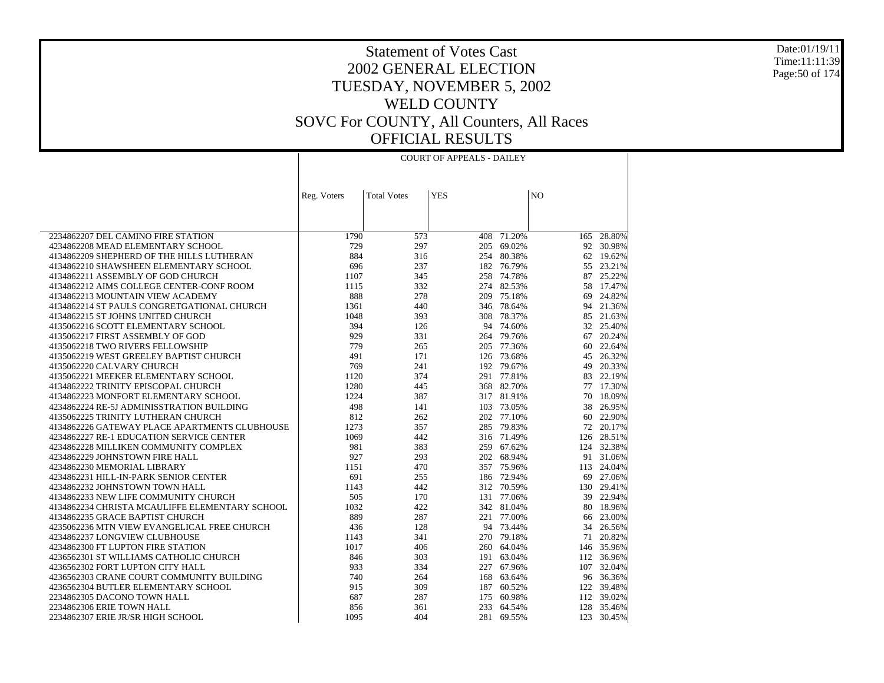# Statement of Votes Cast
## 2002 GENERAL ELECTION
## TUESDAY, NOVEMBER 5, 2002
## WELD COUNTY
## SOVC For COUNTY, All Counters, All Races
## OFFICIAL RESULTS

Date:01/19/11
Time:11:11:39

| | COURT OF APPEALS - DAILEY | | | | | |
|---|---|---|---|---|---|---|
| | Reg. Voters | Total Votes | YES | | NO | |
| 2234862207 DEL CAMINO FIRE STATION | 1790 | 573 | 408 | 71.20% | 165 | 28.80% |
| 4234862208 MEAD ELEMENTARY SCHOOL | 729 | 297 | 205 | 69.02% | 92 | 30.98% |
| 4134862209 SHEPHERD OF THE HILLS LUTHERAN | 884 | 316 | 254 | 80.38% | 62 | 19.62% |
| 4134862210 SHAWSHEEN ELEMENTARY SCHOOL | 696 | 237 | 182 | 76.79% | 55 | 23.21% |
| 4134862211 ASSEMBLY OF GOD CHURCH | 1107 | 345 | 258 | 74.78% | 87 | 25.22% |
| 4134862212 AIMS COLLEGE CENTER-CONF ROOM | 1115 | 332 | 274 | 82.53% | 58 | 17.47% |
| 4134862213 MOUNTAIN VIEW ACADEMY | 888 | 278 | 209 | 75.18% | 69 | 24.82% |
| 4134862214 ST PAULS CONGRETGATIONAL CHURCH | 1361 | 440 | 346 | 78.64% | 94 | 21.36% |
| 4134862215 ST JOHNS UNITED CHURCH | 1048 | 393 | 308 | 78.37% | 85 | 21.63% |
| 4135062216 SCOTT ELEMENTARY SCHOOL | 394 | 126 | 94 | 74.60% | 32 | 25.40% |
| 4135062217 FIRST ASSEMBLY OF GOD | 929 | 331 | 264 | 79.76% | 67 | 20.24% |
| 4135062218 TWO RIVERS FELLOWSHIP | 779 | 265 | 205 | 77.36% | 60 | 22.64% |
| 4135062219 WEST GREELEY BAPTIST CHURCH | 491 | 171 | 126 | 73.68% | 45 | 26.32% |
| 4135062220 CALVARY CHURCH | 769 | 241 | 192 | 79.67% | 49 | 20.33% |
| 4135062221 MEEKER ELEMENTARY SCHOOL | 1120 | 374 | 291 | 77.81% | 83 | 22.19% |
| 4134862222 TRINITY EPISCOPAL CHURCH | 1280 | 445 | 368 | 82.70% | 77 | 17.30% |
| 4134862223 MONFORT ELEMENTARY SCHOOL | 1224 | 387 | 317 | 81.91% | 70 | 18.09% |
| 4234862224 RE-5J ADMINISSTRATION BUILDING | 498 | 141 | 103 | 73.05% | 38 | 26.95% |
| 4135062225 TRINITY LUTHERAN CHURCH | 812 | 262 | 202 | 77.10% | 60 | 22.90% |
| 4134862226 GATEWAY PLACE APARTMENTS CLUBHOUSE | 1273 | 357 | 285 | 79.83% | 72 | 20.17% |
| 4234862227 RE-1 EDUCATION SERVICE CENTER | 1069 | 442 | 316 | 71.49% | 126 | 28.51% |
| 4234862228 MILLIKEN COMMUNITY COMPLEX | 981 | 383 | 259 | 67.62% | 124 | 32.38% |
| 4234862229 JOHNSTOWN FIRE HALL | 927 | 293 | 202 | 68.94% | 91 | 31.06% |
| 4234862230 MEMORIAL LIBRARY | 1151 | 470 | 357 | 75.96% | 113 | 24.04% |
| 4234862231 HILL-IN-PARK SENIOR CENTER | 691 | 255 | 186 | 72.94% | 69 | 27.06% |
| 4234862232 JOHNSTOWN TOWN HALL | 1143 | 442 | 312 | 70.59% | 130 | 29.41% |
| 4134862233 NEW LIFE COMMUNITY CHURCH | 505 | 170 | 131 | 77.06% | 39 | 22.94% |
| 4134862234 CHRISTA MCAULIFFE ELEMENTARY SCHOOL | 1032 | 422 | 342 | 81.04% | 80 | 18.96% |
| 4134862235 GRACE BAPTIST CHURCH | 889 | 287 | 221 | 77.00% | 66 | 23.00% |
| 4235062236 MTN VIEW EVANGELICAL FREE CHURCH | 436 | 128 | 94 | 73.44% | 34 | 26.56% |
| 4234862237 LONGVIEW CLUBHOUSE | 1143 | 341 | 270 | 79.18% | 71 | 20.82% |
| 4234862300 FT LUPTON FIRE STATION | 1017 | 406 | 260 | 64.04% | 146 | 35.96% |
| 4236562301 ST WILLIAMS CATHOLIC CHURCH | 846 | 303 | 191 | 63.04% | 112 | 36.96% |
| 4236562302 FORT LUPTON CITY HALL | 933 | 334 | 227 | 67.96% | 107 | 32.04% |
| 4236562303 CRANE COURT COMMUNITY BUILDING | 740 | 264 | 168 | 63.64% | 96 | 36.36% |
| 4236562304 BUTLER ELEMENTARY SCHOOL | 915 | 309 | 187 | 60.52% | 122 | 39.48% |
| 2234862305 DACONO TOWN HALL | 687 | 287 | 175 | 60.98% | 112 | 39.02% |
| 2234862306 ERIE TOWN HALL | 856 | 361 | 233 | 64.54% | 128 | 35.46% |
| 2234862307 ERIE JR/SR HIGH SCHOOL | 1095 | 404 | 281 | 69.55% | 123 | 30.45% |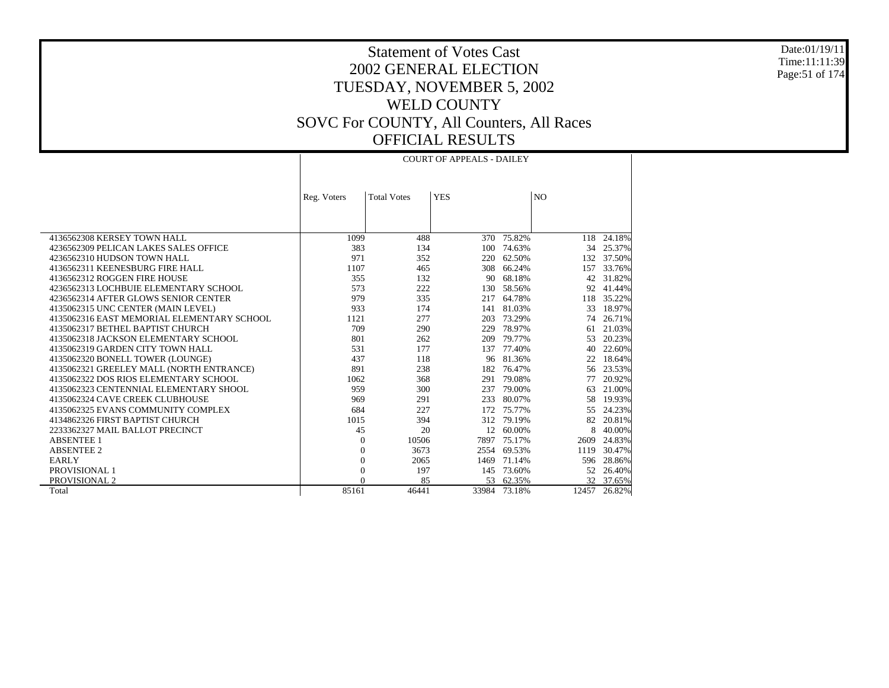# Statement of Votes Cast
## 2002 GENERAL ELECTION
## TUESDAY, NOVEMBER 5, 2002
## WELD COUNTY
## SOVC For COUNTY, All Counters, All Races
## OFFICIAL RESULTS

Date:01/19/11
Time:11:11:39

| | COURT OF APPEALS - DAILEY | | | | | |
|---|---|---|---|---|---|---|
| | Reg. Voters | Total Votes | YES | | NO | |
| 4136562308 KERSEY TOWN HALL | 1099 | 488 | 370 | 75.82% | 118 | 24.18% |
| 4236562309 PELICAN LAKES SALES OFFICE | 383 | 134 | 100 | 74.63% | 34 | 25.37% |
| 4236562310 HUDSON TOWN HALL | 971 | 352 | 220 | 62.50% | 132 | 37.50% |
| 4136562311 KEENESBURG FIRE HALL | 1107 | 465 | 308 | 66.24% | 157 | 33.76% |
| 4136562312 ROGGEN FIRE HOUSE | 355 | 132 | 90 | 68.18% | 42 | 31.82% |
| 4236562313 LOCHBUIE ELEMENTARY SCHOOL | 573 | 222 | 130 | 58.56% | 92 | 41.44% |
| 4236562314 AFTER GLOWS SENIOR CENTER | 979 | 335 | 217 | 64.78% | 118 | 35.22% |
| 4135062315 UNC CENTER (MAIN LEVEL) | 933 | 174 | 141 | 81.03% | 33 | 18.97% |
| 4135062316 EAST MEMORIAL ELEMENTARY SCHOOL | 1121 | 277 | 203 | 73.29% | 74 | 26.71% |
| 4135062317 BETHEL BAPTIST CHURCH | 709 | 290 | 229 | 78.97% | 61 | 21.03% |
| 4135062318 JACKSON ELEMENTARY SCHOOL | 801 | 262 | 209 | 79.77% | 53 | 20.23% |
| 4135062319 GARDEN CITY TOWN HALL | 531 | 177 | 137 | 77.40% | 40 | 22.60% |
| 4135062320 BONELL TOWER (LOUNGE) | 437 | 118 | 96 | 81.36% | 22 | 18.64% |
| 4135062321 GREELEY MALL (NORTH ENTRANCE) | 891 | 238 | 182 | 76.47% | 56 | 23.53% |
| 4135062322 DOS RIOS ELEMENTARY SCHOOL | 1062 | 368 | 291 | 79.08% | 77 | 20.92% |
| 4135062323 CENTENNIAL ELEMENTARY SHOOL | 959 | 300 | 237 | 79.00% | 63 | 21.00% |
| 4135062324 CAVE CREEK CLUBHOUSE | 969 | 291 | 233 | 80.07% | 58 | 19.93% |
| 4135062325 EVANS COMMUNITY COMPLEX | 684 | 227 | 172 | 75.77% | 55 | 24.23% |
| 4134862326 FIRST BAPTIST CHURCH | 1015 | 394 | 312 | 79.19% | 82 | 20.81% |
| 2233362327 MAIL BALLOT PRECINCT | 45 | 20 | 12 | 60.00% | 8 | 40.00% |
| ABSENTEE 1 | 0 | 10506 | 7897 | 75.17% | 2609 | 24.83% |
| ABSENTEE 2 | 0 | 3673 | 2554 | 69.53% | 1119 | 30.47% |
| EARLY | 0 | 2065 | 1469 | 71.14% | 596 | 28.86% |
| PROVISIONAL 1 | 0 | 197 | 145 | 73.60% | 52 | 26.40% |
| PROVISIONAL 2 | 0 | 85 | 53 | 62.35% | 32 | 37.65% |
| Total | 85161 | 46441 | 33984 | 73.18% | 12457 | 26.82% |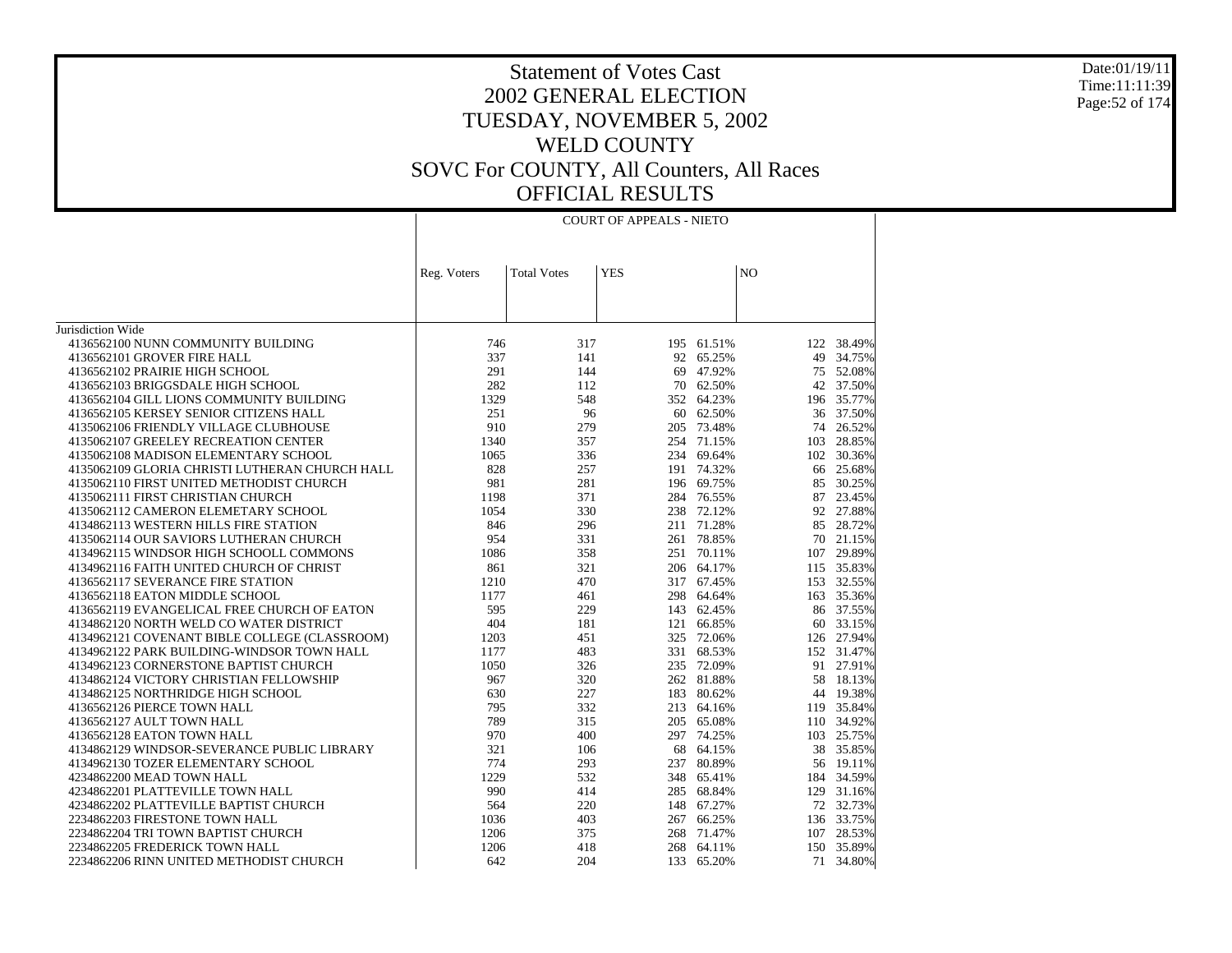# Statement of Votes Cast
## 2002 GENERAL ELECTION
## TUESDAY, NOVEMBER 5, 2002
## WELD COUNTY
## SOVC For COUNTY, All Counters, All Races
## OFFICIAL RESULTS

Date:01/19/11
Time:11:11:39

| | COURT OF APPEALS - NIETO | | | | | |
|---|---|---|---|---|---|---|
| | Reg. Voters | Total Votes | YES | | NO | |
| Jurisdiction Wide | | | | | | |
| 4136562100 NUNN COMMUNITY BUILDING | 746 | 317 | 195 | 61.51% | 122 | 38.49% |
| 4136562101 GROVER FIRE HALL | 337 | 141 | 92 | 65.25% | 49 | 34.75% |
| 4136562102 PRAIRIE HIGH SCHOOL | 291 | 144 | 69 | 47.92% | 75 | 52.08% |
| 4136562103 BRIGGSDALE HIGH SCHOOL | 282 | 112 | 70 | 62.50% | 42 | 37.50% |
| 4136562104 GILL LIONS COMMUNITY BUILDING | 1329 | 548 | 352 | 64.23% | 196 | 35.77% |
| 4136562105 KERSEY SENIOR CITIZENS HALL | 251 | 96 | 60 | 62.50% | 36 | 37.50% |
| 4135062106 FRIENDLY VILLAGE CLUBHOUSE | 910 | 279 | 205 | 73.48% | 74 | 26.52% |
| 4135062107 GREELEY RECREATION CENTER | 1340 | 357 | 254 | 71.15% | 103 | 28.85% |
| 4135062108 MADISON ELEMENTARY SCHOOL | 1065 | 336 | 234 | 69.64% | 102 | 30.36% |
| 4135062109 GLORIA CHRISTI LUTHERAN CHURCH HALL | 828 | 257 | 191 | 74.32% | 66 | 25.68% |
| 4135062110 FIRST UNITED METHODIST CHURCH | 981 | 281 | 196 | 69.75% | 85 | 30.25% |
| 4135062111 FIRST CHRISTIAN CHURCH | 1198 | 371 | 284 | 76.55% | 87 | 23.45% |
| 4135062112 CAMERON ELEMETARY SCHOOL | 1054 | 330 | 238 | 72.12% | 92 | 27.88% |
| 4134862113 WESTERN HILLS FIRE STATION | 846 | 296 | 211 | 71.28% | 85 | 28.72% |
| 4135062114 OUR SAVIORS LUTHERAN CHURCH | 954 | 331 | 261 | 78.85% | 70 | 21.15% |
| 4134962115 WINDSOR HIGH SCHOOLL COMMONS | 1086 | 358 | 251 | 70.11% | 107 | 29.89% |
| 4134962116 FAITH UNITED CHURCH OF CHRIST | 861 | 321 | 206 | 64.17% | 115 | 35.83% |
| 4136562117 SEVERANCE FIRE STATION | 1210 | 470 | 317 | 67.45% | 153 | 32.55% |
| 4136562118 EATON MIDDLE SCHOOL | 1177 | 461 | 298 | 64.64% | 163 | 35.36% |
| 4136562119 EVANGELICAL FREE CHURCH OF EATON | 595 | 229 | 143 | 62.45% | 86 | 37.55% |
| 4134862120 NORTH WELD CO WATER DISTRICT | 404 | 181 | 121 | 66.85% | 60 | 33.15% |
| 4134962121 COVENANT BIBLE COLLEGE (CLASSROOM) | 1203 | 451 | 325 | 72.06% | 126 | 27.94% |
| 4134962122 PARK BUILDING-WINDSOR TOWN HALL | 1177 | 483 | 331 | 68.53% | 152 | 31.47% |
| 4134962123 CORNERSTONE BAPTIST CHURCH | 1050 | 326 | 235 | 72.09% | 91 | 27.91% |
| 4134862124 VICTORY CHRISTIAN FELLOWSHIP | 967 | 320 | 262 | 81.88% | 58 | 18.13% |
| 4134862125 NORTHRIDGE HIGH SCHOOL | 630 | 227 | 183 | 80.62% | 44 | 19.38% |
| 4136562126 PIERCE TOWN HALL | 795 | 332 | 213 | 64.16% | 119 | 35.84% |
| 4136562127 AULT TOWN HALL | 789 | 315 | 205 | 65.08% | 110 | 34.92% |
| 4136562128 EATON TOWN HALL | 970 | 400 | 297 | 74.25% | 103 | 25.75% |
| 4134862129 WINDSOR-SEVERANCE PUBLIC LIBRARY | 321 | 106 | 68 | 64.15% | 38 | 35.85% |
| 4134962130 TOZER ELEMENTARY SCHOOL | 774 | 293 | 237 | 80.89% | 56 | 19.11% |
| 4234862200 MEAD TOWN HALL | 1229 | 532 | 348 | 65.41% | 184 | 34.59% |
| 4234862201 PLATTEVILLE TOWN HALL | 990 | 414 | 285 | 68.84% | 129 | 31.16% |
| 4234862202 PLATTEVILLE BAPTIST CHURCH | 564 | 220 | 148 | 67.27% | 72 | 32.73% |
| 2234862203 FIRESTONE TOWN HALL | 1036 | 403 | 267 | 66.25% | 136 | 33.75% |
| 2234862204 TRI TOWN BAPTIST CHURCH | 1206 | 375 | 268 | 71.47% | 107 | 28.53% |
| 2234862205 FREDERICK TOWN HALL | 1206 | 418 | 268 | 64.11% | 150 | 35.89% |
| 2234862206 RINN UNITED METHODIST CHURCH | 642 | 204 | 133 | 65.20% | 71 | 34.80% |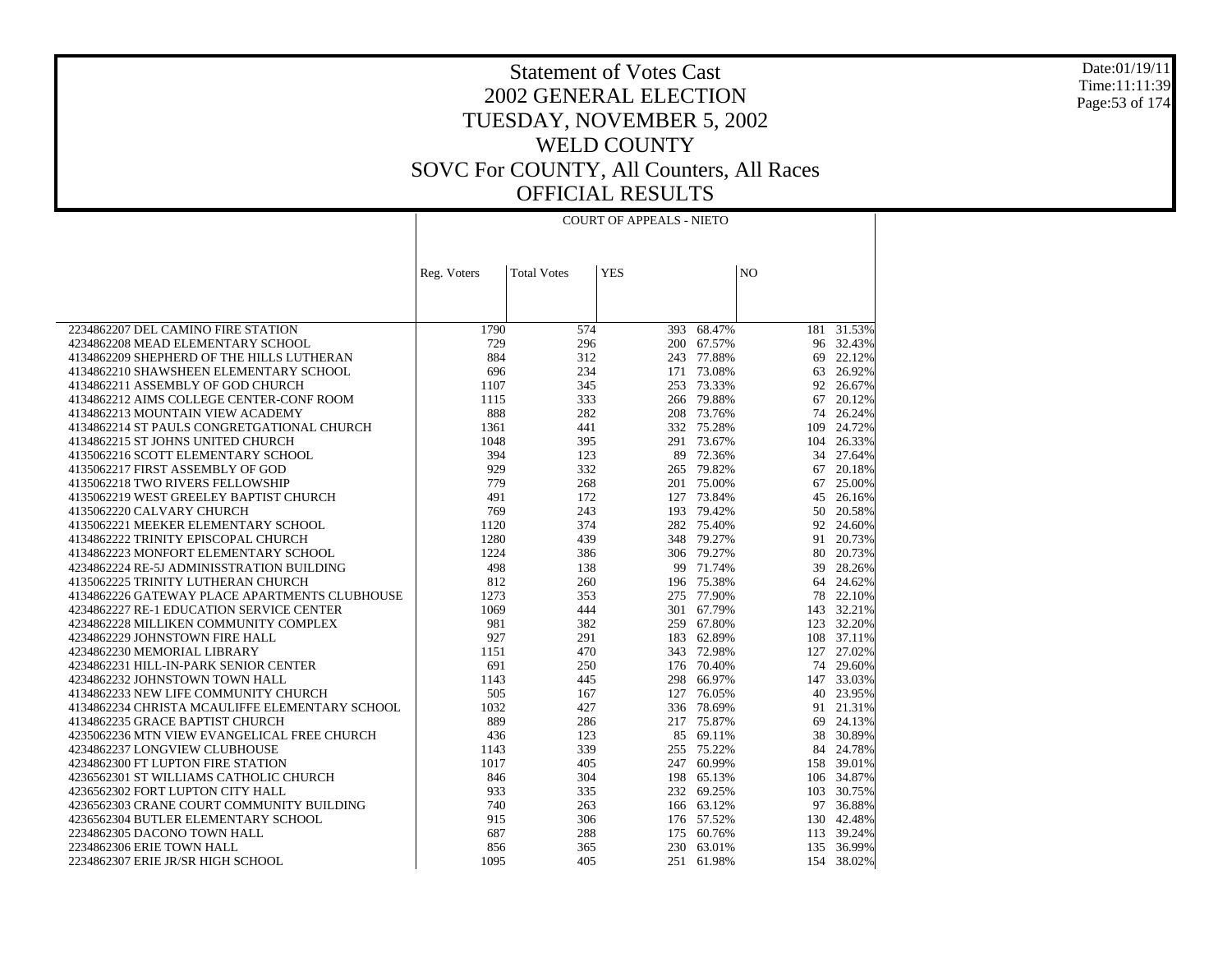# Statement of Votes Cast
## 2002 GENERAL ELECTION
## TUESDAY, NOVEMBER 5, 2002
## WELD COUNTY
## SOVC For COUNTY, All Counters, All Races
## OFFICIAL RESULTS

Date:01/19/11
Time:11:11:39

| | COURT OF APPEALS - NIETO | | | | | |
|---|---|---|---|---|---|---|
| | Reg. Voters | Total Votes | YES | | NO | |
| 2234862207 DEL CAMINO FIRE STATION | 1790 | 574 | 393 | 68.47% | 181 | 31.53% |
| 4234862208 MEAD ELEMENTARY SCHOOL | 729 | 296 | 200 | 67.57% | 96 | 32.43% |
| 4134862209 SHEPHERD OF THE HILLS LUTHERAN | 884 | 312 | 243 | 77.88% | 69 | 22.12% |
| 4134862210 SHAWSHEEN ELEMENTARY SCHOOL | 696 | 234 | 171 | 73.08% | 63 | 26.92% |
| 4134862211 ASSEMBLY OF GOD CHURCH | 1107 | 345 | 253 | 73.33% | 92 | 26.67% |
| 4134862212 AIMS COLLEGE CENTER-CONF ROOM | 1115 | 333 | 266 | 79.88% | 67 | 20.12% |
| 4134862213 MOUNTAIN VIEW ACADEMY | 888 | 282 | 208 | 73.76% | 74 | 26.24% |
| 4134862214 ST PAULS CONGRETGATIONAL CHURCH | 1361 | 441 | 332 | 75.28% | 109 | 24.72% |
| 4134862215 ST JOHNS UNITED CHURCH | 1048 | 395 | 291 | 73.67% | 104 | 26.33% |
| 4135062216 SCOTT ELEMENTARY SCHOOL | 394 | 123 | 89 | 72.36% | 34 | 27.64% |
| 4135062217 FIRST ASSEMBLY OF GOD | 929 | 332 | 265 | 79.82% | 67 | 20.18% |
| 4135062218 TWO RIVERS FELLOWSHIP | 779 | 268 | 201 | 75.00% | 67 | 25.00% |
| 4135062219 WEST GREELEY BAPTIST CHURCH | 491 | 172 | 127 | 73.84% | 45 | 26.16% |
| 4135062220 CALVARY CHURCH | 769 | 243 | 193 | 79.42% | 50 | 20.58% |
| 4135062221 MEEKER ELEMENTARY SCHOOL | 1120 | 374 | 282 | 75.40% | 92 | 24.60% |
| 4134862222 TRINITY EPISCOPAL CHURCH | 1280 | 439 | 348 | 79.27% | 91 | 20.73% |
| 4134862223 MONFORT ELEMENTARY SCHOOL | 1224 | 386 | 306 | 79.27% | 80 | 20.73% |
| 4234862224 RE-5J ADMINISSTRATION BUILDING | 498 | 138 | 99 | 71.74% | 39 | 28.26% |
| 4135062225 TRINITY LUTHERAN CHURCH | 812 | 260 | 196 | 75.38% | 64 | 24.62% |
| 4134862226 GATEWAY PLACE APARTMENTS CLUBHOUSE | 1273 | 353 | 275 | 77.90% | 78 | 22.10% |
| 4234862227 RE-1 EDUCATION SERVICE CENTER | 1069 | 444 | 301 | 67.79% | 143 | 32.21% |
| 4234862228 MILLIKEN COMMUNITY COMPLEX | 981 | 382 | 259 | 67.80% | 123 | 32.20% |
| 4234862229 JOHNSTOWN FIRE HALL | 927 | 291 | 183 | 62.89% | 108 | 37.11% |
| 4234862230 MEMORIAL LIBRARY | 1151 | 470 | 343 | 72.98% | 127 | 27.02% |
| 4234862231 HILL-IN-PARK SENIOR CENTER | 691 | 250 | 176 | 70.40% | 74 | 29.60% |
| 4234862232 JOHNSTOWN TOWN HALL | 1143 | 445 | 298 | 66.97% | 147 | 33.03% |
| 4134862233 NEW LIFE COMMUNITY CHURCH | 505 | 167 | 127 | 76.05% | 40 | 23.95% |
| 4134862234 CHRISTA MCAULIFFE ELEMENTARY SCHOOL | 1032 | 427 | 336 | 78.69% | 91 | 21.31% |
| 4134862235 GRACE BAPTIST CHURCH | 889 | 286 | 217 | 75.87% | 69 | 24.13% |
| 4235062236 MTN VIEW EVANGELICAL FREE CHURCH | 436 | 123 | 85 | 69.11% | 38 | 30.89% |
| 4234862237 LONGVIEW CLUBHOUSE | 1143 | 339 | 255 | 75.22% | 84 | 24.78% |
| 4234862300 FT LUPTON FIRE STATION | 1017 | 405 | 247 | 60.99% | 158 | 39.01% |
| 4236562301 ST WILLIAMS CATHOLIC CHURCH | 846 | 304 | 198 | 65.13% | 106 | 34.87% |
| 4236562302 FORT LUPTON CITY HALL | 933 | 335 | 232 | 69.25% | 103 | 30.75% |
| 4236562303 CRANE COURT COMMUNITY BUILDING | 740 | 263 | 166 | 63.12% | 97 | 36.88% |
| 4236562304 BUTLER ELEMENTARY SCHOOL | 915 | 306 | 176 | 57.52% | 130 | 42.48% |
| 2234862305 DACONO TOWN HALL | 687 | 288 | 175 | 60.76% | 113 | 39.24% |
| 2234862306 ERIE TOWN HALL | 856 | 365 | 230 | 63.01% | 135 | 36.99% |
| 2234862307 ERIE JR/SR HIGH SCHOOL | 1095 | 405 | 251 | 61.98% | 154 | 38.02% |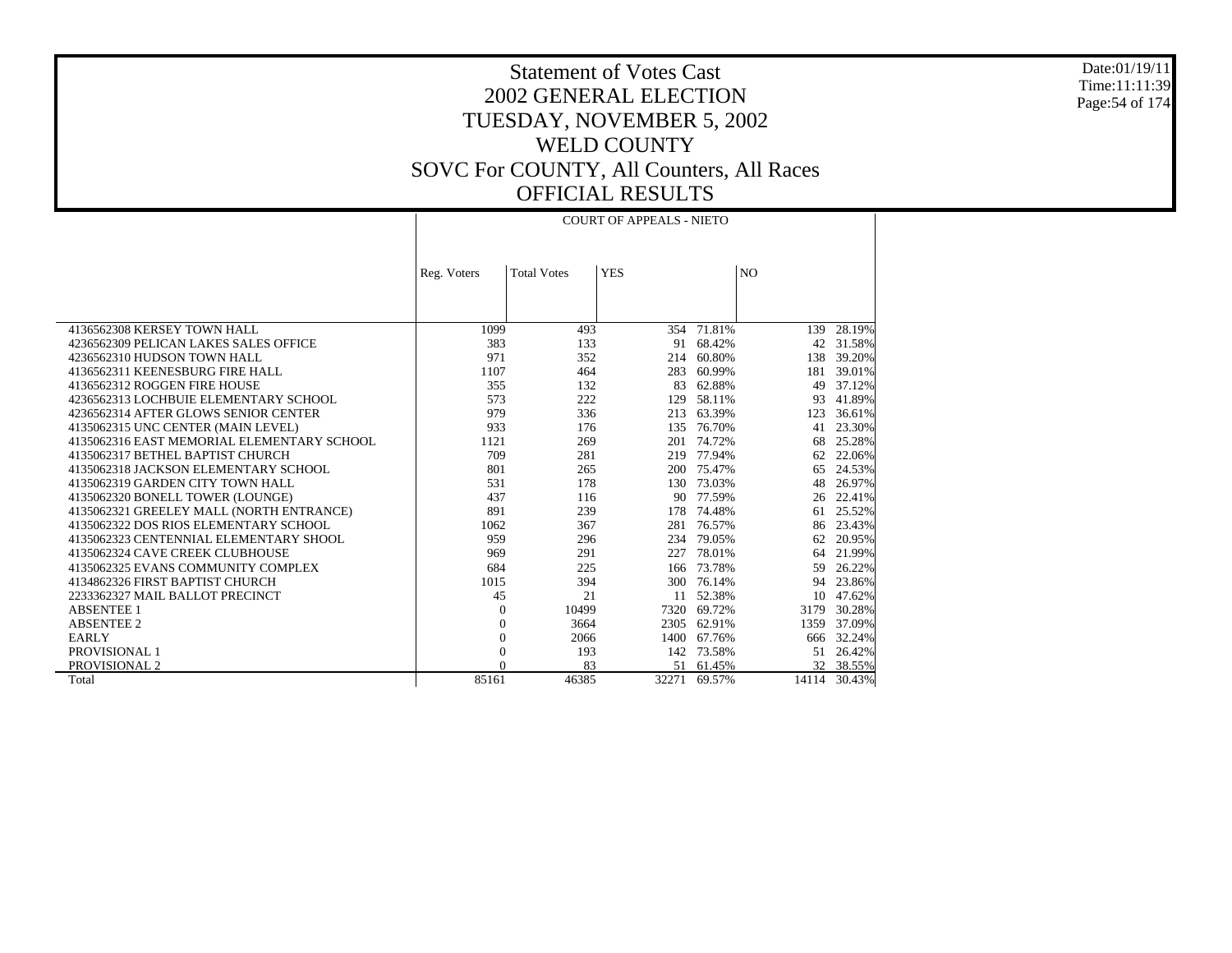# Statement of Votes Cast
## 2002 GENERAL ELECTION
## TUESDAY, NOVEMBER 5, 2002
## WELD COUNTY
## SOVC For COUNTY, All Counters, All Races
## OFFICIAL RESULTS

Date:01/19/11
Time:11:11:39

| | COURT OF APPEALS - NIETO | | | | | |
|---|---|---|---|---|---|---|
| | Reg. Voters | Total Votes | YES | | NO | |
| 4136562308 KERSEY TOWN HALL | 1099 | 493 | 354 | 71.81% | 139 | 28.19% |
| 4236562309 PELICAN LAKES SALES OFFICE | 383 | 133 | 91 | 68.42% | 42 | 31.58% |
| 4236562310 HUDSON TOWN HALL | 971 | 352 | 214 | 60.80% | 138 | 39.20% |
| 4136562311 KEENESBURG FIRE HALL | 1107 | 464 | 283 | 60.99% | 181 | 39.01% |
| 4136562312 ROGGEN FIRE HOUSE | 355 | 132 | 83 | 62.88% | 49 | 37.12% |
| 4236562313 LOCHBUIE ELEMENTARY SCHOOL | 573 | 222 | 129 | 58.11% | 93 | 41.89% |
| 4236562314 AFTER GLOWS SENIOR CENTER | 979 | 336 | 213 | 63.39% | 123 | 36.61% |
| 4135062315 UNC CENTER (MAIN LEVEL) | 933 | 176 | 135 | 76.70% | 41 | 23.30% |
| 4135062316 EAST MEMORIAL ELEMENTARY SCHOOL | 1121 | 269 | 201 | 74.72% | 68 | 25.28% |
| 4135062317 BETHEL BAPTIST CHURCH | 709 | 281 | 219 | 77.94% | 62 | 22.06% |
| 4135062318 JACKSON ELEMENTARY SCHOOL | 801 | 265 | 200 | 75.47% | 65 | 24.53% |
| 4135062319 GARDEN CITY TOWN HALL | 531 | 178 | 130 | 73.03% | 48 | 26.97% |
| 4135062320 BONELL TOWER (LOUNGE) | 437 | 116 | 90 | 77.59% | 26 | 22.41% |
| 4135062321 GREELEY MALL (NORTH ENTRANCE) | 891 | 239 | 178 | 74.48% | 61 | 25.52% |
| 4135062322 DOS RIOS ELEMENTARY SCHOOL | 1062 | 367 | 281 | 76.57% | 86 | 23.43% |
| 4135062323 CENTENNIAL ELEMENTARY SHOOL | 959 | 296 | 234 | 79.05% | 62 | 20.95% |
| 4135062324 CAVE CREEK CLUBHOUSE | 969 | 291 | 227 | 78.01% | 64 | 21.99% |
| 4135062325 EVANS COMMUNITY COMPLEX | 684 | 225 | 166 | 73.78% | 59 | 26.22% |
| 4134862326 FIRST BAPTIST CHURCH | 1015 | 394 | 300 | 76.14% | 94 | 23.86% |
| 2233362327 MAIL BALLOT PRECINCT | 45 | 21 | 11 | 52.38% | 10 | 47.62% |
| ABSENTEE 1 | 0 | 10499 | 7320 | 69.72% | 3179 | 30.28% |
| ABSENTEE 2 | 0 | 3664 | 2305 | 62.91% | 1359 | 37.09% |
| EARLY | 0 | 2066 | 1400 | 67.76% | 666 | 32.24% |
| PROVISIONAL 1 | 0 | 193 | 142 | 73.58% | 51 | 26.42% |
| PROVISIONAL 2 | 0 | 83 | 51 | 61.45% | 32 | 38.55% |
| Total | 85161 | 46385 | 32271 | 69.57% | 14114 | 30.43% |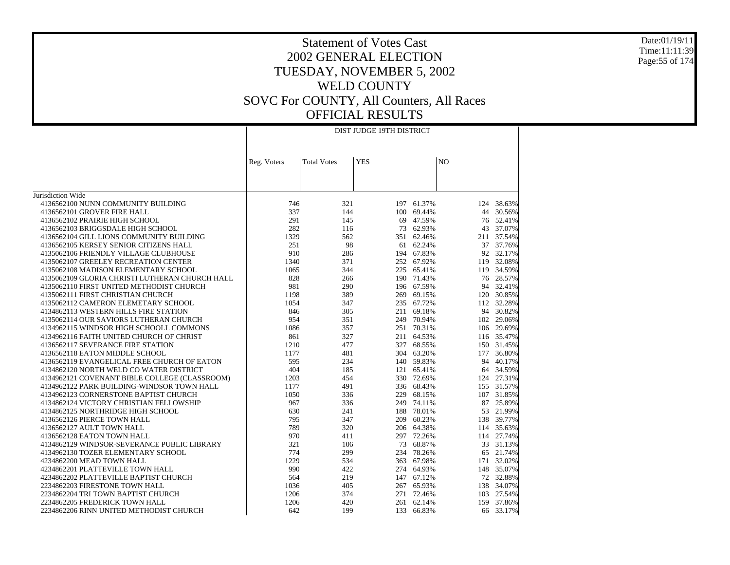# Statement of Votes Cast
## 2002 GENERAL ELECTION
## TUESDAY, NOVEMBER 5, 2002
## WELD COUNTY
## SOVC For COUNTY, All Counters, All Races
## OFFICIAL RESULTS

Date:01/19/11
Time:11:11:39

| | DIST JUDGE 19TH DISTRICT | | | | | |
|---|---|---|---|---|---|---|
| | Reg. Voters | Total Votes | YES | | NO | |
| Jurisdiction Wide | | | | | | |
| 4136562100 NUNN COMMUNITY BUILDING | 746 | 321 | 197 | 61.37% | 124 | 38.63% |
| 4136562101 GROVER FIRE HALL | 337 | 144 | 100 | 69.44% | 44 | 30.56% |
| 4136562102 PRAIRIE HIGH SCHOOL | 291 | 145 | 69 | 47.59% | 76 | 52.41% |
| 4136562103 BRIGGSDALE HIGH SCHOOL | 282 | 116 | 73 | 62.93% | 43 | 37.07% |
| 4136562104 GILL LIONS COMMUNITY BUILDING | 1329 | 562 | 351 | 62.46% | 211 | 37.54% |
| 4136562105 KERSEY SENIOR CITIZENS HALL | 251 | 98 | 61 | 62.24% | 37 | 37.76% |
| 4135062106 FRIENDLY VILLAGE CLUBHOUSE | 910 | 286 | 194 | 67.83% | 92 | 32.17% |
| 4135062107 GREELEY RECREATION CENTER | 1340 | 371 | 252 | 67.92% | 119 | 32.08% |
| 4135062108 MADISON ELEMENTARY SCHOOL | 1065 | 344 | 225 | 65.41% | 119 | 34.59% |
| 4135062109 GLORIA CHRISTI LUTHERAN CHURCH HALL | 828 | 266 | 190 | 71.43% | 76 | 28.57% |
| 4135062110 FIRST UNITED METHODIST CHURCH | 981 | 290 | 196 | 67.59% | 94 | 32.41% |
| 4135062111 FIRST CHRISTIAN CHURCH | 1198 | 389 | 269 | 69.15% | 120 | 30.85% |
| 4135062112 CAMERON ELEMETARY SCHOOL | 1054 | 347 | 235 | 67.72% | 112 | 32.28% |
| 4134862113 WESTERN HILLS FIRE STATION | 846 | 305 | 211 | 69.18% | 94 | 30.82% |
| 4135062114 OUR SAVIORS LUTHERAN CHURCH | 954 | 351 | 249 | 70.94% | 102 | 29.06% |
| 4134962115 WINDSOR HIGH SCHOOLL COMMONS | 1086 | 357 | 251 | 70.31% | 106 | 29.69% |
| 4134962116 FAITH UNITED CHURCH OF CHRIST | 861 | 327 | 211 | 64.53% | 116 | 35.47% |
| 4136562117 SEVERANCE FIRE STATION | 1210 | 477 | 327 | 68.55% | 150 | 31.45% |
| 4136562118 EATON MIDDLE SCHOOL | 1177 | 481 | 304 | 63.20% | 177 | 36.80% |
| 4136562119 EVANGELICAL FREE CHURCH OF EATON | 595 | 234 | 140 | 59.83% | 94 | 40.17% |
| 4134862120 NORTH WELD CO WATER DISTRICT | 404 | 185 | 121 | 65.41% | 64 | 34.59% |
| 4134962121 COVENANT BIBLE COLLEGE (CLASSROOM) | 1203 | 454 | 330 | 72.69% | 124 | 27.31% |
| 4134962122 PARK BUILDING-WINDSOR TOWN HALL | 1177 | 491 | 336 | 68.43% | 155 | 31.57% |
| 4134962123 CORNERSTONE BAPTIST CHURCH | 1050 | 336 | 229 | 68.15% | 107 | 31.85% |
| 4134862124 VICTORY CHRISTIAN FELLOWSHIP | 967 | 336 | 249 | 74.11% | 87 | 25.89% |
| 4134862125 NORTHRIDGE HIGH SCHOOL | 630 | 241 | 188 | 78.01% | 53 | 21.99% |
| 4136562126 PIERCE TOWN HALL | 795 | 347 | 209 | 60.23% | 138 | 39.77% |
| 4136562127 AULT TOWN HALL | 789 | 320 | 206 | 64.38% | 114 | 35.63% |
| 4136562128 EATON TOWN HALL | 970 | 411 | 297 | 72.26% | 114 | 27.74% |
| 4134962129 WINDSOR-SEVERANCE PUBLIC LIBRARY | 321 | 106 | 73 | 68.87% | 33 | 31.13% |
| 4134962130 TOZER ELEMENTARY SCHOOL | 774 | 299 | 234 | 78.26% | 65 | 21.74% |
| 4234862200 MEAD TOWN HALL | 1229 | 534 | 363 | 67.98% | 171 | 32.02% |
| 4234862201 PLATTEVILLE TOWN HALL | 990 | 422 | 274 | 64.93% | 148 | 35.07% |
| 4234862202 PLATTEVILLE BAPTIST CHURCH | 564 | 219 | 147 | 67.12% | 72 | 32.88% |
| 2234862203 FIRESTONE TOWN HALL | 1036 | 405 | 267 | 65.93% | 138 | 34.07% |
| 2234862204 TRI TOWN BAPTIST CHURCH | 1206 | 374 | 271 | 72.46% | 103 | 27.54% |
| 2234862205 FREDERICK TOWN HALL | 1206 | 420 | 261 | 62.14% | 159 | 37.86% |
| 2234862206 RINN UNITED METHODIST CHURCH | 642 | 199 | 133 | 66.83% | 66 | 33.17% |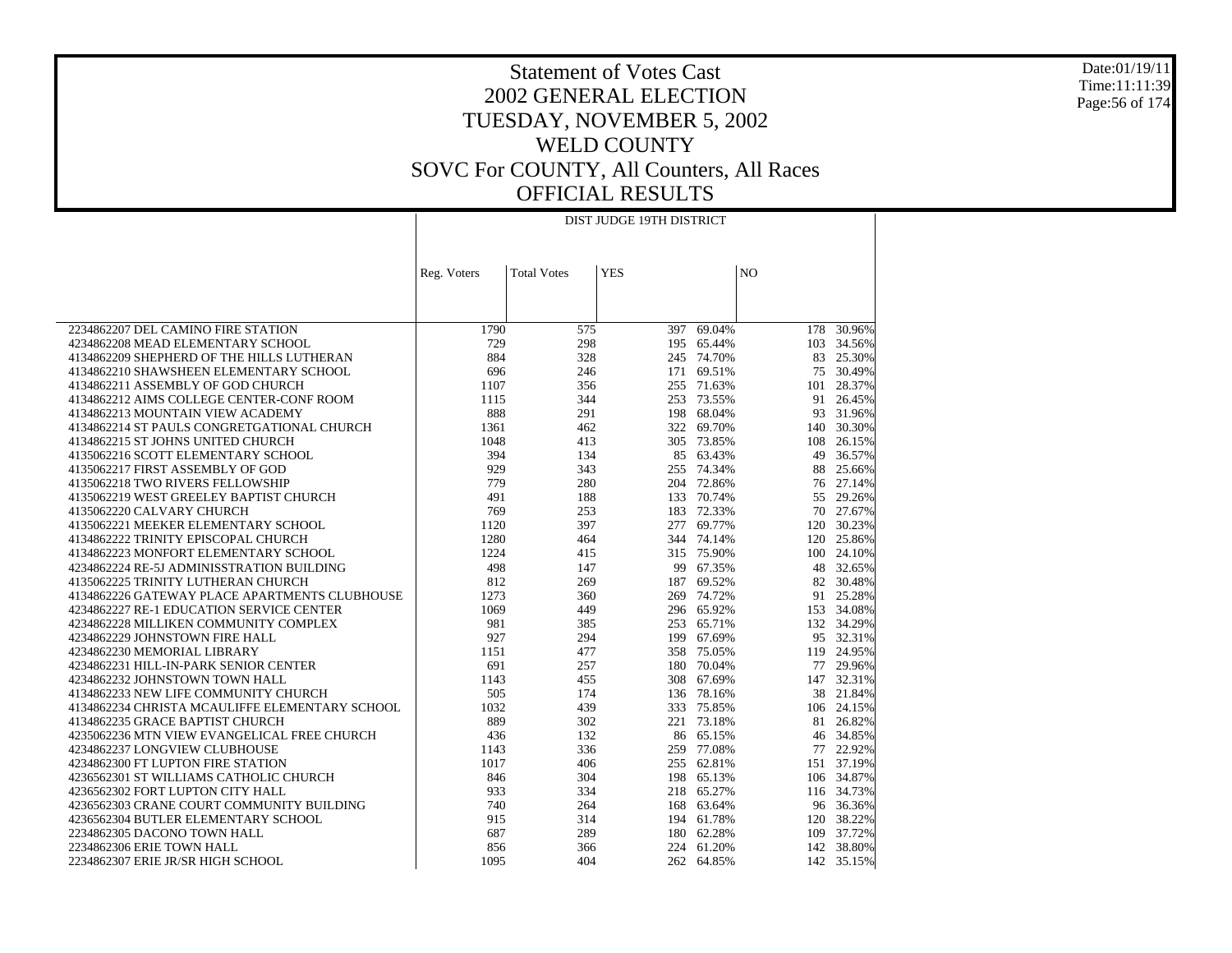# Statement of Votes Cast
# 2002 GENERAL ELECTION
# TUESDAY, NOVEMBER 5, 2002
# WELD COUNTY
# SOVC For COUNTY, All Counters, All Races
# OFFICIAL RESULTS

Date:01/19/11
Time:11:11:39

| | DIST JUDGE 19TH DISTRICT | | | | | |
|---|---|---|---|---|---|---|
| | Reg. Voters | Total Votes | YES | | NO | |
| 2234862207 DEL CAMINO FIRE STATION | 1790 | 575 | 397 | 69.04% | 178 | 30.96% |
| 4234862208 MEAD ELEMENTARY SCHOOL | 729 | 298 | 195 | 65.44% | 103 | 34.56% |
| 4134862209 SHEPHERD OF THE HILLS LUTHERAN | 884 | 328 | 245 | 74.70% | 83 | 25.30% |
| 4134862210 SHAWSHEEN ELEMENTARY SCHOOL | 696 | 246 | 171 | 69.51% | 75 | 30.49% |
| 4134862211 ASSEMBLY OF GOD CHURCH | 1107 | 356 | 255 | 71.63% | 101 | 28.37% |
| 4134862212 AIMS COLLEGE CENTER-CONF ROOM | 1115 | 344 | 253 | 73.55% | 91 | 26.45% |
| 4134862213 MOUNTAIN VIEW ACADEMY | 888 | 291 | 198 | 68.04% | 93 | 31.96% |
| 4134862214 ST PAULS CONGRETGATIONAL CHURCH | 1361 | 462 | 322 | 69.70% | 140 | 30.30% |
| 4134862215 ST JOHNS UNITED CHURCH | 1048 | 413 | 305 | 73.85% | 108 | 26.15% |
| 4135062216 SCOTT ELEMENTARY SCHOOL | 394 | 134 | 85 | 63.43% | 49 | 36.57% |
| 4135062217 FIRST ASSEMBLY OF GOD | 929 | 343 | 255 | 74.34% | 88 | 25.66% |
| 4135062218 TWO RIVERS FELLOWSHIP | 779 | 280 | 204 | 72.86% | 76 | 27.14% |
| 4135062219 WEST GREELEY BAPTIST CHURCH | 491 | 188 | 133 | 70.74% | 55 | 29.26% |
| 4135062220 CALVARY CHURCH | 769 | 253 | 183 | 72.33% | 70 | 27.67% |
| 4135062221 MEEKER ELEMENTARY SCHOOL | 1120 | 397 | 277 | 69.77% | 120 | 30.23% |
| 4134862222 TRINITY EPISCOPAL CHURCH | 1280 | 464 | 344 | 74.14% | 120 | 25.86% |
| 4134862223 MONFORT ELEMENTARY SCHOOL | 1224 | 415 | 315 | 75.90% | 100 | 24.10% |
| 4234862224 RE-5J ADMINISSTRATION BUILDING | 498 | 147 | 99 | 67.35% | 48 | 32.65% |
| 4135062225 TRINITY LUTHERAN CHURCH | 812 | 269 | 187 | 69.52% | 82 | 30.48% |
| 4134862226 GATEWAY PLACE APARTMENTS CLUBHOUSE | 1273 | 360 | 269 | 74.72% | 91 | 25.28% |
| 4234862227 RE-1 EDUCATION SERVICE CENTER | 1069 | 449 | 296 | 65.92% | 153 | 34.08% |
| 4234862228 MILLIKEN COMMUNITY COMPLEX | 981 | 385 | 253 | 65.71% | 132 | 34.29% |
| 4234862229 JOHNSTOWN FIRE HALL | 927 | 294 | 199 | 67.69% | 95 | 32.31% |
| 4234862230 MEMORIAL LIBRARY | 1151 | 477 | 358 | 75.05% | 119 | 24.95% |
| 4234862231 HILL-IN-PARK SENIOR CENTER | 691 | 257 | 180 | 70.04% | 77 | 29.96% |
| 4234862232 JOHNSTOWN TOWN HALL | 1143 | 455 | 308 | 67.69% | 147 | 32.31% |
| 4134862233 NEW LIFE COMMUNITY CHURCH | 505 | 174 | 136 | 78.16% | 38 | 21.84% |
| 4134862234 CHRISTA MCAULIFFE ELEMENTARY SCHOOL | 1032 | 439 | 333 | 75.85% | 106 | 24.15% |
| 4134862235 GRACE BAPTIST CHURCH | 889 | 302 | 221 | 73.18% | 81 | 26.82% |
| 4235062236 MTN VIEW EVANGELICAL FREE CHURCH | 436 | 132 | 86 | 65.15% | 46 | 34.85% |
| 4234862237 LONGVIEW CLUBHOUSE | 1143 | 336 | 259 | 77.08% | 77 | 22.92% |
| 4234862300 FT LUPTON FIRE STATION | 1017 | 406 | 255 | 62.81% | 151 | 37.19% |
| 4236562301 ST WILLIAMS CATHOLIC CHURCH | 846 | 304 | 198 | 65.13% | 106 | 34.87% |
| 4236562302 FORT LUPTON CITY HALL | 933 | 334 | 218 | 65.27% | 116 | 34.73% |
| 4236562303 CRANE COURT COMMUNITY BUILDING | 740 | 264 | 168 | 63.64% | 96 | 36.36% |
| 4236562304 BUTLER ELEMENTARY SCHOOL | 915 | 314 | 194 | 61.78% | 120 | 38.22% |
| 2234862305 DACONO TOWN HALL | 687 | 289 | 180 | 62.28% | 109 | 37.72% |
| 2234862306 ERIE TOWN HALL | 856 | 366 | 224 | 61.20% | 142 | 38.80% |
| 2234862307 ERIE JR/SR HIGH SCHOOL | 1095 | 404 | 262 | 64.85% | 142 | 35.15% |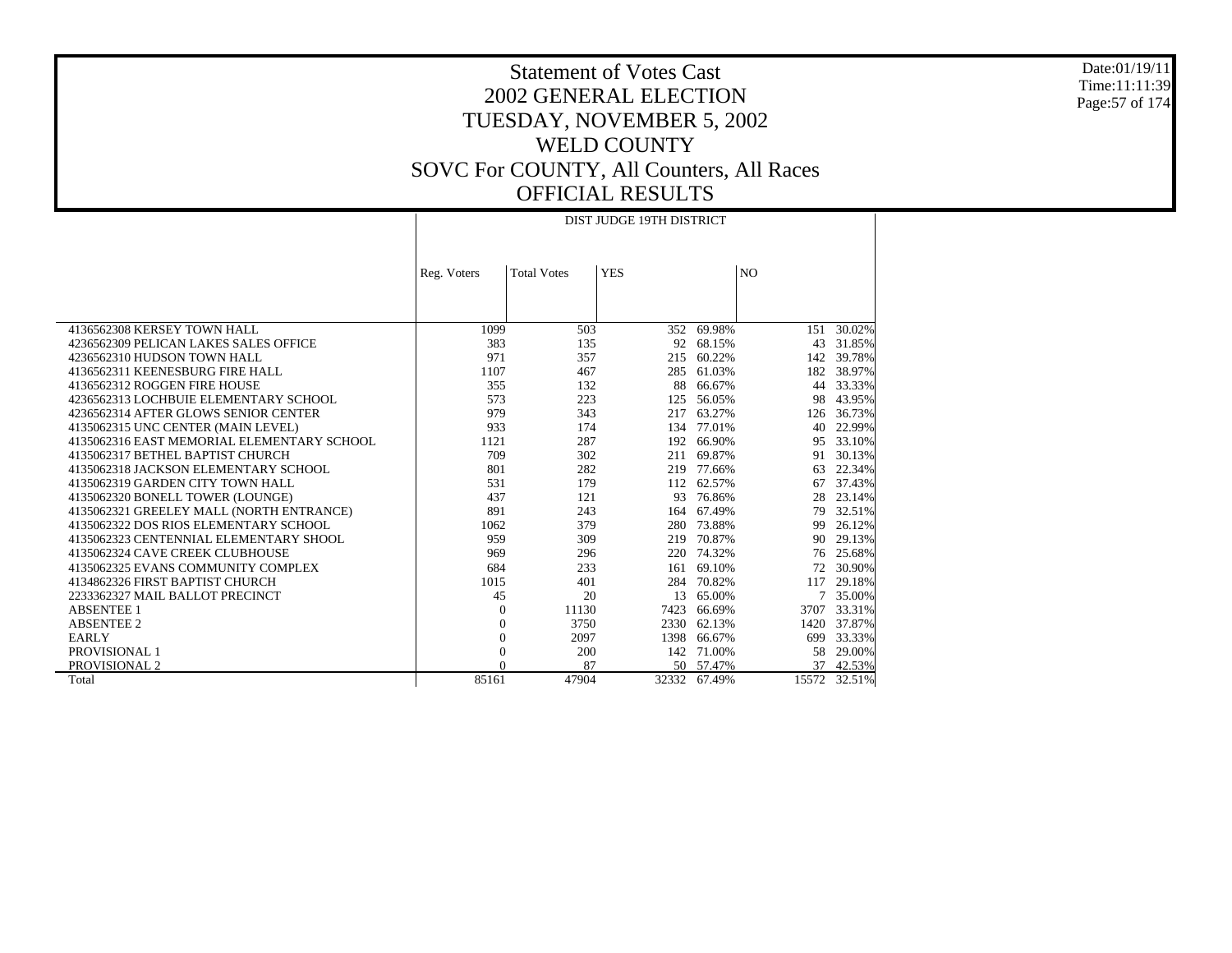# Statement of Votes Cast
## 2002 GENERAL ELECTION
## TUESDAY, NOVEMBER 5, 2002
## WELD COUNTY
## SOVC For COUNTY, All Counters, All Races
## OFFICIAL RESULTS

Date:01/19/11
Time:11:11:39

| | DIST JUDGE 19TH DISTRICT | | | | | |
|---|---|---|---|---|---|---|
| | Reg. Voters | Total Votes | YES | | NO | |
| 4136562308 KERSEY TOWN HALL | 1099 | 503 | 352 | 69.98% | 151 | 30.02% |
| 4236562309 PELICAN LAKES SALES OFFICE | 383 | 135 | 92 | 68.15% | 43 | 31.85% |
| 4236562310 HUDSON TOWN HALL | 971 | 357 | 215 | 60.22% | 142 | 39.78% |
| 4136562311 KEENESBURG FIRE HALL | 1107 | 467 | 285 | 61.03% | 182 | 38.97% |
| 4136562312 ROGGEN FIRE HOUSE | 355 | 132 | 88 | 66.67% | 44 | 33.33% |
| 4236562313 LOCHBUIE ELEMENTARY SCHOOL | 573 | 223 | 125 | 56.05% | 98 | 43.95% |
| 4236562314 AFTER GLOWS SENIOR CENTER | 979 | 343 | 217 | 63.27% | 126 | 36.73% |
| 4135062315 UNC CENTER (MAIN LEVEL) | 933 | 174 | 134 | 77.01% | 40 | 22.99% |
| 4135062316 EAST MEMORIAL ELEMENTARY SCHOOL | 1121 | 287 | 192 | 66.90% | 95 | 33.10% |
| 4135062317 BETHEL BAPTIST CHURCH | 709 | 302 | 211 | 69.87% | 91 | 30.13% |
| 4135062318 JACKSON ELEMENTARY SCHOOL | 801 | 282 | 219 | 77.66% | 63 | 22.34% |
| 4135062319 GARDEN CITY TOWN HALL | 531 | 179 | 112 | 62.57% | 67 | 37.43% |
| 4135062320 BONELL TOWER (LOUNGE) | 437 | 121 | 93 | 76.86% | 28 | 23.14% |
| 4135062321 GREELEY MALL (NORTH ENTRANCE) | 891 | 243 | 164 | 67.49% | 79 | 32.51% |
| 4135062322 DOS RIOS ELEMENTARY SCHOOL | 1062 | 379 | 280 | 73.88% | 99 | 26.12% |
| 4135062323 CENTENNIAL ELEMENTARY SHOOL | 959 | 309 | 219 | 70.87% | 90 | 29.13% |
| 4135062324 CAVE CREEK CLUBHOUSE | 969 | 296 | 220 | 74.32% | 76 | 25.68% |
| 4135062325 EVANS COMMUNITY COMPLEX | 684 | 233 | 161 | 69.10% | 72 | 30.90% |
| 4134862326 FIRST BAPTIST CHURCH | 1015 | 401 | 284 | 70.82% | 117 | 29.18% |
| 2233362327 MAIL BALLOT PRECINCT | 45 | 20 | 13 | 65.00% | 7 | 35.00% |
| ABSENTEE 1 | 0 | 11130 | 7423 | 66.69% | 3707 | 33.31% |
| ABSENTEE 2 | 0 | 3750 | 2330 | 62.13% | 1420 | 37.87% |
| EARLY | 0 | 2097 | 1398 | 66.67% | 699 | 33.33% |
| PROVISIONAL 1 | 0 | 200 | 142 | 71.00% | 58 | 29.00% |
| PROVISIONAL 2 | 0 | 87 | 50 | 57.47% | 37 | 42.53% |
| Total | 85161 | 47904 | 32332 | 67.49% | 15572 | 32.51% |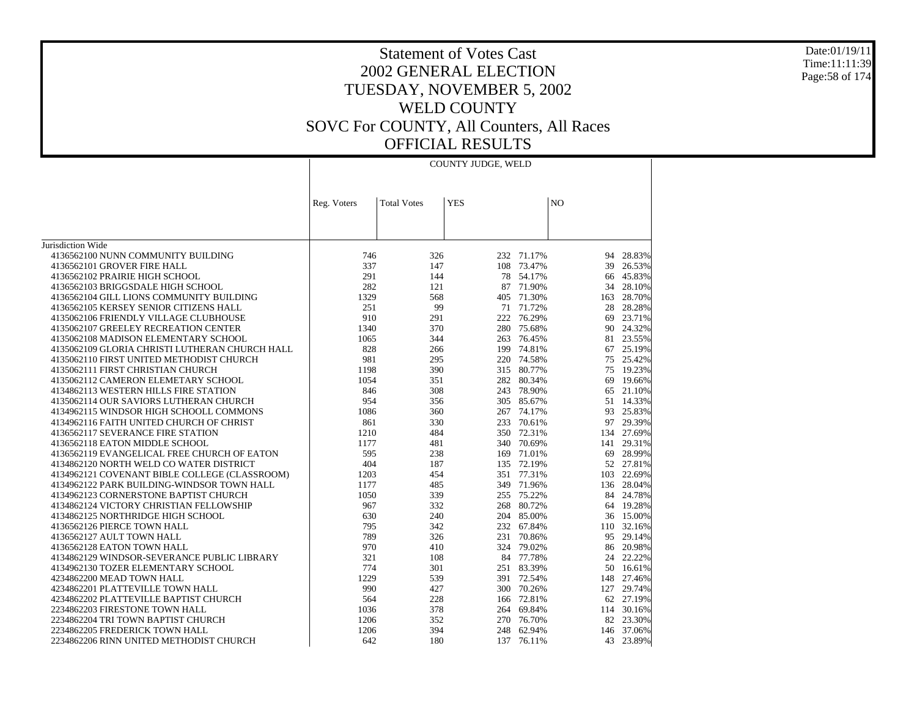# Statement of Votes Cast
## 2002 GENERAL ELECTION
## TUESDAY, NOVEMBER 5, 2002
## WELD COUNTY
## SOVC For COUNTY, All Counters, All Races
## OFFICIAL RESULTS

Date:01/19/11
Time:11:11:39

| | COUNTY JUDGE, WELD | | | | | |
|---|---|---|---|---|---|---|
| | Reg. Voters | Total Votes | YES | | NO | |
| Jurisdiction Wide | | | | | | |
| 4136562100 NUNN COMMUNITY BUILDING | 746 | 326 | 232 | 71.17% | 94 | 28.83% |
| 4136562101 GROVER FIRE HALL | 337 | 147 | 108 | 73.47% | 39 | 26.53% |
| 4136562102 PRAIRIE HIGH SCHOOL | 291 | 144 | 78 | 54.17% | 66 | 45.83% |
| 4136562103 BRIGGSDALE HIGH SCHOOL | 282 | 121 | 87 | 71.90% | 34 | 28.10% |
| 4136562104 GILL LIONS COMMUNITY BUILDING | 1329 | 568 | 405 | 71.30% | 163 | 28.70% |
| 4136562105 KERSEY SENIOR CITIZENS HALL | 251 | 99 | 71 | 71.72% | 28 | 28.28% |
| 4135062106 FRIENDLY VILLAGE CLUBHOUSE | 910 | 291 | 222 | 76.29% | 69 | 23.71% |
| 4135062107 GREELEY RECREATION CENTER | 1340 | 370 | 280 | 75.68% | 90 | 24.32% |
| 4135062108 MADISON ELEMENTARY SCHOOL | 1065 | 344 | 263 | 76.45% | 81 | 23.55% |
| 4135062109 GLORIA CHRISTI LUTHERAN CHURCH HALL | 828 | 266 | 199 | 74.81% | 67 | 25.19% |
| 4135062110 FIRST UNITED METHODIST CHURCH | 981 | 295 | 220 | 74.58% | 75 | 25.42% |
| 4135062111 FIRST CHRISTIAN CHURCH | 1198 | 390 | 315 | 80.77% | 75 | 19.23% |
| 4135062112 CAMERON ELEMETARY SCHOOL | 1054 | 351 | 282 | 80.34% | 69 | 19.66% |
| 4134862113 WESTERN HILLS FIRE STATION | 846 | 308 | 243 | 78.90% | 65 | 21.10% |
| 4135062114 OUR SAVIORS LUTHERAN CHURCH | 954 | 356 | 305 | 85.67% | 51 | 14.33% |
| 4134962115 WINDSOR HIGH SCHOOLL COMMONS | 1086 | 360 | 267 | 74.17% | 93 | 25.83% |
| 4134962116 FAITH UNITED CHURCH OF CHRIST | 861 | 330 | 233 | 70.61% | 97 | 29.39% |
| 4136562117 SEVERANCE FIRE STATION | 1210 | 484 | 350 | 72.31% | 134 | 27.69% |
| 4136562118 EATON MIDDLE SCHOOL | 1177 | 481 | 340 | 70.69% | 141 | 29.31% |
| 4136562119 EVANGELICAL FREE CHURCH OF EATON | 595 | 238 | 169 | 71.01% | 69 | 28.99% |
| 4134862120 NORTH WELD CO WATER DISTRICT | 404 | 187 | 135 | 72.19% | 52 | 27.81% |
| 4134962121 COVENANT BIBLE COLLEGE (CLASSROOM) | 1203 | 454 | 351 | 77.31% | 103 | 22.69% |
| 4134962122 PARK BUILDING-WINDSOR TOWN HALL | 1177 | 485 | 349 | 71.96% | 136 | 28.04% |
| 4134962123 CORNERSTONE BAPTIST CHURCH | 1050 | 339 | 255 | 75.22% | 84 | 24.78% |
| 4134862124 VICTORY CHRISTIAN FELLOWSHIP | 967 | 332 | 268 | 80.72% | 64 | 19.28% |
| 4134862125 NORTHRIDGE HIGH SCHOOL | 630 | 240 | 204 | 85.00% | 36 | 15.00% |
| 4136562126 PIERCE TOWN HALL | 795 | 342 | 232 | 67.84% | 110 | 32.16% |
| 4136562127 AULT TOWN HALL | 789 | 326 | 231 | 70.86% | 95 | 29.14% |
| 4136562128 EATON TOWN HALL | 970 | 410 | 324 | 79.02% | 86 | 20.98% |
| 4134862129 WINDSOR-SEVERANCE PUBLIC LIBRARY | 321 | 108 | 84 | 77.78% | 24 | 22.22% |
| 4134962130 TOZER ELEMENTARY SCHOOL | 774 | 301 | 251 | 83.39% | 50 | 16.61% |
| 4234862200 MEAD TOWN HALL | 1229 | 539 | 391 | 72.54% | 148 | 27.46% |
| 4234862201 PLATTEVILLE TOWN HALL | 990 | 427 | 300 | 70.26% | 127 | 29.74% |
| 4234862202 PLATTEVILLE BAPTIST CHURCH | 564 | 228 | 166 | 72.81% | 62 | 27.19% |
| 2234862203 FIRESTONE TOWN HALL | 1036 | 378 | 264 | 69.84% | 114 | 30.16% |
| 2234862204 TRI TOWN BAPTIST CHURCH | 1206 | 352 | 270 | 76.70% | 82 | 23.30% |
| 2234862205 FREDERICK TOWN HALL | 1206 | 394 | 248 | 62.94% | 146 | 37.06% |
| 2234862206 RINN UNITED METHODIST CHURCH | 642 | 180 | 137 | 76.11% | 43 | 23.89% |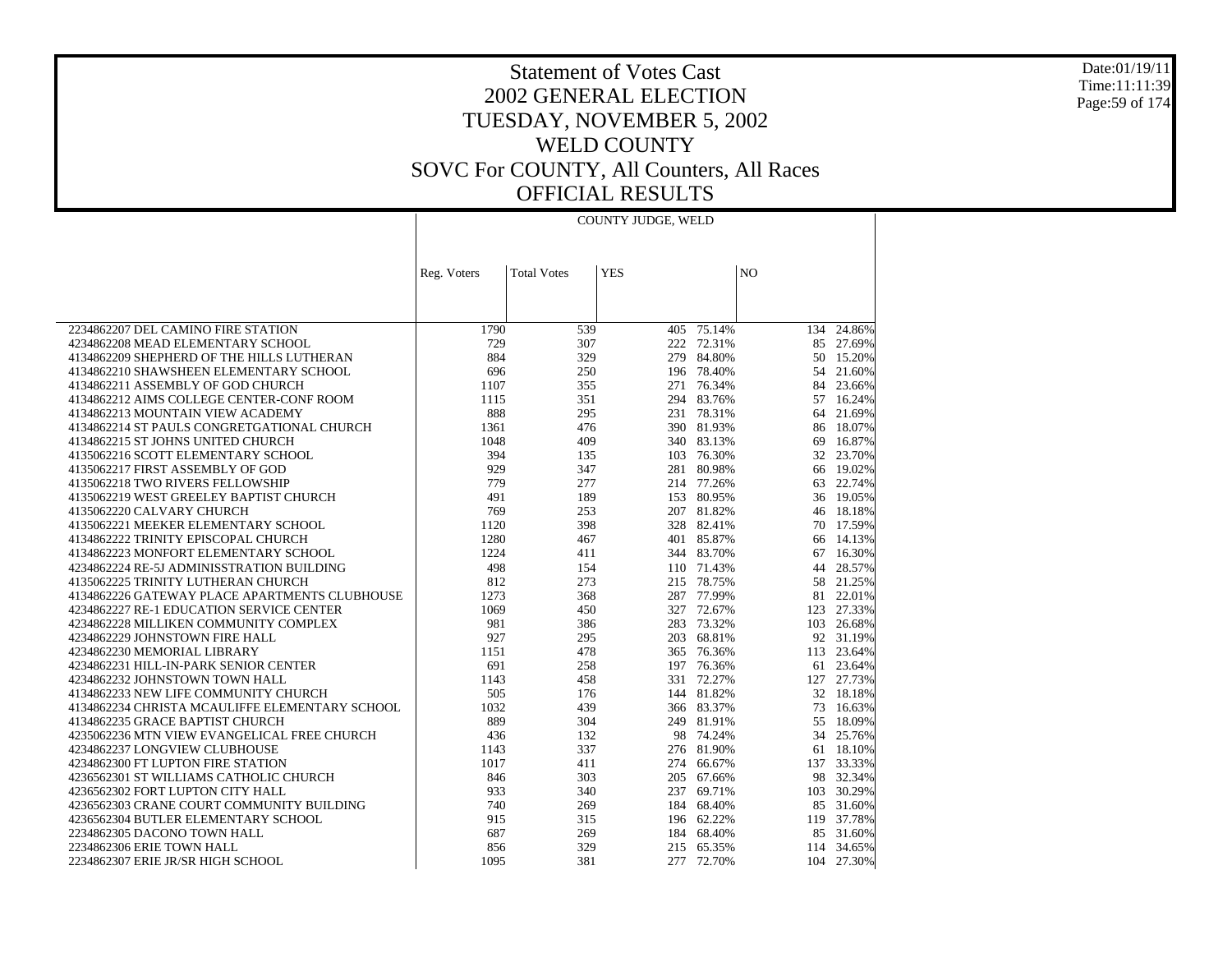# Statement of Votes Cast
## 2002 GENERAL ELECTION
## TUESDAY, NOVEMBER 5, 2002
## WELD COUNTY
## SOVC For COUNTY, All Counters, All Races
## OFFICIAL RESULTS

Date:01/19/11
Time:11:11:39

| | COUNTY JUDGE, WELD | | | | | |
|---|---|---|---|---|---|---|
| | Reg. Voters | Total Votes | YES | | NO | |
| 2234862207 DEL CAMINO FIRE STATION | 1790 | 539 | 405 | 75.14% | 134 | 24.86% |
| 4234862208 MEAD ELEMENTARY SCHOOL | 729 | 307 | 222 | 72.31% | 85 | 27.69% |
| 4134862209 SHEPHERD OF THE HILLS LUTHERAN | 884 | 329 | 279 | 84.80% | 50 | 15.20% |
| 4134862210 SHAWSHEEN ELEMENTARY SCHOOL | 696 | 250 | 196 | 78.40% | 54 | 21.60% |
| 4134862211 ASSEMBLY OF GOD CHURCH | 1107 | 355 | 271 | 76.34% | 84 | 23.66% |
| 4134862212 AIMS COLLEGE CENTER-CONF ROOM | 1115 | 351 | 294 | 83.76% | 57 | 16.24% |
| 4134862213 MOUNTAIN VIEW ACADEMY | 888 | 295 | 231 | 78.31% | 64 | 21.69% |
| 4134862214 ST PAULS CONGRETGATIONAL CHURCH | 1361 | 476 | 390 | 81.93% | 86 | 18.07% |
| 4134862215 ST JOHNS UNITED CHURCH | 1048 | 409 | 340 | 83.13% | 69 | 16.87% |
| 4135062216 SCOTT ELEMENTARY SCHOOL | 394 | 135 | 103 | 76.30% | 32 | 23.70% |
| 4135062217 FIRST ASSEMBLY OF GOD | 929 | 347 | 281 | 80.98% | 66 | 19.02% |
| 4135062218 TWO RIVERS FELLOWSHIP | 779 | 277 | 214 | 77.26% | 63 | 22.74% |
| 4135062219 WEST GREELEY BAPTIST CHURCH | 491 | 189 | 153 | 80.95% | 36 | 19.05% |
| 4135062220 CALVARY CHURCH | 769 | 253 | 207 | 81.82% | 46 | 18.18% |
| 4135062221 MEEKER ELEMENTARY SCHOOL | 1120 | 398 | 328 | 82.41% | 70 | 17.59% |
| 4134862222 TRINITY EPISCOPAL CHURCH | 1280 | 467 | 401 | 85.87% | 66 | 14.13% |
| 4134862223 MONFORT ELEMENTARY SCHOOL | 1224 | 411 | 344 | 83.70% | 67 | 16.30% |
| 4234862224 RE-5J ADMINISSTRATION BUILDING | 498 | 154 | 110 | 71.43% | 44 | 28.57% |
| 4135062225 TRINITY LUTHERAN CHURCH | 812 | 273 | 215 | 78.75% | 58 | 21.25% |
| 4134862226 GATEWAY PLACE APARTMENTS CLUBHOUSE | 1273 | 368 | 287 | 77.99% | 81 | 22.01% |
| 4234862227 RE-1 EDUCATION SERVICE CENTER | 1069 | 450 | 327 | 72.67% | 123 | 27.33% |
| 4234862228 MILLIKEN COMMUNITY COMPLEX | 981 | 386 | 283 | 73.32% | 103 | 26.68% |
| 4234862229 JOHNSTOWN FIRE HALL | 927 | 295 | 203 | 68.81% | 92 | 31.19% |
| 4234862230 MEMORIAL LIBRARY | 1151 | 478 | 365 | 76.36% | 113 | 23.64% |
| 4234862231 HILL-IN-PARK SENIOR CENTER | 691 | 258 | 197 | 76.36% | 61 | 23.64% |
| 4234862232 JOHNSTOWN TOWN HALL | 1143 | 458 | 331 | 72.27% | 127 | 27.73% |
| 4134862233 NEW LIFE COMMUNITY CHURCH | 505 | 176 | 144 | 81.82% | 32 | 18.18% |
| 4134862234 CHRISTA MCAULIFFE ELEMENTARY SCHOOL | 1032 | 439 | 366 | 83.37% | 73 | 16.63% |
| 4134862235 GRACE BAPTIST CHURCH | 889 | 304 | 249 | 81.91% | 55 | 18.09% |
| 4235062236 MTN VIEW EVANGELICAL FREE CHURCH | 436 | 132 | 98 | 74.24% | 34 | 25.76% |
| 4234862237 LONGVIEW CLUBHOUSE | 1143 | 337 | 276 | 81.90% | 61 | 18.10% |
| 4234862300 FT LUPTON FIRE STATION | 1017 | 411 | 274 | 66.67% | 137 | 33.33% |
| 4236562301 ST WILLIAMS CATHOLIC CHURCH | 846 | 303 | 205 | 67.66% | 98 | 32.34% |
| 4236562302 FORT LUPTON CITY HALL | 933 | 340 | 237 | 69.71% | 103 | 30.29% |
| 4236562303 CRANE COURT COMMUNITY BUILDING | 740 | 269 | 184 | 68.40% | 85 | 31.60% |
| 4236562304 BUTLER ELEMENTARY SCHOOL | 915 | 315 | 196 | 62.22% | 119 | 37.78% |
| 2234862305 DACONO TOWN HALL | 687 | 269 | 184 | 68.40% | 85 | 31.60% |
| 2234862306 ERIE TOWN HALL | 856 | 329 | 215 | 65.35% | 114 | 34.65% |
| 2234862307 ERIE JR/SR HIGH SCHOOL | 1095 | 381 | 277 | 72.70% | 104 | 27.30% |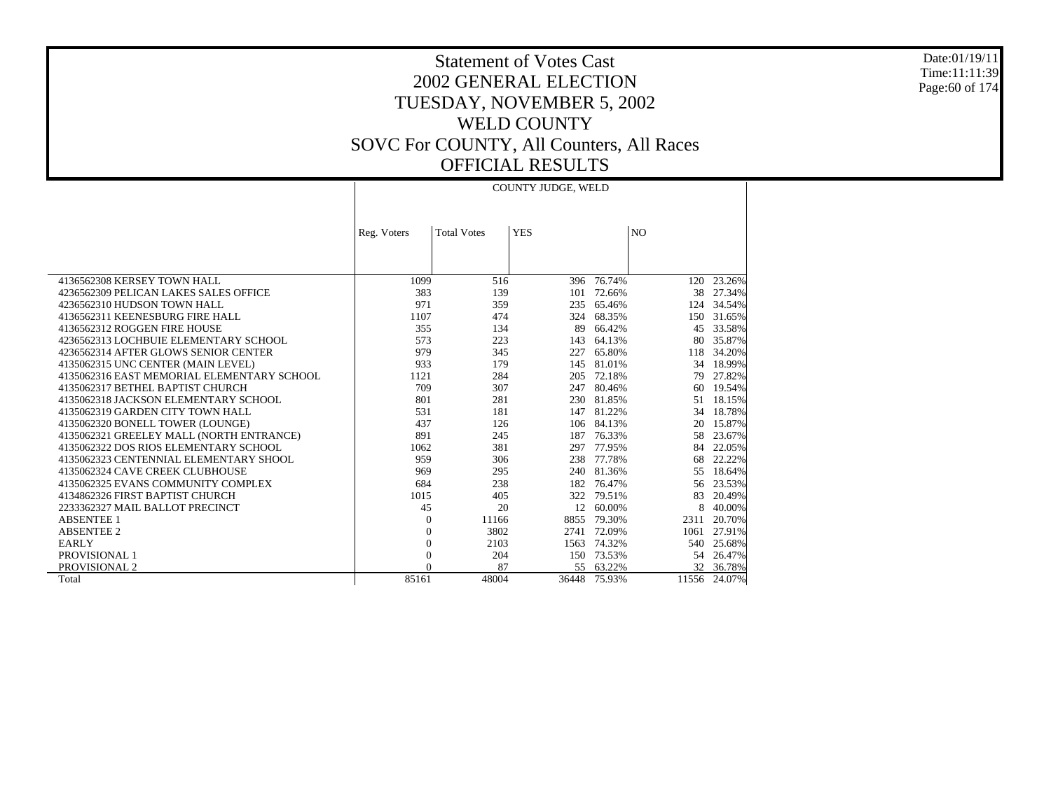# Statement of Votes Cast
# 2002 GENERAL ELECTION
# TUESDAY, NOVEMBER 5, 2002
# WELD COUNTY
# SOVC For COUNTY, All Counters, All Races
# OFFICIAL RESULTS

Date:01/19/11
Time:11:11:39

| | COUNTY JUDGE, WELD | | | | | |
|---|---|---|---|---|---|---|
| | Reg. Voters | Total Votes | YES | | NO | |
| 4136562308 KERSEY TOWN HALL | 1099 | 516 | 396 | 76.74% | 120 | 23.26% |
| 4236562309 PELICAN LAKES SALES OFFICE | 383 | 139 | 101 | 72.66% | 38 | 27.34% |
| 4236562310 HUDSON TOWN HALL | 971 | 359 | 235 | 65.46% | 124 | 34.54% |
| 4136562311 KEENESBURG FIRE HALL | 1107 | 474 | 324 | 68.35% | 150 | 31.65% |
| 4136562312 ROGGEN FIRE HOUSE | 355 | 134 | 89 | 66.42% | 45 | 33.58% |
| 4236562313 LOCHBUIE ELEMENTARY SCHOOL | 573 | 223 | 143 | 64.13% | 80 | 35.87% |
| 4236562314 AFTER GLOWS SENIOR CENTER | 979 | 345 | 227 | 65.80% | 118 | 34.20% |
| 4135062315 UNC CENTER (MAIN LEVEL) | 933 | 179 | 145 | 81.01% | 34 | 18.99% |
| 4135062316 EAST MEMORIAL ELEMENTARY SCHOOL | 1121 | 284 | 205 | 72.18% | 79 | 27.82% |
| 4135062317 BETHEL BAPTIST CHURCH | 709 | 307 | 247 | 80.46% | 60 | 19.54% |
| 4135062318 JACKSON ELEMENTARY SCHOOL | 801 | 281 | 230 | 81.85% | 51 | 18.15% |
| 4135062319 GARDEN CITY TOWN HALL | 531 | 181 | 147 | 81.22% | 34 | 18.78% |
| 4135062320 BONELL TOWER (LOUNGE) | 437 | 126 | 106 | 84.13% | 20 | 15.87% |
| 4135062321 GREELEY MALL (NORTH ENTRANCE) | 891 | 245 | 187 | 76.33% | 58 | 23.67% |
| 4135062322 DOS RIOS ELEMENTARY SCHOOL | 1062 | 381 | 297 | 77.95% | 84 | 22.05% |
| 4135062323 CENTENNIAL ELEMENTARY SHOOL | 959 | 306 | 238 | 77.78% | 68 | 22.22% |
| 4135062324 CAVE CREEK CLUBHOUSE | 969 | 295 | 240 | 81.36% | 55 | 18.64% |
| 4135062325 EVANS COMMUNITY COMPLEX | 684 | 238 | 182 | 76.47% | 56 | 23.53% |
| 4134862326 FIRST BAPTIST CHURCH | 1015 | 405 | 322 | 79.51% | 83 | 20.49% |
| 2233362327 MAIL BALLOT PRECINCT | 45 | 20 | 12 | 60.00% | 8 | 40.00% |
| ABSENTEE 1 | 0 | 11166 | 8855 | 79.30% | 2311 | 20.70% |
| ABSENTEE 2 | 0 | 3802 | 2741 | 72.09% | 1061 | 27.91% |
| EARLY | 0 | 2103 | 1563 | 74.32% | 540 | 25.68% |
| PROVISIONAL 1 | 0 | 204 | 150 | 73.53% | 54 | 26.47% |
| PROVISIONAL 2 | 0 | 87 | 55 | 63.22% | 32 | 36.78% |
| Total | 85161 | 48004 | 36448 | 75.93% | 11556 | 24.07% |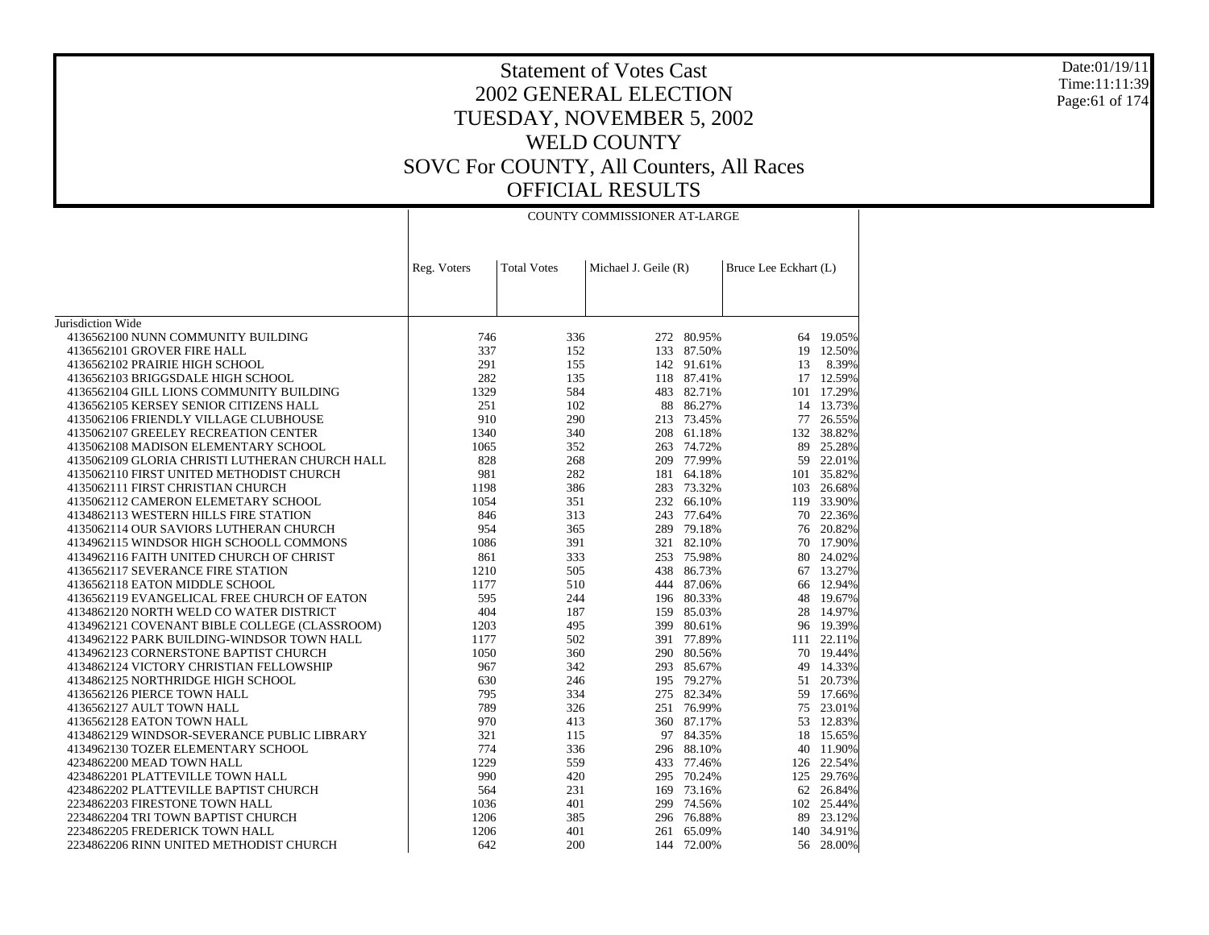# Statement of Votes Cast
## 2002 GENERAL ELECTION
## TUESDAY, NOVEMBER 5, 2002
## WELD COUNTY
## SOVC For COUNTY, All Counters, All Races
## OFFICIAL RESULTS

Date:01/19/11
Time:11:11:39

| | | | COUNTY COMMISSIONER AT-LARGE | | | |
|---|---|---|---|---|---|---|
| | Reg. Voters | Total Votes | Michael J. Geile (R) | | Bruce Lee Eckhart (L) | |
| Jurisdiction Wide | | | | | | |
| 4136562100 NUNN COMMUNITY BUILDING | 746 | 336 | 272 | 80.95% | 64 | 19.05% |
| 4136562101 GROVER FIRE HALL | 337 | 152 | 133 | 87.50% | 19 | 12.50% |
| 4136562102 PRAIRIE HIGH SCHOOL | 291 | 155 | 142 | 91.61% | 13 | 8.39% |
| 4136562103 BRIGGSDALE HIGH SCHOOL | 282 | 135 | 118 | 87.41% | 17 | 12.59% |
| 4136562104 GILL LIONS COMMUNITY BUILDING | 1329 | 584 | 483 | 82.71% | 101 | 17.29% |
| 4136562105 KERSEY SENIOR CITIZENS HALL | 251 | 102 | 88 | 86.27% | 14 | 13.73% |
| 4135062106 FRIENDLY VILLAGE CLUBHOUSE | 910 | 290 | 213 | 73.45% | 77 | 26.55% |
| 4135062107 GREELEY RECREATION CENTER | 1340 | 340 | 208 | 61.18% | 132 | 38.82% |
| 4135062108 MADISON ELEMENTARY SCHOOL | 1065 | 352 | 263 | 74.72% | 89 | 25.28% |
| 4135062109 GLORIA CHRISTI LUTHERAN CHURCH HALL | 828 | 268 | 209 | 77.99% | 59 | 22.01% |
| 4135062110 FIRST UNITED METHODIST CHURCH | 981 | 282 | 181 | 64.18% | 101 | 35.82% |
| 4135062111 FIRST CHRISTIAN CHURCH | 1198 | 386 | 283 | 73.32% | 103 | 26.68% |
| 4135062112 CAMERON ELEMETARY SCHOOL | 1054 | 351 | 232 | 66.10% | 119 | 33.90% |
| 4134862113 WESTERN HILLS FIRE STATION | 846 | 313 | 243 | 77.64% | 70 | 22.36% |
| 4135062114 OUR SAVIORS LUTHERAN CHURCH | 954 | 365 | 289 | 79.18% | 76 | 20.82% |
| 4134962115 WINDSOR HIGH SCHOOLL COMMONS | 1086 | 391 | 321 | 82.10% | 70 | 17.90% |
| 4134962116 FAITH UNITED CHURCH OF CHRIST | 861 | 333 | 253 | 75.98% | 80 | 24.02% |
| 4136562117 SEVERANCE FIRE STATION | 1210 | 505 | 438 | 86.73% | 67 | 13.27% |
| 4136562118 EATON MIDDLE SCHOOL | 1177 | 510 | 444 | 87.06% | 66 | 12.94% |
| 4136562119 EVANGELICAL FREE CHURCH OF EATON | 595 | 244 | 196 | 80.33% | 48 | 19.67% |
| 4134862120 NORTH WELD CO WATER DISTRICT | 404 | 187 | 159 | 85.03% | 28 | 14.97% |
| 4134962121 COVENANT BIBLE COLLEGE (CLASSROOM) | 1203 | 495 | 399 | 80.61% | 96 | 19.39% |
| 4134962122 PARK BUILDING-WINDSOR TOWN HALL | 1177 | 502 | 391 | 77.89% | 111 | 22.11% |
| 4134962123 CORNERSTONE BAPTIST CHURCH | 1050 | 360 | 290 | 80.56% | 70 | 19.44% |
| 4134862124 VICTORY CHRISTIAN FELLOWSHIP | 967 | 342 | 293 | 85.67% | 49 | 14.33% |
| 4134862125 NORTHRIDGE HIGH SCHOOL | 630 | 246 | 195 | 79.27% | 51 | 20.73% |
| 4136562126 PIERCE TOWN HALL | 795 | 334 | 275 | 82.34% | 59 | 17.66% |
| 4136562127 AULT TOWN HALL | 789 | 326 | 251 | 76.99% | 75 | 23.01% |
| 4136562128 EATON TOWN HALL | 970 | 413 | 360 | 87.17% | 53 | 12.83% |
| 4134862129 WINDSOR-SEVERANCE PUBLIC LIBRARY | 321 | 115 | 97 | 84.35% | 18 | 15.65% |
| 4134962130 TOZER ELEMENTARY SCHOOL | 774 | 336 | 296 | 88.10% | 40 | 11.90% |
| 4234862200 MEAD TOWN HALL | 1229 | 559 | 433 | 77.46% | 126 | 22.54% |
| 4234862201 PLATTEVILLE TOWN HALL | 990 | 420 | 295 | 70.24% | 125 | 29.76% |
| 4234862202 PLATTEVILLE BAPTIST CHURCH | 564 | 231 | 169 | 73.16% | 62 | 26.84% |
| 2234862203 FIRESTONE TOWN HALL | 1036 | 401 | 299 | 74.56% | 102 | 25.44% |
| 2234862204 TRI TOWN BAPTIST CHURCH | 1206 | 385 | 296 | 76.88% | 89 | 23.12% |
| 2234862205 FREDERICK TOWN HALL | 1206 | 401 | 261 | 65.09% | 140 | 34.91% |
| 2234862206 RINN UNITED METHODIST CHURCH | 642 | 200 | 144 | 72.00% | 56 | 28.00% |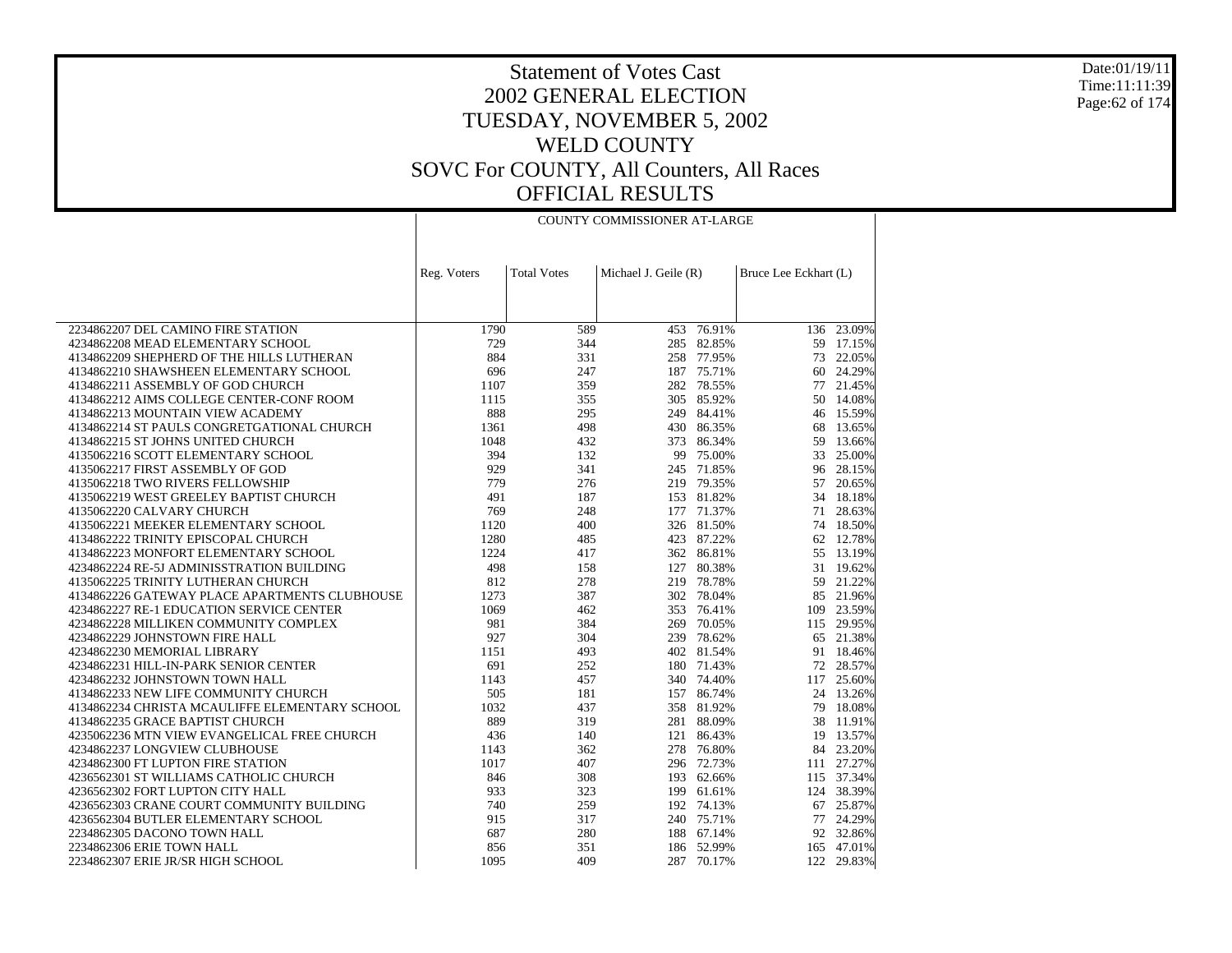# Statement of Votes Cast

## 2002 GENERAL ELECTION

## TUESDAY, NOVEMBER 5, 2002

## WELD COUNTY

## SOVC For COUNTY, All Counters, All Races

## OFFICIAL RESULTS

Date:01/19/11
Time:11:11:39

| | COUNTY COMMISSIONER AT-LARGE | | | | | |
|---|---|---|---|---|---|---|
| | Reg. Voters | Total Votes | Michael J. Geile (R) | | Bruce Lee Eckhart (L) | |
| 2234862207 DEL CAMINO FIRE STATION | 1790 | 589 | 453 | 76.91% | 136 | 23.09% |
| 4234862208 MEAD ELEMENTARY SCHOOL | 729 | 344 | 285 | 82.85% | 59 | 17.15% |
| 4134862209 SHEPHERD OF THE HILLS LUTHERAN | 884 | 331 | 258 | 77.95% | 73 | 22.05% |
| 4134862210 SHAWSHEEN ELEMENTARY SCHOOL | 696 | 247 | 187 | 75.71% | 60 | 24.29% |
| 4134862211 ASSEMBLY OF GOD CHURCH | 1107 | 359 | 282 | 78.55% | 77 | 21.45% |
| 4134862212 AIMS COLLEGE CENTER-CONF ROOM | 1115 | 355 | 305 | 85.92% | 50 | 14.08% |
| 4134862213 MOUNTAIN VIEW ACADEMY | 888 | 295 | 249 | 84.41% | 46 | 15.59% |
| 4134862214 ST PAULS CONGRETGATIONAL CHURCH | 1361 | 498 | 430 | 86.35% | 68 | 13.65% |
| 4134862215 ST JOHNS UNITED CHURCH | 1048 | 432 | 373 | 86.34% | 59 | 13.66% |
| 4135062216 SCOTT ELEMENTARY SCHOOL | 394 | 132 | 99 | 75.00% | 33 | 25.00% |
| 4135062217 FIRST ASSEMBLY OF GOD | 929 | 341 | 245 | 71.85% | 96 | 28.15% |
| 4135062218 TWO RIVERS FELLOWSHIP | 779 | 276 | 219 | 79.35% | 57 | 20.65% |
| 4135062219 WEST GREELEY BAPTIST CHURCH | 491 | 187 | 153 | 81.82% | 34 | 18.18% |
| 4135062220 CALVARY CHURCH | 769 | 248 | 177 | 71.37% | 71 | 28.63% |
| 4135062221 MEEKER ELEMENTARY SCHOOL | 1120 | 400 | 326 | 81.50% | 74 | 18.50% |
| 4134862222 TRINITY EPISCOPAL CHURCH | 1280 | 485 | 423 | 87.22% | 62 | 12.78% |
| 4134862223 MONFORT ELEMENTARY SCHOOL | 1224 | 417 | 362 | 86.81% | 55 | 13.19% |
| 4234862224 RE-5J ADMINISSTRATION BUILDING | 498 | 158 | 127 | 80.38% | 31 | 19.62% |
| 4135062225 TRINITY LUTHERAN CHURCH | 812 | 278 | 219 | 78.78% | 59 | 21.22% |
| 4134862226 GATEWAY PLACE APARTMENTS CLUBHOUSE | 1273 | 387 | 302 | 78.04% | 85 | 21.96% |
| 4234862227 RE-1 EDUCATION SERVICE CENTER | 1069 | 462 | 353 | 76.41% | 109 | 23.59% |
| 4234862228 MILLIKEN COMMUNITY COMPLEX | 981 | 384 | 269 | 70.05% | 115 | 29.95% |
| 4234862229 JOHNSTOWN FIRE HALL | 927 | 304 | 239 | 78.62% | 65 | 21.38% |
| 4234862230 MEMORIAL LIBRARY | 1151 | 493 | 402 | 81.54% | 91 | 18.46% |
| 4234862231 HILL-IN-PARK SENIOR CENTER | 691 | 252 | 180 | 71.43% | 72 | 28.57% |
| 4234862232 JOHNSTOWN TOWN HALL | 1143 | 457 | 340 | 74.40% | 117 | 25.60% |
| 4134862233 NEW LIFE COMMUNITY CHURCH | 505 | 181 | 157 | 86.74% | 24 | 13.26% |
| 4134862234 CHRISTA MCAULIFFE ELEMENTARY SCHOOL | 1032 | 437 | 358 | 81.92% | 79 | 18.08% |
| 4134862235 GRACE BAPTIST CHURCH | 889 | 319 | 281 | 88.09% | 38 | 11.91% |
| 4235062236 MTN VIEW EVANGELICAL FREE CHURCH | 436 | 140 | 121 | 86.43% | 19 | 13.57% |
| 4234862237 LONGVIEW CLUBHOUSE | 1143 | 362 | 278 | 76.80% | 84 | 23.20% |
| 4234862300 FT LUPTON FIRE STATION | 1017 | 407 | 296 | 72.73% | 111 | 27.27% |
| 4236562301 ST WILLIAMS CATHOLIC CHURCH | 846 | 308 | 193 | 62.66% | 115 | 37.34% |
| 4236562302 FORT LUPTON CITY HALL | 933 | 323 | 199 | 61.61% | 124 | 38.39% |
| 4236562303 CRANE COURT COMMUNITY BUILDING | 740 | 259 | 192 | 74.13% | 67 | 25.87% |
| 4236562304 BUTLER ELEMENTARY SCHOOL | 915 | 317 | 240 | 75.71% | 77 | 24.29% |
| 2234862305 DACONO TOWN HALL | 687 | 280 | 188 | 67.14% | 92 | 32.86% |
| 2234862306 ERIE TOWN HALL | 856 | 351 | 186 | 52.99% | 165 | 47.01% |
| 2234862307 ERIE JR/SR HIGH SCHOOL | 1095 | 409 | 287 | 70.17% | 122 | 29.83% |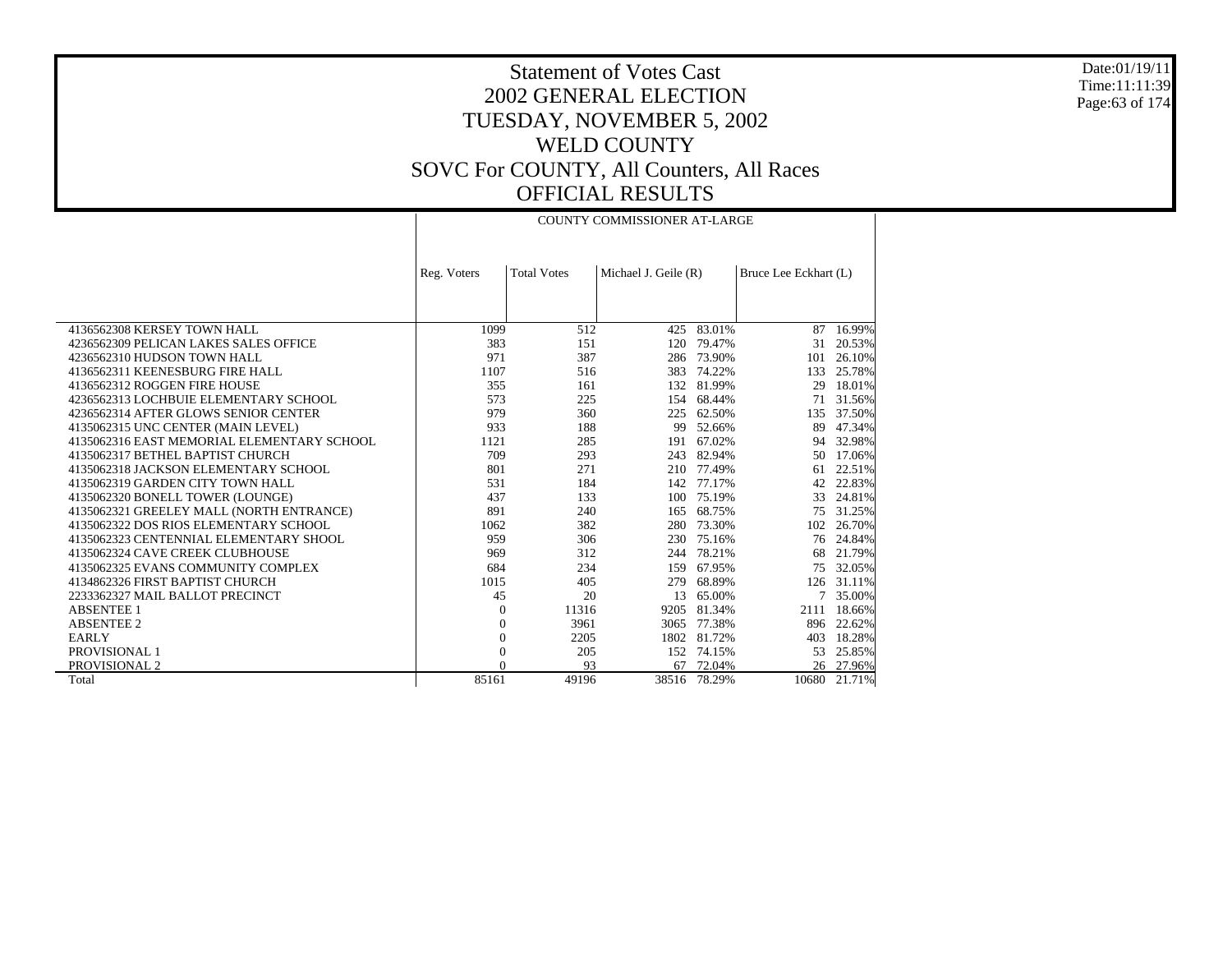# Statement of Votes Cast
## 2002 GENERAL ELECTION
## TUESDAY, NOVEMBER 5, 2002
## WELD COUNTY
## SOVC For COUNTY, All Counters, All Races
## OFFICIAL RESULTS

Date:01/19/11
Time:11:11:39

| | | | COUNTY COMMISSIONER AT-LARGE | | | |
|---|---|---|---|---|---|---|
| | Reg. Voters | Total Votes | Michael J. Geile (R) | | Bruce Lee Eckhart (L) | |
| 4136562308 KERSEY TOWN HALL | 1099 | 512 | 425 | 83.01% | 87 | 16.99% |
| 4236562309 PELICAN LAKES SALES OFFICE | 383 | 151 | 120 | 79.47% | 31 | 20.53% |
| 4236562310 HUDSON TOWN HALL | 971 | 387 | 286 | 73.90% | 101 | 26.10% |
| 4136562311 KEENESBURG FIRE HALL | 1107 | 516 | 383 | 74.22% | 133 | 25.78% |
| 4136562312 ROGGEN FIRE HOUSE | 355 | 161 | 132 | 81.99% | 29 | 18.01% |
| 4236562313 LOCHBUIE ELEMENTARY SCHOOL | 573 | 225 | 154 | 68.44% | 71 | 31.56% |
| 4236562314 AFTER GLOWS SENIOR CENTER | 979 | 360 | 225 | 62.50% | 135 | 37.50% |
| 4135062315 UNC CENTER (MAIN LEVEL) | 933 | 188 | 99 | 52.66% | 89 | 47.34% |
| 4135062316 EAST MEMORIAL ELEMENTARY SCHOOL | 1121 | 285 | 191 | 67.02% | 94 | 32.98% |
| 4135062317 BETHEL BAPTIST CHURCH | 709 | 293 | 243 | 82.94% | 50 | 17.06% |
| 4135062318 JACKSON ELEMENTARY SCHOOL | 801 | 271 | 210 | 77.49% | 61 | 22.51% |
| 4135062319 GARDEN CITY TOWN HALL | 531 | 184 | 142 | 77.17% | 42 | 22.83% |
| 4135062320 BONELL TOWER (LOUNGE) | 437 | 133 | 100 | 75.19% | 33 | 24.81% |
| 4135062321 GREELEY MALL (NORTH ENTRANCE) | 891 | 240 | 165 | 68.75% | 75 | 31.25% |
| 4135062322 DOS RIOS ELEMENTARY SCHOOL | 1062 | 382 | 280 | 73.30% | 102 | 26.70% |
| 4135062323 CENTENNIAL ELEMENTARY SHOOL | 959 | 306 | 230 | 75.16% | 76 | 24.84% |
| 4135062324 CAVE CREEK CLUBHOUSE | 969 | 312 | 244 | 78.21% | 68 | 21.79% |
| 4135062325 EVANS COMMUNITY COMPLEX | 684 | 234 | 159 | 67.95% | 75 | 32.05% |
| 4134862326 FIRST BAPTIST CHURCH | 1015 | 405 | 279 | 68.89% | 126 | 31.11% |
| 2233362327 MAIL BALLOT PRECINCT | 45 | 20 | 13 | 65.00% | 7 | 35.00% |
| ABSENTEE 1 | 0 | 11316 | 9205 | 81.34% | 2111 | 18.66% |
| ABSENTEE 2 | 0 | 3961 | 3065 | 77.38% | 896 | 22.62% |
| EARLY | 0 | 2205 | 1802 | 81.72% | 403 | 18.28% |
| PROVISIONAL 1 | 0 | 205 | 152 | 74.15% | 53 | 25.85% |
| PROVISIONAL 2 | 0 | 93 | 67 | 72.04% | 26 | 27.96% |
| Total | 85161 | 49196 | 38516 | 78.29% | 10680 | 21.71% |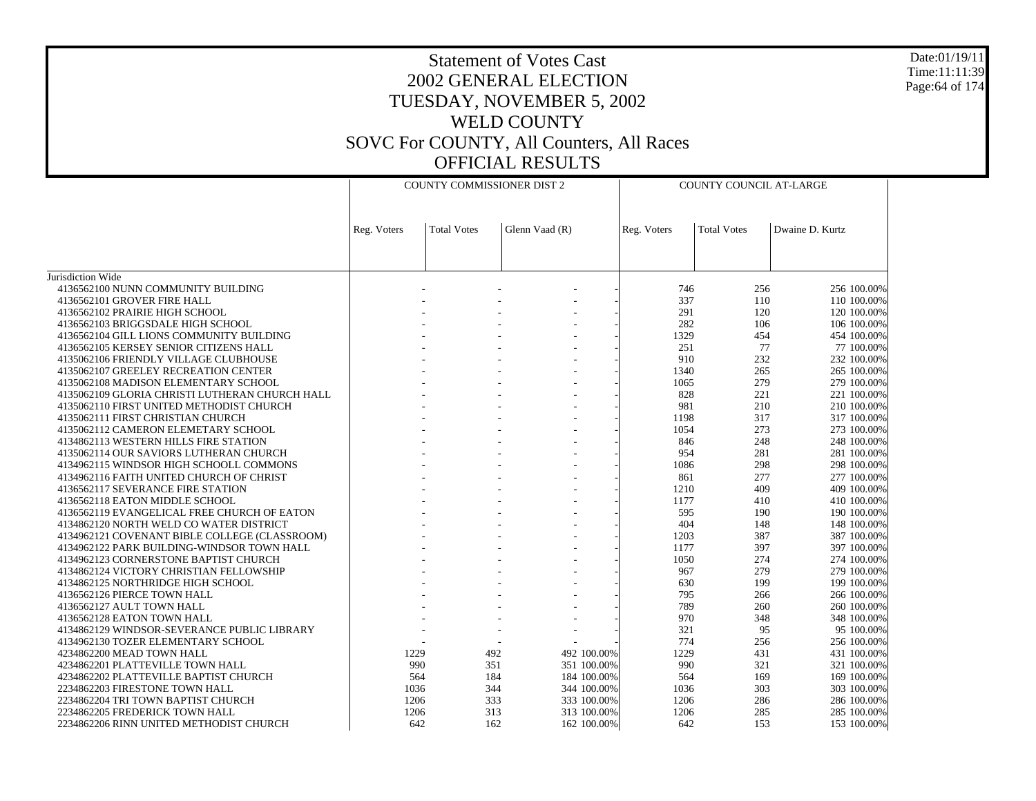# Statement of Votes Cast
## 2002 GENERAL ELECTION
## TUESDAY, NOVEMBER 5, 2002
## WELD COUNTY
## SOVC For COUNTY, All Counters, All Races
## OFFICIAL RESULTS

Date:01/19/11
Time:11:11:39

| | COUNTY COMMISSIONER DIST 2 | | | | COUNTY COUNCIL AT-LARGE | | | |
|---|---|---|---|---|---|---|---|---|
| | Reg. Voters | Total Votes | Glenn Vaad (R) | | Reg. Voters | Total Votes | Dwaine D. Kurtz | |
| Jurisdiction Wide | | | | | | | | |
| 4136562100 NUNN COMMUNITY BUILDING | - | - | - | - | 746 | 256 | 256 | 100.00% |
| 4136562101 GROVER FIRE HALL | - | - | - | - | 337 | 110 | 110 | 100.00% |
| 4136562102 PRAIRIE HIGH SCHOOL | - | - | - | - | 291 | 120 | 120 | 100.00% |
| 4136562103 BRIGGSDALE HIGH SCHOOL | - | - | - | - | 282 | 106 | 106 | 100.00% |
| 4136562104 GILL LIONS COMMUNITY BUILDING | - | - | - | - | 1329 | 454 | 454 | 100.00% |
| 4136562105 KERSEY SENIOR CITIZENS HALL | - | - | - | - | 251 | 77 | 77 | 100.00% |
| 4135062106 FRIENDLY VILLAGE CLUBHOUSE | - | - | - | - | 910 | 232 | 232 | 100.00% |
| 4135062107 GREELEY RECREATION CENTER | - | - | - | - | 1340 | 265 | 265 | 100.00% |
| 4135062108 MADISON ELEMENTARY SCHOOL | - | - | - | - | 1065 | 279 | 279 | 100.00% |
| 4135062109 GLORIA CHRISTI LUTHERAN CHURCH HALL | - | - | - | - | 828 | 221 | 221 | 100.00% |
| 4135062110 FIRST UNITED METHODIST CHURCH | - | - | - | - | 981 | 210 | 210 | 100.00% |
| 4135062111 FIRST CHRISTIAN CHURCH | - | - | - | - | 1198 | 317 | 317 | 100.00% |
| 4135062112 CAMERON ELEMETARY SCHOOL | - | - | - | - | 1054 | 273 | 273 | 100.00% |
| 4134862113 WESTERN HILLS FIRE STATION | - | - | - | - | 846 | 248 | 248 | 100.00% |
| 4135062114 OUR SAVIORS LUTHERAN CHURCH | - | - | - | - | 954 | 281 | 281 | 100.00% |
| 4134962115 WINDSOR HIGH SCHOOLL COMMONS | - | - | - | - | 1086 | 298 | 298 | 100.00% |
| 4134962116 FAITH UNITED CHURCH OF CHRIST | - | - | - | - | 861 | 277 | 277 | 100.00% |
| 4136562117 SEVERANCE FIRE STATION | - | - | - | - | 1210 | 409 | 409 | 100.00% |
| 4136562118 EATON MIDDLE SCHOOL | - | - | - | - | 1177 | 410 | 410 | 100.00% |
| 4136562119 EVANGELICAL FREE CHURCH OF EATON | - | - | - | - | 595 | 190 | 190 | 100.00% |
| 4134862120 NORTH WELD CO WATER DISTRICT | - | - | - | - | 404 | 148 | 148 | 100.00% |
| 4134962121 COVENANT BIBLE COLLEGE (CLASSROOM) | - | - | - | - | 1203 | 387 | 387 | 100.00% |
| 4134962122 PARK BUILDING-WINDSOR TOWN HALL | - | - | - | - | 1177 | 397 | 397 | 100.00% |
| 4134962123 CORNERSTONE BAPTIST CHURCH | - | - | - | - | 1050 | 274 | 274 | 100.00% |
| 4134862124 VICTORY CHRISTIAN FELLOWSHIP | - | - | - | - | 967 | 279 | 279 | 100.00% |
| 4134862125 NORTHRIDGE HIGH SCHOOL | - | - | - | - | 630 | 199 | 199 | 100.00% |
| 4136562126 PIERCE TOWN HALL | - | - | - | - | 795 | 266 | 266 | 100.00% |
| 4136562127 AULT TOWN HALL | - | - | - | - | 789 | 260 | 260 | 100.00% |
| 4136562128 EATON TOWN HALL | - | - | - | - | 970 | 348 | 348 | 100.00% |
| 4134862129 WINDSOR-SEVERANCE PUBLIC LIBRARY | - | - | - | - | 321 | 95 | 95 | 100.00% |
| 4134962130 TOZER ELEMENTARY SCHOOL | - | - | - | - | 774 | 256 | 256 | 100.00% |
| 4234862200 MEAD TOWN HALL | 1229 | 492 | 492 | 100.00% | 1229 | 431 | 431 | 100.00% |
| 4234862201 PLATTEVILLE TOWN HALL | 990 | 351 | 351 | 100.00% | 990 | 321 | 321 | 100.00% |
| 4234862202 PLATTEVILLE BAPTIST CHURCH | 564 | 184 | 184 | 100.00% | 564 | 169 | 169 | 100.00% |
| 2234862203 FIRESTONE TOWN HALL | 1036 | 344 | 344 | 100.00% | 1036 | 303 | 303 | 100.00% |
| 2234862204 TRI TOWN BAPTIST CHURCH | 1206 | 333 | 333 | 100.00% | 1206 | 286 | 286 | 100.00% |
| 2234862205 FREDERICK TOWN HALL | 1206 | 313 | 313 | 100.00% | 1206 | 285 | 285 | 100.00% |
| 2234862206 RINN UNITED METHODIST CHURCH | 642 | 162 | 162 | 100.00% | 642 | 153 | 153 | 100.00% |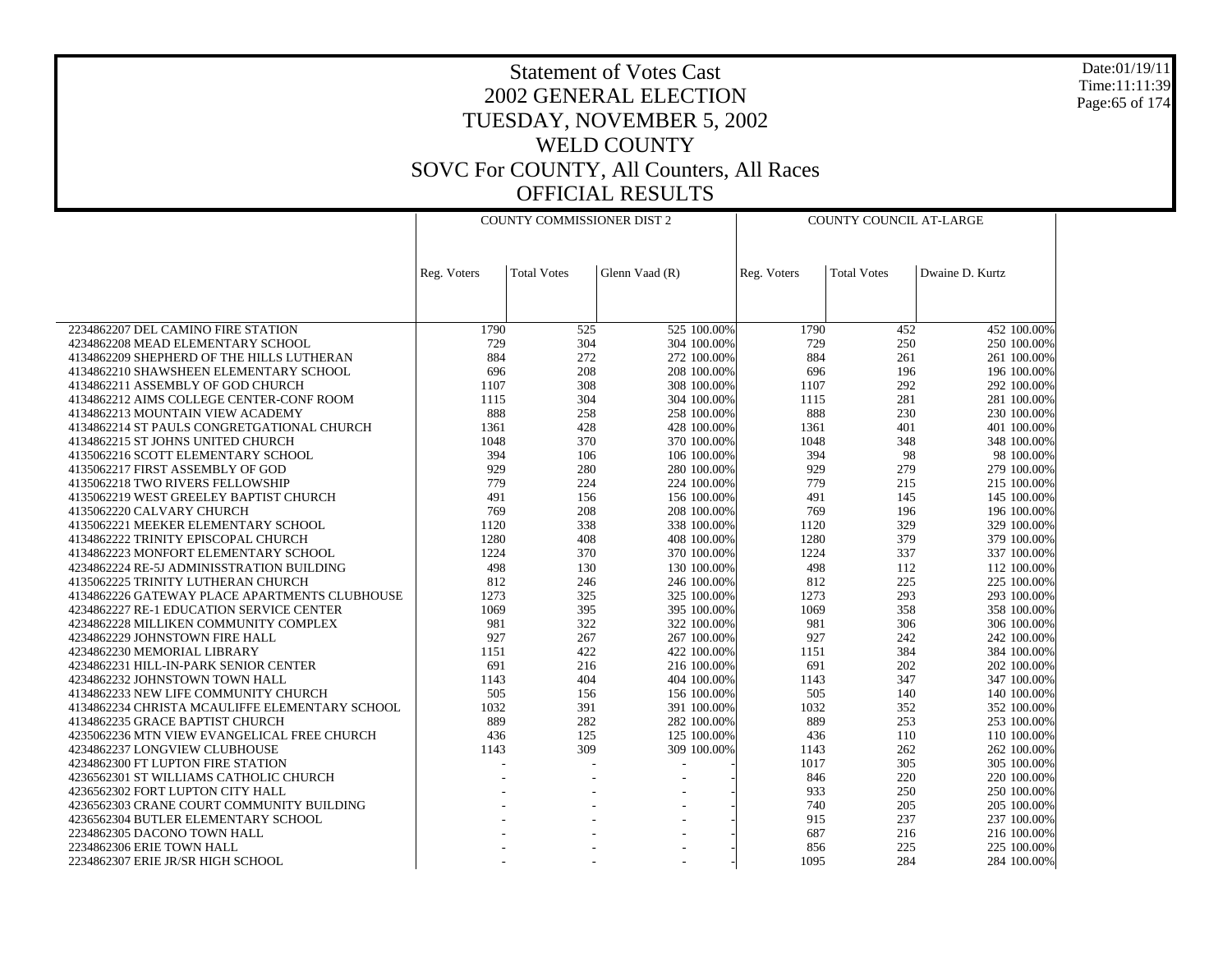# Statement of Votes Cast
## 2002 GENERAL ELECTION
## TUESDAY, NOVEMBER 5, 2002
## WELD COUNTY
## SOVC For COUNTY, All Counters, All Races
## OFFICIAL RESULTS

Date:01/19/11
Time:11:11:39

| | COUNTY COMMISSIONER DIST 2 | | | | COUNTY COUNCIL AT-LARGE | | | |
|---|---|---|---|---|---|---|---|---|
| | Reg. Voters | Total Votes | Glenn Vaad (R) | | Reg. Voters | Total Votes | Dwaine D. Kurtz | |
| 2234862207 DEL CAMINO FIRE STATION | 1790 | 525 | 525 | 100.00% | 1790 | 452 | 452 | 100.00% |
| 4234862208 MEAD ELEMENTARY SCHOOL | 729 | 304 | 304 | 100.00% | 729 | 250 | 250 | 100.00% |
| 4134862209 SHEPHERD OF THE HILLS LUTHERAN | 884 | 272 | 272 | 100.00% | 884 | 261 | 261 | 100.00% |
| 4134862210 SHAWSHEEN ELEMENTARY SCHOOL | 696 | 208 | 208 | 100.00% | 696 | 196 | 196 | 100.00% |
| 4134862211 ASSEMBLY OF GOD CHURCH | 1107 | 308 | 308 | 100.00% | 1107 | 292 | 292 | 100.00% |
| 4134862212 AIMS COLLEGE CENTER-CONF ROOM | 1115 | 304 | 304 | 100.00% | 1115 | 281 | 281 | 100.00% |
| 4134862213 MOUNTAIN VIEW ACADEMY | 888 | 258 | 258 | 100.00% | 888 | 230 | 230 | 100.00% |
| 4134862214 ST PAULS CONGRETGATIONAL CHURCH | 1361 | 428 | 428 | 100.00% | 1361 | 401 | 401 | 100.00% |
| 4134862215 ST JOHNS UNITED CHURCH | 1048 | 370 | 370 | 100.00% | 1048 | 348 | 348 | 100.00% |
| 4135062216 SCOTT ELEMENTARY SCHOOL | 394 | 106 | 106 | 100.00% | 394 | 98 | 98 | 100.00% |
| 4135062217 FIRST ASSEMBLY OF GOD | 929 | 280 | 280 | 100.00% | 929 | 279 | 279 | 100.00% |
| 4135062218 TWO RIVERS FELLOWSHIP | 779 | 224 | 224 | 100.00% | 779 | 215 | 215 | 100.00% |
| 4135062219 WEST GREELEY BAPTIST CHURCH | 491 | 156 | 156 | 100.00% | 491 | 145 | 145 | 100.00% |
| 4135062220 CALVARY CHURCH | 769 | 208 | 208 | 100.00% | 769 | 196 | 196 | 100.00% |
| 4135062221 MEEKER ELEMENTARY SCHOOL | 1120 | 338 | 338 | 100.00% | 1120 | 329 | 329 | 100.00% |
| 4134862222 TRINITY EPISCOPAL CHURCH | 1280 | 408 | 408 | 100.00% | 1280 | 379 | 379 | 100.00% |
| 4134862223 MONFORT ELEMENTARY SCHOOL | 1224 | 370 | 370 | 100.00% | 1224 | 337 | 337 | 100.00% |
| 4234862224 RE-5J ADMINISSTRATION BUILDING | 498 | 130 | 130 | 100.00% | 498 | 112 | 112 | 100.00% |
| 4135062225 TRINITY LUTHERAN CHURCH | 812 | 246 | 246 | 100.00% | 812 | 225 | 225 | 100.00% |
| 4134862226 GATEWAY PLACE APARTMENTS CLUBHOUSE | 1273 | 325 | 325 | 100.00% | 1273 | 293 | 293 | 100.00% |
| 4234862227 RE-1 EDUCATION SERVICE CENTER | 1069 | 395 | 395 | 100.00% | 1069 | 358 | 358 | 100.00% |
| 4234862228 MILLIKEN COMMUNITY COMPLEX | 981 | 322 | 322 | 100.00% | 981 | 306 | 306 | 100.00% |
| 4234862229 JOHNSTOWN FIRE HALL | 927 | 267 | 267 | 100.00% | 927 | 242 | 242 | 100.00% |
| 4234862230 MEMORIAL LIBRARY | 1151 | 422 | 422 | 100.00% | 1151 | 384 | 384 | 100.00% |
| 4234862231 HILL-IN-PARK SENIOR CENTER | 691 | 216 | 216 | 100.00% | 691 | 202 | 202 | 100.00% |
| 4234862232 JOHNSTOWN TOWN HALL | 1143 | 404 | 404 | 100.00% | 1143 | 347 | 347 | 100.00% |
| 4134862233 NEW LIFE COMMUNITY CHURCH | 505 | 156 | 156 | 100.00% | 505 | 140 | 140 | 100.00% |
| 4134862234 CHRISTA MCAULIFFE ELEMENTARY SCHOOL | 1032 | 391 | 391 | 100.00% | 1032 | 352 | 352 | 100.00% |
| 4134862235 GRACE BAPTIST CHURCH | 889 | 282 | 282 | 100.00% | 889 | 253 | 253 | 100.00% |
| 4235062236 MTN VIEW EVANGELICAL FREE CHURCH | 436 | 125 | 125 | 100.00% | 436 | 110 | 110 | 100.00% |
| 4234862237 LONGVIEW CLUBHOUSE | 1143 | 309 | 309 | 100.00% | 1143 | 262 | 262 | 100.00% |
| 4234862300 FT LUPTON FIRE STATION | - | - | - | - | 1017 | 305 | 305 | 100.00% |
| 4236562301 ST WILLIAMS CATHOLIC CHURCH | - | - | - | - | 846 | 220 | 220 | 100.00% |
| 4236562302 FORT LUPTON CITY HALL | - | - | - | - | 933 | 250 | 250 | 100.00% |
| 4236562303 CRANE COURT COMMUNITY BUILDING | - | - | - | - | 740 | 205 | 205 | 100.00% |
| 4236562304 BUTLER ELEMENTARY SCHOOL | - | - | - | - | 915 | 237 | 237 | 100.00% |
| 2234862305 DACONO TOWN HALL | - | - | - | - | 687 | 216 | 216 | 100.00% |
| 2234862306 ERIE TOWN HALL | - | - | - | - | 856 | 225 | 225 | 100.00% |
| 2234862307 ERIE JR/SR HIGH SCHOOL | - | - | - | - | 1095 | 284 | 284 | 100.00% |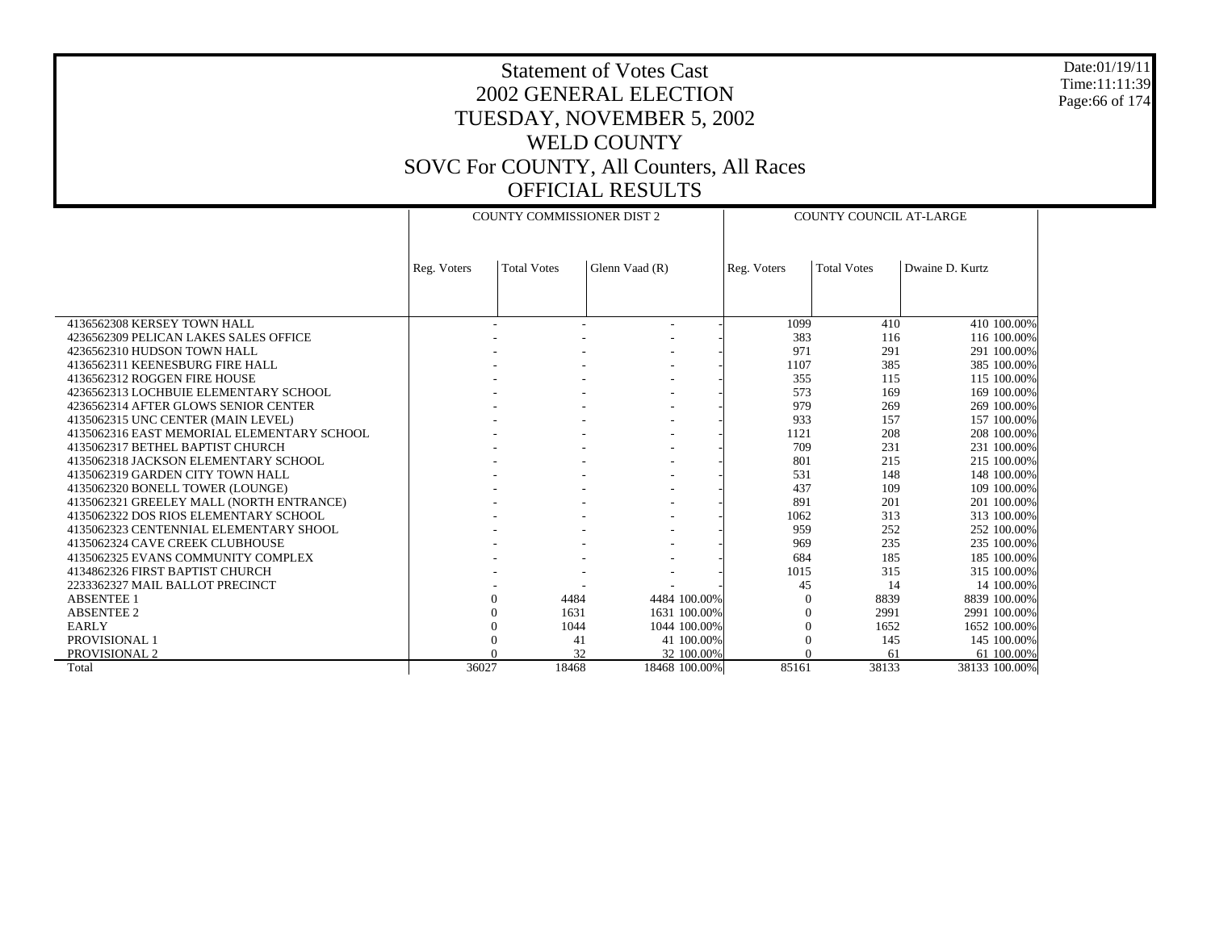# Statement of Votes Cast
## 2002 GENERAL ELECTION
## TUESDAY, NOVEMBER 5, 2002
## WELD COUNTY
## SOVC For COUNTY, All Counters, All Races
## OFFICIAL RESULTS

Date:01/19/11
Time:11:11:39

| | COUNTY COMMISSIONER DIST 2 | | | | COUNTY COUNCIL AT-LARGE | | | |
|---|---|---|---|---|---|---|---|---|
| | Reg. Voters | Total Votes | Glenn Vaad (R) | | Reg. Voters | Total Votes | Dwaine D. Kurtz | |
| 4136562308 KERSEY TOWN HALL | - | - | - | - | 1099 | 410 | 410 | 100.00% |
| 4236562309 PELICAN LAKES SALES OFFICE | - | - | - | - | 383 | 116 | 116 | 100.00% |
| 4236562310 HUDSON TOWN HALL | - | - | - | - | 971 | 291 | 291 | 100.00% |
| 4136562311 KEENESBURG FIRE HALL | - | - | - | - | 1107 | 385 | 385 | 100.00% |
| 4136562312 ROGGEN FIRE HOUSE | - | - | - | - | 355 | 115 | 115 | 100.00% |
| 4236562313 LOCHBUIE ELEMENTARY SCHOOL | - | - | - | - | 573 | 169 | 169 | 100.00% |
| 4236562314 AFTER GLOWS SENIOR CENTER | - | - | - | - | 979 | 269 | 269 | 100.00% |
| 4135062315 UNC CENTER (MAIN LEVEL) | - | - | - | - | 933 | 157 | 157 | 100.00% |
| 4135062316 EAST MEMORIAL ELEMENTARY SCHOOL | - | - | - | - | 1121 | 208 | 208 | 100.00% |
| 4135062317 BETHEL BAPTIST CHURCH | - | - | - | - | 709 | 231 | 231 | 100.00% |
| 4135062318 JACKSON ELEMENTARY SCHOOL | - | - | - | - | 801 | 215 | 215 | 100.00% |
| 4135062319 GARDEN CITY TOWN HALL | - | - | - | - | 531 | 148 | 148 | 100.00% |
| 4135062320 BONELL TOWER (LOUNGE) | - | - | - | - | 437 | 109 | 109 | 100.00% |
| 4135062321 GREELEY MALL (NORTH ENTRANCE) | - | - | - | - | 891 | 201 | 201 | 100.00% |
| 4135062322 DOS RIOS ELEMENTARY SCHOOL | - | - | - | - | 1062 | 313 | 313 | 100.00% |
| 4135062323 CENTENNIAL ELEMENTARY SHOOL | - | - | - | - | 959 | 252 | 252 | 100.00% |
| 4135062324 CAVE CREEK CLUBHOUSE | - | - | - | - | 969 | 235 | 235 | 100.00% |
| 4135062325 EVANS COMMUNITY COMPLEX | - | - | - | - | 684 | 185 | 185 | 100.00% |
| 4134862326 FIRST BAPTIST CHURCH | - | - | - | - | 1015 | 315 | 315 | 100.00% |
| 2233362327 MAIL BALLOT PRECINCT | - | - | - | - | 45 | 14 | 14 | 100.00% |
| ABSENTEE 1 | 0 | 4484 | 4484 | 100.00% | 0 | 8839 | 8839 | 100.00% |
| ABSENTEE 2 | 0 | 1631 | 1631 | 100.00% | 0 | 2991 | 2991 | 100.00% |
| EARLY | 0 | 1044 | 1044 | 100.00% | 0 | 1652 | 1652 | 100.00% |
| PROVISIONAL 1 | 0 | 41 | 41 | 100.00% | 0 | 145 | 145 | 100.00% |
| PROVISIONAL 2 | 0 | 32 | 32 | 100.00% | 0 | 61 | 61 | 100.00% |
| Total | 36027 | 18468 | 18468 | 100.00% | 85161 | 38133 | 38133 | 100.00% |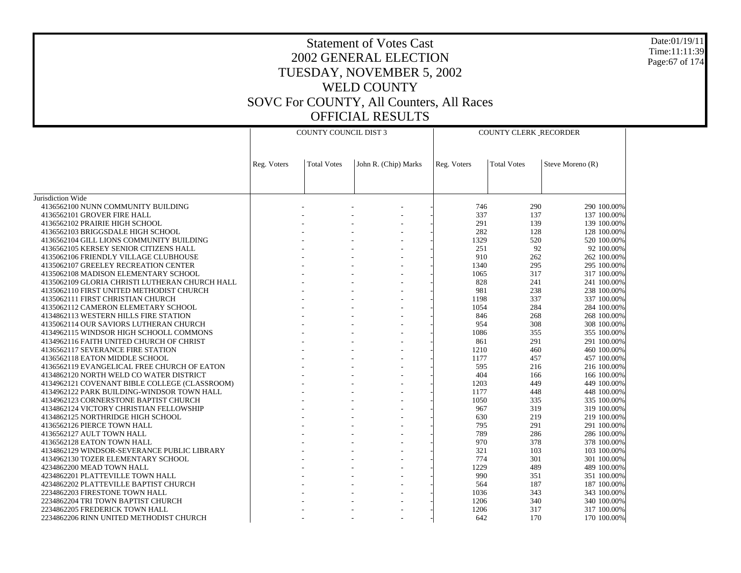# Statement of Votes Cast
## 2002 GENERAL ELECTION
## TUESDAY, NOVEMBER 5, 2002
## WELD COUNTY
## SOVC For COUNTY, All Counters, All Races
## OFFICIAL RESULTS

Date:01/19/11
Time:11:11:39

| | COUNTY COUNCIL DIST 3 | | | | COUNTY CLERK _RECORDER | | | |
|---|---|---|---|---|---|---|---|---|
| | Reg. Voters | Total Votes | John R. (Chip) Marks | | Reg. Voters | Total Votes | Steve Moreno (R) | |
| Jurisdiction Wide | | | | | | | | |
| 4136562100 NUNN COMMUNITY BUILDING | - | - | - | - | 746 | 290 | 290 | 100.00% |
| 4136562101 GROVER FIRE HALL | - | - | - | - | 337 | 137 | 137 | 100.00% |
| 4136562102 PRAIRIE HIGH SCHOOL | - | - | - | - | 291 | 139 | 139 | 100.00% |
| 4136562103 BRIGGSDALE HIGH SCHOOL | - | - | - | - | 282 | 128 | 128 | 100.00% |
| 4136562104 GILL LIONS COMMUNITY BUILDING | - | - | - | - | 1329 | 520 | 520 | 100.00% |
| 4136562105 KERSEY SENIOR CITIZENS HALL | - | - | - | - | 251 | 92 | 92 | 100.00% |
| 4135062106 FRIENDLY VILLAGE CLUBHOUSE | - | - | - | - | 910 | 262 | 262 | 100.00% |
| 4135062107 GREELEY RECREATION CENTER | - | - | - | - | 1340 | 295 | 295 | 100.00% |
| 4135062108 MADISON ELEMENTARY SCHOOL | - | - | - | - | 1065 | 317 | 317 | 100.00% |
| 4135062109 GLORIA CHRISTI LUTHERAN CHURCH HALL | - | - | - | - | 828 | 241 | 241 | 100.00% |
| 4135062110 FIRST UNITED METHODIST CHURCH | - | - | - | - | 981 | 238 | 238 | 100.00% |
| 4135062111 FIRST CHRISTIAN CHURCH | - | - | - | - | 1198 | 337 | 337 | 100.00% |
| 4135062112 CAMERON ELEMETARY SCHOOL | - | - | - | - | 1054 | 284 | 284 | 100.00% |
| 4134862113 WESTERN HILLS FIRE STATION | - | - | - | - | 846 | 268 | 268 | 100.00% |
| 4135062114 OUR SAVIORS LUTHERAN CHURCH | - | - | - | - | 954 | 308 | 308 | 100.00% |
| 4134962115 WINDSOR HIGH SCHOOLL COMMONS | - | - | - | - | 1086 | 355 | 355 | 100.00% |
| 4134962116 FAITH UNITED CHURCH OF CHRIST | - | - | - | - | 861 | 291 | 291 | 100.00% |
| 4136562117 SEVERANCE FIRE STATION | - | - | - | - | 1210 | 460 | 460 | 100.00% |
| 4136562118 EATON MIDDLE SCHOOL | - | - | - | - | 1177 | 457 | 457 | 100.00% |
| 4136562119 EVANGELICAL FREE CHURCH OF EATON | - | - | - | - | 595 | 216 | 216 | 100.00% |
| 4134862120 NORTH WELD CO WATER DISTRICT | - | - | - | - | 404 | 166 | 166 | 100.00% |
| 4134962121 COVENANT BIBLE COLLEGE (CLASSROOM) | - | - | - | - | 1203 | 449 | 449 | 100.00% |
| 4134962122 PARK BUILDING-WINDSOR TOWN HALL | - | - | - | - | 1177 | 448 | 448 | 100.00% |
| 4134962123 CORNERSTONE BAPTIST CHURCH | - | - | - | - | 1050 | 335 | 335 | 100.00% |
| 4134862124 VICTORY CHRISTIAN FELLOWSHIP | - | - | - | - | 967 | 319 | 319 | 100.00% |
| 4134862125 NORTHRIDGE HIGH SCHOOL | - | - | - | - | 630 | 219 | 219 | 100.00% |
| 4136562126 PIERCE TOWN HALL | - | - | - | - | 795 | 291 | 291 | 100.00% |
| 4136562127 AULT TOWN HALL | - | - | - | - | 789 | 286 | 286 | 100.00% |
| 4136562128 EATON TOWN HALL | - | - | - | - | 970 | 378 | 378 | 100.00% |
| 4134862129 WINDSOR-SEVERANCE PUBLIC LIBRARY | - | - | - | - | 321 | 103 | 103 | 100.00% |
| 4134962130 TOZER ELEMENTARY SCHOOL | - | - | - | - | 774 | 301 | 301 | 100.00% |
| 4234862200 MEAD TOWN HALL | - | - | - | - | 1229 | 489 | 489 | 100.00% |
| 4234862201 PLATTEVILLE TOWN HALL | - | - | - | - | 990 | 351 | 351 | 100.00% |
| 4234862202 PLATTEVILLE BAPTIST CHURCH | - | - | - | - | 564 | 187 | 187 | 100.00% |
| 2234862203 FIRESTONE TOWN HALL | - | - | - | - | 1036 | 343 | 343 | 100.00% |
| 2234862204 TRI TOWN BAPTIST CHURCH | - | - | - | - | 1206 | 340 | 340 | 100.00% |
| 2234862205 FREDERICK TOWN HALL | - | - | - | - | 1206 | 317 | 317 | 100.00% |
| 2234862206 RINN UNITED METHODIST CHURCH | - | - | - | - | 642 | 170 | 170 | 100.00% |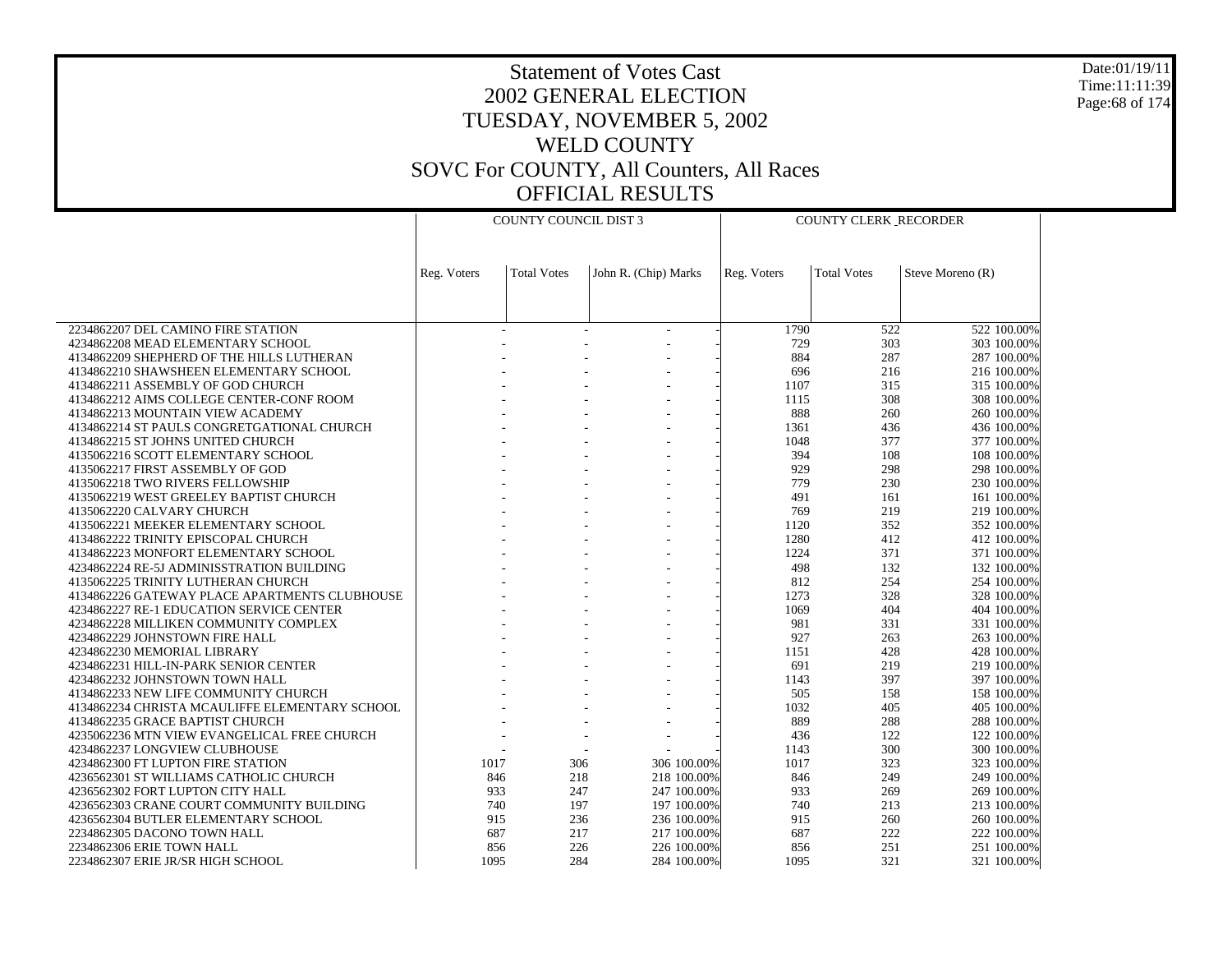# Statement of Votes Cast
## 2002 GENERAL ELECTION
## TUESDAY, NOVEMBER 5, 2002
## WELD COUNTY
## SOVC For COUNTY, All Counters, All Races
## OFFICIAL RESULTS

Date:01/19/11
Time:11:11:39

| | COUNTY COUNCIL DIST 3 | | | | COUNTY CLERK_RECORDER | | | |
|---|---|---|---|---|---|---|---|---|
| | Reg. Voters | Total Votes | John R. (Chip) Marks | | Reg. Voters | Total Votes | Steve Moreno (R) | |
| 2234862207 DEL CAMINO FIRE STATION | - | - | - | - | 1790 | 522 | 522 | 100.00% |
| 4234862208 MEAD ELEMENTARY SCHOOL | - | - | - | - | 729 | 303 | 303 | 100.00% |
| 4134862209 SHEPHERD OF THE HILLS LUTHERAN | - | - | - | - | 884 | 287 | 287 | 100.00% |
| 4134862210 SHAWSHEEN ELEMENTARY SCHOOL | - | - | - | - | 696 | 216 | 216 | 100.00% |
| 4134862211 ASSEMBLY OF GOD CHURCH | - | - | - | - | 1107 | 315 | 315 | 100.00% |
| 4134862212 AIMS COLLEGE CENTER-CONF ROOM | - | - | - | - | 1115 | 308 | 308 | 100.00% |
| 4134862213 MOUNTAIN VIEW ACADEMY | - | - | - | - | 888 | 260 | 260 | 100.00% |
| 4134862214 ST PAULS CONGRETGATIONAL CHURCH | - | - | - | - | 1361 | 436 | 436 | 100.00% |
| 4134862215 ST JOHNS UNITED CHURCH | - | - | - | - | 1048 | 377 | 377 | 100.00% |
| 4135062216 SCOTT ELEMENTARY SCHOOL | - | - | - | - | 394 | 108 | 108 | 100.00% |
| 4135062217 FIRST ASSEMBLY OF GOD | - | - | - | - | 929 | 298 | 298 | 100.00% |
| 4135062218 TWO RIVERS FELLOWSHIP | - | - | - | - | 779 | 230 | 230 | 100.00% |
| 4135062219 WEST GREELEY BAPTIST CHURCH | - | - | - | - | 491 | 161 | 161 | 100.00% |
| 4135062220 CALVARY CHURCH | - | - | - | - | 769 | 219 | 219 | 100.00% |
| 4135062221 MEEKER ELEMENTARY SCHOOL | - | - | - | - | 1120 | 352 | 352 | 100.00% |
| 4134862222 TRINITY EPISCOPAL CHURCH | - | - | - | - | 1280 | 412 | 412 | 100.00% |
| 4134862223 MONFORT ELEMENTARY SCHOOL | - | - | - | - | 1224 | 371 | 371 | 100.00% |
| 4234862224 RE-5J ADMINISSTRATION BUILDING | - | - | - | - | 498 | 132 | 132 | 100.00% |
| 4135062225 TRINITY LUTHERAN CHURCH | - | - | - | - | 812 | 254 | 254 | 100.00% |
| 4134862226 GATEWAY PLACE APARTMENTS CLUBHOUSE | - | - | - | - | 1273 | 328 | 328 | 100.00% |
| 4234862227 RE-1 EDUCATION SERVICE CENTER | - | - | - | - | 1069 | 404 | 404 | 100.00% |
| 4234862228 MILLIKEN COMMUNITY COMPLEX | - | - | - | - | 981 | 331 | 331 | 100.00% |
| 4234862229 JOHNSTOWN FIRE HALL | - | - | - | - | 927 | 263 | 263 | 100.00% |
| 4234862230 MEMORIAL LIBRARY | - | - | - | - | 1151 | 428 | 428 | 100.00% |
| 4234862231 HILL-IN-PARK SENIOR CENTER | - | - | - | - | 691 | 219 | 219 | 100.00% |
| 4234862232 JOHNSTOWN TOWN HALL | - | - | - | - | 1143 | 397 | 397 | 100.00% |
| 4134862233 NEW LIFE COMMUNITY CHURCH | - | - | - | - | 505 | 158 | 158 | 100.00% |
| 4134862234 CHRISTA MCAULIFFE ELEMENTARY SCHOOL | - | - | - | - | 1032 | 405 | 405 | 100.00% |
| 4134862235 GRACE BAPTIST CHURCH | - | - | - | - | 889 | 288 | 288 | 100.00% |
| 4235062236 MTN VIEW EVANGELICAL FREE CHURCH | - | - | - | - | 436 | 122 | 122 | 100.00% |
| 4234862237 LONGVIEW CLUBHOUSE | - | - | - | - | 1143 | 300 | 300 | 100.00% |
| 4234862300 FT LUPTON FIRE STATION | 1017 | 306 | 306 | 100.00% | 1017 | 323 | 323 | 100.00% |
| 4236562301 ST WILLIAMS CATHOLIC CHURCH | 846 | 218 | 218 | 100.00% | 846 | 249 | 249 | 100.00% |
| 4236562302 FORT LUPTON CITY HALL | 933 | 247 | 247 | 100.00% | 933 | 269 | 269 | 100.00% |
| 4236562303 CRANE COURT COMMUNITY BUILDING | 740 | 197 | 197 | 100.00% | 740 | 213 | 213 | 100.00% |
| 4236562304 BUTLER ELEMENTARY SCHOOL | 915 | 236 | 236 | 100.00% | 915 | 260 | 260 | 100.00% |
| 2234862305 DACONO TOWN HALL | 687 | 217 | 217 | 100.00% | 687 | 222 | 222 | 100.00% |
| 2234862306 ERIE TOWN HALL | 856 | 226 | 226 | 100.00% | 856 | 251 | 251 | 100.00% |
| 2234862307 ERIE JR/SR HIGH SCHOOL | 1095 | 284 | 284 | 100.00% | 1095 | 321 | 321 | 100.00% |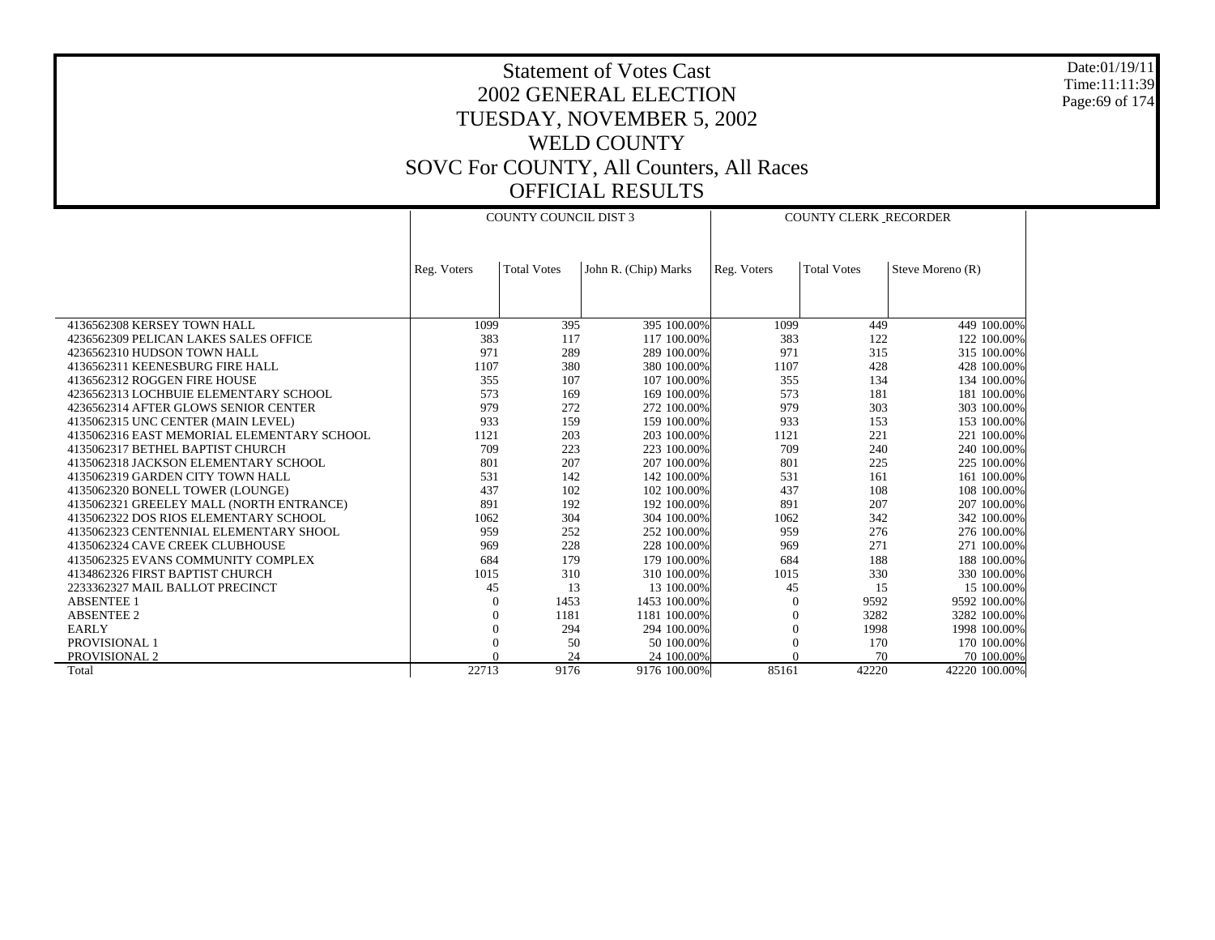# Statement of Votes Cast
## 2002 GENERAL ELECTION
## TUESDAY, NOVEMBER 5, 2002
## WELD COUNTY
## SOVC For COUNTY, All Counters, All Races
## OFFICIAL RESULTS

Date:01/19/11
Time:11:11:39

| | COUNTY COUNCIL DIST 3 | | | | COUNTY CLERK _RECORDER | | | |
|---|---|---|---|---|---|---|---|---|
| | Reg. Voters | Total Votes | John R. (Chip) Marks | | Reg. Voters | Total Votes | Steve Moreno (R) | |
| 4136562308 KERSEY TOWN HALL | 1099 | 395 | 395 | 100.00% | 1099 | 449 | 449 | 100.00% |
| 4236562309 PELICAN LAKES SALES OFFICE | 383 | 117 | 117 | 100.00% | 383 | 122 | 122 | 100.00% |
| 4236562310 HUDSON TOWN HALL | 971 | 289 | 289 | 100.00% | 971 | 315 | 315 | 100.00% |
| 4136562311 KEENESBURG FIRE HALL | 1107 | 380 | 380 | 100.00% | 1107 | 428 | 428 | 100.00% |
| 4136562312 ROGGEN FIRE HOUSE | 355 | 107 | 107 | 100.00% | 355 | 134 | 134 | 100.00% |
| 4236562313 LOCHBUIE ELEMENTARY SCHOOL | 573 | 169 | 169 | 100.00% | 573 | 181 | 181 | 100.00% |
| 4236562314 AFTER GLOWS SENIOR CENTER | 979 | 272 | 272 | 100.00% | 979 | 303 | 303 | 100.00% |
| 4135062315 UNC CENTER (MAIN LEVEL) | 933 | 159 | 159 | 100.00% | 933 | 153 | 153 | 100.00% |
| 4135062316 EAST MEMORIAL ELEMENTARY SCHOOL | 1121 | 203 | 203 | 100.00% | 1121 | 221 | 221 | 100.00% |
| 4135062317 BETHEL BAPTIST CHURCH | 709 | 223 | 223 | 100.00% | 709 | 240 | 240 | 100.00% |
| 4135062318 JACKSON ELEMENTARY SCHOOL | 801 | 207 | 207 | 100.00% | 801 | 225 | 225 | 100.00% |
| 4135062319 GARDEN CITY TOWN HALL | 531 | 142 | 142 | 100.00% | 531 | 161 | 161 | 100.00% |
| 4135062320 BONELL TOWER (LOUNGE) | 437 | 102 | 102 | 100.00% | 437 | 108 | 108 | 100.00% |
| 4135062321 GREELEY MALL (NORTH ENTRANCE) | 891 | 192 | 192 | 100.00% | 891 | 207 | 207 | 100.00% |
| 4135062322 DOS RIOS ELEMENTARY SCHOOL | 1062 | 304 | 304 | 100.00% | 1062 | 342 | 342 | 100.00% |
| 4135062323 CENTENNIAL ELEMENTARY SHOOL | 959 | 252 | 252 | 100.00% | 959 | 276 | 276 | 100.00% |
| 4135062324 CAVE CREEK CLUBHOUSE | 969 | 228 | 228 | 100.00% | 969 | 271 | 271 | 100.00% |
| 4135062325 EVANS COMMUNITY COMPLEX | 684 | 179 | 179 | 100.00% | 684 | 188 | 188 | 100.00% |
| 4134862326 FIRST BAPTIST CHURCH | 1015 | 310 | 310 | 100.00% | 1015 | 330 | 330 | 100.00% |
| 2233362327 MAIL BALLOT PRECINCT | 45 | 13 | 13 | 100.00% | 45 | 15 | 15 | 100.00% |
| ABSENTEE 1 | 0 | 1453 | 1453 | 100.00% | 0 | 9592 | 9592 | 100.00% |
| ABSENTEE 2 | 0 | 1181 | 1181 | 100.00% | 0 | 3282 | 3282 | 100.00% |
| EARLY | 0 | 294 | 294 | 100.00% | 0 | 1998 | 1998 | 100.00% |
| PROVISIONAL 1 | 0 | 50 | 50 | 100.00% | 0 | 170 | 170 | 100.00% |
| PROVISIONAL 2 | 0 | 24 | 24 | 100.00% | 0 | 70 | 70 | 100.00% |
| Total | 22713 | 9176 | 9176 | 100.00% | 85161 | 42220 | 42220 | 100.00% |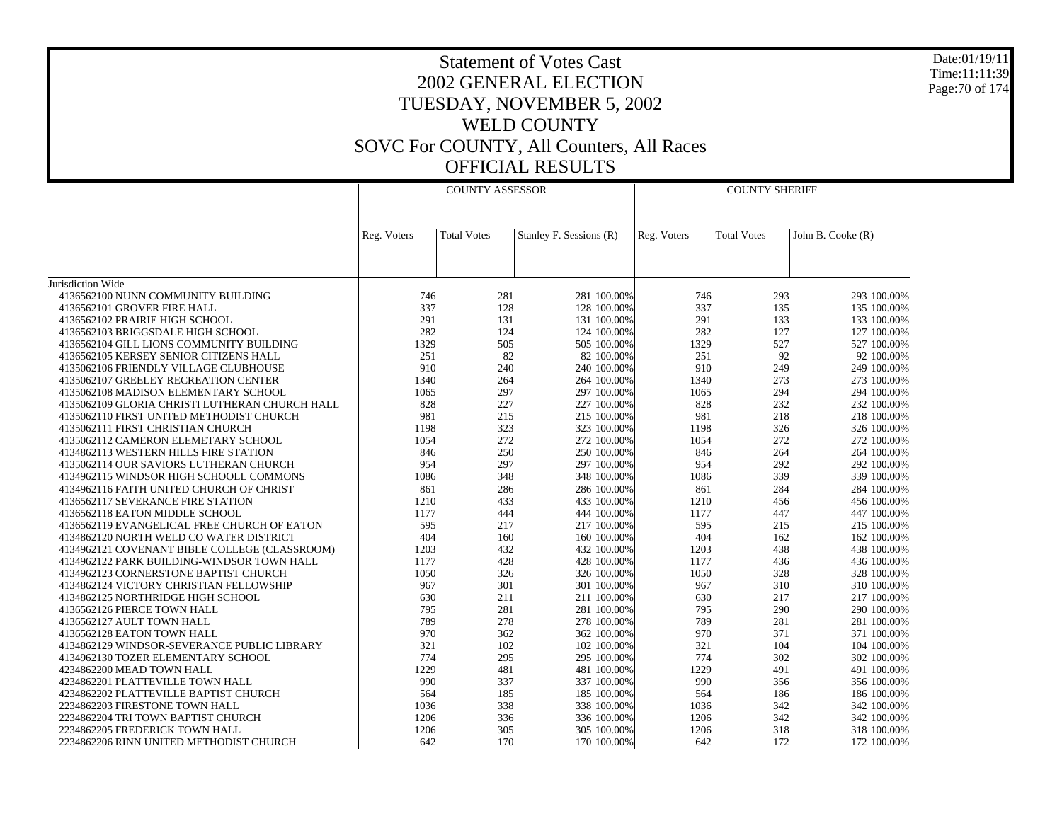# Statement of Votes Cast
# 2002 GENERAL ELECTION
# TUESDAY, NOVEMBER 5, 2002
# WELD COUNTY
# SOVC For COUNTY, All Counters, All Races
# OFFICIAL RESULTS

| | COUNTY ASSESSOR | | | | COUNTY SHERIFF | | | |
|---|---|---|---|---|---|---|---|---|
| | Reg. Voters | Total Votes | Stanley F. Sessions (R) | | Reg. Voters | Total Votes | John B. Cooke (R) | |
| Jurisdiction Wide | | | | | | | | |
| 4136562100 NUNN COMMUNITY BUILDING | 746 | 281 | 281 | 100.00% | 746 | 293 | 293 | 100.00% |
| 4136562101 GROVER FIRE HALL | 337 | 128 | 128 | 100.00% | 337 | 135 | 135 | 100.00% |
| 4136562102 PRAIRIE HIGH SCHOOL | 291 | 131 | 131 | 100.00% | 291 | 133 | 133 | 100.00% |
| 4136562103 BRIGGSDALE HIGH SCHOOL | 282 | 124 | 124 | 100.00% | 282 | 127 | 127 | 100.00% |
| 4136562104 GILL LIONS COMMUNITY BUILDING | 1329 | 505 | 505 | 100.00% | 1329 | 527 | 527 | 100.00% |
| 4136562105 KERSEY SENIOR CITIZENS HALL | 251 | 82 | 82 | 100.00% | 251 | 92 | 92 | 100.00% |
| 4135062106 FRIENDLY VILLAGE CLUBHOUSE | 910 | 240 | 240 | 100.00% | 910 | 249 | 249 | 100.00% |
| 4135062107 GREELEY RECREATION CENTER | 1340 | 264 | 264 | 100.00% | 1340 | 273 | 273 | 100.00% |
| 4135062108 MADISON ELEMENTARY SCHOOL | 1065 | 297 | 297 | 100.00% | 1065 | 294 | 294 | 100.00% |
| 4135062109 GLORIA CHRISTI LUTHERAN CHURCH HALL | 828 | 227 | 227 | 100.00% | 828 | 232 | 232 | 100.00% |
| 4135062110 FIRST UNITED METHODIST CHURCH | 981 | 215 | 215 | 100.00% | 981 | 218 | 218 | 100.00% |
| 4135062111 FIRST CHRISTIAN CHURCH | 1198 | 323 | 323 | 100.00% | 1198 | 326 | 326 | 100.00% |
| 4135062112 CAMERON ELEMETARY SCHOOL | 1054 | 272 | 272 | 100.00% | 1054 | 272 | 272 | 100.00% |
| 4134862113 WESTERN HILLS FIRE STATION | 846 | 250 | 250 | 100.00% | 846 | 264 | 264 | 100.00% |
| 4135062114 OUR SAVIORS LUTHERAN CHURCH | 954 | 297 | 297 | 100.00% | 954 | 292 | 292 | 100.00% |
| 4134962115 WINDSOR HIGH SCHOOLL COMMONS | 1086 | 348 | 348 | 100.00% | 1086 | 339 | 339 | 100.00% |
| 4134962116 FAITH UNITED CHURCH OF CHRIST | 861 | 286 | 286 | 100.00% | 861 | 284 | 284 | 100.00% |
| 4136562117 SEVERANCE FIRE STATION | 1210 | 433 | 433 | 100.00% | 1210 | 456 | 456 | 100.00% |
| 4136562118 EATON MIDDLE SCHOOL | 1177 | 444 | 444 | 100.00% | 1177 | 447 | 447 | 100.00% |
| 4136562119 EVANGELICAL FREE CHURCH OF EATON | 595 | 217 | 217 | 100.00% | 595 | 215 | 215 | 100.00% |
| 4134862120 NORTH WELD CO WATER DISTRICT | 404 | 160 | 160 | 100.00% | 404 | 162 | 162 | 100.00% |
| 4134962121 COVENANT BIBLE COLLEGE (CLASSROOM) | 1203 | 432 | 432 | 100.00% | 1203 | 438 | 438 | 100.00% |
| 4134962122 PARK BUILDING-WINDSOR TOWN HALL | 1177 | 428 | 428 | 100.00% | 1177 | 436 | 436 | 100.00% |
| 4134962123 CORNERSTONE BAPTIST CHURCH | 1050 | 326 | 326 | 100.00% | 1050 | 328 | 328 | 100.00% |
| 4134862124 VICTORY CHRISTIAN FELLOWSHIP | 967 | 301 | 301 | 100.00% | 967 | 310 | 310 | 100.00% |
| 4134862125 NORTHRIDGE HIGH SCHOOL | 630 | 211 | 211 | 100.00% | 630 | 217 | 217 | 100.00% |
| 4136562126 PIERCE TOWN HALL | 795 | 281 | 281 | 100.00% | 795 | 290 | 290 | 100.00% |
| 4136562127 AULT TOWN HALL | 789 | 278 | 278 | 100.00% | 789 | 281 | 281 | 100.00% |
| 4136562128 EATON TOWN HALL | 970 | 362 | 362 | 100.00% | 970 | 371 | 371 | 100.00% |
| 4134862129 WINDSOR-SEVERANCE PUBLIC LIBRARY | 321 | 102 | 102 | 100.00% | 321 | 104 | 104 | 100.00% |
| 4134962130 TOZER ELEMENTARY SCHOOL | 774 | 295 | 295 | 100.00% | 774 | 302 | 302 | 100.00% |
| 4234862200 MEAD TOWN HALL | 1229 | 481 | 481 | 100.00% | 1229 | 491 | 491 | 100.00% |
| 4234862201 PLATTEVILLE TOWN HALL | 990 | 337 | 337 | 100.00% | 990 | 356 | 356 | 100.00% |
| 4234862202 PLATTEVILLE BAPTIST CHURCH | 564 | 185 | 185 | 100.00% | 564 | 186 | 186 | 100.00% |
| 2234862203 FIRESTONE TOWN HALL | 1036 | 338 | 338 | 100.00% | 1036 | 342 | 342 | 100.00% |
| 2234862204 TRI TOWN BAPTIST CHURCH | 1206 | 336 | 336 | 100.00% | 1206 | 342 | 342 | 100.00% |
| 2234862205 FREDERICK TOWN HALL | 1206 | 305 | 305 | 100.00% | 1206 | 318 | 318 | 100.00% |
| 2234862206 RINN UNITED METHODIST CHURCH | 642 | 170 | 170 | 100.00% | 642 | 172 | 172 | 100.00% |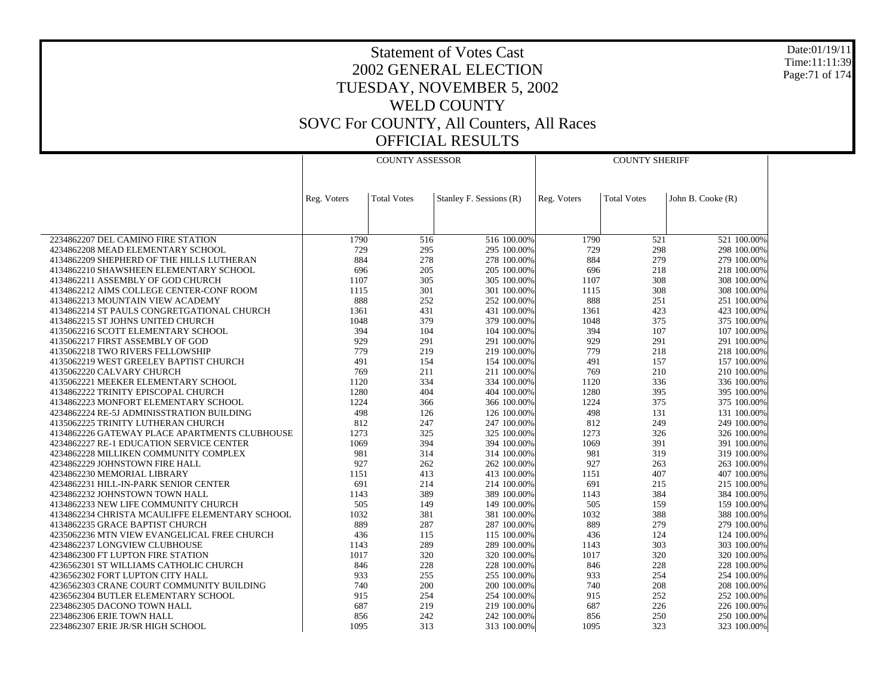# Statement of Votes Cast
# 2002 GENERAL ELECTION
# TUESDAY, NOVEMBER 5, 2002
# WELD COUNTY
# SOVC For COUNTY, All Counters, All Races
# OFFICIAL RESULTS

Date:01/19/11
Time:11:11:39

| | COUNTY ASSESSOR | | | | COUNTY SHERIFF | | | |
|---|---|---|---|---|---|---|---|---|
| | Reg. Voters | Total Votes | Stanley F. Sessions (R) | | Reg. Voters | Total Votes | John B. Cooke (R) | |
| 2234862207 DEL CAMINO FIRE STATION | 1790 | 516 | 516 | 100.00% | 1790 | 521 | 521 | 100.00% |
| 4234862208 MEAD ELEMENTARY SCHOOL | 729 | 295 | 295 | 100.00% | 729 | 298 | 298 | 100.00% |
| 4134862209 SHEPHERD OF THE HILLS LUTHERAN | 884 | 278 | 278 | 100.00% | 884 | 279 | 279 | 100.00% |
| 4134862210 SHAWSHEEN ELEMENTARY SCHOOL | 696 | 205 | 205 | 100.00% | 696 | 218 | 218 | 100.00% |
| 4134862211 ASSEMBLY OF GOD CHURCH | 1107 | 305 | 305 | 100.00% | 1107 | 308 | 308 | 100.00% |
| 4134862212 AIMS COLLEGE CENTER-CONF ROOM | 1115 | 301 | 301 | 100.00% | 1115 | 308 | 308 | 100.00% |
| 4134862213 MOUNTAIN VIEW ACADEMY | 888 | 252 | 252 | 100.00% | 888 | 251 | 251 | 100.00% |
| 4134862214 ST PAULS CONGRETGATIONAL CHURCH | 1361 | 431 | 431 | 100.00% | 1361 | 423 | 423 | 100.00% |
| 4134862215 ST JOHNS UNITED CHURCH | 1048 | 379 | 379 | 100.00% | 1048 | 375 | 375 | 100.00% |
| 4135062216 SCOTT ELEMENTARY SCHOOL | 394 | 104 | 104 | 100.00% | 394 | 107 | 107 | 100.00% |
| 4135062217 FIRST ASSEMBLY OF GOD | 929 | 291 | 291 | 100.00% | 929 | 291 | 291 | 100.00% |
| 4135062218 TWO RIVERS FELLOWSHIP | 779 | 219 | 219 | 100.00% | 779 | 218 | 218 | 100.00% |
| 4135062219 WEST GREELEY BAPTIST CHURCH | 491 | 154 | 154 | 100.00% | 491 | 157 | 157 | 100.00% |
| 4135062220 CALVARY CHURCH | 769 | 211 | 211 | 100.00% | 769 | 210 | 210 | 100.00% |
| 4135062221 MEEKER ELEMENTARY SCHOOL | 1120 | 334 | 334 | 100.00% | 1120 | 336 | 336 | 100.00% |
| 4134862222 TRINITY EPISCOPAL CHURCH | 1280 | 404 | 404 | 100.00% | 1280 | 395 | 395 | 100.00% |
| 4134862223 MONFORT ELEMENTARY SCHOOL | 1224 | 366 | 366 | 100.00% | 1224 | 375 | 375 | 100.00% |
| 4234862224 RE-5J ADMINISSTRATION BUILDING | 498 | 126 | 126 | 100.00% | 498 | 131 | 131 | 100.00% |
| 4135062225 TRINITY LUTHERAN CHURCH | 812 | 247 | 247 | 100.00% | 812 | 249 | 249 | 100.00% |
| 4134862226 GATEWAY PLACE APARTMENTS CLUBHOUSE | 1273 | 325 | 325 | 100.00% | 1273 | 326 | 326 | 100.00% |
| 4234862227 RE-1 EDUCATION SERVICE CENTER | 1069 | 394 | 394 | 100.00% | 1069 | 391 | 391 | 100.00% |
| 4234862228 MILLIKEN COMMUNITY COMPLEX | 981 | 314 | 314 | 100.00% | 981 | 319 | 319 | 100.00% |
| 4234862229 JOHNSTOWN FIRE HALL | 927 | 262 | 262 | 100.00% | 927 | 263 | 263 | 100.00% |
| 4234862230 MEMORIAL LIBRARY | 1151 | 413 | 413 | 100.00% | 1151 | 407 | 407 | 100.00% |
| 4234862231 HILL-IN-PARK SENIOR CENTER | 691 | 214 | 214 | 100.00% | 691 | 215 | 215 | 100.00% |
| 4234862232 JOHNSTOWN TOWN HALL | 1143 | 389 | 389 | 100.00% | 1143 | 384 | 384 | 100.00% |
| 4134862233 NEW LIFE COMMUNITY CHURCH | 505 | 149 | 149 | 100.00% | 505 | 159 | 159 | 100.00% |
| 4134862234 CHRISTA MCAULIFFE ELEMENTARY SCHOOL | 1032 | 381 | 381 | 100.00% | 1032 | 388 | 388 | 100.00% |
| 4134862235 GRACE BAPTIST CHURCH | 889 | 287 | 287 | 100.00% | 889 | 279 | 279 | 100.00% |
| 4235062236 MTN VIEW EVANGELICAL FREE CHURCH | 436 | 115 | 115 | 100.00% | 436 | 124 | 124 | 100.00% |
| 4234862237 LONGVIEW CLUBHOUSE | 1143 | 289 | 289 | 100.00% | 1143 | 303 | 303 | 100.00% |
| 4234862300 FT LUPTON FIRE STATION | 1017 | 320 | 320 | 100.00% | 1017 | 320 | 320 | 100.00% |
| 4236562301 ST WILLIAMS CATHOLIC CHURCH | 846 | 228 | 228 | 100.00% | 846 | 228 | 228 | 100.00% |
| 4236562302 FORT LUPTON CITY HALL | 933 | 255 | 255 | 100.00% | 933 | 254 | 254 | 100.00% |
| 4236562303 CRANE COURT COMMUNITY BUILDING | 740 | 200 | 200 | 100.00% | 740 | 208 | 208 | 100.00% |
| 4236562304 BUTLER ELEMENTARY SCHOOL | 915 | 254 | 254 | 100.00% | 915 | 252 | 252 | 100.00% |
| 2234862305 DACONO TOWN HALL | 687 | 219 | 219 | 100.00% | 687 | 226 | 226 | 100.00% |
| 2234862306 ERIE TOWN HALL | 856 | 242 | 242 | 100.00% | 856 | 250 | 250 | 100.00% |
| 2234862307 ERIE JR/SR HIGH SCHOOL | 1095 | 313 | 313 | 100.00% | 1095 | 323 | 323 | 100.00% |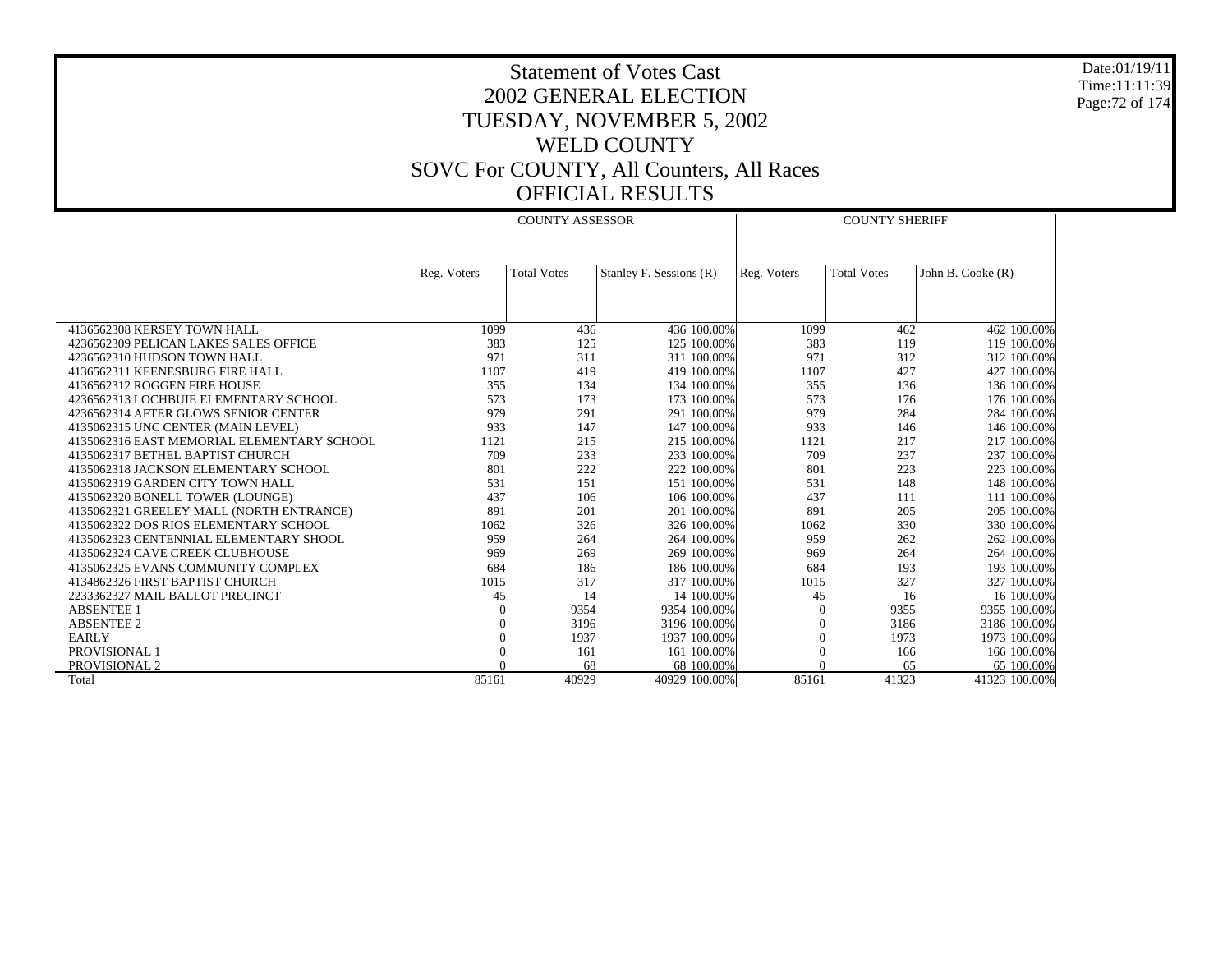# Statement of Votes Cast
## 2002 GENERAL ELECTION
## TUESDAY, NOVEMBER 5, 2002
## WELD COUNTY
## SOVC For COUNTY, All Counters, All Races
## OFFICIAL RESULTS

Date:01/19/11
Time:11:11:39

| | COUNTY ASSESSOR | | | | COUNTY SHERIFF | | | |
|---|---|---|---|---|---|---|---|---|
| | Reg. Voters | Total Votes | Stanley F. Sessions (R) | | Reg. Voters | Total Votes | John B. Cooke (R) | |
| 4136562308 KERSEY TOWN HALL | 1099 | 436 | 436 | 100.00% | 1099 | 462 | 462 | 100.00% |
| 4236562309 PELICAN LAKES SALES OFFICE | 383 | 125 | 125 | 100.00% | 383 | 119 | 119 | 100.00% |
| 4236562310 HUDSON TOWN HALL | 971 | 311 | 311 | 100.00% | 971 | 312 | 312 | 100.00% |
| 4136562311 KEENESBURG FIRE HALL | 1107 | 419 | 419 | 100.00% | 1107 | 427 | 427 | 100.00% |
| 4136562312 ROGGEN FIRE HOUSE | 355 | 134 | 134 | 100.00% | 355 | 136 | 136 | 100.00% |
| 4236562313 LOCHBUIE ELEMENTARY SCHOOL | 573 | 173 | 173 | 100.00% | 573 | 176 | 176 | 100.00% |
| 4236562314 AFTER GLOWS SENIOR CENTER | 979 | 291 | 291 | 100.00% | 979 | 284 | 284 | 100.00% |
| 4135062315 UNC CENTER (MAIN LEVEL) | 933 | 147 | 147 | 100.00% | 933 | 146 | 146 | 100.00% |
| 4135062316 EAST MEMORIAL ELEMENTARY SCHOOL | 1121 | 215 | 215 | 100.00% | 1121 | 217 | 217 | 100.00% |
| 4135062317 BETHEL BAPTIST CHURCH | 709 | 233 | 233 | 100.00% | 709 | 237 | 237 | 100.00% |
| 4135062318 JACKSON ELEMENTARY SCHOOL | 801 | 222 | 222 | 100.00% | 801 | 223 | 223 | 100.00% |
| 4135062319 GARDEN CITY TOWN HALL | 531 | 151 | 151 | 100.00% | 531 | 148 | 148 | 100.00% |
| 4135062320 BONELL TOWER (LOUNGE) | 437 | 106 | 106 | 100.00% | 437 | 111 | 111 | 100.00% |
| 4135062321 GREELEY MALL (NORTH ENTRANCE) | 891 | 201 | 201 | 100.00% | 891 | 205 | 205 | 100.00% |
| 4135062322 DOS RIOS ELEMENTARY SCHOOL | 1062 | 326 | 326 | 100.00% | 1062 | 330 | 330 | 100.00% |
| 4135062323 CENTENNIAL ELEMENTARY SHOOL | 959 | 264 | 264 | 100.00% | 959 | 262 | 262 | 100.00% |
| 4135062324 CAVE CREEK CLUBHOUSE | 969 | 269 | 269 | 100.00% | 969 | 264 | 264 | 100.00% |
| 4135062325 EVANS COMMUNITY COMPLEX | 684 | 186 | 186 | 100.00% | 684 | 193 | 193 | 100.00% |
| 4134862326 FIRST BAPTIST CHURCH | 1015 | 317 | 317 | 100.00% | 1015 | 327 | 327 | 100.00% |
| 2233362327 MAIL BALLOT PRECINCT | 45 | 14 | 14 | 100.00% | 45 | 16 | 16 | 100.00% |
| ABSENTEE 1 | 0 | 9354 | 9354 | 100.00% | 0 | 9355 | 9355 | 100.00% |
| ABSENTEE 2 | 0 | 3196 | 3196 | 100.00% | 0 | 3186 | 3186 | 100.00% |
| EARLY | 0 | 1937 | 1937 | 100.00% | 0 | 1973 | 1973 | 100.00% |
| PROVISIONAL 1 | 0 | 161 | 161 | 100.00% | 0 | 166 | 166 | 100.00% |
| PROVISIONAL 2 | 0 | 68 | 68 | 100.00% | 0 | 65 | 65 | 100.00% |
| Total | 85161 | 40929 | 40929 | 100.00% | 85161 | 41323 | 41323 | 100.00% |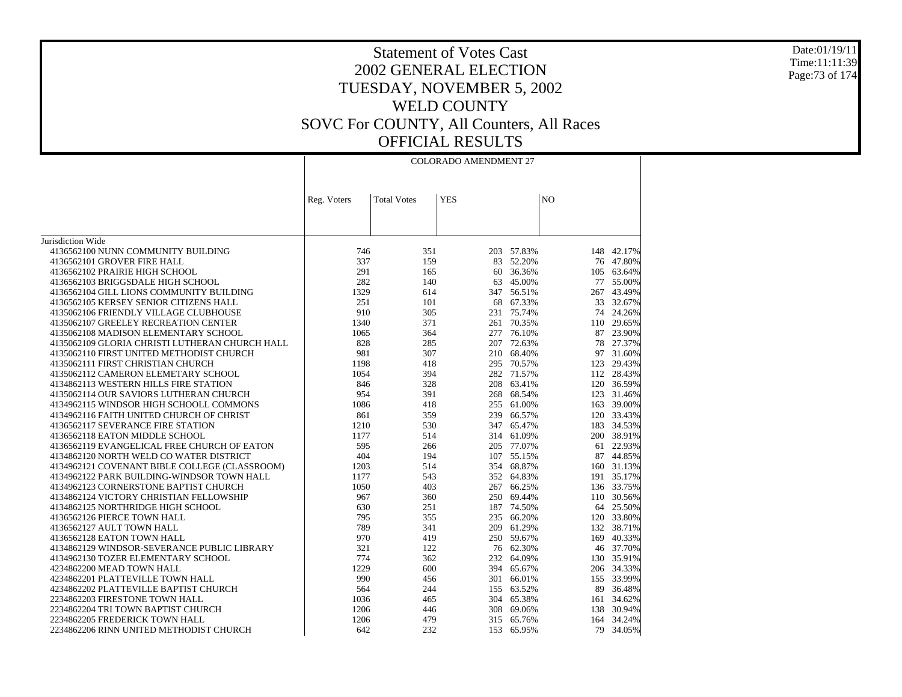# Statement of Votes Cast
# 2002 GENERAL ELECTION
# TUESDAY, NOVEMBER 5, 2002
# WELD COUNTY
# SOVC For COUNTY, All Counters, All Races
# OFFICIAL RESULTS

Date:01/19/11
Time:11:11:39

| | COLORADO AMENDMENT 27 | | | | | |
|---|---|---|---|---|---|---|
| | Reg. Voters | Total Votes | YES | | NO | |
| Jurisdiction Wide | | | | | | |
| 4136562100 NUNN COMMUNITY BUILDING | 746 | 351 | 203 | 57.83% | 148 | 42.17% |
| 4136562101 GROVER FIRE HALL | 337 | 159 | 83 | 52.20% | 76 | 47.80% |
| 4136562102 PRAIRIE HIGH SCHOOL | 291 | 165 | 60 | 36.36% | 105 | 63.64% |
| 4136562103 BRIGGSDALE HIGH SCHOOL | 282 | 140 | 63 | 45.00% | 77 | 55.00% |
| 4136562104 GILL LIONS COMMUNITY BUILDING | 1329 | 614 | 347 | 56.51% | 267 | 43.49% |
| 4136562105 KERSEY SENIOR CITIZENS HALL | 251 | 101 | 68 | 67.33% | 33 | 32.67% |
| 4135062106 FRIENDLY VILLAGE CLUBHOUSE | 910 | 305 | 231 | 75.74% | 74 | 24.26% |
| 4135062107 GREELEY RECREATION CENTER | 1340 | 371 | 261 | 70.35% | 110 | 29.65% |
| 4135062108 MADISON ELEMENTARY SCHOOL | 1065 | 364 | 277 | 76.10% | 87 | 23.90% |
| 4135062109 GLORIA CHRISTI LUTHERAN CHURCH HALL | 828 | 285 | 207 | 72.63% | 78 | 27.37% |
| 4135062110 FIRST UNITED METHODIST CHURCH | 981 | 307 | 210 | 68.40% | 97 | 31.60% |
| 4135062111 FIRST CHRISTIAN CHURCH | 1198 | 418 | 295 | 70.57% | 123 | 29.43% |
| 4135062112 CAMERON ELEMETARY SCHOOL | 1054 | 394 | 282 | 71.57% | 112 | 28.43% |
| 4134862113 WESTERN HILLS FIRE STATION | 846 | 328 | 208 | 63.41% | 120 | 36.59% |
| 4135062114 OUR SAVIORS LUTHERAN CHURCH | 954 | 391 | 268 | 68.54% | 123 | 31.46% |
| 4134962115 WINDSOR HIGH SCHOOLL COMMONS | 1086 | 418 | 255 | 61.00% | 163 | 39.00% |
| 4134962116 FAITH UNITED CHURCH OF CHRIST | 861 | 359 | 239 | 66.57% | 120 | 33.43% |
| 4136562117 SEVERANCE FIRE STATION | 1210 | 530 | 347 | 65.47% | 183 | 34.53% |
| 4136562118 EATON MIDDLE SCHOOL | 1177 | 514 | 314 | 61.09% | 200 | 38.91% |
| 4136562119 EVANGELICAL FREE CHURCH OF EATON | 595 | 266 | 205 | 77.07% | 61 | 22.93% |
| 4134862120 NORTH WELD CO WATER DISTRICT | 404 | 194 | 107 | 55.15% | 87 | 44.85% |
| 4134962121 COVENANT BIBLE COLLEGE (CLASSROOM) | 1203 | 514 | 354 | 68.87% | 160 | 31.13% |
| 4134962122 PARK BUILDING-WINDSOR TOWN HALL | 1177 | 543 | 352 | 64.83% | 191 | 35.17% |
| 4134962123 CORNERSTONE BAPTIST CHURCH | 1050 | 403 | 267 | 66.25% | 136 | 33.75% |
| 4134862124 VICTORY CHRISTIAN FELLOWSHIP | 967 | 360 | 250 | 69.44% | 110 | 30.56% |
| 4134862125 NORTHRIDGE HIGH SCHOOL | 630 | 251 | 187 | 74.50% | 64 | 25.50% |
| 4136562126 PIERCE TOWN HALL | 795 | 355 | 235 | 66.20% | 120 | 33.80% |
| 4136562127 AULT TOWN HALL | 789 | 341 | 209 | 61.29% | 132 | 38.71% |
| 4136562128 EATON TOWN HALL | 970 | 419 | 250 | 59.67% | 169 | 40.33% |
| 4134862129 WINDSOR-SEVERANCE PUBLIC LIBRARY | 321 | 122 | 76 | 62.30% | 46 | 37.70% |
| 4134962130 TOZER ELEMENTARY SCHOOL | 774 | 362 | 232 | 64.09% | 130 | 35.91% |
| 4234862200 MEAD TOWN HALL | 1229 | 600 | 394 | 65.67% | 206 | 34.33% |
| 4234862201 PLATTEVILLE TOWN HALL | 990 | 456 | 301 | 66.01% | 155 | 33.99% |
| 4234862202 PLATTEVILLE BAPTIST CHURCH | 564 | 244 | 155 | 63.52% | 89 | 36.48% |
| 2234862203 FIRESTONE TOWN HALL | 1036 | 465 | 304 | 65.38% | 161 | 34.62% |
| 2234862204 TRI TOWN BAPTIST CHURCH | 1206 | 446 | 308 | 69.06% | 138 | 30.94% |
| 2234862205 FREDERICK TOWN HALL | 1206 | 479 | 315 | 65.76% | 164 | 34.24% |
| 2234862206 RINN UNITED METHODIST CHURCH | 642 | 232 | 153 | 65.95% | 79 | 34.05% |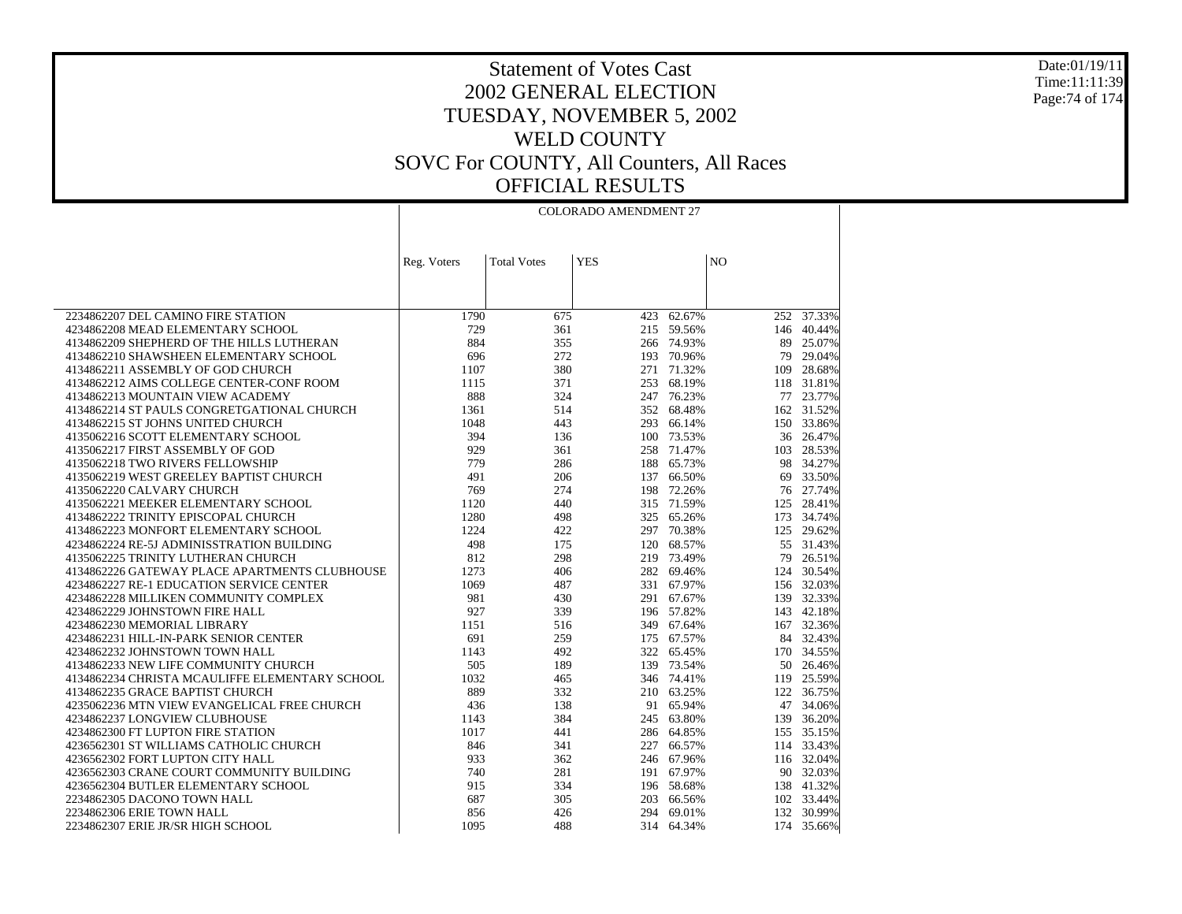# Statement of Votes Cast
# 2002 GENERAL ELECTION
# TUESDAY, NOVEMBER 5, 2002
# WELD COUNTY
# SOVC For COUNTY, All Counters, All Races
# OFFICIAL RESULTS

| | COLORADO AMENDMENT 27 | | | | | |
|---|---|---|---|---|---|---|
| | Reg. Voters | Total Votes | YES | | NO | |
| 2234862207 DEL CAMINO FIRE STATION | 1790 | 675 | 423 | 62.67% | 252 | 37.33% |
| 4234862208 MEAD ELEMENTARY SCHOOL | 729 | 361 | 215 | 59.56% | 146 | 40.44% |
| 4134862209 SHEPHERD OF THE HILLS LUTHERAN | 884 | 355 | 266 | 74.93% | 89 | 25.07% |
| 4134862210 SHAWSHEEN ELEMENTARY SCHOOL | 696 | 272 | 193 | 70.96% | 79 | 29.04% |
| 4134862211 ASSEMBLY OF GOD CHURCH | 1107 | 380 | 271 | 71.32% | 109 | 28.68% |
| 4134862212 AIMS COLLEGE CENTER-CONF ROOM | 1115 | 371 | 253 | 68.19% | 118 | 31.81% |
| 4134862213 MOUNTAIN VIEW ACADEMY | 888 | 324 | 247 | 76.23% | 77 | 23.77% |
| 4134862214 ST PAULS CONGRETGATIONAL CHURCH | 1361 | 514 | 352 | 68.48% | 162 | 31.52% |
| 4134862215 ST JOHNS UNITED CHURCH | 1048 | 443 | 293 | 66.14% | 150 | 33.86% |
| 4135062216 SCOTT ELEMENTARY SCHOOL | 394 | 136 | 100 | 73.53% | 36 | 26.47% |
| 4135062217 FIRST ASSEMBLY OF GOD | 929 | 361 | 258 | 71.47% | 103 | 28.53% |
| 4135062218 TWO RIVERS FELLOWSHIP | 779 | 286 | 188 | 65.73% | 98 | 34.27% |
| 4135062219 WEST GREELEY BAPTIST CHURCH | 491 | 206 | 137 | 66.50% | 69 | 33.50% |
| 4135062220 CALVARY CHURCH | 769 | 274 | 198 | 72.26% | 76 | 27.74% |
| 4135062221 MEEKER ELEMENTARY SCHOOL | 1120 | 440 | 315 | 71.59% | 125 | 28.41% |
| 4134862222 TRINITY EPISCOPAL CHURCH | 1280 | 498 | 325 | 65.26% | 173 | 34.74% |
| 4134862223 MONFORT ELEMENTARY SCHOOL | 1224 | 422 | 297 | 70.38% | 125 | 29.62% |
| 4234862224 RE-5J ADMINISSTRATION BUILDING | 498 | 175 | 120 | 68.57% | 55 | 31.43% |
| 4135062225 TRINITY LUTHERAN CHURCH | 812 | 298 | 219 | 73.49% | 79 | 26.51% |
| 4134862226 GATEWAY PLACE APARTMENTS CLUBHOUSE | 1273 | 406 | 282 | 69.46% | 124 | 30.54% |
| 4234862227 RE-1 EDUCATION SERVICE CENTER | 1069 | 487 | 331 | 67.97% | 156 | 32.03% |
| 4234862228 MILLIKEN COMMUNITY COMPLEX | 981 | 430 | 291 | 67.67% | 139 | 32.33% |
| 4234862229 JOHNSTOWN FIRE HALL | 927 | 339 | 196 | 57.82% | 143 | 42.18% |
| 4234862230 MEMORIAL LIBRARY | 1151 | 516 | 349 | 67.64% | 167 | 32.36% |
| 4234862231 HILL-IN-PARK SENIOR CENTER | 691 | 259 | 175 | 67.57% | 84 | 32.43% |
| 4234862232 JOHNSTOWN TOWN HALL | 1143 | 492 | 322 | 65.45% | 170 | 34.55% |
| 4134862233 NEW LIFE COMMUNITY CHURCH | 505 | 189 | 139 | 73.54% | 50 | 26.46% |
| 4134862234 CHRISTA MCAULIFFE ELEMENTARY SCHOOL | 1032 | 465 | 346 | 74.41% | 119 | 25.59% |
| 4134862235 GRACE BAPTIST CHURCH | 889 | 332 | 210 | 63.25% | 122 | 36.75% |
| 4235062236 MTN VIEW EVANGELICAL FREE CHURCH | 436 | 138 | 91 | 65.94% | 47 | 34.06% |
| 4234862237 LONGVIEW CLUBHOUSE | 1143 | 384 | 245 | 63.80% | 139 | 36.20% |
| 4234862300 FT LUPTON FIRE STATION | 1017 | 441 | 286 | 64.85% | 155 | 35.15% |
| 4236562301 ST WILLIAMS CATHOLIC CHURCH | 846 | 341 | 227 | 66.57% | 114 | 33.43% |
| 4236562302 FORT LUPTON CITY HALL | 933 | 362 | 246 | 67.96% | 116 | 32.04% |
| 4236562303 CRANE COURT COMMUNITY BUILDING | 740 | 281 | 191 | 67.97% | 90 | 32.03% |
| 4236562304 BUTLER ELEMENTARY SCHOOL | 915 | 334 | 196 | 58.68% | 138 | 41.32% |
| 2234862305 DACONO TOWN HALL | 687 | 305 | 203 | 66.56% | 102 | 33.44% |
| 2234862306 ERIE TOWN HALL | 856 | 426 | 294 | 69.01% | 132 | 30.99% |
| 2234862307 ERIE JR/SR HIGH SCHOOL | 1095 | 488 | 314 | 64.34% | 174 | 35.66% |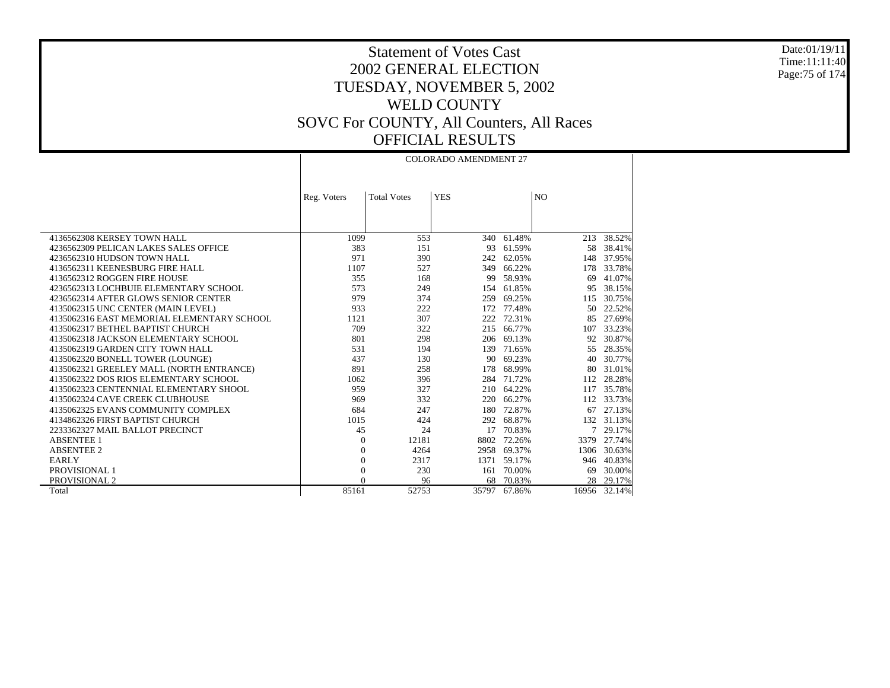# Statement of Votes Cast
## 2002 GENERAL ELECTION
## TUESDAY, NOVEMBER 5, 2002
## WELD COUNTY
## SOVC For COUNTY, All Counters, All Races
## OFFICIAL RESULTS

Date:01/19/11
Time:11:11:40

| | COLORADO AMENDMENT 27 | | | | | |
|---|---|---|---|---|---|---|
| | Reg. Voters | Total Votes | YES | | NO | |
| 4136562308 KERSEY TOWN HALL | 1099 | 553 | 340 | 61.48% | 213 | 38.52% |
| 4236562309 PELICAN LAKES SALES OFFICE | 383 | 151 | 93 | 61.59% | 58 | 38.41% |
| 4236562310 HUDSON TOWN HALL | 971 | 390 | 242 | 62.05% | 148 | 37.95% |
| 4136562311 KEENESBURG FIRE HALL | 1107 | 527 | 349 | 66.22% | 178 | 33.78% |
| 4136562312 ROGGEN FIRE HOUSE | 355 | 168 | 99 | 58.93% | 69 | 41.07% |
| 4236562313 LOCHBUIE ELEMENTARY SCHOOL | 573 | 249 | 154 | 61.85% | 95 | 38.15% |
| 4236562314 AFTER GLOWS SENIOR CENTER | 979 | 374 | 259 | 69.25% | 115 | 30.75% |
| 4135062315 UNC CENTER (MAIN LEVEL) | 933 | 222 | 172 | 77.48% | 50 | 22.52% |
| 4135062316 EAST MEMORIAL ELEMENTARY SCHOOL | 1121 | 307 | 222 | 72.31% | 85 | 27.69% |
| 4135062317 BETHEL BAPTIST CHURCH | 709 | 322 | 215 | 66.77% | 107 | 33.23% |
| 4135062318 JACKSON ELEMENTARY SCHOOL | 801 | 298 | 206 | 69.13% | 92 | 30.87% |
| 4135062319 GARDEN CITY TOWN HALL | 531 | 194 | 139 | 71.65% | 55 | 28.35% |
| 4135062320 BONELL TOWER (LOUNGE) | 437 | 130 | 90 | 69.23% | 40 | 30.77% |
| 4135062321 GREELEY MALL (NORTH ENTRANCE) | 891 | 258 | 178 | 68.99% | 80 | 31.01% |
| 4135062322 DOS RIOS ELEMENTARY SCHOOL | 1062 | 396 | 284 | 71.72% | 112 | 28.28% |
| 4135062323 CENTENNIAL ELEMENTARY SHOOL | 959 | 327 | 210 | 64.22% | 117 | 35.78% |
| 4135062324 CAVE CREEK CLUBHOUSE | 969 | 332 | 220 | 66.27% | 112 | 33.73% |
| 4135062325 EVANS COMMUNITY COMPLEX | 684 | 247 | 180 | 72.87% | 67 | 27.13% |
| 4134862326 FIRST BAPTIST CHURCH | 1015 | 424 | 292 | 68.87% | 132 | 31.13% |
| 2233362327 MAIL BALLOT PRECINCT | 45 | 24 | 17 | 70.83% | 7 | 29.17% |
| ABSENTEE 1 | 0 | 12181 | 8802 | 72.26% | 3379 | 27.74% |
| ABSENTEE 2 | 0 | 4264 | 2958 | 69.37% | 1306 | 30.63% |
| EARLY | 0 | 2317 | 1371 | 59.17% | 946 | 40.83% |
| PROVISIONAL 1 | 0 | 230 | 161 | 70.00% | 69 | 30.00% |
| PROVISIONAL 2 | 0 | 96 | 68 | 70.83% | 28 | 29.17% |
| Total | 85161 | 52753 | 35797 | 67.86% | 16956 | 32.14% |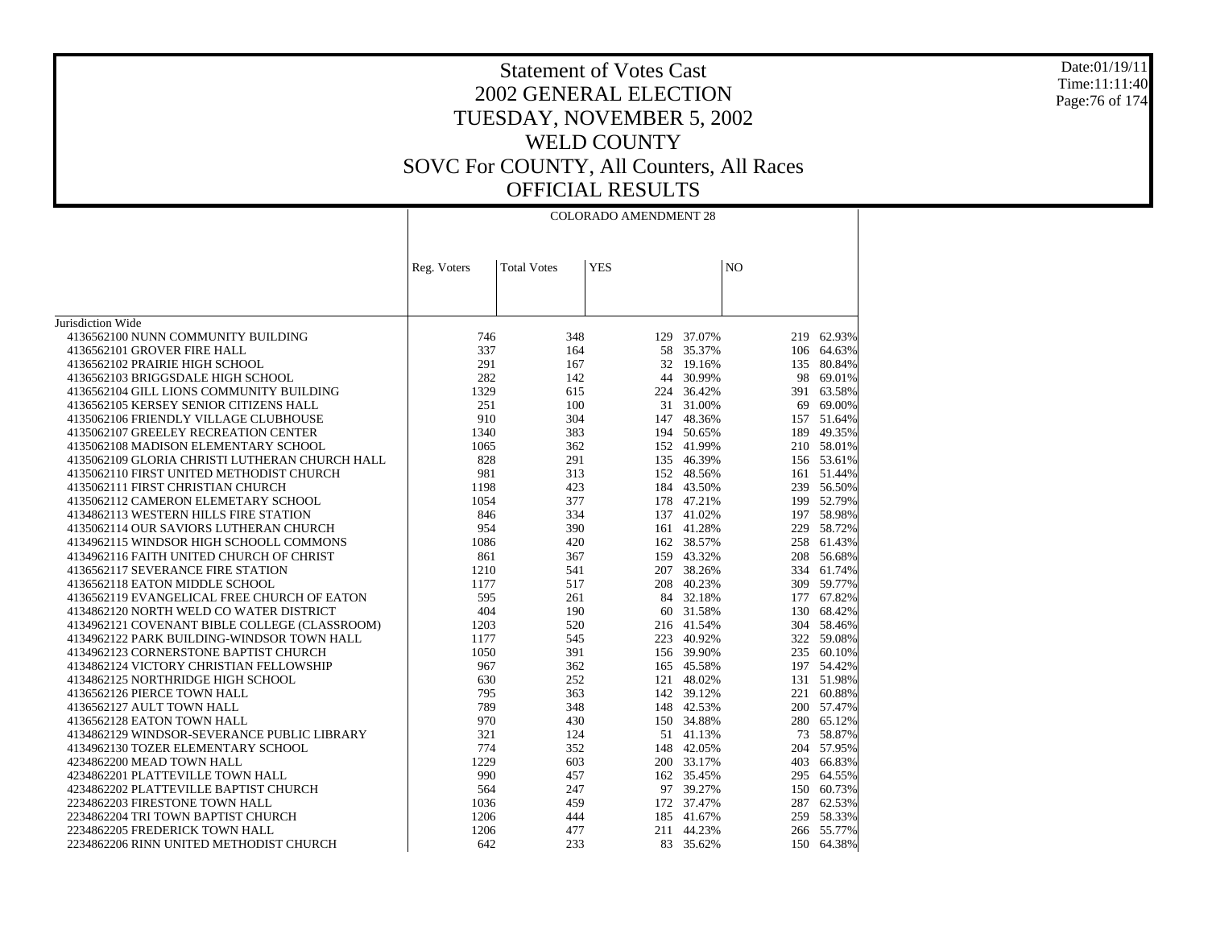# Statement of Votes Cast
## 2002 GENERAL ELECTION
## TUESDAY, NOVEMBER 5, 2002
## WELD COUNTY
## SOVC For COUNTY, All Counters, All Races
## OFFICIAL RESULTS

| | COLORADO AMENDMENT 28 | | | | | |
|---|---|---|---|---|---|---|
| | Reg. Voters | Total Votes | YES | | NO | |
| Jurisdiction Wide | | | | | | |
| 4136562100 NUNN COMMUNITY BUILDING | 746 | 348 | 129 | 37.07% | 219 | 62.93% |
| 4136562101 GROVER FIRE HALL | 337 | 164 | 58 | 35.37% | 106 | 64.63% |
| 4136562102 PRAIRIE HIGH SCHOOL | 291 | 167 | 32 | 19.16% | 135 | 80.84% |
| 4136562103 BRIGGSDALE HIGH SCHOOL | 282 | 142 | 44 | 30.99% | 98 | 69.01% |
| 4136562104 GILL LIONS COMMUNITY BUILDING | 1329 | 615 | 224 | 36.42% | 391 | 63.58% |
| 4136562105 KERSEY SENIOR CITIZENS HALL | 251 | 100 | 31 | 31.00% | 69 | 69.00% |
| 4135062106 FRIENDLY VILLAGE CLUBHOUSE | 910 | 304 | 147 | 48.36% | 157 | 51.64% |
| 4135062107 GREELEY RECREATION CENTER | 1340 | 383 | 194 | 50.65% | 189 | 49.35% |
| 4135062108 MADISON ELEMENTARY SCHOOL | 1065 | 362 | 152 | 41.99% | 210 | 58.01% |
| 4135062109 GLORIA CHRISTI LUTHERAN CHURCH HALL | 828 | 291 | 135 | 46.39% | 156 | 53.61% |
| 4135062110 FIRST UNITED METHODIST CHURCH | 981 | 313 | 152 | 48.56% | 161 | 51.44% |
| 4135062111 FIRST CHRISTIAN CHURCH | 1198 | 423 | 184 | 43.50% | 239 | 56.50% |
| 4135062112 CAMERON ELEMETARY SCHOOL | 1054 | 377 | 178 | 47.21% | 199 | 52.79% |
| 4134862113 WESTERN HILLS FIRE STATION | 846 | 334 | 137 | 41.02% | 197 | 58.98% |
| 4135062114 OUR SAVIORS LUTHERAN CHURCH | 954 | 390 | 161 | 41.28% | 229 | 58.72% |
| 4134962115 WINDSOR HIGH SCHOOLL COMMONS | 1086 | 420 | 162 | 38.57% | 258 | 61.43% |
| 4134962116 FAITH UNITED CHURCH OF CHRIST | 861 | 367 | 159 | 43.32% | 208 | 56.68% |
| 4136562117 SEVERANCE FIRE STATION | 1210 | 541 | 207 | 38.26% | 334 | 61.74% |
| 4136562118 EATON MIDDLE SCHOOL | 1177 | 517 | 208 | 40.23% | 309 | 59.77% |
| 4136562119 EVANGELICAL FREE CHURCH OF EATON | 595 | 261 | 84 | 32.18% | 177 | 67.82% |
| 4134862120 NORTH WELD CO WATER DISTRICT | 404 | 190 | 60 | 31.58% | 130 | 68.42% |
| 4134962121 COVENANT BIBLE COLLEGE (CLASSROOM) | 1203 | 520 | 216 | 41.54% | 304 | 58.46% |
| 4134962122 PARK BUILDING-WINDSOR TOWN HALL | 1177 | 545 | 223 | 40.92% | 322 | 59.08% |
| 4134962123 CORNERSTONE BAPTIST CHURCH | 1050 | 391 | 156 | 39.90% | 235 | 60.10% |
| 4134862124 VICTORY CHRISTIAN FELLOWSHIP | 967 | 362 | 165 | 45.58% | 197 | 54.42% |
| 4134862125 NORTHRIDGE HIGH SCHOOL | 630 | 252 | 121 | 48.02% | 131 | 51.98% |
| 4136562126 PIERCE TOWN HALL | 795 | 363 | 142 | 39.12% | 221 | 60.88% |
| 4136562127 AULT TOWN HALL | 789 | 348 | 148 | 42.53% | 200 | 57.47% |
| 4136562128 EATON TOWN HALL | 970 | 430 | 150 | 34.88% | 280 | 65.12% |
| 4134862129 WINDSOR-SEVERANCE PUBLIC LIBRARY | 321 | 124 | 51 | 41.13% | 73 | 58.87% |
| 4134962130 TOZER ELEMENTARY SCHOOL | 774 | 352 | 148 | 42.05% | 204 | 57.95% |
| 4234862200 MEAD TOWN HALL | 1229 | 603 | 200 | 33.17% | 403 | 66.83% |
| 4234862201 PLATTEVILLE TOWN HALL | 990 | 457 | 162 | 35.45% | 295 | 64.55% |
| 4234862202 PLATTEVILLE BAPTIST CHURCH | 564 | 247 | 97 | 39.27% | 150 | 60.73% |
| 2234862203 FIRESTONE TOWN HALL | 1036 | 459 | 172 | 37.47% | 287 | 62.53% |
| 2234862204 TRI TOWN BAPTIST CHURCH | 1206 | 444 | 185 | 41.67% | 259 | 58.33% |
| 2234862205 FREDERICK TOWN HALL | 1206 | 477 | 211 | 44.23% | 266 | 55.77% |
| 2234862206 RINN UNITED METHODIST CHURCH | 642 | 233 | 83 | 35.62% | 150 | 64.38% |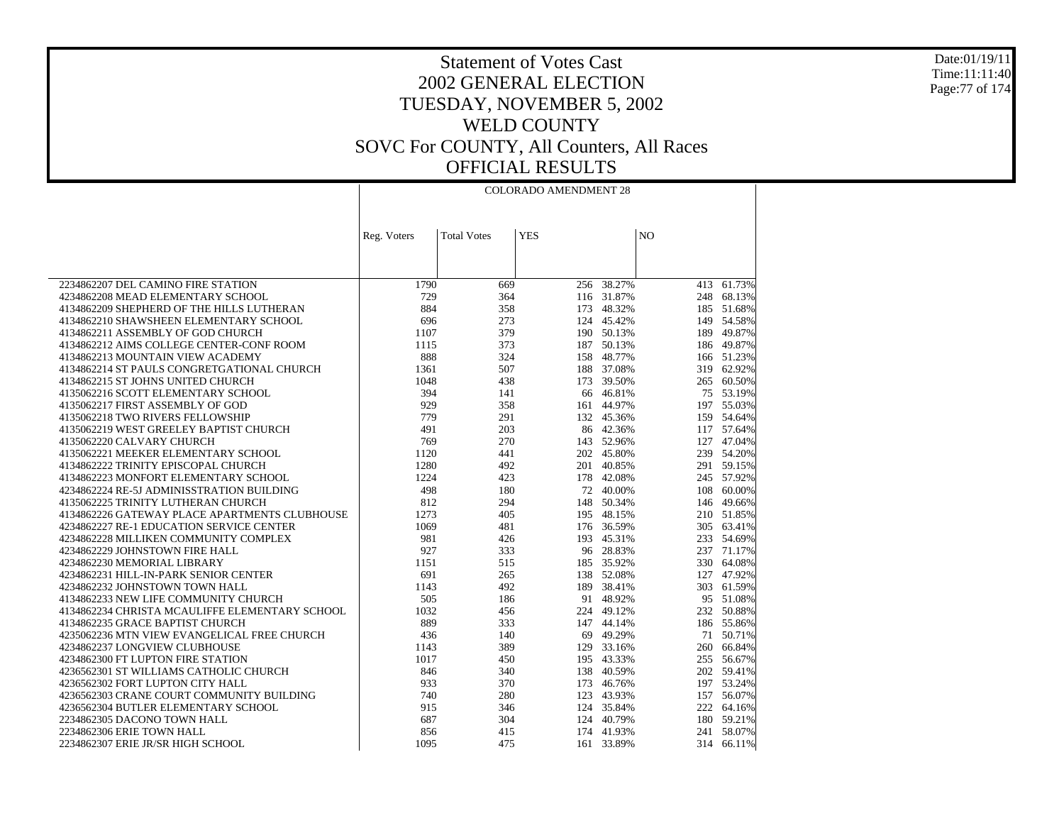# Statement of Votes Cast
## 2002 GENERAL ELECTION
## TUESDAY, NOVEMBER 5, 2002
## WELD COUNTY
## SOVC For COUNTY, All Counters, All Races
## OFFICIAL RESULTS

Date:01/19/11
Time:11:11:40

| | COLORADO AMENDMENT 28 | | | | | |
|---|---|---|---|---|---|---|
| | Reg. Voters | Total Votes | YES | | NO | |
| 2234862207 DEL CAMINO FIRE STATION | 1790 | 669 | 256 | 38.27% | 413 | 61.73% |
| 4234862208 MEAD ELEMENTARY SCHOOL | 729 | 364 | 116 | 31.87% | 248 | 68.13% |
| 4134862209 SHEPHERD OF THE HILLS LUTHERAN | 884 | 358 | 173 | 48.32% | 185 | 51.68% |
| 4134862210 SHAWSHEEN ELEMENTARY SCHOOL | 696 | 273 | 124 | 45.42% | 149 | 54.58% |
| 4134862211 ASSEMBLY OF GOD CHURCH | 1107 | 379 | 190 | 50.13% | 189 | 49.87% |
| 4134862212 AIMS COLLEGE CENTER-CONF ROOM | 1115 | 373 | 187 | 50.13% | 186 | 49.87% |
| 4134862213 MOUNTAIN VIEW ACADEMY | 888 | 324 | 158 | 48.77% | 166 | 51.23% |
| 4134862214 ST PAULS CONGRETGATIONAL CHURCH | 1361 | 507 | 188 | 37.08% | 319 | 62.92% |
| 4134862215 ST JOHNS UNITED CHURCH | 1048 | 438 | 173 | 39.50% | 265 | 60.50% |
| 4135062216 SCOTT ELEMENTARY SCHOOL | 394 | 141 | 66 | 46.81% | 75 | 53.19% |
| 4135062217 FIRST ASSEMBLY OF GOD | 929 | 358 | 161 | 44.97% | 197 | 55.03% |
| 4135062218 TWO RIVERS FELLOWSHIP | 779 | 291 | 132 | 45.36% | 159 | 54.64% |
| 4135062219 WEST GREELEY BAPTIST CHURCH | 491 | 203 | 86 | 42.36% | 117 | 57.64% |
| 4135062220 CALVARY CHURCH | 769 | 270 | 143 | 52.96% | 127 | 47.04% |
| 4135062221 MEEKER ELEMENTARY SCHOOL | 1120 | 441 | 202 | 45.80% | 239 | 54.20% |
| 4134862222 TRINITY EPISCOPAL CHURCH | 1280 | 492 | 201 | 40.85% | 291 | 59.15% |
| 4134862223 MONFORT ELEMENTARY SCHOOL | 1224 | 423 | 178 | 42.08% | 245 | 57.92% |
| 4234862224 RE-5J ADMINISSTRATION BUILDING | 498 | 180 | 72 | 40.00% | 108 | 60.00% |
| 4135062225 TRINITY LUTHERAN CHURCH | 812 | 294 | 148 | 50.34% | 146 | 49.66% |
| 4134862226 GATEWAY PLACE APARTMENTS CLUBHOUSE | 1273 | 405 | 195 | 48.15% | 210 | 51.85% |
| 4234862227 RE-1 EDUCATION SERVICE CENTER | 1069 | 481 | 176 | 36.59% | 305 | 63.41% |
| 4234862228 MILLIKEN COMMUNITY COMPLEX | 981 | 426 | 193 | 45.31% | 233 | 54.69% |
| 4234862229 JOHNSTOWN FIRE HALL | 927 | 333 | 96 | 28.83% | 237 | 71.17% |
| 4234862230 MEMORIAL LIBRARY | 1151 | 515 | 185 | 35.92% | 330 | 64.08% |
| 4234862231 HILL-IN-PARK SENIOR CENTER | 691 | 265 | 138 | 52.08% | 127 | 47.92% |
| 4234862232 JOHNSTOWN TOWN HALL | 1143 | 492 | 189 | 38.41% | 303 | 61.59% |
| 4134862233 NEW LIFE COMMUNITY CHURCH | 505 | 186 | 91 | 48.92% | 95 | 51.08% |
| 4134862234 CHRISTA MCAULIFFE ELEMENTARY SCHOOL | 1032 | 456 | 224 | 49.12% | 232 | 50.88% |
| 4134862235 GRACE BAPTIST CHURCH | 889 | 333 | 147 | 44.14% | 186 | 55.86% |
| 4235062236 MTN VIEW EVANGELICAL FREE CHURCH | 436 | 140 | 69 | 49.29% | 71 | 50.71% |
| 4234862237 LONGVIEW CLUBHOUSE | 1143 | 389 | 129 | 33.16% | 260 | 66.84% |
| 4234862300 FT LUPTON FIRE STATION | 1017 | 450 | 195 | 43.33% | 255 | 56.67% |
| 4236562301 ST WILLIAMS CATHOLIC CHURCH | 846 | 340 | 138 | 40.59% | 202 | 59.41% |
| 4236562302 FORT LUPTON CITY HALL | 933 | 370 | 173 | 46.76% | 197 | 53.24% |
| 4236562303 CRANE COURT COMMUNITY BUILDING | 740 | 280 | 123 | 43.93% | 157 | 56.07% |
| 4236562304 BUTLER ELEMENTARY SCHOOL | 915 | 346 | 124 | 35.84% | 222 | 64.16% |
| 2234862305 DACONO TOWN HALL | 687 | 304 | 124 | 40.79% | 180 | 59.21% |
| 2234862306 ERIE TOWN HALL | 856 | 415 | 174 | 41.93% | 241 | 58.07% |
| 2234862307 ERIE JR/SR HIGH SCHOOL | 1095 | 475 | 161 | 33.89% | 314 | 66.11% |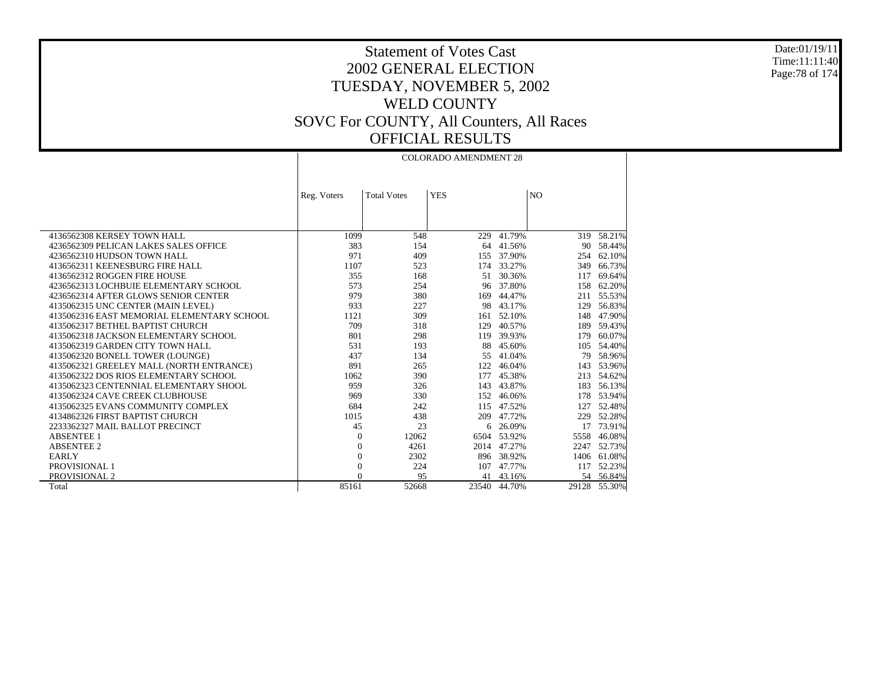# Statement of Votes Cast
# 2002 GENERAL ELECTION
# TUESDAY, NOVEMBER 5, 2002
# WELD COUNTY
# SOVC For COUNTY, All Counters, All Races
# OFFICIAL RESULTS

Date:01/19/11
Time:11:11:40

| | COLORADO AMENDMENT 28 | | | | | |
|---|---|---|---|---|---|---|
| | Reg. Voters | Total Votes | YES | | NO | |
| 4136562308 KERSEY TOWN HALL | 1099 | 548 | 229 | 41.79% | 319 | 58.21% |
| 4236562309 PELICAN LAKES SALES OFFICE | 383 | 154 | 64 | 41.56% | 90 | 58.44% |
| 4236562310 HUDSON TOWN HALL | 971 | 409 | 155 | 37.90% | 254 | 62.10% |
| 4136562311 KEENESBURG FIRE HALL | 1107 | 523 | 174 | 33.27% | 349 | 66.73% |
| 4136562312 ROGGEN FIRE HOUSE | 355 | 168 | 51 | 30.36% | 117 | 69.64% |
| 4236562313 LOCHBUIE ELEMENTARY SCHOOL | 573 | 254 | 96 | 37.80% | 158 | 62.20% |
| 4236562314 AFTER GLOWS SENIOR CENTER | 979 | 380 | 169 | 44.47% | 211 | 55.53% |
| 4135062315 UNC CENTER (MAIN LEVEL) | 933 | 227 | 98 | 43.17% | 129 | 56.83% |
| 4135062316 EAST MEMORIAL ELEMENTARY SCHOOL | 1121 | 309 | 161 | 52.10% | 148 | 47.90% |
| 4135062317 BETHEL BAPTIST CHURCH | 709 | 318 | 129 | 40.57% | 189 | 59.43% |
| 4135062318 JACKSON ELEMENTARY SCHOOL | 801 | 298 | 119 | 39.93% | 179 | 60.07% |
| 4135062319 GARDEN CITY TOWN HALL | 531 | 193 | 88 | 45.60% | 105 | 54.40% |
| 4135062320 BONELL TOWER (LOUNGE) | 437 | 134 | 55 | 41.04% | 79 | 58.96% |
| 4135062321 GREELEY MALL (NORTH ENTRANCE) | 891 | 265 | 122 | 46.04% | 143 | 53.96% |
| 4135062322 DOS RIOS ELEMENTARY SCHOOL | 1062 | 390 | 177 | 45.38% | 213 | 54.62% |
| 4135062323 CENTENNIAL ELEMENTARY SHOOL | 959 | 326 | 143 | 43.87% | 183 | 56.13% |
| 4135062324 CAVE CREEK CLUBHOUSE | 969 | 330 | 152 | 46.06% | 178 | 53.94% |
| 4135062325 EVANS COMMUNITY COMPLEX | 684 | 242 | 115 | 47.52% | 127 | 52.48% |
| 4134862326 FIRST BAPTIST CHURCH | 1015 | 438 | 209 | 47.72% | 229 | 52.28% |
| 2233362327 MAIL BALLOT PRECINCT | 45 | 23 | 6 | 26.09% | 17 | 73.91% |
| ABSENTEE 1 | 0 | 12062 | 6504 | 53.92% | 5558 | 46.08% |
| ABSENTEE 2 | 0 | 4261 | 2014 | 47.27% | 2247 | 52.73% |
| EARLY | 0 | 2302 | 896 | 38.92% | 1406 | 61.08% |
| PROVISIONAL 1 | 0 | 224 | 107 | 47.77% | 117 | 52.23% |
| PROVISIONAL 2 | 0 | 95 | 41 | 43.16% | 54 | 56.84% |
| Total | 85161 | 52668 | 23540 | 44.70% | 29128 | 55.30% |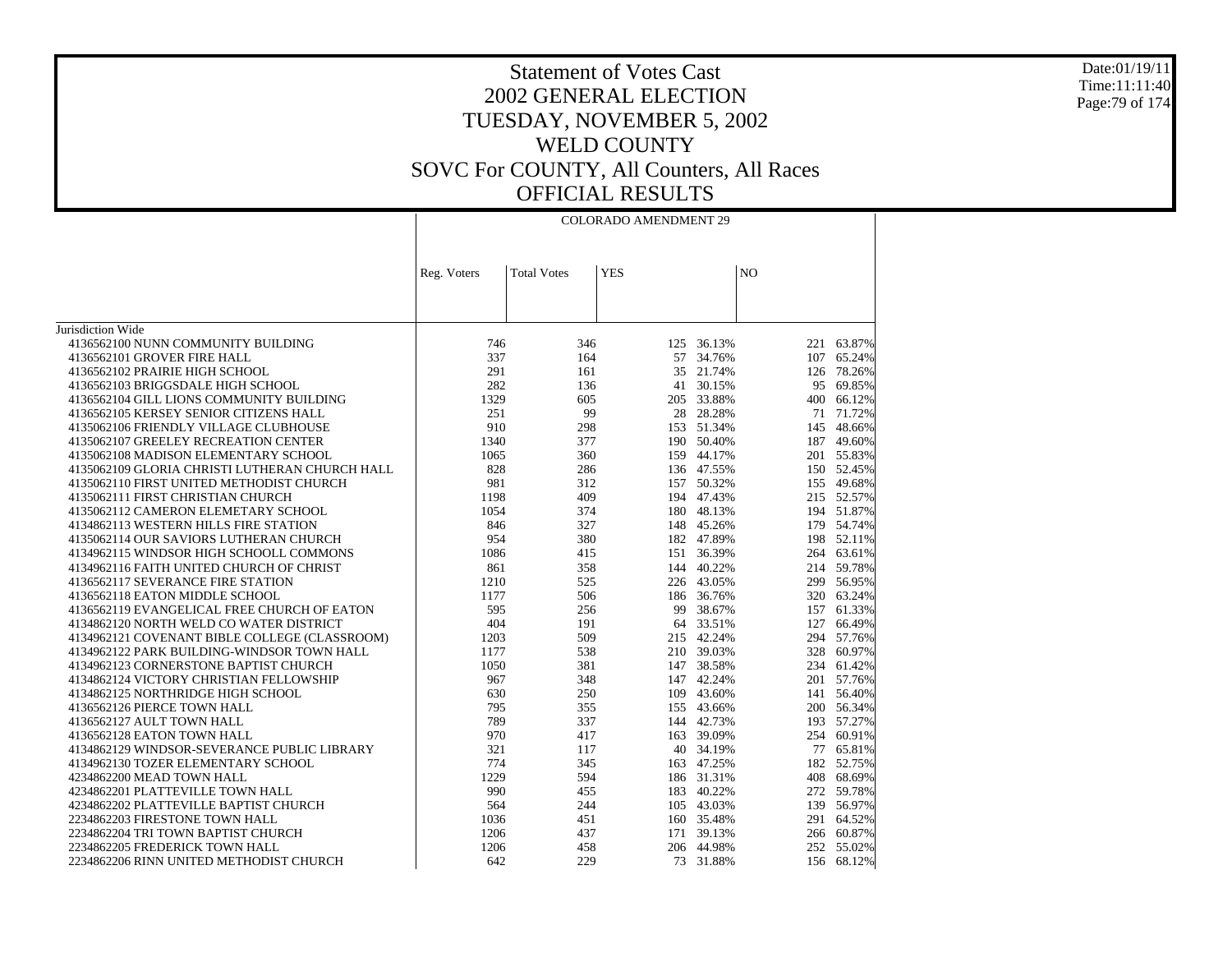# Statement of Votes Cast

## 2002 GENERAL ELECTION

## TUESDAY, NOVEMBER 5, 2002

## WELD COUNTY

## SOVC For COUNTY, All Counters, All Races

## OFFICIAL RESULTS

| | COLORADO AMENDMENT 29 | | | | | |
|---|---|---|---|---|---|---|
| | Reg. Voters | Total Votes | YES | | NO | |
| Jurisdiction Wide | | | | | | |
| 4136562100 NUNN COMMUNITY BUILDING | 746 | 346 | 125 | 36.13% | 221 | 63.87% |
| 4136562101 GROVER FIRE HALL | 337 | 164 | 57 | 34.76% | 107 | 65.24% |
| 4136562102 PRAIRIE HIGH SCHOOL | 291 | 161 | 35 | 21.74% | 126 | 78.26% |
| 4136562103 BRIGGSDALE HIGH SCHOOL | 282 | 136 | 41 | 30.15% | 95 | 69.85% |
| 4136562104 GILL LIONS COMMUNITY BUILDING | 1329 | 605 | 205 | 33.88% | 400 | 66.12% |
| 4136562105 KERSEY SENIOR CITIZENS HALL | 251 | 99 | 28 | 28.28% | 71 | 71.72% |
| 4135062106 FRIENDLY VILLAGE CLUBHOUSE | 910 | 298 | 153 | 51.34% | 145 | 48.66% |
| 4135062107 GREELEY RECREATION CENTER | 1340 | 377 | 190 | 50.40% | 187 | 49.60% |
| 4135062108 MADISON ELEMENTARY SCHOOL | 1065 | 360 | 159 | 44.17% | 201 | 55.83% |
| 4135062109 GLORIA CHRISTI LUTHERAN CHURCH HALL | 828 | 286 | 136 | 47.55% | 150 | 52.45% |
| 4135062110 FIRST UNITED METHODIST CHURCH | 981 | 312 | 157 | 50.32% | 155 | 49.68% |
| 4135062111 FIRST CHRISTIAN CHURCH | 1198 | 409 | 194 | 47.43% | 215 | 52.57% |
| 4135062112 CAMERON ELEMETARY SCHOOL | 1054 | 374 | 180 | 48.13% | 194 | 51.87% |
| 4134862113 WESTERN HILLS FIRE STATION | 846 | 327 | 148 | 45.26% | 179 | 54.74% |
| 4135062114 OUR SAVIORS LUTHERAN CHURCH | 954 | 380 | 182 | 47.89% | 198 | 52.11% |
| 4134962115 WINDSOR HIGH SCHOOLL COMMONS | 1086 | 415 | 151 | 36.39% | 264 | 63.61% |
| 4134962116 FAITH UNITED CHURCH OF CHRIST | 861 | 358 | 144 | 40.22% | 214 | 59.78% |
| 4136562117 SEVERANCE FIRE STATION | 1210 | 525 | 226 | 43.05% | 299 | 56.95% |
| 4136562118 EATON MIDDLE SCHOOL | 1177 | 506 | 186 | 36.76% | 320 | 63.24% |
| 4136562119 EVANGELICAL FREE CHURCH OF EATON | 595 | 256 | 99 | 38.67% | 157 | 61.33% |
| 4134862120 NORTH WELD CO WATER DISTRICT | 404 | 191 | 64 | 33.51% | 127 | 66.49% |
| 4134962121 COVENANT BIBLE COLLEGE (CLASSROOM) | 1203 | 509 | 215 | 42.24% | 294 | 57.76% |
| 4134962122 PARK BUILDING-WINDSOR TOWN HALL | 1177 | 538 | 210 | 39.03% | 328 | 60.97% |
| 4134962123 CORNERSTONE BAPTIST CHURCH | 1050 | 381 | 147 | 38.58% | 234 | 61.42% |
| 4134862124 VICTORY CHRISTIAN FELLOWSHIP | 967 | 348 | 147 | 42.24% | 201 | 57.76% |
| 4134862125 NORTHRIDGE HIGH SCHOOL | 630 | 250 | 109 | 43.60% | 141 | 56.40% |
| 4136562126 PIERCE TOWN HALL | 795 | 355 | 155 | 43.66% | 200 | 56.34% |
| 4136562127 AULT TOWN HALL | 789 | 337 | 144 | 42.73% | 193 | 57.27% |
| 4136562128 EATON TOWN HALL | 970 | 417 | 163 | 39.09% | 254 | 60.91% |
| 4134862129 WINDSOR-SEVERANCE PUBLIC LIBRARY | 321 | 117 | 40 | 34.19% | 77 | 65.81% |
| 4134962130 TOZER ELEMENTARY SCHOOL | 774 | 345 | 163 | 47.25% | 182 | 52.75% |
| 4234862200 MEAD TOWN HALL | 1229 | 594 | 186 | 31.31% | 408 | 68.69% |
| 4234862201 PLATTEVILLE TOWN HALL | 990 | 455 | 183 | 40.22% | 272 | 59.78% |
| 4234862202 PLATTEVILLE BAPTIST CHURCH | 564 | 244 | 105 | 43.03% | 139 | 56.97% |
| 2234862203 FIRESTONE TOWN HALL | 1036 | 451 | 160 | 35.48% | 291 | 64.52% |
| 2234862204 TRI TOWN BAPTIST CHURCH | 1206 | 437 | 171 | 39.13% | 266 | 60.87% |
| 2234862205 FREDERICK TOWN HALL | 1206 | 458 | 206 | 44.98% | 252 | 55.02% |
| 2234862206 RINN UNITED METHODIST CHURCH | 642 | 229 | 73 | 31.88% | 156 | 68.12% |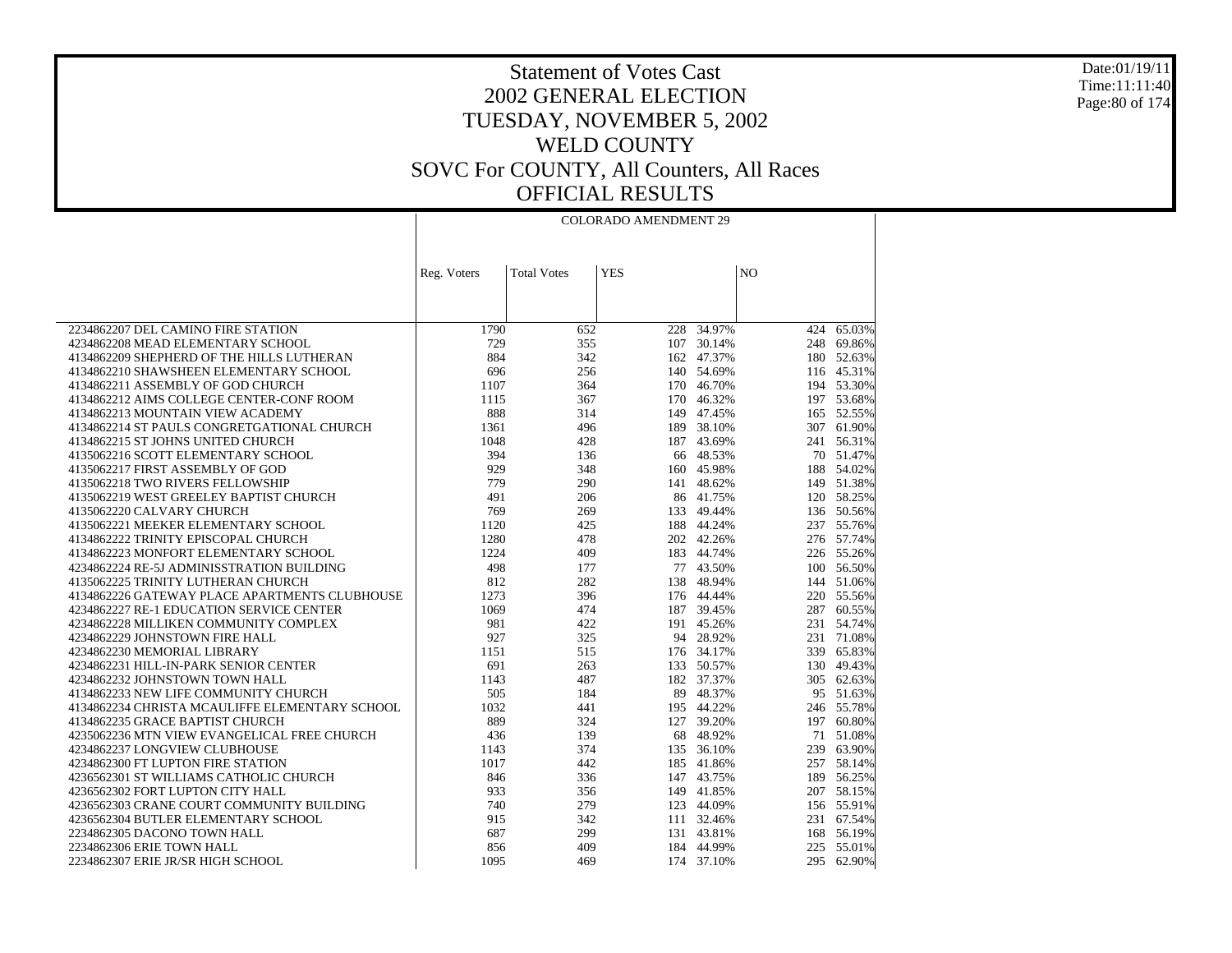# Statement of Votes Cast
## 2002 GENERAL ELECTION
## TUESDAY, NOVEMBER 5, 2002
## WELD COUNTY
## SOVC For COUNTY, All Counters, All Races
## OFFICIAL RESULTS

Date:01/19/11
Time:11:11:40

| | COLORADO AMENDMENT 29 | | | | | |
|---|---|---|---|---|---|---|
| | Reg. Voters | Total Votes | YES | | NO | |
| 2234862207 DEL CAMINO FIRE STATION | 1790 | 652 | 228 | 34.97% | 424 | 65.03% |
| 4234862208 MEAD ELEMENTARY SCHOOL | 729 | 355 | 107 | 30.14% | 248 | 69.86% |
| 4134862209 SHEPHERD OF THE HILLS LUTHERAN | 884 | 342 | 162 | 47.37% | 180 | 52.63% |
| 4134862210 SHAWSHEEN ELEMENTARY SCHOOL | 696 | 256 | 140 | 54.69% | 116 | 45.31% |
| 4134862211 ASSEMBLY OF GOD CHURCH | 1107 | 364 | 170 | 46.70% | 194 | 53.30% |
| 4134862212 AIMS COLLEGE CENTER-CONF ROOM | 1115 | 367 | 170 | 46.32% | 197 | 53.68% |
| 4134862213 MOUNTAIN VIEW ACADEMY | 888 | 314 | 149 | 47.45% | 165 | 52.55% |
| 4134862214 ST PAULS CONGRETGATIONAL CHURCH | 1361 | 496 | 189 | 38.10% | 307 | 61.90% |
| 4134862215 ST JOHNS UNITED CHURCH | 1048 | 428 | 187 | 43.69% | 241 | 56.31% |
| 4135062216 SCOTT ELEMENTARY SCHOOL | 394 | 136 | 66 | 48.53% | 70 | 51.47% |
| 4135062217 FIRST ASSEMBLY OF GOD | 929 | 348 | 160 | 45.98% | 188 | 54.02% |
| 4135062218 TWO RIVERS FELLOWSHIP | 779 | 290 | 141 | 48.62% | 149 | 51.38% |
| 4135062219 WEST GREELEY BAPTIST CHURCH | 491 | 206 | 86 | 41.75% | 120 | 58.25% |
| 4135062220 CALVARY CHURCH | 769 | 269 | 133 | 49.44% | 136 | 50.56% |
| 4135062221 MEEKER ELEMENTARY SCHOOL | 1120 | 425 | 188 | 44.24% | 237 | 55.76% |
| 4134862222 TRINITY EPISCOPAL CHURCH | 1280 | 478 | 202 | 42.26% | 276 | 57.74% |
| 4135062223 MONFORT ELEMENTARY SCHOOL | 1224 | 409 | 183 | 44.74% | 226 | 55.26% |
| 4234862224 RE-5J ADMINISSTRATION BUILDING | 498 | 177 | 77 | 43.50% | 100 | 56.50% |
| 4135062225 TRINITY LUTHERAN CHURCH | 812 | 282 | 138 | 48.94% | 144 | 51.06% |
| 4134862226 GATEWAY PLACE APARTMENTS CLUBHOUSE | 1273 | 396 | 176 | 44.44% | 220 | 55.56% |
| 4234862227 RE-1 EDUCATION SERVICE CENTER | 1069 | 474 | 187 | 39.45% | 287 | 60.55% |
| 4234862228 MILLIKEN COMMUNITY COMPLEX | 981 | 422 | 191 | 45.26% | 231 | 54.74% |
| 4234862229 JOHNSTOWN FIRE HALL | 927 | 325 | 94 | 28.92% | 231 | 71.08% |
| 4234862230 MEMORIAL LIBRARY | 1151 | 515 | 176 | 34.17% | 339 | 65.83% |
| 4234862231 HILL-IN-PARK SENIOR CENTER | 691 | 263 | 133 | 50.57% | 130 | 49.43% |
| 4234862232 JOHNSTOWN TOWN HALL | 1143 | 487 | 182 | 37.37% | 305 | 62.63% |
| 4134862233 NEW LIFE COMMUNITY CHURCH | 505 | 184 | 89 | 48.37% | 95 | 51.63% |
| 4134862234 CHRISTA MCAULIFFE ELEMENTARY SCHOOL | 1032 | 441 | 195 | 44.22% | 246 | 55.78% |
| 4134862235 GRACE BAPTIST CHURCH | 889 | 324 | 127 | 39.20% | 197 | 60.80% |
| 4235062236 MTN VIEW EVANGELICAL FREE CHURCH | 436 | 139 | 68 | 48.92% | 71 | 51.08% |
| 4234862237 LONGVIEW CLUBHOUSE | 1143 | 374 | 135 | 36.10% | 239 | 63.90% |
| 4234862300 FT LUPTON FIRE STATION | 1017 | 442 | 185 | 41.86% | 257 | 58.14% |
| 4236562301 ST WILLIAMS CATHOLIC CHURCH | 846 | 336 | 147 | 43.75% | 189 | 56.25% |
| 4236562302 FORT LUPTON CITY HALL | 933 | 356 | 149 | 41.85% | 207 | 58.15% |
| 4236562303 CRANE COURT COMMUNITY BUILDING | 740 | 279 | 123 | 44.09% | 156 | 55.91% |
| 4236562304 BUTLER ELEMENTARY SCHOOL | 915 | 342 | 111 | 32.46% | 231 | 67.54% |
| 2234862305 DACONO TOWN HALL | 687 | 299 | 131 | 43.81% | 168 | 56.19% |
| 2234862306 ERIE TOWN HALL | 856 | 409 | 184 | 44.99% | 225 | 55.01% |
| 2234862307 ERIE JR/SR HIGH SCHOOL | 1095 | 469 | 174 | 37.10% | 295 | 62.90% |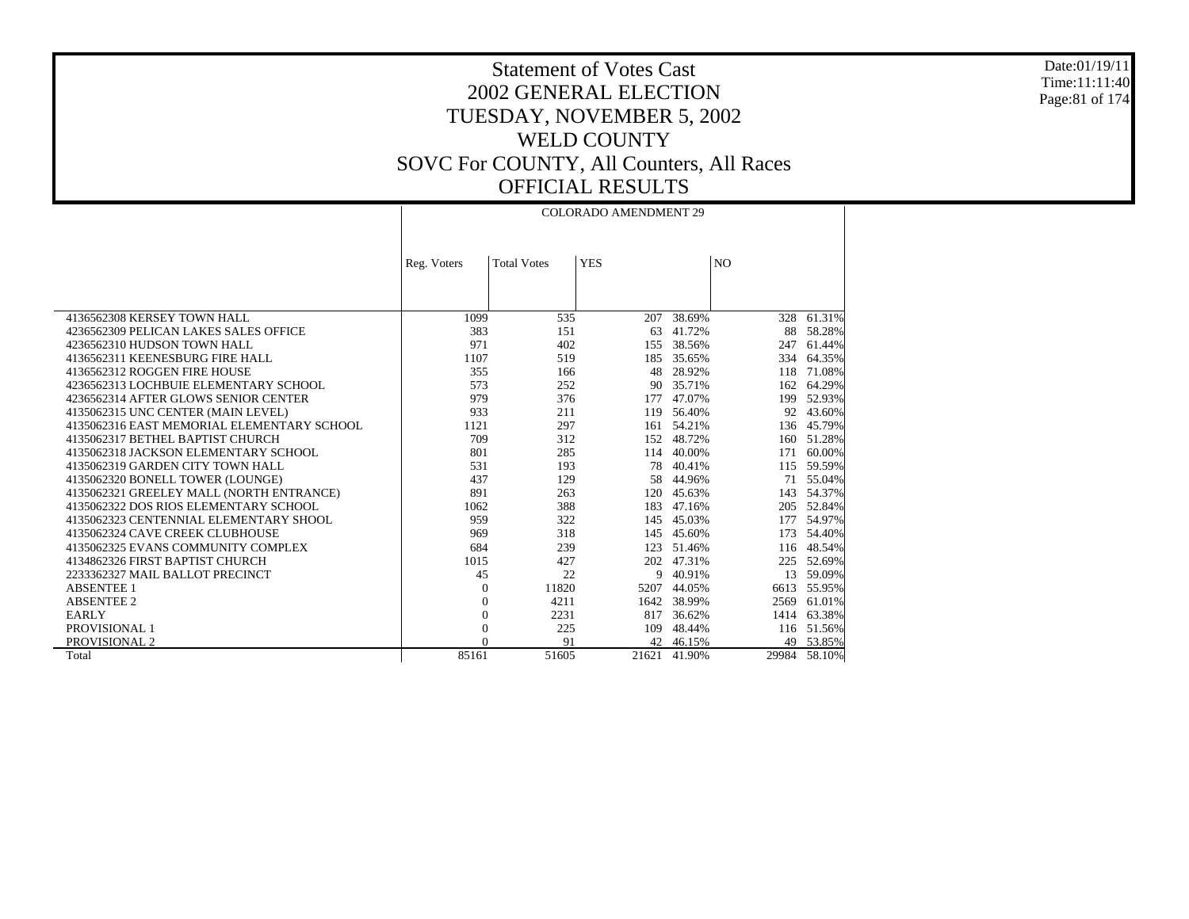# Statement of Votes Cast
## 2002 GENERAL ELECTION
## TUESDAY, NOVEMBER 5, 2002
## WELD COUNTY
## SOVC For COUNTY, All Counters, All Races
## OFFICIAL RESULTS

Date:01/19/11
Time:11:11:40

| | COLORADO AMENDMENT 29 | | | | | |
|---|---|---|---|---|---|---|
| | Reg. Voters | Total Votes | YES | | NO | |
| 4136562308 KERSEY TOWN HALL | 1099 | 535 | 207 | 38.69% | 328 | 61.31% |
| 4236562309 PELICAN LAKES SALES OFFICE | 383 | 151 | 63 | 41.72% | 88 | 58.28% |
| 4236562310 HUDSON TOWN HALL | 971 | 402 | 155 | 38.56% | 247 | 61.44% |
| 4136562311 KEENESBURG FIRE HALL | 1107 | 519 | 185 | 35.65% | 334 | 64.35% |
| 4136562312 ROGGEN FIRE HOUSE | 355 | 166 | 48 | 28.92% | 118 | 71.08% |
| 4236562313 LOCHBUIE ELEMENTARY SCHOOL | 573 | 252 | 90 | 35.71% | 162 | 64.29% |
| 4236562314 AFTER GLOWS SENIOR CENTER | 979 | 376 | 177 | 47.07% | 199 | 52.93% |
| 4135062315 UNC CENTER (MAIN LEVEL) | 933 | 211 | 119 | 56.40% | 92 | 43.60% |
| 4135062316 EAST MEMORIAL ELEMENTARY SCHOOL | 1121 | 297 | 161 | 54.21% | 136 | 45.79% |
| 4135062317 BETHEL BAPTIST CHURCH | 709 | 312 | 152 | 48.72% | 160 | 51.28% |
| 4135062318 JACKSON ELEMENTARY SCHOOL | 801 | 285 | 114 | 40.00% | 171 | 60.00% |
| 4135062319 GARDEN CITY TOWN HALL | 531 | 193 | 78 | 40.41% | 115 | 59.59% |
| 4135062320 BONELL TOWER (LOUNGE) | 437 | 129 | 58 | 44.96% | 71 | 55.04% |
| 4135062321 GREELEY MALL (NORTH ENTRANCE) | 891 | 263 | 120 | 45.63% | 143 | 54.37% |
| 4135062322 DOS RIOS ELEMENTARY SCHOOL | 1062 | 388 | 183 | 47.16% | 205 | 52.84% |
| 4135062323 CENTENNIAL ELEMENTARY SHOOL | 959 | 322 | 145 | 45.03% | 177 | 54.97% |
| 4135062324 CAVE CREEK CLUBHOUSE | 969 | 318 | 145 | 45.60% | 173 | 54.40% |
| 4135062325 EVANS COMMUNITY COMPLEX | 684 | 239 | 123 | 51.46% | 116 | 48.54% |
| 4134862326 FIRST BAPTIST CHURCH | 1015 | 427 | 202 | 47.31% | 225 | 52.69% |
| 2233362327 MAIL BALLOT PRECINCT | 45 | 22 | 9 | 40.91% | 13 | 59.09% |
| ABSENTEE 1 | 0 | 11820 | 5207 | 44.05% | 6613 | 55.95% |
| ABSENTEE 2 | 0 | 4211 | 1642 | 38.99% | 2569 | 61.01% |
| EARLY | 0 | 2231 | 817 | 36.62% | 1414 | 63.38% |
| PROVISIONAL 1 | 0 | 225 | 109 | 48.44% | 116 | 51.56% |
| PROVISIONAL 2 | 0 | 91 | 42 | 46.15% | 49 | 53.85% |
| Total | 85161 | 51605 | 21621 | 41.90% | 29984 | 58.10% |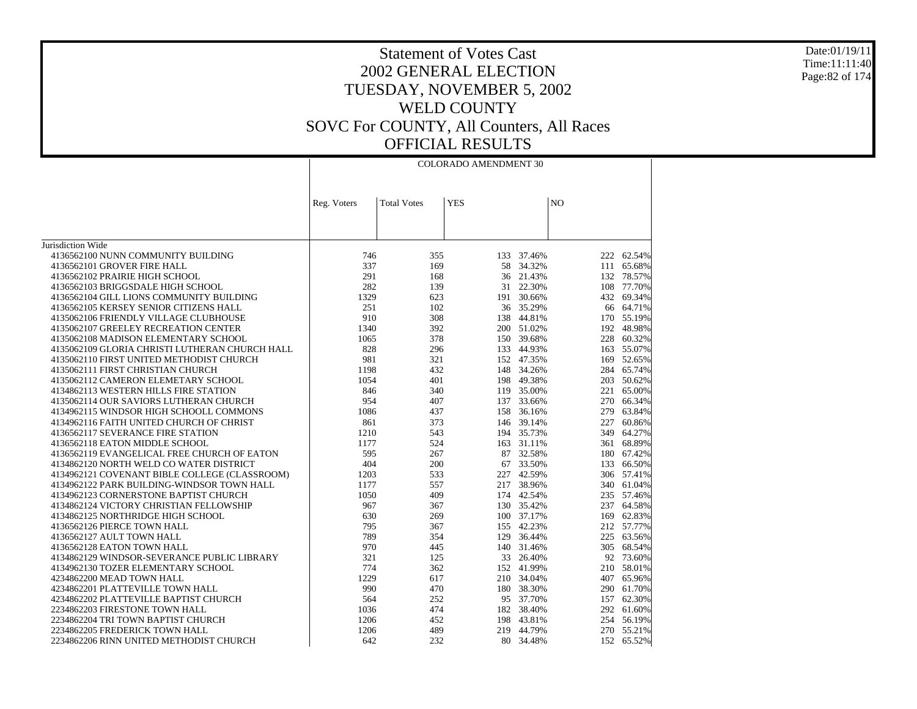# Statement of Votes Cast
# 2002 GENERAL ELECTION
# TUESDAY, NOVEMBER 5, 2002
# WELD COUNTY
# SOVC For COUNTY, All Counters, All Races
# OFFICIAL RESULTS

| | COLORADO AMENDMENT 30 | | | | | |
|---|---|---|---|---|---|---|
| | Reg. Voters | Total Votes | YES | | NO | |
| Jurisdiction Wide | | | | | | |
| 4136562100 NUNN COMMUNITY BUILDING | 746 | 355 | 133 | 37.46% | 222 | 62.54% |
| 4136562101 GROVER FIRE HALL | 337 | 169 | 58 | 34.32% | 111 | 65.68% |
| 4136562102 PRAIRIE HIGH SCHOOL | 291 | 168 | 36 | 21.43% | 132 | 78.57% |
| 4136562103 BRIGGSDALE HIGH SCHOOL | 282 | 139 | 31 | 22.30% | 108 | 77.70% |
| 4136562104 GILL LIONS COMMUNITY BUILDING | 1329 | 623 | 191 | 30.66% | 432 | 69.34% |
| 4136562105 KERSEY SENIOR CITIZENS HALL | 251 | 102 | 36 | 35.29% | 66 | 64.71% |
| 4135062106 FRIENDLY VILLAGE CLUBHOUSE | 910 | 308 | 138 | 44.81% | 170 | 55.19% |
| 4135062107 GREELEY RECREATION CENTER | 1340 | 392 | 200 | 51.02% | 192 | 48.98% |
| 4135062108 MADISON ELEMENTARY SCHOOL | 1065 | 378 | 150 | 39.68% | 228 | 60.32% |
| 4135062109 GLORIA CHRISTI LUTHERAN CHURCH HALL | 828 | 296 | 133 | 44.93% | 163 | 55.07% |
| 4135062110 FIRST UNITED METHODIST CHURCH | 981 | 321 | 152 | 47.35% | 169 | 52.65% |
| 4135062111 FIRST CHRISTIAN CHURCH | 1198 | 432 | 148 | 34.26% | 284 | 65.74% |
| 4135062112 CAMERON ELEMETARY SCHOOL | 1054 | 401 | 198 | 49.38% | 203 | 50.62% |
| 4134862113 WESTERN HILLS FIRE STATION | 846 | 340 | 119 | 35.00% | 221 | 65.00% |
| 4135062114 OUR SAVIORS LUTHERAN CHURCH | 954 | 407 | 137 | 33.66% | 270 | 66.34% |
| 4134962115 WINDSOR HIGH SCHOOLL COMMONS | 1086 | 437 | 158 | 36.16% | 279 | 63.84% |
| 4134962116 FAITH UNITED CHURCH OF CHRIST | 861 | 373 | 146 | 39.14% | 227 | 60.86% |
| 4136562117 SEVERANCE FIRE STATION | 1210 | 543 | 194 | 35.73% | 349 | 64.27% |
| 4136562118 EATON MIDDLE SCHOOL | 1177 | 524 | 163 | 31.11% | 361 | 68.89% |
| 4136562119 EVANGELICAL FREE CHURCH OF EATON | 595 | 267 | 87 | 32.58% | 180 | 67.42% |
| 4134862120 NORTH WELD CO WATER DISTRICT | 404 | 200 | 67 | 33.50% | 133 | 66.50% |
| 4134962121 COVENANT BIBLE COLLEGE (CLASSROOM) | 1203 | 533 | 227 | 42.59% | 306 | 57.41% |
| 4134962122 PARK BUILDING-WINDSOR TOWN HALL | 1177 | 557 | 217 | 38.96% | 340 | 61.04% |
| 4134962123 CORNERSTONE BAPTIST CHURCH | 1050 | 409 | 174 | 42.54% | 235 | 57.46% |
| 4134862124 VICTORY CHRISTIAN FELLOWSHIP | 967 | 367 | 130 | 35.42% | 237 | 64.58% |
| 4134862125 NORTHRIDGE HIGH SCHOOL | 630 | 269 | 100 | 37.17% | 169 | 62.83% |
| 4136562126 PIERCE TOWN HALL | 795 | 367 | 155 | 42.23% | 212 | 57.77% |
| 4136562127 AULT TOWN HALL | 789 | 354 | 129 | 36.44% | 225 | 63.56% |
| 4136562128 EATON TOWN HALL | 970 | 445 | 140 | 31.46% | 305 | 68.54% |
| 4134962129 WINDSOR-SEVERANCE PUBLIC LIBRARY | 321 | 125 | 33 | 26.40% | 92 | 73.60% |
| 4134962130 TOZER ELEMENTARY SCHOOL | 774 | 362 | 152 | 41.99% | 210 | 58.01% |
| 4234862200 MEAD TOWN HALL | 1229 | 617 | 210 | 34.04% | 407 | 65.96% |
| 4234862201 PLATTEVILLE TOWN HALL | 990 | 470 | 180 | 38.30% | 290 | 61.70% |
| 4234862202 PLATTEVILLE BAPTIST CHURCH | 564 | 252 | 95 | 37.70% | 157 | 62.30% |
| 2234862203 FIRESTONE TOWN HALL | 1036 | 474 | 182 | 38.40% | 292 | 61.60% |
| 2234862204 TRI TOWN BAPTIST CHURCH | 1206 | 452 | 198 | 43.81% | 254 | 56.19% |
| 2234862205 FREDERICK TOWN HALL | 1206 | 489 | 219 | 44.79% | 270 | 55.21% |
| 2234862206 RINN UNITED METHODIST CHURCH | 642 | 232 | 80 | 34.48% | 152 | 65.52% |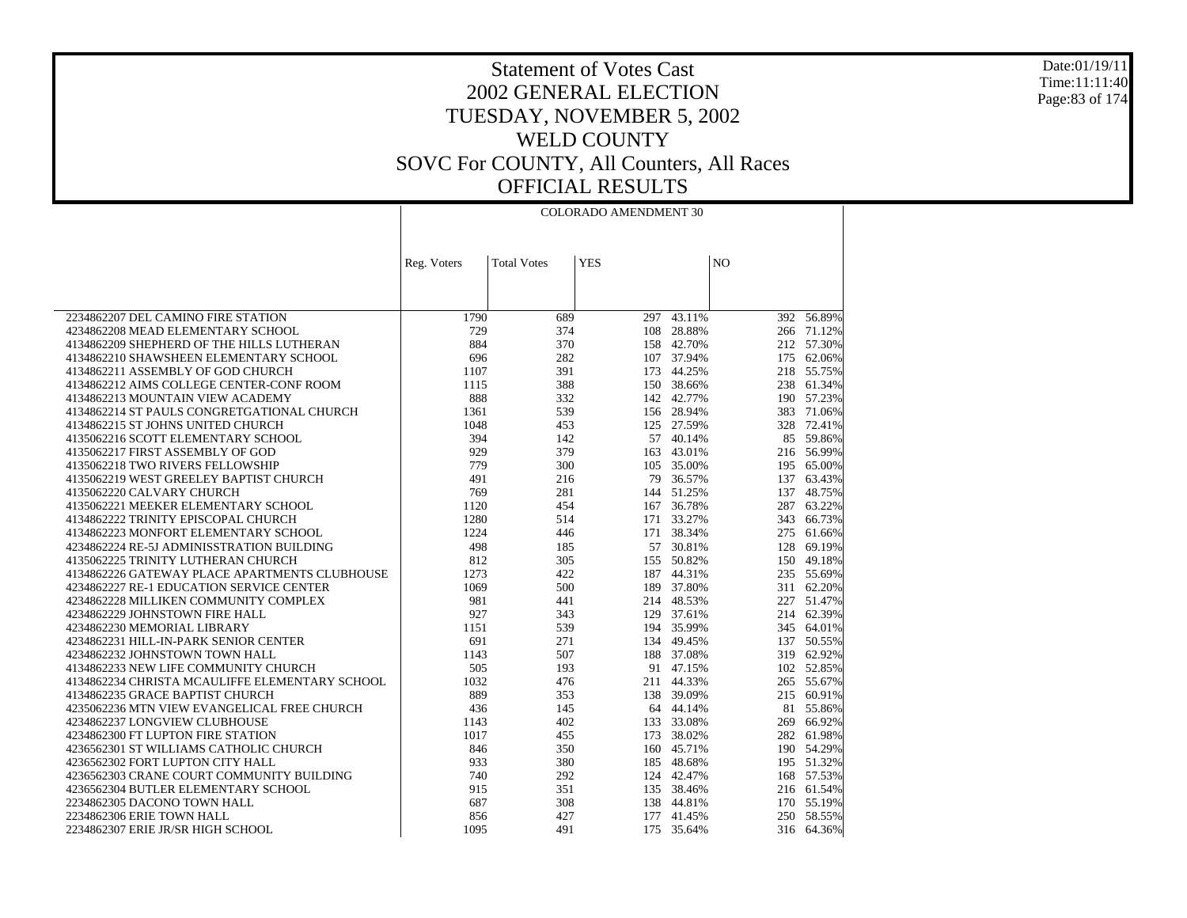# Statement of Votes Cast
# 2002 GENERAL ELECTION
# TUESDAY, NOVEMBER 5, 2002
# WELD COUNTY
# SOVC For COUNTY, All Counters, All Races
# OFFICIAL RESULTS

Date:01/19/11
Time:11:11:40

| | COLORADO AMENDMENT 30 | | | | | |
|---|---|---|---|---|---|---|
| | Reg. Voters | Total Votes | YES | | NO | |
| 2234862207 DEL CAMINO FIRE STATION | 1790 | 689 | 297 | 43.11% | 392 | 56.89% |
| 4234862208 MEAD ELEMENTARY SCHOOL | 729 | 374 | 108 | 28.88% | 266 | 71.12% |
| 4134862209 SHEPHERD OF THE HILLS LUTHERAN | 884 | 370 | 158 | 42.70% | 212 | 57.30% |
| 4134862210 SHAWSHEEN ELEMENTARY SCHOOL | 696 | 282 | 107 | 37.94% | 175 | 62.06% |
| 4134862211 ASSEMBLY OF GOD CHURCH | 1107 | 391 | 173 | 44.25% | 218 | 55.75% |
| 4134862212 AIMS COLLEGE CENTER-CONF ROOM | 1115 | 388 | 150 | 38.66% | 238 | 61.34% |
| 4134862213 MOUNTAIN VIEW ACADEMY | 888 | 332 | 142 | 42.77% | 190 | 57.23% |
| 4134862214 ST PAULS CONGRETGATIONAL CHURCH | 1361 | 539 | 156 | 28.94% | 383 | 71.06% |
| 4134862215 ST JOHNS UNITED CHURCH | 1048 | 453 | 125 | 27.59% | 328 | 72.41% |
| 4135062216 SCOTT ELEMENTARY SCHOOL | 394 | 142 | 57 | 40.14% | 85 | 59.86% |
| 4135062217 FIRST ASSEMBLY OF GOD | 929 | 379 | 163 | 43.01% | 216 | 56.99% |
| 4135062218 TWO RIVERS FELLOWSHIP | 779 | 300 | 105 | 35.00% | 195 | 65.00% |
| 4135062219 WEST GREELEY BAPTIST CHURCH | 491 | 216 | 79 | 36.57% | 137 | 63.43% |
| 4135062220 CALVARY CHURCH | 769 | 281 | 144 | 51.25% | 137 | 48.75% |
| 4135062221 MEEKER ELEMENTARY SCHOOL | 1120 | 454 | 167 | 36.78% | 287 | 63.22% |
| 4134862222 TRINITY EPISCOPAL CHURCH | 1280 | 514 | 171 | 33.27% | 343 | 66.73% |
| 4134862223 MONFORT ELEMENTARY SCHOOL | 1224 | 446 | 171 | 38.34% | 275 | 61.66% |
| 4234862224 RE-5J ADMINISSTRATION BUILDING | 498 | 185 | 57 | 30.81% | 128 | 69.19% |
| 4135062225 TRINITY LUTHERAN CHURCH | 812 | 305 | 155 | 50.82% | 150 | 49.18% |
| 4134862226 GATEWAY PLACE APARTMENTS CLUBHOUSE | 1273 | 422 | 187 | 44.31% | 235 | 55.69% |
| 4234862227 RE-1 EDUCATION SERVICE CENTER | 1069 | 500 | 189 | 37.80% | 311 | 62.20% |
| 4234862228 MILLIKEN COMMUNITY COMPLEX | 981 | 441 | 214 | 48.53% | 227 | 51.47% |
| 4234862229 JOHNSTOWN FIRE HALL | 927 | 343 | 129 | 37.61% | 214 | 62.39% |
| 4234862230 MEMORIAL LIBRARY | 1151 | 539 | 194 | 35.99% | 345 | 64.01% |
| 4234862231 HILL-IN-PARK SENIOR CENTER | 691 | 271 | 134 | 49.45% | 137 | 50.55% |
| 4234862232 JOHNSTOWN TOWN HALL | 1143 | 507 | 188 | 37.08% | 319 | 62.92% |
| 4134862233 NEW LIFE COMMUNITY CHURCH | 505 | 193 | 91 | 47.15% | 102 | 52.85% |
| 4134862234 CHRISTA MCAULIFFE ELEMENTARY SCHOOL | 1032 | 476 | 211 | 44.33% | 265 | 55.67% |
| 4134862235 GRACE BAPTIST CHURCH | 889 | 353 | 138 | 39.09% | 215 | 60.91% |
| 4235062236 MTN VIEW EVANGELICAL FREE CHURCH | 436 | 145 | 64 | 44.14% | 81 | 55.86% |
| 4234862237 LONGVIEW CLUBHOUSE | 1143 | 402 | 133 | 33.08% | 269 | 66.92% |
| 4234862300 FT LUPTON FIRE STATION | 1017 | 455 | 173 | 38.02% | 282 | 61.98% |
| 4236562301 ST WILLIAMS CATHOLIC CHURCH | 846 | 350 | 160 | 45.71% | 190 | 54.29% |
| 4236562302 FORT LUPTON CITY HALL | 933 | 380 | 185 | 48.68% | 195 | 51.32% |
| 4236562303 CRANE COURT COMMUNITY BUILDING | 740 | 292 | 124 | 42.47% | 168 | 57.53% |
| 4236562304 BUTLER ELEMENTARY SCHOOL | 915 | 351 | 135 | 38.46% | 216 | 61.54% |
| 2234862305 DACONO TOWN HALL | 687 | 308 | 138 | 44.81% | 170 | 55.19% |
| 2234862306 ERIE TOWN HALL | 856 | 427 | 177 | 41.45% | 250 | 58.55% |
| 2234862307 ERIE JR/SR HIGH SCHOOL | 1095 | 491 | 175 | 35.64% | 316 | 64.36% |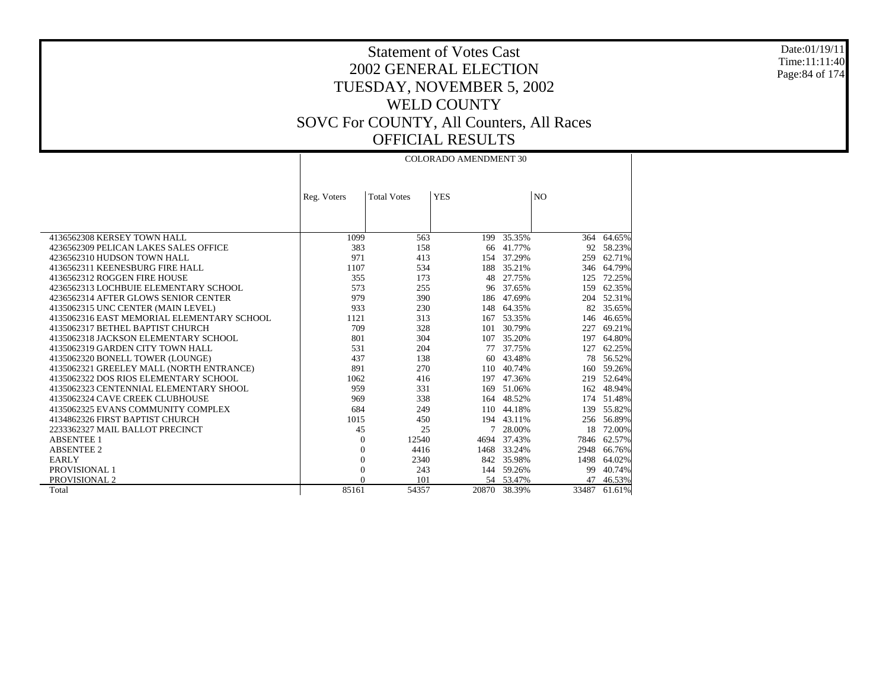# Statement of Votes Cast
## 2002 GENERAL ELECTION
## TUESDAY, NOVEMBER 5, 2002
## WELD COUNTY
## SOVC For COUNTY, All Counters, All Races
## OFFICIAL RESULTS

Date:01/19/11
Time:11:11:40

| | COLORADO AMENDMENT 30 | | | | | |
|---|---|---|---|---|---|---|
| | Reg. Voters | Total Votes | YES | | NO | |
| 4136562308 KERSEY TOWN HALL | 1099 | 563 | 199 | 35.35% | 364 | 64.65% |
| 4236562309 PELICAN LAKES SALES OFFICE | 383 | 158 | 66 | 41.77% | 92 | 58.23% |
| 4236562310 HUDSON TOWN HALL | 971 | 413 | 154 | 37.29% | 259 | 62.71% |
| 4136562311 KEENESBURG FIRE HALL | 1107 | 534 | 188 | 35.21% | 346 | 64.79% |
| 4136562312 ROGGEN FIRE HOUSE | 355 | 173 | 48 | 27.75% | 125 | 72.25% |
| 4236562313 LOCHBUIE ELEMENTARY SCHOOL | 573 | 255 | 96 | 37.65% | 159 | 62.35% |
| 4236562314 AFTER GLOWS SENIOR CENTER | 979 | 390 | 186 | 47.69% | 204 | 52.31% |
| 4135062315 UNC CENTER (MAIN LEVEL) | 933 | 230 | 148 | 64.35% | 82 | 35.65% |
| 4135062316 EAST MEMORIAL ELEMENTARY SCHOOL | 1121 | 313 | 167 | 53.35% | 146 | 46.65% |
| 4135062317 BETHEL BAPTIST CHURCH | 709 | 328 | 101 | 30.79% | 227 | 69.21% |
| 4135062318 JACKSON ELEMENTARY SCHOOL | 801 | 304 | 107 | 35.20% | 197 | 64.80% |
| 4135062319 GARDEN CITY TOWN HALL | 531 | 204 | 77 | 37.75% | 127 | 62.25% |
| 4135062320 BONELL TOWER (LOUNGE) | 437 | 138 | 60 | 43.48% | 78 | 56.52% |
| 4135062321 GREELEY MALL (NORTH ENTRANCE) | 891 | 270 | 110 | 40.74% | 160 | 59.26% |
| 4135062322 DOS RIOS ELEMENTARY SCHOOL | 1062 | 416 | 197 | 47.36% | 219 | 52.64% |
| 4135062323 CENTENNIAL ELEMENTARY SHOOL | 959 | 331 | 169 | 51.06% | 162 | 48.94% |
| 4135062324 CAVE CREEK CLUBHOUSE | 969 | 338 | 164 | 48.52% | 174 | 51.48% |
| 4135062325 EVANS COMMUNITY COMPLEX | 684 | 249 | 110 | 44.18% | 139 | 55.82% |
| 4134862326 FIRST BAPTIST CHURCH | 1015 | 450 | 194 | 43.11% | 256 | 56.89% |
| 2233362327 MAIL BALLOT PRECINCT | 45 | 25 | 7 | 28.00% | 18 | 72.00% |
| ABSENTEE 1 | 0 | 12540 | 4694 | 37.43% | 7846 | 62.57% |
| ABSENTEE 2 | 0 | 4416 | 1468 | 33.24% | 2948 | 66.76% |
| EARLY | 0 | 2340 | 842 | 35.98% | 1498 | 64.02% |
| PROVISIONAL 1 | 0 | 243 | 144 | 59.26% | 99 | 40.74% |
| PROVISIONAL 2 | 0 | 101 | 54 | 53.47% | 47 | 46.53% |
| Total | 85161 | 54357 | 20870 | 38.39% | 33487 | 61.61% |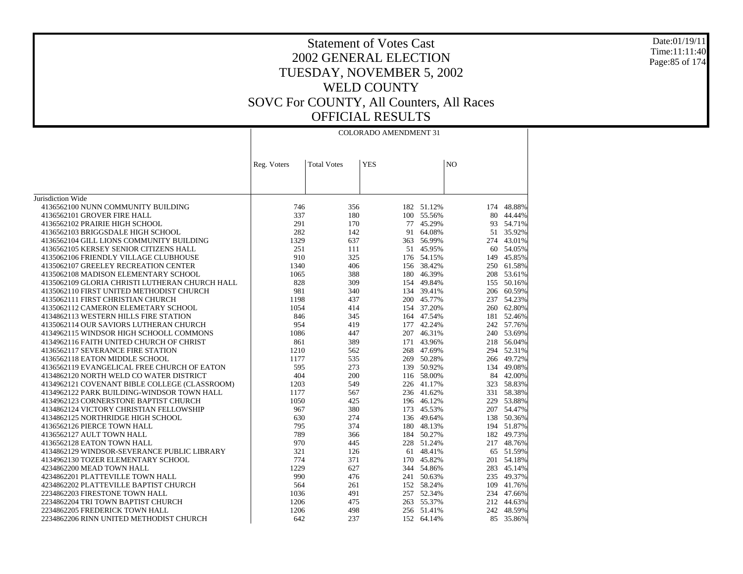# Statement of Votes Cast
## 2002 GENERAL ELECTION
## TUESDAY, NOVEMBER 5, 2002
## WELD COUNTY
## SOVC For COUNTY, All Counters, All Races
## OFFICIAL RESULTS

Date:01/19/11
Time:11:11:40

| | COLORADO AMENDMENT 31 | | | | | |
|---|---|---|---|---|---|---|
| | Reg. Voters | Total Votes | YES | | NO | |
| Jurisdiction Wide | | | | | | |
| 4136562100 NUNN COMMUNITY BUILDING | 746 | 356 | 182 | 51.12% | 174 | 48.88% |
| 4136562101 GROVER FIRE HALL | 337 | 180 | 100 | 55.56% | 80 | 44.44% |
| 4136562102 PRAIRIE HIGH SCHOOL | 291 | 170 | 77 | 45.29% | 93 | 54.71% |
| 4136562103 BRIGGSDALE HIGH SCHOOL | 282 | 142 | 91 | 64.08% | 51 | 35.92% |
| 4136562104 GILL LIONS COMMUNITY BUILDING | 1329 | 637 | 363 | 56.99% | 274 | 43.01% |
| 4136562105 KERSEY SENIOR CITIZENS HALL | 251 | 111 | 51 | 45.95% | 60 | 54.05% |
| 4135062106 FRIENDLY VILLAGE CLUBHOUSE | 910 | 325 | 176 | 54.15% | 149 | 45.85% |
| 4135062107 GREELEY RECREATION CENTER | 1340 | 406 | 156 | 38.42% | 250 | 61.58% |
| 4135062108 MADISON ELEMENTARY SCHOOL | 1065 | 388 | 180 | 46.39% | 208 | 53.61% |
| 4135062109 GLORIA CHRISTI LUTHERAN CHURCH HALL | 828 | 309 | 154 | 49.84% | 155 | 50.16% |
| 4135062110 FIRST UNITED METHODIST CHURCH | 981 | 340 | 134 | 39.41% | 206 | 60.59% |
| 4135062111 FIRST CHRISTIAN CHURCH | 1198 | 437 | 200 | 45.77% | 237 | 54.23% |
| 4135062112 CAMERON ELEMETARY SCHOOL | 1054 | 414 | 154 | 37.20% | 260 | 62.80% |
| 4134862113 WESTERN HILLS FIRE STATION | 846 | 345 | 164 | 47.54% | 181 | 52.46% |
| 4135062114 OUR SAVIORS LUTHERAN CHURCH | 954 | 419 | 177 | 42.24% | 242 | 57.76% |
| 4134962115 WINDSOR HIGH SCHOOLL COMMONS | 1086 | 447 | 207 | 46.31% | 240 | 53.69% |
| 4134962116 FAITH UNITED CHURCH OF CHRIST | 861 | 389 | 171 | 43.96% | 218 | 56.04% |
| 4136562117 SEVERANCE FIRE STATION | 1210 | 562 | 268 | 47.69% | 294 | 52.31% |
| 4136562118 EATON MIDDLE SCHOOL | 1177 | 535 | 269 | 50.28% | 266 | 49.72% |
| 4136562119 EVANGELICAL FREE CHURCH OF EATON | 595 | 273 | 139 | 50.92% | 134 | 49.08% |
| 4134862120 NORTH WELD CO WATER DISTRICT | 404 | 200 | 116 | 58.00% | 84 | 42.00% |
| 4134962121 COVENANT BIBLE COLLEGE (CLASSROOM) | 1203 | 549 | 226 | 41.17% | 323 | 58.83% |
| 4134962122 PARK BUILDING-WINDSOR TOWN HALL | 1177 | 567 | 236 | 41.62% | 331 | 58.38% |
| 4134962123 CORNERSTONE BAPTIST CHURCH | 1050 | 425 | 196 | 46.12% | 229 | 53.88% |
| 4134862124 VICTORY CHRISTIAN FELLOWSHIP | 967 | 380 | 173 | 45.53% | 207 | 54.47% |
| 4134862125 NORTHRIDGE HIGH SCHOOL | 630 | 274 | 136 | 49.64% | 138 | 50.36% |
| 4136562126 PIERCE TOWN HALL | 795 | 374 | 180 | 48.13% | 194 | 51.87% |
| 4136562127 AULT TOWN HALL | 789 | 366 | 184 | 50.27% | 182 | 49.73% |
| 4136562128 EATON TOWN HALL | 970 | 445 | 228 | 51.24% | 217 | 48.76% |
| 4134862129 WINDSOR-SEVERANCE PUBLIC LIBRARY | 321 | 126 | 61 | 48.41% | 65 | 51.59% |
| 4134962130 TOZER ELEMENTARY SCHOOL | 774 | 371 | 170 | 45.82% | 201 | 54.18% |
| 4234862200 MEAD TOWN HALL | 1229 | 627 | 344 | 54.86% | 283 | 45.14% |
| 4234862201 PLATTEVILLE TOWN HALL | 990 | 476 | 241 | 50.63% | 235 | 49.37% |
| 4234862202 PLATTEVILLE BAPTIST CHURCH | 564 | 261 | 152 | 58.24% | 109 | 41.76% |
| 2234862203 FIRESTONE TOWN HALL | 1036 | 491 | 257 | 52.34% | 234 | 47.66% |
| 2234862204 TRI TOWN BAPTIST CHURCH | 1206 | 475 | 263 | 55.37% | 212 | 44.63% |
| 2234862205 FREDERICK TOWN HALL | 1206 | 498 | 256 | 51.41% | 242 | 48.59% |
| 2234862206 RINN UNITED METHODIST CHURCH | 642 | 237 | 152 | 64.14% | 85 | 35.86% |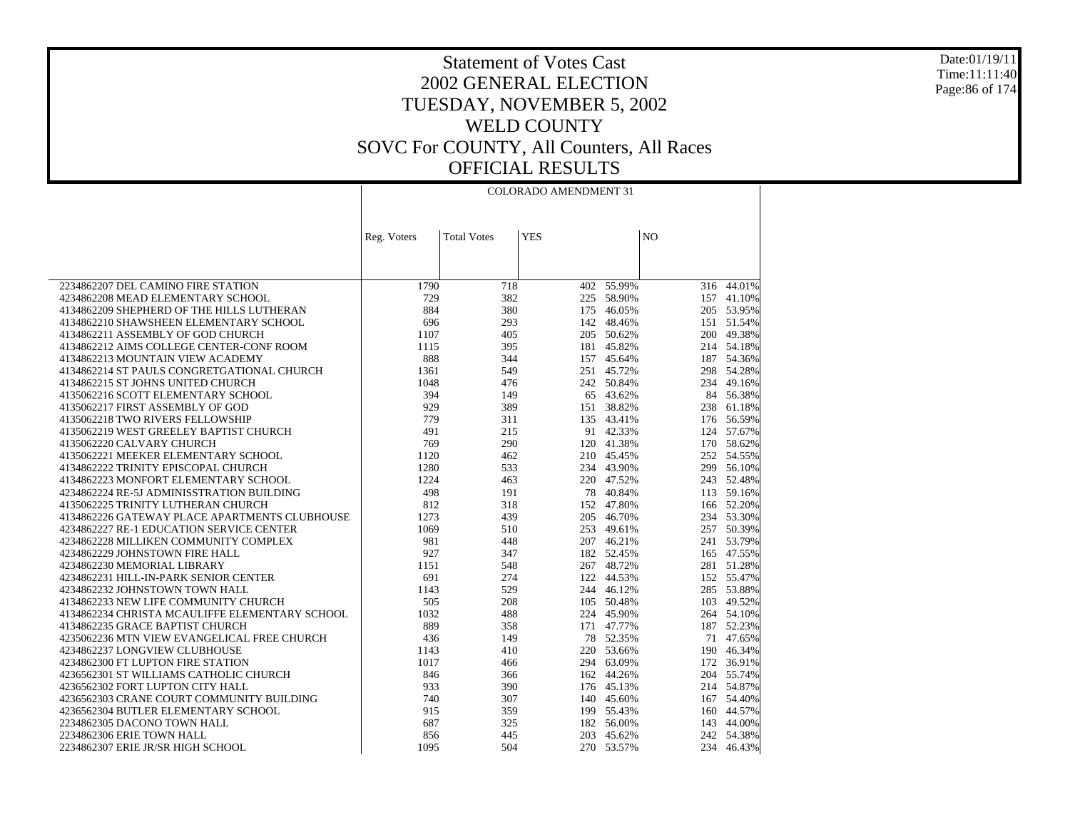# Statement of Votes Cast
## 2002 GENERAL ELECTION
## TUESDAY, NOVEMBER 5, 2002
## WELD COUNTY
## SOVC For COUNTY, All Counters, All Races
## OFFICIAL RESULTS

Date:01/19/11
Time:11:11:40

| | COLORADO AMENDMENT 31 | | | | | |
|---|---|---|---|---|---|---|
| | Reg. Voters | Total Votes | YES | | NO | |
| 2234862207 DEL CAMINO FIRE STATION | 1790 | 718 | 402 | 55.99% | 316 | 44.01% |
| 4234862208 MEAD ELEMENTARY SCHOOL | 729 | 382 | 225 | 58.90% | 157 | 41.10% |
| 4134862209 SHEPHERD OF THE HILLS LUTHERAN | 884 | 380 | 175 | 46.05% | 205 | 53.95% |
| 4134862210 SHAWSHEEN ELEMENTARY SCHOOL | 696 | 293 | 142 | 48.46% | 151 | 51.54% |
| 4134862211 ASSEMBLY OF GOD CHURCH | 1107 | 405 | 205 | 50.62% | 200 | 49.38% |
| 4134862212 AIMS COLLEGE CENTER-CONF ROOM | 1115 | 395 | 181 | 45.82% | 214 | 54.18% |
| 4134862213 MOUNTAIN VIEW ACADEMY | 888 | 344 | 157 | 45.64% | 187 | 54.36% |
| 4134862214 ST PAULS CONGRETGATIONAL CHURCH | 1361 | 549 | 251 | 45.72% | 298 | 54.28% |
| 4134862215 ST JOHNS UNITED CHURCH | 1048 | 476 | 242 | 50.84% | 234 | 49.16% |
| 4135062216 SCOTT ELEMENTARY SCHOOL | 394 | 149 | 65 | 43.62% | 84 | 56.38% |
| 4135062217 FIRST ASSEMBLY OF GOD | 929 | 389 | 151 | 38.82% | 238 | 61.18% |
| 4135062218 TWO RIVERS FELLOWSHIP | 779 | 311 | 135 | 43.41% | 176 | 56.59% |
| 4135062219 WEST GREELEY BAPTIST CHURCH | 491 | 215 | 91 | 42.33% | 124 | 57.67% |
| 4135062220 CALVARY CHURCH | 769 | 290 | 120 | 41.38% | 170 | 58.62% |
| 4135062221 MEEKER ELEMENTARY SCHOOL | 1120 | 462 | 210 | 45.45% | 252 | 54.55% |
| 4134862222 TRINITY EPISCOPAL CHURCH | 1280 | 533 | 234 | 43.90% | 299 | 56.10% |
| 4134862223 MONFORT ELEMENTARY SCHOOL | 1224 | 463 | 220 | 47.52% | 243 | 52.48% |
| 4234862224 RE-5J ADMINISSTRATION BUILDING | 498 | 191 | 78 | 40.84% | 113 | 59.16% |
| 4135062225 TRINITY LUTHERAN CHURCH | 812 | 318 | 152 | 47.80% | 166 | 52.20% |
| 4134862226 GATEWAY PLACE APARTMENTS CLUBHOUSE | 1273 | 439 | 205 | 46.70% | 234 | 53.30% |
| 4234862227 RE-1 EDUCATION SERVICE CENTER | 1069 | 510 | 253 | 49.61% | 257 | 50.39% |
| 4234862228 MILLIKEN COMMUNITY COMPLEX | 981 | 448 | 207 | 46.21% | 241 | 53.79% |
| 4234862229 JOHNSTOWN FIRE HALL | 927 | 347 | 182 | 52.45% | 165 | 47.55% |
| 4234862230 MEMORIAL LIBRARY | 1151 | 548 | 267 | 48.72% | 281 | 51.28% |
| 4234862231 HILL-IN-PARK SENIOR CENTER | 691 | 274 | 122 | 44.53% | 152 | 55.47% |
| 4234862232 JOHNSTOWN TOWN HALL | 1143 | 529 | 244 | 46.12% | 285 | 53.88% |
| 4134862233 NEW LIFE COMMUNITY CHURCH | 505 | 208 | 105 | 50.48% | 103 | 49.52% |
| 4134862234 CHRISTA MCAULIFFE ELEMENTARY SCHOOL | 1032 | 488 | 224 | 45.90% | 264 | 54.10% |
| 4134862235 GRACE BAPTIST CHURCH | 889 | 358 | 171 | 47.77% | 187 | 52.23% |
| 4235062236 MTN VIEW EVANGELICAL FREE CHURCH | 436 | 149 | 78 | 52.35% | 71 | 47.65% |
| 4234862237 LONGVIEW CLUBHOUSE | 1143 | 410 | 220 | 53.66% | 190 | 46.34% |
| 4234862300 FT LUPTON FIRE STATION | 1017 | 466 | 294 | 63.09% | 172 | 36.91% |
| 4236562301 ST WILLIAMS CATHOLIC CHURCH | 846 | 366 | 162 | 44.26% | 204 | 55.74% |
| 4236562302 FORT LUPTON CITY HALL | 933 | 390 | 176 | 45.13% | 214 | 54.87% |
| 4236562303 CRANE COURT COMMUNITY BUILDING | 740 | 307 | 140 | 45.60% | 167 | 54.40% |
| 4236562304 BUTLER ELEMENTARY SCHOOL | 915 | 359 | 199 | 55.43% | 160 | 44.57% |
| 2234862305 DACONO TOWN HALL | 687 | 325 | 182 | 56.00% | 143 | 44.00% |
| 2234862306 ERIE TOWN HALL | 856 | 445 | 203 | 45.62% | 242 | 54.38% |
| 2234862307 ERIE JR/SR HIGH SCHOOL | 1095 | 504 | 270 | 53.57% | 234 | 46.43% |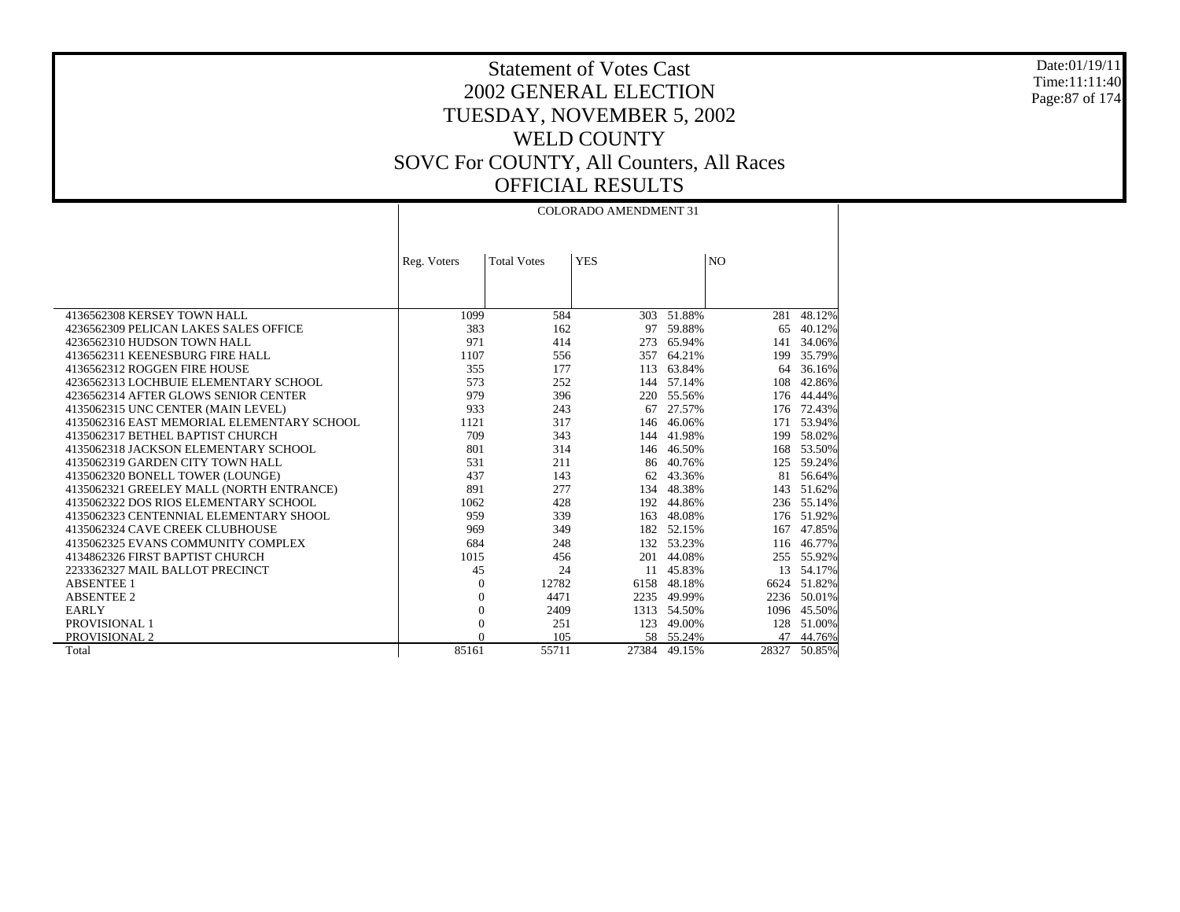# Statement of Votes Cast
# 2002 GENERAL ELECTION
# TUESDAY, NOVEMBER 5, 2002
# WELD COUNTY
# SOVC For COUNTY, All Counters, All Races
# OFFICIAL RESULTS

Date:01/19/11
Time:11:11:40

| | COLORADO AMENDMENT 31 | | | | | |
|---|---|---|---|---|---|---|
| | Reg. Voters | Total Votes | YES | | NO | |
| 4136562308 KERSEY TOWN HALL | 1099 | 584 | 303 | 51.88% | 281 | 48.12% |
| 4236562309 PELICAN LAKES SALES OFFICE | 383 | 162 | 97 | 59.88% | 65 | 40.12% |
| 4236562310 HUDSON TOWN HALL | 971 | 414 | 273 | 65.94% | 141 | 34.06% |
| 4136562311 KEENESBURG FIRE HALL | 1107 | 556 | 357 | 64.21% | 199 | 35.79% |
| 4136562312 ROGGEN FIRE HOUSE | 355 | 177 | 113 | 63.84% | 64 | 36.16% |
| 4236562313 LOCHBUIE ELEMENTARY SCHOOL | 573 | 252 | 144 | 57.14% | 108 | 42.86% |
| 4236562314 AFTER GLOWS SENIOR CENTER | 979 | 396 | 220 | 55.56% | 176 | 44.44% |
| 4135062315 UNC CENTER (MAIN LEVEL) | 933 | 243 | 67 | 27.57% | 176 | 72.43% |
| 4135062316 EAST MEMORIAL ELEMENTARY SCHOOL | 1121 | 317 | 146 | 46.06% | 171 | 53.94% |
| 4135062317 BETHEL BAPTIST CHURCH | 709 | 343 | 144 | 41.98% | 199 | 58.02% |
| 4135062318 JACKSON ELEMENTARY SCHOOL | 801 | 314 | 146 | 46.50% | 168 | 53.50% |
| 4135062319 GARDEN CITY TOWN HALL | 531 | 211 | 86 | 40.76% | 125 | 59.24% |
| 4135062320 BONELL TOWER (LOUNGE) | 437 | 143 | 62 | 43.36% | 81 | 56.64% |
| 4135062321 GREELEY MALL (NORTH ENTRANCE) | 891 | 277 | 134 | 48.38% | 143 | 51.62% |
| 4135062322 DOS RIOS ELEMENTARY SCHOOL | 1062 | 428 | 192 | 44.86% | 236 | 55.14% |
| 4135062323 CENTENNIAL ELEMENTARY SHOOL | 959 | 339 | 163 | 48.08% | 176 | 51.92% |
| 4135062324 CAVE CREEK CLUBHOUSE | 969 | 349 | 182 | 52.15% | 167 | 47.85% |
| 4135062325 EVANS COMMUNITY COMPLEX | 684 | 248 | 132 | 53.23% | 116 | 46.77% |
| 4134862326 FIRST BAPTIST CHURCH | 1015 | 456 | 201 | 44.08% | 255 | 55.92% |
| 2233362327 MAIL BALLOT PRECINCT | 45 | 24 | 11 | 45.83% | 13 | 54.17% |
| ABSENTEE 1 | 0 | 12782 | 6158 | 48.18% | 6624 | 51.82% |
| ABSENTEE 2 | 0 | 4471 | 2235 | 49.99% | 2236 | 50.01% |
| EARLY | 0 | 2409 | 1313 | 54.50% | 1096 | 45.50% |
| PROVISIONAL 1 | 0 | 251 | 123 | 49.00% | 128 | 51.00% |
| PROVISIONAL 2 | 0 | 105 | 58 | 55.24% | 47 | 44.76% |
| Total | 85161 | 55711 | 27384 | 49.15% | 28327 | 50.85% |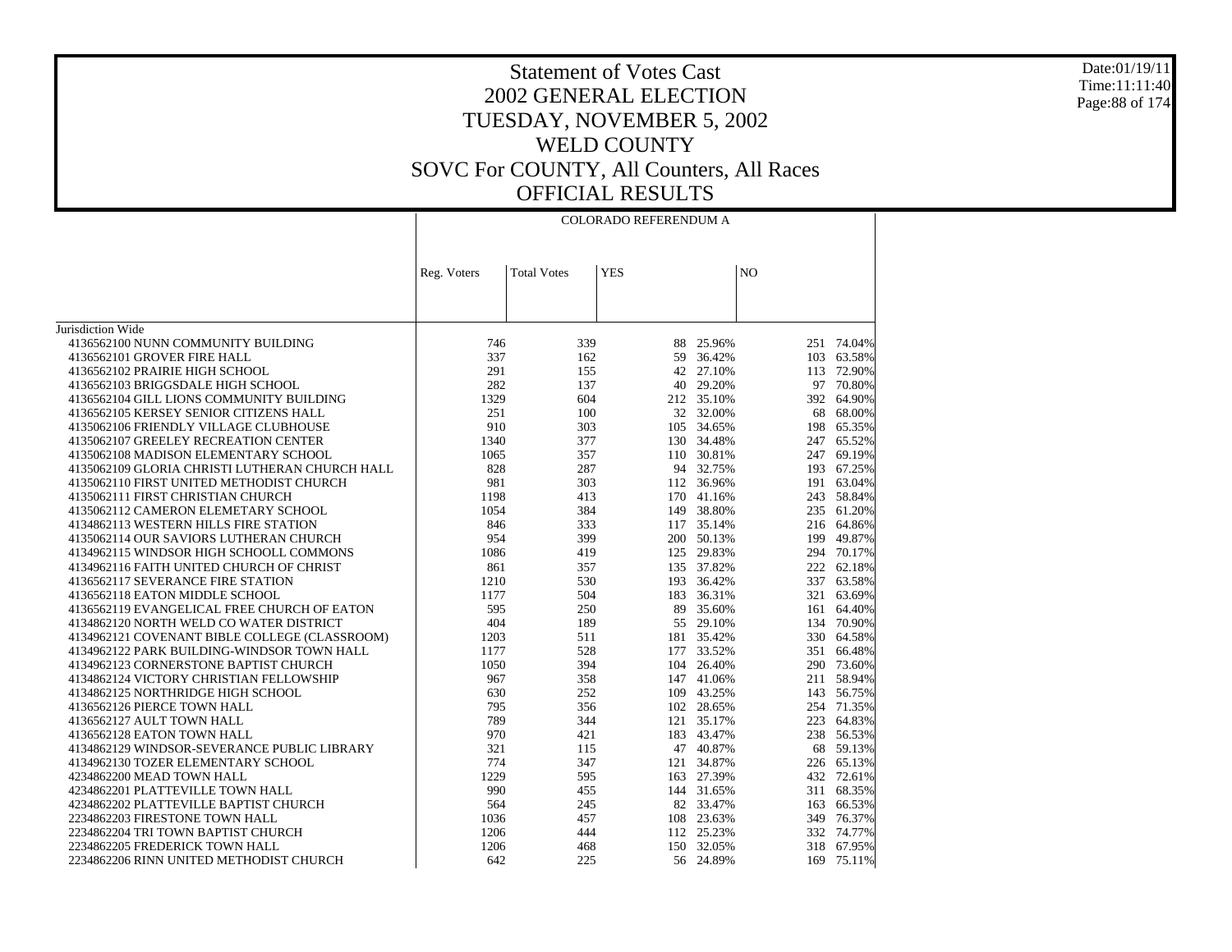# Statement of Votes Cast
# 2002 GENERAL ELECTION
# TUESDAY, NOVEMBER 5, 2002
# WELD COUNTY
# SOVC For COUNTY, All Counters, All Races
# OFFICIAL RESULTS

Date:01/19/11
Time:11:11:40

| | COLORADO REFERENDUM A | | | | | |
|---|---|---|---|---|---|---|
| | Reg. Voters | Total Votes | YES | | NO | |
| Jurisdiction Wide | | | | | | |
| 4136562100 NUNN COMMUNITY BUILDING | 746 | 339 | 88 | 25.96% | 251 | 74.04% |
| 4136562101 GROVER FIRE HALL | 337 | 162 | 59 | 36.42% | 103 | 63.58% |
| 4136562102 PRAIRIE HIGH SCHOOL | 291 | 155 | 42 | 27.10% | 113 | 72.90% |
| 4136562103 BRIGGSDALE HIGH SCHOOL | 282 | 137 | 40 | 29.20% | 97 | 70.80% |
| 4136562104 GILL LIONS COMMUNITY BUILDING | 1329 | 604 | 212 | 35.10% | 392 | 64.90% |
| 4136562105 KERSEY SENIOR CITIZENS HALL | 251 | 100 | 32 | 32.00% | 68 | 68.00% |
| 4135062106 FRIENDLY VILLAGE CLUBHOUSE | 910 | 303 | 105 | 34.65% | 198 | 65.35% |
| 4135062107 GREELEY RECREATION CENTER | 1340 | 377 | 130 | 34.48% | 247 | 65.52% |
| 4135062108 MADISON ELEMENTARY SCHOOL | 1065 | 357 | 110 | 30.81% | 247 | 69.19% |
| 4135062109 GLORIA CHRISTI LUTHERAN CHURCH HALL | 828 | 287 | 94 | 32.75% | 193 | 67.25% |
| 4135062110 FIRST UNITED METHODIST CHURCH | 981 | 303 | 112 | 36.96% | 191 | 63.04% |
| 4135062111 FIRST CHRISTIAN CHURCH | 1198 | 413 | 170 | 41.16% | 243 | 58.84% |
| 4135062112 CAMERON ELEMETARY SCHOOL | 1054 | 384 | 149 | 38.80% | 235 | 61.20% |
| 4134862113 WESTERN HILLS FIRE STATION | 846 | 333 | 117 | 35.14% | 216 | 64.86% |
| 4135062114 OUR SAVIORS LUTHERAN CHURCH | 954 | 399 | 200 | 50.13% | 199 | 49.87% |
| 4134962115 WINDSOR HIGH SCHOOLL COMMONS | 1086 | 419 | 125 | 29.83% | 294 | 70.17% |
| 4134962116 FAITH UNITED CHURCH OF CHRIST | 861 | 357 | 135 | 37.82% | 222 | 62.18% |
| 4136562117 SEVERANCE FIRE STATION | 1210 | 530 | 193 | 36.42% | 337 | 63.58% |
| 4136562118 EATON MIDDLE SCHOOL | 1177 | 504 | 183 | 36.31% | 321 | 63.69% |
| 4136562119 EVANGELICAL FREE CHURCH OF EATON | 595 | 250 | 89 | 35.60% | 161 | 64.40% |
| 4134862120 NORTH WELD CO WATER DISTRICT | 404 | 189 | 55 | 29.10% | 134 | 70.90% |
| 4134962121 COVENANT BIBLE COLLEGE (CLASSROOM) | 1203 | 511 | 181 | 35.42% | 330 | 64.58% |
| 4134962122 PARK BUILDING-WINDSOR TOWN HALL | 1177 | 528 | 177 | 33.52% | 351 | 66.48% |
| 4134962123 CORNERSTONE BAPTIST CHURCH | 1050 | 394 | 104 | 26.40% | 290 | 73.60% |
| 4134862124 VICTORY CHRISTIAN FELLOWSHIP | 967 | 358 | 147 | 41.06% | 211 | 58.94% |
| 4134862125 NORTHRIDGE HIGH SCHOOL | 630 | 252 | 109 | 43.25% | 143 | 56.75% |
| 4136562126 PIERCE TOWN HALL | 795 | 356 | 102 | 28.65% | 254 | 71.35% |
| 4136562127 AULT TOWN HALL | 789 | 344 | 121 | 35.17% | 223 | 64.83% |
| 4136562128 EATON TOWN HALL | 970 | 421 | 183 | 43.47% | 238 | 56.53% |
| 4134962129 WINDSOR-SEVERANCE PUBLIC LIBRARY | 321 | 115 | 47 | 40.87% | 68 | 59.13% |
| 4134962130 TOZER ELEMENTARY SCHOOL | 774 | 347 | 121 | 34.87% | 226 | 65.13% |
| 4234862200 MEAD TOWN HALL | 1229 | 595 | 163 | 27.39% | 432 | 72.61% |
| 4234862201 PLATTEVILLE TOWN HALL | 990 | 455 | 144 | 31.65% | 311 | 68.35% |
| 4234862202 PLATTEVILLE BAPTIST CHURCH | 564 | 245 | 82 | 33.47% | 163 | 66.53% |
| 2234862203 FIRESTONE TOWN HALL | 1036 | 457 | 108 | 23.63% | 349 | 76.37% |
| 2234862204 TRI TOWN BAPTIST CHURCH | 1206 | 444 | 112 | 25.23% | 332 | 74.77% |
| 2234862205 FREDERICK TOWN HALL | 1206 | 468 | 150 | 32.05% | 318 | 67.95% |
| 2234862206 RINN UNITED METHODIST CHURCH | 642 | 225 | 56 | 24.89% | 169 | 75.11% |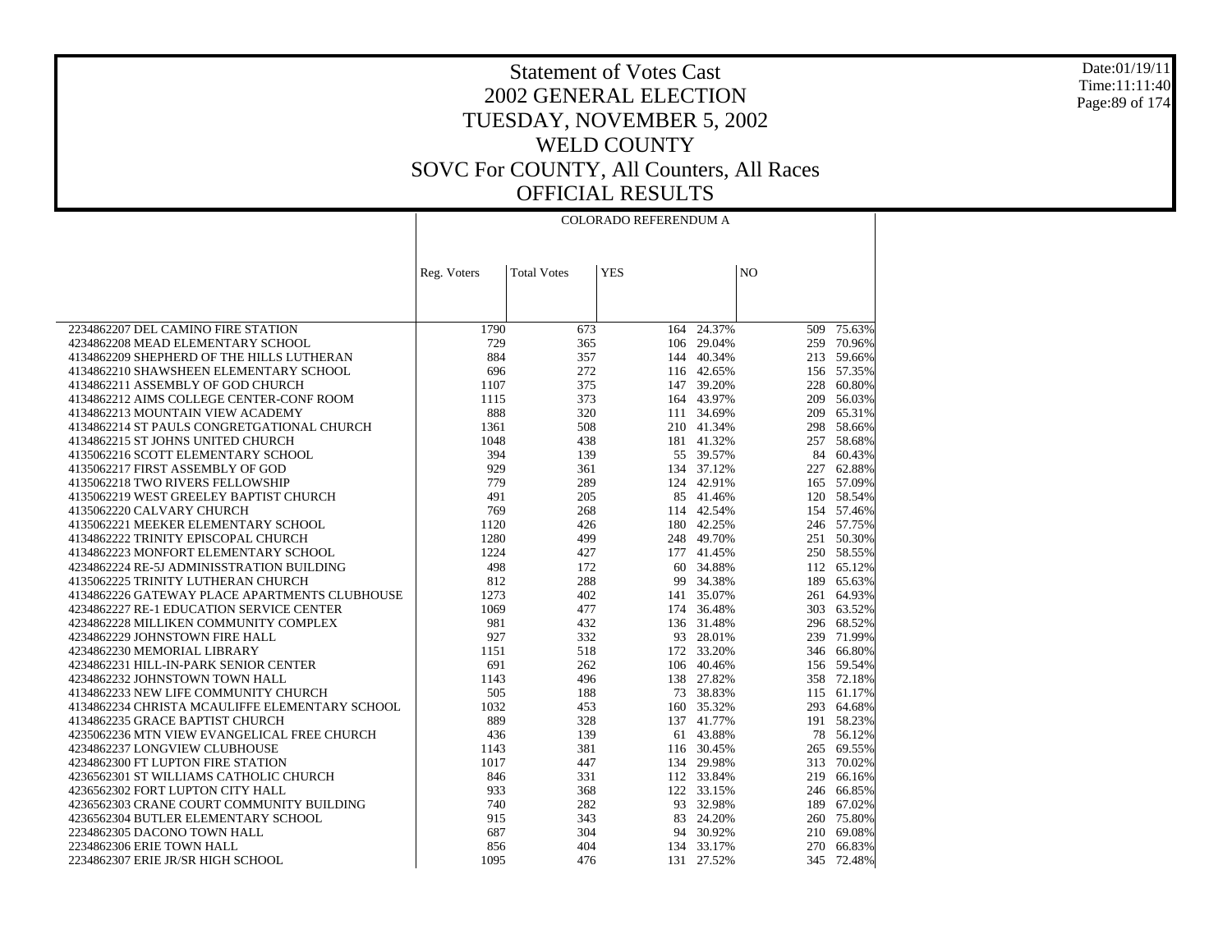# Statement of Votes Cast
## 2002 GENERAL ELECTION
## TUESDAY, NOVEMBER 5, 2002
## WELD COUNTY
## SOVC For COUNTY, All Counters, All Races
## OFFICIAL RESULTS

Date:01/19/11
Time:11:11:40

| | COLORADO REFERENDUM A | | | | | |
|---|---|---|---|---|---|---|
| | Reg. Voters | Total Votes | YES | | NO | |
| 2234862207 DEL CAMINO FIRE STATION | 1790 | 673 | 164 | 24.37% | 509 | 75.63% |
| 4234862208 MEAD ELEMENTARY SCHOOL | 729 | 365 | 106 | 29.04% | 259 | 70.96% |
| 4134862209 SHEPHERD OF THE HILLS LUTHERAN | 884 | 357 | 144 | 40.34% | 213 | 59.66% |
| 4134862210 SHAWSHEEN ELEMENTARY SCHOOL | 696 | 272 | 116 | 42.65% | 156 | 57.35% |
| 4134862211 ASSEMBLY OF GOD CHURCH | 1107 | 375 | 147 | 39.20% | 228 | 60.80% |
| 4134862212 AIMS COLLEGE CENTER-CONF ROOM | 1115 | 373 | 164 | 43.97% | 209 | 56.03% |
| 4134862213 MOUNTAIN VIEW ACADEMY | 888 | 320 | 111 | 34.69% | 209 | 65.31% |
| 4134862214 ST PAULS CONGRETGATIONAL CHURCH | 1361 | 508 | 210 | 41.34% | 298 | 58.66% |
| 4134862215 ST JOHNS UNITED CHURCH | 1048 | 438 | 181 | 41.32% | 257 | 58.68% |
| 4135062216 SCOTT ELEMENTARY SCHOOL | 394 | 139 | 55 | 39.57% | 84 | 60.43% |
| 4135062217 FIRST ASSEMBLY OF GOD | 929 | 361 | 134 | 37.12% | 227 | 62.88% |
| 4135062218 TWO RIVERS FELLOWSHIP | 779 | 289 | 124 | 42.91% | 165 | 57.09% |
| 4135062219 WEST GREELEY BAPTIST CHURCH | 491 | 205 | 85 | 41.46% | 120 | 58.54% |
| 4135062220 CALVARY CHURCH | 769 | 268 | 114 | 42.54% | 154 | 57.46% |
| 4135062221 MEEKER ELEMENTARY SCHOOL | 1120 | 426 | 180 | 42.25% | 246 | 57.75% |
| 4134862222 TRINITY EPISCOPAL CHURCH | 1280 | 499 | 248 | 49.70% | 251 | 50.30% |
| 4134862223 MONFORT ELEMENTARY SCHOOL | 1224 | 427 | 177 | 41.45% | 250 | 58.55% |
| 4234862224 RE-5J ADMINISSTRATION BUILDING | 498 | 172 | 60 | 34.88% | 112 | 65.12% |
| 4135062225 TRINITY LUTHERAN CHURCH | 812 | 288 | 99 | 34.38% | 189 | 65.63% |
| 4134862226 GATEWAY PLACE APARTMENTS CLUBHOUSE | 1273 | 402 | 141 | 35.07% | 261 | 64.93% |
| 4234862227 RE-1 EDUCATION SERVICE CENTER | 1069 | 477 | 174 | 36.48% | 303 | 63.52% |
| 4234862228 MILLIKEN COMMUNITY COMPLEX | 981 | 432 | 136 | 31.48% | 296 | 68.52% |
| 4234862229 JOHNSTOWN FIRE HALL | 927 | 332 | 93 | 28.01% | 239 | 71.99% |
| 4234862230 MEMORIAL LIBRARY | 1151 | 518 | 172 | 33.20% | 346 | 66.80% |
| 4234862231 HILL-IN-PARK SENIOR CENTER | 691 | 262 | 106 | 40.46% | 156 | 59.54% |
| 4234862232 JOHNSTOWN TOWN HALL | 1143 | 496 | 138 | 27.82% | 358 | 72.18% |
| 4134862233 NEW LIFE COMMUNITY CHURCH | 505 | 188 | 73 | 38.83% | 115 | 61.17% |
| 4134862234 CHRISTA MCAULIFFE ELEMENTARY SCHOOL | 1032 | 453 | 160 | 35.32% | 293 | 64.68% |
| 4134862235 GRACE BAPTIST CHURCH | 889 | 328 | 137 | 41.77% | 191 | 58.23% |
| 4235062236 MTN VIEW EVANGELICAL FREE CHURCH | 436 | 139 | 61 | 43.88% | 78 | 56.12% |
| 4234862237 LONGVIEW CLUBHOUSE | 1143 | 381 | 116 | 30.45% | 265 | 69.55% |
| 4234862300 FT LUPTON FIRE STATION | 1017 | 447 | 134 | 29.98% | 313 | 70.02% |
| 4236562301 ST WILLIAMS CATHOLIC CHURCH | 846 | 331 | 112 | 33.84% | 219 | 66.16% |
| 4236562302 FORT LUPTON CITY HALL | 933 | 368 | 122 | 33.15% | 246 | 66.85% |
| 4236562303 CRANE COURT COMMUNITY BUILDING | 740 | 282 | 93 | 32.98% | 189 | 67.02% |
| 4236562304 BUTLER ELEMENTARY SCHOOL | 915 | 343 | 83 | 24.20% | 260 | 75.80% |
| 2234862305 DACONO TOWN HALL | 687 | 304 | 94 | 30.92% | 210 | 69.08% |
| 2234862306 ERIE TOWN HALL | 856 | 404 | 134 | 33.17% | 270 | 66.83% |
| 2234862307 ERIE JR/SR HIGH SCHOOL | 1095 | 476 | 131 | 27.52% | 345 | 72.48% |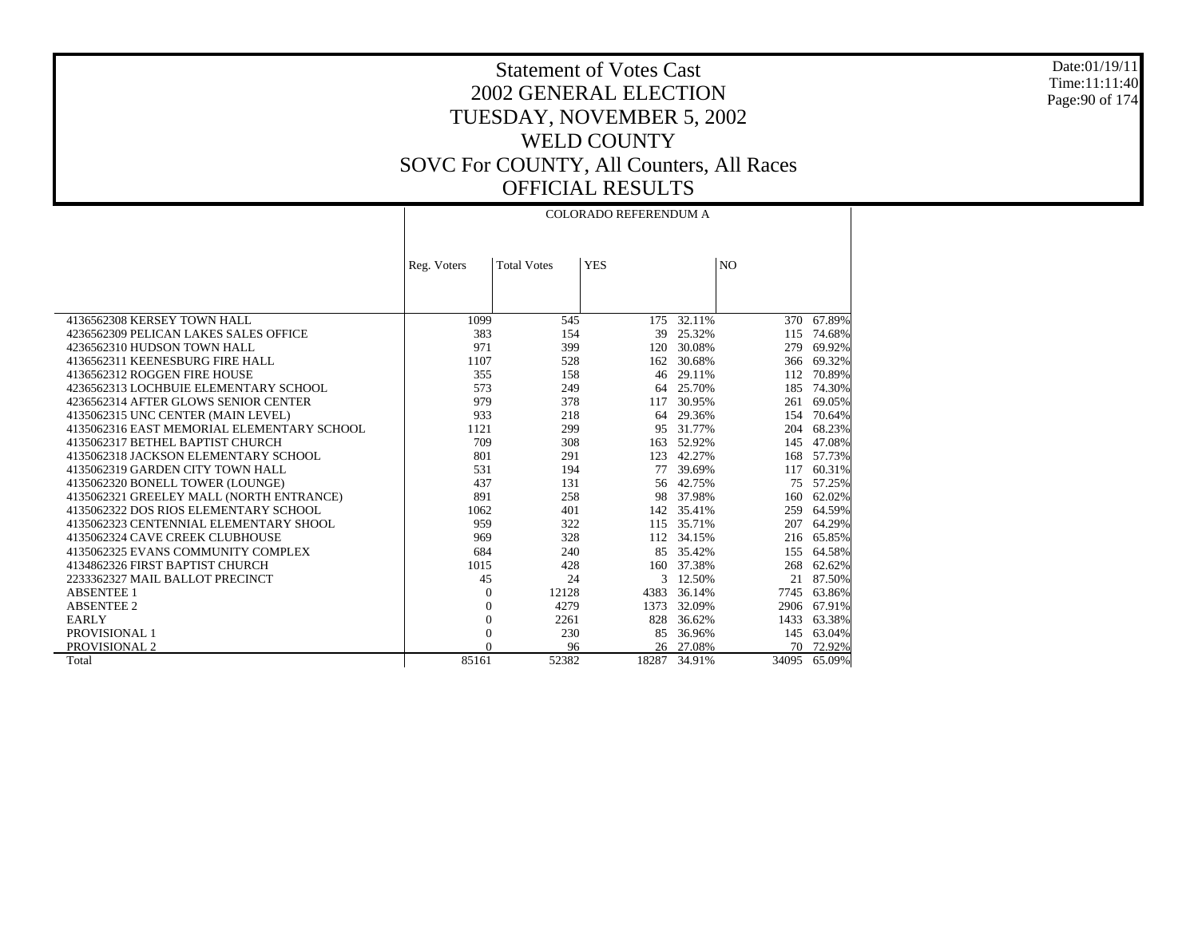# Statement of Votes Cast
## 2002 GENERAL ELECTION
## TUESDAY, NOVEMBER 5, 2002
## WELD COUNTY
## SOVC For COUNTY, All Counters, All Races
## OFFICIAL RESULTS

Date:01/19/11
Time:11:11:40

| | COLORADO REFERENDUM A | | | | | |
|---|---|---|---|---|---|---|
| | Reg. Voters | Total Votes | YES | | NO | |
| 4136562308 KERSEY TOWN HALL | 1099 | 545 | 175 | 32.11% | 370 | 67.89% |
| 4236562309 PELICAN LAKES SALES OFFICE | 383 | 154 | 39 | 25.32% | 115 | 74.68% |
| 4236562310 HUDSON TOWN HALL | 971 | 399 | 120 | 30.08% | 279 | 69.92% |
| 4136562311 KEENESBURG FIRE HALL | 1107 | 528 | 162 | 30.68% | 366 | 69.32% |
| 4136562312 ROGGEN FIRE HOUSE | 355 | 158 | 46 | 29.11% | 112 | 70.89% |
| 4236562313 LOCHBUIE ELEMENTARY SCHOOL | 573 | 249 | 64 | 25.70% | 185 | 74.30% |
| 4236562314 AFTER GLOWS SENIOR CENTER | 979 | 378 | 117 | 30.95% | 261 | 69.05% |
| 4135062315 UNC CENTER (MAIN LEVEL) | 933 | 218 | 64 | 29.36% | 154 | 70.64% |
| 4135062316 EAST MEMORIAL ELEMENTARY SCHOOL | 1121 | 299 | 95 | 31.77% | 204 | 68.23% |
| 4135062317 BETHEL BAPTIST CHURCH | 709 | 308 | 163 | 52.92% | 145 | 47.08% |
| 4135062318 JACKSON ELEMENTARY SCHOOL | 801 | 291 | 123 | 42.27% | 168 | 57.73% |
| 4135062319 GARDEN CITY TOWN HALL | 531 | 194 | 77 | 39.69% | 117 | 60.31% |
| 4135062320 BONELL TOWER (LOUNGE) | 437 | 131 | 56 | 42.75% | 75 | 57.25% |
| 4135062321 GREELEY MALL (NORTH ENTRANCE) | 891 | 258 | 98 | 37.98% | 160 | 62.02% |
| 4135062322 DOS RIOS ELEMENTARY SCHOOL | 1062 | 401 | 142 | 35.41% | 259 | 64.59% |
| 4135062323 CENTENNIAL ELEMENTARY SHOOL | 959 | 322 | 115 | 35.71% | 207 | 64.29% |
| 4135062324 CAVE CREEK CLUBHOUSE | 969 | 328 | 112 | 34.15% | 216 | 65.85% |
| 4135062325 EVANS COMMUNITY COMPLEX | 684 | 240 | 85 | 35.42% | 155 | 64.58% |
| 4134862326 FIRST BAPTIST CHURCH | 1015 | 428 | 160 | 37.38% | 268 | 62.62% |
| 2233362327 MAIL BALLOT PRECINCT | 45 | 24 | 3 | 12.50% | 21 | 87.50% |
| ABSENTEE 1 | 0 | 12128 | 4383 | 36.14% | 7745 | 63.86% |
| ABSENTEE 2 | 0 | 4279 | 1373 | 32.09% | 2906 | 67.91% |
| EARLY | 0 | 2261 | 828 | 36.62% | 1433 | 63.38% |
| PROVISIONAL 1 | 0 | 230 | 85 | 36.96% | 145 | 63.04% |
| PROVISIONAL 2 | 0 | 96 | 26 | 27.08% | 70 | 72.92% |
| Total | 85161 | 52382 | 18287 | 34.91% | 34095 | 65.09% |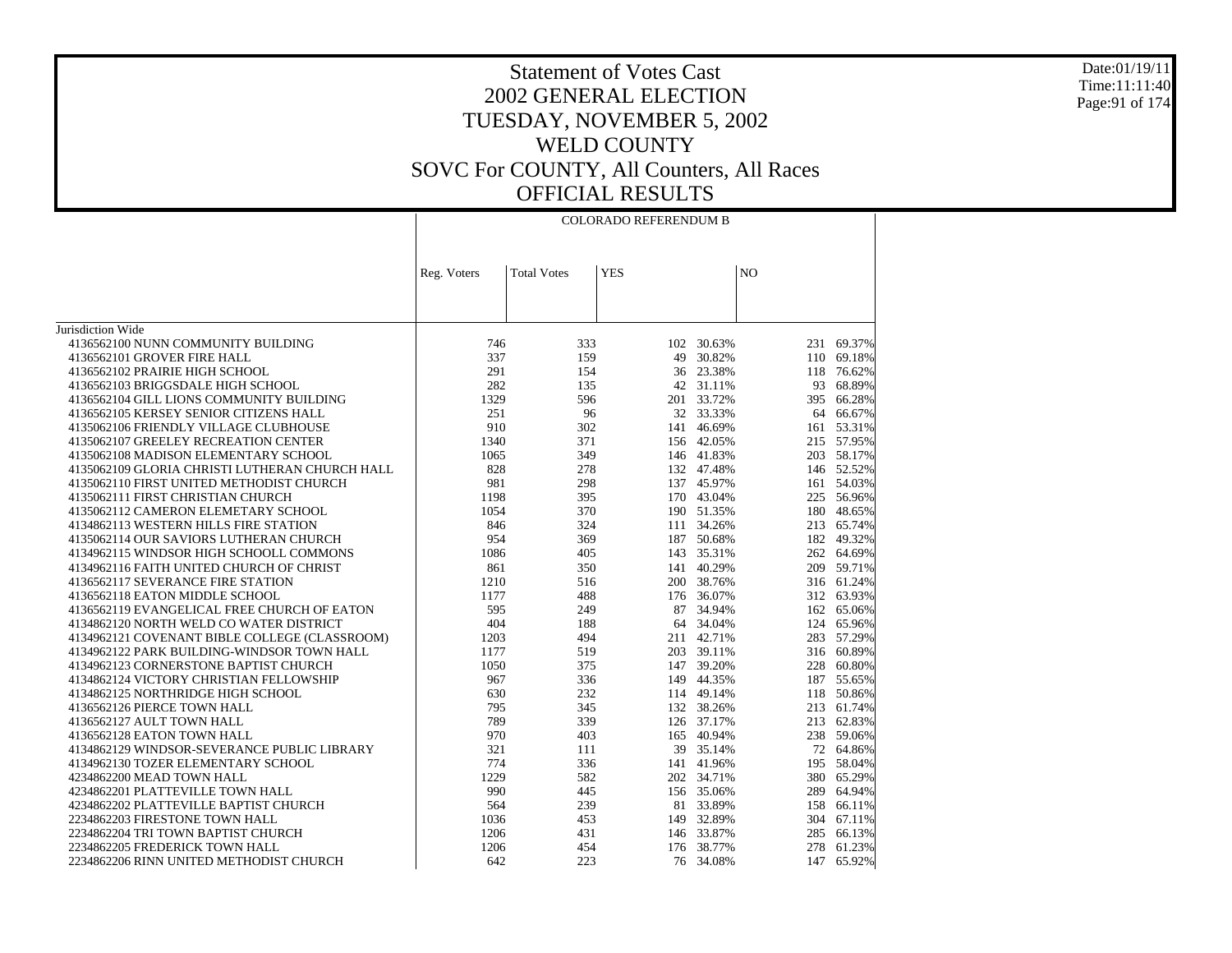# Statement of Votes Cast
## 2002 GENERAL ELECTION
## TUESDAY, NOVEMBER 5, 2002
## WELD COUNTY
## SOVC For COUNTY, All Counters, All Races
## OFFICIAL RESULTS

Date:01/19/11
Time:11:11:40

| | COLORADO REFERENDUM B | | | | | |
|---|---|---|---|---|---|---|
| | Reg. Voters | Total Votes | YES | | NO | |
| Jurisdiction Wide | | | | | | |
| 4136562100 NUNN COMMUNITY BUILDING | 746 | 333 | 102 | 30.63% | 231 | 69.37% |
| 4136562101 GROVER FIRE HALL | 337 | 159 | 49 | 30.82% | 110 | 69.18% |
| 4136562102 PRAIRIE HIGH SCHOOL | 291 | 154 | 36 | 23.38% | 118 | 76.62% |
| 4136562103 BRIGGSDALE HIGH SCHOOL | 282 | 135 | 42 | 31.11% | 93 | 68.89% |
| 4136562104 GILL LIONS COMMUNITY BUILDING | 1329 | 596 | 201 | 33.72% | 395 | 66.28% |
| 4136562105 KERSEY SENIOR CITIZENS HALL | 251 | 96 | 32 | 33.33% | 64 | 66.67% |
| 4135062106 FRIENDLY VILLAGE CLUBHOUSE | 910 | 302 | 141 | 46.69% | 161 | 53.31% |
| 4135062107 GREELEY RECREATION CENTER | 1340 | 371 | 156 | 42.05% | 215 | 57.95% |
| 4135062108 MADISON ELEMENTARY SCHOOL | 1065 | 349 | 146 | 41.83% | 203 | 58.17% |
| 4135062109 GLORIA CHRISTI LUTHERAN CHURCH HALL | 828 | 278 | 132 | 47.48% | 146 | 52.52% |
| 4135062110 FIRST UNITED METHODIST CHURCH | 981 | 298 | 137 | 45.97% | 161 | 54.03% |
| 4135062111 FIRST CHRISTIAN CHURCH | 1198 | 395 | 170 | 43.04% | 225 | 56.96% |
| 4135062112 CAMERON ELEMETARY SCHOOL | 1054 | 370 | 190 | 51.35% | 180 | 48.65% |
| 4134862113 WESTERN HILLS FIRE STATION | 846 | 324 | 111 | 34.26% | 213 | 65.74% |
| 4135062114 OUR SAVIORS LUTHERAN CHURCH | 954 | 369 | 187 | 50.68% | 182 | 49.32% |
| 4134962115 WINDSOR HIGH SCHOOLL COMMONS | 1086 | 405 | 143 | 35.31% | 262 | 64.69% |
| 4134962116 FAITH UNITED CHURCH OF CHRIST | 861 | 350 | 141 | 40.29% | 209 | 59.71% |
| 4136562117 SEVERANCE FIRE STATION | 1210 | 516 | 200 | 38.76% | 316 | 61.24% |
| 4136562118 EATON MIDDLE SCHOOL | 1177 | 488 | 176 | 36.07% | 312 | 63.93% |
| 4136562119 EVANGELICAL FREE CHURCH OF EATON | 595 | 249 | 87 | 34.94% | 162 | 65.06% |
| 4134862120 NORTH WELD CO WATER DISTRICT | 404 | 188 | 64 | 34.04% | 124 | 65.96% |
| 4134962121 COVENANT BIBLE COLLEGE (CLASSROOM) | 1203 | 494 | 211 | 42.71% | 283 | 57.29% |
| 4134962122 PARK BUILDING-WINDSOR TOWN HALL | 1177 | 519 | 203 | 39.11% | 316 | 60.89% |
| 4134962123 CORNERSTONE BAPTIST CHURCH | 1050 | 375 | 147 | 39.20% | 228 | 60.80% |
| 4134862124 VICTORY CHRISTIAN FELLOWSHIP | 967 | 336 | 149 | 44.35% | 187 | 55.65% |
| 4134862125 NORTHRIDGE HIGH SCHOOL | 630 | 232 | 114 | 49.14% | 118 | 50.86% |
| 4136562126 PIERCE TOWN HALL | 795 | 345 | 132 | 38.26% | 213 | 61.74% |
| 4136562127 AULT TOWN HALL | 789 | 339 | 126 | 37.17% | 213 | 62.83% |
| 4136562128 EATON TOWN HALL | 970 | 403 | 165 | 40.94% | 238 | 59.06% |
| 4134862129 WINDSOR-SEVERANCE PUBLIC LIBRARY | 321 | 111 | 39 | 35.14% | 72 | 64.86% |
| 4134962130 TOZER ELEMENTARY SCHOOL | 774 | 336 | 141 | 41.96% | 195 | 58.04% |
| 4234862200 MEAD TOWN HALL | 1229 | 582 | 202 | 34.71% | 380 | 65.29% |
| 4234862201 PLATTEVILLE TOWN HALL | 990 | 445 | 156 | 35.06% | 289 | 64.94% |
| 4234862202 PLATTEVILLE BAPTIST CHURCH | 564 | 239 | 81 | 33.89% | 158 | 66.11% |
| 2234862203 FIRESTONE TOWN HALL | 1036 | 453 | 149 | 32.89% | 304 | 67.11% |
| 2234862204 TRI TOWN BAPTIST CHURCH | 1206 | 431 | 146 | 33.87% | 285 | 66.13% |
| 2234862205 FREDERICK TOWN HALL | 1206 | 454 | 176 | 38.77% | 278 | 61.23% |
| 2234862206 RINN UNITED METHODIST CHURCH | 642 | 223 | 76 | 34.08% | 147 | 65.92% |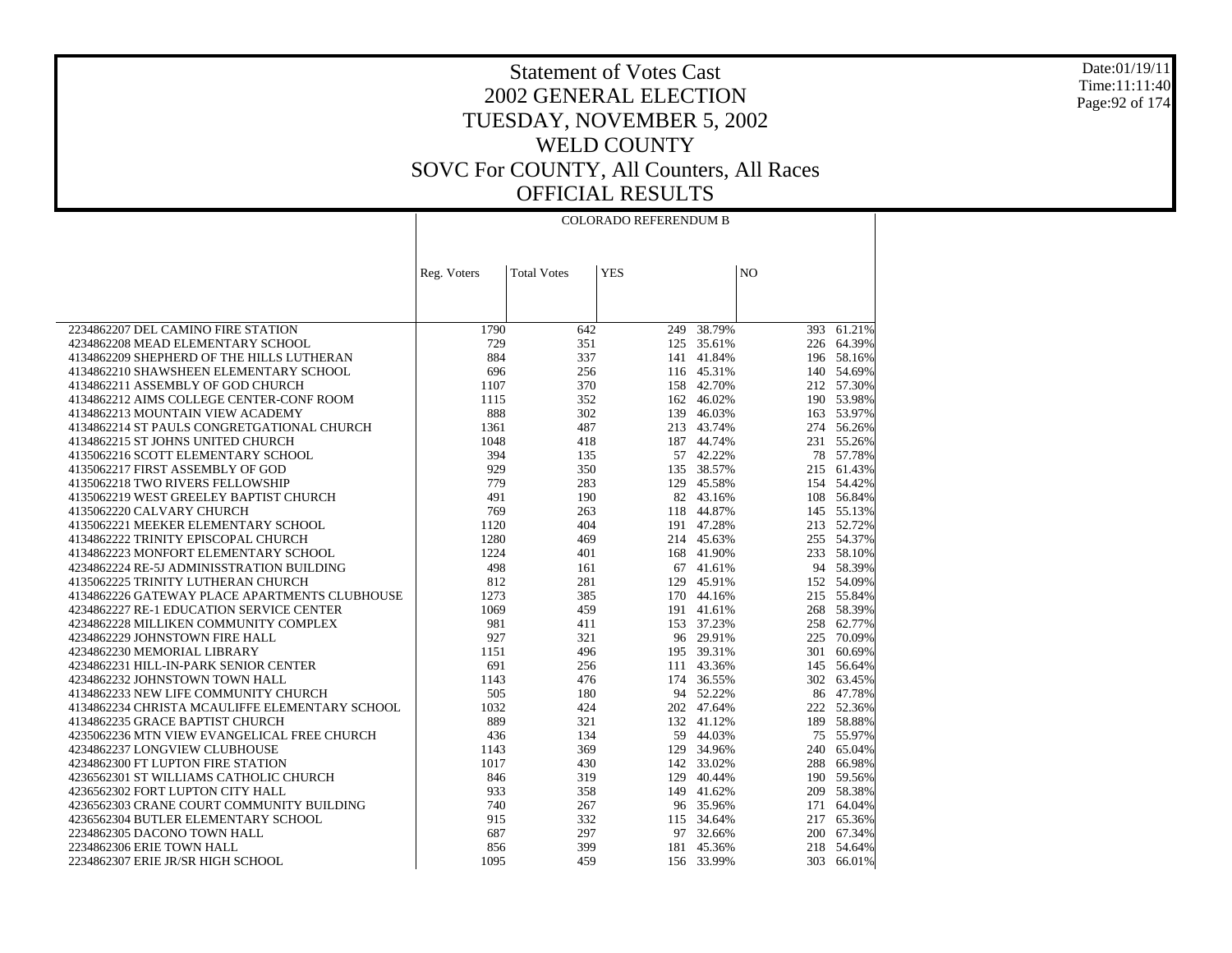# Statement of Votes Cast
## 2002 GENERAL ELECTION
## TUESDAY, NOVEMBER 5, 2002
## WELD COUNTY
## SOVC For COUNTY, All Counters, All Races
## OFFICIAL RESULTS

Date:01/19/11
Time:11:11:40

| | COLORADO REFERENDUM B | | | | | |
|---|---|---|---|---|---|---|
| | Reg. Voters | Total Votes | YES | | NO | |
| 2234862207 DEL CAMINO FIRE STATION | 1790 | 642 | 249 | 38.79% | 393 | 61.21% |
| 4234862208 MEAD ELEMENTARY SCHOOL | 729 | 351 | 125 | 35.61% | 226 | 64.39% |
| 4134862209 SHEPHERD OF THE HILLS LUTHERAN | 884 | 337 | 141 | 41.84% | 196 | 58.16% |
| 4134862210 SHAWSHEEN ELEMENTARY SCHOOL | 696 | 256 | 116 | 45.31% | 140 | 54.69% |
| 4134862211 ASSEMBLY OF GOD CHURCH | 1107 | 370 | 158 | 42.70% | 212 | 57.30% |
| 4134862212 AIMS COLLEGE CENTER-CONF ROOM | 1115 | 352 | 162 | 46.02% | 190 | 53.98% |
| 4134862213 MOUNTAIN VIEW ACADEMY | 888 | 302 | 139 | 46.03% | 163 | 53.97% |
| 4134862214 ST PAULS CONGRETGATIONAL CHURCH | 1361 | 487 | 213 | 43.74% | 274 | 56.26% |
| 4134862215 ST JOHNS UNITED CHURCH | 1048 | 418 | 187 | 44.74% | 231 | 55.26% |
| 4135062216 SCOTT ELEMENTARY SCHOOL | 394 | 135 | 57 | 42.22% | 78 | 57.78% |
| 4135062217 FIRST ASSEMBLY OF GOD | 929 | 350 | 135 | 38.57% | 215 | 61.43% |
| 4135062218 TWO RIVERS FELLOWSHIP | 779 | 283 | 129 | 45.58% | 154 | 54.42% |
| 4135062219 WEST GREELEY BAPTIST CHURCH | 491 | 190 | 82 | 43.16% | 108 | 56.84% |
| 4135062220 CALVARY CHURCH | 769 | 263 | 118 | 44.87% | 145 | 55.13% |
| 4135062221 MEEKER ELEMENTARY SCHOOL | 1120 | 404 | 191 | 47.28% | 213 | 52.72% |
| 4134862222 TRINITY EPISCOPAL CHURCH | 1280 | 469 | 214 | 45.63% | 255 | 54.37% |
| 4134862223 MONFORT ELEMENTARY SCHOOL | 1224 | 401 | 168 | 41.90% | 233 | 58.10% |
| 4234862224 RE-5J ADMINISSTRATION BUILDING | 498 | 161 | 67 | 41.61% | 94 | 58.39% |
| 4135062225 TRINITY LUTHERAN CHURCH | 812 | 281 | 129 | 45.91% | 152 | 54.09% |
| 4134862226 GATEWAY PLACE APARTMENTS CLUBHOUSE | 1273 | 385 | 170 | 44.16% | 215 | 55.84% |
| 4234862227 RE-1 EDUCATION SERVICE CENTER | 1069 | 459 | 191 | 41.61% | 268 | 58.39% |
| 4234862228 MILLIKEN COMMUNITY COMPLEX | 981 | 411 | 153 | 37.23% | 258 | 62.77% |
| 4234862229 JOHNSTOWN FIRE HALL | 927 | 321 | 96 | 29.91% | 225 | 70.09% |
| 4234862230 MEMORIAL LIBRARY | 1151 | 496 | 195 | 39.31% | 301 | 60.69% |
| 4234862231 HILL-IN-PARK SENIOR CENTER | 691 | 256 | 111 | 43.36% | 145 | 56.64% |
| 4234862232 JOHNSTOWN TOWN HALL | 1143 | 476 | 174 | 36.55% | 302 | 63.45% |
| 4134862233 NEW LIFE COMMUNITY CHURCH | 505 | 180 | 94 | 52.22% | 86 | 47.78% |
| 4134862234 CHRISTA MCAULIFFE ELEMENTARY SCHOOL | 1032 | 424 | 202 | 47.64% | 222 | 52.36% |
| 4134862235 GRACE BAPTIST CHURCH | 889 | 321 | 132 | 41.12% | 189 | 58.88% |
| 4235062236 MTN VIEW EVANGELICAL FREE CHURCH | 436 | 134 | 59 | 44.03% | 75 | 55.97% |
| 4234862237 LONGVIEW CLUBHOUSE | 1143 | 369 | 129 | 34.96% | 240 | 65.04% |
| 4234862300 FT LUPTON FIRE STATION | 1017 | 430 | 142 | 33.02% | 288 | 66.98% |
| 4236562301 ST WILLIAMS CATHOLIC CHURCH | 846 | 319 | 129 | 40.44% | 190 | 59.56% |
| 4236562302 FORT LUPTON CITY HALL | 933 | 358 | 149 | 41.62% | 209 | 58.38% |
| 4236562303 CRANE COURT COMMUNITY BUILDING | 740 | 267 | 96 | 35.96% | 171 | 64.04% |
| 4236562304 BUTLER ELEMENTARY SCHOOL | 915 | 332 | 115 | 34.64% | 217 | 65.36% |
| 2234862305 DACONO TOWN HALL | 687 | 297 | 97 | 32.66% | 200 | 67.34% |
| 2234862306 ERIE TOWN HALL | 856 | 399 | 181 | 45.36% | 218 | 54.64% |
| 2234862307 ERIE JR/SR HIGH SCHOOL | 1095 | 459 | 156 | 33.99% | 303 | 66.01% |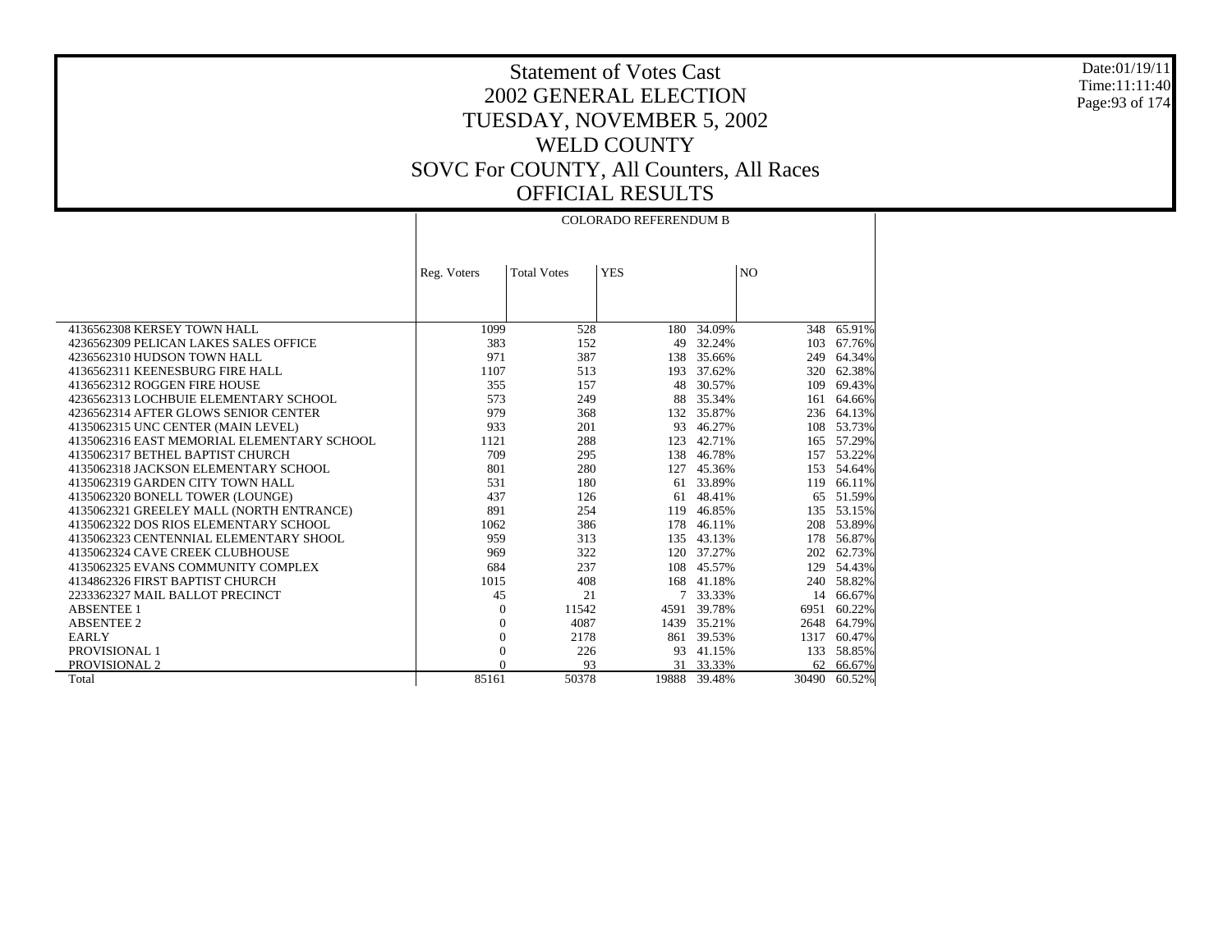# Statement of Votes Cast
## 2002 GENERAL ELECTION
## TUESDAY, NOVEMBER 5, 2002
## WELD COUNTY
## SOVC For COUNTY, All Counters, All Races
## OFFICIAL RESULTS

Date:01/19/11
Time:11:11:40

| | COLORADO REFERENDUM B | | | | | |
|---|---|---|---|---|---|---|
| | Reg. Voters | Total Votes | YES | | NO | |
| 4136562308 KERSEY TOWN HALL | 1099 | 528 | 180 | 34.09% | 348 | 65.91% |
| 4236562309 PELICAN LAKES SALES OFFICE | 383 | 152 | 49 | 32.24% | 103 | 67.76% |
| 4236562310 HUDSON TOWN HALL | 971 | 387 | 138 | 35.66% | 249 | 64.34% |
| 4136562311 KEENESBURG FIRE HALL | 1107 | 513 | 193 | 37.62% | 320 | 62.38% |
| 4136562312 ROGGEN FIRE HOUSE | 355 | 157 | 48 | 30.57% | 109 | 69.43% |
| 4236562313 LOCHBUIE ELEMENTARY SCHOOL | 573 | 249 | 88 | 35.34% | 161 | 64.66% |
| 4236562314 AFTER GLOWS SENIOR CENTER | 979 | 368 | 132 | 35.87% | 236 | 64.13% |
| 4135062315 UNC CENTER (MAIN LEVEL) | 933 | 201 | 93 | 46.27% | 108 | 53.73% |
| 4135062316 EAST MEMORIAL ELEMENTARY SCHOOL | 1121 | 288 | 123 | 42.71% | 165 | 57.29% |
| 4135062317 BETHEL BAPTIST CHURCH | 709 | 295 | 138 | 46.78% | 157 | 53.22% |
| 4135062318 JACKSON ELEMENTARY SCHOOL | 801 | 280 | 127 | 45.36% | 153 | 54.64% |
| 4135062319 GARDEN CITY TOWN HALL | 531 | 180 | 61 | 33.89% | 119 | 66.11% |
| 4135062320 BONELL TOWER (LOUNGE) | 437 | 126 | 61 | 48.41% | 65 | 51.59% |
| 4135062321 GREELEY MALL (NORTH ENTRANCE) | 891 | 254 | 119 | 46.85% | 135 | 53.15% |
| 4135062322 DOS RIOS ELEMENTARY SCHOOL | 1062 | 386 | 178 | 46.11% | 208 | 53.89% |
| 4135062323 CENTENNIAL ELEMENTARY SHOOL | 959 | 313 | 135 | 43.13% | 178 | 56.87% |
| 4135062324 CAVE CREEK CLUBHOUSE | 969 | 322 | 120 | 37.27% | 202 | 62.73% |
| 4135062325 EVANS COMMUNITY COMPLEX | 684 | 237 | 108 | 45.57% | 129 | 54.43% |
| 4134862326 FIRST BAPTIST CHURCH | 1015 | 408 | 168 | 41.18% | 240 | 58.82% |
| 2233362327 MAIL BALLOT PRECINCT | 45 | 21 | 7 | 33.33% | 14 | 66.67% |
| ABSENTEE 1 | 0 | 11542 | 4591 | 39.78% | 6951 | 60.22% |
| ABSENTEE 2 | 0 | 4087 | 1439 | 35.21% | 2648 | 64.79% |
| EARLY | 0 | 2178 | 861 | 39.53% | 1317 | 60.47% |
| PROVISIONAL 1 | 0 | 226 | 93 | 41.15% | 133 | 58.85% |
| PROVISIONAL 2 | 0 | 93 | 31 | 33.33% | 62 | 66.67% |
| Total | 85161 | 50378 | 19888 | 39.48% | 30490 | 60.52% |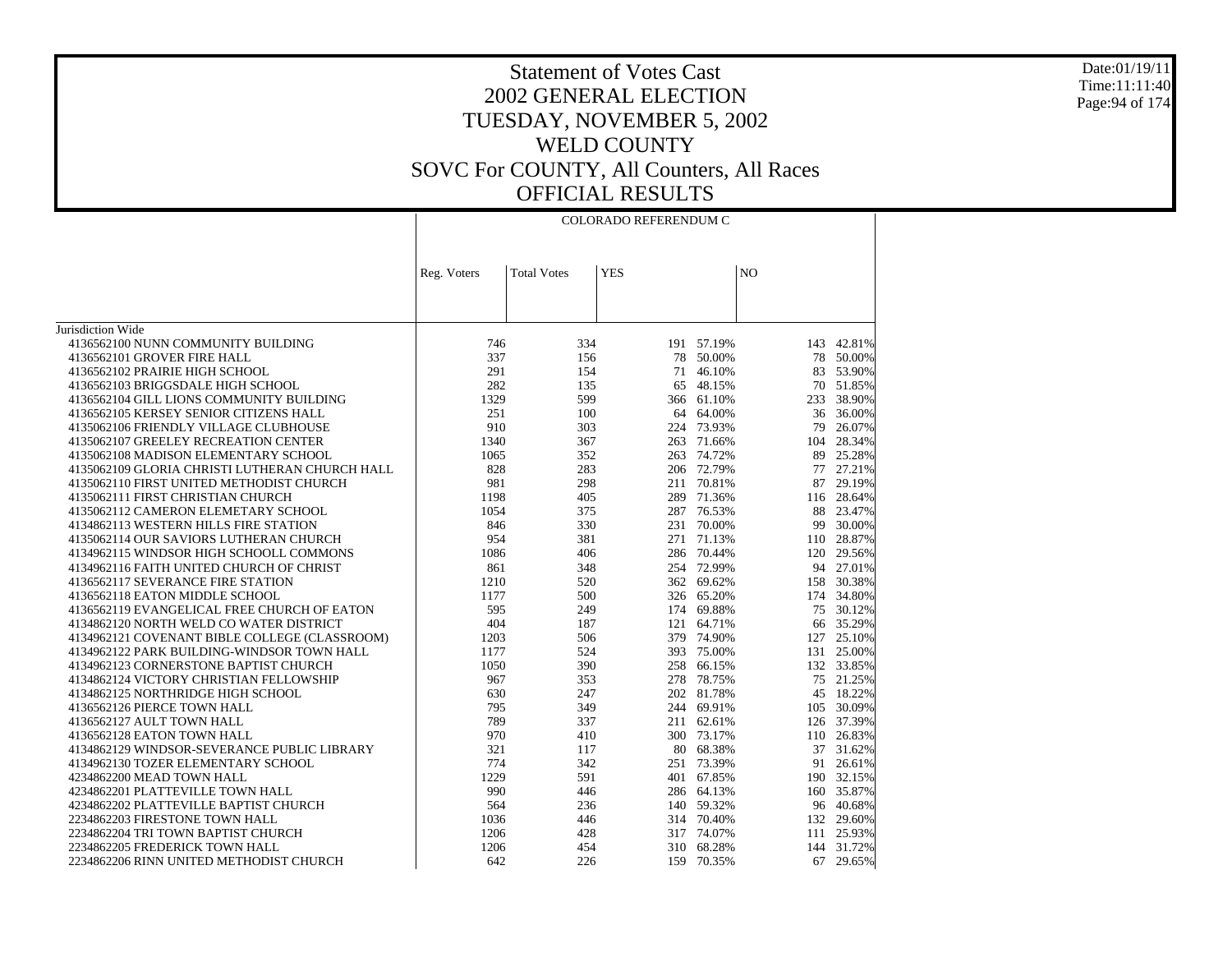# Statement of Votes Cast
## 2002 GENERAL ELECTION
## TUESDAY, NOVEMBER 5, 2002
## WELD COUNTY
## SOVC For COUNTY, All Counters, All Races
## OFFICIAL RESULTS

Date:01/19/11
Time:11:11:40

| | COLORADO REFERENDUM C | | | | | |
|---|---|---|---|---|---|---|
| | Reg. Voters | Total Votes | YES | | NO | |
| Jurisdiction Wide | | | | | | |
| 4136562100 NUNN COMMUNITY BUILDING | 746 | 334 | 191 | 57.19% | 143 | 42.81% |
| 4136562101 GROVER FIRE HALL | 337 | 156 | 78 | 50.00% | 78 | 50.00% |
| 4136562102 PRAIRIE HIGH SCHOOL | 291 | 154 | 71 | 46.10% | 83 | 53.90% |
| 4136562103 BRIGGSDALE HIGH SCHOOL | 282 | 135 | 65 | 48.15% | 70 | 51.85% |
| 4136562104 GILL LIONS COMMUNITY BUILDING | 1329 | 599 | 366 | 61.10% | 233 | 38.90% |
| 4136562105 KERSEY SENIOR CITIZENS HALL | 251 | 100 | 64 | 64.00% | 36 | 36.00% |
| 4135062106 FRIENDLY VILLAGE CLUBHOUSE | 910 | 303 | 224 | 73.93% | 79 | 26.07% |
| 4135062107 GREELEY RECREATION CENTER | 1340 | 367 | 263 | 71.66% | 104 | 28.34% |
| 4135062108 MADISON ELEMENTARY SCHOOL | 1065 | 352 | 263 | 74.72% | 89 | 25.28% |
| 4135062109 GLORIA CHRISTI LUTHERAN CHURCH HALL | 828 | 283 | 206 | 72.79% | 77 | 27.21% |
| 4135062110 FIRST UNITED METHODIST CHURCH | 981 | 298 | 211 | 70.81% | 87 | 29.19% |
| 4135062111 FIRST CHRISTIAN CHURCH | 1198 | 405 | 289 | 71.36% | 116 | 28.64% |
| 4135062112 CAMERON ELEMETARY SCHOOL | 1054 | 375 | 287 | 76.53% | 88 | 23.47% |
| 4134862113 WESTERN HILLS FIRE STATION | 846 | 330 | 231 | 70.00% | 99 | 30.00% |
| 4135062114 OUR SAVIORS LUTHERAN CHURCH | 954 | 381 | 271 | 71.13% | 110 | 28.87% |
| 4134962115 WINDSOR HIGH SCHOOLL COMMONS | 1086 | 406 | 286 | 70.44% | 120 | 29.56% |
| 4134962116 FAITH UNITED CHURCH OF CHRIST | 861 | 348 | 254 | 72.99% | 94 | 27.01% |
| 4136562117 SEVERANCE FIRE STATION | 1210 | 520 | 362 | 69.62% | 158 | 30.38% |
| 4136562118 EATON MIDDLE SCHOOL | 1177 | 500 | 326 | 65.20% | 174 | 34.80% |
| 4136562119 EVANGELICAL FREE CHURCH OF EATON | 595 | 249 | 174 | 69.88% | 75 | 30.12% |
| 4134862120 NORTH WELD CO WATER DISTRICT | 404 | 187 | 121 | 64.71% | 66 | 35.29% |
| 4134962121 COVENANT BIBLE COLLEGE (CLASSROOM) | 1203 | 506 | 379 | 74.90% | 127 | 25.10% |
| 4134962122 PARK BUILDING-WINDSOR TOWN HALL | 1177 | 524 | 393 | 75.00% | 131 | 25.00% |
| 4134962123 CORNERSTONE BAPTIST CHURCH | 1050 | 390 | 258 | 66.15% | 132 | 33.85% |
| 4134862124 VICTORY CHRISTIAN FELLOWSHIP | 967 | 353 | 278 | 78.75% | 75 | 21.25% |
| 4134862125 NORTHRIDGE HIGH SCHOOL | 630 | 247 | 202 | 81.78% | 45 | 18.22% |
| 4136562126 PIERCE TOWN HALL | 795 | 349 | 244 | 69.91% | 105 | 30.09% |
| 4136562127 AULT TOWN HALL | 789 | 337 | 211 | 62.61% | 126 | 37.39% |
| 4136562128 EATON TOWN HALL | 970 | 410 | 300 | 73.17% | 110 | 26.83% |
| 4134862129 WINDSOR-SEVERANCE PUBLIC LIBRARY | 321 | 117 | 80 | 68.38% | 37 | 31.62% |
| 4134962130 TOZER ELEMENTARY SCHOOL | 774 | 342 | 251 | 73.39% | 91 | 26.61% |
| 4234862200 MEAD TOWN HALL | 1229 | 591 | 401 | 67.85% | 190 | 32.15% |
| 4234862201 PLATTEVILLE TOWN HALL | 990 | 446 | 286 | 64.13% | 160 | 35.87% |
| 4234862202 PLATTEVILLE BAPTIST CHURCH | 564 | 236 | 140 | 59.32% | 96 | 40.68% |
| 2234862203 FIRESTONE TOWN HALL | 1036 | 446 | 314 | 70.40% | 132 | 29.60% |
| 2234862204 TRI TOWN BAPTIST CHURCH | 1206 | 428 | 317 | 74.07% | 111 | 25.93% |
| 2234862205 FREDERICK TOWN HALL | 1206 | 454 | 310 | 68.28% | 144 | 31.72% |
| 2234862206 RINN UNITED METHODIST CHURCH | 642 | 226 | 159 | 70.35% | 67 | 29.65% |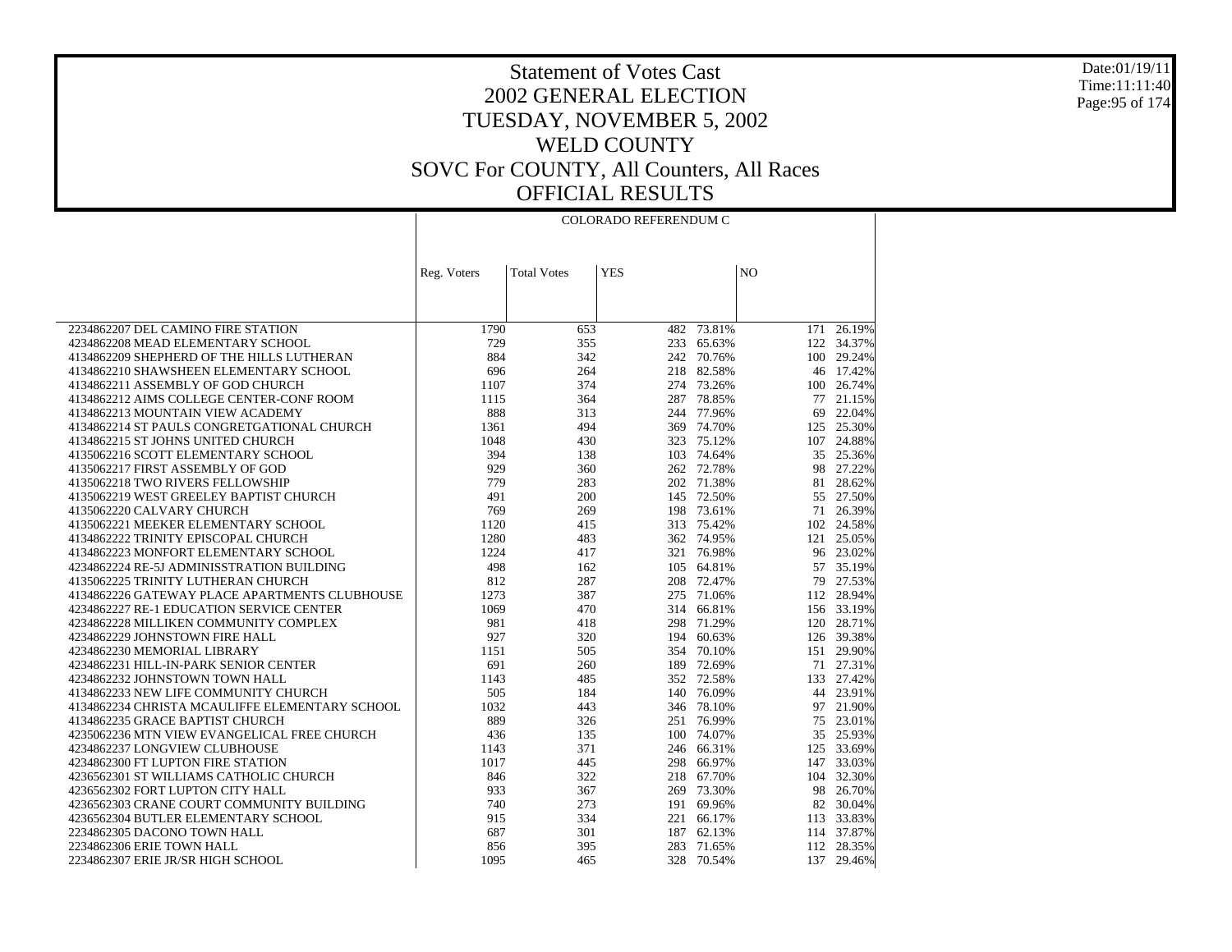# Statement of Votes Cast
## 2002 GENERAL ELECTION
## TUESDAY, NOVEMBER 5, 2002
## WELD COUNTY
## SOVC For COUNTY, All Counters, All Races
## OFFICIAL RESULTS

Date:01/19/11
Time:11:11:40

| | COLORADO REFERENDUM C | | | | | |
|---|---|---|---|---|---|---|
| | Reg. Voters | Total Votes | YES | | NO | |
| 2234862207 DEL CAMINO FIRE STATION | 1790 | 653 | 482 | 73.81% | 171 | 26.19% |
| 4234862208 MEAD ELEMENTARY SCHOOL | 729 | 355 | 233 | 65.63% | 122 | 34.37% |
| 4134862209 SHEPHERD OF THE HILLS LUTHERAN | 884 | 342 | 242 | 70.76% | 100 | 29.24% |
| 4134862210 SHAWSHEEN ELEMENTARY SCHOOL | 696 | 264 | 218 | 82.58% | 46 | 17.42% |
| 4134862211 ASSEMBLY OF GOD CHURCH | 1107 | 374 | 274 | 73.26% | 100 | 26.74% |
| 4134862212 AIMS COLLEGE CENTER-CONF ROOM | 1115 | 364 | 287 | 78.85% | 77 | 21.15% |
| 4134862213 MOUNTAIN VIEW ACADEMY | 888 | 313 | 244 | 77.96% | 69 | 22.04% |
| 4134862214 ST PAULS CONGRETGATIONAL CHURCH | 1361 | 494 | 369 | 74.70% | 125 | 25.30% |
| 4134862215 ST JOHNS UNITED CHURCH | 1048 | 430 | 323 | 75.12% | 107 | 24.88% |
| 4135062216 SCOTT ELEMENTARY SCHOOL | 394 | 138 | 103 | 74.64% | 35 | 25.36% |
| 4135062217 FIRST ASSEMBLY OF GOD | 929 | 360 | 262 | 72.78% | 98 | 27.22% |
| 4135062218 TWO RIVERS FELLOWSHIP | 779 | 283 | 202 | 71.38% | 81 | 28.62% |
| 4135062219 WEST GREELEY BAPTIST CHURCH | 491 | 200 | 145 | 72.50% | 55 | 27.50% |
| 4135062220 CALVARY CHURCH | 769 | 269 | 198 | 73.61% | 71 | 26.39% |
| 4135062221 MEEKER ELEMENTARY SCHOOL | 1120 | 415 | 313 | 75.42% | 102 | 24.58% |
| 4134862222 TRINITY EPISCOPAL CHURCH | 1280 | 483 | 362 | 74.95% | 121 | 25.05% |
| 4134862223 MONFORT ELEMENTARY SCHOOL | 1224 | 417 | 321 | 76.98% | 96 | 23.02% |
| 4234862224 RE-5J ADMINISSTRATION BUILDING | 498 | 162 | 105 | 64.81% | 57 | 35.19% |
| 4135062225 TRINITY LUTHERAN CHURCH | 812 | 287 | 208 | 72.47% | 79 | 27.53% |
| 4134862226 GATEWAY PLACE APARTMENTS CLUBHOUSE | 1273 | 387 | 275 | 71.06% | 112 | 28.94% |
| 4234862227 RE-1 EDUCATION SERVICE CENTER | 1069 | 470 | 314 | 66.81% | 156 | 33.19% |
| 4234862228 MILLIKEN COMMUNITY COMPLEX | 981 | 418 | 298 | 71.29% | 120 | 28.71% |
| 4234862229 JOHNSTOWN FIRE HALL | 927 | 320 | 194 | 60.63% | 126 | 39.38% |
| 4234862230 MEMORIAL LIBRARY | 1151 | 505 | 354 | 70.10% | 151 | 29.90% |
| 4234862231 HILL-IN-PARK SENIOR CENTER | 691 | 260 | 189 | 72.69% | 71 | 27.31% |
| 4234862232 JOHNSTOWN TOWN HALL | 1143 | 485 | 352 | 72.58% | 133 | 27.42% |
| 4134862233 NEW LIFE COMMUNITY CHURCH | 505 | 184 | 140 | 76.09% | 44 | 23.91% |
| 4134862234 CHRISTA MCAULIFFE ELEMENTARY SCHOOL | 1032 | 443 | 346 | 78.10% | 97 | 21.90% |
| 4134862235 GRACE BAPTIST CHURCH | 889 | 326 | 251 | 76.99% | 75 | 23.01% |
| 4235062236 MTN VIEW EVANGELICAL FREE CHURCH | 436 | 135 | 100 | 74.07% | 35 | 25.93% |
| 4234862237 LONGVIEW CLUBHOUSE | 1143 | 371 | 246 | 66.31% | 125 | 33.69% |
| 4234862300 FT LUPTON FIRE STATION | 1017 | 445 | 298 | 66.97% | 147 | 33.03% |
| 4236562301 ST WILLIAMS CATHOLIC CHURCH | 846 | 322 | 218 | 67.70% | 104 | 32.30% |
| 4236562302 FORT LUPTON CITY HALL | 933 | 367 | 269 | 73.30% | 98 | 26.70% |
| 4236562303 CRANE COURT COMMUNITY BUILDING | 740 | 273 | 191 | 69.96% | 82 | 30.04% |
| 4236562304 BUTLER ELEMENTARY SCHOOL | 915 | 334 | 221 | 66.17% | 113 | 33.83% |
| 2234862305 DACONO TOWN HALL | 687 | 301 | 187 | 62.13% | 114 | 37.87% |
| 2234862306 ERIE TOWN HALL | 856 | 395 | 283 | 71.65% | 112 | 28.35% |
| 2234862307 ERIE JR/SR HIGH SCHOOL | 1095 | 465 | 328 | 70.54% | 137 | 29.46% |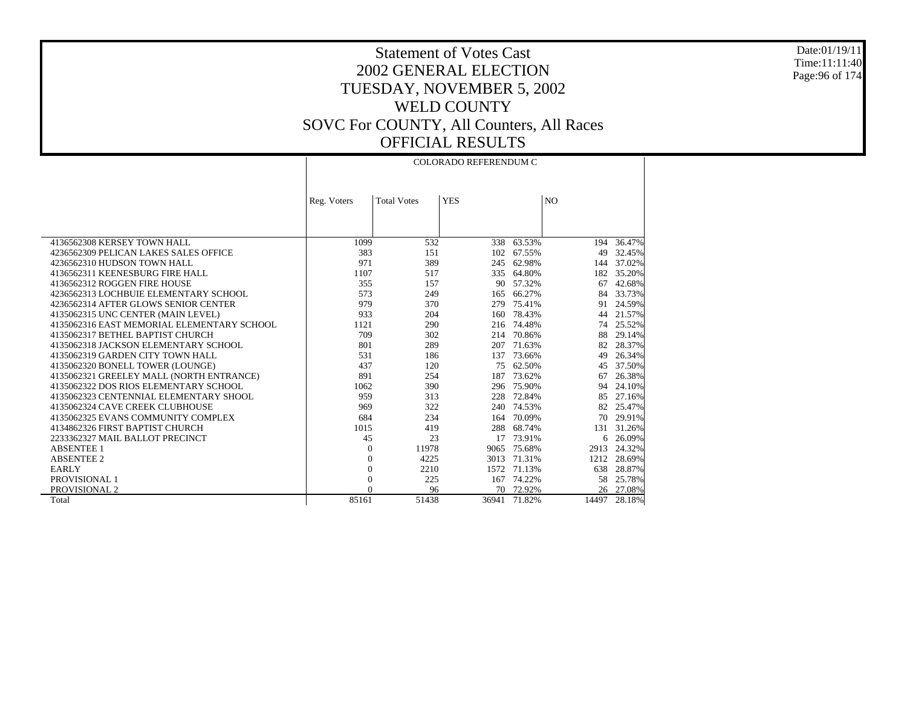# Statement of Votes Cast
# 2002 GENERAL ELECTION
# TUESDAY, NOVEMBER 5, 2002
# WELD COUNTY
# SOVC For COUNTY, All Counters, All Races
# OFFICIAL RESULTS

Date:01/19/11
Time:11:11:40

| | COLORADO REFERENDUM C | | | | | |
|---|---|---|---|---|---|---|
| | Reg. Voters | Total Votes | YES | | NO | |
| 4136562308 KERSEY TOWN HALL | 1099 | 532 | 338 | 63.53% | 194 | 36.47% |
| 4236562309 PELICAN LAKES SALES OFFICE | 383 | 151 | 102 | 67.55% | 49 | 32.45% |
| 4236562310 HUDSON TOWN HALL | 971 | 389 | 245 | 62.98% | 144 | 37.02% |
| 4136562311 KEENESBURG FIRE HALL | 1107 | 517 | 335 | 64.80% | 182 | 35.20% |
| 4136562312 ROGGEN FIRE HOUSE | 355 | 157 | 90 | 57.32% | 67 | 42.68% |
| 4236562313 LOCHBUIE ELEMENTARY SCHOOL | 573 | 249 | 165 | 66.27% | 84 | 33.73% |
| 4236562314 AFTER GLOWS SENIOR CENTER | 979 | 370 | 279 | 75.41% | 91 | 24.59% |
| 4135062315 UNC CENTER (MAIN LEVEL) | 933 | 204 | 160 | 78.43% | 44 | 21.57% |
| 4135062316 EAST MEMORIAL ELEMENTARY SCHOOL | 1121 | 290 | 216 | 74.48% | 74 | 25.52% |
| 4135062317 BETHEL BAPTIST CHURCH | 709 | 302 | 214 | 70.86% | 88 | 29.14% |
| 4135062318 JACKSON ELEMENTARY SCHOOL | 801 | 289 | 207 | 71.63% | 82 | 28.37% |
| 4135062319 GARDEN CITY TOWN HALL | 531 | 186 | 137 | 73.66% | 49 | 26.34% |
| 4135062320 BONELL TOWER (LOUNGE) | 437 | 120 | 75 | 62.50% | 45 | 37.50% |
| 4135062321 GREELEY MALL (NORTH ENTRANCE) | 891 | 254 | 187 | 73.62% | 67 | 26.38% |
| 4135062322 DOS RIOS ELEMENTARY SCHOOL | 1062 | 390 | 296 | 75.90% | 94 | 24.10% |
| 4135062323 CENTENNIAL ELEMENTARY SHOOL | 959 | 313 | 228 | 72.84% | 85 | 27.16% |
| 4135062324 CAVE CREEK CLUBHOUSE | 969 | 322 | 240 | 74.53% | 82 | 25.47% |
| 4135062325 EVANS COMMUNITY COMPLEX | 684 | 234 | 164 | 70.09% | 70 | 29.91% |
| 4134862326 FIRST BAPTIST CHURCH | 1015 | 419 | 288 | 68.74% | 131 | 31.26% |
| 2233362327 MAIL BALLOT PRECINCT | 45 | 23 | 17 | 73.91% | 6 | 26.09% |
| ABSENTEE 1 | 0 | 11978 | 9065 | 75.68% | 2913 | 24.32% |
| ABSENTEE 2 | 0 | 4225 | 3013 | 71.31% | 1212 | 28.69% |
| EARLY | 0 | 2210 | 1572 | 71.13% | 638 | 28.87% |
| PROVISIONAL 1 | 0 | 225 | 167 | 74.22% | 58 | 25.78% |
| PROVISIONAL 2 | 0 | 96 | 70 | 72.92% | 26 | 27.08% |
| Total | 85161 | 51438 | 36941 | 71.82% | 14497 | 28.18% |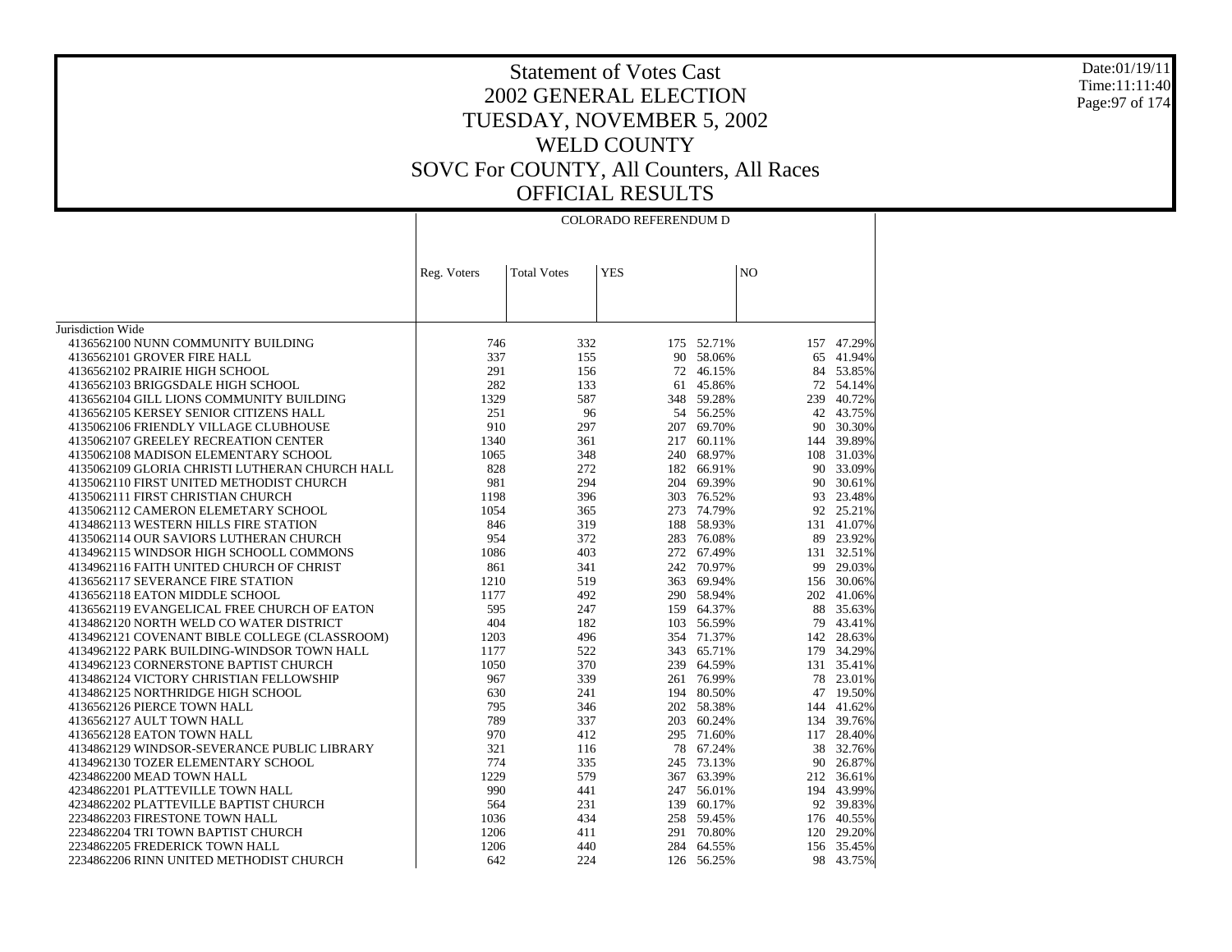# Statement of Votes Cast
# 2002 GENERAL ELECTION
# TUESDAY, NOVEMBER 5, 2002
# WELD COUNTY
# SOVC For COUNTY, All Counters, All Races
# OFFICIAL RESULTS

Date:01/19/11
Time:11:11:40

| | COLORADO REFERENDUM D | | | | | |
|---|---|---|---|---|---|---|
| | Reg. Voters | Total Votes | YES | | NO | |
| Jurisdiction Wide | | | | | | |
| 4136562100 NUNN COMMUNITY BUILDING | 746 | 332 | 175 | 52.71% | 157 | 47.29% |
| 4136562101 GROVER FIRE HALL | 337 | 155 | 90 | 58.06% | 65 | 41.94% |
| 4136562102 PRAIRIE HIGH SCHOOL | 291 | 156 | 72 | 46.15% | 84 | 53.85% |
| 4136562103 BRIGGSDALE HIGH SCHOOL | 282 | 133 | 61 | 45.86% | 72 | 54.14% |
| 4136562104 GILL LIONS COMMUNITY BUILDING | 1329 | 587 | 348 | 59.28% | 239 | 40.72% |
| 4136562105 KERSEY SENIOR CITIZENS HALL | 251 | 96 | 54 | 56.25% | 42 | 43.75% |
| 4135062106 FRIENDLY VILLAGE CLUBHOUSE | 910 | 297 | 207 | 69.70% | 90 | 30.30% |
| 4135062107 GREELEY RECREATION CENTER | 1340 | 361 | 217 | 60.11% | 144 | 39.89% |
| 4135062108 MADISON ELEMENTARY SCHOOL | 1065 | 348 | 240 | 68.97% | 108 | 31.03% |
| 4135062109 GLORIA CHRISTI LUTHERAN CHURCH HALL | 828 | 272 | 182 | 66.91% | 90 | 33.09% |
| 4135062110 FIRST UNITED METHODIST CHURCH | 981 | 294 | 204 | 69.39% | 90 | 30.61% |
| 4135062111 FIRST CHRISTIAN CHURCH | 1198 | 396 | 303 | 76.52% | 93 | 23.48% |
| 4135062112 CAMERON ELEMETARY SCHOOL | 1054 | 365 | 273 | 74.79% | 92 | 25.21% |
| 4134862113 WESTERN HILLS FIRE STATION | 846 | 319 | 188 | 58.93% | 131 | 41.07% |
| 4135062114 OUR SAVIORS LUTHERAN CHURCH | 954 | 372 | 283 | 76.08% | 89 | 23.92% |
| 4134962115 WINDSOR HIGH SCHOOLL COMMONS | 1086 | 403 | 272 | 67.49% | 131 | 32.51% |
| 4134962116 FAITH UNITED CHURCH OF CHRIST | 861 | 341 | 242 | 70.97% | 99 | 29.03% |
| 4136562117 SEVERANCE FIRE STATION | 1210 | 519 | 363 | 69.94% | 156 | 30.06% |
| 4136562118 EATON MIDDLE SCHOOL | 1177 | 492 | 290 | 58.94% | 202 | 41.06% |
| 4136562119 EVANGELICAL FREE CHURCH OF EATON | 595 | 247 | 159 | 64.37% | 88 | 35.63% |
| 4134862120 NORTH WELD CO WATER DISTRICT | 404 | 182 | 103 | 56.59% | 79 | 43.41% |
| 4134962121 COVENANT BIBLE COLLEGE (CLASSROOM) | 1203 | 496 | 354 | 71.37% | 142 | 28.63% |
| 4134962122 PARK BUILDING-WINDSOR TOWN HALL | 1177 | 522 | 343 | 65.71% | 179 | 34.29% |
| 4134962123 CORNERSTONE BAPTIST CHURCH | 1050 | 370 | 239 | 64.59% | 131 | 35.41% |
| 4134862124 VICTORY CHRISTIAN FELLOWSHIP | 967 | 339 | 261 | 76.99% | 78 | 23.01% |
| 4134862125 NORTHRIDGE HIGH SCHOOL | 630 | 241 | 194 | 80.50% | 47 | 19.50% |
| 4136562126 PIERCE TOWN HALL | 795 | 346 | 202 | 58.38% | 144 | 41.62% |
| 4136562127 AULT TOWN HALL | 789 | 337 | 203 | 60.24% | 134 | 39.76% |
| 4136562128 EATON TOWN HALL | 970 | 412 | 295 | 71.60% | 117 | 28.40% |
| 4134962129 WINDSOR-SEVERANCE PUBLIC LIBRARY | 321 | 116 | 78 | 67.24% | 38 | 32.76% |
| 4134962130 TOZER ELEMENTARY SCHOOL | 774 | 335 | 245 | 73.13% | 90 | 26.87% |
| 4234862200 MEAD TOWN HALL | 1229 | 579 | 367 | 63.39% | 212 | 36.61% |
| 4234862201 PLATTEVILLE TOWN HALL | 990 | 441 | 247 | 56.01% | 194 | 43.99% |
| 4234862202 PLATTEVILLE BAPTIST CHURCH | 564 | 231 | 139 | 60.17% | 92 | 39.83% |
| 2234862203 FIRESTONE TOWN HALL | 1036 | 434 | 258 | 59.45% | 176 | 40.55% |
| 2234862204 TRI TOWN BAPTIST CHURCH | 1206 | 411 | 291 | 70.80% | 120 | 29.20% |
| 2234862205 FREDERICK TOWN HALL | 1206 | 440 | 284 | 64.55% | 156 | 35.45% |
| 2234862206 RINN UNITED METHODIST CHURCH | 642 | 224 | 126 | 56.25% | 98 | 43.75% |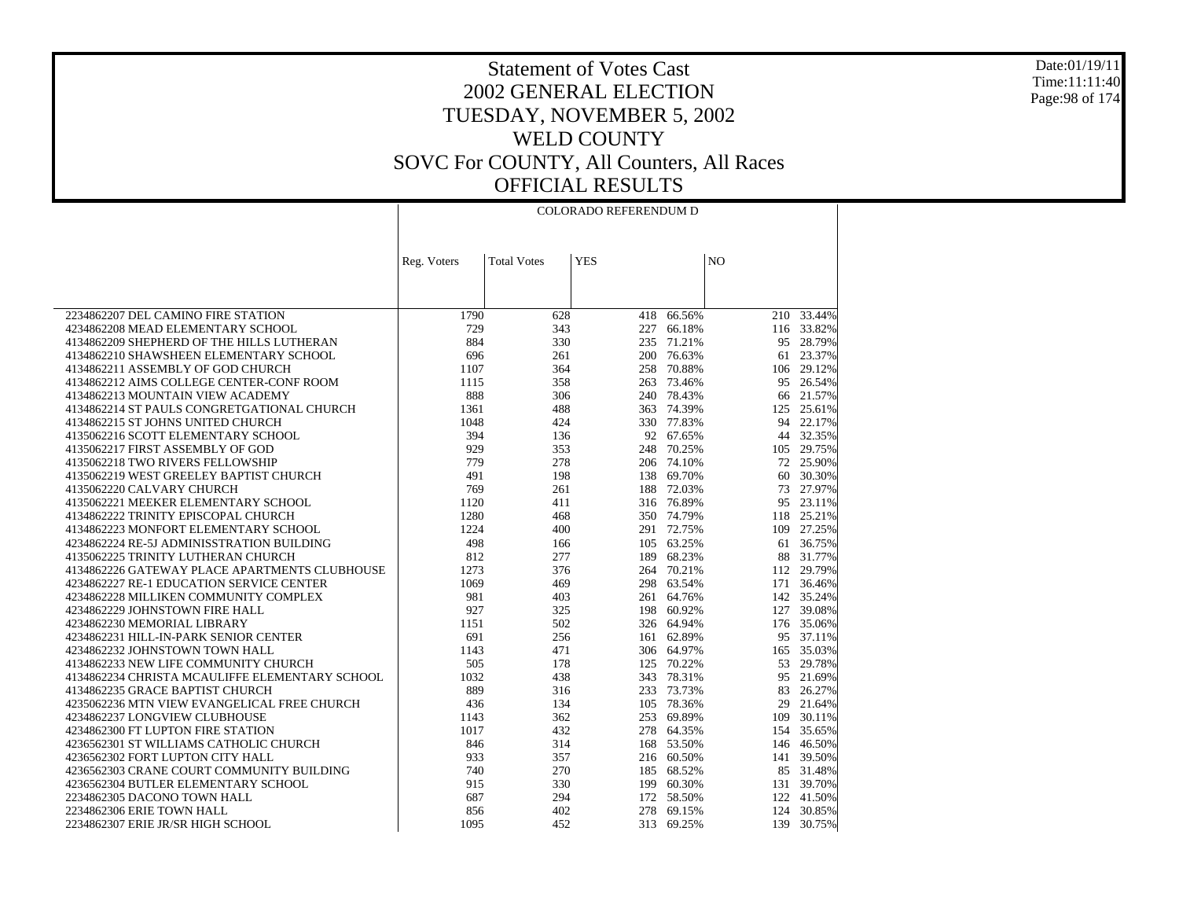# Statement of Votes Cast
## 2002 GENERAL ELECTION
## TUESDAY, NOVEMBER 5, 2002
## WELD COUNTY
## SOVC For COUNTY, All Counters, All Races
## OFFICIAL RESULTS

| | COLORADO REFERENDUM D | | | | | |
|---|---|---|---|---|---|---|
| | Reg. Voters | Total Votes | YES | | NO | |
| 2234862207 DEL CAMINO FIRE STATION | 1790 | 628 | 418 | 66.56% | 210 | 33.44% |
| 4234862208 MEAD ELEMENTARY SCHOOL | 729 | 343 | 227 | 66.18% | 116 | 33.82% |
| 4134862209 SHEPHERD OF THE HILLS LUTHERAN | 884 | 330 | 235 | 71.21% | 95 | 28.79% |
| 4134862210 SHAWSHEEN ELEMENTARY SCHOOL | 696 | 261 | 200 | 76.63% | 61 | 23.37% |
| 4134862211 ASSEMBLY OF GOD CHURCH | 1107 | 364 | 258 | 70.88% | 106 | 29.12% |
| 4134862212 AIMS COLLEGE CENTER-CONF ROOM | 1115 | 358 | 263 | 73.46% | 95 | 26.54% |
| 4134862213 MOUNTAIN VIEW ACADEMY | 888 | 306 | 240 | 78.43% | 66 | 21.57% |
| 4134862214 ST PAULS CONGRETGATIONAL CHURCH | 1361 | 488 | 363 | 74.39% | 125 | 25.61% |
| 4134862215 ST JOHNS UNITED CHURCH | 1048 | 424 | 330 | 77.83% | 94 | 22.17% |
| 4135062216 SCOTT ELEMENTARY SCHOOL | 394 | 136 | 92 | 67.65% | 44 | 32.35% |
| 4135062217 FIRST ASSEMBLY OF GOD | 929 | 353 | 248 | 70.25% | 105 | 29.75% |
| 4135062218 TWO RIVERS FELLOWSHIP | 779 | 278 | 206 | 74.10% | 72 | 25.90% |
| 4135062219 WEST GREELEY BAPTIST CHURCH | 491 | 198 | 138 | 69.70% | 60 | 30.30% |
| 4135062220 CALVARY CHURCH | 769 | 261 | 188 | 72.03% | 73 | 27.97% |
| 4135062221 MEEKER ELEMENTARY SCHOOL | 1120 | 411 | 316 | 76.89% | 95 | 23.11% |
| 4134862222 TRINITY EPISCOPAL CHURCH | 1280 | 468 | 350 | 74.79% | 118 | 25.21% |
| 4134862223 MONFORT ELEMENTARY SCHOOL | 1224 | 400 | 291 | 72.75% | 109 | 27.25% |
| 4234862224 RE-5J ADMINISSTRATION BUILDING | 498 | 166 | 105 | 63.25% | 61 | 36.75% |
| 4135062225 TRINITY LUTHERAN CHURCH | 812 | 277 | 189 | 68.23% | 88 | 31.77% |
| 4134862226 GATEWAY PLACE APARTMENTS CLUBHOUSE | 1273 | 376 | 264 | 70.21% | 112 | 29.79% |
| 4234862227 RE-1 EDUCATION SERVICE CENTER | 1069 | 469 | 298 | 63.54% | 171 | 36.46% |
| 4234862228 MILLIKEN COMMUNITY COMPLEX | 981 | 403 | 261 | 64.76% | 142 | 35.24% |
| 4234862229 JOHNSTOWN FIRE HALL | 927 | 325 | 198 | 60.92% | 127 | 39.08% |
| 4234862230 MEMORIAL LIBRARY | 1151 | 502 | 326 | 64.94% | 176 | 35.06% |
| 4234862231 HILL-IN-PARK SENIOR CENTER | 691 | 256 | 161 | 62.89% | 95 | 37.11% |
| 4234862232 JOHNSTOWN TOWN HALL | 1143 | 471 | 306 | 64.97% | 165 | 35.03% |
| 4134862233 NEW LIFE COMMUNITY CHURCH | 505 | 178 | 125 | 70.22% | 53 | 29.78% |
| 4134862234 CHRISTA MCAULIFFE ELEMENTARY SCHOOL | 1032 | 438 | 343 | 78.31% | 95 | 21.69% |
| 4134862235 GRACE BAPTIST CHURCH | 889 | 316 | 233 | 73.73% | 83 | 26.27% |
| 4235062236 MTN VIEW EVANGELICAL FREE CHURCH | 436 | 134 | 105 | 78.36% | 29 | 21.64% |
| 4234862237 LONGVIEW CLUBHOUSE | 1143 | 362 | 253 | 69.89% | 109 | 30.11% |
| 4234862300 FT LUPTON FIRE STATION | 1017 | 432 | 278 | 64.35% | 154 | 35.65% |
| 4236562301 ST WILLIAMS CATHOLIC CHURCH | 846 | 314 | 168 | 53.50% | 146 | 46.50% |
| 4236562302 FORT LUPTON CITY HALL | 933 | 357 | 216 | 60.50% | 141 | 39.50% |
| 4236562303 CRANE COURT COMMUNITY BUILDING | 740 | 270 | 185 | 68.52% | 85 | 31.48% |
| 4236562304 BUTLER ELEMENTARY SCHOOL | 915 | 330 | 199 | 60.30% | 131 | 39.70% |
| 2234862305 DACONO TOWN HALL | 687 | 294 | 172 | 58.50% | 122 | 41.50% |
| 2234862306 ERIE TOWN HALL | 856 | 402 | 278 | 69.15% | 124 | 30.85% |
| 2234862307 ERIE JR/SR HIGH SCHOOL | 1095 | 452 | 313 | 69.25% | 139 | 30.75% |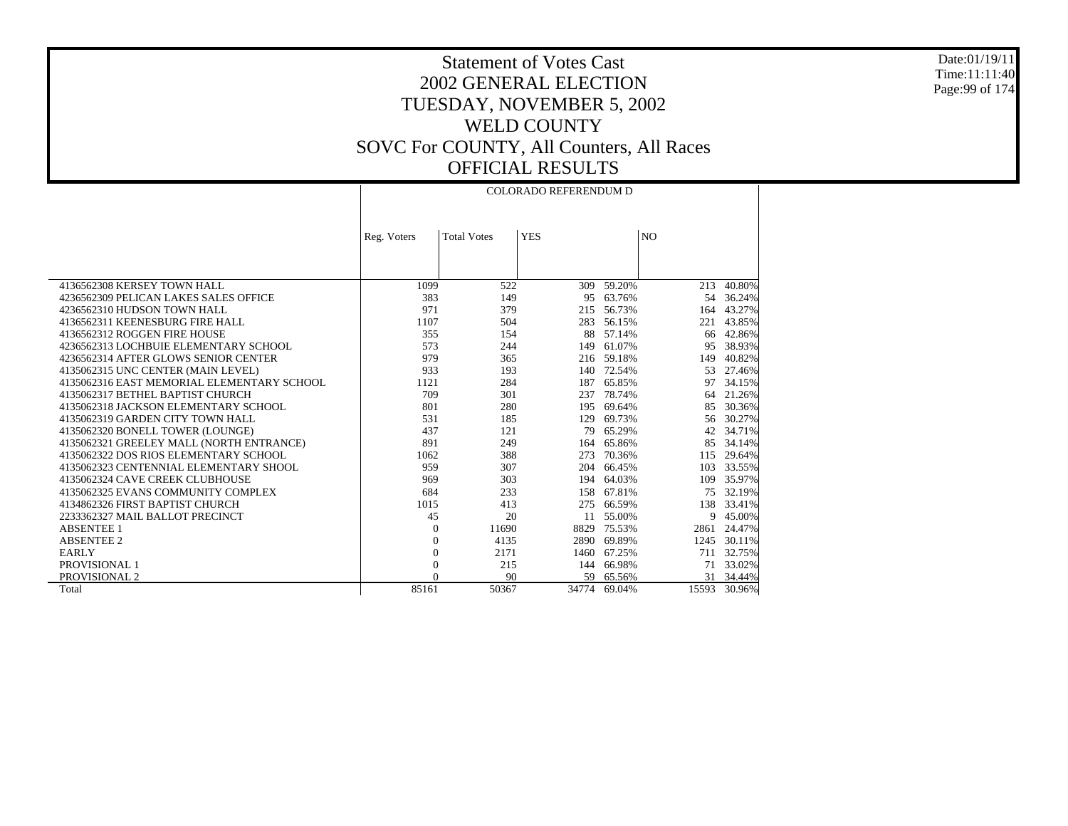# Statement of Votes Cast
# 2002 GENERAL ELECTION
# TUESDAY, NOVEMBER 5, 2002
# WELD COUNTY
# SOVC For COUNTY, All Counters, All Races
# OFFICIAL RESULTS

Date:01/19/11
Time:11:11:40

| | COLORADO REFERENDUM D | | | | | |
|---|---|---|---|---|---|---|
| | Reg. Voters | Total Votes | YES | | NO | |
| 4136562308 KERSEY TOWN HALL | 1099 | 522 | 309 | 59.20% | 213 | 40.80% |
| 4236562309 PELICAN LAKES SALES OFFICE | 383 | 149 | 95 | 63.76% | 54 | 36.24% |
| 4236562310 HUDSON TOWN HALL | 971 | 379 | 215 | 56.73% | 164 | 43.27% |
| 4136562311 KEENESBURG FIRE HALL | 1107 | 504 | 283 | 56.15% | 221 | 43.85% |
| 4136562312 ROGGEN FIRE HOUSE | 355 | 154 | 88 | 57.14% | 66 | 42.86% |
| 4236562313 LOCHBUIE ELEMENTARY SCHOOL | 573 | 244 | 149 | 61.07% | 95 | 38.93% |
| 4236562314 AFTER GLOWS SENIOR CENTER | 979 | 365 | 216 | 59.18% | 149 | 40.82% |
| 4135062315 UNC CENTER (MAIN LEVEL) | 933 | 193 | 140 | 72.54% | 53 | 27.46% |
| 4135062316 EAST MEMORIAL ELEMENTARY SCHOOL | 1121 | 284 | 187 | 65.85% | 97 | 34.15% |
| 4135062317 BETHEL BAPTIST CHURCH | 709 | 301 | 237 | 78.74% | 64 | 21.26% |
| 4135062318 JACKSON ELEMENTARY SCHOOL | 801 | 280 | 195 | 69.64% | 85 | 30.36% |
| 4135062319 GARDEN CITY TOWN HALL | 531 | 185 | 129 | 69.73% | 56 | 30.27% |
| 4135062320 BONELL TOWER (LOUNGE) | 437 | 121 | 79 | 65.29% | 42 | 34.71% |
| 4135062321 GREELEY MALL (NORTH ENTRANCE) | 891 | 249 | 164 | 65.86% | 85 | 34.14% |
| 4135062322 DOS RIOS ELEMENTARY SCHOOL | 1062 | 388 | 273 | 70.36% | 115 | 29.64% |
| 4135062323 CENTENNIAL ELEMENTARY SHOOL | 959 | 307 | 204 | 66.45% | 103 | 33.55% |
| 4135062324 CAVE CREEK CLUBHOUSE | 969 | 303 | 194 | 64.03% | 109 | 35.97% |
| 4135062325 EVANS COMMUNITY COMPLEX | 684 | 233 | 158 | 67.81% | 75 | 32.19% |
| 4134862326 FIRST BAPTIST CHURCH | 1015 | 413 | 275 | 66.59% | 138 | 33.41% |
| 2233362327 MAIL BALLOT PRECINCT | 45 | 20 | 11 | 55.00% | 9 | 45.00% |
| ABSENTEE 1 | 0 | 11690 | 8829 | 75.53% | 2861 | 24.47% |
| ABSENTEE 2 | 0 | 4135 | 2890 | 69.89% | 1245 | 30.11% |
| EARLY | 0 | 2171 | 1460 | 67.25% | 711 | 32.75% |
| PROVISIONAL 1 | 0 | 215 | 144 | 66.98% | 71 | 33.02% |
| PROVISIONAL 2 | 0 | 90 | 59 | 65.56% | 31 | 34.44% |
| Total | 85161 | 50367 | 34774 | 69.04% | 15593 | 30.96% |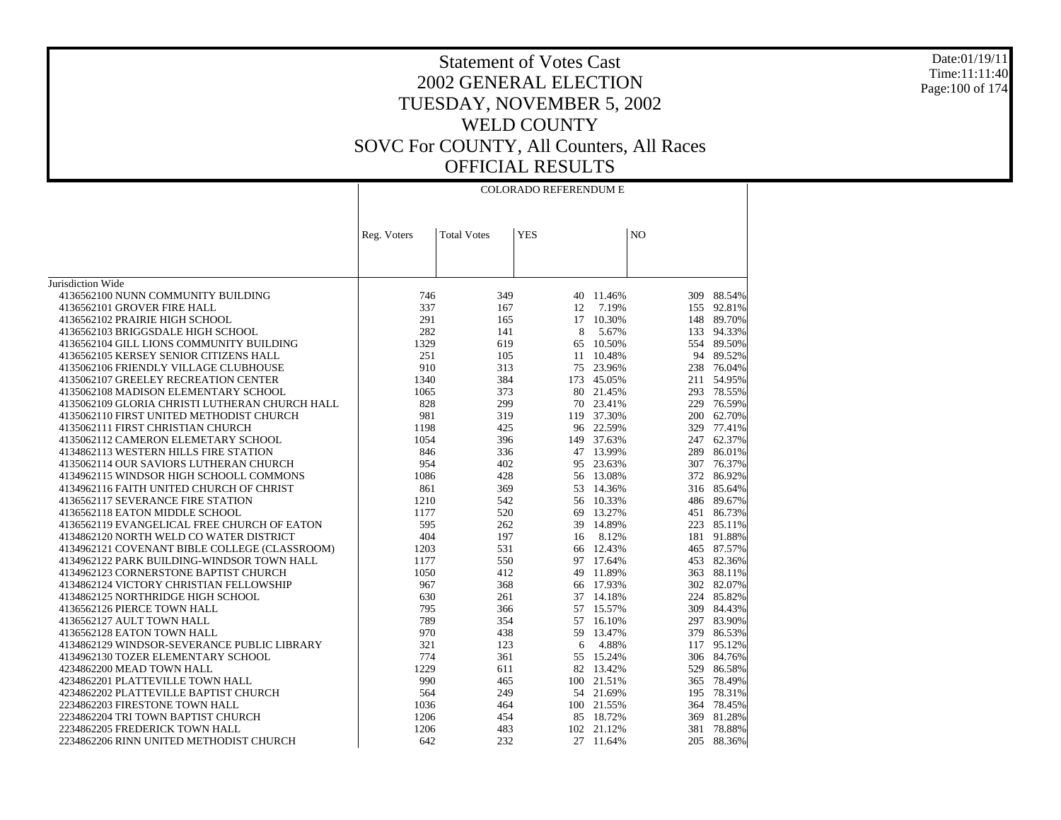# Statement of Votes Cast
## 2002 GENERAL ELECTION
## TUESDAY, NOVEMBER 5, 2002
## WELD COUNTY
## SOVC For COUNTY, All Counters, All Races
## OFFICIAL RESULTS

Date:01/19/11
Time:11:11:40

| | COLORADO REFERENDUM E | | | | | |
|---|---|---|---|---|---|---|
| | Reg. Voters | Total Votes | YES | | NO | |
| Jurisdiction Wide | | | | | | |
| 4136562100 NUNN COMMUNITY BUILDING | 746 | 349 | 40 | 11.46% | 309 | 88.54% |
| 4136562101 GROVER FIRE HALL | 337 | 167 | 12 | 7.19% | 155 | 92.81% |
| 4136562102 PRAIRIE HIGH SCHOOL | 291 | 165 | 17 | 10.30% | 148 | 89.70% |
| 4136562103 BRIGGSDALE HIGH SCHOOL | 282 | 141 | 8 | 5.67% | 133 | 94.33% |
| 4136562104 GILL LIONS COMMUNITY BUILDING | 1329 | 619 | 65 | 10.50% | 554 | 89.50% |
| 4136562105 KERSEY SENIOR CITIZENS HALL | 251 | 105 | 11 | 10.48% | 94 | 89.52% |
| 4135062106 FRIENDLY VILLAGE CLUBHOUSE | 910 | 313 | 75 | 23.96% | 238 | 76.04% |
| 4135062107 GREELEY RECREATION CENTER | 1340 | 384 | 173 | 45.05% | 211 | 54.95% |
| 4135062108 MADISON ELEMENTARY SCHOOL | 1065 | 373 | 80 | 21.45% | 293 | 78.55% |
| 4135062109 GLORIA CHRISTI LUTHERAN CHURCH HALL | 828 | 299 | 70 | 23.41% | 229 | 76.59% |
| 4135062110 FIRST UNITED METHODIST CHURCH | 981 | 319 | 119 | 37.30% | 200 | 62.70% |
| 4135062111 FIRST CHRISTIAN CHURCH | 1198 | 425 | 96 | 22.59% | 329 | 77.41% |
| 4135062112 CAMERON ELEMETARY SCHOOL | 1054 | 396 | 149 | 37.63% | 247 | 62.37% |
| 4134862113 WESTERN HILLS FIRE STATION | 846 | 336 | 47 | 13.99% | 289 | 86.01% |
| 4135062114 OUR SAVIORS LUTHERAN CHURCH | 954 | 402 | 95 | 23.63% | 307 | 76.37% |
| 4134962115 WINDSOR HIGH SCHOOLL COMMONS | 1086 | 428 | 56 | 13.08% | 372 | 86.92% |
| 4134962116 FAITH UNITED CHURCH OF CHRIST | 861 | 369 | 53 | 14.36% | 316 | 85.64% |
| 4136562117 SEVERANCE FIRE STATION | 1210 | 542 | 56 | 10.33% | 486 | 89.67% |
| 4136562118 EATON MIDDLE SCHOOL | 1177 | 520 | 69 | 13.27% | 451 | 86.73% |
| 4136562119 EVANGELICAL FREE CHURCH OF EATON | 595 | 262 | 39 | 14.89% | 223 | 85.11% |
| 4134862120 NORTH WELD CO WATER DISTRICT | 404 | 197 | 16 | 8.12% | 181 | 91.88% |
| 4134962121 COVENANT BIBLE COLLEGE (CLASSROOM) | 1203 | 531 | 66 | 12.43% | 465 | 87.57% |
| 4134962122 PARK BUILDING-WINDSOR TOWN HALL | 1177 | 550 | 97 | 17.64% | 453 | 82.36% |
| 4134862123 CORNERSTONE BAPTIST CHURCH | 1050 | 412 | 49 | 11.89% | 363 | 88.11% |
| 4134862124 VICTORY CHRISTIAN FELLOWSHIP | 967 | 368 | 66 | 17.93% | 302 | 82.07% |
| 4134862125 NORTHRIDGE HIGH SCHOOL | 630 | 261 | 37 | 14.18% | 224 | 85.82% |
| 4136562126 PIERCE TOWN HALL | 795 | 366 | 57 | 15.57% | 309 | 84.43% |
| 4136562127 AULT TOWN HALL | 789 | 354 | 57 | 16.10% | 297 | 83.90% |
| 4136562128 EATON TOWN HALL | 970 | 438 | 59 | 13.47% | 379 | 86.53% |
| 4134862129 WINDSOR-SEVERANCE PUBLIC LIBRARY | 321 | 123 | 6 | 4.88% | 117 | 95.12% |
| 4134962130 TOZER ELEMENTARY SCHOOL | 774 | 361 | 55 | 15.24% | 306 | 84.76% |
| 4234862200 MEAD TOWN HALL | 1229 | 611 | 82 | 13.42% | 529 | 86.58% |
| 4234862201 PLATTEVILLE TOWN HALL | 990 | 465 | 100 | 21.51% | 365 | 78.49% |
| 4234862202 PLATTEVILLE BAPTIST CHURCH | 564 | 249 | 54 | 21.69% | 195 | 78.31% |
| 2234862203 FIRESTONE TOWN HALL | 1036 | 464 | 100 | 21.55% | 364 | 78.45% |
| 2234862204 TRI TOWN BAPTIST CHURCH | 1206 | 454 | 85 | 18.72% | 369 | 81.28% |
| 2234862205 FREDERICK TOWN HALL | 1206 | 483 | 102 | 21.12% | 381 | 78.88% |
| 2234862206 RINN UNITED METHODIST CHURCH | 642 | 232 | 27 | 11.64% | 205 | 88.36% |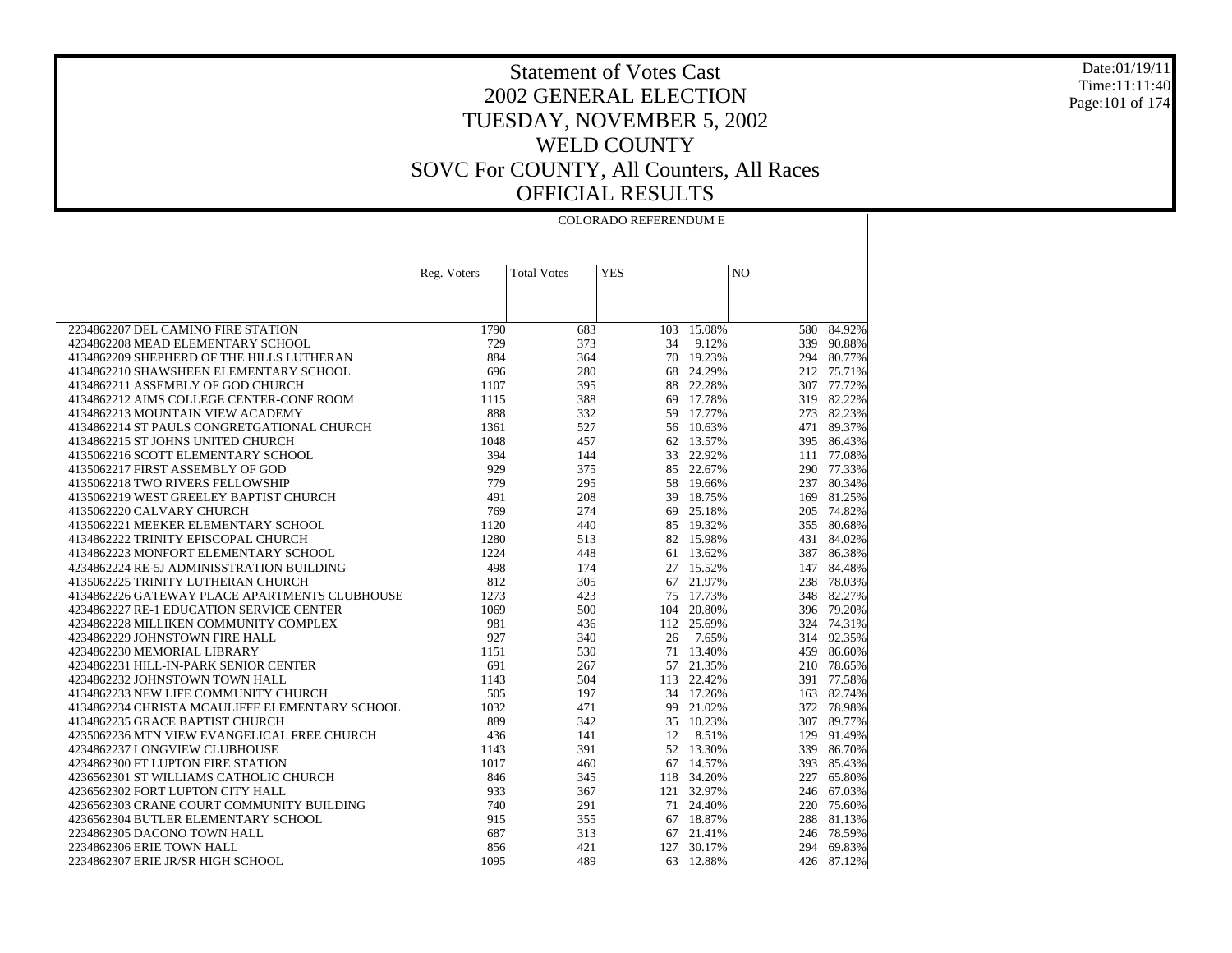# Statement of Votes Cast

## 2002 GENERAL ELECTION

## TUESDAY, NOVEMBER 5, 2002

## WELD COUNTY

## SOVC For COUNTY, All Counters, All Races

## OFFICIAL RESULTS

Date:01/19/11
Time:11:11:40

| | COLORADO REFERENDUM E | | | | | |
|---|---|---|---|---|---|---|
| | Reg. Voters | Total Votes | YES | | NO | |
| 2234862207 DEL CAMINO FIRE STATION | 1790 | 683 | 103 | 15.08% | 580 | 84.92% |
| 4234862208 MEAD ELEMENTARY SCHOOL | 729 | 373 | 34 | 9.12% | 339 | 90.88% |
| 4134862209 SHEPHERD OF THE HILLS LUTHERAN | 884 | 364 | 70 | 19.23% | 294 | 80.77% |
| 4134862210 SHAWSHEEN ELEMENTARY SCHOOL | 696 | 280 | 68 | 24.29% | 212 | 75.71% |
| 4134862211 ASSEMBLY OF GOD CHURCH | 1107 | 395 | 88 | 22.28% | 307 | 77.72% |
| 4134862212 AIMS COLLEGE CENTER-CONF ROOM | 1115 | 388 | 69 | 17.78% | 319 | 82.22% |
| 4134862213 MOUNTAIN VIEW ACADEMY | 888 | 332 | 59 | 17.77% | 273 | 82.23% |
| 4134862214 ST PAULS CONGRETGATIONAL CHURCH | 1361 | 527 | 56 | 10.63% | 471 | 89.37% |
| 4134862215 ST JOHNS UNITED CHURCH | 1048 | 457 | 62 | 13.57% | 395 | 86.43% |
| 4135062216 SCOTT ELEMENTARY SCHOOL | 394 | 144 | 33 | 22.92% | 111 | 77.08% |
| 4135062217 FIRST ASSEMBLY OF GOD | 929 | 375 | 85 | 22.67% | 290 | 77.33% |
| 4135062218 TWO RIVERS FELLOWSHIP | 779 | 295 | 58 | 19.66% | 237 | 80.34% |
| 4135062219 WEST GREELEY BAPTIST CHURCH | 491 | 208 | 39 | 18.75% | 169 | 81.25% |
| 4135062220 CALVARY CHURCH | 769 | 274 | 69 | 25.18% | 205 | 74.82% |
| 4135062221 MEEKER ELEMENTARY SCHOOL | 1120 | 440 | 85 | 19.32% | 355 | 80.68% |
| 4134862222 TRINITY EPISCOPAL CHURCH | 1280 | 513 | 82 | 15.98% | 431 | 84.02% |
| 4134862223 MONFORT ELEMENTARY SCHOOL | 1224 | 448 | 61 | 13.62% | 387 | 86.38% |
| 4234862224 RE-5J ADMINISSTRATION BUILDING | 498 | 174 | 27 | 15.52% | 147 | 84.48% |
| 4135062225 TRINITY LUTHERAN CHURCH | 812 | 305 | 67 | 21.97% | 238 | 78.03% |
| 4134862226 GATEWAY PLACE APARTMENTS CLUBHOUSE | 1273 | 423 | 75 | 17.73% | 348 | 82.27% |
| 4234862227 RE-1 EDUCATION SERVICE CENTER | 1069 | 500 | 104 | 20.80% | 396 | 79.20% |
| 4234862228 MILLIKEN COMMUNITY COMPLEX | 981 | 436 | 112 | 25.69% | 324 | 74.31% |
| 4234862229 JOHNSTOWN FIRE HALL | 927 | 340 | 26 | 7.65% | 314 | 92.35% |
| 4234862230 MEMORIAL LIBRARY | 1151 | 530 | 71 | 13.40% | 459 | 86.60% |
| 4234862231 HILL-IN-PARK SENIOR CENTER | 691 | 267 | 57 | 21.35% | 210 | 78.65% |
| 4234862232 JOHNSTOWN TOWN HALL | 1143 | 504 | 113 | 22.42% | 391 | 77.58% |
| 4134862233 NEW LIFE COMMUNITY CHURCH | 505 | 197 | 34 | 17.26% | 163 | 82.74% |
| 4134862234 CHRISTA MCAULIFFE ELEMENTARY SCHOOL | 1032 | 471 | 99 | 21.02% | 372 | 78.98% |
| 4134862235 GRACE BAPTIST CHURCH | 889 | 342 | 35 | 10.23% | 307 | 89.77% |
| 4235062236 MTN VIEW EVANGELICAL FREE CHURCH | 436 | 141 | 12 | 8.51% | 129 | 91.49% |
| 4234862237 LONGVIEW CLUBHOUSE | 1143 | 391 | 52 | 13.30% | 339 | 86.70% |
| 4234862300 FT LUPTON FIRE STATION | 1017 | 460 | 67 | 14.57% | 393 | 85.43% |
| 4236562301 ST WILLIAMS CATHOLIC CHURCH | 846 | 345 | 118 | 34.20% | 227 | 65.80% |
| 4236562302 FORT LUPTON CITY HALL | 933 | 367 | 121 | 32.97% | 246 | 67.03% |
| 4236562303 CRANE COURT COMMUNITY BUILDING | 740 | 291 | 71 | 24.40% | 220 | 75.60% |
| 4236562304 BUTLER ELEMENTARY SCHOOL | 915 | 355 | 67 | 18.87% | 288 | 81.13% |
| 2234862305 DACONO TOWN HALL | 687 | 313 | 67 | 21.41% | 246 | 78.59% |
| 2234862306 ERIE TOWN HALL | 856 | 421 | 127 | 30.17% | 294 | 69.83% |
| 2234862307 ERIE JR/SR HIGH SCHOOL | 1095 | 489 | 63 | 12.88% | 426 | 87.12% |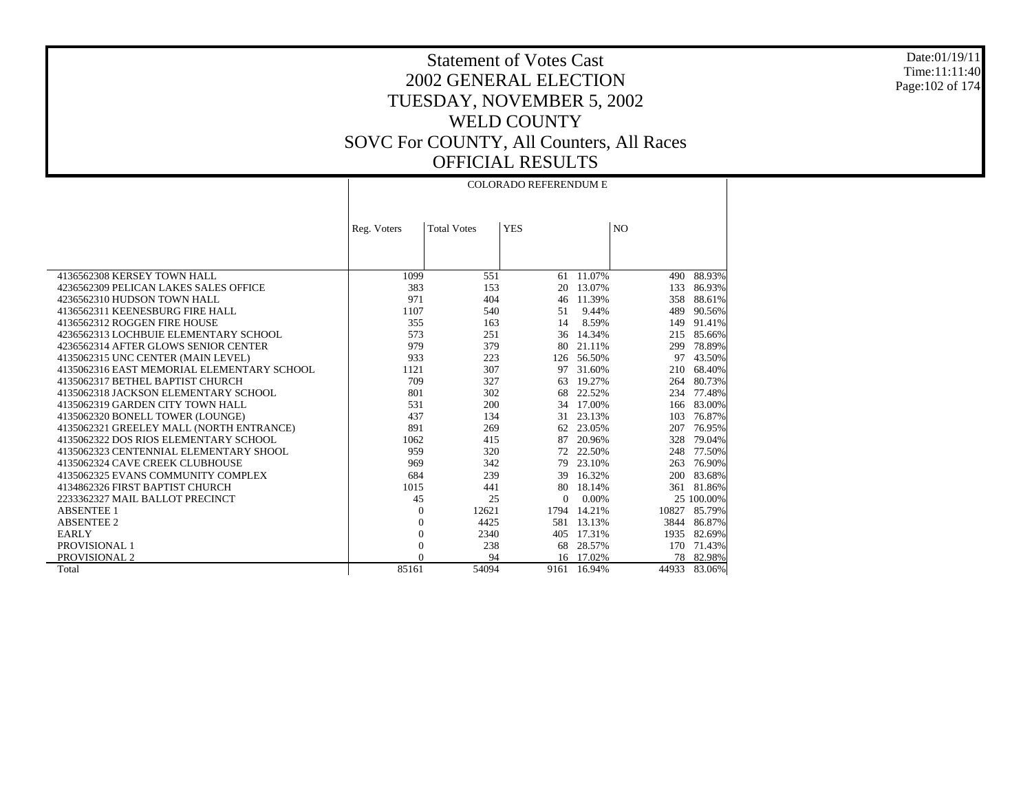# Statement of Votes Cast
## 2002 GENERAL ELECTION
## TUESDAY, NOVEMBER 5, 2002
## WELD COUNTY
## SOVC For COUNTY, All Counters, All Races
## OFFICIAL RESULTS

Date:01/19/11
Time:11:11:40

| | COLORADO REFERENDUM E | | | | | |
|---|---|---|---|---|---|---|
| | Reg. Voters | Total Votes | YES | | NO | |
| 4136562308 KERSEY TOWN HALL | 1099 | 551 | 61 | 11.07% | 490 | 88.93% |
| 4236562309 PELICAN LAKES SALES OFFICE | 383 | 153 | 20 | 13.07% | 133 | 86.93% |
| 4236562310 HUDSON TOWN HALL | 971 | 404 | 46 | 11.39% | 358 | 88.61% |
| 4136562311 KEENESBURG FIRE HALL | 1107 | 540 | 51 | 9.44% | 489 | 90.56% |
| 4136562312 ROGGEN FIRE HOUSE | 355 | 163 | 14 | 8.59% | 149 | 91.41% |
| 4236562313 LOCHBUIE ELEMENTARY SCHOOL | 573 | 251 | 36 | 14.34% | 215 | 85.66% |
| 4236562314 AFTER GLOWS SENIOR CENTER | 979 | 379 | 80 | 21.11% | 299 | 78.89% |
| 4135062315 UNC CENTER (MAIN LEVEL) | 933 | 223 | 126 | 56.50% | 97 | 43.50% |
| 4135062316 EAST MEMORIAL ELEMENTARY SCHOOL | 1121 | 307 | 97 | 31.60% | 210 | 68.40% |
| 4135062317 BETHEL BAPTIST CHURCH | 709 | 327 | 63 | 19.27% | 264 | 80.73% |
| 4135062318 JACKSON ELEMENTARY SCHOOL | 801 | 302 | 68 | 22.52% | 234 | 77.48% |
| 4135062319 GARDEN CITY TOWN HALL | 531 | 200 | 34 | 17.00% | 166 | 83.00% |
| 4135062320 BONELL TOWER (LOUNGE) | 437 | 134 | 31 | 23.13% | 103 | 76.87% |
| 4135062321 GREELEY MALL (NORTH ENTRANCE) | 891 | 269 | 62 | 23.05% | 207 | 76.95% |
| 4135062322 DOS RIOS ELEMENTARY SCHOOL | 1062 | 415 | 87 | 20.96% | 328 | 79.04% |
| 4135062323 CENTENNIAL ELEMENTARY SHOOL | 959 | 320 | 72 | 22.50% | 248 | 77.50% |
| 4135062324 CAVE CREEK CLUBHOUSE | 969 | 342 | 79 | 23.10% | 263 | 76.90% |
| 4135062325 EVANS COMMUNITY COMPLEX | 684 | 239 | 39 | 16.32% | 200 | 83.68% |
| 4134862326 FIRST BAPTIST CHURCH | 1015 | 441 | 80 | 18.14% | 361 | 81.86% |
| 2233362327 MAIL BALLOT PRECINCT | 45 | 25 | 0 | 0.00% | 25 | 100.00% |
| ABSENTEE 1 | 0 | 12621 | 1794 | 14.21% | 10827 | 85.79% |
| ABSENTEE 2 | 0 | 4425 | 581 | 13.13% | 3844 | 86.87% |
| EARLY | 0 | 2340 | 405 | 17.31% | 1935 | 82.69% |
| PROVISIONAL 1 | 0 | 238 | 68 | 28.57% | 170 | 71.43% |
| PROVISIONAL 2 | 0 | 94 | 16 | 17.02% | 78 | 82.98% |
| Total | 85161 | 54094 | 9161 | 16.94% | 44933 | 83.06% |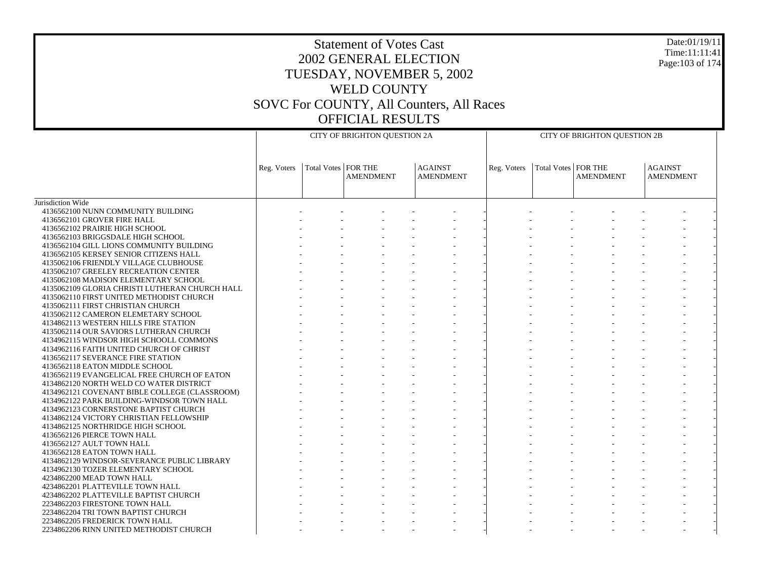# Statement of Votes Cast
## 2002 GENERAL ELECTION
## TUESDAY, NOVEMBER 5, 2002
## WELD COUNTY
## SOVC For COUNTY, All Counters, All Races
## OFFICIAL RESULTS

| | CITY OF BRIGHTON QUESTION 2A | | | | | | CITY OF BRIGHTON QUESTION 2B | | | | | |
|---|---|---|---|---|---|---|---|---|---|---|---|---|
| | Reg. Voters | Total Votes | FOR THE AMENDMENT | | AGAINST AMENDMENT | | Reg. Voters | Total Votes | FOR THE AMENDMENT | | AGAINST AMENDMENT | |
| Jurisdiction Wide | | | | | | | | | | | | |
| 4136562100 NUNN COMMUNITY BUILDING | - | - | - | - | - | - | - | - | - | - | - | - |
| 4136562101 GROVER FIRE HALL | - | - | - | - | - | - | - | - | - | - | - | - |
| 4136562102 PRAIRIE HIGH SCHOOL | - | - | - | - | - | - | - | - | - | - | - | - |
| 4136562103 BRIGGSDALE HIGH SCHOOL | - | - | - | - | - | - | - | - | - | - | - | - |
| 4136562104 GILL LIONS COMMUNITY BUILDING | - | - | - | - | - | - | - | - | - | - | - | - |
| 4136562105 KERSEY SENIOR CITIZENS HALL | - | - | - | - | - | - | - | - | - | - | - | - |
| 4135062106 FRIENDLY VILLAGE CLUBHOUSE | - | - | - | - | - | - | - | - | - | - | - | - |
| 4135062107 GREELEY RECREATION CENTER | - | - | - | - | - | - | - | - | - | - | - | - |
| 4135062108 MADISON ELEMENTARY SCHOOL | - | - | - | - | - | - | - | - | - | - | - | - |
| 4135062109 GLORIA CHRISTI LUTHERAN CHURCH HALL | - | - | - | - | - | - | - | - | - | - | - | - |
| 4135062110 FIRST UNITED METHODIST CHURCH | - | - | - | - | - | - | - | - | - | - | - | - |
| 4135062111 FIRST CHRISTIAN CHURCH | - | - | - | - | - | - | - | - | - | - | - | - |
| 4135062112 CAMERON ELEMETARY SCHOOL | - | - | - | - | - | - | - | - | - | - | - | - |
| 4134862113 WESTERN HILLS FIRE STATION | - | - | - | - | - | - | - | - | - | - | - | - |
| 4135062114 OUR SAVIORS LUTHERAN CHURCH | - | - | - | - | - | - | - | - | - | - | - | - |
| 4134962115 WINDSOR HIGH SCHOOLL COMMONS | - | - | - | - | - | - | - | - | - | - | - | - |
| 4134962116 FAITH UNITED CHURCH OF CHRIST | - | - | - | - | - | - | - | - | - | - | - | - |
| 4136562117 SEVERANCE FIRE STATION | - | - | - | - | - | - | - | - | - | - | - | - |
| 4136562118 EATON MIDDLE SCHOOL | - | - | - | - | - | - | - | - | - | - | - | - |
| 4136562119 EVANGELICAL FREE CHURCH OF EATON | - | - | - | - | - | - | - | - | - | - | - | - |
| 4134862120 NORTH WELD CO WATER DISTRICT | - | - | - | - | - | - | - | - | - | - | - | - |
| 4134962121 COVENANT BIBLE COLLEGE (CLASSROOM) | - | - | - | - | - | - | - | - | - | - | - | - |
| 4134962122 PARK BUILDING-WINDSOR TOWN HALL | - | - | - | - | - | - | - | - | - | - | - | - |
| 4134962123 CORNERSTONE BAPTIST CHURCH | - | - | - | - | - | - | - | - | - | - | - | - |
| 4134862124 VICTORY CHRISTIAN FELLOWSHIP | - | - | - | - | - | - | - | - | - | - | - | - |
| 4134862125 NORTHRIDGE HIGH SCHOOL | - | - | - | - | - | - | - | - | - | - | - | - |
| 4136562126 PIERCE TOWN HALL | - | - | - | - | - | - | - | - | - | - | - | - |
| 4136562127 AULT TOWN HALL | - | - | - | - | - | - | - | - | - | - | - | - |
| 4136562128 EATON TOWN HALL | - | - | - | - | - | - | - | - | - | - | - | - |
| 4134862129 WINDSOR-SEVERANCE PUBLIC LIBRARY | - | - | - | - | - | - | - | - | - | - | - | - |
| 4134962130 TOZER ELEMENTARY SCHOOL | - | - | - | - | - | - | - | - | - | - | - | - |
| 4234862200 MEAD TOWN HALL | - | - | - | - | - | - | - | - | - | - | - | - |
| 4234862201 PLATTEVILLE TOWN HALL | - | - | - | - | - | - | - | - | - | - | - | - |
| 4234862202 PLATTEVILLE BAPTIST CHURCH | - | - | - | - | - | - | - | - | - | - | - | - |
| 2234862203 FIRESTONE TOWN HALL | - | - | - | - | - | - | - | - | - | - | - | - |
| 2234862204 TRI TOWN BAPTIST CHURCH | - | - | - | - | - | - | - | - | - | - | - | - |
| 2234862205 FREDERICK TOWN HALL | - | - | - | - | - | - | - | - | - | - | - | - |
| 2234862206 RINN UNITED METHODIST CHURCH | - | - | - | - | - | - | - | - | - | - | - | - |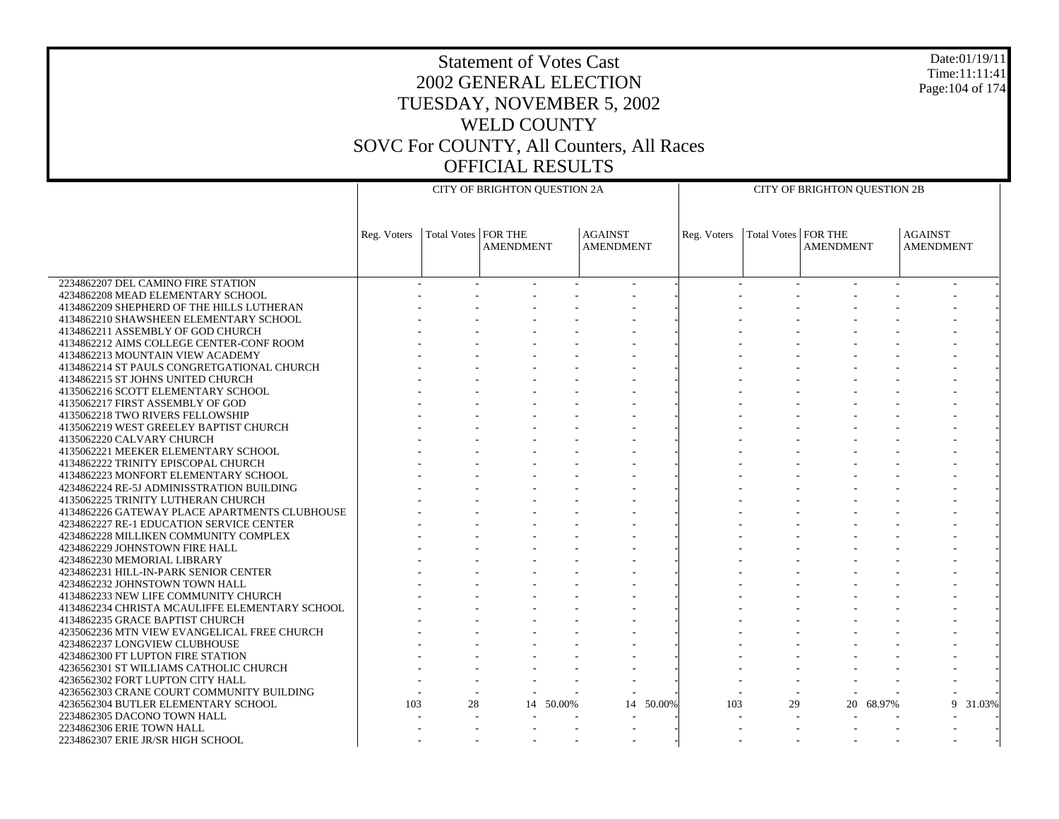# Statement of Votes Cast
## 2002 GENERAL ELECTION
## TUESDAY, NOVEMBER 5, 2002
## WELD COUNTY
## SOVC For COUNTY, All Counters, All Races
## OFFICIAL RESULTS

Date:01/19/11
Time:11:11:41

| | CITY OF BRIGHTON QUESTION 2A | | | | | | CITY OF BRIGHTON QUESTION 2B | | | | | |
|---|---|---|---|---|---|---|---|---|---|---|---|---|
| | Reg. Voters | Total Votes | FOR THE AMENDMENT | | AGAINST AMENDMENT | | Reg. Voters | Total Votes | FOR THE AMENDMENT | | AGAINST AMENDMENT | |
| 2234862207 DEL CAMINO FIRE STATION | - | - | - | - | - | - | - | - | - | - | - | - |
| 4234862208 MEAD ELEMENTARY SCHOOL | - | - | - | - | - | - | - | - | - | - | - | - |
| 4134862209 SHEPHERD OF THE HILLS LUTHERAN | - | - | - | - | - | - | - | - | - | - | - | - |
| 4134862210 SHAWSHEEN ELEMENTARY SCHOOL | - | - | - | - | - | - | - | - | - | - | - | - |
| 4134862211 ASSEMBLY OF GOD CHURCH | - | - | - | - | - | - | - | - | - | - | - | - |
| 4134862212 AIMS COLLEGE CENTER-CONF ROOM | - | - | - | - | - | - | - | - | - | - | - | - |
| 4134862213 MOUNTAIN VIEW ACADEMY | - | - | - | - | - | - | - | - | - | - | - | - |
| 4134862214 ST PAULS CONGRETGATIONAL CHURCH | - | - | - | - | - | - | - | - | - | - | - | - |
| 4134862215 ST JOHNS UNITED CHURCH | - | - | - | - | - | - | - | - | - | - | - | - |
| 4135062216 SCOTT ELEMENTARY SCHOOL | - | - | - | - | - | - | - | - | - | - | - | - |
| 4135062217 FIRST ASSEMBLY OF GOD | - | - | - | - | - | - | - | - | - | - | - | - |
| 4135062218 TWO RIVERS FELLOWSHIP | - | - | - | - | - | - | - | - | - | - | - | - |
| 4135062219 WEST GREELEY BAPTIST CHURCH | - | - | - | - | - | - | - | - | - | - | - | - |
| 4135062220 CALVARY CHURCH | - | - | - | - | - | - | - | - | - | - | - | - |
| 4135062221 MEEKER ELEMENTARY SCHOOL | - | - | - | - | - | - | - | - | - | - | - | - |
| 4134862222 TRINITY EPISCOPAL CHURCH | - | - | - | - | - | - | - | - | - | - | - | - |
| 4134862223 MONFORT ELEMENTARY SCHOOL | - | - | - | - | - | - | - | - | - | - | - | - |
| 4234862224 RE-5J ADMINISSTRATION BUILDING | - | - | - | - | - | - | - | - | - | - | - | - |
| 4135062225 TRINITY LUTHERAN CHURCH | - | - | - | - | - | - | - | - | - | - | - | - |
| 4134862226 GATEWAY PLACE APARTMENTS CLUBHOUSE | - | - | - | - | - | - | - | - | - | - | - | - |
| 4234862227 RE-1 EDUCATION SERVICE CENTER | - | - | - | - | - | - | - | - | - | - | - | - |
| 4234862228 MILLIKEN COMMUNITY COMPLEX | - | - | - | - | - | - | - | - | - | - | - | - |
| 4234862229 JOHNSTOWN FIRE HALL | - | - | - | - | - | - | - | - | - | - | - | - |
| 4234862230 MEMORIAL LIBRARY | - | - | - | - | - | - | - | - | - | - | - | - |
| 4234862231 HILL-IN-PARK SENIOR CENTER | - | - | - | - | - | - | - | - | - | - | - | - |
| 4234862232 JOHNSTOWN TOWN HALL | - | - | - | - | - | - | - | - | - | - | - | - |
| 4134862233 NEW LIFE COMMUNITY CHURCH | - | - | - | - | - | - | - | - | - | - | - | - |
| 4134862234 CHRISTA MCAULIFFE ELEMENTARY SCHOOL | - | - | - | - | - | - | - | - | - | - | - | - |
| 4134862235 GRACE BAPTIST CHURCH | - | - | - | - | - | - | - | - | - | - | - | - |
| 4235062236 MTN VIEW EVANGELICAL FREE CHURCH | - | - | - | - | - | - | - | - | - | - | - | - |
| 4234862237 LONGVIEW CLUBHOUSE | - | - | - | - | - | - | - | - | - | - | - | - |
| 4234862300 FT LUPTON FIRE STATION | - | - | - | - | - | - | - | - | - | - | - | - |
| 4236562301 ST WILLIAMS CATHOLIC CHURCH | - | - | - | - | - | - | - | - | - | - | - | - |
| 4236562302 FORT LUPTON CITY HALL | - | - | - | - | - | - | - | - | - | - | - | - |
| 4236562303 CRANE COURT COMMUNITY BUILDING | - | - | - | - | - | - | - | - | - | - | - | - |
| 4236562304 BUTLER ELEMENTARY SCHOOL | 103 | 28 | 14 | 50.00% | 14 | 50.00% | 103 | 29 | 20 | 68.97% | 9 | 31.03% |
| 2234862305 DACONO TOWN HALL | - | - | - | - | - | - | - | - | - | - | - | - |
| 2234862306 ERIE TOWN HALL | - | - | - | - | - | - | - | - | - | - | - | - |
| 2234862307 ERIE JR/SR HIGH SCHOOL | - | - | - | - | - | - | - | - | - | - | - | - |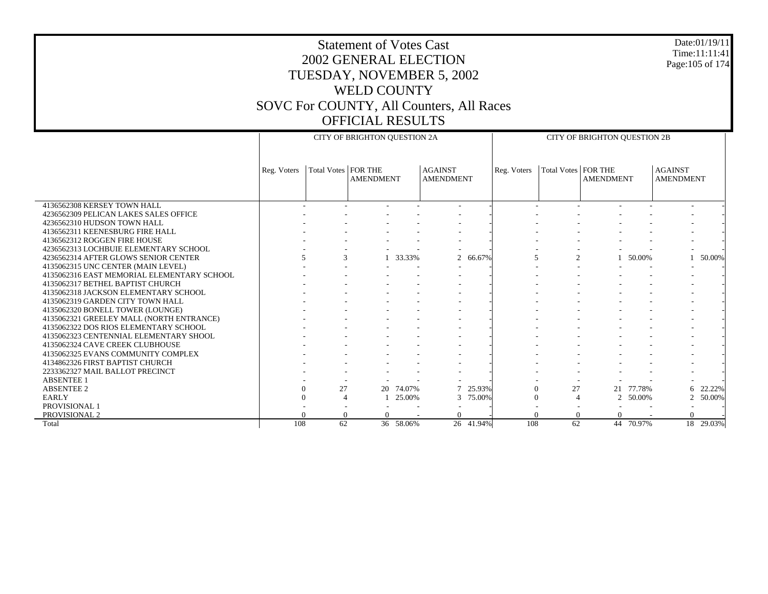# Statement of Votes Cast
## 2002 GENERAL ELECTION
## TUESDAY, NOVEMBER 5, 2002
## WELD COUNTY
## SOVC For COUNTY, All Counters, All Races
## OFFICIAL RESULTS

Date:01/19/11
Time:11:11:41

| | CITY OF BRIGHTON QUESTION 2A | | | | | | CITY OF BRIGHTON QUESTION 2B | | | | | |
|---|---|---|---|---|---|---|---|---|---|---|---|---|
| | Reg. Voters | Total Votes | FOR THE AMENDMENT | | AGAINST AMENDMENT | | Reg. Voters | Total Votes | FOR THE AMENDMENT | | AGAINST AMENDMENT | |
| 4136562308 KERSEY TOWN HALL | - | - | - | - | - | - | - | - | - | - | - | - |
| 4236562309 PELICAN LAKES SALES OFFICE | - | - | - | - | - | - | - | - | - | - | - | - |
| 4236562310 HUDSON TOWN HALL | - | - | - | - | - | - | - | - | - | - | - | - |
| 4136562311 KEENESBURG FIRE HALL | - | - | - | - | - | - | - | - | - | - | - | - |
| 4136562312 ROGGEN FIRE HOUSE | - | - | - | - | - | - | - | - | - | - | - | - |
| 4236562313 LOCHBUIE ELEMENTARY SCHOOL | - | - | - | - | - | - | - | - | - | - | - | - |
| 4236562314 AFTER GLOWS SENIOR CENTER | 5 | 3 | 1 | 33.33% | 2 | 66.67% | 5 | 2 | 1 | 50.00% | 1 | 50.00% |
| 4135062315 UNC CENTER (MAIN LEVEL) | - | - | - | - | - | - | - | - | - | - | - | - |
| 4135062316 EAST MEMORIAL ELEMENTARY SCHOOL | - | - | - | - | - | - | - | - | - | - | - | - |
| 4135062317 BETHEL BAPTIST CHURCH | - | - | - | - | - | - | - | - | - | - | - | - |
| 4135062318 JACKSON ELEMENTARY SCHOOL | - | - | - | - | - | - | - | - | - | - | - | - |
| 4135062319 GARDEN CITY TOWN HALL | - | - | - | - | - | - | - | - | - | - | - | - |
| 4135062320 BONELL TOWER (LOUNGE) | - | - | - | - | - | - | - | - | - | - | - | - |
| 4135062321 GREELEY MALL (NORTH ENTRANCE) | - | - | - | - | - | - | - | - | - | - | - | - |
| 4135062322 DOS RIOS ELEMENTARY SCHOOL | - | - | - | - | - | - | - | - | - | - | - | - |
| 4135062323 CENTENNIAL ELEMENTARY SHOOL | - | - | - | - | - | - | - | - | - | - | - | - |
| 4135062324 CAVE CREEK CLUBHOUSE | - | - | - | - | - | - | - | - | - | - | - | - |
| 4135062325 EVANS COMMUNITY COMPLEX | - | - | - | - | - | - | - | - | - | - | - | - |
| 4134862326 FIRST BAPTIST CHURCH | - | - | - | - | - | - | - | - | - | - | - | - |
| 2233362327 MAIL BALLOT PRECINCT | - | - | - | - | - | - | - | - | - | - | - | - |
| ABSENTEE 1 | - | - | - | - | - | - | - | - | - | - | - | - |
| ABSENTEE 2 | 0 | 27 | 20 | 74.07% | 7 | 25.93% | 0 | 27 | 21 | 77.78% | 6 | 22.22% |
| EARLY | 0 | 4 | 1 | 25.00% | 3 | 75.00% | 0 | 4 | 2 | 50.00% | 2 | 50.00% |
| PROVISIONAL 1 | - | - | - | - | - | - | - | - | - | - | - | - |
| PROVISIONAL 2 | 0 | 0 | 0 | - | 0 | - | 0 | 0 | 0 | - | 0 | - |
| Total | 108 | 62 | 36 | 58.06% | 26 | 41.94% | 108 | 62 | 44 | 70.97% | 18 | 29.03% |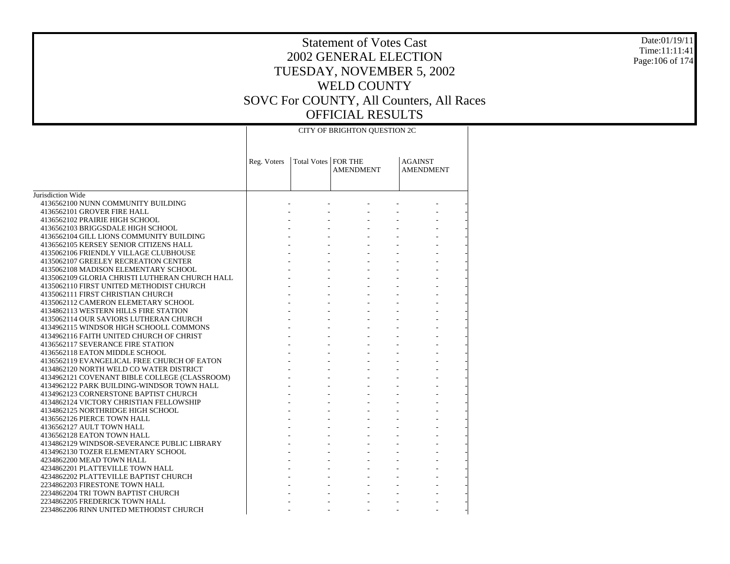# Statement of Votes Cast
# 2002 GENERAL ELECTION
# TUESDAY, NOVEMBER 5, 2002
# WELD COUNTY
# SOVC For COUNTY, All Counters, All Races
# OFFICIAL RESULTS

Date:01/19/11
Time:11:11:41

CITY OF BRIGHTON QUESTION 2C

| | Reg. Voters | Total Votes | FOR THE AMENDMENT | | AGAINST AMENDMENT | |
|---|---|---|---|---|---|---|
| Jurisdiction Wide | | | | | | |
| 4136562100 NUNN COMMUNITY BUILDING | - | - | - | - | - | - |
| 4136562101 GROVER FIRE HALL | - | - | - | - | - | - |
| 4136562102 PRAIRIE HIGH SCHOOL | - | - | - | - | - | - |
| 4136562103 BRIGGSDALE HIGH SCHOOL | - | - | - | - | - | - |
| 4136562104 GILL LIONS COMMUNITY BUILDING | - | - | - | - | - | - |
| 4136562105 KERSEY SENIOR CITIZENS HALL | - | - | - | - | - | - |
| 4135062106 FRIENDLY VILLAGE CLUBHOUSE | - | - | - | - | - | - |
| 4135062107 GREELEY RECREATION CENTER | - | - | - | - | - | - |
| 4135062108 MADISON ELEMENTARY SCHOOL | - | - | - | - | - | - |
| 4135062109 GLORIA CHRISTI LUTHERAN CHURCH HALL | - | - | - | - | - | - |
| 4135062110 FIRST UNITED METHODIST CHURCH | - | - | - | - | - | - |
| 4135062111 FIRST CHRISTIAN CHURCH | - | - | - | - | - | - |
| 4135062112 CAMERON ELEMETARY SCHOOL | - | - | - | - | - | - |
| 4134862113 WESTERN HILLS FIRE STATION | - | - | - | - | - | - |
| 4135062114 OUR SAVIORS LUTHERAN CHURCH | - | - | - | - | - | - |
| 4134962115 WINDSOR HIGH SCHOOLL COMMONS | - | - | - | - | - | - |
| 4134962116 FAITH UNITED CHURCH OF CHRIST | - | - | - | - | - | - |
| 4136562117 SEVERANCE FIRE STATION | - | - | - | - | - | - |
| 4136562118 EATON MIDDLE SCHOOL | - | - | - | - | - | - |
| 4136562119 EVANGELICAL FREE CHURCH OF EATON | - | - | - | - | - | - |
| 4134862120 NORTH WELD CO WATER DISTRICT | - | - | - | - | - | - |
| 4134962121 COVENANT BIBLE COLLEGE (CLASSROOM) | - | - | - | - | - | - |
| 4134962122 PARK BUILDING-WINDSOR TOWN HALL | - | - | - | - | - | - |
| 4134962123 CORNERSTONE BAPTIST CHURCH | - | - | - | - | - | - |
| 4134862124 VICTORY CHRISTIAN FELLOWSHIP | - | - | - | - | - | - |
| 4134862125 NORTHRIDGE HIGH SCHOOL | - | - | - | - | - | - |
| 4136562126 PIERCE TOWN HALL | - | - | - | - | - | - |
| 4136562127 AULT TOWN HALL | - | - | - | - | - | - |
| 4136562128 EATON TOWN HALL | - | - | - | - | - | - |
| 4134862129 WINDSOR-SEVERANCE PUBLIC LIBRARY | - | - | - | - | - | - |
| 4134962130 TOZER ELEMENTARY SCHOOL | - | - | - | - | - | - |
| 4234862200 MEAD TOWN HALL | - | - | - | - | - | - |
| 4234862201 PLATTEVILLE TOWN HALL | - | - | - | - | - | - |
| 4234862202 PLATTEVILLE BAPTIST CHURCH | - | - | - | - | - | - |
| 2234862203 FIRESTONE TOWN HALL | - | - | - | - | - | - |
| 2234862204 TRI TOWN BAPTIST CHURCH | - | - | - | - | - | - |
| 2234862205 FREDERICK TOWN HALL | - | - | - | - | - | - |
| 2234862206 RINN UNITED METHODIST CHURCH | - | - | - | - | - | - |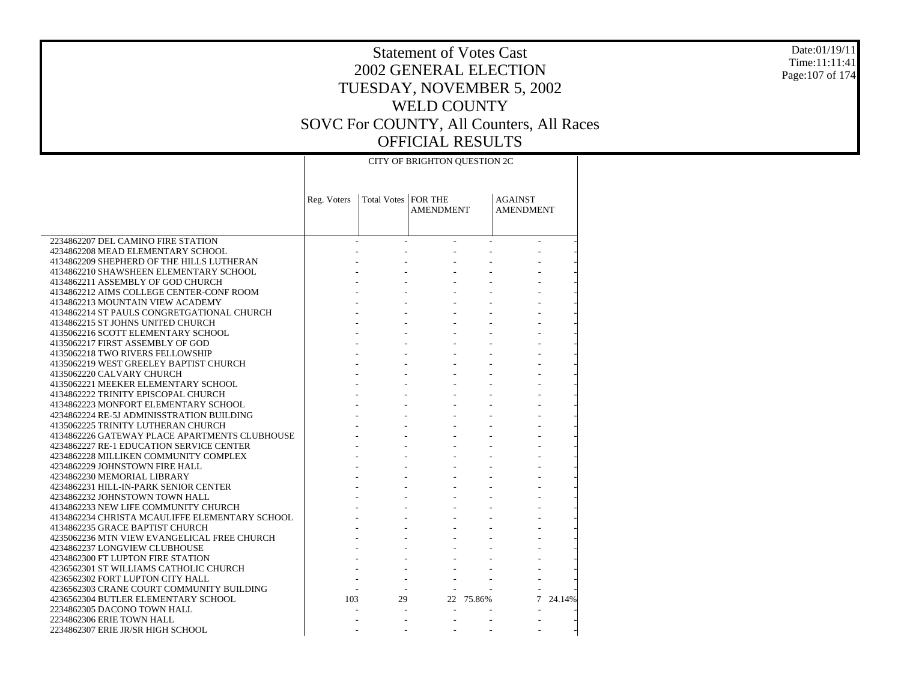# Statement of Votes Cast
# 2002 GENERAL ELECTION
# TUESDAY, NOVEMBER 5, 2002
# WELD COUNTY
# SOVC For COUNTY, All Counters, All Races
# OFFICIAL RESULTS

Date:01/19/11
Time:11:11:41

| | CITY OF BRIGHTON QUESTION 2C | | | | | |
|---|---|---|---|---|---|---|
| | Reg. Voters | Total Votes | FOR THE AMENDMENT | | AGAINST AMENDMENT | |
| 2234862207 DEL CAMINO FIRE STATION | - | - | - | - | - | - |
| 4234862208 MEAD ELEMENTARY SCHOOL | - | - | - | - | - | - |
| 4134862209 SHEPHERD OF THE HILLS LUTHERAN | - | - | - | - | - | - |
| 4134862210 SHAWSHEEN ELEMENTARY SCHOOL | - | - | - | - | - | - |
| 4134862211 ASSEMBLY OF GOD CHURCH | - | - | - | - | - | - |
| 4134862212 AIMS COLLEGE CENTER-CONF ROOM | - | - | - | - | - | - |
| 4134862213 MOUNTAIN VIEW ACADEMY | - | - | - | - | - | - |
| 4134862214 ST PAULS CONGRETGATIONAL CHURCH | - | - | - | - | - | - |
| 4134862215 ST JOHNS UNITED CHURCH | - | - | - | - | - | - |
| 4135062216 SCOTT ELEMENTARY SCHOOL | - | - | - | - | - | - |
| 4135062217 FIRST ASSEMBLY OF GOD | - | - | - | - | - | - |
| 4135062218 TWO RIVERS FELLOWSHIP | - | - | - | - | - | - |
| 4135062219 WEST GREELEY BAPTIST CHURCH | - | - | - | - | - | - |
| 4135062220 CALVARY CHURCH | - | - | - | - | - | - |
| 4135062221 MEEKER ELEMENTARY SCHOOL | - | - | - | - | - | - |
| 4134862222 TRINITY EPISCOPAL CHURCH | - | - | - | - | - | - |
| 4134862223 MONFORT ELEMENTARY SCHOOL | - | - | - | - | - | - |
| 4234862224 RE-5J ADMINISSTRATION BUILDING | - | - | - | - | - | - |
| 4135062225 TRINITY LUTHERAN CHURCH | - | - | - | - | - | - |
| 4134862226 GATEWAY PLACE APARTMENTS CLUBHOUSE | - | - | - | - | - | - |
| 4234862227 RE-1 EDUCATION SERVICE CENTER | - | - | - | - | - | - |
| 4234862228 MILLIKEN COMMUNITY COMPLEX | - | - | - | - | - | - |
| 4234862229 JOHNSTOWN FIRE HALL | - | - | - | - | - | - |
| 4234862230 MEMORIAL LIBRARY | - | - | - | - | - | - |
| 4234862231 HILL-IN-PARK SENIOR CENTER | - | - | - | - | - | - |
| 4234862232 JOHNSTOWN TOWN HALL | - | - | - | - | - | - |
| 4134862233 NEW LIFE COMMUNITY CHURCH | - | - | - | - | - | - |
| 4134862234 CHRISTA MCAULIFFE ELEMENTARY SCHOOL | - | - | - | - | - | - |
| 4134862235 GRACE BAPTIST CHURCH | - | - | - | - | - | - |
| 4235062236 MTN VIEW EVANGELICAL FREE CHURCH | - | - | - | - | - | - |
| 4234862237 LONGVIEW CLUBHOUSE | - | - | - | - | - | - |
| 4234862300 FT LUPTON FIRE STATION | - | - | - | - | - | - |
| 4236562301 ST WILLIAMS CATHOLIC CHURCH | - | - | - | - | - | - |
| 4236562302 FORT LUPTON CITY HALL | - | - | - | - | - | - |
| 4236562303 CRANE COURT COMMUNITY BUILDING | - | - | - | - | - | - |
| 4236562304 BUTLER ELEMENTARY SCHOOL | 103 | 29 | 22 | 75.86% | 7 | 24.14% |
| 2234862305 DACONO TOWN HALL | - | - | - | - | - | - |
| 2234862306 ERIE TOWN HALL | - | - | - | - | - | - |
| 2234862307 ERIE JR/SR HIGH SCHOOL | - | - | - | - | - | - |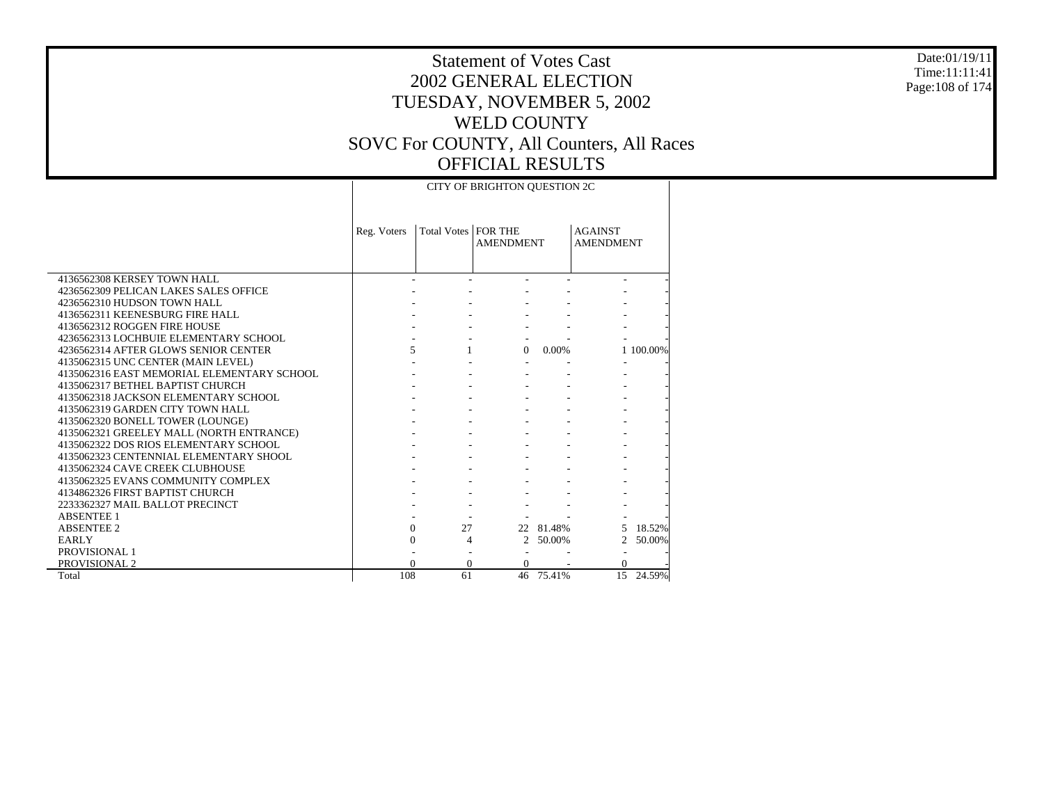# Statement of Votes Cast
# 2002 GENERAL ELECTION
# TUESDAY, NOVEMBER 5, 2002
# WELD COUNTY
# SOVC For COUNTY, All Counters, All Races
# OFFICIAL RESULTS

Date:01/19/11
Time:11:11:41

| | CITY OF BRIGHTON QUESTION 2C | | | | | |
|---|---|---|---|---|---|---|
| | Reg. Voters | Total Votes | FOR THE AMENDMENT | | AGAINST AMENDMENT | |
| 4136562308 KERSEY TOWN HALL | - | - | - | - | - | - |
| 4236562309 PELICAN LAKES SALES OFFICE | - | - | - | - | - | - |
| 4236562310 HUDSON TOWN HALL | - | - | - | - | - | - |
| 4136562311 KEENESBURG FIRE HALL | - | - | - | - | - | - |
| 4136562312 ROGGEN FIRE HOUSE | - | - | - | - | - | - |
| 4236562313 LOCHBUIE ELEMENTARY SCHOOL | - | - | - | - | - | - |
| 4236562314 AFTER GLOWS SENIOR CENTER | 5 | 1 | 0 | 0.00% | 1 | 100.00% |
| 4135062315 UNC CENTER (MAIN LEVEL) | - | - | - | - | - | - |
| 4135062316 EAST MEMORIAL ELEMENTARY SCHOOL | - | - | - | - | - | - |
| 4135062317 BETHEL BAPTIST CHURCH | - | - | - | - | - | - |
| 4135062318 JACKSON ELEMENTARY SCHOOL | - | - | - | - | - | - |
| 4135062319 GARDEN CITY TOWN HALL | - | - | - | - | - | - |
| 4135062320 BONELL TOWER (LOUNGE) | - | - | - | - | - | - |
| 4135062321 GREELEY MALL (NORTH ENTRANCE) | - | - | - | - | - | - |
| 4135062322 DOS RIOS ELEMENTARY SCHOOL | - | - | - | - | - | - |
| 4135062323 CENTENNIAL ELEMENTARY SHOOL | - | - | - | - | - | - |
| 4135062324 CAVE CREEK CLUBHOUSE | - | - | - | - | - | - |
| 4135062325 EVANS COMMUNITY COMPLEX | - | - | - | - | - | - |
| 4134862326 FIRST BAPTIST CHURCH | - | - | - | - | - | - |
| 2233362327 MAIL BALLOT PRECINCT | - | - | - | - | - | - |
| ABSENTEE 1 | - | - | - | - | - | - |
| ABSENTEE 2 | 0 | 27 | 22 | 81.48% | 5 | 18.52% |
| EARLY | 0 | 4 | 2 | 50.00% | 2 | 50.00% |
| PROVISIONAL 1 | - | - | - | - | - | - |
| PROVISIONAL 2 | 0 | 0 | 0 | - | 0 | - |
| Total | 108 | 61 | 46 | 75.41% | 15 | 24.59% |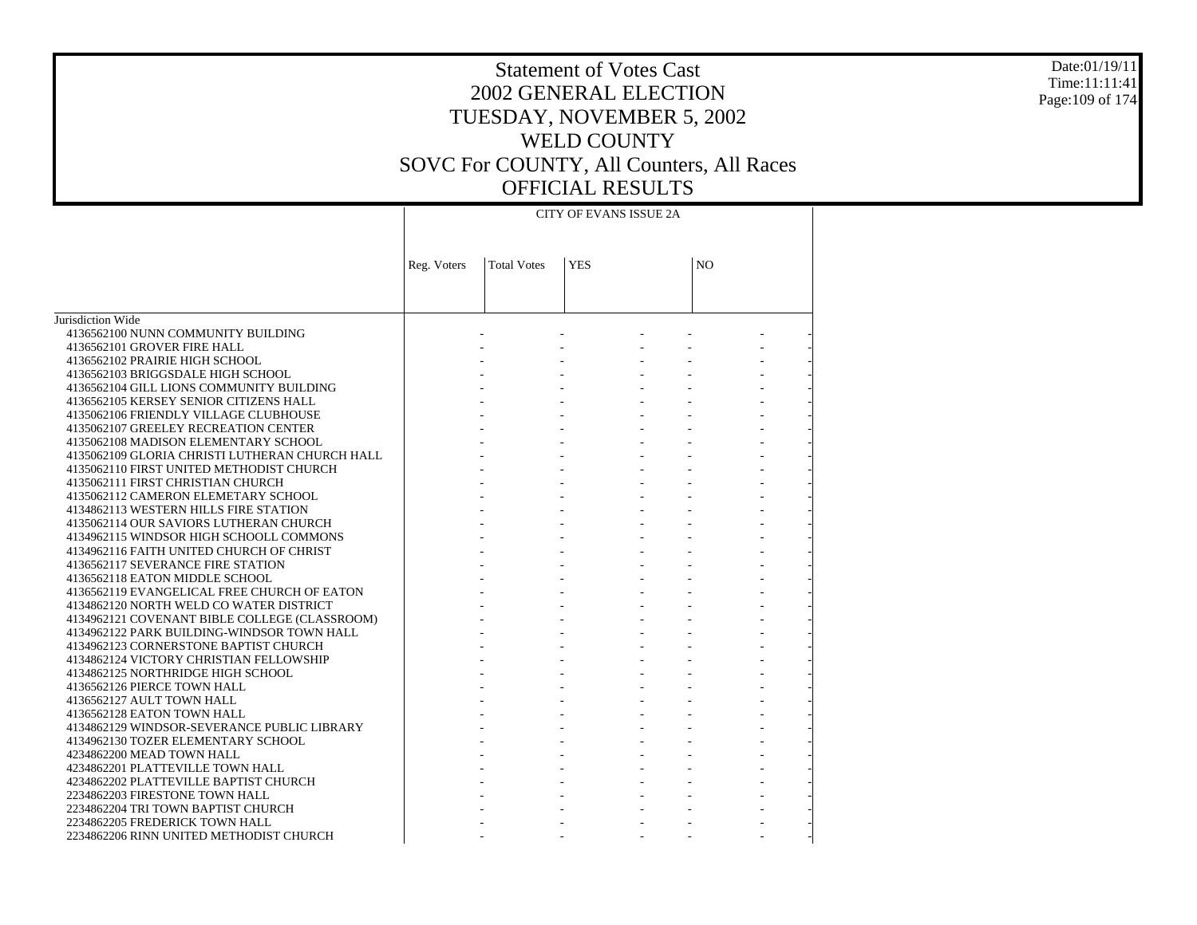# Statement of Votes Cast
## 2002 GENERAL ELECTION
## TUESDAY, NOVEMBER 5, 2002
## WELD COUNTY
## SOVC For COUNTY, All Counters, All Races
## OFFICIAL RESULTS

| | CITY OF EVANS ISSUE 2A | | | | | |
|---|---|---|---|---|---|---|
| | Reg. Voters | Total Votes | YES | | NO | |
| Jurisdiction Wide | | | | | | |
| 4136562100 NUNN COMMUNITY BUILDING | - | - | - | - | - | - |
| 4136562101 GROVER FIRE HALL | - | - | - | - | - | - |
| 4136562102 PRAIRIE HIGH SCHOOL | - | - | - | - | - | - |
| 4136562103 BRIGGSDALE HIGH SCHOOL | - | - | - | - | - | - |
| 4136562104 GILL LIONS COMMUNITY BUILDING | - | - | - | - | - | - |
| 4136562105 KERSEY SENIOR CITIZENS HALL | - | - | - | - | - | - |
| 4135062106 FRIENDLY VILLAGE CLUBHOUSE | - | - | - | - | - | - |
| 4135062107 GREELEY RECREATION CENTER | - | - | - | - | - | - |
| 4135062108 MADISON ELEMENTARY SCHOOL | - | - | - | - | - | - |
| 4135062109 GLORIA CHRISTI LUTHERAN CHURCH HALL | - | - | - | - | - | - |
| 4135062110 FIRST UNITED METHODIST CHURCH | - | - | - | - | - | - |
| 4135062111 FIRST CHRISTIAN CHURCH | - | - | - | - | - | - |
| 4135062112 CAMERON ELEMETARY SCHOOL | - | - | - | - | - | - |
| 4134862113 WESTERN HILLS FIRE STATION | - | - | - | - | - | - |
| 4135062114 OUR SAVIORS LUTHERAN CHURCH | - | - | - | - | - | - |
| 4134962115 WINDSOR HIGH SCHOOLL COMMONS | - | - | - | - | - | - |
| 4134962116 FAITH UNITED CHURCH OF CHRIST | - | - | - | - | - | - |
| 4136562117 SEVERANCE FIRE STATION | - | - | - | - | - | - |
| 4136562118 EATON MIDDLE SCHOOL | - | - | - | - | - | - |
| 4136562119 EVANGELICAL FREE CHURCH OF EATON | - | - | - | - | - | - |
| 4134862120 NORTH WELD CO WATER DISTRICT | - | - | - | - | - | - |
| 4134962121 COVENANT BIBLE COLLEGE (CLASSROOM) | - | - | - | - | - | - |
| 4134962122 PARK BUILDING-WINDSOR TOWN HALL | - | - | - | - | - | - |
| 4134962123 CORNERSTONE BAPTIST CHURCH | - | - | - | - | - | - |
| 4134862124 VICTORY CHRISTIAN FELLOWSHIP | - | - | - | - | - | - |
| 4134862125 NORTHRIDGE HIGH SCHOOL | - | - | - | - | - | - |
| 4136562126 PIERCE TOWN HALL | - | - | - | - | - | - |
| 4136562127 AULT TOWN HALL | - | - | - | - | - | - |
| 4136562128 EATON TOWN HALL | - | - | - | - | - | - |
| 4134862129 WINDSOR-SEVERANCE PUBLIC LIBRARY | - | - | - | - | - | - |
| 4134962130 TOZER ELEMENTARY SCHOOL | - | - | - | - | - | - |
| 4234862200 MEAD TOWN HALL | - | - | - | - | - | - |
| 4234862201 PLATTEVILLE TOWN HALL | - | - | - | - | - | - |
| 4234862202 PLATTEVILLE BAPTIST CHURCH | - | - | - | - | - | - |
| 2234862203 FIRESTONE TOWN HALL | - | - | - | - | - | - |
| 2234862204 TRI TOWN BAPTIST CHURCH | - | - | - | - | - | - |
| 2234862205 FREDERICK TOWN HALL | - | - | - | - | - | - |
| 2234862206 RINN UNITED METHODIST CHURCH | - | - | - | - | - | - |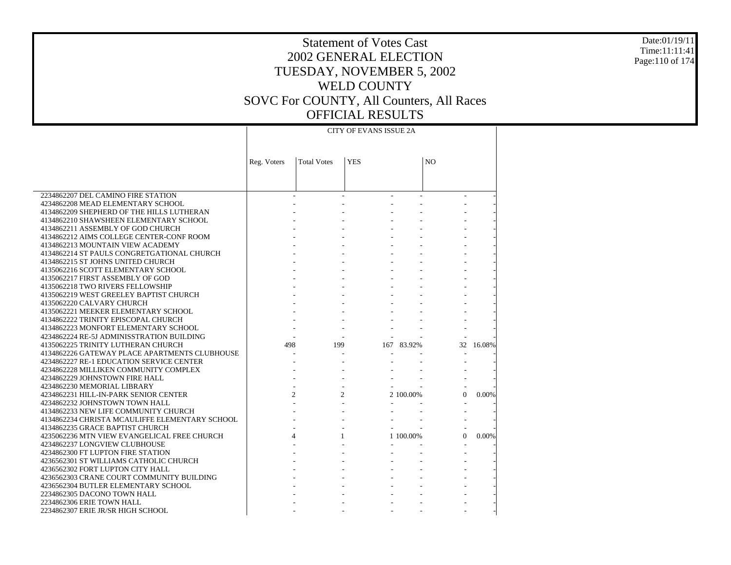# Statement of Votes Cast
## 2002 GENERAL ELECTION
## TUESDAY, NOVEMBER 5, 2002
## WELD COUNTY
## SOVC For COUNTY, All Counters, All Races
## OFFICIAL RESULTS

Date:01/19/11
Time:11:11:41

| | CITY OF EVANS ISSUE 2A | | | | | |
|---|---|---|---|---|---|---|
| | Reg. Voters | Total Votes | YES | | NO | |
| 2234862207 DEL CAMINO FIRE STATION | - | - | - | - | - | - |
| 4234862208 MEAD ELEMENTARY SCHOOL | - | - | - | - | - | - |
| 4134862209 SHEPHERD OF THE HILLS LUTHERAN | - | - | - | - | - | - |
| 4134862210 SHAWSHEEN ELEMENTARY SCHOOL | - | - | - | - | - | - |
| 4134862211 ASSEMBLY OF GOD CHURCH | - | - | - | - | - | - |
| 4134862212 AIMS COLLEGE CENTER-CONF ROOM | - | - | - | - | - | - |
| 4134862213 MOUNTAIN VIEW ACADEMY | - | - | - | - | - | - |
| 4134862214 ST PAULS CONGRETGATIONAL CHURCH | - | - | - | - | - | - |
| 4134862215 ST JOHNS UNITED CHURCH | - | - | - | - | - | - |
| 4135062216 SCOTT ELEMENTARY SCHOOL | - | - | - | - | - | - |
| 4135062217 FIRST ASSEMBLY OF GOD | - | - | - | - | - | - |
| 4135062218 TWO RIVERS FELLOWSHIP | - | - | - | - | - | - |
| 4135062219 WEST GREELEY BAPTIST CHURCH | - | - | - | - | - | - |
| 4135062220 CALVARY CHURCH | - | - | - | - | - | - |
| 4135062221 MEEKER ELEMENTARY SCHOOL | - | - | - | - | - | - |
| 4134862222 TRINITY EPISCOPAL CHURCH | - | - | - | - | - | - |
| 4134862223 MONFORT ELEMENTARY SCHOOL | - | - | - | - | - | - |
| 4234862224 RE-5J ADMINISSTRATION BUILDING | - | - | - | - | - | - |
| 4135062225 TRINITY LUTHERAN CHURCH | 498 | 199 | 167 | 83.92% | 32 | 16.08% |
| 4134862226 GATEWAY PLACE APARTMENTS CLUBHOUSE | - | - | - | - | - | - |
| 4234862227 RE-1 EDUCATION SERVICE CENTER | - | - | - | - | - | - |
| 4234862228 MILLIKEN COMMUNITY COMPLEX | - | - | - | - | - | - |
| 4234862229 JOHNSTOWN FIRE HALL | - | - | - | - | - | - |
| 4234862230 MEMORIAL LIBRARY | - | - | - | - | - | - |
| 4234862231 HILL-IN-PARK SENIOR CENTER | 2 | 2 | 2 | 100.00% | 0 | 0.00% |
| 4234862232 JOHNSTOWN TOWN HALL | - | - | - | - | - | - |
| 4134862233 NEW LIFE COMMUNITY CHURCH | - | - | - | - | - | - |
| 4134862234 CHRISTA MCAULIFFE ELEMENTARY SCHOOL | - | - | - | - | - | - |
| 4134862235 GRACE BAPTIST CHURCH | - | - | - | - | - | - |
| 4235062236 MTN VIEW EVANGELICAL FREE CHURCH | 4 | 1 | 1 | 100.00% | 0 | 0.00% |
| 4234862237 LONGVIEW CLUBHOUSE | - | - | - | - | - | - |
| 4234862300 FT LUPTON FIRE STATION | - | - | - | - | - | - |
| 4236562301 ST WILLIAMS CATHOLIC CHURCH | - | - | - | - | - | - |
| 4236562302 FORT LUPTON CITY HALL | - | - | - | - | - | - |
| 4236562303 CRANE COURT COMMUNITY BUILDING | - | - | - | - | - | - |
| 4236562304 BUTLER ELEMENTARY SCHOOL | - | - | - | - | - | - |
| 2234862305 DACONO TOWN HALL | - | - | - | - | - | - |
| 2234862306 ERIE TOWN HALL | - | - | - | - | - | - |
| 2234862307 ERIE JR/SR HIGH SCHOOL | - | - | - | - | - | - |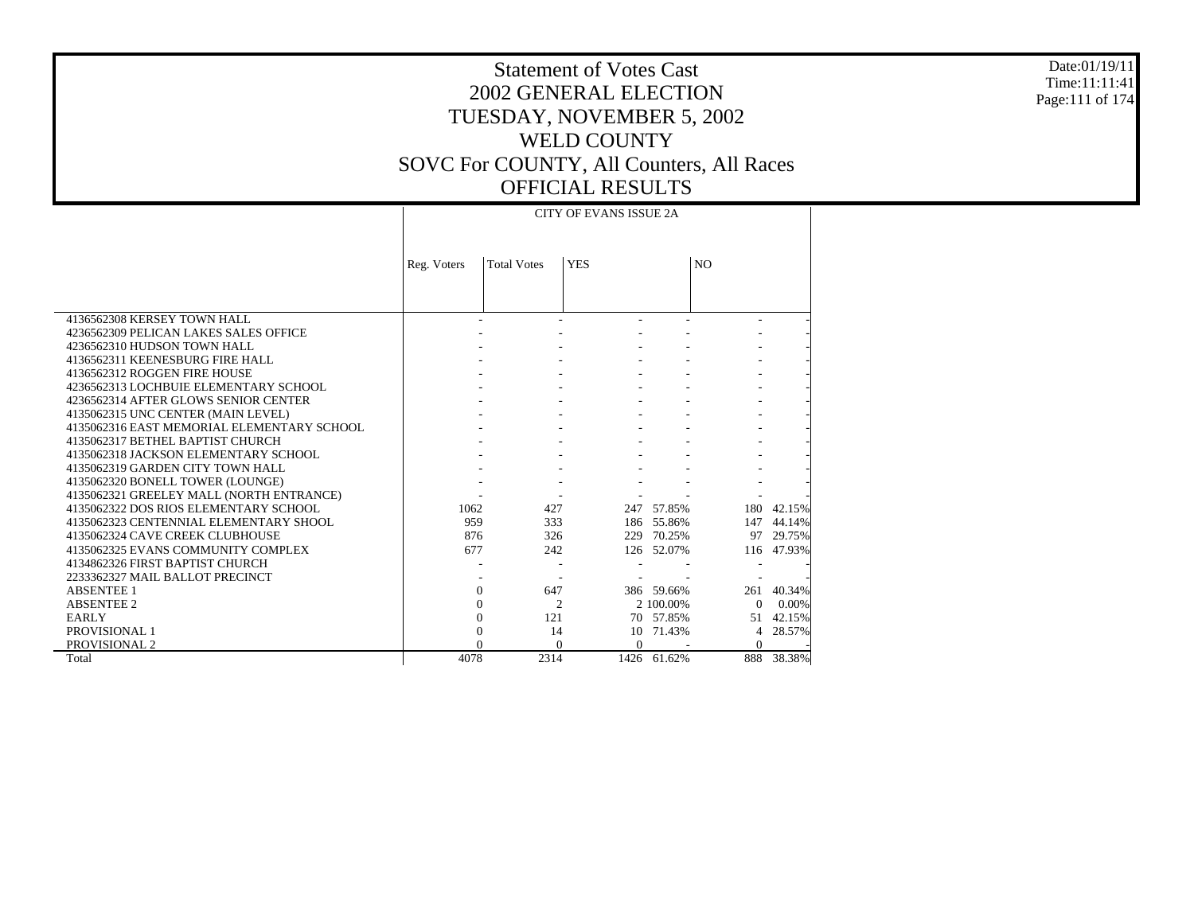# Statement of Votes Cast
## 2002 GENERAL ELECTION
## TUESDAY, NOVEMBER 5, 2002
## WELD COUNTY
## SOVC For COUNTY, All Counters, All Races
## OFFICIAL RESULTS

Date:01/19/11
Time:11:11:41

| | CITY OF EVANS ISSUE 2A | | | | | |
|---|---|---|---|---|---|---|
| | Reg. Voters | Total Votes | YES | | NO | |
| 4136562308 KERSEY TOWN HALL | - | - | - | - | - | - |
| 4236562309 PELICAN LAKES SALES OFFICE | - | - | - | - | - | - |
| 4236562310 HUDSON TOWN HALL | - | - | - | - | - | - |
| 4136562311 KEENESBURG FIRE HALL | - | - | - | - | - | - |
| 4136562312 ROGGEN FIRE HOUSE | - | - | - | - | - | - |
| 4236562313 LOCHBUIE ELEMENTARY SCHOOL | - | - | - | - | - | - |
| 4236562314 AFTER GLOWS SENIOR CENTER | - | - | - | - | - | - |
| 4135062315 UNC CENTER (MAIN LEVEL) | - | - | - | - | - | - |
| 4135062316 EAST MEMORIAL ELEMENTARY SCHOOL | - | - | - | - | - | - |
| 4135062317 BETHEL BAPTIST CHURCH | - | - | - | - | - | - |
| 4135062318 JACKSON ELEMENTARY SCHOOL | - | - | - | - | - | - |
| 4135062319 GARDEN CITY TOWN HALL | - | - | - | - | - | - |
| 4135062320 BONELL TOWER (LOUNGE) | - | - | - | - | - | - |
| 4135062321 GREELEY MALL (NORTH ENTRANCE) | - | - | - | - | - | - |
| 4135062322 DOS RIOS ELEMENTARY SCHOOL | 1062 | 427 | 247 | 57.85% | 180 | 42.15% |
| 4135062323 CENTENNIAL ELEMENTARY SHOOL | 959 | 333 | 186 | 55.86% | 147 | 44.14% |
| 4135062324 CAVE CREEK CLUBHOUSE | 876 | 326 | 229 | 70.25% | 97 | 29.75% |
| 4135062325 EVANS COMMUNITY COMPLEX | 677 | 242 | 126 | 52.07% | 116 | 47.93% |
| 4134862326 FIRST BAPTIST CHURCH | - | - | - | - | - | - |
| 2233362327 MAIL BALLOT PRECINCT | - | - | - | - | - | - |
| ABSENTEE 1 | 0 | 647 | 386 | 59.66% | 261 | 40.34% |
| ABSENTEE 2 | 0 | 2 | 2 | 100.00% | 0 | 0.00% |
| EARLY | 0 | 121 | 70 | 57.85% | 51 | 42.15% |
| PROVISIONAL 1 | 0 | 14 | 10 | 71.43% | 4 | 28.57% |
| PROVISIONAL 2 | 0 | 0 | 0 | - | 0 | - |
| Total | 4078 | 2314 | 1426 | 61.62% | 888 | 38.38% |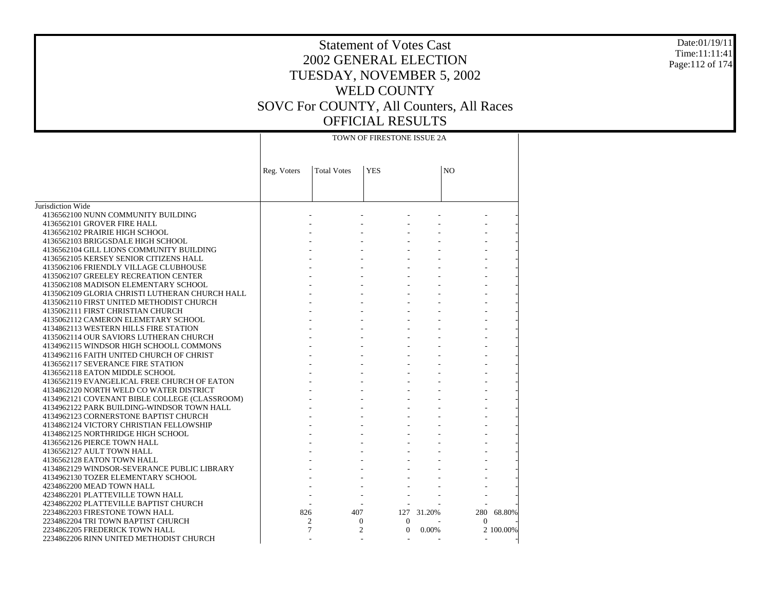# Statement of Votes Cast
## 2002 GENERAL ELECTION
## TUESDAY, NOVEMBER 5, 2002
## WELD COUNTY
## SOVC For COUNTY, All Counters, All Races
## OFFICIAL RESULTS

Date:01/19/11
Time:11:11:41

| | TOWN OF FIRESTONE ISSUE 2A | | | | | |
|---|---|---|---|---|---|---|
| | Reg. Voters | Total Votes | YES | | NO | |
| Jurisdiction Wide | | | | | | |
| 4136562100 NUNN COMMUNITY BUILDING | - | - | - | - | - | - |
| 4136562101 GROVER FIRE HALL | - | - | - | - | - | - |
| 4136562102 PRAIRIE HIGH SCHOOL | - | - | - | - | - | - |
| 4136562103 BRIGGSDALE HIGH SCHOOL | - | - | - | - | - | - |
| 4136562104 GILL LIONS COMMUNITY BUILDING | - | - | - | - | - | - |
| 4136562105 KERSEY SENIOR CITIZENS HALL | - | - | - | - | - | - |
| 4135062106 FRIENDLY VILLAGE CLUBHOUSE | - | - | - | - | - | - |
| 4135062107 GREELEY RECREATION CENTER | - | - | - | - | - | - |
| 4135062108 MADISON ELEMENTARY SCHOOL | - | - | - | - | - | - |
| 4135062109 GLORIA CHRISTI LUTHERAN CHURCH HALL | - | - | - | - | - | - |
| 4135062110 FIRST UNITED METHODIST CHURCH | - | - | - | - | - | - |
| 4135062111 FIRST CHRISTIAN CHURCH | - | - | - | - | - | - |
| 4135062112 CAMERON ELEMETARY SCHOOL | - | - | - | - | - | - |
| 4134862113 WESTERN HILLS FIRE STATION | - | - | - | - | - | - |
| 4135062114 OUR SAVIORS LUTHERAN CHURCH | - | - | - | - | - | - |
| 4134962115 WINDSOR HIGH SCHOOLL COMMONS | - | - | - | - | - | - |
| 4134962116 FAITH UNITED CHURCH OF CHRIST | - | - | - | - | - | - |
| 4136562117 SEVERANCE FIRE STATION | - | - | - | - | - | - |
| 4136562118 EATON MIDDLE SCHOOL | - | - | - | - | - | - |
| 4136562119 EVANGELICAL FREE CHURCH OF EATON | - | - | - | - | - | - |
| 4134862120 NORTH WELD CO WATER DISTRICT | - | - | - | - | - | - |
| 4134962121 COVENANT BIBLE COLLEGE (CLASSROOM) | - | - | - | - | - | - |
| 4134962122 PARK BUILDING-WINDSOR TOWN HALL | - | - | - | - | - | - |
| 4134962123 CORNERSTONE BAPTIST CHURCH | - | - | - | - | - | - |
| 4134862124 VICTORY CHRISTIAN FELLOWSHIP | - | - | - | - | - | - |
| 4134862125 NORTHRIDGE HIGH SCHOOL | - | - | - | - | - | - |
| 4136562126 PIERCE TOWN HALL | - | - | - | - | - | - |
| 4136562127 AULT TOWN HALL | - | - | - | - | - | - |
| 4136562128 EATON TOWN HALL | - | - | - | - | - | - |
| 4134862129 WINDSOR-SEVERANCE PUBLIC LIBRARY | - | - | - | - | - | - |
| 4134962130 TOZER ELEMENTARY SCHOOL | - | - | - | - | - | - |
| 4234862200 MEAD TOWN HALL | - | - | - | - | - | - |
| 4234862201 PLATTEVILLE TOWN HALL | - | - | - | - | - | - |
| 4234862202 PLATTEVILLE BAPTIST CHURCH | - | - | - | - | - | - |
| 2234862203 FIRESTONE TOWN HALL | 826 | 407 | 127 | 31.20% | 280 | 68.80% |
| 2234862204 TRI TOWN BAPTIST CHURCH | 2 | 0 | 0 | - | 0 | - |
| 2234862205 FREDERICK TOWN HALL | 7 | 2 | 0 | 0.00% | 2 | 100.00% |
| 2234862206 RINN UNITED METHODIST CHURCH | - | - | - | - | - | - |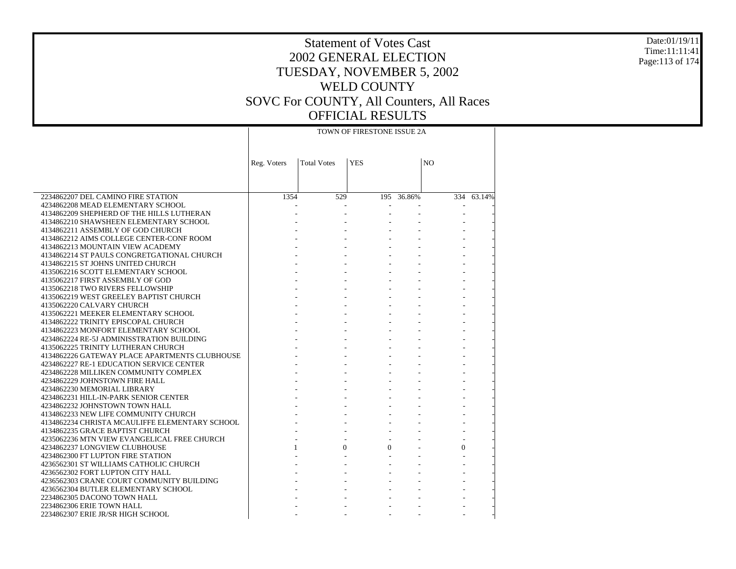# Statement of Votes Cast
# 2002 GENERAL ELECTION
# TUESDAY, NOVEMBER 5, 2002
# WELD COUNTY
# SOVC For COUNTY, All Counters, All Races
# OFFICIAL RESULTS

Date:01/19/11
Time:11:11:41

| | TOWN OF FIRESTONE ISSUE 2A | | | | | |
|---|---|---|---|---|---|---|
| | Reg. Voters | Total Votes | YES | | NO | |
| 2234862207 DEL CAMINO FIRE STATION | 1354 | 529 | 195 | 36.86% | 334 | 63.14% |
| 4234862208 MEAD ELEMENTARY SCHOOL | - | - | - | - | - | - |
| 4134862209 SHEPHERD OF THE HILLS LUTHERAN | - | - | - | - | - | - |
| 4134862210 SHAWSHEEN ELEMENTARY SCHOOL | - | - | - | - | - | - |
| 4134862211 ASSEMBLY OF GOD CHURCH | - | - | - | - | - | - |
| 4134862212 AIMS COLLEGE CENTER-CONF ROOM | - | - | - | - | - | - |
| 4134862213 MOUNTAIN VIEW ACADEMY | - | - | - | - | - | - |
| 4134862214 ST PAULS CONGRETGATIONAL CHURCH | - | - | - | - | - | - |
| 4134862215 ST JOHNS UNITED CHURCH | - | - | - | - | - | - |
| 4135062216 SCOTT ELEMENTARY SCHOOL | - | - | - | - | - | - |
| 4135062217 FIRST ASSEMBLY OF GOD | - | - | - | - | - | - |
| 4135062218 TWO RIVERS FELLOWSHIP | - | - | - | - | - | - |
| 4135062219 WEST GREELEY BAPTIST CHURCH | - | - | - | - | - | - |
| 4135062220 CALVARY CHURCH | - | - | - | - | - | - |
| 4135062221 MEEKER ELEMENTARY SCHOOL | - | - | - | - | - | - |
| 4134862222 TRINITY EPISCOPAL CHURCH | - | - | - | - | - | - |
| 4134862223 MONFORT ELEMENTARY SCHOOL | - | - | - | - | - | - |
| 4234862224 RE-5J ADMINISSTRATION BUILDING | - | - | - | - | - | - |
| 4135062225 TRINITY LUTHERAN CHURCH | - | - | - | - | - | - |
| 4134862226 GATEWAY PLACE APARTMENTS CLUBHOUSE | - | - | - | - | - | - |
| 4234862227 RE-1 EDUCATION SERVICE CENTER | - | - | - | - | - | - |
| 4234862228 MILLIKEN COMMUNITY COMPLEX | - | - | - | - | - | - |
| 4234862229 JOHNSTOWN FIRE HALL | - | - | - | - | - | - |
| 4234862230 MEMORIAL LIBRARY | - | - | - | - | - | - |
| 4234862231 HILL-IN-PARK SENIOR CENTER | - | - | - | - | - | - |
| 4234862232 JOHNSTOWN TOWN HALL | - | - | - | - | - | - |
| 4134862233 NEW LIFE COMMUNITY CHURCH | - | - | - | - | - | - |
| 4134862234 CHRISTA MCAULIFFE ELEMENTARY SCHOOL | - | - | - | - | - | - |
| 4134862235 GRACE BAPTIST CHURCH | - | - | - | - | - | - |
| 4235062236 MTN VIEW EVANGELICAL FREE CHURCH | - | - | - | - | - | - |
| 4234862237 LONGVIEW CLUBHOUSE | 1 | 0 | 0 | - | 0 | - |
| 4234862300 FT LUPTON FIRE STATION | - | - | - | - | - | - |
| 4236562301 ST WILLIAMS CATHOLIC CHURCH | - | - | - | - | - | - |
| 4236562302 FORT LUPTON CITY HALL | - | - | - | - | - | - |
| 4236562303 CRANE COURT COMMUNITY BUILDING | - | - | - | - | - | - |
| 4236562304 BUTLER ELEMENTARY SCHOOL | - | - | - | - | - | - |
| 2234862305 DACONO TOWN HALL | - | - | - | - | - | - |
| 2234862306 ERIE TOWN HALL | - | - | - | - | - | - |
| 2234862307 ERIE JR/SR HIGH SCHOOL | - | - | - | - | - | - |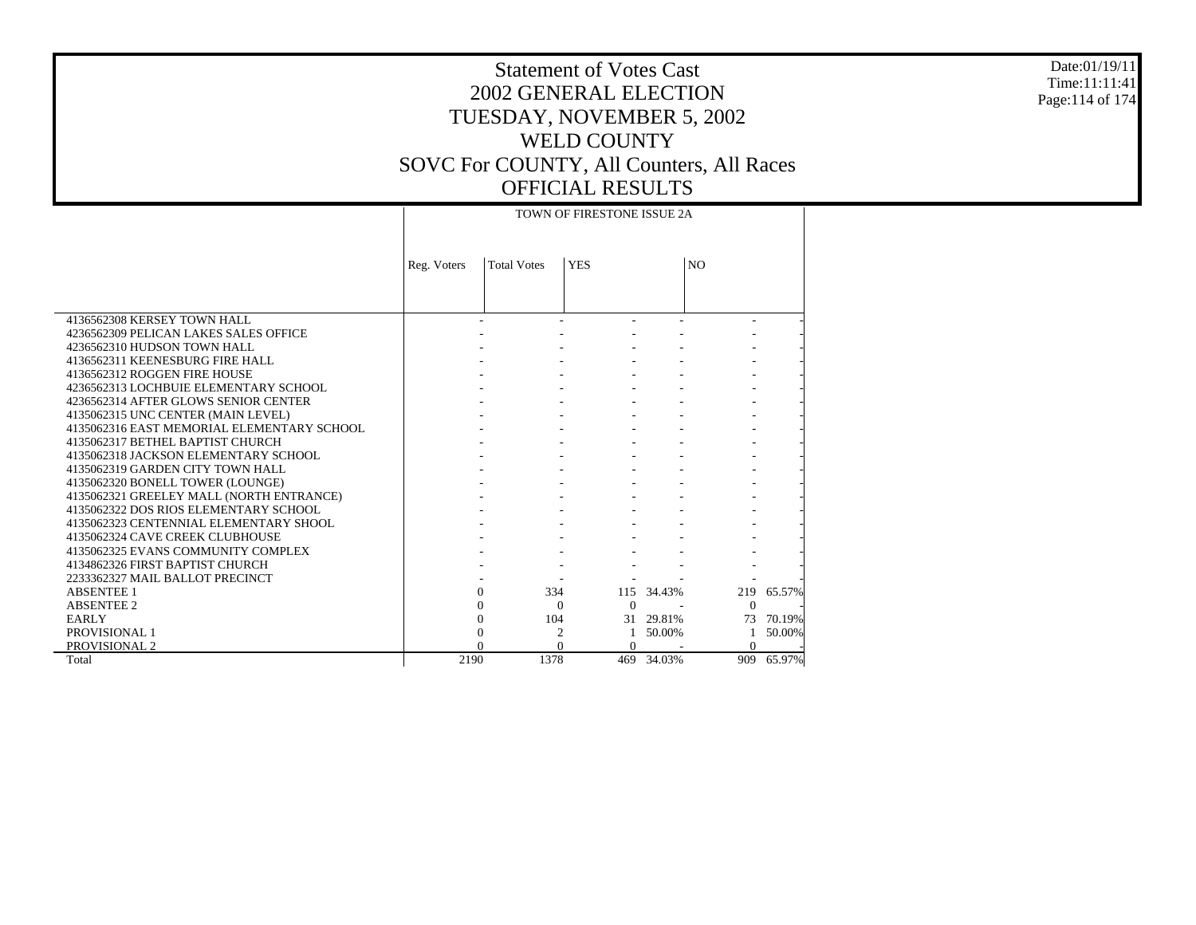# Statement of Votes Cast
## 2002 GENERAL ELECTION
## TUESDAY, NOVEMBER 5, 2002
## WELD COUNTY
## SOVC For COUNTY, All Counters, All Races
## OFFICIAL RESULTS

Date:01/19/11
Time:11:11:41

| | TOWN OF FIRESTONE ISSUE 2A | | | | | |
|---|---|---|---|---|---|---|
| | Reg. Voters | Total Votes | YES | | NO | |
| 4136562308 KERSEY TOWN HALL | - | - | - | - | - | - |
| 4236562309 PELICAN LAKES SALES OFFICE | - | - | - | - | - | - |
| 4236562310 HUDSON TOWN HALL | - | - | - | - | - | - |
| 4136562311 KEENESBURG FIRE HALL | - | - | - | - | - | - |
| 4136562312 ROGGEN FIRE HOUSE | - | - | - | - | - | - |
| 4236562313 LOCHBUIE ELEMENTARY SCHOOL | - | - | - | - | - | - |
| 4236562314 AFTER GLOWS SENIOR CENTER | - | - | - | - | - | - |
| 4135062315 UNC CENTER (MAIN LEVEL) | - | - | - | - | - | - |
| 4135062316 EAST MEMORIAL ELEMENTARY SCHOOL | - | - | - | - | - | - |
| 4135062317 BETHEL BAPTIST CHURCH | - | - | - | - | - | - |
| 4135062318 JACKSON ELEMENTARY SCHOOL | - | - | - | - | - | - |
| 4135062319 GARDEN CITY TOWN HALL | - | - | - | - | - | - |
| 4135062320 BONELL TOWER (LOUNGE) | - | - | - | - | - | - |
| 4135062321 GREELEY MALL (NORTH ENTRANCE) | - | - | - | - | - | - |
| 4135062322 DOS RIOS ELEMENTARY SCHOOL | - | - | - | - | - | - |
| 4135062323 CENTENNIAL ELEMENTARY SHOOL | - | - | - | - | - | - |
| 4135062324 CAVE CREEK CLUBHOUSE | - | - | - | - | - | - |
| 4135062325 EVANS COMMUNITY COMPLEX | - | - | - | - | - | - |
| 4134862326 FIRST BAPTIST CHURCH | - | - | - | - | - | - |
| 2233362327 MAIL BALLOT PRECINCT | - | - | - | - | - | - |
| ABSENTEE 1 | 0 | 334 | 115 | 34.43% | 219 | 65.57% |
| ABSENTEE 2 | 0 | 0 | 0 | - | 0 | - |
| EARLY | 0 | 104 | 31 | 29.81% | 73 | 70.19% |
| PROVISIONAL 1 | 0 | 2 | 1 | 50.00% | 1 | 50.00% |
| PROVISIONAL 2 | 0 | 0 | 0 | - | 0 | - |
| Total | 2190 | 1378 | 469 | 34.03% | 909 | 65.97% |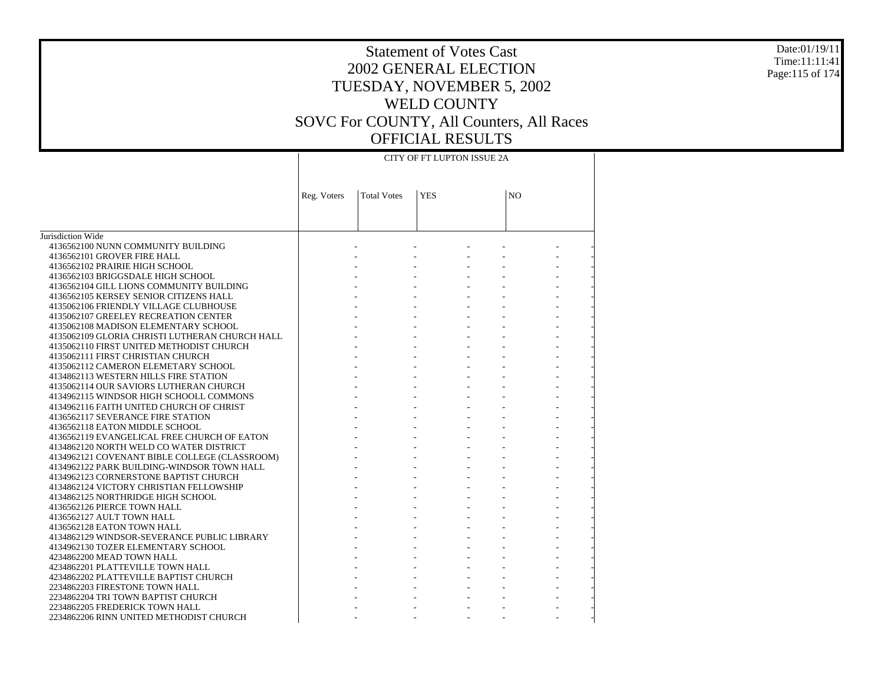# Statement of Votes Cast
# 2002 GENERAL ELECTION
# TUESDAY, NOVEMBER 5, 2002
# WELD COUNTY
# SOVC For COUNTY, All Counters, All Races
# OFFICIAL RESULTS

Date:01/19/11
Time:11:11:41

| | CITY OF FT LUPTON ISSUE 2A | | | | | |
|---|---|---|---|---|---|---|
| | Reg. Voters | Total Votes | YES | | NO | |
| Jurisdiction Wide | | | | | | |
| 4136562100 NUNN COMMUNITY BUILDING | - | - | - | - | - | - |
| 4136562101 GROVER FIRE HALL | - | - | - | - | - | - |
| 4136562102 PRAIRIE HIGH SCHOOL | - | - | - | - | - | - |
| 4136562103 BRIGGSDALE HIGH SCHOOL | - | - | - | - | - | - |
| 4136562104 GILL LIONS COMMUNITY BUILDING | - | - | - | - | - | - |
| 4136562105 KERSEY SENIOR CITIZENS HALL | - | - | - | - | - | - |
| 4135062106 FRIENDLY VILLAGE CLUBHOUSE | - | - | - | - | - | - |
| 4135062107 GREELEY RECREATION CENTER | - | - | - | - | - | - |
| 4135062108 MADISON ELEMENTARY SCHOOL | - | - | - | - | - | - |
| 4135062109 GLORIA CHRISTI LUTHERAN CHURCH HALL | - | - | - | - | - | - |
| 4135062110 FIRST UNITED METHODIST CHURCH | - | - | - | - | - | - |
| 4135062111 FIRST CHRISTIAN CHURCH | - | - | - | - | - | - |
| 4135062112 CAMERON ELEMETARY SCHOOL | - | - | - | - | - | - |
| 4134862113 WESTERN HILLS FIRE STATION | - | - | - | - | - | - |
| 4135062114 OUR SAVIORS LUTHERAN CHURCH | - | - | - | - | - | - |
| 4134962115 WINDSOR HIGH SCHOOLL COMMONS | - | - | - | - | - | - |
| 4134962116 FAITH UNITED CHURCH OF CHRIST | - | - | - | - | - | - |
| 4136562117 SEVERANCE FIRE STATION | - | - | - | - | - | - |
| 4136562118 EATON MIDDLE SCHOOL | - | - | - | - | - | - |
| 4136562119 EVANGELICAL FREE CHURCH OF EATON | - | - | - | - | - | - |
| 4134862120 NORTH WELD CO WATER DISTRICT | - | - | - | - | - | - |
| 4134962121 COVENANT BIBLE COLLEGE (CLASSROOM) | - | - | - | - | - | - |
| 4134962122 PARK BUILDING-WINDSOR TOWN HALL | - | - | - | - | - | - |
| 4134962123 CORNERSTONE BAPTIST CHURCH | - | - | - | - | - | - |
| 4134862124 VICTORY CHRISTIAN FELLOWSHIP | - | - | - | - | - | - |
| 4134862125 NORTHRIDGE HIGH SCHOOL | - | - | - | - | - | - |
| 4136562126 PIERCE TOWN HALL | - | - | - | - | - | - |
| 4136562127 AULT TOWN HALL | - | - | - | - | - | - |
| 4136562128 EATON TOWN HALL | - | - | - | - | - | - |
| 4134862129 WINDSOR-SEVERANCE PUBLIC LIBRARY | - | - | - | - | - | - |
| 4134962130 TOZER ELEMENTARY SCHOOL | - | - | - | - | - | - |
| 4234862200 MEAD TOWN HALL | - | - | - | - | - | - |
| 4234862201 PLATTEVILLE TOWN HALL | - | - | - | - | - | - |
| 4234862202 PLATTEVILLE BAPTIST CHURCH | - | - | - | - | - | - |
| 2234862203 FIRESTONE TOWN HALL | - | - | - | - | - | - |
| 2234862204 TRI TOWN BAPTIST CHURCH | - | - | - | - | - | - |
| 2234862205 FREDERICK TOWN HALL | - | - | - | - | - | - |
| 2234862206 RINN UNITED METHODIST CHURCH | - | - | - | - | - | - |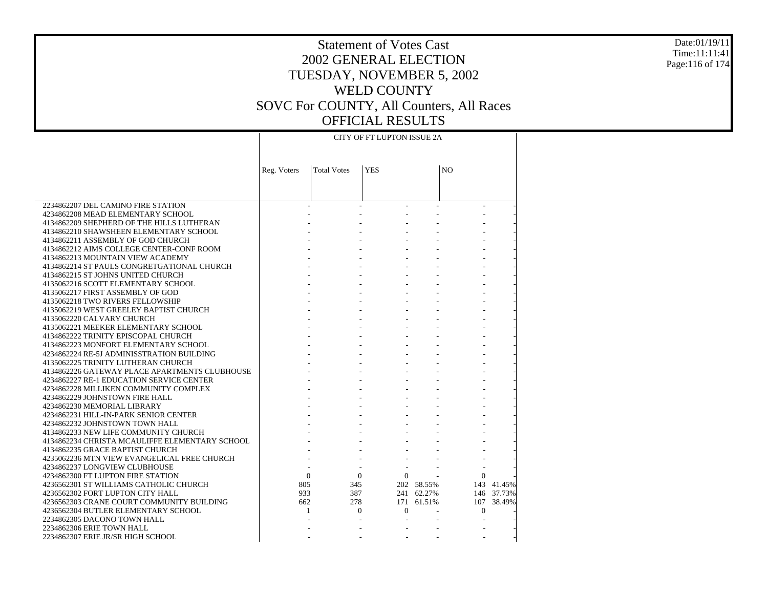# Statement of Votes Cast
## 2002 GENERAL ELECTION
## TUESDAY, NOVEMBER 5, 2002
## WELD COUNTY
## SOVC For COUNTY, All Counters, All Races
## OFFICIAL RESULTS

Date:01/19/11
Time:11:11:41

| | CITY OF FT LUPTON ISSUE 2A | | | | | |
|---|---|---|---|---|---|---|
| | Reg. Voters | Total Votes | YES | | NO | |
| 2234862207 DEL CAMINO FIRE STATION | - | - | - | - | - | - |
| 4234862208 MEAD ELEMENTARY SCHOOL | - | - | - | - | - | - |
| 4134862209 SHEPHERD OF THE HILLS LUTHERAN | - | - | - | - | - | - |
| 4134862210 SHAWSHEEN ELEMENTARY SCHOOL | - | - | - | - | - | - |
| 4134862211 ASSEMBLY OF GOD CHURCH | - | - | - | - | - | - |
| 4134862212 AIMS COLLEGE CENTER-CONF ROOM | - | - | - | - | - | - |
| 4134862213 MOUNTAIN VIEW ACADEMY | - | - | - | - | - | - |
| 4134862214 ST PAULS CONGRETGATIONAL CHURCH | - | - | - | - | - | - |
| 4134862215 ST JOHNS UNITED CHURCH | - | - | - | - | - | - |
| 4135062216 SCOTT ELEMENTARY SCHOOL | - | - | - | - | - | - |
| 4135062217 FIRST ASSEMBLY OF GOD | - | - | - | - | - | - |
| 4135062218 TWO RIVERS FELLOWSHIP | - | - | - | - | - | - |
| 4135062219 WEST GREELEY BAPTIST CHURCH | - | - | - | - | - | - |
| 4135062220 CALVARY CHURCH | - | - | - | - | - | - |
| 4135062221 MEEKER ELEMENTARY SCHOOL | - | - | - | - | - | - |
| 4134862222 TRINITY EPISCOPAL CHURCH | - | - | - | - | - | - |
| 4134862223 MONFORT ELEMENTARY SCHOOL | - | - | - | - | - | - |
| 4234862224 RE-5J ADMINISSTRATION BUILDING | - | - | - | - | - | - |
| 4135062225 TRINITY LUTHERAN CHURCH | - | - | - | - | - | - |
| 4134862226 GATEWAY PLACE APARTMENTS CLUBHOUSE | - | - | - | - | - | - |
| 4234862227 RE-1 EDUCATION SERVICE CENTER | - | - | - | - | - | - |
| 4234862228 MILLIKEN COMMUNITY COMPLEX | - | - | - | - | - | - |
| 4234862229 JOHNSTOWN FIRE HALL | - | - | - | - | - | - |
| 4234862230 MEMORIAL LIBRARY | - | - | - | - | - | - |
| 4234862231 HILL-IN-PARK SENIOR CENTER | - | - | - | - | - | - |
| 4234862232 JOHNSTOWN TOWN HALL | - | - | - | - | - | - |
| 4134862233 NEW LIFE COMMUNITY CHURCH | - | - | - | - | - | - |
| 4134862234 CHRISTA MCAULIFFE ELEMENTARY SCHOOL | - | - | - | - | - | - |
| 4134862235 GRACE BAPTIST CHURCH | - | - | - | - | - | - |
| 4235062236 MTN VIEW EVANGELICAL FREE CHURCH | - | - | - | - | - | - |
| 4234862237 LONGVIEW CLUBHOUSE | - | - | - | - | - | - |
| 4234862300 FT LUPTON FIRE STATION | 0 | 0 | 0 | - | 0 | - |
| 4236562301 ST WILLIAMS CATHOLIC CHURCH | 805 | 345 | 202 | 58.55% | 143 | 41.45% |
| 4236562302 FORT LUPTON CITY HALL | 933 | 387 | 241 | 62.27% | 146 | 37.73% |
| 4236562303 CRANE COURT COMMUNITY BUILDING | 662 | 278 | 171 | 61.51% | 107 | 38.49% |
| 4236562304 BUTLER ELEMENTARY SCHOOL | 1 | 0 | 0 | - | 0 | - |
| 2234862305 DACONO TOWN HALL | - | - | - | - | - | - |
| 2234862306 ERIE TOWN HALL | - | - | - | - | - | - |
| 2234862307 ERIE JR/SR HIGH SCHOOL | - | - | - | - | - | - |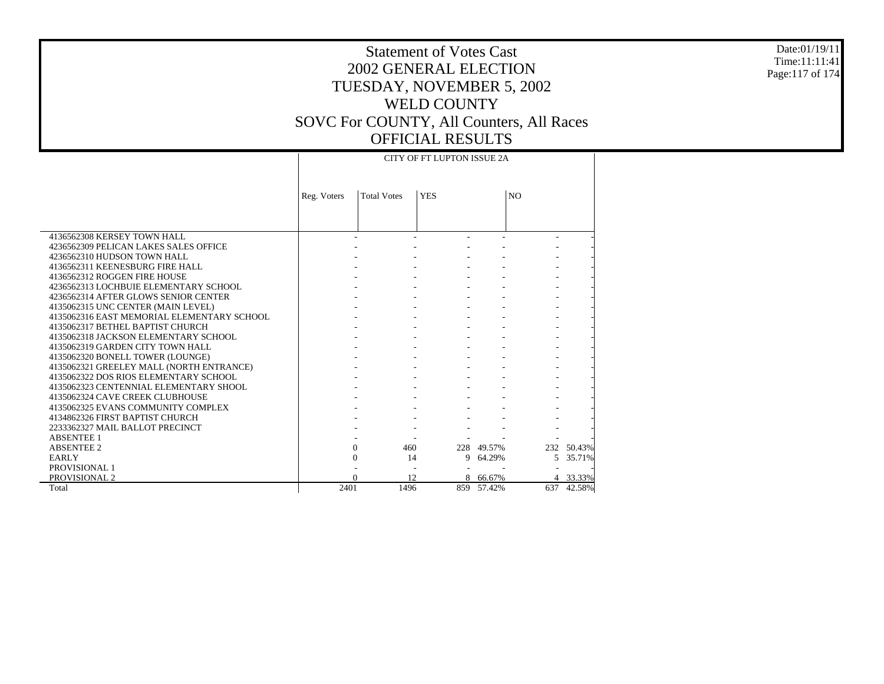# Statement of Votes Cast
## 2002 GENERAL ELECTION
## TUESDAY, NOVEMBER 5, 2002
## WELD COUNTY
## SOVC For COUNTY, All Counters, All Races
## OFFICIAL RESULTS

Date:01/19/11
Time:11:11:41

| | CITY OF FT LUPTON ISSUE 2A | | | | | |
|---|---|---|---|---|---|---|
| | Reg. Voters | Total Votes | YES | | NO | |
| 4136562308 KERSEY TOWN HALL | - | - | - | - | - | - |
| 4236562309 PELICAN LAKES SALES OFFICE | - | - | - | - | - | - |
| 4236562310 HUDSON TOWN HALL | - | - | - | - | - | - |
| 4136562311 KEENESBURG FIRE HALL | - | - | - | - | - | - |
| 4136562312 ROGGEN FIRE HOUSE | - | - | - | - | - | - |
| 4236562313 LOCHBUIE ELEMENTARY SCHOOL | - | - | - | - | - | - |
| 4236562314 AFTER GLOWS SENIOR CENTER | - | - | - | - | - | - |
| 4135062315 UNC CENTER (MAIN LEVEL) | - | - | - | - | - | - |
| 4135062316 EAST MEMORIAL ELEMENTARY SCHOOL | - | - | - | - | - | - |
| 4135062317 BETHEL BAPTIST CHURCH | - | - | - | - | - | - |
| 4135062318 JACKSON ELEMENTARY SCHOOL | - | - | - | - | - | - |
| 4135062319 GARDEN CITY TOWN HALL | - | - | - | - | - | - |
| 4135062320 BONELL TOWER (LOUNGE) | - | - | - | - | - | - |
| 4135062321 GREELEY MALL (NORTH ENTRANCE) | - | - | - | - | - | - |
| 4135062322 DOS RIOS ELEMENTARY SCHOOL | - | - | - | - | - | - |
| 4135062323 CENTENNIAL ELEMENTARY SHOOL | - | - | - | - | - | - |
| 4135062324 CAVE CREEK CLUBHOUSE | - | - | - | - | - | - |
| 4135062325 EVANS COMMUNITY COMPLEX | - | - | - | - | - | - |
| 4134862326 FIRST BAPTIST CHURCH | - | - | - | - | - | - |
| 2233362327 MAIL BALLOT PRECINCT | - | - | - | - | - | - |
| ABSENTEE 1 | - | - | - | - | - | - |
| ABSENTEE 2 | 0 | 460 | 228 | 49.57% | 232 | 50.43% |
| EARLY | 0 | 14 | 9 | 64.29% | 5 | 35.71% |
| PROVISIONAL 1 | - | - | - | - | - | - |
| PROVISIONAL 2 | 0 | 12 | 8 | 66.67% | 4 | 33.33% |
| Total | 2401 | 1496 | 859 | 57.42% | 637 | 42.58% |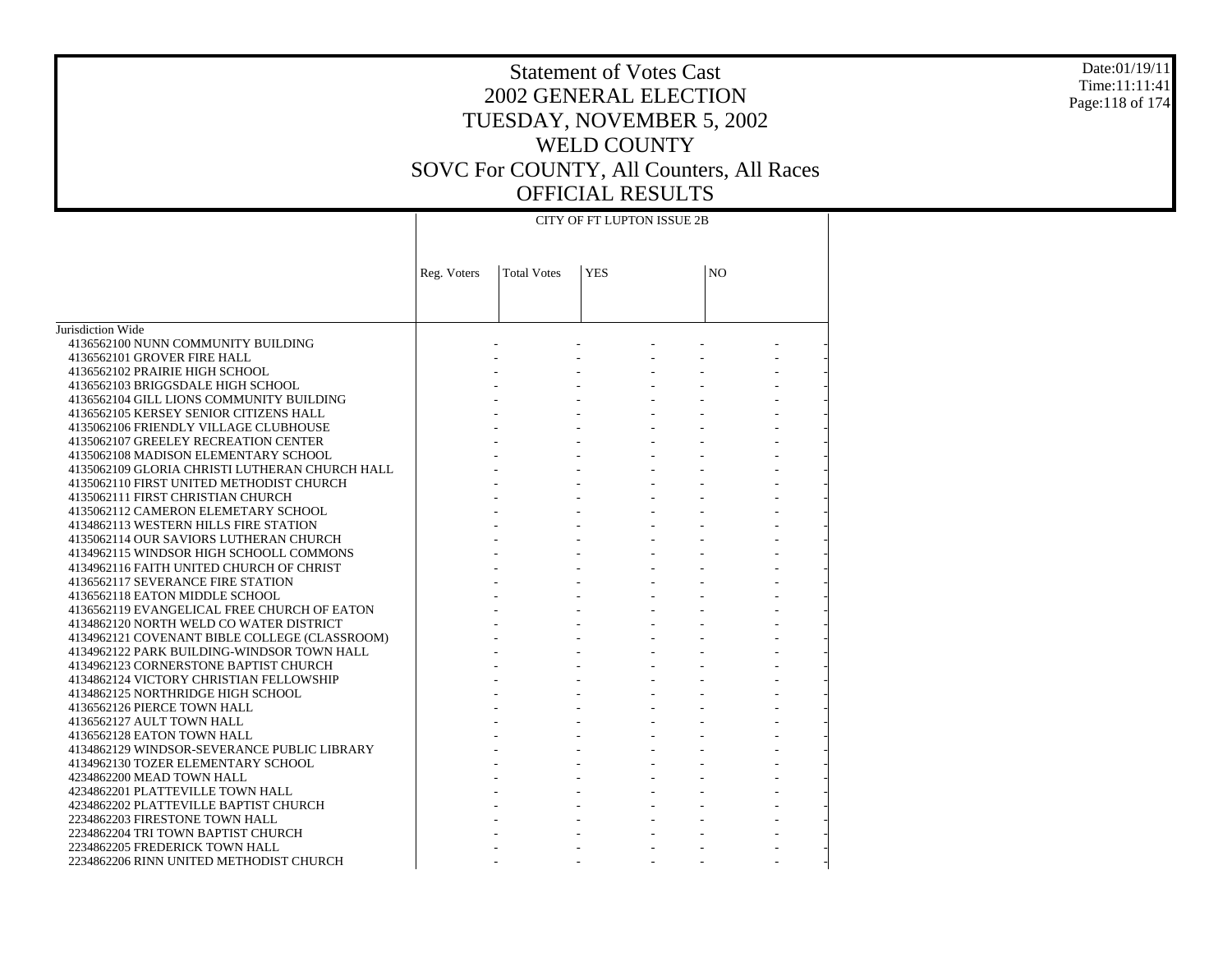# Statement of Votes Cast
## 2002 GENERAL ELECTION
## TUESDAY, NOVEMBER 5, 2002
## WELD COUNTY
## SOVC For COUNTY, All Counters, All Races
## OFFICIAL RESULTS

| | CITY OF FT LUPTON ISSUE 2B | | | | | |
|---|---|---|---|---|---|---|
| | Reg. Voters | Total Votes | YES | | NO | |
| Jurisdiction Wide | | | | | | |
| 4136562100 NUNN COMMUNITY BUILDING | - | - | - | - | - | - |
| 4136562101 GROVER FIRE HALL | - | - | - | - | - | - |
| 4136562102 PRAIRIE HIGH SCHOOL | - | - | - | - | - | - |
| 4136562103 BRIGGSDALE HIGH SCHOOL | - | - | - | - | - | - |
| 4136562104 GILL LIONS COMMUNITY BUILDING | - | - | - | - | - | - |
| 4136562105 KERSEY SENIOR CITIZENS HALL | - | - | - | - | - | - |
| 4135062106 FRIENDLY VILLAGE CLUBHOUSE | - | - | - | - | - | - |
| 4135062107 GREELEY RECREATION CENTER | - | - | - | - | - | - |
| 4135062108 MADISON ELEMENTARY SCHOOL | - | - | - | - | - | - |
| 4135062109 GLORIA CHRISTI LUTHERAN CHURCH HALL | - | - | - | - | - | - |
| 4135062110 FIRST UNITED METHODIST CHURCH | - | - | - | - | - | - |
| 4135062111 FIRST CHRISTIAN CHURCH | - | - | - | - | - | - |
| 4135062112 CAMERON ELEMETARY SCHOOL | - | - | - | - | - | - |
| 4134862113 WESTERN HILLS FIRE STATION | - | - | - | - | - | - |
| 4135062114 OUR SAVIORS LUTHERAN CHURCH | - | - | - | - | - | - |
| 4134962115 WINDSOR HIGH SCHOOLL COMMONS | - | - | - | - | - | - |
| 4134962116 FAITH UNITED CHURCH OF CHRIST | - | - | - | - | - | - |
| 4136562117 SEVERANCE FIRE STATION | - | - | - | - | - | - |
| 4136562118 EATON MIDDLE SCHOOL | - | - | - | - | - | - |
| 4136562119 EVANGELICAL FREE CHURCH OF EATON | - | - | - | - | - | - |
| 4134862120 NORTH WELD CO WATER DISTRICT | - | - | - | - | - | - |
| 4134962121 COVENANT BIBLE COLLEGE (CLASSROOM) | - | - | - | - | - | - |
| 4134962122 PARK BUILDING-WINDSOR TOWN HALL | - | - | - | - | - | - |
| 4134962123 CORNERSTONE BAPTIST CHURCH | - | - | - | - | - | - |
| 4134862124 VICTORY CHRISTIAN FELLOWSHIP | - | - | - | - | - | - |
| 4134862125 NORTHRIDGE HIGH SCHOOL | - | - | - | - | - | - |
| 4136562126 PIERCE TOWN HALL | - | - | - | - | - | - |
| 4136562127 AULT TOWN HALL | - | - | - | - | - | - |
| 4136562128 EATON TOWN HALL | - | - | - | - | - | - |
| 4134962129 WINDSOR-SEVERANCE PUBLIC LIBRARY | - | - | - | - | - | - |
| 4134962130 TOZER ELEMENTARY SCHOOL | - | - | - | - | - | - |
| 4234862200 MEAD TOWN HALL | - | - | - | - | - | - |
| 4234862201 PLATTEVILLE TOWN HALL | - | - | - | - | - | - |
| 4234862202 PLATTEVILLE BAPTIST CHURCH | - | - | - | - | - | - |
| 2234862203 FIRESTONE TOWN HALL | - | - | - | - | - | - |
| 2234862204 TRI TOWN BAPTIST CHURCH | - | - | - | - | - | - |
| 2234862205 FREDERICK TOWN HALL | - | - | - | - | - | - |
| 2234862206 RINN UNITED METHODIST CHURCH | - | - | - | - | - | - |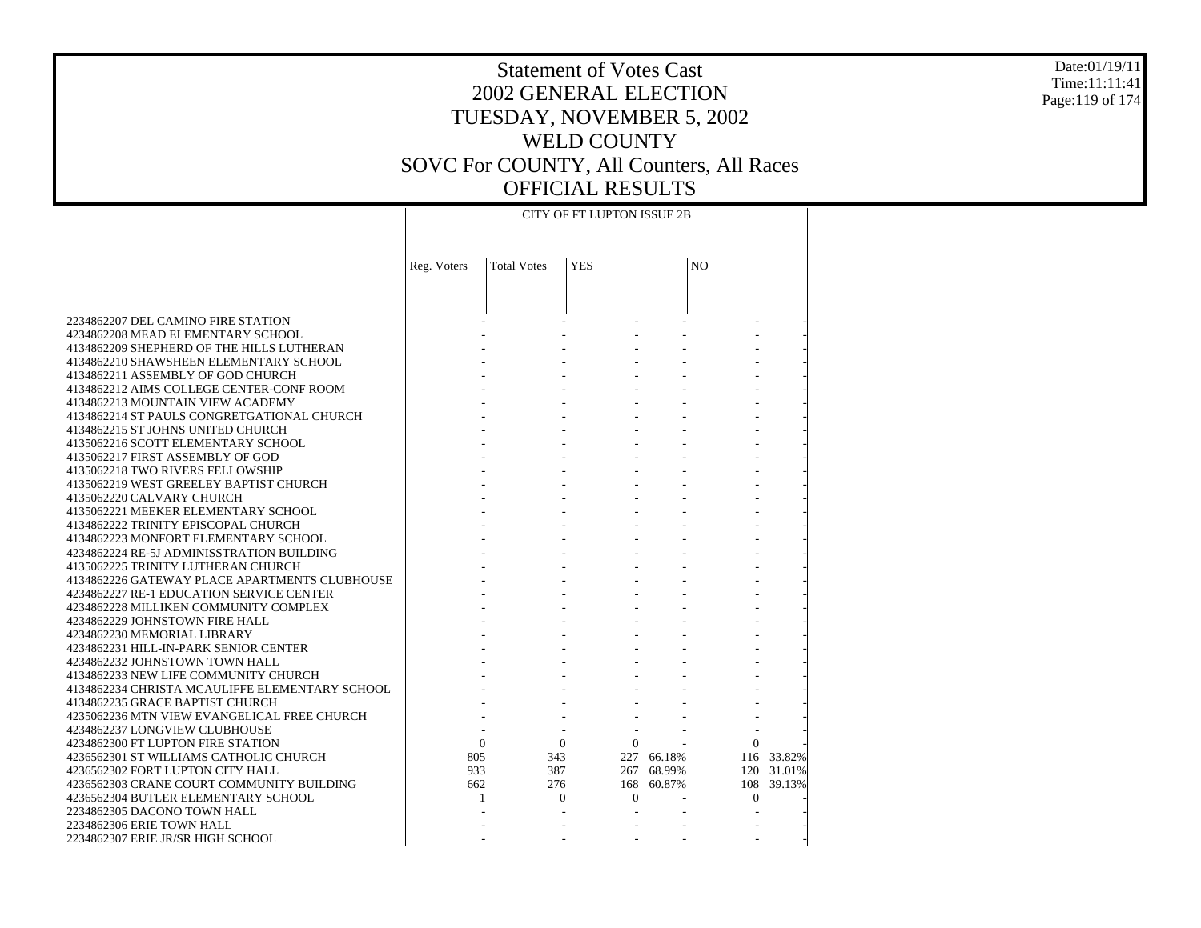# Statement of Votes Cast
## 2002 GENERAL ELECTION
## TUESDAY, NOVEMBER 5, 2002
## WELD COUNTY
## SOVC For COUNTY, All Counters, All Races
## OFFICIAL RESULTS

Date:01/19/11
Time:11:11:41

| | CITY OF FT LUPTON ISSUE 2B | | | | | |
|---|---|---|---|---|---|---|
| | Reg. Voters | Total Votes | YES | | NO | |
| 2234862207 DEL CAMINO FIRE STATION | - | - | - | - | - | - |
| 4234862208 MEAD ELEMENTARY SCHOOL | - | - | - | - | - | - |
| 4134862209 SHEPHERD OF THE HILLS LUTHERAN | - | - | - | - | - | - |
| 4134862210 SHAWSHEEN ELEMENTARY SCHOOL | - | - | - | - | - | - |
| 4134862211 ASSEMBLY OF GOD CHURCH | - | - | - | - | - | - |
| 4134862212 AIMS COLLEGE CENTER-CONF ROOM | - | - | - | - | - | - |
| 4134862213 MOUNTAIN VIEW ACADEMY | - | - | - | - | - | - |
| 4134862214 ST PAULS CONGRETGATIONAL CHURCH | - | - | - | - | - | - |
| 4134862215 ST JOHNS UNITED CHURCH | - | - | - | - | - | - |
| 4135062216 SCOTT ELEMENTARY SCHOOL | - | - | - | - | - | - |
| 4135062217 FIRST ASSEMBLY OF GOD | - | - | - | - | - | - |
| 4135062218 TWO RIVERS FELLOWSHIP | - | - | - | - | - | - |
| 4135062219 WEST GREELEY BAPTIST CHURCH | - | - | - | - | - | - |
| 4135062220 CALVARY CHURCH | - | - | - | - | - | - |
| 4135062221 MEEKER ELEMENTARY SCHOOL | - | - | - | - | - | - |
| 4134862222 TRINITY EPISCOPAL CHURCH | - | - | - | - | - | - |
| 4134862223 MONFORT ELEMENTARY SCHOOL | - | - | - | - | - | - |
| 4234862224 RE-5J ADMINISSTRATION BUILDING | - | - | - | - | - | - |
| 4135062225 TRINITY LUTHERAN CHURCH | - | - | - | - | - | - |
| 4134862226 GATEWAY PLACE APARTMENTS CLUBHOUSE | - | - | - | - | - | - |
| 4234862227 RE-1 EDUCATION SERVICE CENTER | - | - | - | - | - | - |
| 4234862228 MILLIKEN COMMUNITY COMPLEX | - | - | - | - | - | - |
| 4234862229 JOHNSTOWN FIRE HALL | - | - | - | - | - | - |
| 4234862230 MEMORIAL LIBRARY | - | - | - | - | - | - |
| 4234862231 HILL-IN-PARK SENIOR CENTER | - | - | - | - | - | - |
| 4234862232 JOHNSTOWN TOWN HALL | - | - | - | - | - | - |
| 4134862233 NEW LIFE COMMUNITY CHURCH | - | - | - | - | - | - |
| 4134862234 CHRISTA MCAULIFFE ELEMENTARY SCHOOL | - | - | - | - | - | - |
| 4134862235 GRACE BAPTIST CHURCH | - | - | - | - | - | - |
| 4235062236 MTN VIEW EVANGELICAL FREE CHURCH | - | - | - | - | - | - |
| 4234862237 LONGVIEW CLUBHOUSE | - | - | - | - | - | - |
| 4234862300 FT LUPTON FIRE STATION | 0 | 0 | 0 | - | 0 | - |
| 4236562301 ST WILLIAMS CATHOLIC CHURCH | 805 | 343 | 227 | 66.18% | 116 | 33.82% |
| 4236562302 FORT LUPTON CITY HALL | 933 | 387 | 267 | 68.99% | 120 | 31.01% |
| 4236562303 CRANE COURT COMMUNITY BUILDING | 662 | 276 | 168 | 60.87% | 108 | 39.13% |
| 4236562304 BUTLER ELEMENTARY SCHOOL | 1 | 0 | 0 | - | 0 | - |
| 2234862305 DACONO TOWN HALL | - | - | - | - | - | - |
| 2234862306 ERIE TOWN HALL | - | - | - | - | - | - |
| 2234862307 ERIE JR/SR HIGH SCHOOL | - | - | - | - | - | - |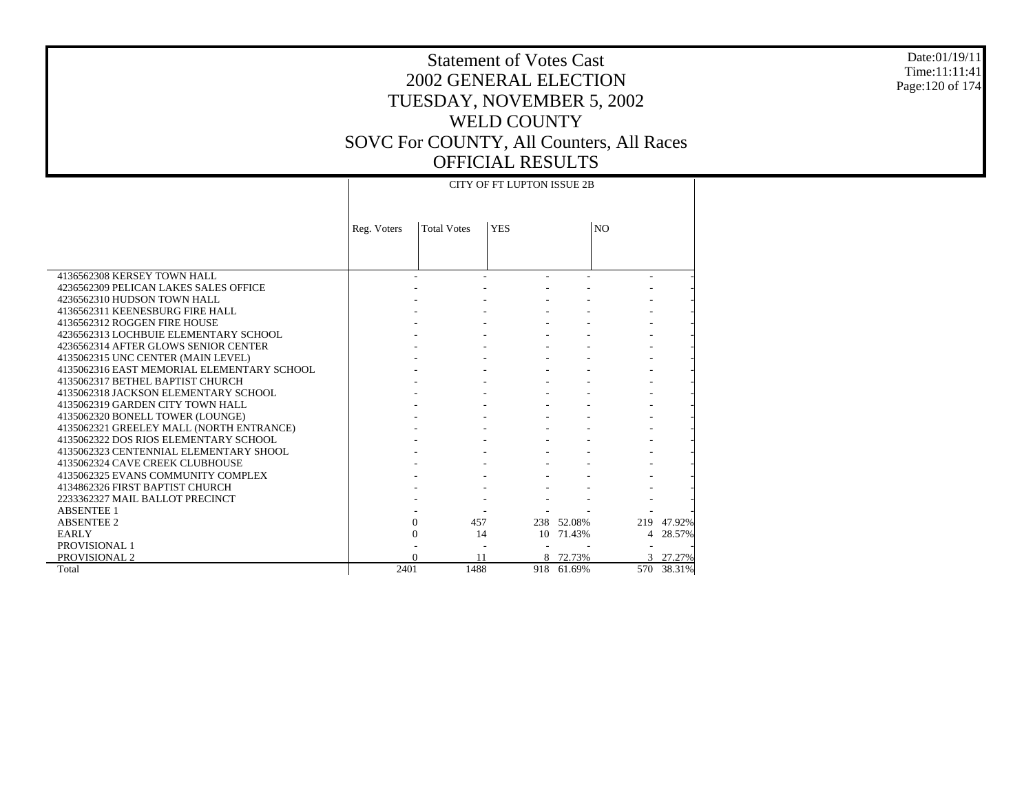# Statement of Votes Cast
## 2002 GENERAL ELECTION
## TUESDAY, NOVEMBER 5, 2002
## WELD COUNTY
## SOVC For COUNTY, All Counters, All Races
## OFFICIAL RESULTS

Date:01/19/11
Time:11:11:41

| | CITY OF FT LUPTON ISSUE 2B | | | | | |
|---|---|---|---|---|---|---|
| | Reg. Voters | Total Votes | YES | | NO | |
| 4136562308 KERSEY TOWN HALL | - | - | - | - | - | - |
| 4236562309 PELICAN LAKES SALES OFFICE | - | - | - | - | - | - |
| 4236562310 HUDSON TOWN HALL | - | - | - | - | - | - |
| 4136562311 KEENESBURG FIRE HALL | - | - | - | - | - | - |
| 4136562312 ROGGEN FIRE HOUSE | - | - | - | - | - | - |
| 4236562313 LOCHBUIE ELEMENTARY SCHOOL | - | - | - | - | - | - |
| 4236562314 AFTER GLOWS SENIOR CENTER | - | - | - | - | - | - |
| 4135062315 UNC CENTER (MAIN LEVEL) | - | - | - | - | - | - |
| 4135062316 EAST MEMORIAL ELEMENTARY SCHOOL | - | - | - | - | - | - |
| 4135062317 BETHEL BAPTIST CHURCH | - | - | - | - | - | - |
| 4135062318 JACKSON ELEMENTARY SCHOOL | - | - | - | - | - | - |
| 4135062319 GARDEN CITY TOWN HALL | - | - | - | - | - | - |
| 4135062320 BONELL TOWER (LOUNGE) | - | - | - | - | - | - |
| 4135062321 GREELEY MALL (NORTH ENTRANCE) | - | - | - | - | - | - |
| 4135062322 DOS RIOS ELEMENTARY SCHOOL | - | - | - | - | - | - |
| 4135062323 CENTENNIAL ELEMENTARY SHOOL | - | - | - | - | - | - |
| 4135062324 CAVE CREEK CLUBHOUSE | - | - | - | - | - | - |
| 4135062325 EVANS COMMUNITY COMPLEX | - | - | - | - | - | - |
| 4134862326 FIRST BAPTIST CHURCH | - | - | - | - | - | - |
| 2233362327 MAIL BALLOT PRECINCT | - | - | - | - | - | - |
| ABSENTEE 1 | - | - | - | - | - | - |
| ABSENTEE 2 | 0 | 457 | 238 | 52.08% | 219 | 47.92% |
| EARLY | 0 | 14 | 10 | 71.43% | 4 | 28.57% |
| PROVISIONAL 1 | - | - | - | - | - | - |
| PROVISIONAL 2 | 0 | 11 | 8 | 72.73% | 3 | 27.27% |
| Total | 2401 | 1488 | 918 | 61.69% | 570 | 38.31% |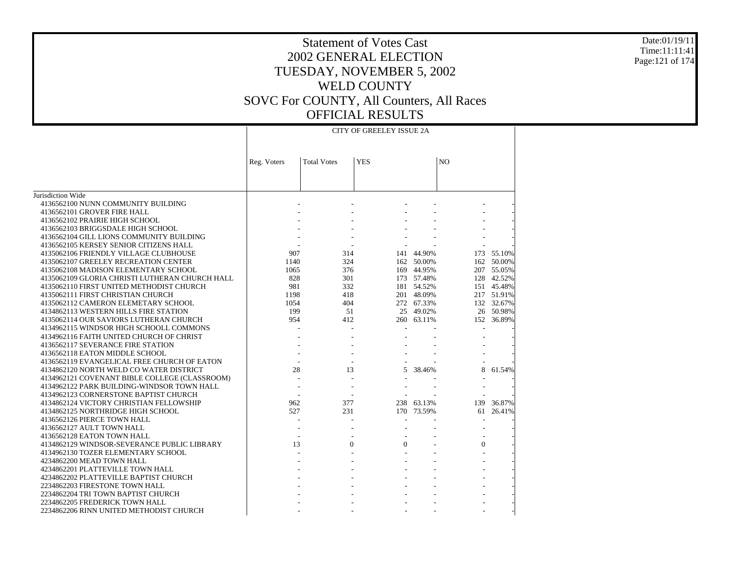# Statement of Votes Cast
## 2002 GENERAL ELECTION
## TUESDAY, NOVEMBER 5, 2002
## WELD COUNTY
## SOVC For COUNTY, All Counters, All Races
## OFFICIAL RESULTS

Date:01/19/11
Time:11:11:41

CITY OF GREELEY ISSUE 2A

| | Reg. Voters | Total Votes | YES | | NO | |
|---|---|---|---|---|---|---|
| Jurisdiction Wide | | | | | | |
| 4136562100 NUNN COMMUNITY BUILDING | - | - | - | - | - | - |
| 4136562101 GROVER FIRE HALL | - | - | - | - | - | - |
| 4136562102 PRAIRIE HIGH SCHOOL | - | - | - | - | - | - |
| 4136562103 BRIGGSDALE HIGH SCHOOL | - | - | - | - | - | - |
| 4136562104 GILL LIONS COMMUNITY BUILDING | - | - | - | - | - | - |
| 4136562105 KERSEY SENIOR CITIZENS HALL | - | - | - | - | - | - |
| 4135062106 FRIENDLY VILLAGE CLUBHOUSE | 907 | 314 | 141 | 44.90% | 173 | 55.10% |
| 4135062107 GREELEY RECREATION CENTER | 1140 | 324 | 162 | 50.00% | 162 | 50.00% |
| 4135062108 MADISON ELEMENTARY SCHOOL | 1065 | 376 | 169 | 44.95% | 207 | 55.05% |
| 4135062109 GLORIA CHRISTI LUTHERAN CHURCH HALL | 828 | 301 | 173 | 57.48% | 128 | 42.52% |
| 4135062110 FIRST UNITED METHODIST CHURCH | 981 | 332 | 181 | 54.52% | 151 | 45.48% |
| 4135062111 FIRST CHRISTIAN CHURCH | 1198 | 418 | 201 | 48.09% | 217 | 51.91% |
| 4135062112 CAMERON ELEMETARY SCHOOL | 1054 | 404 | 272 | 67.33% | 132 | 32.67% |
| 4134862113 WESTERN HILLS FIRE STATION | 199 | 51 | 25 | 49.02% | 26 | 50.98% |
| 4135062114 OUR SAVIORS LUTHERAN CHURCH | 954 | 412 | 260 | 63.11% | 152 | 36.89% |
| 4134962115 WINDSOR HIGH SCHOOLL COMMONS | - | - | - | - | - | - |
| 4134962116 FAITH UNITED CHURCH OF CHRIST | - | - | - | - | - | - |
| 4136562117 SEVERANCE FIRE STATION | - | - | - | - | - | - |
| 4136562118 EATON MIDDLE SCHOOL | - | - | - | - | - | - |
| 4136562119 EVANGELICAL FREE CHURCH OF EATON | - | - | - | - | - | - |
| 4134862120 NORTH WELD CO WATER DISTRICT | 28 | 13 | 5 | 38.46% | 8 | 61.54% |
| 4134962121 COVENANT BIBLE COLLEGE (CLASSROOM) | - | - | - | - | - | - |
| 4134962122 PARK BUILDING-WINDSOR TOWN HALL | - | - | - | - | - | - |
| 4134962123 CORNERSTONE BAPTIST CHURCH | - | - | - | - | - | - |
| 4134862124 VICTORY CHRISTIAN FELLOWSHIP | 962 | 377 | 238 | 63.13% | 139 | 36.87% |
| 4134862125 NORTHRIDGE HIGH SCHOOL | 527 | 231 | 170 | 73.59% | 61 | 26.41% |
| 4136562126 PIERCE TOWN HALL | - | - | - | - | - | - |
| 4136562127 AULT TOWN HALL | - | - | - | - | - | - |
| 4136562128 EATON TOWN HALL | - | - | - | - | - | - |
| 4134862129 WINDSOR-SEVERANCE PUBLIC LIBRARY | 13 | 0 | 0 | - | 0 | - |
| 4134962130 TOZER ELEMENTARY SCHOOL | - | - | - | - | - | - |
| 4234862200 MEAD TOWN HALL | - | - | - | - | - | - |
| 4234862201 PLATTEVILLE TOWN HALL | - | - | - | - | - | - |
| 4234862202 PLATTEVILLE BAPTIST CHURCH | - | - | - | - | - | - |
| 2234862203 FIRESTONE TOWN HALL | - | - | - | - | - | - |
| 2234862204 TRI TOWN BAPTIST CHURCH | - | - | - | - | - | - |
| 2234862205 FREDERICK TOWN HALL | - | - | - | - | - | - |
| 2234862206 RINN UNITED METHODIST CHURCH | - | - | - | - | - | - |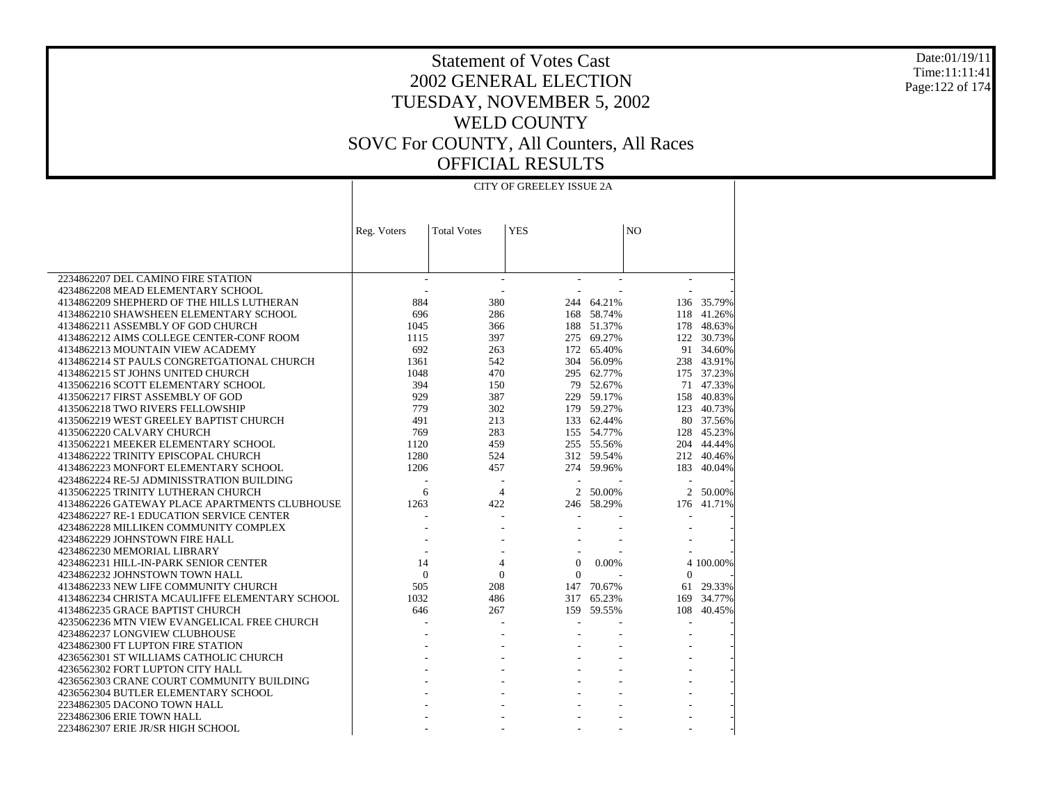# Statement of Votes Cast
## 2002 GENERAL ELECTION
## TUESDAY, NOVEMBER 5, 2002
## WELD COUNTY
## SOVC For COUNTY, All Counters, All Races
## OFFICIAL RESULTS

Date:01/19/11
Time:11:11:41

| | CITY OF GREELEY ISSUE 2A | | | | | |
|---|---|---|---|---|---|---|
| | Reg. Voters | Total Votes | YES | | NO | |
| 2234862207 DEL CAMINO FIRE STATION | - | - | - | - | - | - |
| 4234862208 MEAD ELEMENTARY SCHOOL | - | - | - | - | - | - |
| 4134862209 SHEPHERD OF THE HILLS LUTHERAN | 884 | 380 | 244 | 64.21% | 136 | 35.79% |
| 4134862210 SHAWSHEEN ELEMENTARY SCHOOL | 696 | 286 | 168 | 58.74% | 118 | 41.26% |
| 4134862211 ASSEMBLY OF GOD CHURCH | 1045 | 366 | 188 | 51.37% | 178 | 48.63% |
| 4134862212 AIMS COLLEGE CENTER-CONF ROOM | 1115 | 397 | 275 | 69.27% | 122 | 30.73% |
| 4134862213 MOUNTAIN VIEW ACADEMY | 692 | 263 | 172 | 65.40% | 91 | 34.60% |
| 4134862214 ST PAULS CONGRETGATIONAL CHURCH | 1361 | 542 | 304 | 56.09% | 238 | 43.91% |
| 4134862215 ST JOHNS UNITED CHURCH | 1048 | 470 | 295 | 62.77% | 175 | 37.23% |
| 4135062216 SCOTT ELEMENTARY SCHOOL | 394 | 150 | 79 | 52.67% | 71 | 47.33% |
| 4135062217 FIRST ASSEMBLY OF GOD | 929 | 387 | 229 | 59.17% | 158 | 40.83% |
| 4135062218 TWO RIVERS FELLOWSHIP | 779 | 302 | 179 | 59.27% | 123 | 40.73% |
| 4135062219 WEST GREELEY BAPTIST CHURCH | 491 | 213 | 133 | 62.44% | 80 | 37.56% |
| 4135062220 CALVARY CHURCH | 769 | 283 | 155 | 54.77% | 128 | 45.23% |
| 4135062221 MEEKER ELEMENTARY SCHOOL | 1120 | 459 | 255 | 55.56% | 204 | 44.44% |
| 4134862222 TRINITY EPISCOPAL CHURCH | 1280 | 524 | 312 | 59.54% | 212 | 40.46% |
| 4134862223 MONFORT ELEMENTARY SCHOOL | 1206 | 457 | 274 | 59.96% | 183 | 40.04% |
| 4234862224 RE-5J ADMINISSTRATION BUILDING | - | - | - | - | - | - |
| 4135062225 TRINITY LUTHERAN CHURCH | 6 | 4 | 2 | 50.00% | 2 | 50.00% |
| 4134862226 GATEWAY PLACE APARTMENTS CLUBHOUSE | 1263 | 422 | 246 | 58.29% | 176 | 41.71% |
| 4234862227 RE-1 EDUCATION SERVICE CENTER | - | - | - | - | - | - |
| 4234862228 MILLIKEN COMMUNITY COMPLEX | - | - | - | - | - | - |
| 4234862229 JOHNSTOWN FIRE HALL | - | - | - | - | - | - |
| 4234862230 MEMORIAL LIBRARY | - | - | - | - | - | - |
| 4234862231 HILL-IN-PARK SENIOR CENTER | 14 | 4 | 0 | 0.00% | 4 | 100.00% |
| 4234862232 JOHNSTOWN TOWN HALL | 0 | 0 | 0 | - | 0 | - |
| 4134862233 NEW LIFE COMMUNITY CHURCH | 505 | 208 | 147 | 70.67% | 61 | 29.33% |
| 4134862234 CHRISTA MCAULIFFE ELEMENTARY SCHOOL | 1032 | 486 | 317 | 65.23% | 169 | 34.77% |
| 4134862235 GRACE BAPTIST CHURCH | 646 | 267 | 159 | 59.55% | 108 | 40.45% |
| 4235062236 MTN VIEW EVANGELICAL FREE CHURCH | - | - | - | - | - | - |
| 4234862237 LONGVIEW CLUBHOUSE | - | - | - | - | - | - |
| 4234862300 FT LUPTON FIRE STATION | - | - | - | - | - | - |
| 4236562301 ST WILLIAMS CATHOLIC CHURCH | - | - | - | - | - | - |
| 4236562302 FORT LUPTON CITY HALL | - | - | - | - | - | - |
| 4236562303 CRANE COURT COMMUNITY BUILDING | - | - | - | - | - | - |
| 4236562304 BUTLER ELEMENTARY SCHOOL | - | - | - | - | - | - |
| 2234862305 DACONO TOWN HALL | - | - | - | - | - | - |
| 2234862306 ERIE TOWN HALL | - | - | - | - | - | - |
| 2234862307 ERIE JR/SR HIGH SCHOOL | - | - | - | - | - | - |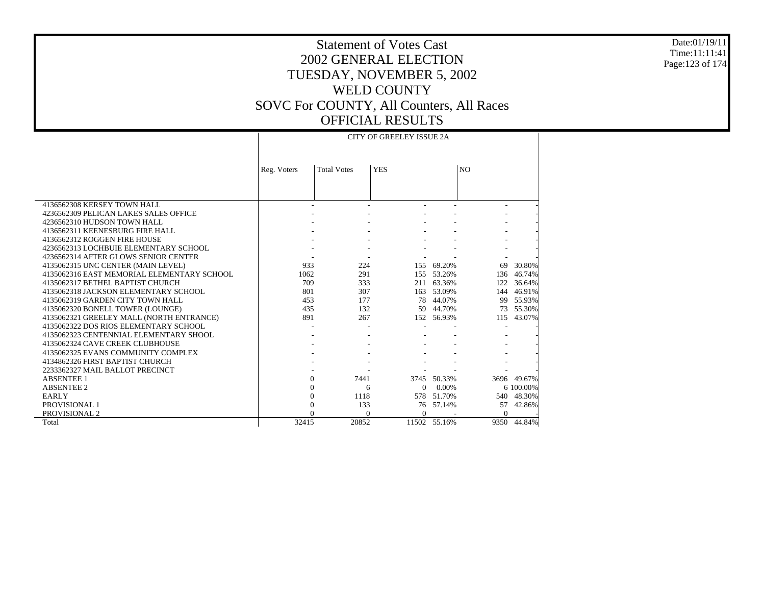# Statement of Votes Cast
## 2002 GENERAL ELECTION
## TUESDAY, NOVEMBER 5, 2002
## WELD COUNTY
## SOVC For COUNTY, All Counters, All Races
## OFFICIAL RESULTS

Date:01/19/11
Time:11:11:41

| | CITY OF GREELEY ISSUE 2A | | | | | |
|---|---|---|---|---|---|---|
| | Reg. Voters | Total Votes | YES | | NO | |
| 4136562308 KERSEY TOWN HALL | - | - | - | - | - | - |
| 4236562309 PELICAN LAKES SALES OFFICE | - | - | - | - | - | - |
| 4236562310 HUDSON TOWN HALL | - | - | - | - | - | - |
| 4136562311 KEENESBURG FIRE HALL | - | - | - | - | - | - |
| 4136562312 ROGGEN FIRE HOUSE | - | - | - | - | - | - |
| 4236562313 LOCHBUIE ELEMENTARY SCHOOL | - | - | - | - | - | - |
| 4236562314 AFTER GLOWS SENIOR CENTER | - | - | - | - | - | - |
| 4135062315 UNC CENTER (MAIN LEVEL) | 933 | 224 | 155 | 69.20% | 69 | 30.80% |
| 4135062316 EAST MEMORIAL ELEMENTARY SCHOOL | 1062 | 291 | 155 | 53.26% | 136 | 46.74% |
| 4135062317 BETHEL BAPTIST CHURCH | 709 | 333 | 211 | 63.36% | 122 | 36.64% |
| 4135062318 JACKSON ELEMENTARY SCHOOL | 801 | 307 | 163 | 53.09% | 144 | 46.91% |
| 4135062319 GARDEN CITY TOWN HALL | 453 | 177 | 78 | 44.07% | 99 | 55.93% |
| 4135062320 BONELL TOWER (LOUNGE) | 435 | 132 | 59 | 44.70% | 73 | 55.30% |
| 4135062321 GREELEY MALL (NORTH ENTRANCE) | 891 | 267 | 152 | 56.93% | 115 | 43.07% |
| 4135062322 DOS RIOS ELEMENTARY SCHOOL | - | - | - | - | - | - |
| 4135062323 CENTENNIAL ELEMENTARY SHOOL | - | - | - | - | - | - |
| 4135062324 CAVE CREEK CLUBHOUSE | - | - | - | - | - | - |
| 4135062325 EVANS COMMUNITY COMPLEX | - | - | - | - | - | - |
| 4134862326 FIRST BAPTIST CHURCH | - | - | - | - | - | - |
| 2233362327 MAIL BALLOT PRECINCT | - | - | - | - | - | - |
| ABSENTEE 1 | 0 | 7441 | 3745 | 50.33% | 3696 | 49.67% |
| ABSENTEE 2 | 0 | 6 | 0 | 0.00% | 6 | 100.00% |
| EARLY | 0 | 1118 | 578 | 51.70% | 540 | 48.30% |
| PROVISIONAL 1 | 0 | 133 | 76 | 57.14% | 57 | 42.86% |
| PROVISIONAL 2 | 0 | 0 | 0 | - | 0 | - |
| Total | 32415 | 20852 | 11502 | 55.16% | 9350 | 44.84% |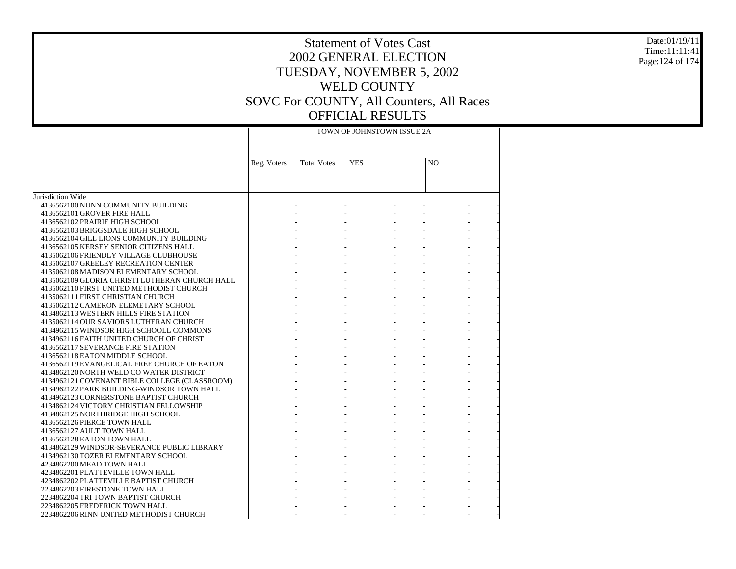# Statement of Votes Cast
## 2002 GENERAL ELECTION
## TUESDAY, NOVEMBER 5, 2002
## WELD COUNTY
## SOVC For COUNTY, All Counters, All Races
## OFFICIAL RESULTS

| | TOWN OF JOHNSTOWN ISSUE 2A | | | | | |
|---|---|---|---|---|---|---|
| | Reg. Voters | Total Votes | YES | | NO | |
| Jurisdiction Wide | | | | | | |
| 4136562100 NUNN COMMUNITY BUILDING | - | - | - | - | - | - |
| 4136562101 GROVER FIRE HALL | - | - | - | - | - | - |
| 4136562102 PRAIRIE HIGH SCHOOL | - | - | - | - | - | - |
| 4136562103 BRIGGSDALE HIGH SCHOOL | - | - | - | - | - | - |
| 4136562104 GILL LIONS COMMUNITY BUILDING | - | - | - | - | - | - |
| 4136562105 KERSEY SENIOR CITIZENS HALL | - | - | - | - | - | - |
| 4135062106 FRIENDLY VILLAGE CLUBHOUSE | - | - | - | - | - | - |
| 4135062107 GREELEY RECREATION CENTER | - | - | - | - | - | - |
| 4135062108 MADISON ELEMENTARY SCHOOL | - | - | - | - | - | - |
| 4135062109 GLORIA CHRISTI LUTHERAN CHURCH HALL | - | - | - | - | - | - |
| 4135062110 FIRST UNITED METHODIST CHURCH | - | - | - | - | - | - |
| 4135062111 FIRST CHRISTIAN CHURCH | - | - | - | - | - | - |
| 4135062112 CAMERON ELEMETARY SCHOOL | - | - | - | - | - | - |
| 4134862113 WESTERN HILLS FIRE STATION | - | - | - | - | - | - |
| 4135062114 OUR SAVIORS LUTHERAN CHURCH | - | - | - | - | - | - |
| 4134962115 WINDSOR HIGH SCHOOLL COMMONS | - | - | - | - | - | - |
| 4134962116 FAITH UNITED CHURCH OF CHRIST | - | - | - | - | - | - |
| 4136562117 SEVERANCE FIRE STATION | - | - | - | - | - | - |
| 4136562118 EATON MIDDLE SCHOOL | - | - | - | - | - | - |
| 4136562119 EVANGELICAL FREE CHURCH OF EATON | - | - | - | - | - | - |
| 4134862120 NORTH WELD CO WATER DISTRICT | - | - | - | - | - | - |
| 4134962121 COVENANT BIBLE COLLEGE (CLASSROOM) | - | - | - | - | - | - |
| 4134962122 PARK BUILDING-WINDSOR TOWN HALL | - | - | - | - | - | - |
| 4134962123 CORNERSTONE BAPTIST CHURCH | - | - | - | - | - | - |
| 4134862124 VICTORY CHRISTIAN FELLOWSHIP | - | - | - | - | - | - |
| 4134862125 NORTHRIDGE HIGH SCHOOL | - | - | - | - | - | - |
| 4136562126 PIERCE TOWN HALL | - | - | - | - | - | - |
| 4136562127 AULT TOWN HALL | - | - | - | - | - | - |
| 4136562128 EATON TOWN HALL | - | - | - | - | - | - |
| 4134862129 WINDSOR-SEVERANCE PUBLIC LIBRARY | - | - | - | - | - | - |
| 4134962130 TOZER ELEMENTARY SCHOOL | - | - | - | - | - | - |
| 4234862200 MEAD TOWN HALL | - | - | - | - | - | - |
| 4234862201 PLATTEVILLE TOWN HALL | - | - | - | - | - | - |
| 4234862202 PLATTEVILLE BAPTIST CHURCH | - | - | - | - | - | - |
| 2234862203 FIRESTONE TOWN HALL | - | - | - | - | - | - |
| 2234862204 TRI TOWN BAPTIST CHURCH | - | - | - | - | - | - |
| 2234862205 FREDERICK TOWN HALL | - | - | - | - | - | - |
| 2234862206 RINN UNITED METHODIST CHURCH | - | - | - | - | - | - |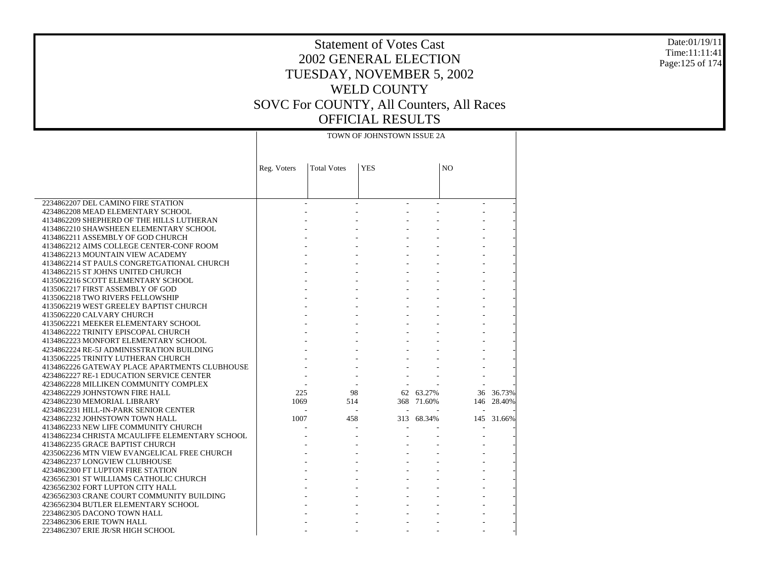# Statement of Votes Cast
## 2002 GENERAL ELECTION
## TUESDAY, NOVEMBER 5, 2002
## WELD COUNTY
## SOVC For COUNTY, All Counters, All Races
## OFFICIAL RESULTS

Date:01/19/11
Time:11:11:41

| | TOWN OF JOHNSTOWN ISSUE 2A | | | | | |
|---|---|---|---|---|---|---|
| | Reg. Voters | Total Votes | YES | | NO | |
| 2234862207 DEL CAMINO FIRE STATION | - | - | - | - | - | - |
| 4234862208 MEAD ELEMENTARY SCHOOL | - | - | - | - | - | - |
| 4134862209 SHEPHERD OF THE HILLS LUTHERAN | - | - | - | - | - | - |
| 4134862210 SHAWSHEEN ELEMENTARY SCHOOL | - | - | - | - | - | - |
| 4134862211 ASSEMBLY OF GOD CHURCH | - | - | - | - | - | - |
| 4134862212 AIMS COLLEGE CENTER-CONF ROOM | - | - | - | - | - | - |
| 4134862213 MOUNTAIN VIEW ACADEMY | - | - | - | - | - | - |
| 4134862214 ST PAULS CONGRETGATIONAL CHURCH | - | - | - | - | - | - |
| 4134862215 ST JOHNS UNITED CHURCH | - | - | - | - | - | - |
| 4135062216 SCOTT ELEMENTARY SCHOOL | - | - | - | - | - | - |
| 4135062217 FIRST ASSEMBLY OF GOD | - | - | - | - | - | - |
| 4135062218 TWO RIVERS FELLOWSHIP | - | - | - | - | - | - |
| 4135062219 WEST GREELEY BAPTIST CHURCH | - | - | - | - | - | - |
| 4135062220 CALVARY CHURCH | - | - | - | - | - | - |
| 4135062221 MEEKER ELEMENTARY SCHOOL | - | - | - | - | - | - |
| 4134862222 TRINITY EPISCOPAL CHURCH | - | - | - | - | - | - |
| 4134862223 MONFORT ELEMENTARY SCHOOL | - | - | - | - | - | - |
| 4234862224 RE-5J ADMINISSTRATION BUILDING | - | - | - | - | - | - |
| 4135062225 TRINITY LUTHERAN CHURCH | - | - | - | - | - | - |
| 4134862226 GATEWAY PLACE APARTMENTS CLUBHOUSE | - | - | - | - | - | - |
| 4234862227 RE-1 EDUCATION SERVICE CENTER | - | - | - | - | - | - |
| 4234862228 MILLIKEN COMMUNITY COMPLEX | - | - | - | - | - | - |
| 4234862229 JOHNSTOWN FIRE HALL | 225 | 98 | 62 | 63.27% | 36 | 36.73% |
| 4234862230 MEMORIAL LIBRARY | 1069 | 514 | 368 | 71.60% | 146 | 28.40% |
| 4234862231 HILL-IN-PARK SENIOR CENTER | - | - | - | - | - | - |
| 4234862232 JOHNSTOWN TOWN HALL | 1007 | 458 | 313 | 68.34% | 145 | 31.66% |
| 4134862233 NEW LIFE COMMUNITY CHURCH | - | - | - | - | - | - |
| 4134862234 CHRISTA MCAULIFFE ELEMENTARY SCHOOL | - | - | - | - | - | - |
| 4134862235 GRACE BAPTIST CHURCH | - | - | - | - | - | - |
| 4235062236 MTN VIEW EVANGELICAL FREE CHURCH | - | - | - | - | - | - |
| 4234862237 LONGVIEW CLUBHOUSE | - | - | - | - | - | - |
| 4234862300 FT LUPTON FIRE STATION | - | - | - | - | - | - |
| 4236562301 ST WILLIAMS CATHOLIC CHURCH | - | - | - | - | - | - |
| 4236562302 FORT LUPTON CITY HALL | - | - | - | - | - | - |
| 4236562303 CRANE COURT COMMUNITY BUILDING | - | - | - | - | - | - |
| 4236562304 BUTLER ELEMENTARY SCHOOL | - | - | - | - | - | - |
| 2234862305 DACONO TOWN HALL | - | - | - | - | - | - |
| 2234862306 ERIE TOWN HALL | - | - | - | - | - | - |
| 2234862307 ERIE JR/SR HIGH SCHOOL | - | - | - | - | - | - |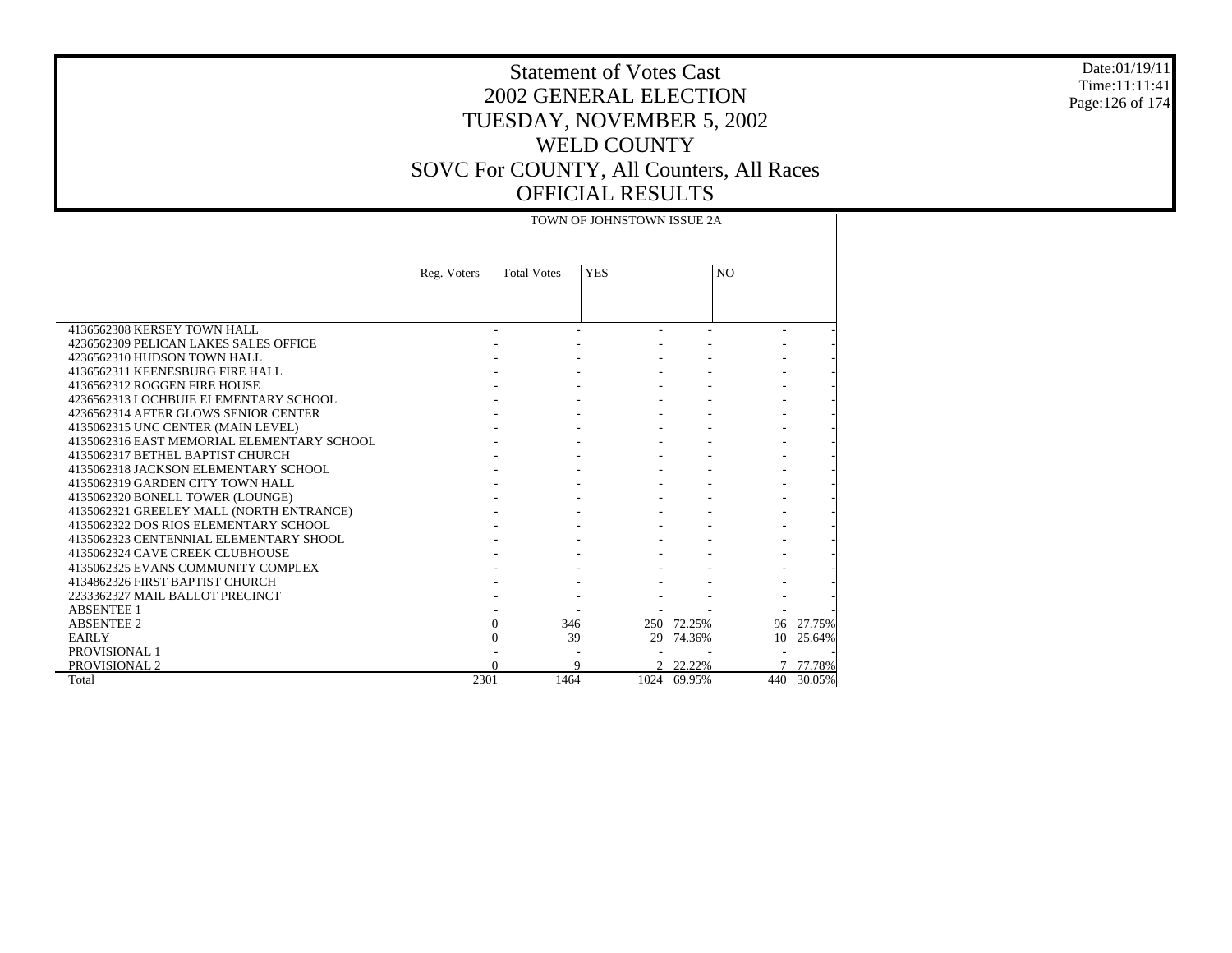# Statement of Votes Cast
## 2002 GENERAL ELECTION
## TUESDAY, NOVEMBER 5, 2002
## WELD COUNTY
## SOVC For COUNTY, All Counters, All Races
## OFFICIAL RESULTS

Date:01/19/11
Time:11:11:41

| | TOWN OF JOHNSTOWN ISSUE 2A | | | | | |
|---|---|---|---|---|---|---|
| | Reg. Voters | Total Votes | YES | | NO | |
| 4136562308 KERSEY TOWN HALL | - | - | - | - | - | - |
| 4236562309 PELICAN LAKES SALES OFFICE | - | - | - | - | - | - |
| 4236562310 HUDSON TOWN HALL | - | - | - | - | - | - |
| 4136562311 KEENESBURG FIRE HALL | - | - | - | - | - | - |
| 4136562312 ROGGEN FIRE HOUSE | - | - | - | - | - | - |
| 4236562313 LOCHBUIE ELEMENTARY SCHOOL | - | - | - | - | - | - |
| 4236562314 AFTER GLOWS SENIOR CENTER | - | - | - | - | - | - |
| 4135062315 UNC CENTER (MAIN LEVEL) | - | - | - | - | - | - |
| 4135062316 EAST MEMORIAL ELEMENTARY SCHOOL | - | - | - | - | - | - |
| 4135062317 BETHEL BAPTIST CHURCH | - | - | - | - | - | - |
| 4135062318 JACKSON ELEMENTARY SCHOOL | - | - | - | - | - | - |
| 4135062319 GARDEN CITY TOWN HALL | - | - | - | - | - | - |
| 4135062320 BONELL TOWER (LOUNGE) | - | - | - | - | - | - |
| 4135062321 GREELEY MALL (NORTH ENTRANCE) | - | - | - | - | - | - |
| 4135062322 DOS RIOS ELEMENTARY SCHOOL | - | - | - | - | - | - |
| 4135062323 CENTENNIAL ELEMENTARY SHOOL | - | - | - | - | - | - |
| 4135062324 CAVE CREEK CLUBHOUSE | - | - | - | - | - | - |
| 4135062325 EVANS COMMUNITY COMPLEX | - | - | - | - | - | - |
| 4134862326 FIRST BAPTIST CHURCH | - | - | - | - | - | - |
| 2233362327 MAIL BALLOT PRECINCT | - | - | - | - | - | - |
| ABSENTEE 1 | - | - | - | - | - | - |
| ABSENTEE 2 | 0 | 346 | 250 | 72.25% | 96 | 27.75% |
| EARLY | 0 | 39 | 29 | 74.36% | 10 | 25.64% |
| PROVISIONAL 1 | - | - | - | - | - | - |
| PROVISIONAL 2 | 0 | 9 | 2 | 22.22% | 7 | 77.78% |
| Total | 2301 | 1464 | 1024 | 69.95% | 440 | 30.05% |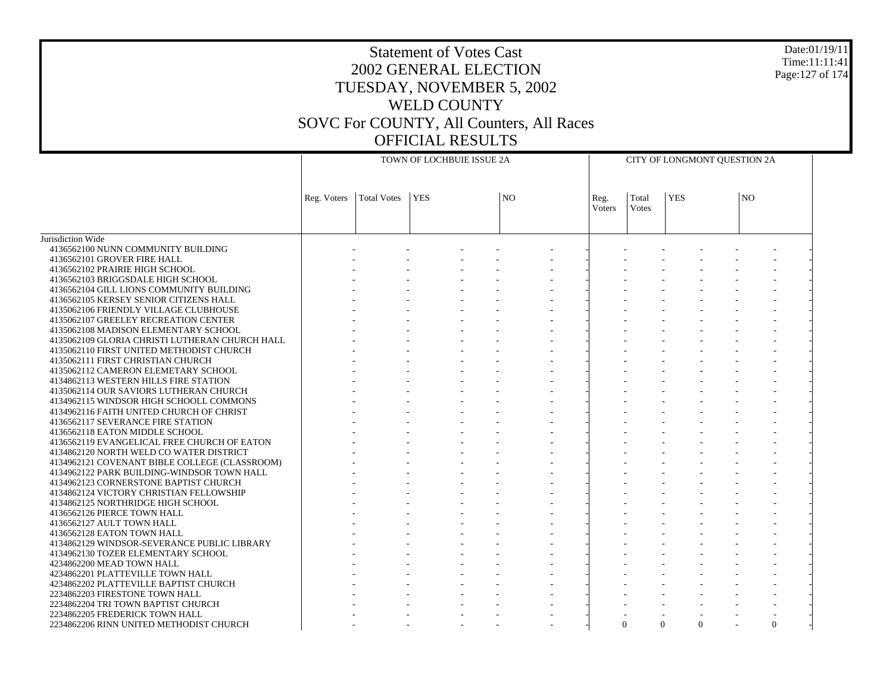# Statement of Votes Cast
# 2002 GENERAL ELECTION
# TUESDAY, NOVEMBER 5, 2002
# WELD COUNTY
# SOVC For COUNTY, All Counters, All Races
# OFFICIAL RESULTS

| | TOWN OF LOCHBUIE ISSUE 2A | | | | | | CITY OF LONGMONT QUESTION 2A | | | | | |
|---|---|---|---|---|---|---|---|---|---|---|---|---|
| | Reg. Voters | Total Votes | YES | | NO | | Reg. Voters | Total Votes | YES | | NO | |
| Jurisdiction Wide | | | | | | | | | | | | |
| 4136562100 NUNN COMMUNITY BUILDING | - | - | - | - | - | - | - | - | - | - | - | - |
| 4136562101 GROVER FIRE HALL | - | - | - | - | - | - | - | - | - | - | - | - |
| 4136562102 PRAIRIE HIGH SCHOOL | - | - | - | - | - | - | - | - | - | - | - | - |
| 4136562103 BRIGGSDALE HIGH SCHOOL | - | - | - | - | - | - | - | - | - | - | - | - |
| 4136562104 GILL LIONS COMMUNITY BUILDING | - | - | - | - | - | - | - | - | - | - | - | - |
| 4136562105 KERSEY SENIOR CITIZENS HALL | - | - | - | - | - | - | - | - | - | - | - | - |
| 4135062106 FRIENDLY VILLAGE CLUBHOUSE | - | - | - | - | - | - | - | - | - | - | - | - |
| 4135062107 GREELEY RECREATION CENTER | - | - | - | - | - | - | - | - | - | - | - | - |
| 4135062108 MADISON ELEMENTARY SCHOOL | - | - | - | - | - | - | - | - | - | - | - | - |
| 4135062109 GLORIA CHRISTI LUTHERAN CHURCH HALL | - | - | - | - | - | - | - | - | - | - | - | - |
| 4135062110 FIRST UNITED METHODIST CHURCH | - | - | - | - | - | - | - | - | - | - | - | - |
| 4135062111 FIRST CHRISTIAN CHURCH | - | - | - | - | - | - | - | - | - | - | - | - |
| 4135062112 CAMERON ELEMETARY SCHOOL | - | - | - | - | - | - | - | - | - | - | - | - |
| 4134862113 WESTERN HILLS FIRE STATION | - | - | - | - | - | - | - | - | - | - | - | - |
| 4135062114 OUR SAVIORS LUTHERAN CHURCH | - | - | - | - | - | - | - | - | - | - | - | - |
| 4134962115 WINDSOR HIGH SCHOOLL COMMONS | - | - | - | - | - | - | - | - | - | - | - | - |
| 4134962116 FAITH UNITED CHURCH OF CHRIST | - | - | - | - | - | - | - | - | - | - | - | - |
| 4136562117 SEVERANCE FIRE STATION | - | - | - | - | - | - | - | - | - | - | - | - |
| 4136562118 EATON MIDDLE SCHOOL | - | - | - | - | - | - | - | - | - | - | - | - |
| 4136562119 EVANGELICAL FREE CHURCH OF EATON | - | - | - | - | - | - | - | - | - | - | - | - |
| 4134862120 NORTH WELD CO WATER DISTRICT | - | - | - | - | - | - | - | - | - | - | - | - |
| 4134962121 COVENANT BIBLE COLLEGE (CLASSROOM) | - | - | - | - | - | - | - | - | - | - | - | - |
| 4134962122 PARK BUILDING-WINDSOR TOWN HALL | - | - | - | - | - | - | - | - | - | - | - | - |
| 4134962123 CORNERSTONE BAPTIST CHURCH | - | - | - | - | - | - | - | - | - | - | - | - |
| 4134862124 VICTORY CHRISTIAN FELLOWSHIP | - | - | - | - | - | - | - | - | - | - | - | - |
| 4134862125 NORTHRIDGE HIGH SCHOOL | - | - | - | - | - | - | - | - | - | - | - | - |
| 4136562126 PIERCE TOWN HALL | - | - | - | - | - | - | - | - | - | - | - | - |
| 4136562127 AULT TOWN HALL | - | - | - | - | - | - | - | - | - | - | - | - |
| 4136562128 EATON TOWN HALL | - | - | - | - | - | - | - | - | - | - | - | - |
| 4134862129 WINDSOR-SEVERANCE PUBLIC LIBRARY | - | - | - | - | - | - | - | - | - | - | - | - |
| 4134962130 TOZER ELEMENTARY SCHOOL | - | - | - | - | - | - | - | - | - | - | - | - |
| 4234862200 MEAD TOWN HALL | - | - | - | - | - | - | - | - | - | - | - | - |
| 4234862201 PLATTEVILLE TOWN HALL | - | - | - | - | - | - | - | - | - | - | - | - |
| 4234862202 PLATTEVILLE BAPTIST CHURCH | - | - | - | - | - | - | - | - | - | - | - | - |
| 2234862203 FIRESTONE TOWN HALL | - | - | - | - | - | - | - | - | - | - | - | - |
| 2234862204 TRI TOWN BAPTIST CHURCH | - | - | - | - | - | - | - | - | - | - | - | - |
| 2234862205 FREDERICK TOWN HALL | - | - | - | - | - | - | - | - | - | - | - | - |
| 2234862206 RINN UNITED METHODIST CHURCH | - | - | - | - | - | - | 0 | 0 | 0 | - | 0 | - |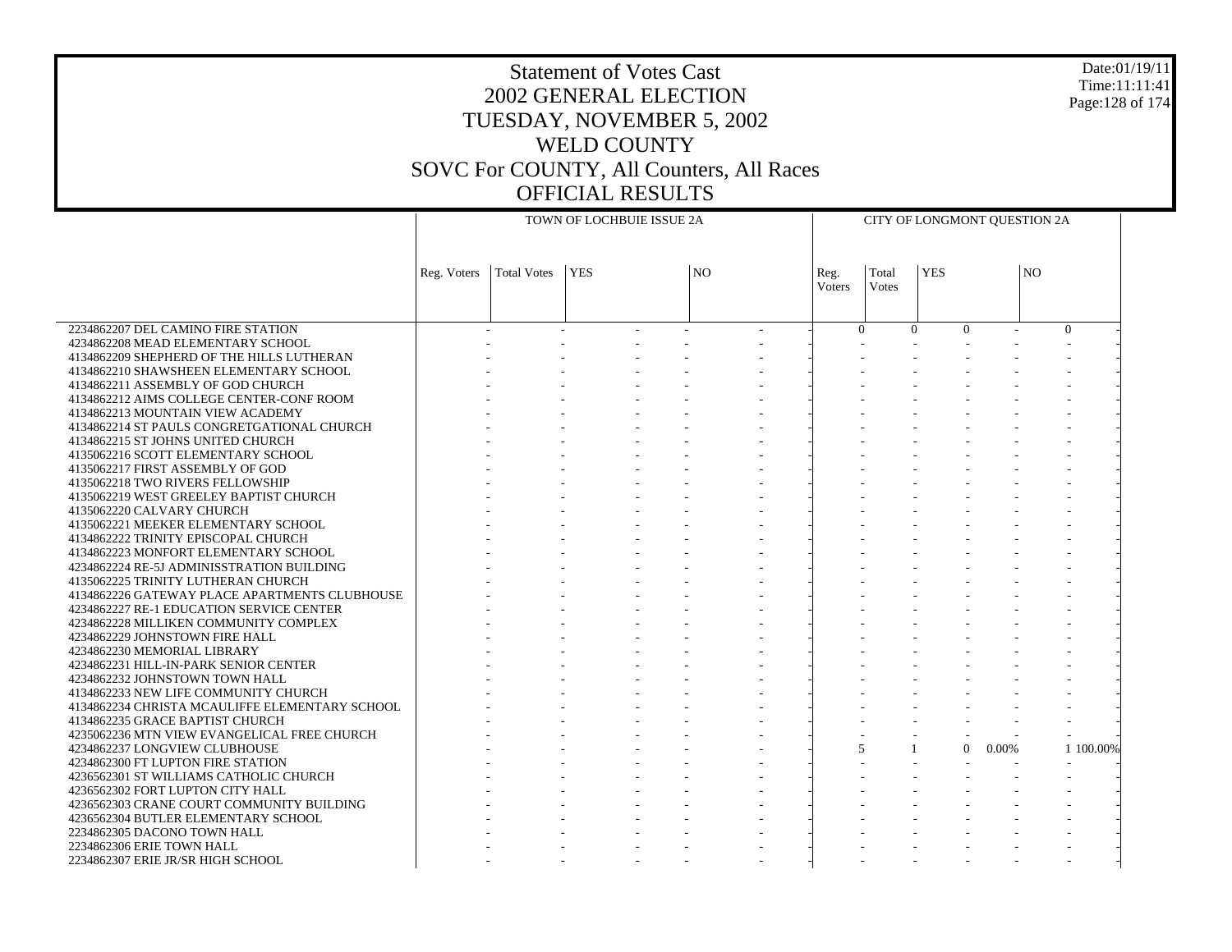# Statement of Votes Cast
## 2002 GENERAL ELECTION
## TUESDAY, NOVEMBER 5, 2002
## WELD COUNTY
## SOVC For COUNTY, All Counters, All Races
## OFFICIAL RESULTS

Date:01/19/11
Time:11:11:41

| | TOWN OF LOCHBUIE ISSUE 2A | | | | | | CITY OF LONGMONT QUESTION 2A | | | | | |
|---|---|---|---|---|---|---|---|---|---|---|---|---|
| | Reg. Voters | Total Votes | YES | | NO | | Reg. Voters | Total Votes | YES | | NO | |
| 2234862207 DEL CAMINO FIRE STATION | - | - | - | - | - | - | 0 | 0 | 0 | - | 0 | - |
| 4234862208 MEAD ELEMENTARY SCHOOL | - | - | - | - | - | - | - | - | - | - | - | - |
| 4134862209 SHEPHERD OF THE HILLS LUTHERAN | - | - | - | - | - | - | - | - | - | - | - | - |
| 4134862210 SHAWSHEEN ELEMENTARY SCHOOL | - | - | - | - | - | - | - | - | - | - | - | - |
| 4134862211 ASSEMBLY OF GOD CHURCH | - | - | - | - | - | - | - | - | - | - | - | - |
| 4134862212 AIMS COLLEGE CENTER-CONF ROOM | - | - | - | - | - | - | - | - | - | - | - | - |
| 4134862213 MOUNTAIN VIEW ACADEMY | - | - | - | - | - | - | - | - | - | - | - | - |
| 4134862214 ST PAULS CONGRETGATIONAL CHURCH | - | - | - | - | - | - | - | - | - | - | - | - |
| 4134862215 ST JOHNS UNITED CHURCH | - | - | - | - | - | - | - | - | - | - | - | - |
| 4135062216 SCOTT ELEMENTARY SCHOOL | - | - | - | - | - | - | - | - | - | - | - | - |
| 4135062217 FIRST ASSEMBLY OF GOD | - | - | - | - | - | - | - | - | - | - | - | - |
| 4135062218 TWO RIVERS FELLOWSHIP | - | - | - | - | - | - | - | - | - | - | - | - |
| 4135062219 WEST GREELEY BAPTIST CHURCH | - | - | - | - | - | - | - | - | - | - | - | - |
| 4135062220 CALVARY CHURCH | - | - | - | - | - | - | - | - | - | - | - | - |
| 4135062221 MEEKER ELEMENTARY SCHOOL | - | - | - | - | - | - | - | - | - | - | - | - |
| 4134862222 TRINITY EPISCOPAL CHURCH | - | - | - | - | - | - | - | - | - | - | - | - |
| 4134862223 MONFORT ELEMENTARY SCHOOL | - | - | - | - | - | - | - | - | - | - | - | - |
| 4234862224 RE-5J ADMINISSTRATION BUILDING | - | - | - | - | - | - | - | - | - | - | - | - |
| 4135062225 TRINITY LUTHERAN CHURCH | - | - | - | - | - | - | - | - | - | - | - | - |
| 4134862226 GATEWAY PLACE APARTMENTS CLUBHOUSE | - | - | - | - | - | - | - | - | - | - | - | - |
| 4234862227 RE-1 EDUCATION SERVICE CENTER | - | - | - | - | - | - | - | - | - | - | - | - |
| 4234862228 MILLIKEN COMMUNITY COMPLEX | - | - | - | - | - | - | - | - | - | - | - | - |
| 4234862229 JOHNSTOWN FIRE HALL | - | - | - | - | - | - | - | - | - | - | - | - |
| 4234862230 MEMORIAL LIBRARY | - | - | - | - | - | - | - | - | - | - | - | - |
| 4234862231 HILL-IN-PARK SENIOR CENTER | - | - | - | - | - | - | - | - | - | - | - | - |
| 4234862232 JOHNSTOWN TOWN HALL | - | - | - | - | - | - | - | - | - | - | - | - |
| 4134862233 NEW LIFE COMMUNITY CHURCH | - | - | - | - | - | - | - | - | - | - | - | - |
| 4134862234 CHRISTA MCAULIFFE ELEMENTARY SCHOOL | - | - | - | - | - | - | - | - | - | - | - | - |
| 4134862235 GRACE BAPTIST CHURCH | - | - | - | - | - | - | - | - | - | - | - | - |
| 4235062236 MTN VIEW EVANGELICAL FREE CHURCH | - | - | - | - | - | - | - | - | - | - | - | - |
| 4234862237 LONGVIEW CLUBHOUSE | - | - | - | - | - | - | 5 | 1 | 0 | 0.00% | 1 | 100.00% |
| 4234862300 FT LUPTON FIRE STATION | - | - | - | - | - | - | - | - | - | - | - | - |
| 4236562301 ST WILLIAMS CATHOLIC CHURCH | - | - | - | - | - | - | - | - | - | - | - | - |
| 4236562302 FORT LUPTON CITY HALL | - | - | - | - | - | - | - | - | - | - | - | - |
| 4236562303 CRANE COURT COMMUNITY BUILDING | - | - | - | - | - | - | - | - | - | - | - | - |
| 4236562304 BUTLER ELEMENTARY SCHOOL | - | - | - | - | - | - | - | - | - | - | - | - |
| 2234862305 DACONO TOWN HALL | - | - | - | - | - | - | - | - | - | - | - | - |
| 2234862306 ERIE TOWN HALL | - | - | - | - | - | - | - | - | - | - | - | - |
| 2234862307 ERIE JR/SR HIGH SCHOOL | - | - | - | - | - | - | - | - | - | - | - | - |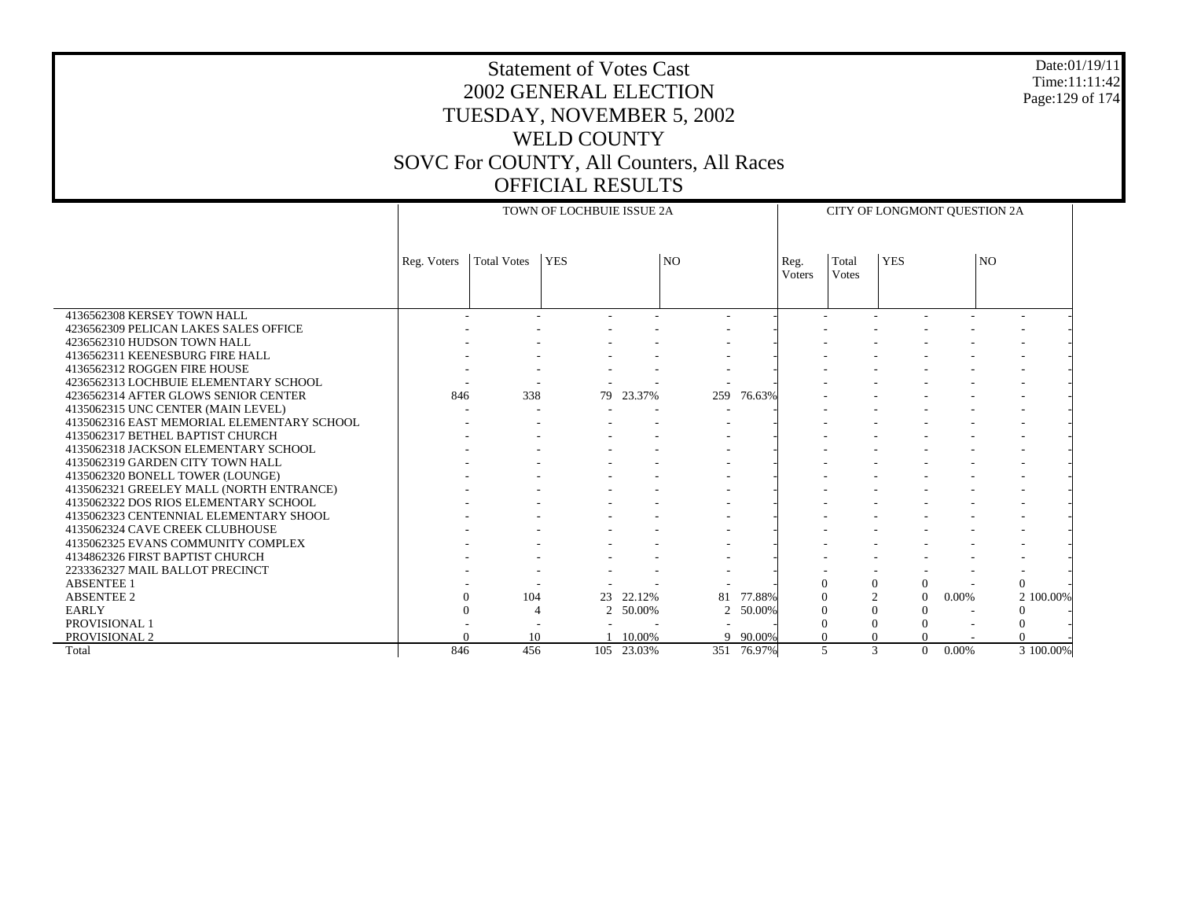# Statement of Votes Cast
## 2002 GENERAL ELECTION
## TUESDAY, NOVEMBER 5, 2002
## WELD COUNTY
## SOVC For COUNTY, All Counters, All Races
## OFFICIAL RESULTS

Date:01/19/11
Time:11:11:42

| | TOWN OF LOCHBUIE ISSUE 2A | | | | | | CITY OF LONGMONT QUESTION 2A | | | | | |
|---|---|---|---|---|---|---|---|---|---|---|---|---|
| | Reg. Voters | Total Votes | YES | | NO | | Reg. Voters | Total Votes | YES | | NO | |
| 4136562308 KERSEY TOWN HALL | - | - | - | - | - | - | - | - | - | - | - | - |
| 4236562309 PELICAN LAKES SALES OFFICE | - | - | - | - | - | - | - | - | - | - | - | - |
| 4236562310 HUDSON TOWN HALL | - | - | - | - | - | - | - | - | - | - | - | - |
| 4136562311 KEENESBURG FIRE HALL | - | - | - | - | - | - | - | - | - | - | - | - |
| 4136562312 ROGGEN FIRE HOUSE | - | - | - | - | - | - | - | - | - | - | - | - |
| 4236562313 LOCHBUIE ELEMENTARY SCHOOL | - | - | - | - | - | - | - | - | - | - | - | - |
| 4236562314 AFTER GLOWS SENIOR CENTER | 846 | 338 | 79 | 23.37% | 259 | 76.63% | - | - | - | - | - | - |
| 4135062315 UNC CENTER (MAIN LEVEL) | - | - | - | - | - | - | - | - | - | - | - | - |
| 4135062316 EAST MEMORIAL ELEMENTARY SCHOOL | - | - | - | - | - | - | - | - | - | - | - | - |
| 4135062317 BETHEL BAPTIST CHURCH | - | - | - | - | - | - | - | - | - | - | - | - |
| 4135062318 JACKSON ELEMENTARY SCHOOL | - | - | - | - | - | - | - | - | - | - | - | - |
| 4135062319 GARDEN CITY TOWN HALL | - | - | - | - | - | - | - | - | - | - | - | - |
| 4135062320 BONELL TOWER (LOUNGE) | - | - | - | - | - | - | - | - | - | - | - | - |
| 4135062321 GREELEY MALL (NORTH ENTRANCE) | - | - | - | - | - | - | - | - | - | - | - | - |
| 4135062322 DOS RIOS ELEMENTARY SCHOOL | - | - | - | - | - | - | - | - | - | - | - | - |
| 4135062323 CENTENNIAL ELEMENTARY SHOOL | - | - | - | - | - | - | - | - | - | - | - | - |
| 4135062324 CAVE CREEK CLUBHOUSE | - | - | - | - | - | - | - | - | - | - | - | - |
| 4135062325 EVANS COMMUNITY COMPLEX | - | - | - | - | - | - | - | - | - | - | - | - |
| 4134862326 FIRST BAPTIST CHURCH | - | - | - | - | - | - | - | - | - | - | - | - |
| 2233362327 MAIL BALLOT PRECINCT | - | - | - | - | - | - | - | - | - | - | - | - |
| ABSENTEE 1 | - | - | - | - | - | - | 0 | 0 | 0 | - | 0 | - |
| ABSENTEE 2 | 0 | 104 | 23 | 22.12% | 81 | 77.88% | 0 | 2 | 0 | 0.00% | 2 | 100.00% |
| EARLY | 0 | 4 | 2 | 50.00% | 2 | 50.00% | 0 | 0 | 0 | - | 0 | - |
| PROVISIONAL 1 | - | - | - | - | - | - | 0 | 0 | 0 | - | 0 | - |
| PROVISIONAL 2 | 0 | 10 | 1 | 10.00% | 9 | 90.00% | 0 | 0 | 0 | - | 0 | - |
| Total | 846 | 456 | 105 | 23.03% | 351 | 76.97% | 5 | 3 | 0 | 0.00% | 3 | 100.00% |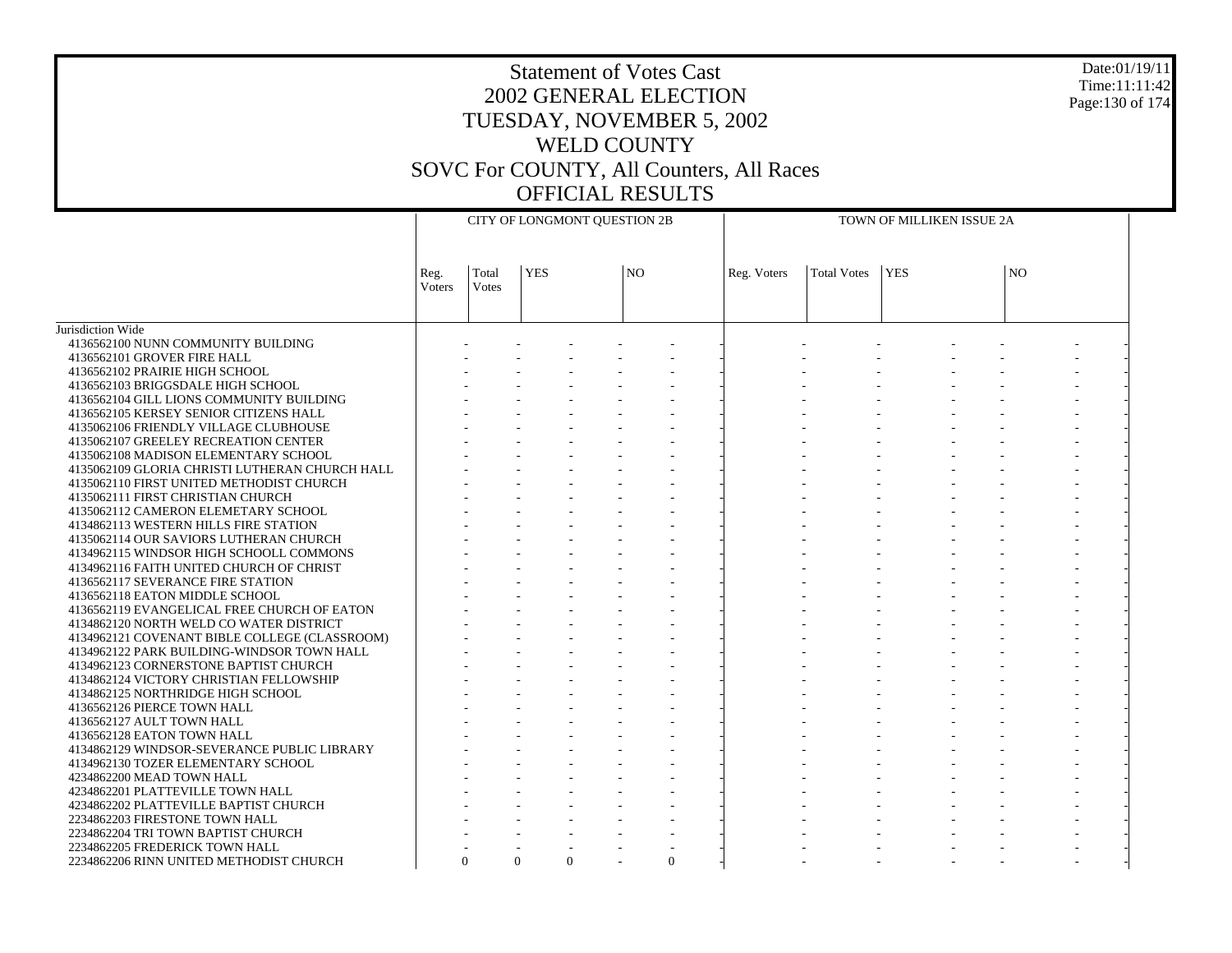# Statement of Votes Cast
# 2002 GENERAL ELECTION
# TUESDAY, NOVEMBER 5, 2002
# WELD COUNTY
# SOVC For COUNTY, All Counters, All Races
# OFFICIAL RESULTS

| | CITY OF LONGMONT QUESTION 2B | | | | | | TOWN OF MILLIKEN ISSUE 2A | | | | | |
|---|---|---|---|---|---|---|---|---|---|---|---|---|
| | Reg. Voters | Total Votes | YES | | NO | | Reg. Voters | Total Votes | YES | | NO | |
| Jurisdiction Wide | | | | | | | | | | | | |
| 4136562100 NUNN COMMUNITY BUILDING | - | - | - | - | - | - | - | - | - | - | - | - |
| 4136562101 GROVER FIRE HALL | - | - | - | - | - | - | - | - | - | - | - | - |
| 4136562102 PRAIRIE HIGH SCHOOL | - | - | - | - | - | - | - | - | - | - | - | - |
| 4136562103 BRIGGSDALE HIGH SCHOOL | - | - | - | - | - | - | - | - | - | - | - | - |
| 4136562104 GILL LIONS COMMUNITY BUILDING | - | - | - | - | - | - | - | - | - | - | - | - |
| 4136562105 KERSEY SENIOR CITIZENS HALL | - | - | - | - | - | - | - | - | - | - | - | - |
| 4135062106 FRIENDLY VILLAGE CLUBHOUSE | - | - | - | - | - | - | - | - | - | - | - | - |
| 4135062107 GREELEY RECREATION CENTER | - | - | - | - | - | - | - | - | - | - | - | - |
| 4135062108 MADISON ELEMENTARY SCHOOL | - | - | - | - | - | - | - | - | - | - | - | - |
| 4135062109 GLORIA CHRISTI LUTHERAN CHURCH HALL | - | - | - | - | - | - | - | - | - | - | - | - |
| 4135062110 FIRST UNITED METHODIST CHURCH | - | - | - | - | - | - | - | - | - | - | - | - |
| 4135062111 FIRST CHRISTIAN CHURCH | - | - | - | - | - | - | - | - | - | - | - | - |
| 4135062112 CAMERON ELEMETARY SCHOOL | - | - | - | - | - | - | - | - | - | - | - | - |
| 4134862113 WESTERN HILLS FIRE STATION | - | - | - | - | - | - | - | - | - | - | - | - |
| 4135062114 OUR SAVIORS LUTHERAN CHURCH | - | - | - | - | - | - | - | - | - | - | - | - |
| 4134962115 WINDSOR HIGH SCHOOLL COMMONS | - | - | - | - | - | - | - | - | - | - | - | - |
| 4134962116 FAITH UNITED CHURCH OF CHRIST | - | - | - | - | - | - | - | - | - | - | - | - |
| 4136562117 SEVERANCE FIRE STATION | - | - | - | - | - | - | - | - | - | - | - | - |
| 4136562118 EATON MIDDLE SCHOOL | - | - | - | - | - | - | - | - | - | - | - | - |
| 4136562119 EVANGELICAL FREE CHURCH OF EATON | - | - | - | - | - | - | - | - | - | - | - | - |
| 4134862120 NORTH WELD CO WATER DISTRICT | - | - | - | - | - | - | - | - | - | - | - | - |
| 4134962121 COVENANT BIBLE COLLEGE (CLASSROOM) | - | - | - | - | - | - | - | - | - | - | - | - |
| 4134962122 PARK BUILDING-WINDSOR TOWN HALL | - | - | - | - | - | - | - | - | - | - | - | - |
| 4134962123 CORNERSTONE BAPTIST CHURCH | - | - | - | - | - | - | - | - | - | - | - | - |
| 4134862124 VICTORY CHRISTIAN FELLOWSHIP | - | - | - | - | - | - | - | - | - | - | - | - |
| 4134862125 NORTHRIDGE HIGH SCHOOL | - | - | - | - | - | - | - | - | - | - | - | - |
| 4136562126 PIERCE TOWN HALL | - | - | - | - | - | - | - | - | - | - | - | - |
| 4136562127 AULT TOWN HALL | - | - | - | - | - | - | - | - | - | - | - | - |
| 4136562128 EATON TOWN HALL | - | - | - | - | - | - | - | - | - | - | - | - |
| 4134862129 WINDSOR-SEVERANCE PUBLIC LIBRARY | - | - | - | - | - | - | - | - | - | - | - | - |
| 4134962130 TOZER ELEMENTARY SCHOOL | - | - | - | - | - | - | - | - | - | - | - | - |
| 4234862200 MEAD TOWN HALL | - | - | - | - | - | - | - | - | - | - | - | - |
| 4234862201 PLATTEVILLE TOWN HALL | - | - | - | - | - | - | - | - | - | - | - | - |
| 4234862202 PLATTEVILLE BAPTIST CHURCH | - | - | - | - | - | - | - | - | - | - | - | - |
| 2234862203 FIRESTONE TOWN HALL | - | - | - | - | - | - | - | - | - | - | - | - |
| 2234862204 TRI TOWN BAPTIST CHURCH | - | - | - | - | - | - | - | - | - | - | - | - |
| 2234862205 FREDERICK TOWN HALL | - | - | - | - | - | - | - | - | - | - | - | - |
| 2234862206 RINN UNITED METHODIST CHURCH | 0 | 0 | 0 | - | 0 | - | - | - | - | - | - | - |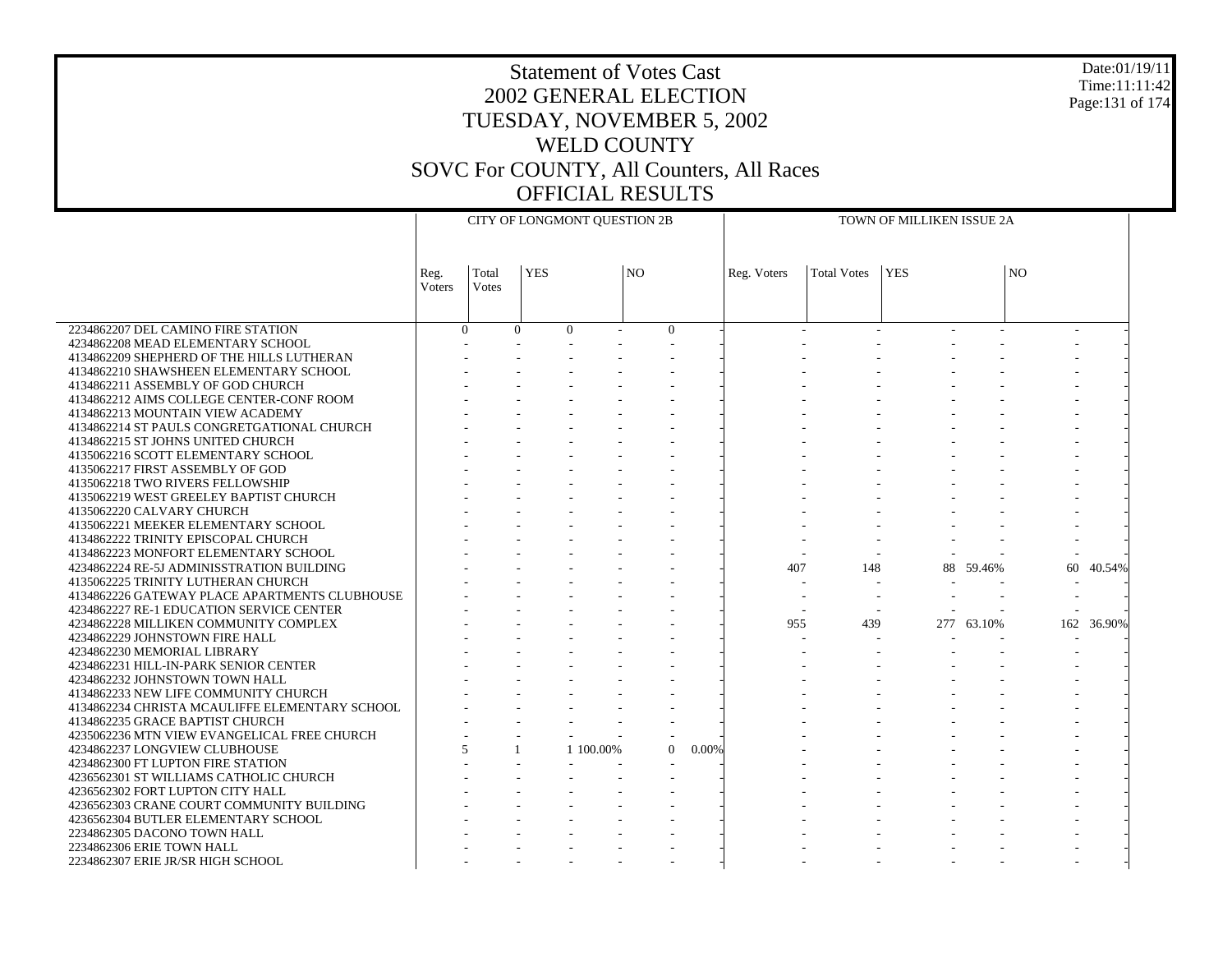# Statement of Votes Cast
## 2002 GENERAL ELECTION
## TUESDAY, NOVEMBER 5, 2002
## WELD COUNTY
## SOVC For COUNTY, All Counters, All Races
## OFFICIAL RESULTS

Date:01/19/11
Time:11:11:42

| | CITY OF LONGMONT QUESTION 2B | | | | | | TOWN OF MILLIKEN ISSUE 2A | | | | | |
|---|---|---|---|---|---|---|---|---|---|---|---|---|
| | Reg. Voters | Total Votes | YES | | NO | | Reg. Voters | Total Votes | YES | | NO | |
| 2234862207 DEL CAMINO FIRE STATION | 0 | 0 | 0 | - | 0 | - | - | - | - | - | - | - |
| 4234862208 MEAD ELEMENTARY SCHOOL | - | - | - | - | - | - | - | - | - | - | - | - |
| 4134862209 SHEPHERD OF THE HILLS LUTHERAN | - | - | - | - | - | - | - | - | - | - | - | - |
| 4134862210 SHAWSHEEN ELEMENTARY SCHOOL | - | - | - | - | - | - | - | - | - | - | - | - |
| 4134862211 ASSEMBLY OF GOD CHURCH | - | - | - | - | - | - | - | - | - | - | - | - |
| 4134862212 AIMS COLLEGE CENTER-CONF ROOM | - | - | - | - | - | - | - | - | - | - | - | - |
| 4134862213 MOUNTAIN VIEW ACADEMY | - | - | - | - | - | - | - | - | - | - | - | - |
| 4134862214 ST PAULS CONGRETGATIONAL CHURCH | - | - | - | - | - | - | - | - | - | - | - | - |
| 4134862215 ST JOHNS UNITED CHURCH | - | - | - | - | - | - | - | - | - | - | - | - |
| 4135062216 SCOTT ELEMENTARY SCHOOL | - | - | - | - | - | - | - | - | - | - | - | - |
| 4135062217 FIRST ASSEMBLY OF GOD | - | - | - | - | - | - | - | - | - | - | - | - |
| 4135062218 TWO RIVERS FELLOWSHIP | - | - | - | - | - | - | - | - | - | - | - | - |
| 4135062219 WEST GREELEY BAPTIST CHURCH | - | - | - | - | - | - | - | - | - | - | - | - |
| 4135062220 CALVARY CHURCH | - | - | - | - | - | - | - | - | - | - | - | - |
| 4135062221 MEEKER ELEMENTARY SCHOOL | - | - | - | - | - | - | - | - | - | - | - | - |
| 4134862222 TRINITY EPISCOPAL CHURCH | - | - | - | - | - | - | - | - | - | - | - | - |
| 4134862223 MONFORT ELEMENTARY SCHOOL | - | - | - | - | - | - | - | - | - | - | - | - |
| 4234862224 RE-5J ADMINISSTRATION BUILDING | - | - | - | - | - | - | 407 | 148 | 88 | 59.46% | 60 | 40.54% |
| 4135062225 TRINITY LUTHERAN CHURCH | - | - | - | - | - | - | - | - | - | - | - | - |
| 4134862226 GATEWAY PLACE APARTMENTS CLUBHOUSE | - | - | - | - | - | - | - | - | - | - | - | - |
| 4234862227 RE-1 EDUCATION SERVICE CENTER | - | - | - | - | - | - | - | - | - | - | - | - |
| 4234862228 MILLIKEN COMMUNITY COMPLEX | - | - | - | - | - | - | 955 | 439 | 277 | 63.10% | 162 | 36.90% |
| 4234862229 JOHNSTOWN FIRE HALL | - | - | - | - | - | - | - | - | - | - | - | - |
| 4234862230 MEMORIAL LIBRARY | - | - | - | - | - | - | - | - | - | - | - | - |
| 4234862231 HILL-IN-PARK SENIOR CENTER | - | - | - | - | - | - | - | - | - | - | - | - |
| 4234862232 JOHNSTOWN TOWN HALL | - | - | - | - | - | - | - | - | - | - | - | - |
| 4134862233 NEW LIFE COMMUNITY CHURCH | - | - | - | - | - | - | - | - | - | - | - | - |
| 4134862234 CHRISTA MCAULIFFE ELEMENTARY SCHOOL | - | - | - | - | - | - | - | - | - | - | - | - |
| 4134862235 GRACE BAPTIST CHURCH | - | - | - | - | - | - | - | - | - | - | - | - |
| 4235062236 MTN VIEW EVANGELICAL FREE CHURCH | - | - | - | - | - | - | - | - | - | - | - | - |
| 4234862237 LONGVIEW CLUBHOUSE | 5 | 1 | 1 | 100.00% | 0 | 0.00% | - | - | - | - | - | - |
| 4234862300 FT LUPTON FIRE STATION | - | - | - | - | - | - | - | - | - | - | - | - |
| 4236562301 ST WILLIAMS CATHOLIC CHURCH | - | - | - | - | - | - | - | - | - | - | - | - |
| 4236562302 FORT LUPTON CITY HALL | - | - | - | - | - | - | - | - | - | - | - | - |
| 4236562303 CRANE COURT COMMUNITY BUILDING | - | - | - | - | - | - | - | - | - | - | - | - |
| 4236562304 BUTLER ELEMENTARY SCHOOL | - | - | - | - | - | - | - | - | - | - | - | - |
| 2234862305 DACONO TOWN HALL | - | - | - | - | - | - | - | - | - | - | - | - |
| 2234862306 ERIE TOWN HALL | - | - | - | - | - | - | - | - | - | - | - | - |
| 2234862307 ERIE JR/SR HIGH SCHOOL | - | - | - | - | - | - | - | - | - | - | - | - |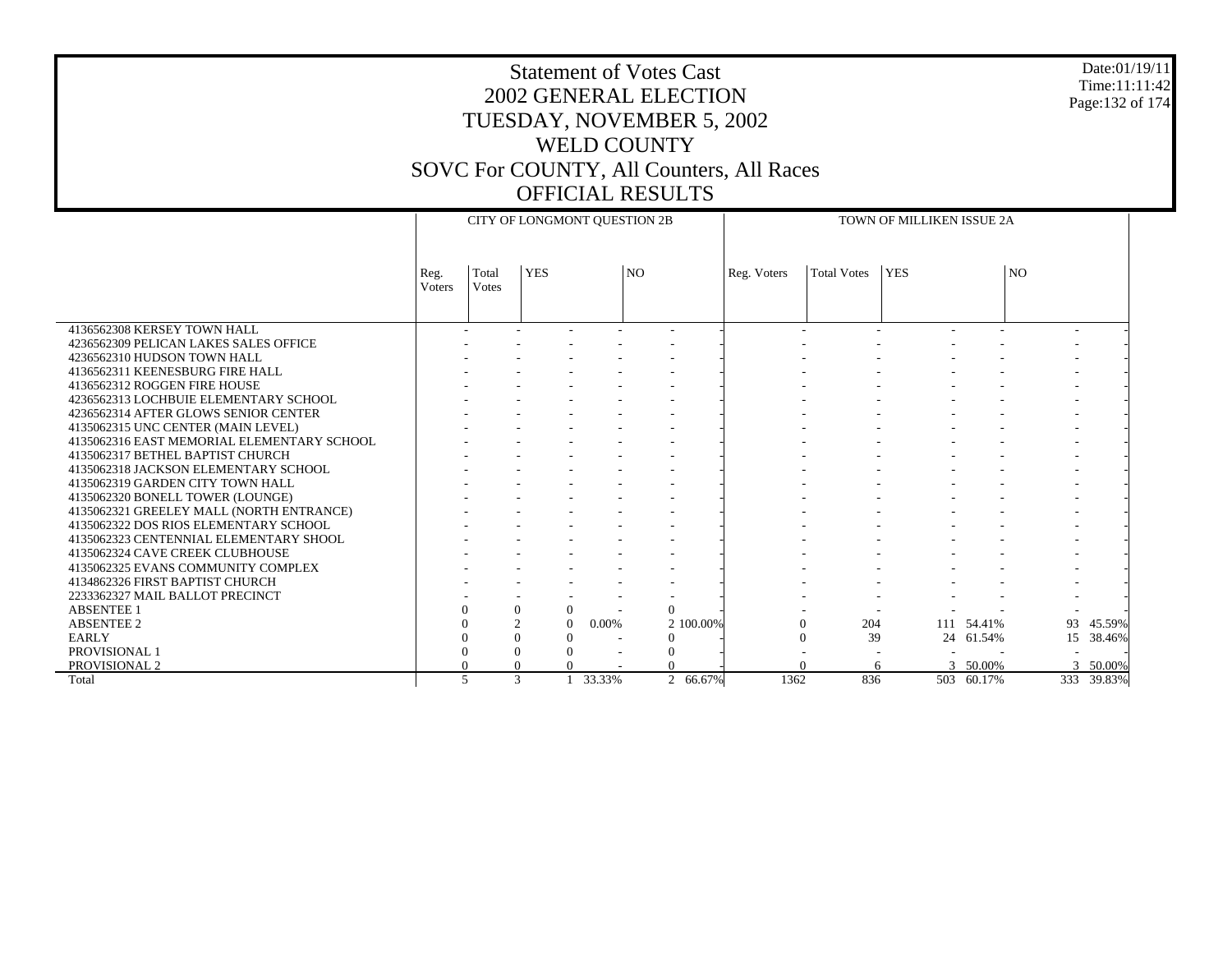# Statement of Votes Cast
## 2002 GENERAL ELECTION
## TUESDAY, NOVEMBER 5, 2002
## WELD COUNTY
## SOVC For COUNTY, All Counters, All Races
## OFFICIAL RESULTS

Date:01/19/11
Time:11:11:42

| | CITY OF LONGMONT QUESTION 2B | | | | | | TOWN OF MILLIKEN ISSUE 2A | | | | | |
|---|---|---|---|---|---|---|---|---|---|---|---|---|
| | Reg. Voters | Total Votes | YES | | NO | | Reg. Voters | Total Votes | YES | | NO | |
| 4136562308 KERSEY TOWN HALL | - | - | - | - | - | - | - | - | - | - | - | - |
| 4236562309 PELICAN LAKES SALES OFFICE | - | - | - | - | - | - | - | - | - | - | - | - |
| 4236562310 HUDSON TOWN HALL | - | - | - | - | - | - | - | - | - | - | - | - |
| 4136562311 KEENESBURG FIRE HALL | - | - | - | - | - | - | - | - | - | - | - | - |
| 4136562312 ROGGEN FIRE HOUSE | - | - | - | - | - | - | - | - | - | - | - | - |
| 4236562313 LOCHBUIE ELEMENTARY SCHOOL | - | - | - | - | - | - | - | - | - | - | - | - |
| 4236562314 AFTER GLOWS SENIOR CENTER | - | - | - | - | - | - | - | - | - | - | - | - |
| 4135062315 UNC CENTER (MAIN LEVEL) | - | - | - | - | - | - | - | - | - | - | - | - |
| 4135062316 EAST MEMORIAL ELEMENTARY SCHOOL | - | - | - | - | - | - | - | - | - | - | - | - |
| 4135062317 BETHEL BAPTIST CHURCH | - | - | - | - | - | - | - | - | - | - | - | - |
| 4135062318 JACKSON ELEMENTARY SCHOOL | - | - | - | - | - | - | - | - | - | - | - | - |
| 4135062319 GARDEN CITY TOWN HALL | - | - | - | - | - | - | - | - | - | - | - | - |
| 4135062320 BONELL TOWER (LOUNGE) | - | - | - | - | - | - | - | - | - | - | - | - |
| 4135062321 GREELEY MALL (NORTH ENTRANCE) | - | - | - | - | - | - | - | - | - | - | - | - |
| 4135062322 DOS RIOS ELEMENTARY SCHOOL | - | - | - | - | - | - | - | - | - | - | - | - |
| 4135062323 CENTENNIAL ELEMENTARY SHOOL | - | - | - | - | - | - | - | - | - | - | - | - |
| 4135062324 CAVE CREEK CLUBHOUSE | - | - | - | - | - | - | - | - | - | - | - | - |
| 4135062325 EVANS COMMUNITY COMPLEX | - | - | - | - | - | - | - | - | - | - | - | - |
| 4134862326 FIRST BAPTIST CHURCH | - | - | - | - | - | - | - | - | - | - | - | - |
| 2233362327 MAIL BALLOT PRECINCT | - | - | - | - | - | - | - | - | - | - | - | - |
| ABSENTEE 1 | 0 | 0 | 0 | - | 0 | - | - | - | - | - | - | - |
| ABSENTEE 2 | 0 | 2 | 0 | 0.00% | 2 | 100.00% | 0 | 204 | 111 | 54.41% | 93 | 45.59% |
| EARLY | 0 | 0 | 0 | - | 0 | - | 0 | 39 | 24 | 61.54% | 15 | 38.46% |
| PROVISIONAL 1 | 0 | 0 | 0 | - | 0 | - | - | - | - | - | - | - |
| PROVISIONAL 2 | 0 | 0 | 0 | - | 0 | - | 0 | 6 | 3 | 50.00% | 3 | 50.00% |
| Total | 5 | 3 | 1 | 33.33% | 2 | 66.67% | 1362 | 836 | 503 | 60.17% | 333 | 39.83% |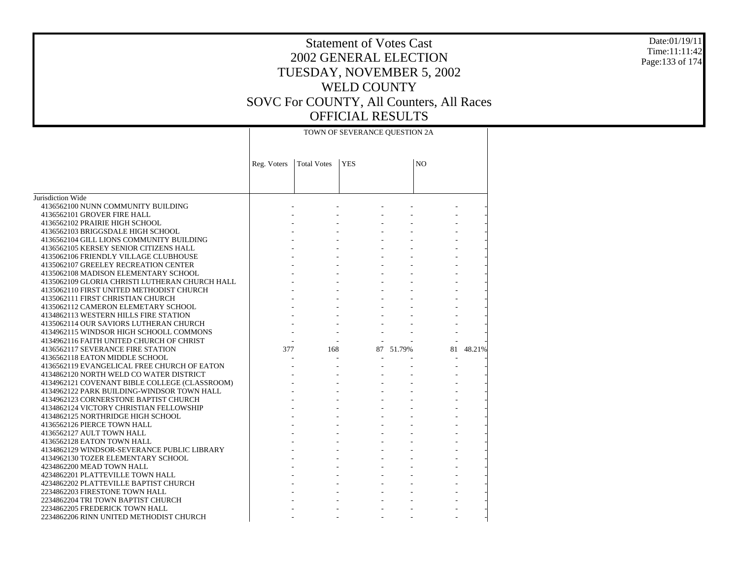# Statement of Votes Cast
## 2002 GENERAL ELECTION
## TUESDAY, NOVEMBER 5, 2002
## WELD COUNTY
## SOVC For COUNTY, All Counters, All Races
## OFFICIAL RESULTS

Date:01/19/11
Time:11:11:42

| | TOWN OF SEVERANCE QUESTION 2A | | | | | |
|---|---|---|---|---|---|---|
| | Reg. Voters | Total Votes | YES | | NO | |
| Jurisdiction Wide | | | | | | |
| 4136562100 NUNN COMMUNITY BUILDING | - | - | - | - | - | - |
| 4136562101 GROVER FIRE HALL | - | - | - | - | - | - |
| 4136562102 PRAIRIE HIGH SCHOOL | - | - | - | - | - | - |
| 4136562103 BRIGGSDALE HIGH SCHOOL | - | - | - | - | - | - |
| 4136562104 GILL LIONS COMMUNITY BUILDING | - | - | - | - | - | - |
| 4136562105 KERSEY SENIOR CITIZENS HALL | - | - | - | - | - | - |
| 4135062106 FRIENDLY VILLAGE CLUBHOUSE | - | - | - | - | - | - |
| 4135062107 GREELEY RECREATION CENTER | - | - | - | - | - | - |
| 4135062108 MADISON ELEMENTARY SCHOOL | - | - | - | - | - | - |
| 4135062109 GLORIA CHRISTI LUTHERAN CHURCH HALL | - | - | - | - | - | - |
| 4135062110 FIRST UNITED METHODIST CHURCH | - | - | - | - | - | - |
| 4135062111 FIRST CHRISTIAN CHURCH | - | - | - | - | - | - |
| 4135062112 CAMERON ELEMETARY SCHOOL | - | - | - | - | - | - |
| 4134862113 WESTERN HILLS FIRE STATION | - | - | - | - | - | - |
| 4135062114 OUR SAVIORS LUTHERAN CHURCH | - | - | - | - | - | - |
| 4134962115 WINDSOR HIGH SCHOOLL COMMONS | - | - | - | - | - | - |
| 4134962116 FAITH UNITED CHURCH OF CHRIST | - | - | - | - | - | - |
| 4136562117 SEVERANCE FIRE STATION | 377 | 168 | 87 | 51.79% | 81 | 48.21% |
| 4136562118 EATON MIDDLE SCHOOL | - | - | - | - | - | - |
| 4136562119 EVANGELICAL FREE CHURCH OF EATON | - | - | - | - | - | - |
| 4134862120 NORTH WELD CO WATER DISTRICT | - | - | - | - | - | - |
| 4134962121 COVENANT BIBLE COLLEGE (CLASSROOM) | - | - | - | - | - | - |
| 4134962122 PARK BUILDING-WINDSOR TOWN HALL | - | - | - | - | - | - |
| 4134962123 CORNERSTONE BAPTIST CHURCH | - | - | - | - | - | - |
| 4134862124 VICTORY CHRISTIAN FELLOWSHIP | - | - | - | - | - | - |
| 4134862125 NORTHRIDGE HIGH SCHOOL | - | - | - | - | - | - |
| 4136562126 PIERCE TOWN HALL | - | - | - | - | - | - |
| 4136562127 AULT TOWN HALL | - | - | - | - | - | - |
| 4136562128 EATON TOWN HALL | - | - | - | - | - | - |
| 4134862129 WINDSOR-SEVERANCE PUBLIC LIBRARY | - | - | - | - | - | - |
| 4134962130 TOZER ELEMENTARY SCHOOL | - | - | - | - | - | - |
| 4234862200 MEAD TOWN HALL | - | - | - | - | - | - |
| 4234862201 PLATTEVILLE TOWN HALL | - | - | - | - | - | - |
| 4234862202 PLATTEVILLE BAPTIST CHURCH | - | - | - | - | - | - |
| 2234862203 FIRESTONE TOWN HALL | - | - | - | - | - | - |
| 2234862204 TRI TOWN BAPTIST CHURCH | - | - | - | - | - | - |
| 2234862205 FREDERICK TOWN HALL | - | - | - | - | - | - |
| 2234862206 RINN UNITED METHODIST CHURCH | - | - | - | - | - | - |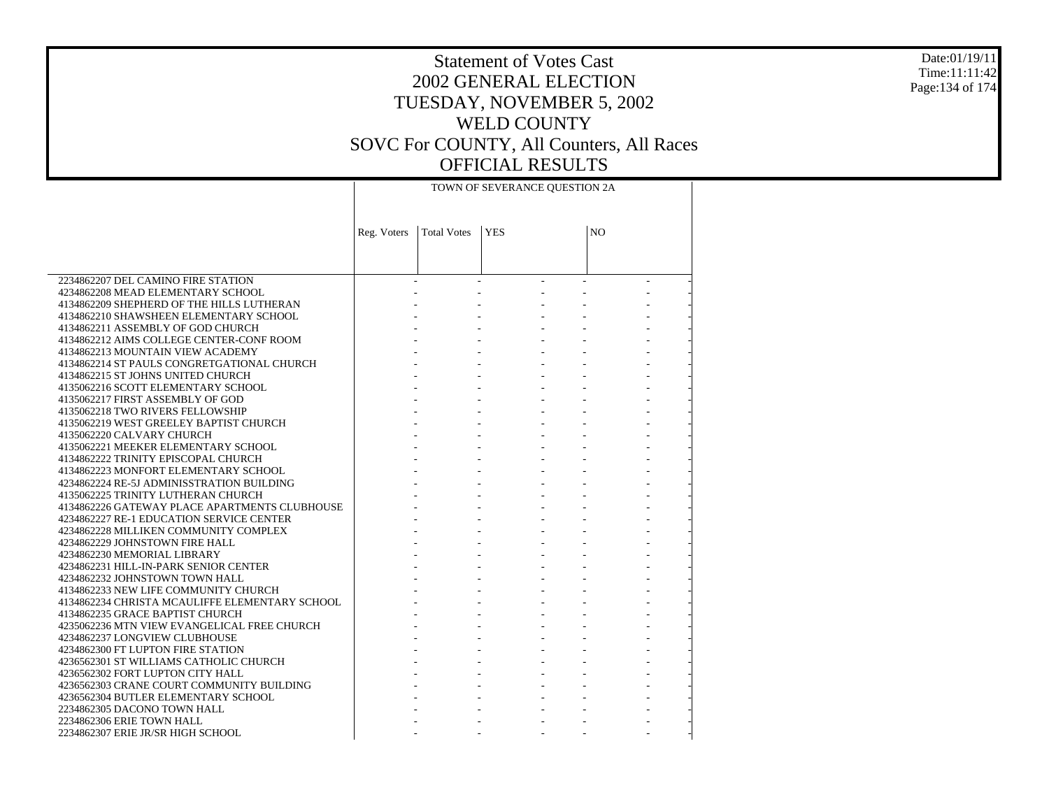# Statement of Votes Cast
# 2002 GENERAL ELECTION
# TUESDAY, NOVEMBER 5, 2002
# WELD COUNTY
# SOVC For COUNTY, All Counters, All Races
# OFFICIAL RESULTS

Date:01/19/11
Time:11:11:42

| | TOWN OF SEVERANCE QUESTION 2A | | | | | |
|---|---|---|---|---|---|---|
| | Reg. Voters | Total Votes | YES | | NO | |
| 2234862207 DEL CAMINO FIRE STATION | - | - | - | - | - | - |
| 4234862208 MEAD ELEMENTARY SCHOOL | - | - | - | - | - | - |
| 4134862209 SHEPHERD OF THE HILLS LUTHERAN | - | - | - | - | - | - |
| 4134862210 SHAWSHEEN ELEMENTARY SCHOOL | - | - | - | - | - | - |
| 4134862211 ASSEMBLY OF GOD CHURCH | - | - | - | - | - | - |
| 4134862212 AIMS COLLEGE CENTER-CONF ROOM | - | - | - | - | - | - |
| 4134862213 MOUNTAIN VIEW ACADEMY | - | - | - | - | - | - |
| 4134862214 ST PAULS CONGRETGATIONAL CHURCH | - | - | - | - | - | - |
| 4134862215 ST JOHNS UNITED CHURCH | - | - | - | - | - | - |
| 4135062216 SCOTT ELEMENTARY SCHOOL | - | - | - | - | - | - |
| 4135062217 FIRST ASSEMBLY OF GOD | - | - | - | - | - | - |
| 4135062218 TWO RIVERS FELLOWSHIP | - | - | - | - | - | - |
| 4135062219 WEST GREELEY BAPTIST CHURCH | - | - | - | - | - | - |
| 4135062220 CALVARY CHURCH | - | - | - | - | - | - |
| 4135062221 MEEKER ELEMENTARY SCHOOL | - | - | - | - | - | - |
| 4134862222 TRINITY EPISCOPAL CHURCH | - | - | - | - | - | - |
| 4134862223 MONFORT ELEMENTARY SCHOOL | - | - | - | - | - | - |
| 4234862224 RE-5J ADMINISSTRATION BUILDING | - | - | - | - | - | - |
| 4135062225 TRINITY LUTHERAN CHURCH | - | - | - | - | - | - |
| 4134862226 GATEWAY PLACE APARTMENTS CLUBHOUSE | - | - | - | - | - | - |
| 4234862227 RE-1 EDUCATION SERVICE CENTER | - | - | - | - | - | - |
| 4234862228 MILLIKEN COMMUNITY COMPLEX | - | - | - | - | - | - |
| 4234862229 JOHNSTOWN FIRE HALL | - | - | - | - | - | - |
| 4234862230 MEMORIAL LIBRARY | - | - | - | - | - | - |
| 4234862231 HILL-IN-PARK SENIOR CENTER | - | - | - | - | - | - |
| 4234862232 JOHNSTOWN TOWN HALL | - | - | - | - | - | - |
| 4134862233 NEW LIFE COMMUNITY CHURCH | - | - | - | - | - | - |
| 4134862234 CHRISTA MCAULIFFE ELEMENTARY SCHOOL | - | - | - | - | - | - |
| 4134862235 GRACE BAPTIST CHURCH | - | - | - | - | - | - |
| 4235062236 MTN VIEW EVANGELICAL FREE CHURCH | - | - | - | - | - | - |
| 4234862237 LONGVIEW CLUBHOUSE | - | - | - | - | - | - |
| 4234862300 FT LUPTON FIRE STATION | - | - | - | - | - | - |
| 4236562301 ST WILLIAMS CATHOLIC CHURCH | - | - | - | - | - | - |
| 4236562302 FORT LUPTON CITY HALL | - | - | - | - | - | - |
| 4236562303 CRANE COURT COMMUNITY BUILDING | - | - | - | - | - | - |
| 4236562304 BUTLER ELEMENTARY SCHOOL | - | - | - | - | - | - |
| 2234862305 DACONO TOWN HALL | - | - | - | - | - | - |
| 2234862306 ERIE TOWN HALL | - | - | - | - | - | - |
| 2234862307 ERIE JR/SR HIGH SCHOOL | - | - | - | - | - | - |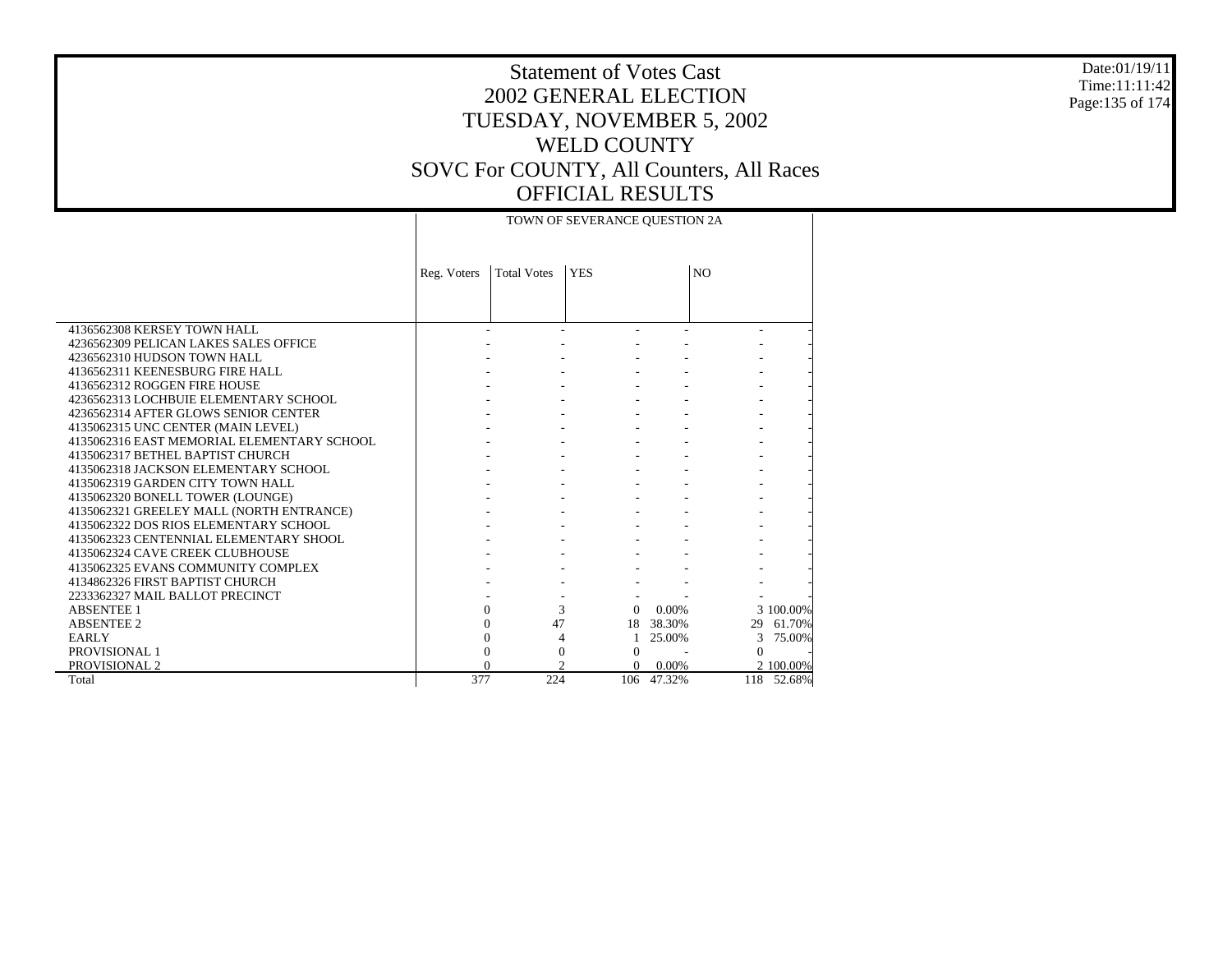# Statement of Votes Cast
## 2002 GENERAL ELECTION
## TUESDAY, NOVEMBER 5, 2002
## WELD COUNTY
## SOVC For COUNTY, All Counters, All Races
## OFFICIAL RESULTS

Date:01/19/11
Time:11:11:42

| | TOWN OF SEVERANCE QUESTION 2A | | | | | |
|---|---|---|---|---|---|---|
| | Reg. Voters | Total Votes | YES | | NO | |
| 4136562308 KERSEY TOWN HALL | - | - | - | - | - | - |
| 4236562309 PELICAN LAKES SALES OFFICE | - | - | - | - | - | - |
| 4236562310 HUDSON TOWN HALL | - | - | - | - | - | - |
| 4136562311 KEENESBURG FIRE HALL | - | - | - | - | - | - |
| 4136562312 ROGGEN FIRE HOUSE | - | - | - | - | - | - |
| 4236562313 LOCHBUIE ELEMENTARY SCHOOL | - | - | - | - | - | - |
| 4236562314 AFTER GLOWS SENIOR CENTER | - | - | - | - | - | - |
| 4135062315 UNC CENTER (MAIN LEVEL) | - | - | - | - | - | - |
| 4135062316 EAST MEMORIAL ELEMENTARY SCHOOL | - | - | - | - | - | - |
| 4135062317 BETHEL BAPTIST CHURCH | - | - | - | - | - | - |
| 4135062318 JACKSON ELEMENTARY SCHOOL | - | - | - | - | - | - |
| 4135062319 GARDEN CITY TOWN HALL | - | - | - | - | - | - |
| 4135062320 BONELL TOWER (LOUNGE) | - | - | - | - | - | - |
| 4135062321 GREELEY MALL (NORTH ENTRANCE) | - | - | - | - | - | - |
| 4135062322 DOS RIOS ELEMENTARY SCHOOL | - | - | - | - | - | - |
| 4135062323 CENTENNIAL ELEMENTARY SHOOL | - | - | - | - | - | - |
| 4135062324 CAVE CREEK CLUBHOUSE | - | - | - | - | - | - |
| 4135062325 EVANS COMMUNITY COMPLEX | - | - | - | - | - | - |
| 4134862326 FIRST BAPTIST CHURCH | - | - | - | - | - | - |
| 2233362327 MAIL BALLOT PRECINCT | - | - | - | - | - | - |
| ABSENTEE 1 | 0 | 3 | 0 | 0.00% | 3 | 100.00% |
| ABSENTEE 2 | 0 | 47 | 18 | 38.30% | 29 | 61.70% |
| EARLY | 0 | 4 | 1 | 25.00% | 3 | 75.00% |
| PROVISIONAL 1 | 0 | 0 | 0 | - | 0 | - |
| PROVISIONAL 2 | 0 | 2 | 0 | 0.00% | 2 | 100.00% |
| Total | 377 | 224 | 106 | 47.32% | 118 | 52.68% |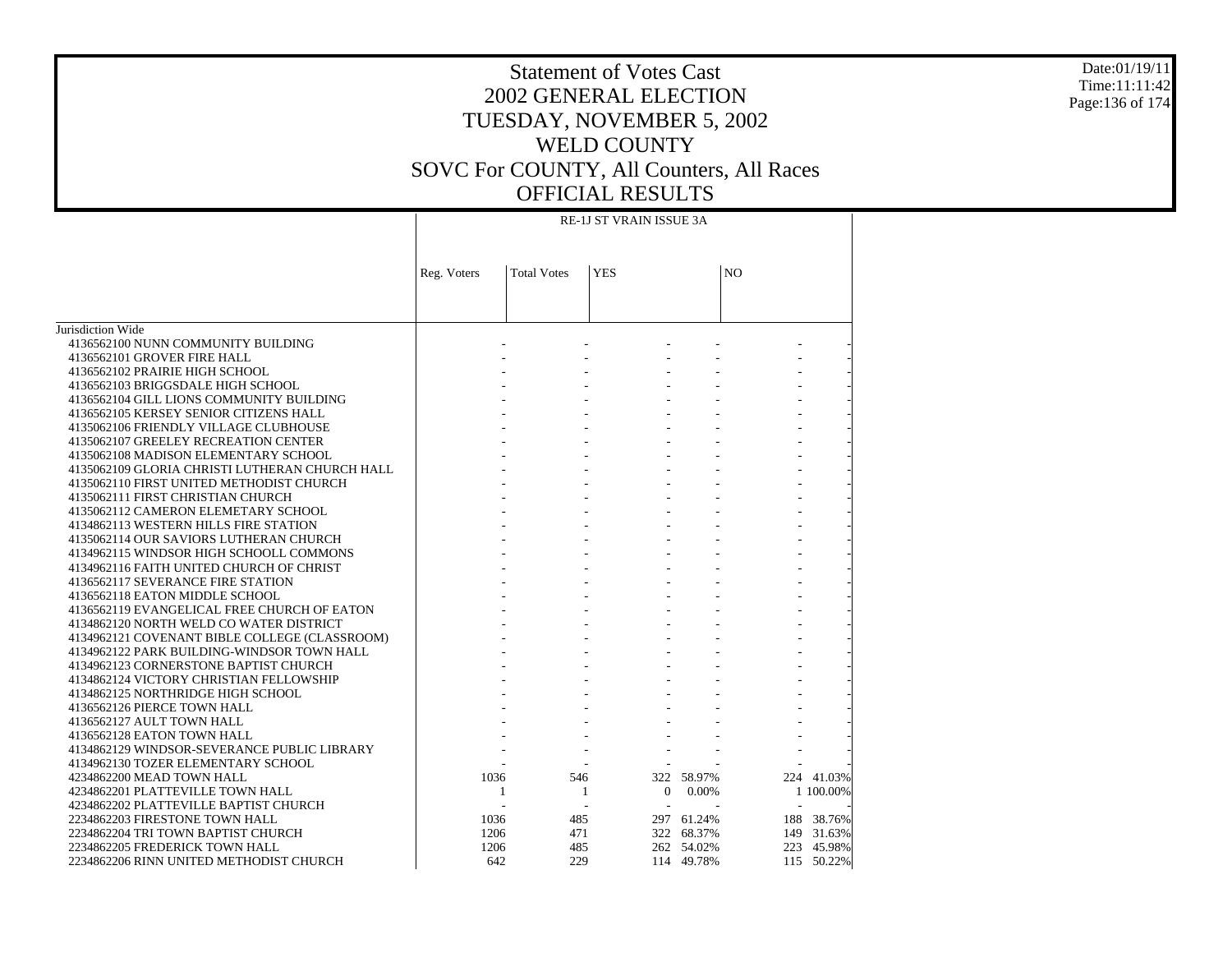# Statement of Votes Cast
## 2002 GENERAL ELECTION
## TUESDAY, NOVEMBER 5, 2002
## WELD COUNTY
## SOVC For COUNTY, All Counters, All Races
## OFFICIAL RESULTS

Date:01/19/11
Time:11:11:42

| | RE-1J ST VRAIN ISSUE 3A | | | | | |
|---|---|---|---|---|---|---|
| | Reg. Voters | Total Votes | YES | | NO | |
| Jurisdiction Wide | | | | | | |
| 4136562100 NUNN COMMUNITY BUILDING | - | - | - | - | - | - |
| 4136562101 GROVER FIRE HALL | - | - | - | - | - | - |
| 4136562102 PRAIRIE HIGH SCHOOL | - | - | - | - | - | - |
| 4136562103 BRIGGSDALE HIGH SCHOOL | - | - | - | - | - | - |
| 4136562104 GILL LIONS COMMUNITY BUILDING | - | - | - | - | - | - |
| 4136562105 KERSEY SENIOR CITIZENS HALL | - | - | - | - | - | - |
| 4135062106 FRIENDLY VILLAGE CLUBHOUSE | - | - | - | - | - | - |
| 4135062107 GREELEY RECREATION CENTER | - | - | - | - | - | - |
| 4135062108 MADISON ELEMENTARY SCHOOL | - | - | - | - | - | - |
| 4135062109 GLORIA CHRISTI LUTHERAN CHURCH HALL | - | - | - | - | - | - |
| 4135062110 FIRST UNITED METHODIST CHURCH | - | - | - | - | - | - |
| 4135062111 FIRST CHRISTIAN CHURCH | - | - | - | - | - | - |
| 4135062112 CAMERON ELEMETARY SCHOOL | - | - | - | - | - | - |
| 4134862113 WESTERN HILLS FIRE STATION | - | - | - | - | - | - |
| 4135062114 OUR SAVIORS LUTHERAN CHURCH | - | - | - | - | - | - |
| 4134962115 WINDSOR HIGH SCHOOLL COMMONS | - | - | - | - | - | - |
| 4134962116 FAITH UNITED CHURCH OF CHRIST | - | - | - | - | - | - |
| 4136562117 SEVERANCE FIRE STATION | - | - | - | - | - | - |
| 4136562118 EATON MIDDLE SCHOOL | - | - | - | - | - | - |
| 4136562119 EVANGELICAL FREE CHURCH OF EATON | - | - | - | - | - | - |
| 4134862120 NORTH WELD CO WATER DISTRICT | - | - | - | - | - | - |
| 4134962121 COVENANT BIBLE COLLEGE (CLASSROOM) | - | - | - | - | - | - |
| 4134962122 PARK BUILDING-WINDSOR TOWN HALL | - | - | - | - | - | - |
| 4134962123 CORNERSTONE BAPTIST CHURCH | - | - | - | - | - | - |
| 4134862124 VICTORY CHRISTIAN FELLOWSHIP | - | - | - | - | - | - |
| 4134862125 NORTHRIDGE HIGH SCHOOL | - | - | - | - | - | - |
| 4136562126 PIERCE TOWN HALL | - | - | - | - | - | - |
| 4136562127 AULT TOWN HALL | - | - | - | - | - | - |
| 4136562128 EATON TOWN HALL | - | - | - | - | - | - |
| 4134862129 WINDSOR-SEVERANCE PUBLIC LIBRARY | - | - | - | - | - | - |
| 4134962130 TOZER ELEMENTARY SCHOOL | - | - | - | - | - | - |
| 4234862200 MEAD TOWN HALL | 1036 | 546 | 322 | 58.97% | 224 | 41.03% |
| 4234862201 PLATTEVILLE TOWN HALL | 1 | 1 | 0 | 0.00% | 1 | 100.00% |
| 4234862202 PLATTEVILLE BAPTIST CHURCH | - | - | - | - | - | - |
| 2234862203 FIRESTONE TOWN HALL | 1036 | 485 | 297 | 61.24% | 188 | 38.76% |
| 2234862204 TRI TOWN BAPTIST CHURCH | 1206 | 471 | 322 | 68.37% | 149 | 31.63% |
| 2234862205 FREDERICK TOWN HALL | 1206 | 485 | 262 | 54.02% | 223 | 45.98% |
| 2234862206 RINN UNITED METHODIST CHURCH | 642 | 229 | 114 | 49.78% | 115 | 50.22% |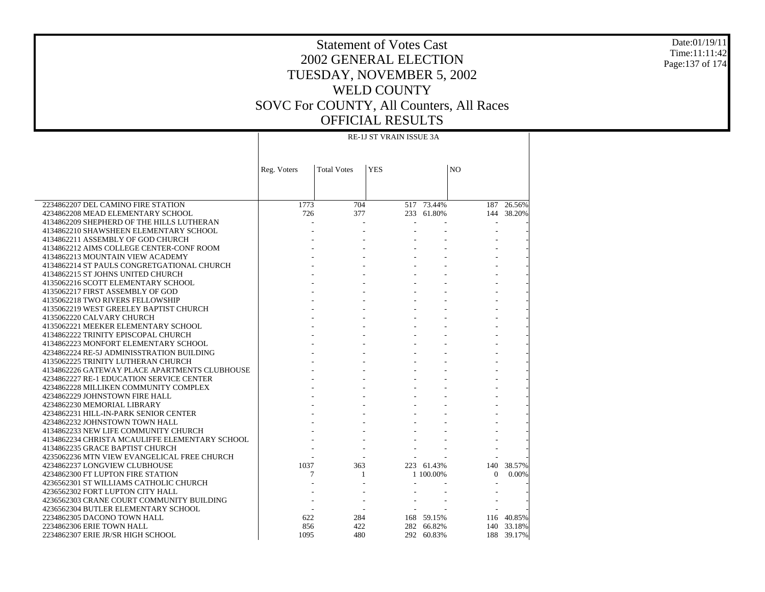# Statement of Votes Cast
## 2002 GENERAL ELECTION
## TUESDAY, NOVEMBER 5, 2002
## WELD COUNTY
## SOVC For COUNTY, All Counters, All Races
## OFFICIAL RESULTS

Date:01/19/11
Time:11:11:42

| | RE-1J ST VRAIN ISSUE 3A | | | | | |
|---|---|---|---|---|---|---|
| | Reg. Voters | Total Votes | YES | | NO | |
| 2234862207 DEL CAMINO FIRE STATION | 1773 | 704 | 517 | 73.44% | 187 | 26.56% |
| 4234862208 MEAD ELEMENTARY SCHOOL | 726 | 377 | 233 | 61.80% | 144 | 38.20% |
| 4134862209 SHEPHERD OF THE HILLS LUTHERAN | - | - | - | - | - | - |
| 4134862210 SHAWSHEEN ELEMENTARY SCHOOL | - | - | - | - | - | - |
| 4134862211 ASSEMBLY OF GOD CHURCH | - | - | - | - | - | - |
| 4134862212 AIMS COLLEGE CENTER-CONF ROOM | - | - | - | - | - | - |
| 4134862213 MOUNTAIN VIEW ACADEMY | - | - | - | - | - | - |
| 4134862214 ST PAULS CONGRETGATIONAL CHURCH | - | - | - | - | - | - |
| 4134862215 ST JOHNS UNITED CHURCH | - | - | - | - | - | - |
| 4135062216 SCOTT ELEMENTARY SCHOOL | - | - | - | - | - | - |
| 4135062217 FIRST ASSEMBLY OF GOD | - | - | - | - | - | - |
| 4135062218 TWO RIVERS FELLOWSHIP | - | - | - | - | - | - |
| 4135062219 WEST GREELEY BAPTIST CHURCH | - | - | - | - | - | - |
| 4135062220 CALVARY CHURCH | - | - | - | - | - | - |
| 4135062221 MEEKER ELEMENTARY SCHOOL | - | - | - | - | - | - |
| 4134862222 TRINITY EPISCOPAL CHURCH | - | - | - | - | - | - |
| 4134862223 MONFORT ELEMENTARY SCHOOL | - | - | - | - | - | - |
| 4234862224 RE-5J ADMINISSTRATION BUILDING | - | - | - | - | - | - |
| 4135062225 TRINITY LUTHERAN CHURCH | - | - | - | - | - | - |
| 4134862226 GATEWAY PLACE APARTMENTS CLUBHOUSE | - | - | - | - | - | - |
| 4234862227 RE-1 EDUCATION SERVICE CENTER | - | - | - | - | - | - |
| 4234862228 MILLIKEN COMMUNITY COMPLEX | - | - | - | - | - | - |
| 4234862229 JOHNSTOWN FIRE HALL | - | - | - | - | - | - |
| 4234862230 MEMORIAL LIBRARY | - | - | - | - | - | - |
| 4234862231 HILL-IN-PARK SENIOR CENTER | - | - | - | - | - | - |
| 4234862232 JOHNSTOWN TOWN HALL | - | - | - | - | - | - |
| 4134862233 NEW LIFE COMMUNITY CHURCH | - | - | - | - | - | - |
| 4134862234 CHRISTA MCAULIFFE ELEMENTARY SCHOOL | - | - | - | - | - | - |
| 4134862235 GRACE BAPTIST CHURCH | - | - | - | - | - | - |
| 4235062236 MTN VIEW EVANGELICAL FREE CHURCH | - | - | - | - | - | - |
| 4234862237 LONGVIEW CLUBHOUSE | 1037 | 363 | 223 | 61.43% | 140 | 38.57% |
| 4234862300 FT LUPTON FIRE STATION | 7 | 1 | 1 | 100.00% | 0 | 0.00% |
| 4236562301 ST WILLIAMS CATHOLIC CHURCH | - | - | - | - | - | - |
| 4236562302 FORT LUPTON CITY HALL | - | - | - | - | - | - |
| 4236562303 CRANE COURT COMMUNITY BUILDING | - | - | - | - | - | - |
| 4236562304 BUTLER ELEMENTARY SCHOOL | - | - | - | - | - | - |
| 2234862305 DACONO TOWN HALL | 622 | 284 | 168 | 59.15% | 116 | 40.85% |
| 2234862306 ERIE TOWN HALL | 856 | 422 | 282 | 66.82% | 140 | 33.18% |
| 2234862307 ERIE JR/SR HIGH SCHOOL | 1095 | 480 | 292 | 60.83% | 188 | 39.17% |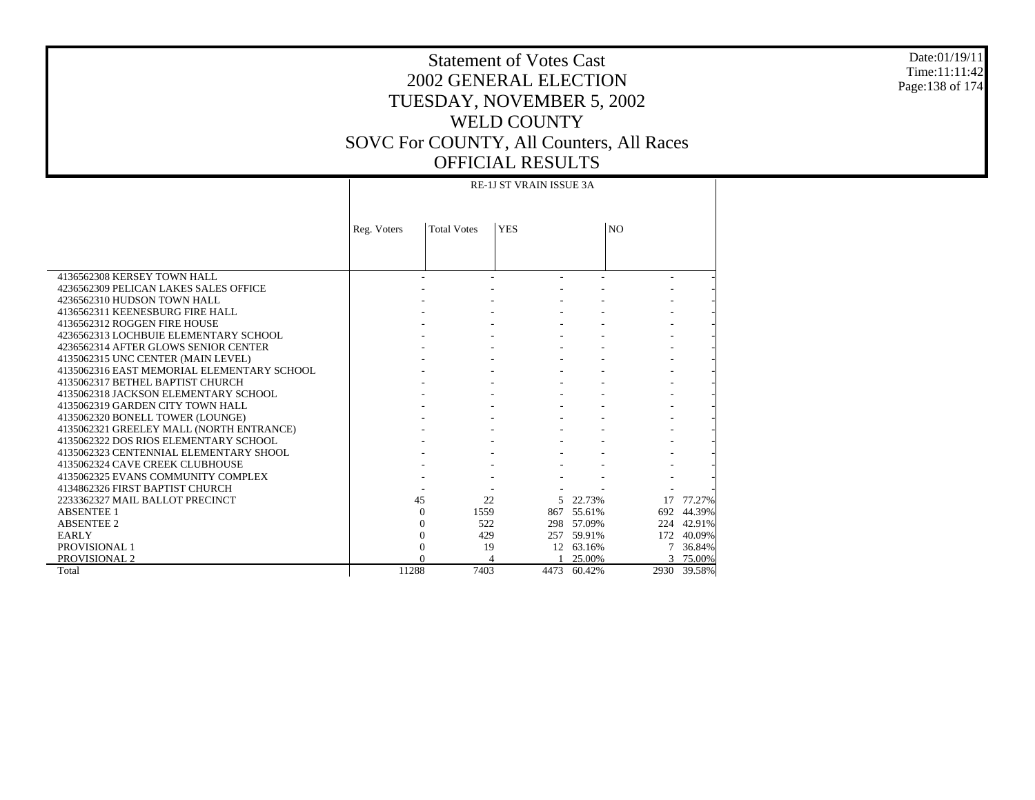# Statement of Votes Cast
## 2002 GENERAL ELECTION
## TUESDAY, NOVEMBER 5, 2002
## WELD COUNTY
## SOVC For COUNTY, All Counters, All Races
## OFFICIAL RESULTS

Date:01/19/11
Time:11:11:42

| | RE-1J ST VRAIN ISSUE 3A | | | | | |
|---|---|---|---|---|---|---|
| | Reg. Voters | Total Votes | YES | | NO | |
| 4136562308 KERSEY TOWN HALL | - | - | - | - | - | - |
| 4236562309 PELICAN LAKES SALES OFFICE | - | - | - | - | - | - |
| 4236562310 HUDSON TOWN HALL | - | - | - | - | - | - |
| 4136562311 KEENESBURG FIRE HALL | - | - | - | - | - | - |
| 4136562312 ROGGEN FIRE HOUSE | - | - | - | - | - | - |
| 4236562313 LOCHBUIE ELEMENTARY SCHOOL | - | - | - | - | - | - |
| 4236562314 AFTER GLOWS SENIOR CENTER | - | - | - | - | - | - |
| 4135062315 UNC CENTER (MAIN LEVEL) | - | - | - | - | - | - |
| 4135062316 EAST MEMORIAL ELEMENTARY SCHOOL | - | - | - | - | - | - |
| 4135062317 BETHEL BAPTIST CHURCH | - | - | - | - | - | - |
| 4135062318 JACKSON ELEMENTARY SCHOOL | - | - | - | - | - | - |
| 4135062319 GARDEN CITY TOWN HALL | - | - | - | - | - | - |
| 4135062320 BONELL TOWER (LOUNGE) | - | - | - | - | - | - |
| 4135062321 GREELEY MALL (NORTH ENTRANCE) | - | - | - | - | - | - |
| 4135062322 DOS RIOS ELEMENTARY SCHOOL | - | - | - | - | - | - |
| 4135062323 CENTENNIAL ELEMENTARY SHOOL | - | - | - | - | - | - |
| 4135062324 CAVE CREEK CLUBHOUSE | - | - | - | - | - | - |
| 4135062325 EVANS COMMUNITY COMPLEX | - | - | - | - | - | - |
| 4134862326 FIRST BAPTIST CHURCH | - | - | - | - | - | - |
| 2233362327 MAIL BALLOT PRECINCT | 45 | 22 | 5 | 22.73% | 17 | 77.27% |
| ABSENTEE 1 | 0 | 1559 | 867 | 55.61% | 692 | 44.39% |
| ABSENTEE 2 | 0 | 522 | 298 | 57.09% | 224 | 42.91% |
| EARLY | 0 | 429 | 257 | 59.91% | 172 | 40.09% |
| PROVISIONAL 1 | 0 | 19 | 12 | 63.16% | 7 | 36.84% |
| PROVISIONAL 2 | 0 | 4 | 1 | 25.00% | 3 | 75.00% |
| Total | 11288 | 7403 | 4473 | 60.42% | 2930 | 39.58% |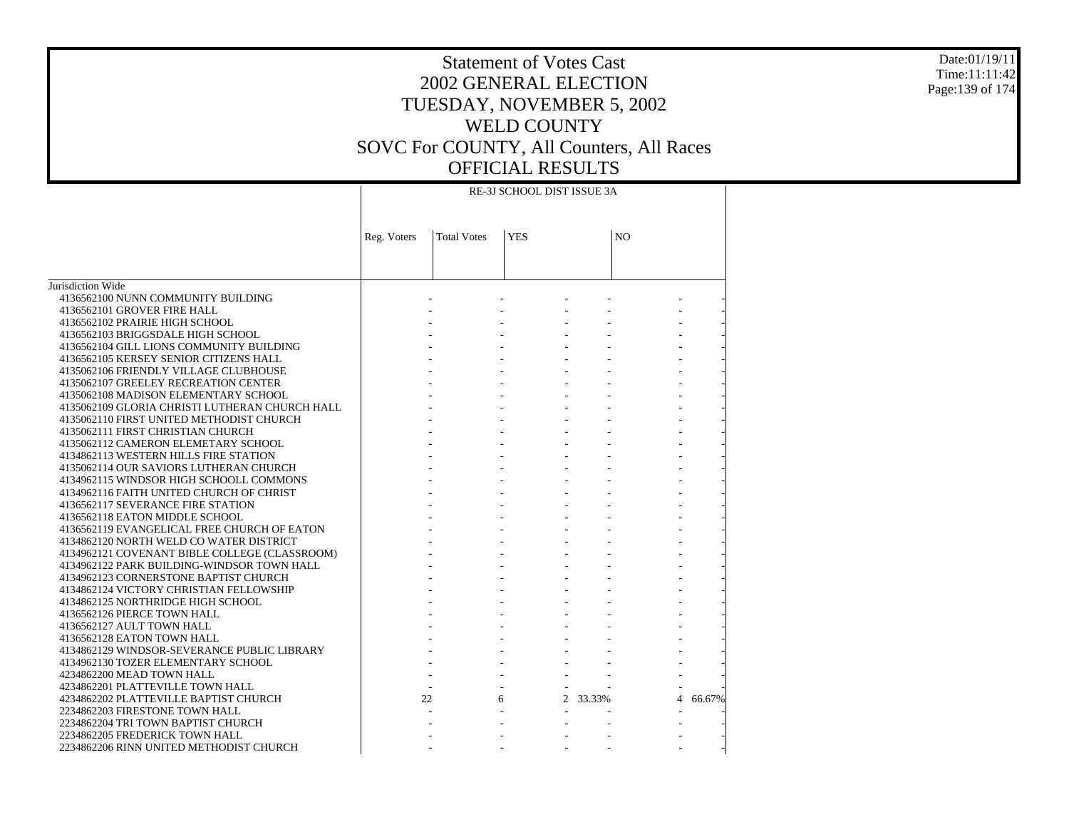# Statement of Votes Cast
## 2002 GENERAL ELECTION
## TUESDAY, NOVEMBER 5, 2002
## WELD COUNTY
## SOVC For COUNTY, All Counters, All Races
## OFFICIAL RESULTS

Date:01/19/11
Time:11:11:42

| | RE-3J SCHOOL DIST ISSUE 3A | | | | | |
|---|---|---|---|---|---|---|
| | Reg. Voters | Total Votes | YES | | NO | |
| Jurisdiction Wide | | | | | | |
| 4136562100 NUNN COMMUNITY BUILDING | - | - | - | - | - | - |
| 4136562101 GROVER FIRE HALL | - | - | - | - | - | - |
| 4136562102 PRAIRIE HIGH SCHOOL | - | - | - | - | - | - |
| 4136562103 BRIGGSDALE HIGH SCHOOL | - | - | - | - | - | - |
| 4136562104 GILL LIONS COMMUNITY BUILDING | - | - | - | - | - | - |
| 4136562105 KERSEY SENIOR CITIZENS HALL | - | - | - | - | - | - |
| 4135062106 FRIENDLY VILLAGE CLUBHOUSE | - | - | - | - | - | - |
| 4135062107 GREELEY RECREATION CENTER | - | - | - | - | - | - |
| 4135062108 MADISON ELEMENTARY SCHOOL | - | - | - | - | - | - |
| 4135062109 GLORIA CHRISTI LUTHERAN CHURCH HALL | - | - | - | - | - | - |
| 4135062110 FIRST UNITED METHODIST CHURCH | - | - | - | - | - | - |
| 4135062111 FIRST CHRISTIAN CHURCH | - | - | - | - | - | - |
| 4135062112 CAMERON ELEMETARY SCHOOL | - | - | - | - | - | - |
| 4134862113 WESTERN HILLS FIRE STATION | - | - | - | - | - | - |
| 4135062114 OUR SAVIORS LUTHERAN CHURCH | - | - | - | - | - | - |
| 4134962115 WINDSOR HIGH SCHOOLL COMMONS | - | - | - | - | - | - |
| 4134962116 FAITH UNITED CHURCH OF CHRIST | - | - | - | - | - | - |
| 4136562117 SEVERANCE FIRE STATION | - | - | - | - | - | - |
| 4136562118 EATON MIDDLE SCHOOL | - | - | - | - | - | - |
| 4136562119 EVANGELICAL FREE CHURCH OF EATON | - | - | - | - | - | - |
| 4134862120 NORTH WELD CO WATER DISTRICT | - | - | - | - | - | - |
| 4134962121 COVENANT BIBLE COLLEGE (CLASSROOM) | - | - | - | - | - | - |
| 4134962122 PARK BUILDING-WINDSOR TOWN HALL | - | - | - | - | - | - |
| 4134962123 CORNERSTONE BAPTIST CHURCH | - | - | - | - | - | - |
| 4134862124 VICTORY CHRISTIAN FELLOWSHIP | - | - | - | - | - | - |
| 4134862125 NORTHRIDGE HIGH SCHOOL | - | - | - | - | - | - |
| 4136562126 PIERCE TOWN HALL | - | - | - | - | - | - |
| 4136562127 AULT TOWN HALL | - | - | - | - | - | - |
| 4136562128 EATON TOWN HALL | - | - | - | - | - | - |
| 4134862129 WINDSOR-SEVERANCE PUBLIC LIBRARY | - | - | - | - | - | - |
| 4134962130 TOZER ELEMENTARY SCHOOL | - | - | - | - | - | - |
| 4234862200 MEAD TOWN HALL | - | - | - | - | - | - |
| 4234862201 PLATTEVILLE TOWN HALL | - | - | - | - | - | - |
| 4234862202 PLATTEVILLE BAPTIST CHURCH | 22 | 6 | 2 | 33.33% | 4 | 66.67% |
| 2234862203 FIRESTONE TOWN HALL | - | - | - | - | - | - |
| 2234862204 TRI TOWN BAPTIST CHURCH | - | - | - | - | - | - |
| 2234862205 FREDERICK TOWN HALL | - | - | - | - | - | - |
| 2234862206 RINN UNITED METHODIST CHURCH | - | - | - | - | - | - |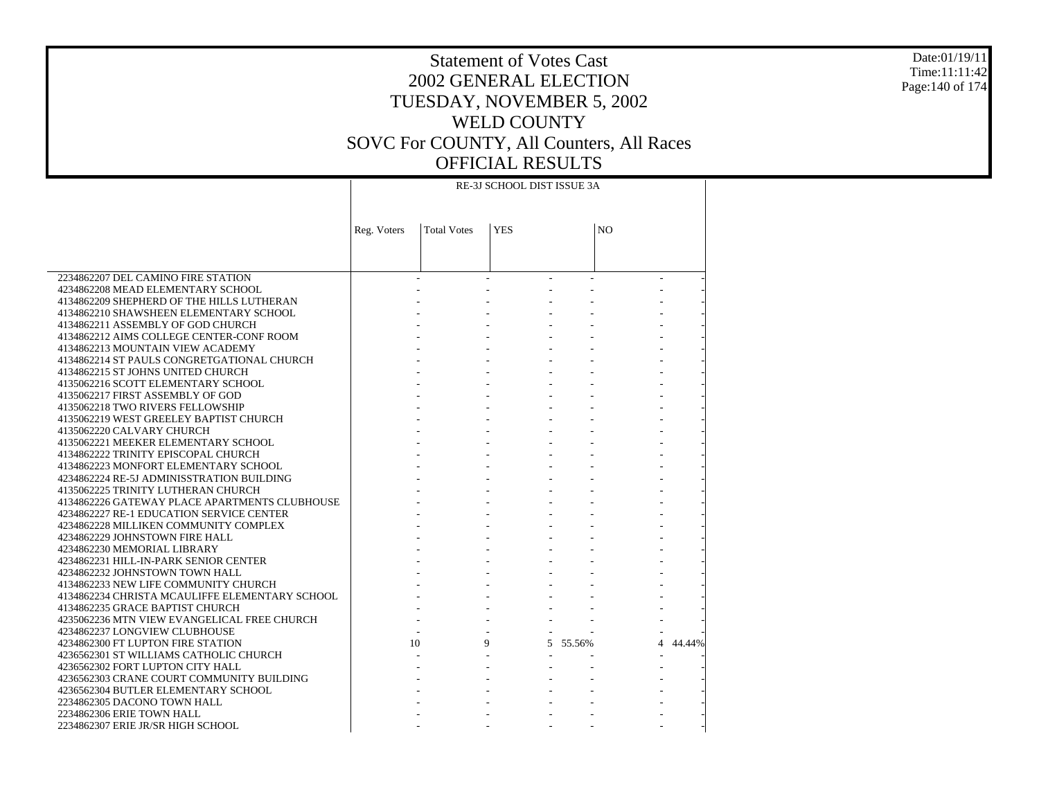# Statement of Votes Cast
## 2002 GENERAL ELECTION
## TUESDAY, NOVEMBER 5, 2002
## WELD COUNTY
## SOVC For COUNTY, All Counters, All Races
## OFFICIAL RESULTS

Date:01/19/11
Time:11:11:42

| | RE-3J SCHOOL DIST ISSUE 3A | | | | | |
|---|---|---|---|---|---|---|
| | Reg. Voters | Total Votes | YES | | NO | |
| 2234862207 DEL CAMINO FIRE STATION | - | - | - | - | - | - |
| 4234862208 MEAD ELEMENTARY SCHOOL | - | - | - | - | - | - |
| 4134862209 SHEPHERD OF THE HILLS LUTHERAN | - | - | - | - | - | - |
| 4134862210 SHAWSHEEN ELEMENTARY SCHOOL | - | - | - | - | - | - |
| 4134862211 ASSEMBLY OF GOD CHURCH | - | - | - | - | - | - |
| 4134862212 AIMS COLLEGE CENTER-CONF ROOM | - | - | - | - | - | - |
| 4134862213 MOUNTAIN VIEW ACADEMY | - | - | - | - | - | - |
| 4134862214 ST PAULS CONGRETGATIONAL CHURCH | - | - | - | - | - | - |
| 4134862215 ST JOHNS UNITED CHURCH | - | - | - | - | - | - |
| 4135062216 SCOTT ELEMENTARY SCHOOL | - | - | - | - | - | - |
| 4135062217 FIRST ASSEMBLY OF GOD | - | - | - | - | - | - |
| 4135062218 TWO RIVERS FELLOWSHIP | - | - | - | - | - | - |
| 4135062219 WEST GREELEY BAPTIST CHURCH | - | - | - | - | - | - |
| 4135062220 CALVARY CHURCH | - | - | - | - | - | - |
| 4135062221 MEEKER ELEMENTARY SCHOOL | - | - | - | - | - | - |
| 4134862222 TRINITY EPISCOPAL CHURCH | - | - | - | - | - | - |
| 4134862223 MONFORT ELEMENTARY SCHOOL | - | - | - | - | - | - |
| 4234862224 RE-5J ADMINISSTRATION BUILDING | - | - | - | - | - | - |
| 4135062225 TRINITY LUTHERAN CHURCH | - | - | - | - | - | - |
| 4134862226 GATEWAY PLACE APARTMENTS CLUBHOUSE | - | - | - | - | - | - |
| 4234862227 RE-1 EDUCATION SERVICE CENTER | - | - | - | - | - | - |
| 4234862228 MILLIKEN COMMUNITY COMPLEX | - | - | - | - | - | - |
| 4234862229 JOHNSTOWN FIRE HALL | - | - | - | - | - | - |
| 4234862230 MEMORIAL LIBRARY | - | - | - | - | - | - |
| 4234862231 HILL-IN-PARK SENIOR CENTER | - | - | - | - | - | - |
| 4234862232 JOHNSTOWN TOWN HALL | - | - | - | - | - | - |
| 4134862233 NEW LIFE COMMUNITY CHURCH | - | - | - | - | - | - |
| 4134862234 CHRISTA MCAULIFFE ELEMENTARY SCHOOL | - | - | - | - | - | - |
| 4134862235 GRACE BAPTIST CHURCH | - | - | - | - | - | - |
| 4235062236 MTN VIEW EVANGELICAL FREE CHURCH | - | - | - | - | - | - |
| 4234862237 LONGVIEW CLUBHOUSE | - | - | - | - | - | - |
| 4234862300 FT LUPTON FIRE STATION | 10 | 9 | 5 | 55.56% | 4 | 44.44% |
| 4236562301 ST WILLIAMS CATHOLIC CHURCH | - | - | - | - | - | - |
| 4236562302 FORT LUPTON CITY HALL | - | - | - | - | - | - |
| 4236562303 CRANE COURT COMMUNITY BUILDING | - | - | - | - | - | - |
| 4236562304 BUTLER ELEMENTARY SCHOOL | - | - | - | - | - | - |
| 2234862305 DACONO TOWN HALL | - | - | - | - | - | - |
| 2234862306 ERIE TOWN HALL | - | - | - | - | - | - |
| 2234862307 ERIE JR/SR HIGH SCHOOL | - | - | - | - | - | - |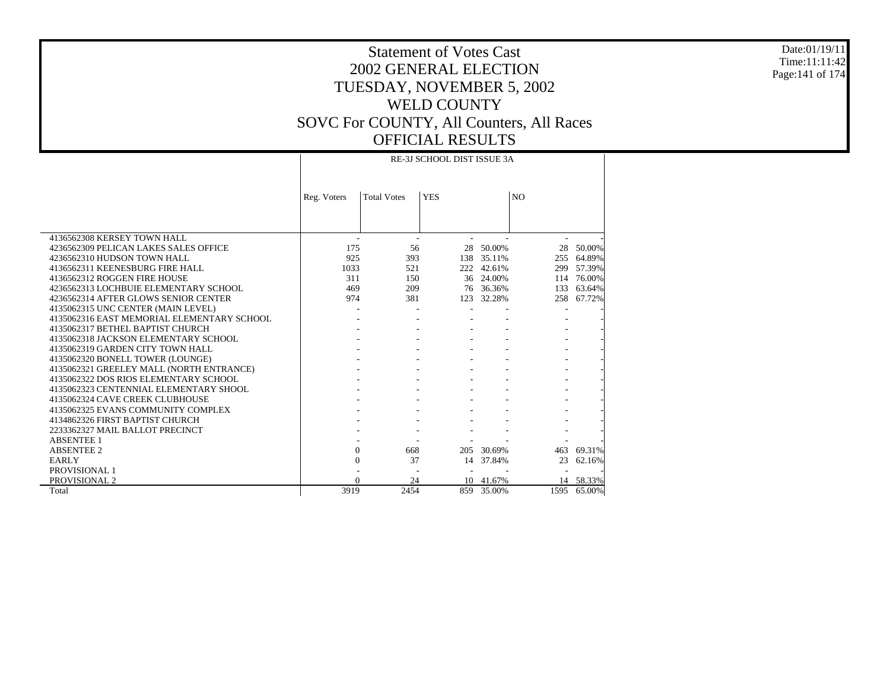# Statement of Votes Cast
## 2002 GENERAL ELECTION
## TUESDAY, NOVEMBER 5, 2002
## WELD COUNTY
## SOVC For COUNTY, All Counters, All Races
## OFFICIAL RESULTS

Date:01/19/11
Time:11:11:42

| | RE-3J SCHOOL DIST ISSUE 3A | | | | | |
|---|---|---|---|---|---|---|
| | Reg. Voters | Total Votes | YES | | NO | |
| 4136562308 KERSEY TOWN HALL | - | - | - | - | - | - |
| 4236562309 PELICAN LAKES SALES OFFICE | 175 | 56 | 28 | 50.00% | 28 | 50.00% |
| 4236562310 HUDSON TOWN HALL | 925 | 393 | 138 | 35.11% | 255 | 64.89% |
| 4136562311 KEENESBURG FIRE HALL | 1033 | 521 | 222 | 42.61% | 299 | 57.39% |
| 4136562312 ROGGEN FIRE HOUSE | 311 | 150 | 36 | 24.00% | 114 | 76.00% |
| 4236562313 LOCHBUIE ELEMENTARY SCHOOL | 469 | 209 | 76 | 36.36% | 133 | 63.64% |
| 4236562314 AFTER GLOWS SENIOR CENTER | 974 | 381 | 123 | 32.28% | 258 | 67.72% |
| 4135062315 UNC CENTER (MAIN LEVEL) | - | - | - | - | - | - |
| 4135062316 EAST MEMORIAL ELEMENTARY SCHOOL | - | - | - | - | - | - |
| 4135062317 BETHEL BAPTIST CHURCH | - | - | - | - | - | - |
| 4135062318 JACKSON ELEMENTARY SCHOOL | - | - | - | - | - | - |
| 4135062319 GARDEN CITY TOWN HALL | - | - | - | - | - | - |
| 4135062320 BONELL TOWER (LOUNGE) | - | - | - | - | - | - |
| 4135062321 GREELEY MALL (NORTH ENTRANCE) | - | - | - | - | - | - |
| 4135062322 DOS RIOS ELEMENTARY SCHOOL | - | - | - | - | - | - |
| 4135062323 CENTENNIAL ELEMENTARY SHOOL | - | - | - | - | - | - |
| 4135062324 CAVE CREEK CLUBHOUSE | - | - | - | - | - | - |
| 4135062325 EVANS COMMUNITY COMPLEX | - | - | - | - | - | - |
| 4134862326 FIRST BAPTIST CHURCH | - | - | - | - | - | - |
| 2233362327 MAIL BALLOT PRECINCT | - | - | - | - | - | - |
| ABSENTEE 1 | - | - | - | - | - | - |
| ABSENTEE 2 | 0 | 668 | 205 | 30.69% | 463 | 69.31% |
| EARLY | 0 | 37 | 14 | 37.84% | 23 | 62.16% |
| PROVISIONAL 1 | - | - | - | - | - | - |
| PROVISIONAL 2 | 0 | 24 | 10 | 41.67% | 14 | 58.33% |
| Total | 3919 | 2454 | 859 | 35.00% | 1595 | 65.00% |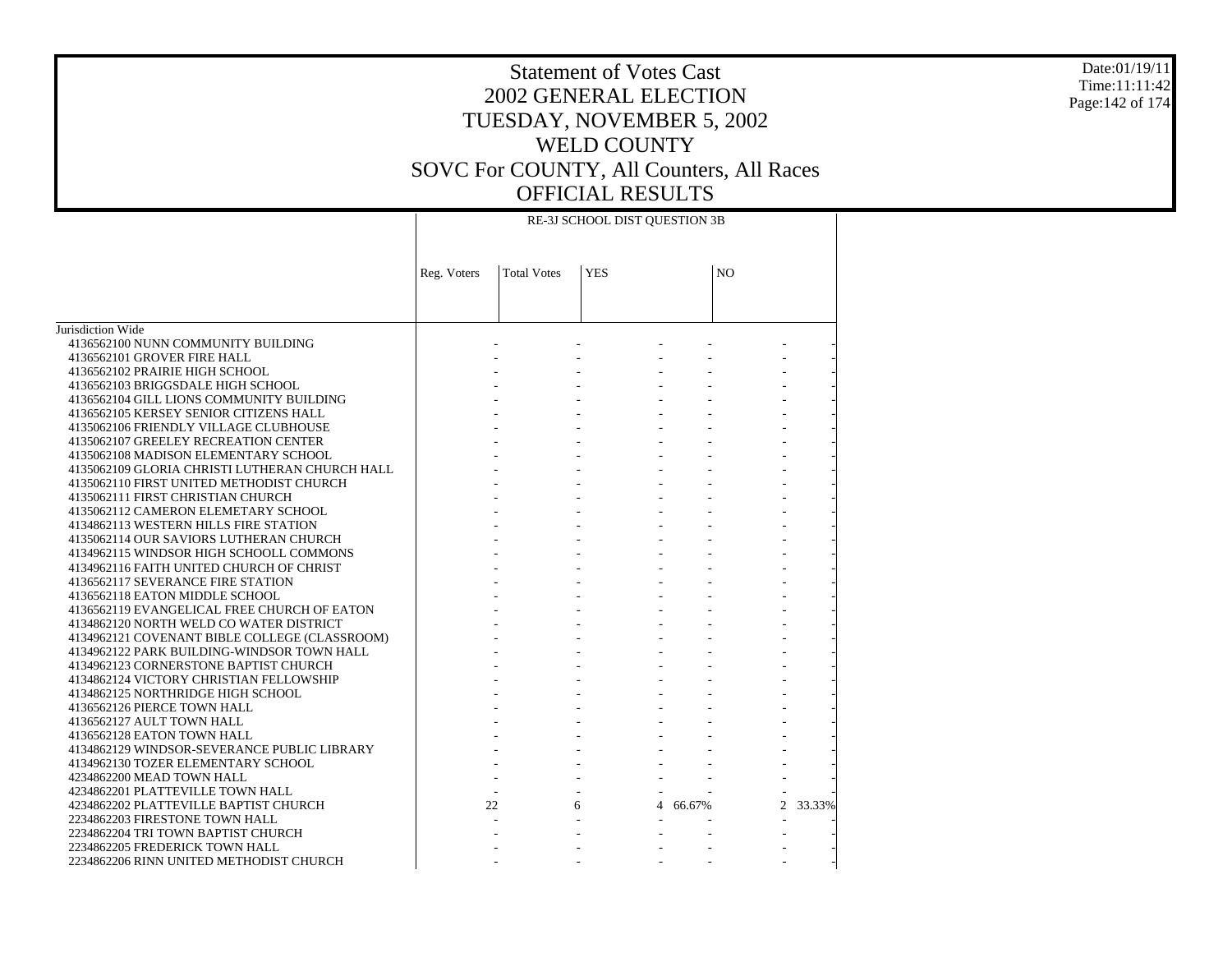# Statement of Votes Cast
# 2002 GENERAL ELECTION
# TUESDAY, NOVEMBER 5, 2002
# WELD COUNTY
# SOVC For COUNTY, All Counters, All Races
# OFFICIAL RESULTS

| | RE-3J SCHOOL DIST QUESTION 3B | | | | | |
|---|---|---|---|---|---|---|
| | Reg. Voters | Total Votes | YES | | NO | |
| Jurisdiction Wide | | | | | | |
| 4136562100 NUNN COMMUNITY BUILDING | - | - | - | - | - | - |
| 4136562101 GROVER FIRE HALL | - | - | - | - | - | - |
| 4136562102 PRAIRIE HIGH SCHOOL | - | - | - | - | - | - |
| 4136562103 BRIGGSDALE HIGH SCHOOL | - | - | - | - | - | - |
| 4136562104 GILL LIONS COMMUNITY BUILDING | - | - | - | - | - | - |
| 4136562105 KERSEY SENIOR CITIZENS HALL | - | - | - | - | - | - |
| 4135062106 FRIENDLY VILLAGE CLUBHOUSE | - | - | - | - | - | - |
| 4135062107 GREELEY RECREATION CENTER | - | - | - | - | - | - |
| 4135062108 MADISON ELEMENTARY SCHOOL | - | - | - | - | - | - |
| 4135062109 GLORIA CHRISTI LUTHERAN CHURCH HALL | - | - | - | - | - | - |
| 4135062110 FIRST UNITED METHODIST CHURCH | - | - | - | - | - | - |
| 4135062111 FIRST CHRISTIAN CHURCH | - | - | - | - | - | - |
| 4135062112 CAMERON ELEMETARY SCHOOL | - | - | - | - | - | - |
| 4134862113 WESTERN HILLS FIRE STATION | - | - | - | - | - | - |
| 4135062114 OUR SAVIORS LUTHERAN CHURCH | - | - | - | - | - | - |
| 4134962115 WINDSOR HIGH SCHOOLL COMMONS | - | - | - | - | - | - |
| 4134962116 FAITH UNITED CHURCH OF CHRIST | - | - | - | - | - | - |
| 4136562117 SEVERANCE FIRE STATION | - | - | - | - | - | - |
| 4136562118 EATON MIDDLE SCHOOL | - | - | - | - | - | - |
| 4136562119 EVANGELICAL FREE CHURCH OF EATON | - | - | - | - | - | - |
| 4134862120 NORTH WELD CO WATER DISTRICT | - | - | - | - | - | - |
| 4134962121 COVENANT BIBLE COLLEGE (CLASSROOM) | - | - | - | - | - | - |
| 4134962122 PARK BUILDING-WINDSOR TOWN HALL | - | - | - | - | - | - |
| 4134962123 CORNERSTONE BAPTIST CHURCH | - | - | - | - | - | - |
| 4134862124 VICTORY CHRISTIAN FELLOWSHIP | - | - | - | - | - | - |
| 4134862125 NORTHRIDGE HIGH SCHOOL | - | - | - | - | - | - |
| 4136562126 PIERCE TOWN HALL | - | - | - | - | - | - |
| 4136562127 AULT TOWN HALL | - | - | - | - | - | - |
| 4136562128 EATON TOWN HALL | - | - | - | - | - | - |
| 4134862129 WINDSOR-SEVERANCE PUBLIC LIBRARY | - | - | - | - | - | - |
| 4134962130 TOZER ELEMENTARY SCHOOL | - | - | - | - | - | - |
| 4234862200 MEAD TOWN HALL | - | - | - | - | - | - |
| 4234862201 PLATTEVILLE TOWN HALL | - | - | - | - | - | - |
| 4234862202 PLATTEVILLE BAPTIST CHURCH | 22 | 6 | 4 | 66.67% | 2 | 33.33% |
| 2234862203 FIRESTONE TOWN HALL | - | - | - | - | - | - |
| 2234862204 TRI TOWN BAPTIST CHURCH | - | - | - | - | - | - |
| 2234862205 FREDERICK TOWN HALL | - | - | - | - | - | - |
| 2234862206 RINN UNITED METHODIST CHURCH | - | - | - | - | - | - |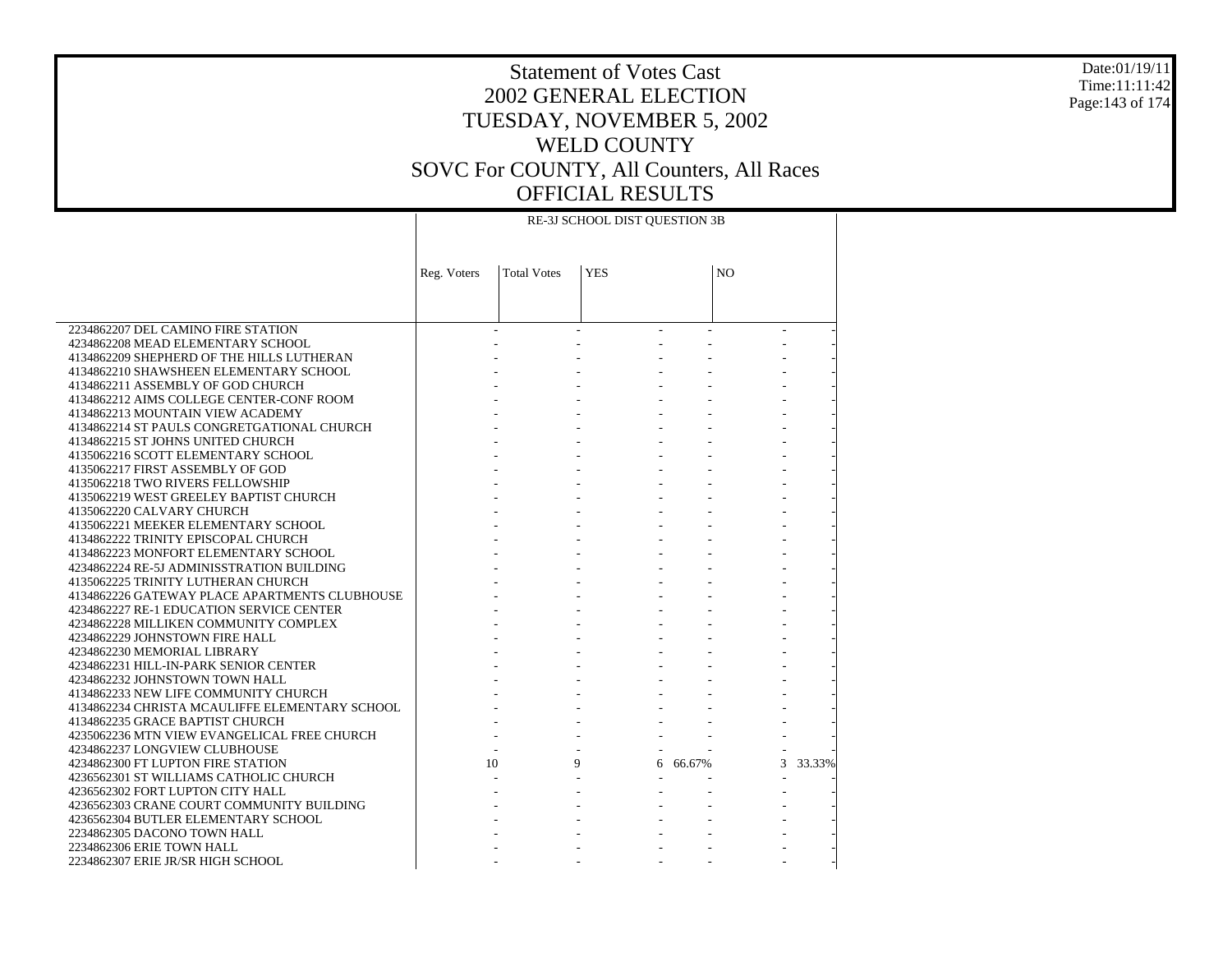# Statement of Votes Cast
# 2002 GENERAL ELECTION
# TUESDAY, NOVEMBER 5, 2002
# WELD COUNTY
# SOVC For COUNTY, All Counters, All Races
# OFFICIAL RESULTS

Date:01/19/11
Time:11:11:42

| | RE-3J SCHOOL DIST QUESTION 3B | | | | | |
|---|---|---|---|---|---|---|
| | Reg. Voters | Total Votes | YES | | NO | |
| 2234862207 DEL CAMINO FIRE STATION | - | - | - | - | - | - |
| 4234862208 MEAD ELEMENTARY SCHOOL | - | - | - | - | - | - |
| 4134862209 SHEPHERD OF THE HILLS LUTHERAN | - | - | - | - | - | - |
| 4134862210 SHAWSHEEN ELEMENTARY SCHOOL | - | - | - | - | - | - |
| 4134862211 ASSEMBLY OF GOD CHURCH | - | - | - | - | - | - |
| 4134862212 AIMS COLLEGE CENTER-CONF ROOM | - | - | - | - | - | - |
| 4134862213 MOUNTAIN VIEW ACADEMY | - | - | - | - | - | - |
| 4134862214 ST PAULS CONGRETGATIONAL CHURCH | - | - | - | - | - | - |
| 4134862215 ST JOHNS UNITED CHURCH | - | - | - | - | - | - |
| 4135062216 SCOTT ELEMENTARY SCHOOL | - | - | - | - | - | - |
| 4135062217 FIRST ASSEMBLY OF GOD | - | - | - | - | - | - |
| 4135062218 TWO RIVERS FELLOWSHIP | - | - | - | - | - | - |
| 4135062219 WEST GREELEY BAPTIST CHURCH | - | - | - | - | - | - |
| 4135062220 CALVARY CHURCH | - | - | - | - | - | - |
| 4135062221 MEEKER ELEMENTARY SCHOOL | - | - | - | - | - | - |
| 4134862222 TRINITY EPISCOPAL CHURCH | - | - | - | - | - | - |
| 4134862223 MONFORT ELEMENTARY SCHOOL | - | - | - | - | - | - |
| 4234862224 RE-5J ADMINISSTRATION BUILDING | - | - | - | - | - | - |
| 4135062225 TRINITY LUTHERAN CHURCH | - | - | - | - | - | - |
| 4134862226 GATEWAY PLACE APARTMENTS CLUBHOUSE | - | - | - | - | - | - |
| 4234862227 RE-1 EDUCATION SERVICE CENTER | - | - | - | - | - | - |
| 4234862228 MILLIKEN COMMUNITY COMPLEX | - | - | - | - | - | - |
| 4234862229 JOHNSTOWN FIRE HALL | - | - | - | - | - | - |
| 4234862230 MEMORIAL LIBRARY | - | - | - | - | - | - |
| 4234862231 HILL-IN-PARK SENIOR CENTER | - | - | - | - | - | - |
| 4234862232 JOHNSTOWN TOWN HALL | - | - | - | - | - | - |
| 4134862233 NEW LIFE COMMUNITY CHURCH | - | - | - | - | - | - |
| 4134862234 CHRISTA MCAULIFFE ELEMENTARY SCHOOL | - | - | - | - | - | - |
| 4134862235 GRACE BAPTIST CHURCH | - | - | - | - | - | - |
| 4235062236 MTN VIEW EVANGELICAL FREE CHURCH | - | - | - | - | - | - |
| 4234862237 LONGVIEW CLUBHOUSE | - | - | - | - | - | - |
| 4234862300 FT LUPTON FIRE STATION | 10 | 9 | 6 | 66.67% | 3 | 33.33% |
| 4236562301 ST WILLIAMS CATHOLIC CHURCH | - | - | - | - | - | - |
| 4236562302 FORT LUPTON CITY HALL | - | - | - | - | - | - |
| 4236562303 CRANE COURT COMMUNITY BUILDING | - | - | - | - | - | - |
| 4236562304 BUTLER ELEMENTARY SCHOOL | - | - | - | - | - | - |
| 2234862305 DACONO TOWN HALL | - | - | - | - | - | - |
| 2234862306 ERIE TOWN HALL | - | - | - | - | - | - |
| 2234862307 ERIE JR/SR HIGH SCHOOL | - | - | - | - | - | - |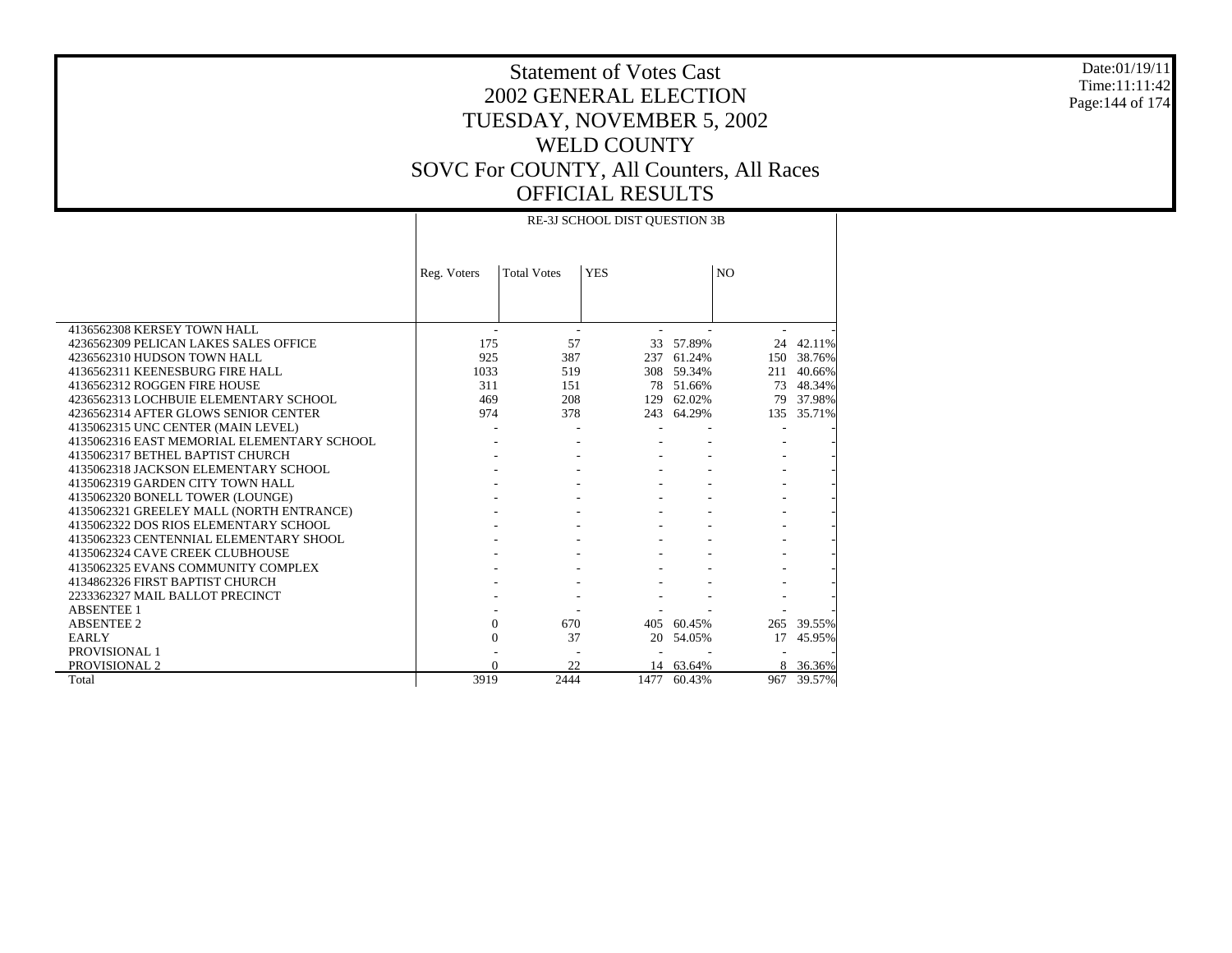# Statement of Votes Cast
# 2002 GENERAL ELECTION
# TUESDAY, NOVEMBER 5, 2002
# WELD COUNTY
# SOVC For COUNTY, All Counters, All Races
# OFFICIAL RESULTS

Date:01/19/11
Time:11:11:42

| | RE-3J SCHOOL DIST QUESTION 3B | | | | | |
|---|---|---|---|---|---|---|
| | Reg. Voters | Total Votes | YES | | NO | |
| 4136562308 KERSEY TOWN HALL | - | - | - | - | - | - |
| 4236562309 PELICAN LAKES SALES OFFICE | 175 | 57 | 33 | 57.89% | 24 | 42.11% |
| 4236562310 HUDSON TOWN HALL | 925 | 387 | 237 | 61.24% | 150 | 38.76% |
| 4136562311 KEENESBURG FIRE HALL | 1033 | 519 | 308 | 59.34% | 211 | 40.66% |
| 4136562312 ROGGEN FIRE HOUSE | 311 | 151 | 78 | 51.66% | 73 | 48.34% |
| 4236562313 LOCHBUIE ELEMENTARY SCHOOL | 469 | 208 | 129 | 62.02% | 79 | 37.98% |
| 4236562314 AFTER GLOWS SENIOR CENTER | 974 | 378 | 243 | 64.29% | 135 | 35.71% |
| 4135062315 UNC CENTER (MAIN LEVEL) | - | - | - | - | - | - |
| 4135062316 EAST MEMORIAL ELEMENTARY SCHOOL | - | - | - | - | - | - |
| 4135062317 BETHEL BAPTIST CHURCH | - | - | - | - | - | - |
| 4135062318 JACKSON ELEMENTARY SCHOOL | - | - | - | - | - | - |
| 4135062319 GARDEN CITY TOWN HALL | - | - | - | - | - | - |
| 4135062320 BONELL TOWER (LOUNGE) | - | - | - | - | - | - |
| 4135062321 GREELEY MALL (NORTH ENTRANCE) | - | - | - | - | - | - |
| 4135062322 DOS RIOS ELEMENTARY SCHOOL | - | - | - | - | - | - |
| 4135062323 CENTENNIAL ELEMENTARY SHOOL | - | - | - | - | - | - |
| 4135062324 CAVE CREEK CLUBHOUSE | - | - | - | - | - | - |
| 4135062325 EVANS COMMUNITY COMPLEX | - | - | - | - | - | - |
| 4134862326 FIRST BAPTIST CHURCH | - | - | - | - | - | - |
| 2233362327 MAIL BALLOT PRECINCT | - | - | - | - | - | - |
| ABSENTEE 1 | - | - | - | - | - | - |
| ABSENTEE 2 | 0 | 670 | 405 | 60.45% | 265 | 39.55% |
| EARLY | 0 | 37 | 20 | 54.05% | 17 | 45.95% |
| PROVISIONAL 1 | - | - | - | - | - | - |
| PROVISIONAL 2 | 0 | 22 | 14 | 63.64% | 8 | 36.36% |
| Total | 3919 | 2444 | 1477 | 60.43% | 967 | 39.57% |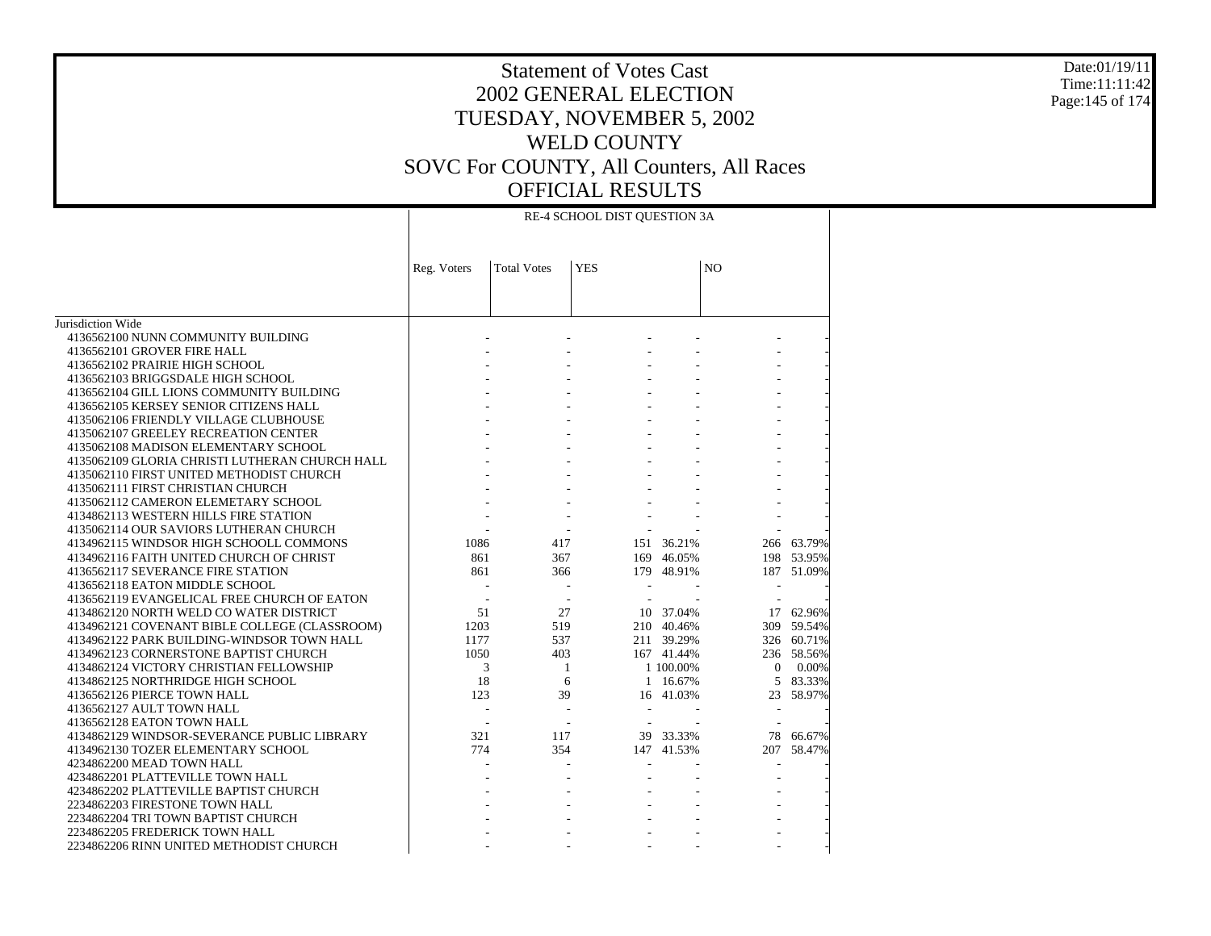# Statement of Votes Cast
## 2002 GENERAL ELECTION
## TUESDAY, NOVEMBER 5, 2002
## WELD COUNTY
## SOVC For COUNTY, All Counters, All Races
## OFFICIAL RESULTS

Date:01/19/11
Time:11:11:42

| | RE-4 SCHOOL DIST QUESTION 3A | | | | | |
|---|---|---|---|---|---|---|
| | Reg. Voters | Total Votes | YES | | NO | |
| Jurisdiction Wide | | | | | | |
| 4136562100 NUNN COMMUNITY BUILDING | - | - | - | - | - | - |
| 4136562101 GROVER FIRE HALL | - | - | - | - | - | - |
| 4136562102 PRAIRIE HIGH SCHOOL | - | - | - | - | - | - |
| 4136562103 BRIGGSDALE HIGH SCHOOL | - | - | - | - | - | - |
| 4136562104 GILL LIONS COMMUNITY BUILDING | - | - | - | - | - | - |
| 4136562105 KERSEY SENIOR CITIZENS HALL | - | - | - | - | - | - |
| 4135062106 FRIENDLY VILLAGE CLUBHOUSE | - | - | - | - | - | - |
| 4135062107 GREELEY RECREATION CENTER | - | - | - | - | - | - |
| 4135062108 MADISON ELEMENTARY SCHOOL | - | - | - | - | - | - |
| 4135062109 GLORIA CHRISTI LUTHERAN CHURCH HALL | - | - | - | - | - | - |
| 4135062110 FIRST UNITED METHODIST CHURCH | - | - | - | - | - | - |
| 4135062111 FIRST CHRISTIAN CHURCH | - | - | - | - | - | - |
| 4135062112 CAMERON ELEMETARY SCHOOL | - | - | - | - | - | - |
| 4134862113 WESTERN HILLS FIRE STATION | - | - | - | - | - | - |
| 4135062114 OUR SAVIORS LUTHERAN CHURCH | - | - | - | - | - | - |
| 4134962115 WINDSOR HIGH SCHOOLL COMMONS | 1086 | 417 | 151 | 36.21% | 266 | 63.79% |
| 4134962116 FAITH UNITED CHURCH OF CHRIST | 861 | 367 | 169 | 46.05% | 198 | 53.95% |
| 4136562117 SEVERANCE FIRE STATION | 861 | 366 | 179 | 48.91% | 187 | 51.09% |
| 4136562118 EATON MIDDLE SCHOOL | - | - | - | - | - | - |
| 4136562119 EVANGELICAL FREE CHURCH OF EATON | - | - | - | - | - | - |
| 4134862120 NORTH WELD CO WATER DISTRICT | 51 | 27 | 10 | 37.04% | 17 | 62.96% |
| 4134962121 COVENANT BIBLE COLLEGE (CLASSROOM) | 1203 | 519 | 210 | 40.46% | 309 | 59.54% |
| 4134962122 PARK BUILDING-WINDSOR TOWN HALL | 1177 | 537 | 211 | 39.29% | 326 | 60.71% |
| 4134962123 CORNERSTONE BAPTIST CHURCH | 1050 | 403 | 167 | 41.44% | 236 | 58.56% |
| 4134862124 VICTORY CHRISTIAN FELLOWSHIP | 3 | 1 | 1 | 100.00% | 0 | 0.00% |
| 4134862125 NORTHRIDGE HIGH SCHOOL | 18 | 6 | 1 | 16.67% | 5 | 83.33% |
| 4136562126 PIERCE TOWN HALL | 123 | 39 | 16 | 41.03% | 23 | 58.97% |
| 4136562127 AULT TOWN HALL | - | - | - | - | - | - |
| 4136562128 EATON TOWN HALL | - | - | - | - | - | - |
| 4134862129 WINDSOR-SEVERANCE PUBLIC LIBRARY | 321 | 117 | 39 | 33.33% | 78 | 66.67% |
| 4134962130 TOZER ELEMENTARY SCHOOL | 774 | 354 | 147 | 41.53% | 207 | 58.47% |
| 4234862200 MEAD TOWN HALL | - | - | - | - | - | - |
| 4234862201 PLATTEVILLE TOWN HALL | - | - | - | - | - | - |
| 4234862202 PLATTEVILLE BAPTIST CHURCH | - | - | - | - | - | - |
| 2234862203 FIRESTONE TOWN HALL | - | - | - | - | - | - |
| 2234862204 TRI TOWN BAPTIST CHURCH | - | - | - | - | - | - |
| 2234862205 FREDERICK TOWN HALL | - | - | - | - | - | - |
| 2234862206 RINN UNITED METHODIST CHURCH | - | - | - | - | - | - |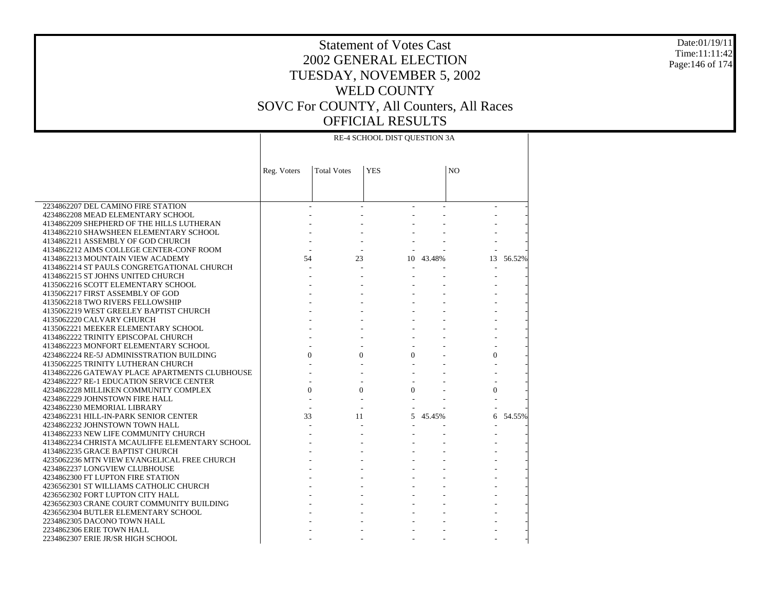# Statement of Votes Cast
## 2002 GENERAL ELECTION
## TUESDAY, NOVEMBER 5, 2002
## WELD COUNTY
## SOVC For COUNTY, All Counters, All Races
## OFFICIAL RESULTS

Date:01/19/11
Time:11:11:42

| | RE-4 SCHOOL DIST QUESTION 3A | | | | | |
|---|---|---|---|---|---|---|
| | Reg. Voters | Total Votes | YES | | NO | |
| 2234862207 DEL CAMINO FIRE STATION | - | - | - | - | - | - |
| 4234862208 MEAD ELEMENTARY SCHOOL | - | - | - | - | - | - |
| 4134862209 SHEPHERD OF THE HILLS LUTHERAN | - | - | - | - | - | - |
| 4134862210 SHAWSHEEN ELEMENTARY SCHOOL | - | - | - | - | - | - |
| 4134862211 ASSEMBLY OF GOD CHURCH | - | - | - | - | - | - |
| 4134862212 AIMS COLLEGE CENTER-CONF ROOM | - | - | - | - | - | - |
| 4134862213 MOUNTAIN VIEW ACADEMY | 54 | 23 | 10 | 43.48% | 13 | 56.52% |
| 4134862214 ST PAULS CONGRETGATIONAL CHURCH | - | - | - | - | - | - |
| 4134862215 ST JOHNS UNITED CHURCH | - | - | - | - | - | - |
| 4135062216 SCOTT ELEMENTARY SCHOOL | - | - | - | - | - | - |
| 4135062217 FIRST ASSEMBLY OF GOD | - | - | - | - | - | - |
| 4135062218 TWO RIVERS FELLOWSHIP | - | - | - | - | - | - |
| 4135062219 WEST GREELEY BAPTIST CHURCH | - | - | - | - | - | - |
| 4135062220 CALVARY CHURCH | - | - | - | - | - | - |
| 4135062221 MEEKER ELEMENTARY SCHOOL | - | - | - | - | - | - |
| 4134862222 TRINITY EPISCOPAL CHURCH | - | - | - | - | - | - |
| 4134862223 MONFORT ELEMENTARY SCHOOL | - | - | - | - | - | - |
| 4234862224 RE-5J ADMINISSTRATION BUILDING | 0 | 0 | 0 | - | 0 | - |
| 4135062225 TRINITY LUTHERAN CHURCH | - | - | - | - | - | - |
| 4134862226 GATEWAY PLACE APARTMENTS CLUBHOUSE | - | - | - | - | - | - |
| 4234862227 RE-1 EDUCATION SERVICE CENTER | - | - | - | - | - | - |
| 4234862228 MILLIKEN COMMUNITY COMPLEX | 0 | 0 | 0 | - | 0 | - |
| 4234862229 JOHNSTOWN FIRE HALL | - | - | - | - | - | - |
| 4234862230 MEMORIAL LIBRARY | - | - | - | - | - | - |
| 4234862231 HILL-IN-PARK SENIOR CENTER | 33 | 11 | 5 | 45.45% | 6 | 54.55% |
| 4234862232 JOHNSTOWN TOWN HALL | - | - | - | - | - | - |
| 4134862233 NEW LIFE COMMUNITY CHURCH | - | - | - | - | - | - |
| 4134862234 CHRISTA MCAULIFFE ELEMENTARY SCHOOL | - | - | - | - | - | - |
| 4134862235 GRACE BAPTIST CHURCH | - | - | - | - | - | - |
| 4235062236 MTN VIEW EVANGELICAL FREE CHURCH | - | - | - | - | - | - |
| 4234862237 LONGVIEW CLUBHOUSE | - | - | - | - | - | - |
| 4234862300 FT LUPTON FIRE STATION | - | - | - | - | - | - |
| 4236562301 ST WILLIAMS CATHOLIC CHURCH | - | - | - | - | - | - |
| 4236562302 FORT LUPTON CITY HALL | - | - | - | - | - | - |
| 4236562303 CRANE COURT COMMUNITY BUILDING | - | - | - | - | - | - |
| 4236562304 BUTLER ELEMENTARY SCHOOL | - | - | - | - | - | - |
| 2234862305 DACONO TOWN HALL | - | - | - | - | - | - |
| 2234862306 ERIE TOWN HALL | - | - | - | - | - | - |
| 2234862307 ERIE JR/SR HIGH SCHOOL | - | - | - | - | - | - |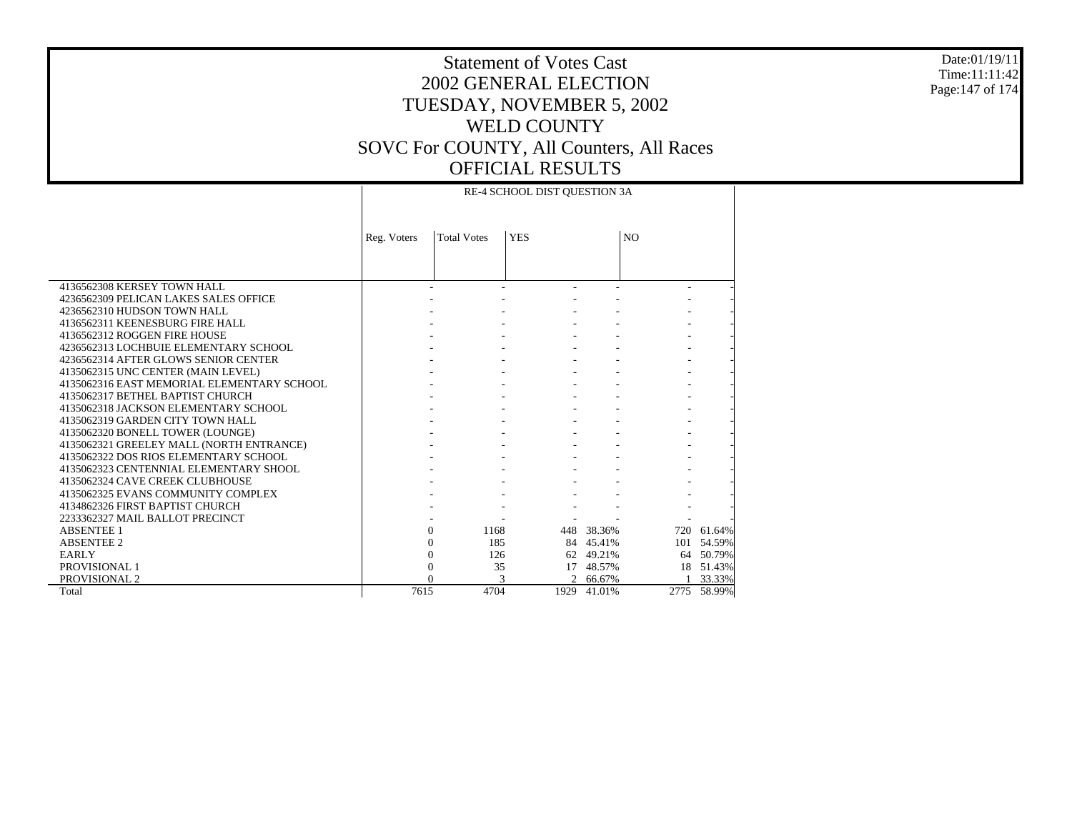# Statement of Votes Cast
## 2002 GENERAL ELECTION
## TUESDAY, NOVEMBER 5, 2002
## WELD COUNTY
## SOVC For COUNTY, All Counters, All Races
## OFFICIAL RESULTS

Date:01/19/11
Time:11:11:42

| | RE-4 SCHOOL DIST QUESTION 3A | | | | | |
|---|---|---|---|---|---|---|
| | Reg. Voters | Total Votes | YES | | NO | |
| 4136562308 KERSEY TOWN HALL | - | - | - | - | - | - |
| 4236562309 PELICAN LAKES SALES OFFICE | - | - | - | - | - | - |
| 4236562310 HUDSON TOWN HALL | - | - | - | - | - | - |
| 4136562311 KEENESBURG FIRE HALL | - | - | - | - | - | - |
| 4136562312 ROGGEN FIRE HOUSE | - | - | - | - | - | - |
| 4236562313 LOCHBUIE ELEMENTARY SCHOOL | - | - | - | - | - | - |
| 4236562314 AFTER GLOWS SENIOR CENTER | - | - | - | - | - | - |
| 4135062315 UNC CENTER (MAIN LEVEL) | - | - | - | - | - | - |
| 4135062316 EAST MEMORIAL ELEMENTARY SCHOOL | - | - | - | - | - | - |
| 4135062317 BETHEL BAPTIST CHURCH | - | - | - | - | - | - |
| 4135062318 JACKSON ELEMENTARY SCHOOL | - | - | - | - | - | - |
| 4135062319 GARDEN CITY TOWN HALL | - | - | - | - | - | - |
| 4135062320 BONELL TOWER (LOUNGE) | - | - | - | - | - | - |
| 4135062321 GREELEY MALL (NORTH ENTRANCE) | - | - | - | - | - | - |
| 4135062322 DOS RIOS ELEMENTARY SCHOOL | - | - | - | - | - | - |
| 4135062323 CENTENNIAL ELEMENTARY SHOOL | - | - | - | - | - | - |
| 4135062324 CAVE CREEK CLUBHOUSE | - | - | - | - | - | - |
| 4135062325 EVANS COMMUNITY COMPLEX | - | - | - | - | - | - |
| 4134862326 FIRST BAPTIST CHURCH | - | - | - | - | - | - |
| 2233362327 MAIL BALLOT PRECINCT | - | - | - | - | - | - |
| ABSENTEE 1 | 0 | 1168 | 448 | 38.36% | 720 | 61.64% |
| ABSENTEE 2 | 0 | 185 | 84 | 45.41% | 101 | 54.59% |
| EARLY | 0 | 126 | 62 | 49.21% | 64 | 50.79% |
| PROVISIONAL 1 | 0 | 35 | 17 | 48.57% | 18 | 51.43% |
| PROVISIONAL 2 | 0 | 3 | 2 | 66.67% | 1 | 33.33% |
| Total | 7615 | 4704 | 1929 | 41.01% | 2775 | 58.99% |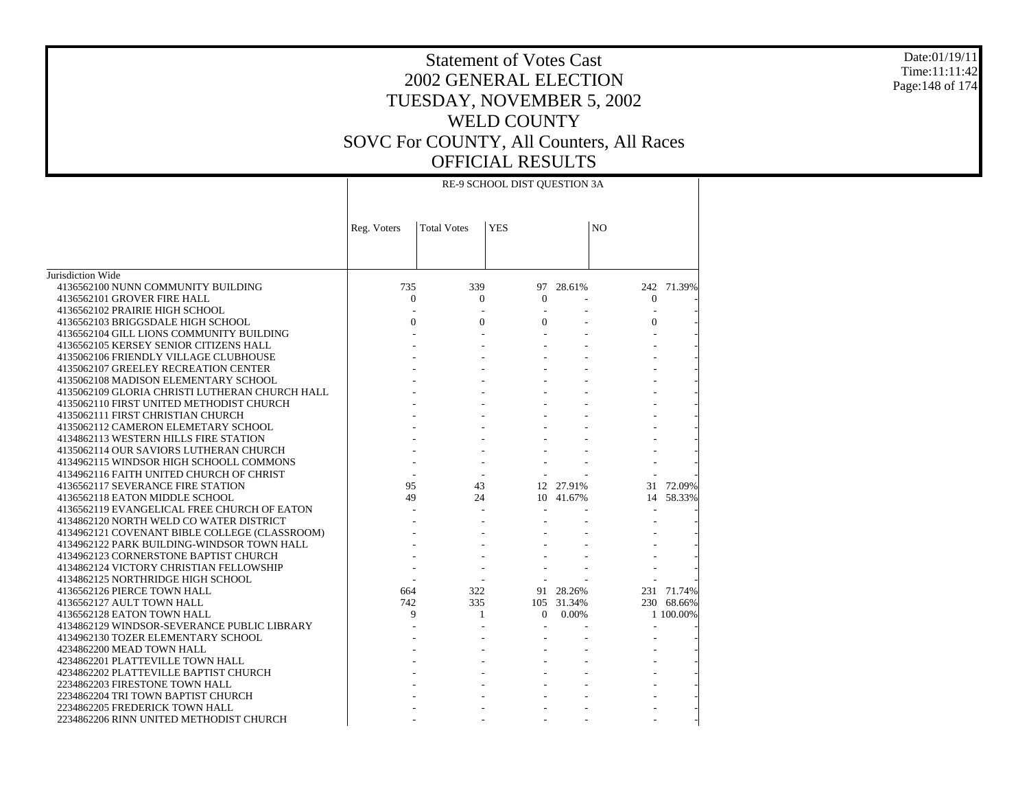# Statement of Votes Cast
## 2002 GENERAL ELECTION
## TUESDAY, NOVEMBER 5, 2002
## WELD COUNTY
## SOVC For COUNTY, All Counters, All Races
## OFFICIAL RESULTS

Date:01/19/11
Time:11:11:42

| | RE-9 SCHOOL DIST QUESTION 3A | | | | | |
|---|---|---|---|---|---|---|
| | Reg. Voters | Total Votes | YES | | NO | |
| Jurisdiction Wide | | | | | | |
| 4136562100 NUNN COMMUNITY BUILDING | 735 | 339 | 97 | 28.61% | 242 | 71.39% |
| 4136562101 GROVER FIRE HALL | 0 | 0 | 0 | - | 0 | - |
| 4136562102 PRAIRIE HIGH SCHOOL | - | - | - | - | - | - |
| 4136562103 BRIGGSDALE HIGH SCHOOL | 0 | 0 | 0 | - | 0 | - |
| 4136562104 GILL LIONS COMMUNITY BUILDING | - | - | - | - | - | - |
| 4136562105 KERSEY SENIOR CITIZENS HALL | - | - | - | - | - | - |
| 4135062106 FRIENDLY VILLAGE CLUBHOUSE | - | - | - | - | - | - |
| 4135062107 GREELEY RECREATION CENTER | - | - | - | - | - | - |
| 4135062108 MADISON ELEMENTARY SCHOOL | - | - | - | - | - | - |
| 4135062109 GLORIA CHRISTI LUTHERAN CHURCH HALL | - | - | - | - | - | - |
| 4135062110 FIRST UNITED METHODIST CHURCH | - | - | - | - | - | - |
| 4135062111 FIRST CHRISTIAN CHURCH | - | - | - | - | - | - |
| 4135062112 CAMERON ELEMETARY SCHOOL | - | - | - | - | - | - |
| 4134862113 WESTERN HILLS FIRE STATION | - | - | - | - | - | - |
| 4135062114 OUR SAVIORS LUTHERAN CHURCH | - | - | - | - | - | - |
| 4134962115 WINDSOR HIGH SCHOOLL COMMONS | - | - | - | - | - | - |
| 4134962116 FAITH UNITED CHURCH OF CHRIST | - | - | - | - | - | - |
| 4136562117 SEVERANCE FIRE STATION | 95 | 43 | 12 | 27.91% | 31 | 72.09% |
| 4136562118 EATON MIDDLE SCHOOL | 49 | 24 | 10 | 41.67% | 14 | 58.33% |
| 4136562119 EVANGELICAL FREE CHURCH OF EATON | - | - | - | - | - | - |
| 4134862120 NORTH WELD CO WATER DISTRICT | - | - | - | - | - | - |
| 4134962121 COVENANT BIBLE COLLEGE (CLASSROOM) | - | - | - | - | - | - |
| 4134962122 PARK BUILDING-WINDSOR TOWN HALL | - | - | - | - | - | - |
| 4134962123 CORNERSTONE BAPTIST CHURCH | - | - | - | - | - | - |
| 4134862124 VICTORY CHRISTIAN FELLOWSHIP | - | - | - | - | - | - |
| 4134862125 NORTHRIDGE HIGH SCHOOL | - | - | - | - | - | - |
| 4136562126 PIERCE TOWN HALL | 664 | 322 | 91 | 28.26% | 231 | 71.74% |
| 4136562127 AULT TOWN HALL | 742 | 335 | 105 | 31.34% | 230 | 68.66% |
| 4136562128 EATON TOWN HALL | 9 | 1 | 0 | 0.00% | 1 | 100.00% |
| 4134862129 WINDSOR-SEVERANCE PUBLIC LIBRARY | - | - | - | - | - | - |
| 4134962130 TOZER ELEMENTARY SCHOOL | - | - | - | - | - | - |
| 4234862200 MEAD TOWN HALL | - | - | - | - | - | - |
| 4234862201 PLATTEVILLE TOWN HALL | - | - | - | - | - | - |
| 4234862202 PLATTEVILLE BAPTIST CHURCH | - | - | - | - | - | - |
| 2234862203 FIRESTONE TOWN HALL | - | - | - | - | - | - |
| 2234862204 TRI TOWN BAPTIST CHURCH | - | - | - | - | - | - |
| 2234862205 FREDERICK TOWN HALL | - | - | - | - | - | - |
| 2234862206 RINN UNITED METHODIST CHURCH | - | - | - | - | - | - |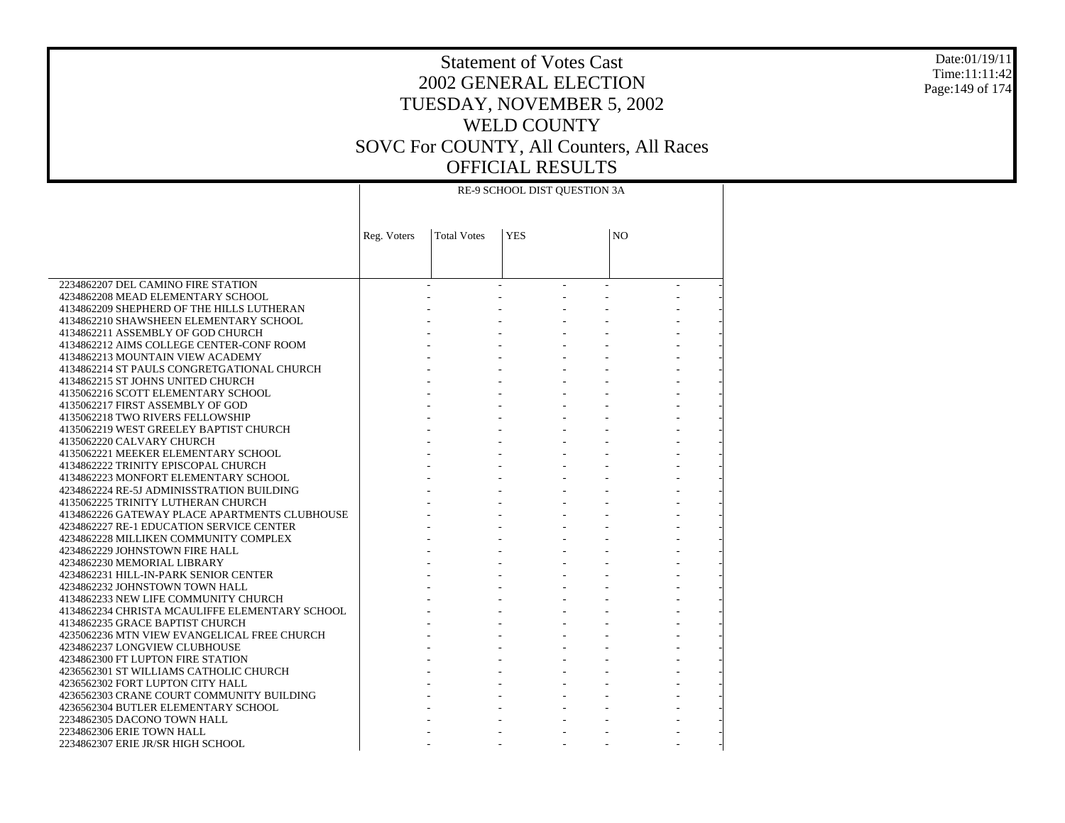| | RE-9 SCHOOL DIST QUESTION 3A | | | | | |
|---|---|---|---|---|---|---|
| | Reg. Voters | Total Votes | YES | | NO | |
| 2234862207 DEL CAMINO FIRE STATION | - | - | - | - | - | - |
| 4234862208 MEAD ELEMENTARY SCHOOL | - | - | - | - | - | - |
| 4134862209 SHEPHERD OF THE HILLS LUTHERAN | - | - | - | - | - | - |
| 4134862210 SHAWSHEEN ELEMENTARY SCHOOL | - | - | - | - | - | - |
| 4134862211 ASSEMBLY OF GOD CHURCH | - | - | - | - | - | - |
| 4134862212 AIMS COLLEGE CENTER-CONF ROOM | - | - | - | - | - | - |
| 4134862213 MOUNTAIN VIEW ACADEMY | - | - | - | - | - | - |
| 4134862214 ST PAULS CONGRETGATIONAL CHURCH | - | - | - | - | - | - |
| 4134862215 ST JOHNS UNITED CHURCH | - | - | - | - | - | - |
| 4135062216 SCOTT ELEMENTARY SCHOOL | - | - | - | - | - | - |
| 4135062217 FIRST ASSEMBLY OF GOD | - | - | - | - | - | - |
| 4135062218 TWO RIVERS FELLOWSHIP | - | - | - | - | - | - |
| 4135062219 WEST GREELEY BAPTIST CHURCH | - | - | - | - | - | - |
| 4135062220 CALVARY CHURCH | - | - | - | - | - | - |
| 4135062221 MEEKER ELEMENTARY SCHOOL | - | - | - | - | - | - |
| 4134862222 TRINITY EPISCOPAL CHURCH | - | - | - | - | - | - |
| 4134862223 MONFORT ELEMENTARY SCHOOL | - | - | - | - | - | - |
| 4234862224 RE-5J ADMINISSTRATION BUILDING | - | - | - | - | - | - |
| 4135062225 TRINITY LUTHERAN CHURCH | - | - | - | - | - | - |
| 4134862226 GATEWAY PLACE APARTMENTS CLUBHOUSE | - | - | - | - | - | - |
| 4234862227 RE-1 EDUCATION SERVICE CENTER | - | - | - | - | - | - |
| 4234862228 MILLIKEN COMMUNITY COMPLEX | - | - | - | - | - | - |
| 4234862229 JOHNSTOWN FIRE HALL | - | - | - | - | - | - |
| 4234862230 MEMORIAL LIBRARY | - | - | - | - | - | - |
| 4234862231 HILL-IN-PARK SENIOR CENTER | - | - | - | - | - | - |
| 4234862232 JOHNSTOWN TOWN HALL | - | - | - | - | - | - |
| 4134862233 NEW LIFE COMMUNITY CHURCH | - | - | - | - | - | - |
| 4134862234 CHRISTA MCAULIFFE ELEMENTARY SCHOOL | - | - | - | - | - | - |
| 4134862235 GRACE BAPTIST CHURCH | - | - | - | - | - | - |
| 4235062236 MTN VIEW EVANGELICAL FREE CHURCH | - | - | - | - | - | - |
| 4234862237 LONGVIEW CLUBHOUSE | - | - | - | - | - | - |
| 4234862300 FT LUPTON FIRE STATION | - | - | - | - | - | - |
| 4236562301 ST WILLIAMS CATHOLIC CHURCH | - | - | - | - | - | - |
| 4236562302 FORT LUPTON CITY HALL | - | - | - | - | - | - |
| 4236562303 CRANE COURT COMMUNITY BUILDING | - | - | - | - | - | - |
| 4236562304 BUTLER ELEMENTARY SCHOOL | - | - | - | - | - | - |
| 2234862305 DACONO TOWN HALL | - | - | - | - | - | - |
| 2234862306 ERIE TOWN HALL | - | - | - | - | - | - |
| 2234862307 ERIE JR/SR HIGH SCHOOL | - | - | - | - | - | - |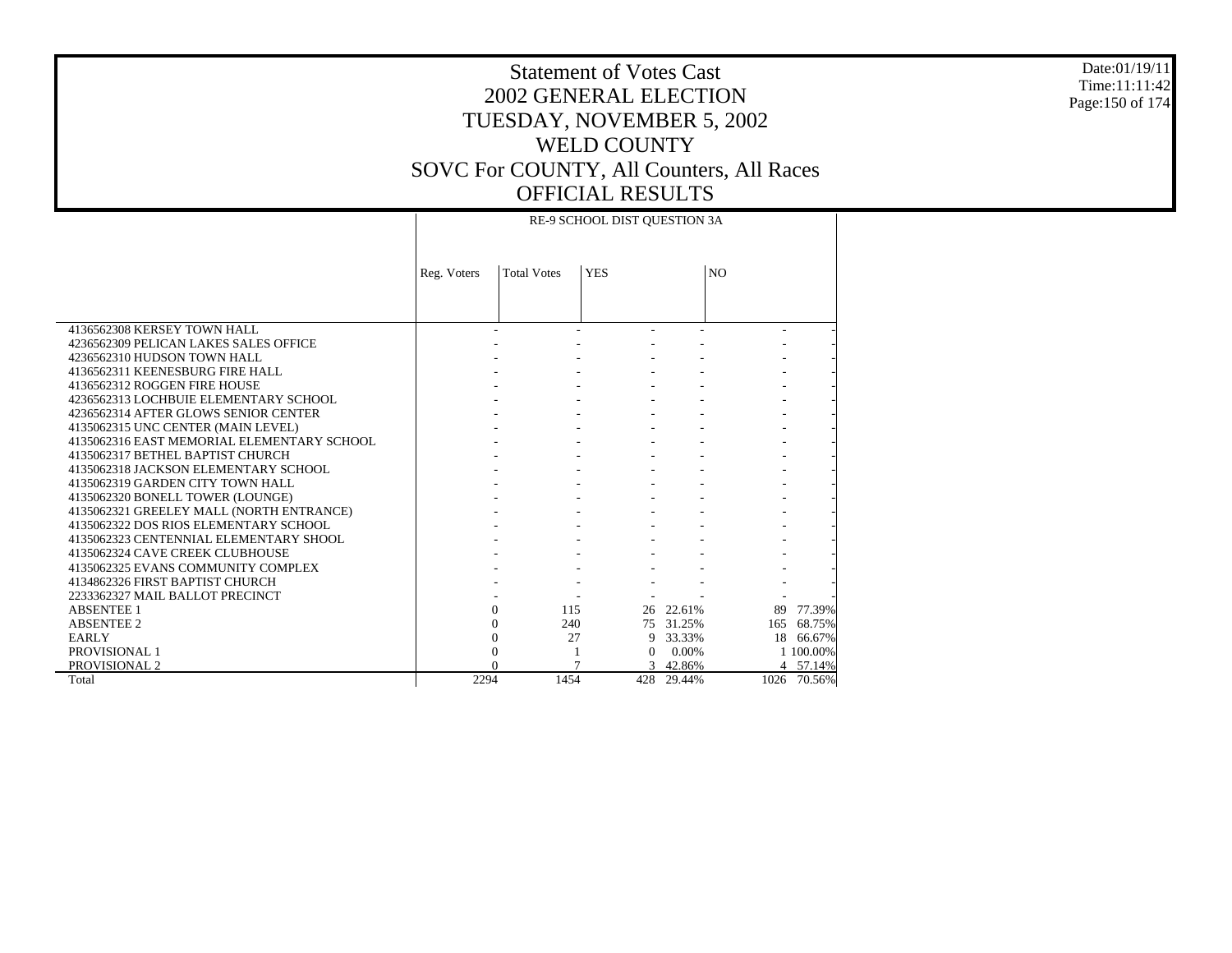# Statement of Votes Cast
## 2002 GENERAL ELECTION
## TUESDAY, NOVEMBER 5, 2002
## WELD COUNTY
## SOVC For COUNTY, All Counters, All Races
## OFFICIAL RESULTS

Date:01/19/11
Time:11:11:42

| | RE-9 SCHOOL DIST QUESTION 3A | | | | | |
|---|---|---|---|---|---|---|
| | Reg. Voters | Total Votes | YES | | NO | |
| 4136562308 KERSEY TOWN HALL | - | - | - | - | - | - |
| 4236562309 PELICAN LAKES SALES OFFICE | - | - | - | - | - | - |
| 4236562310 HUDSON TOWN HALL | - | - | - | - | - | - |
| 4136562311 KEENESBURG FIRE HALL | - | - | - | - | - | - |
| 4136562312 ROGGEN FIRE HOUSE | - | - | - | - | - | - |
| 4236562313 LOCHBUIE ELEMENTARY SCHOOL | - | - | - | - | - | - |
| 4236562314 AFTER GLOWS SENIOR CENTER | - | - | - | - | - | - |
| 4135062315 UNC CENTER (MAIN LEVEL) | - | - | - | - | - | - |
| 4135062316 EAST MEMORIAL ELEMENTARY SCHOOL | - | - | - | - | - | - |
| 4135062317 BETHEL BAPTIST CHURCH | - | - | - | - | - | - |
| 4135062318 JACKSON ELEMENTARY SCHOOL | - | - | - | - | - | - |
| 4135062319 GARDEN CITY TOWN HALL | - | - | - | - | - | - |
| 4135062320 BONELL TOWER (LOUNGE) | - | - | - | - | - | - |
| 4135062321 GREELEY MALL (NORTH ENTRANCE) | - | - | - | - | - | - |
| 4135062322 DOS RIOS ELEMENTARY SCHOOL | - | - | - | - | - | - |
| 4135062323 CENTENNIAL ELEMENTARY SHOOL | - | - | - | - | - | - |
| 4135062324 CAVE CREEK CLUBHOUSE | - | - | - | - | - | - |
| 4135062325 EVANS COMMUNITY COMPLEX | - | - | - | - | - | - |
| 4134862326 FIRST BAPTIST CHURCH | - | - | - | - | - | - |
| 2233362327 MAIL BALLOT PRECINCT | - | - | - | - | - | - |
| ABSENTEE 1 | 0 | 115 | 26 | 22.61% | 89 | 77.39% |
| ABSENTEE 2 | 0 | 240 | 75 | 31.25% | 165 | 68.75% |
| EARLY | 0 | 27 | 9 | 33.33% | 18 | 66.67% |
| PROVISIONAL 1 | 0 | 1 | 0 | 0.00% | 1 | 100.00% |
| PROVISIONAL 2 | 0 | 7 | 3 | 42.86% | 4 | 57.14% |
| Total | 2294 | 1454 | 428 | 29.44% | 1026 | 70.56% |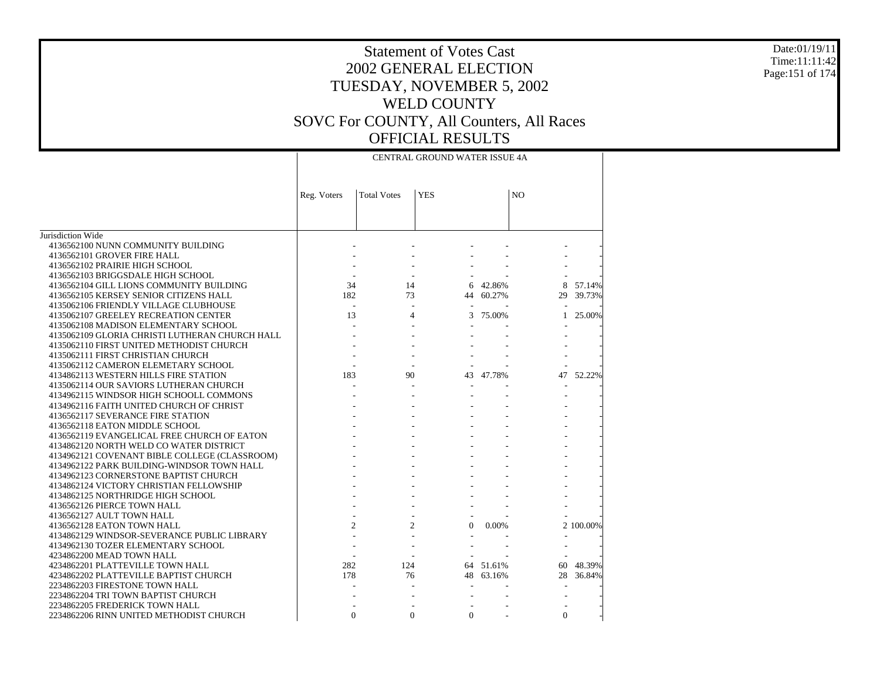# Statement of Votes Cast
# 2002 GENERAL ELECTION
# TUESDAY, NOVEMBER 5, 2002
# WELD COUNTY
# SOVC For COUNTY, All Counters, All Races
# OFFICIAL RESULTS

Date:01/19/11
Time:11:11:42

| | CENTRAL GROUND WATER ISSUE 4A | | | | | |
|---|---|---|---|---|---|---|
| | Reg. Voters | Total Votes | YES | | NO | |
| Jurisdiction Wide | | | | | | |
| 4136562100 NUNN COMMUNITY BUILDING | - | - | - | - | - | - |
| 4136562101 GROVER FIRE HALL | - | - | - | - | - | - |
| 4136562102 PRAIRIE HIGH SCHOOL | - | - | - | - | - | - |
| 4136562103 BRIGGSDALE HIGH SCHOOL | - | - | - | - | - | - |
| 4136562104 GILL LIONS COMMUNITY BUILDING | 34 | 14 | 6 | 42.86% | 8 | 57.14% |
| 4136562105 KERSEY SENIOR CITIZENS HALL | 182 | 73 | 44 | 60.27% | 29 | 39.73% |
| 4135062106 FRIENDLY VILLAGE CLUBHOUSE | - | - | - | - | - | - |
| 4135062107 GREELEY RECREATION CENTER | 13 | 4 | 3 | 75.00% | 1 | 25.00% |
| 4135062108 MADISON ELEMENTARY SCHOOL | - | - | - | - | - | - |
| 4135062109 GLORIA CHRISTI LUTHERAN CHURCH HALL | - | - | - | - | - | - |
| 4135062110 FIRST UNITED METHODIST CHURCH | - | - | - | - | - | - |
| 4135062111 FIRST CHRISTIAN CHURCH | - | - | - | - | - | - |
| 4135062112 CAMERON ELEMETARY SCHOOL | - | - | - | - | - | - |
| 4134862113 WESTERN HILLS FIRE STATION | 183 | 90 | 43 | 47.78% | 47 | 52.22% |
| 4135062114 OUR SAVIORS LUTHERAN CHURCH | - | - | - | - | - | - |
| 4134962115 WINDSOR HIGH SCHOOLL COMMONS | - | - | - | - | - | - |
| 4134962116 FAITH UNITED CHURCH OF CHRIST | - | - | - | - | - | - |
| 4136562117 SEVERANCE FIRE STATION | - | - | - | - | - | - |
| 4136562118 EATON MIDDLE SCHOOL | - | - | - | - | - | - |
| 4136562119 EVANGELICAL FREE CHURCH OF EATON | - | - | - | - | - | - |
| 4134862120 NORTH WELD CO WATER DISTRICT | - | - | - | - | - | - |
| 4134962121 COVENANT BIBLE COLLEGE (CLASSROOM) | - | - | - | - | - | - |
| 4134962122 PARK BUILDING-WINDSOR TOWN HALL | - | - | - | - | - | - |
| 4134962123 CORNERSTONE BAPTIST CHURCH | - | - | - | - | - | - |
| 4134862124 VICTORY CHRISTIAN FELLOWSHIP | - | - | - | - | - | - |
| 4134862125 NORTHRIDGE HIGH SCHOOL | - | - | - | - | - | - |
| 4136562126 PIERCE TOWN HALL | - | - | - | - | - | - |
| 4136562127 AULT TOWN HALL | - | - | - | - | - | - |
| 4136562128 EATON TOWN HALL | 2 | 2 | 0 | 0.00% | 2 | 100.00% |
| 4134862129 WINDSOR-SEVERANCE PUBLIC LIBRARY | - | - | - | - | - | - |
| 4134962130 TOZER ELEMENTARY SCHOOL | - | - | - | - | - | - |
| 4234862200 MEAD TOWN HALL | - | - | - | - | - | - |
| 4234862201 PLATTEVILLE TOWN HALL | 282 | 124 | 64 | 51.61% | 60 | 48.39% |
| 4234862202 PLATTEVILLE BAPTIST CHURCH | 178 | 76 | 48 | 63.16% | 28 | 36.84% |
| 2234862203 FIRESTONE TOWN HALL | - | - | - | - | - | - |
| 2234862204 TRI TOWN BAPTIST CHURCH | - | - | - | - | - | - |
| 2234862205 FREDERICK TOWN HALL | - | - | - | - | - | - |
| 2234862206 RINN UNITED METHODIST CHURCH | 0 | 0 | 0 | - | 0 | - |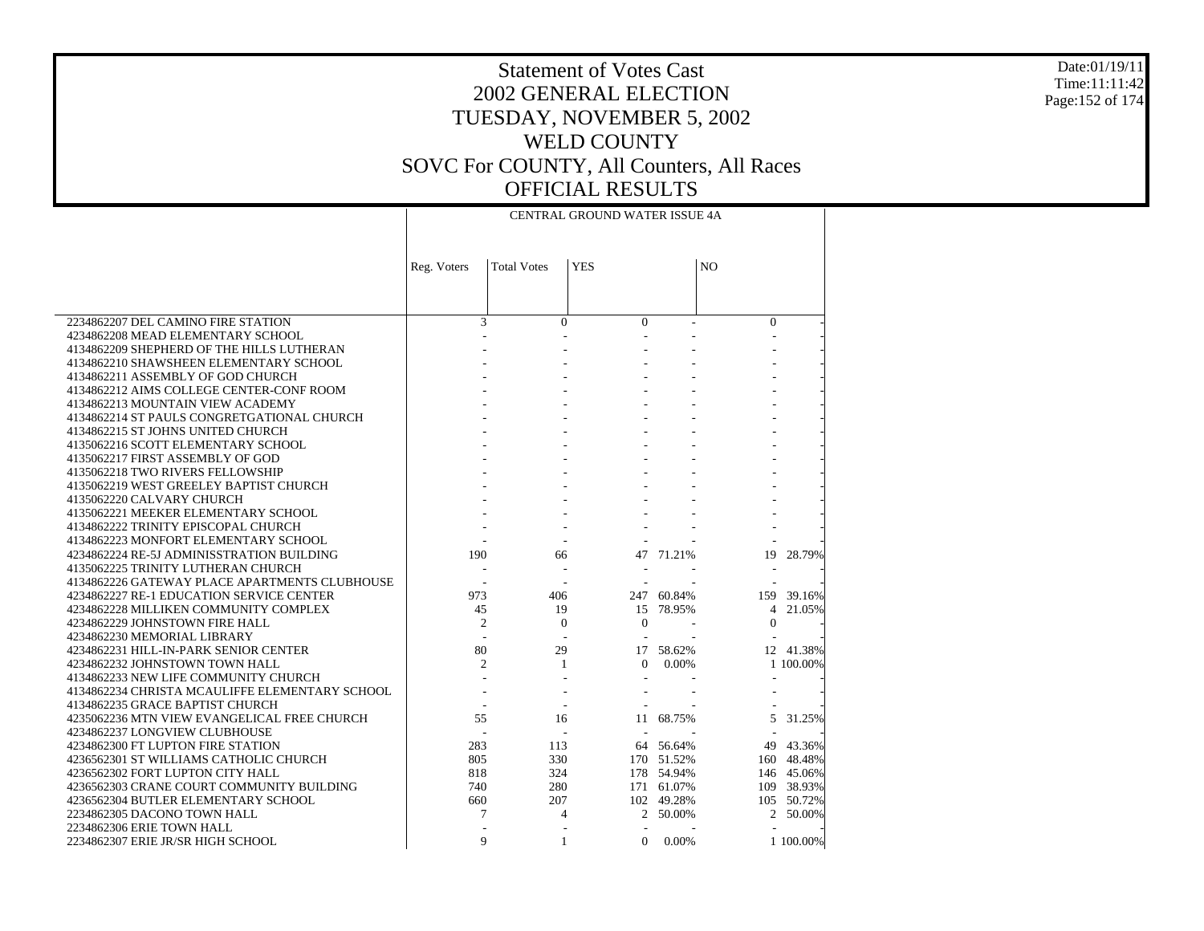# Statement of Votes Cast
## 2002 GENERAL ELECTION
## TUESDAY, NOVEMBER 5, 2002
## WELD COUNTY
## SOVC For COUNTY, All Counters, All Races
## OFFICIAL RESULTS

Date:01/19/11
Time:11:11:42

| | CENTRAL GROUND WATER ISSUE 4A | | | | | |
|---|---|---|---|---|---|---|
| | Reg. Voters | Total Votes | YES | | NO | |
| 2234862207 DEL CAMINO FIRE STATION | 3 | 0 | 0 | - | 0 | - |
| 4234862208 MEAD ELEMENTARY SCHOOL | - | - | - | - | - | - |
| 4134862209 SHEPHERD OF THE HILLS LUTHERAN | - | - | - | - | - | - |
| 4134862210 SHAWSHEEN ELEMENTARY SCHOOL | - | - | - | - | - | - |
| 4134862211 ASSEMBLY OF GOD CHURCH | - | - | - | - | - | - |
| 4134862212 AIMS COLLEGE CENTER-CONF ROOM | - | - | - | - | - | - |
| 4134862213 MOUNTAIN VIEW ACADEMY | - | - | - | - | - | - |
| 4134862214 ST PAULS CONGRETGATIONAL CHURCH | - | - | - | - | - | - |
| 4134862215 ST JOHNS UNITED CHURCH | - | - | - | - | - | - |
| 4135062216 SCOTT ELEMENTARY SCHOOL | - | - | - | - | - | - |
| 4135062217 FIRST ASSEMBLY OF GOD | - | - | - | - | - | - |
| 4135062218 TWO RIVERS FELLOWSHIP | - | - | - | - | - | - |
| 4135062219 WEST GREELEY BAPTIST CHURCH | - | - | - | - | - | - |
| 4135062220 CALVARY CHURCH | - | - | - | - | - | - |
| 4135062221 MEEKER ELEMENTARY SCHOOL | - | - | - | - | - | - |
| 4134862222 TRINITY EPISCOPAL CHURCH | - | - | - | - | - | - |
| 4134862223 MONFORT ELEMENTARY SCHOOL | - | - | - | - | - | - |
| 4234862224 RE-5J ADMINISSTRATION BUILDING | 190 | 66 | 47 | 71.21% | 19 | 28.79% |
| 4135062225 TRINITY LUTHERAN CHURCH | - | - | - | - | - | - |
| 4134862226 GATEWAY PLACE APARTMENTS CLUBHOUSE | - | - | - | - | - | - |
| 4234862227 RE-1 EDUCATION SERVICE CENTER | 973 | 406 | 247 | 60.84% | 159 | 39.16% |
| 4234862228 MILLIKEN COMMUNITY COMPLEX | 45 | 19 | 15 | 78.95% | 4 | 21.05% |
| 4234862229 JOHNSTOWN FIRE HALL | 2 | 0 | 0 | - | 0 | - |
| 4234862230 MEMORIAL LIBRARY | - | - | - | - | - | - |
| 4234862231 HILL-IN-PARK SENIOR CENTER | 80 | 29 | 17 | 58.62% | 12 | 41.38% |
| 4234862232 JOHNSTOWN TOWN HALL | 2 | 1 | 0 | 0.00% | 1 | 100.00% |
| 4134862233 NEW LIFE COMMUNITY CHURCH | - | - | - | - | - | - |
| 4134862234 CHRISTA MCAULIFFE ELEMENTARY SCHOOL | - | - | - | - | - | - |
| 4134862235 GRACE BAPTIST CHURCH | - | - | - | - | - | - |
| 4235062236 MTN VIEW EVANGELICAL FREE CHURCH | 55 | 16 | 11 | 68.75% | 5 | 31.25% |
| 4234862237 LONGVIEW CLUBHOUSE | - | - | - | - | - | - |
| 4234862300 FT LUPTON FIRE STATION | 283 | 113 | 64 | 56.64% | 49 | 43.36% |
| 4236562301 ST WILLIAMS CATHOLIC CHURCH | 805 | 330 | 170 | 51.52% | 160 | 48.48% |
| 4236562302 FORT LUPTON CITY HALL | 818 | 324 | 178 | 54.94% | 146 | 45.06% |
| 4236562303 CRANE COURT COMMUNITY BUILDING | 740 | 280 | 171 | 61.07% | 109 | 38.93% |
| 4236562304 BUTLER ELEMENTARY SCHOOL | 660 | 207 | 102 | 49.28% | 105 | 50.72% |
| 2234862305 DACONO TOWN HALL | 7 | 4 | 2 | 50.00% | 2 | 50.00% |
| 2234862306 ERIE TOWN HALL | - | - | - | - | - | - |
| 2234862307 ERIE JR/SR HIGH SCHOOL | 9 | 1 | 0 | 0.00% | 1 | 100.00% |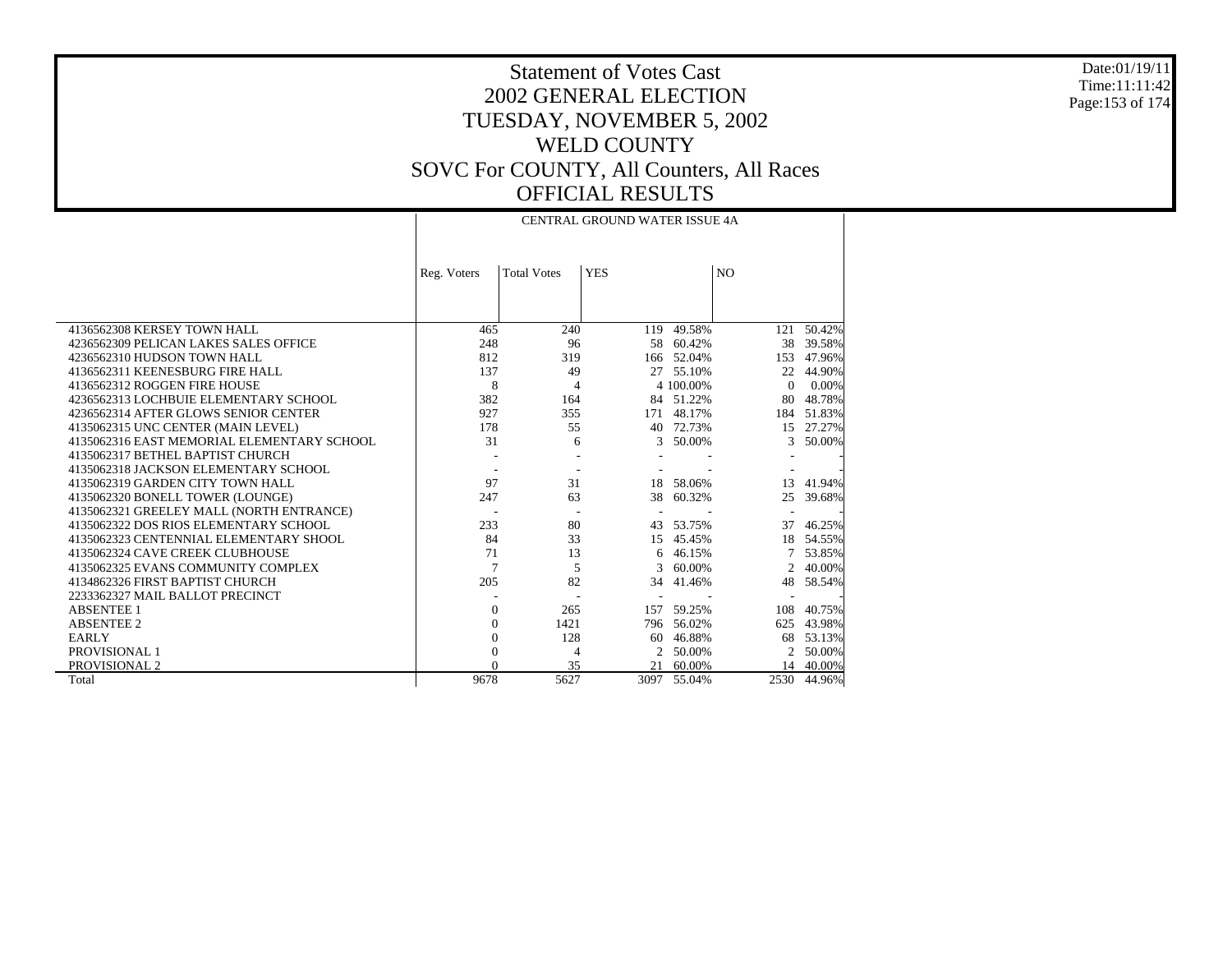# Statement of Votes Cast
## 2002 GENERAL ELECTION
## TUESDAY, NOVEMBER 5, 2002
## WELD COUNTY
## SOVC For COUNTY, All Counters, All Races
## OFFICIAL RESULTS

Date:01/19/11
Time:11:11:42

| | CENTRAL GROUND WATER ISSUE 4A | | | | | |
|---|---|---|---|---|---|---|
| | Reg. Voters | Total Votes | YES | | NO | |
| 4136562308 KERSEY TOWN HALL | 465 | 240 | 119 | 49.58% | 121 | 50.42% |
| 4236562309 PELICAN LAKES SALES OFFICE | 248 | 96 | 58 | 60.42% | 38 | 39.58% |
| 4236562310 HUDSON TOWN HALL | 812 | 319 | 166 | 52.04% | 153 | 47.96% |
| 4136562311 KEENESBURG FIRE HALL | 137 | 49 | 27 | 55.10% | 22 | 44.90% |
| 4136562312 ROGGEN FIRE HOUSE | 8 | 4 | 4 | 100.00% | 0 | 0.00% |
| 4236562313 LOCHBUIE ELEMENTARY SCHOOL | 382 | 164 | 84 | 51.22% | 80 | 48.78% |
| 4236562314 AFTER GLOWS SENIOR CENTER | 927 | 355 | 171 | 48.17% | 184 | 51.83% |
| 4135062315 UNC CENTER (MAIN LEVEL) | 178 | 55 | 40 | 72.73% | 15 | 27.27% |
| 4135062316 EAST MEMORIAL ELEMENTARY SCHOOL | 31 | 6 | 3 | 50.00% | 3 | 50.00% |
| 4135062317 BETHEL BAPTIST CHURCH | - | - | - | - | - | - |
| 4135062318 JACKSON ELEMENTARY SCHOOL | - | - | - | - | - | - |
| 4135062319 GARDEN CITY TOWN HALL | 97 | 31 | 18 | 58.06% | 13 | 41.94% |
| 4135062320 BONELL TOWER (LOUNGE) | 247 | 63 | 38 | 60.32% | 25 | 39.68% |
| 4135062321 GREELEY MALL (NORTH ENTRANCE) | - | - | - | - | - | - |
| 4135062322 DOS RIOS ELEMENTARY SCHOOL | 233 | 80 | 43 | 53.75% | 37 | 46.25% |
| 4135062323 CENTENNIAL ELEMENTARY SHOOL | 84 | 33 | 15 | 45.45% | 18 | 54.55% |
| 4135062324 CAVE CREEK CLUBHOUSE | 71 | 13 | 6 | 46.15% | 7 | 53.85% |
| 4135062325 EVANS COMMUNITY COMPLEX | 7 | 5 | 3 | 60.00% | 2 | 40.00% |
| 4134862326 FIRST BAPTIST CHURCH | 205 | 82 | 34 | 41.46% | 48 | 58.54% |
| 2233362327 MAIL BALLOT PRECINCT | - | - | - | - | - | - |
| ABSENTEE 1 | 0 | 265 | 157 | 59.25% | 108 | 40.75% |
| ABSENTEE 2 | 0 | 1421 | 796 | 56.02% | 625 | 43.98% |
| EARLY | 0 | 128 | 60 | 46.88% | 68 | 53.13% |
| PROVISIONAL 1 | 0 | 4 | 2 | 50.00% | 2 | 50.00% |
| PROVISIONAL 2 | 0 | 35 | 21 | 60.00% | 14 | 40.00% |
| Total | 9678 | 5627 | 3097 | 55.04% | 2530 | 44.96% |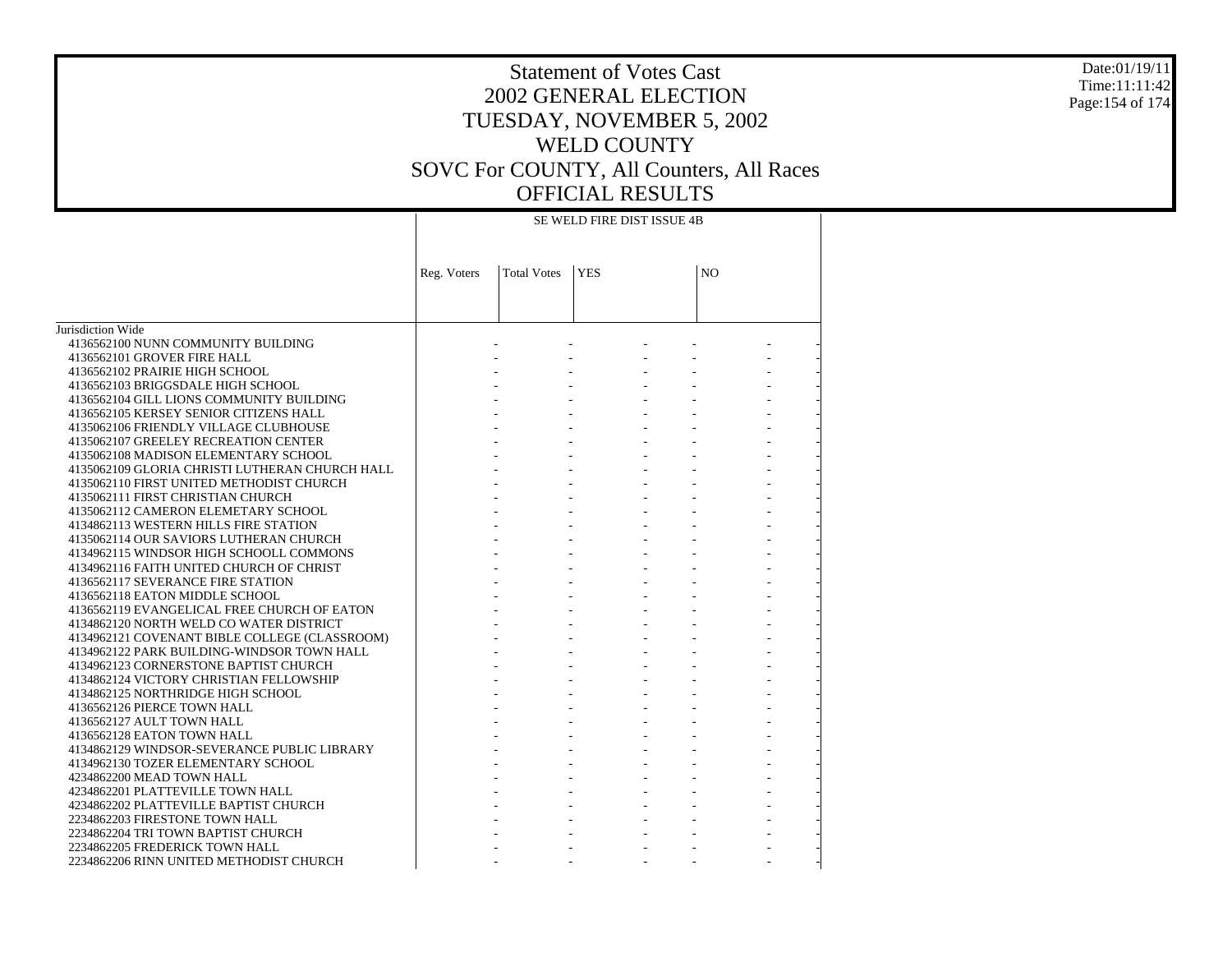# Statement of Votes Cast
# 2002 GENERAL ELECTION
# TUESDAY, NOVEMBER 5, 2002
# WELD COUNTY
# SOVC For COUNTY, All Counters, All Races
# OFFICIAL RESULTS

Date:01/19/11
Time:11:11:42

| | SE WELD FIRE DIST ISSUE 4B | | | | | |
|---|---|---|---|---|---|---|
| | Reg. Voters | Total Votes | YES | | NO | |
| Jurisdiction Wide | | | | | | |
| 4136562100 NUNN COMMUNITY BUILDING | - | - | - | - | - | - |
| 4136562101 GROVER FIRE HALL | - | - | - | - | - | - |
| 4136562102 PRAIRIE HIGH SCHOOL | - | - | - | - | - | - |
| 4136562103 BRIGGSDALE HIGH SCHOOL | - | - | - | - | - | - |
| 4136562104 GILL LIONS COMMUNITY BUILDING | - | - | - | - | - | - |
| 4136562105 KERSEY SENIOR CITIZENS HALL | - | - | - | - | - | - |
| 4135062106 FRIENDLY VILLAGE CLUBHOUSE | - | - | - | - | - | - |
| 4135062107 GREELEY RECREATION CENTER | - | - | - | - | - | - |
| 4135062108 MADISON ELEMENTARY SCHOOL | - | - | - | - | - | - |
| 4135062109 GLORIA CHRISTI LUTHERAN CHURCH HALL | - | - | - | - | - | - |
| 4135062110 FIRST UNITED METHODIST CHURCH | - | - | - | - | - | - |
| 4135062111 FIRST CHRISTIAN CHURCH | - | - | - | - | - | - |
| 4135062112 CAMERON ELEMETARY SCHOOL | - | - | - | - | - | - |
| 4134862113 WESTERN HILLS FIRE STATION | - | - | - | - | - | - |
| 4135062114 OUR SAVIORS LUTHERAN CHURCH | - | - | - | - | - | - |
| 4134962115 WINDSOR HIGH SCHOOLL COMMONS | - | - | - | - | - | - |
| 4134962116 FAITH UNITED CHURCH OF CHRIST | - | - | - | - | - | - |
| 4136562117 SEVERANCE FIRE STATION | - | - | - | - | - | - |
| 4136562118 EATON MIDDLE SCHOOL | - | - | - | - | - | - |
| 4136562119 EVANGELICAL FREE CHURCH OF EATON | - | - | - | - | - | - |
| 4134862120 NORTH WELD CO WATER DISTRICT | - | - | - | - | - | - |
| 4134962121 COVENANT BIBLE COLLEGE (CLASSROOM) | - | - | - | - | - | - |
| 4134962122 PARK BUILDING-WINDSOR TOWN HALL | - | - | - | - | - | - |
| 4134962123 CORNERSTONE BAPTIST CHURCH | - | - | - | - | - | - |
| 4134862124 VICTORY CHRISTIAN FELLOWSHIP | - | - | - | - | - | - |
| 4134862125 NORTHRIDGE HIGH SCHOOL | - | - | - | - | - | - |
| 4136562126 PIERCE TOWN HALL | - | - | - | - | - | - |
| 4136562127 AULT TOWN HALL | - | - | - | - | - | - |
| 4136562128 EATON TOWN HALL | - | - | - | - | - | - |
| 4134862129 WINDSOR-SEVERANCE PUBLIC LIBRARY | - | - | - | - | - | - |
| 4134962130 TOZER ELEMENTARY SCHOOL | - | - | - | - | - | - |
| 4234862200 MEAD TOWN HALL | - | - | - | - | - | - |
| 4234862201 PLATTEVILLE TOWN HALL | - | - | - | - | - | - |
| 4234862202 PLATTEVILLE BAPTIST CHURCH | - | - | - | - | - | - |
| 2234862203 FIRESTONE TOWN HALL | - | - | - | - | - | - |
| 2234862204 TRI TOWN BAPTIST CHURCH | - | - | - | - | - | - |
| 2234862205 FREDERICK TOWN HALL | - | - | - | - | - | - |
| 2234862206 RINN UNITED METHODIST CHURCH | - | - | - | - | - | - |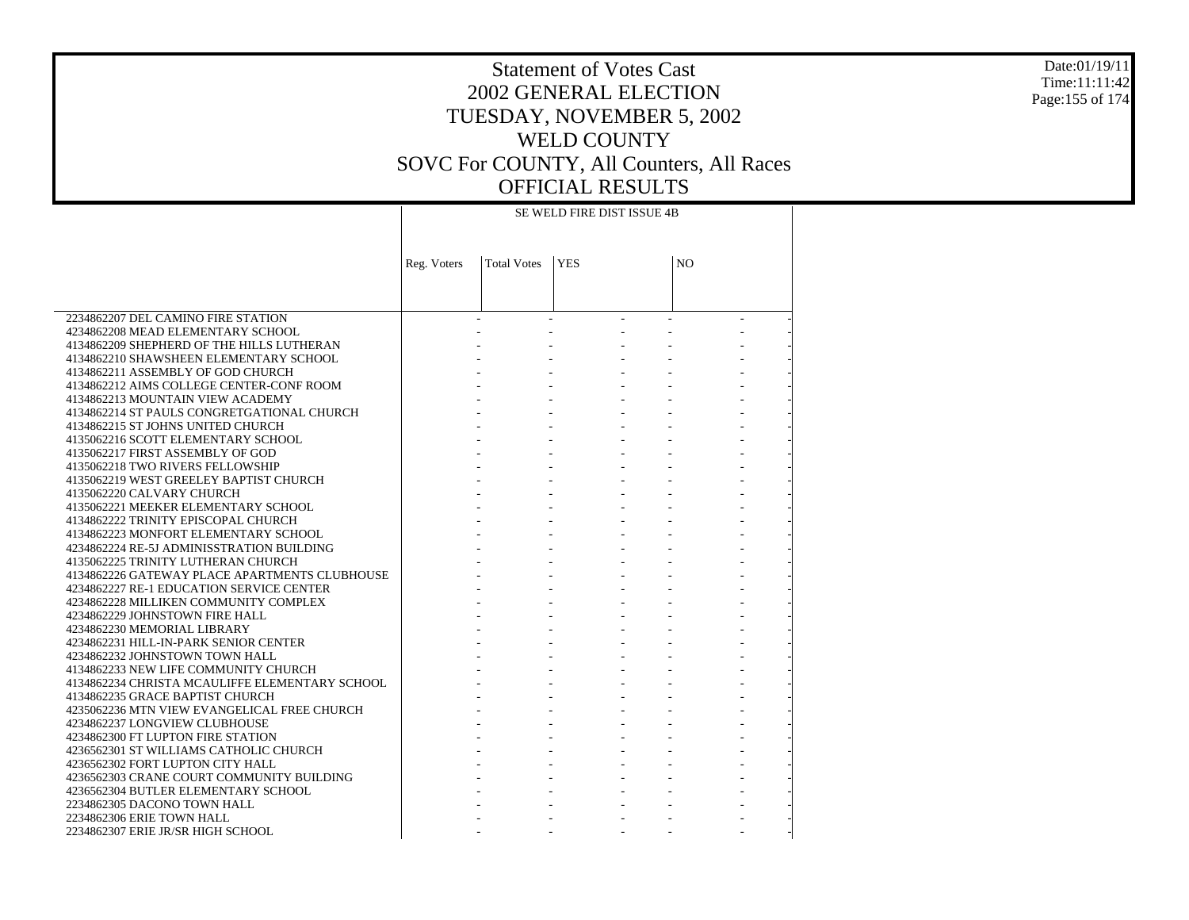# Statement of Votes Cast
# 2002 GENERAL ELECTION
# TUESDAY, NOVEMBER 5, 2002
# WELD COUNTY
# SOVC For COUNTY, All Counters, All Races
# OFFICIAL RESULTS

Date:01/19/11
Time:11:11:42

| | SE WELD FIRE DIST ISSUE 4B | | | | | |
|---|---|---|---|---|---|---|
| | Reg. Voters | Total Votes | YES | | NO | |
| 2234862207 DEL CAMINO FIRE STATION | - | - | - | - | - | - |
| 4234862208 MEAD ELEMENTARY SCHOOL | - | - | - | - | - | - |
| 4134862209 SHEPHERD OF THE HILLS LUTHERAN | - | - | - | - | - | - |
| 4134862210 SHAWSHEEN ELEMENTARY SCHOOL | - | - | - | - | - | - |
| 4134862211 ASSEMBLY OF GOD CHURCH | - | - | - | - | - | - |
| 4134862212 AIMS COLLEGE CENTER-CONF ROOM | - | - | - | - | - | - |
| 4134862213 MOUNTAIN VIEW ACADEMY | - | - | - | - | - | - |
| 4134862214 ST PAULS CONGRETGATIONAL CHURCH | - | - | - | - | - | - |
| 4134862215 ST JOHNS UNITED CHURCH | - | - | - | - | - | - |
| 4135062216 SCOTT ELEMENTARY SCHOOL | - | - | - | - | - | - |
| 4135062217 FIRST ASSEMBLY OF GOD | - | - | - | - | - | - |
| 4135062218 TWO RIVERS FELLOWSHIP | - | - | - | - | - | - |
| 4135062219 WEST GREELEY BAPTIST CHURCH | - | - | - | - | - | - |
| 4135062220 CALVARY CHURCH | - | - | - | - | - | - |
| 4135062221 MEEKER ELEMENTARY SCHOOL | - | - | - | - | - | - |
| 4134862222 TRINITY EPISCOPAL CHURCH | - | - | - | - | - | - |
| 4134862223 MONFORT ELEMENTARY SCHOOL | - | - | - | - | - | - |
| 4234862224 RE-5J ADMINISSTRATION BUILDING | - | - | - | - | - | - |
| 4135062225 TRINITY LUTHERAN CHURCH | - | - | - | - | - | - |
| 4134862226 GATEWAY PLACE APARTMENTS CLUBHOUSE | - | - | - | - | - | - |
| 4234862227 RE-1 EDUCATION SERVICE CENTER | - | - | - | - | - | - |
| 4234862228 MILLIKEN COMMUNITY COMPLEX | - | - | - | - | - | - |
| 4234862229 JOHNSTOWN FIRE HALL | - | - | - | - | - | - |
| 4234862230 MEMORIAL LIBRARY | - | - | - | - | - | - |
| 4234862231 HILL-IN-PARK SENIOR CENTER | - | - | - | - | - | - |
| 4234862232 JOHNSTOWN TOWN HALL | - | - | - | - | - | - |
| 4134862233 NEW LIFE COMMUNITY CHURCH | - | - | - | - | - | - |
| 4134862234 CHRISTA MCAULIFFE ELEMENTARY SCHOOL | - | - | - | - | - | - |
| 4134862235 GRACE BAPTIST CHURCH | - | - | - | - | - | - |
| 4235062236 MTN VIEW EVANGELICAL FREE CHURCH | - | - | - | - | - | - |
| 4234862237 LONGVIEW CLUBHOUSE | - | - | - | - | - | - |
| 4234862300 FT LUPTON FIRE STATION | - | - | - | - | - | - |
| 4236562301 ST WILLIAMS CATHOLIC CHURCH | - | - | - | - | - | - |
| 4236562302 FORT LUPTON CITY HALL | - | - | - | - | - | - |
| 4236562303 CRANE COURT COMMUNITY BUILDING | - | - | - | - | - | - |
| 4236562304 BUTLER ELEMENTARY SCHOOL | - | - | - | - | - | - |
| 2234862305 DACONO TOWN HALL | - | - | - | - | - | - |
| 2234862306 ERIE TOWN HALL | - | - | - | - | - | - |
| 2234862307 ERIE JR/SR HIGH SCHOOL | - | - | - | - | - | - |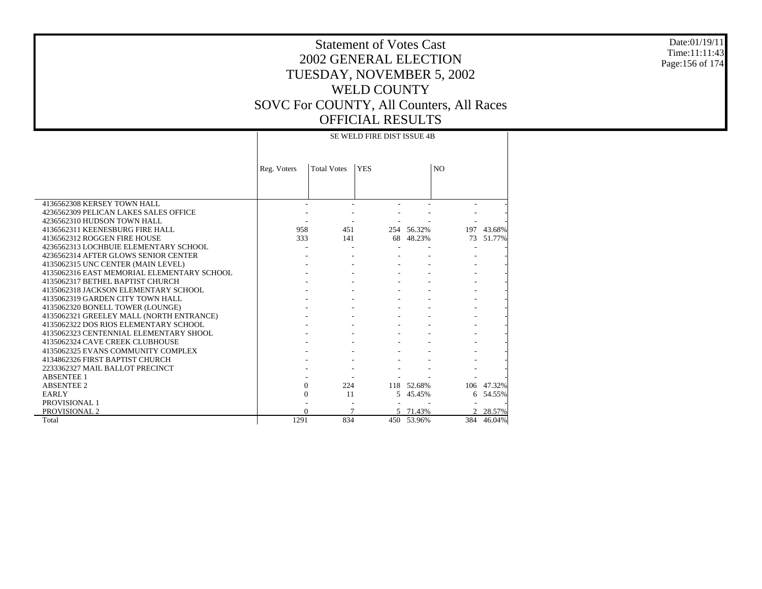# Statement of Votes Cast
# 2002 GENERAL ELECTION
# TUESDAY, NOVEMBER 5, 2002
# WELD COUNTY
# SOVC For COUNTY, All Counters, All Races
# OFFICIAL RESULTS

Date:01/19/11
Time:11:11:43

| | SE WELD FIRE DIST ISSUE 4B | | | | | |
|---|---|---|---|---|---|---|
| | Reg. Voters | Total Votes | YES | | NO | |
| 4136562308 KERSEY TOWN HALL | - | - | - | - | - | - |
| 4236562309 PELICAN LAKES SALES OFFICE | - | - | - | - | - | - |
| 4236562310 HUDSON TOWN HALL | - | - | - | - | - | - |
| 4136562311 KEENESBURG FIRE HALL | 958 | 451 | 254 | 56.32% | 197 | 43.68% |
| 4136562312 ROGGEN FIRE HOUSE | 333 | 141 | 68 | 48.23% | 73 | 51.77% |
| 4236562313 LOCHBUIE ELEMENTARY SCHOOL | - | - | - | - | - | - |
| 4236562314 AFTER GLOWS SENIOR CENTER | - | - | - | - | - | - |
| 4135062315 UNC CENTER (MAIN LEVEL) | - | - | - | - | - | - |
| 4135062316 EAST MEMORIAL ELEMENTARY SCHOOL | - | - | - | - | - | - |
| 4135062317 BETHEL BAPTIST CHURCH | - | - | - | - | - | - |
| 4135062318 JACKSON ELEMENTARY SCHOOL | - | - | - | - | - | - |
| 4135062319 GARDEN CITY TOWN HALL | - | - | - | - | - | - |
| 4135062320 BONELL TOWER (LOUNGE) | - | - | - | - | - | - |
| 4135062321 GREELEY MALL (NORTH ENTRANCE) | - | - | - | - | - | - |
| 4135062322 DOS RIOS ELEMENTARY SCHOOL | - | - | - | - | - | - |
| 4135062323 CENTENNIAL ELEMENTARY SHOOL | - | - | - | - | - | - |
| 4135062324 CAVE CREEK CLUBHOUSE | - | - | - | - | - | - |
| 4135062325 EVANS COMMUNITY COMPLEX | - | - | - | - | - | - |
| 4134862326 FIRST BAPTIST CHURCH | - | - | - | - | - | - |
| 2233362327 MAIL BALLOT PRECINCT | - | - | - | - | - | - |
| ABSENTEE 1 | - | - | - | - | - | - |
| ABSENTEE 2 | 0 | 224 | 118 | 52.68% | 106 | 47.32% |
| EARLY | 0 | 11 | 5 | 45.45% | 6 | 54.55% |
| PROVISIONAL 1 | - | - | - | - | - | - |
| PROVISIONAL 2 | 0 | 7 | 5 | 71.43% | 2 | 28.57% |
| Total | 1291 | 834 | 450 | 53.96% | 384 | 46.04% |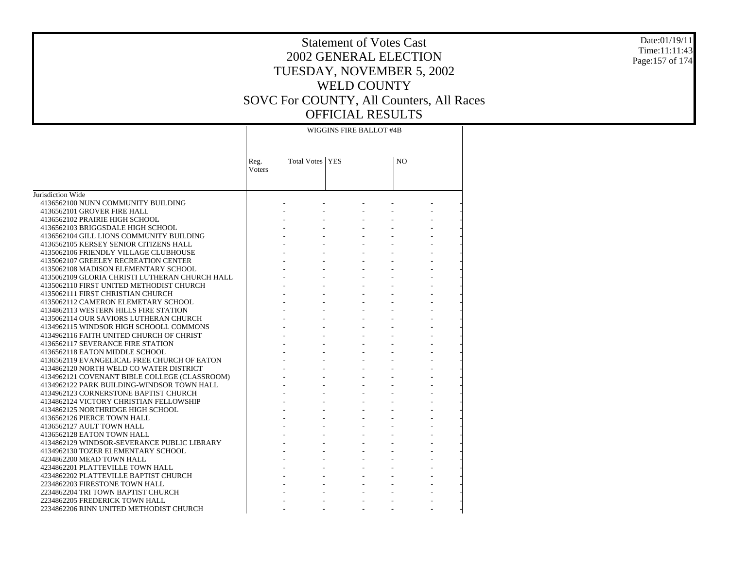# Statement of Votes Cast
## 2002 GENERAL ELECTION
## TUESDAY, NOVEMBER 5, 2002
## WELD COUNTY
## SOVC For COUNTY, All Counters, All Races
## OFFICIAL RESULTS

Date:01/19/11
Time:11:11:43

| | WIGGINS FIRE BALLOT #4B | | | | | |
|---|---|---|---|---|---|---|
| | Reg. Voters | Total Votes | YES | | NO | |
| Jurisdiction Wide | | | | | | |
| 4136562100 NUNN COMMUNITY BUILDING | - | - | - | - | - | - |
| 4136562101 GROVER FIRE HALL | - | - | - | - | - | - |
| 4136562102 PRAIRIE HIGH SCHOOL | - | - | - | - | - | - |
| 4136562103 BRIGGSDALE HIGH SCHOOL | - | - | - | - | - | - |
| 4136562104 GILL LIONS COMMUNITY BUILDING | - | - | - | - | - | - |
| 4136562105 KERSEY SENIOR CITIZENS HALL | - | - | - | - | - | - |
| 4135062106 FRIENDLY VILLAGE CLUBHOUSE | - | - | - | - | - | - |
| 4135062107 GREELEY RECREATION CENTER | - | - | - | - | - | - |
| 4135062108 MADISON ELEMENTARY SCHOOL | - | - | - | - | - | - |
| 4135062109 GLORIA CHRISTI LUTHERAN CHURCH HALL | - | - | - | - | - | - |
| 4135062110 FIRST UNITED METHODIST CHURCH | - | - | - | - | - | - |
| 4135062111 FIRST CHRISTIAN CHURCH | - | - | - | - | - | - |
| 4135062112 CAMERON ELEMETARY SCHOOL | - | - | - | - | - | - |
| 4134862113 WESTERN HILLS FIRE STATION | - | - | - | - | - | - |
| 4135062114 OUR SAVIORS LUTHERAN CHURCH | - | - | - | - | - | - |
| 4134962115 WINDSOR HIGH SCHOOLL COMMONS | - | - | - | - | - | - |
| 4134962116 FAITH UNITED CHURCH OF CHRIST | - | - | - | - | - | - |
| 4136562117 SEVERANCE FIRE STATION | - | - | - | - | - | - |
| 4136562118 EATON MIDDLE SCHOOL | - | - | - | - | - | - |
| 4136562119 EVANGELICAL FREE CHURCH OF EATON | - | - | - | - | - | - |
| 4134862120 NORTH WELD CO WATER DISTRICT | - | - | - | - | - | - |
| 4134962121 COVENANT BIBLE COLLEGE (CLASSROOM) | - | - | - | - | - | - |
| 4134962122 PARK BUILDING-WINDSOR TOWN HALL | - | - | - | - | - | - |
| 4134962123 CORNERSTONE BAPTIST CHURCH | - | - | - | - | - | - |
| 4134862124 VICTORY CHRISTIAN FELLOWSHIP | - | - | - | - | - | - |
| 4134862125 NORTHRIDGE HIGH SCHOOL | - | - | - | - | - | - |
| 4136562126 PIERCE TOWN HALL | - | - | - | - | - | - |
| 4136562127 AULT TOWN HALL | - | - | - | - | - | - |
| 4136562128 EATON TOWN HALL | - | - | - | - | - | - |
| 4134962129 WINDSOR-SEVERANCE PUBLIC LIBRARY | - | - | - | - | - | - |
| 4134962130 TOZER ELEMENTARY SCHOOL | - | - | - | - | - | - |
| 4234862200 MEAD TOWN HALL | - | - | - | - | - | - |
| 4234862201 PLATTEVILLE TOWN HALL | - | - | - | - | - | - |
| 4234862202 PLATTEVILLE BAPTIST CHURCH | - | - | - | - | - | - |
| 2234862203 FIRESTONE TOWN HALL | - | - | - | - | - | - |
| 2234862204 TRI TOWN BAPTIST CHURCH | - | - | - | - | - | - |
| 2234862205 FREDERICK TOWN HALL | - | - | - | - | - | - |
| 2234862206 RINN UNITED METHODIST CHURCH | - | - | - | - | - | - |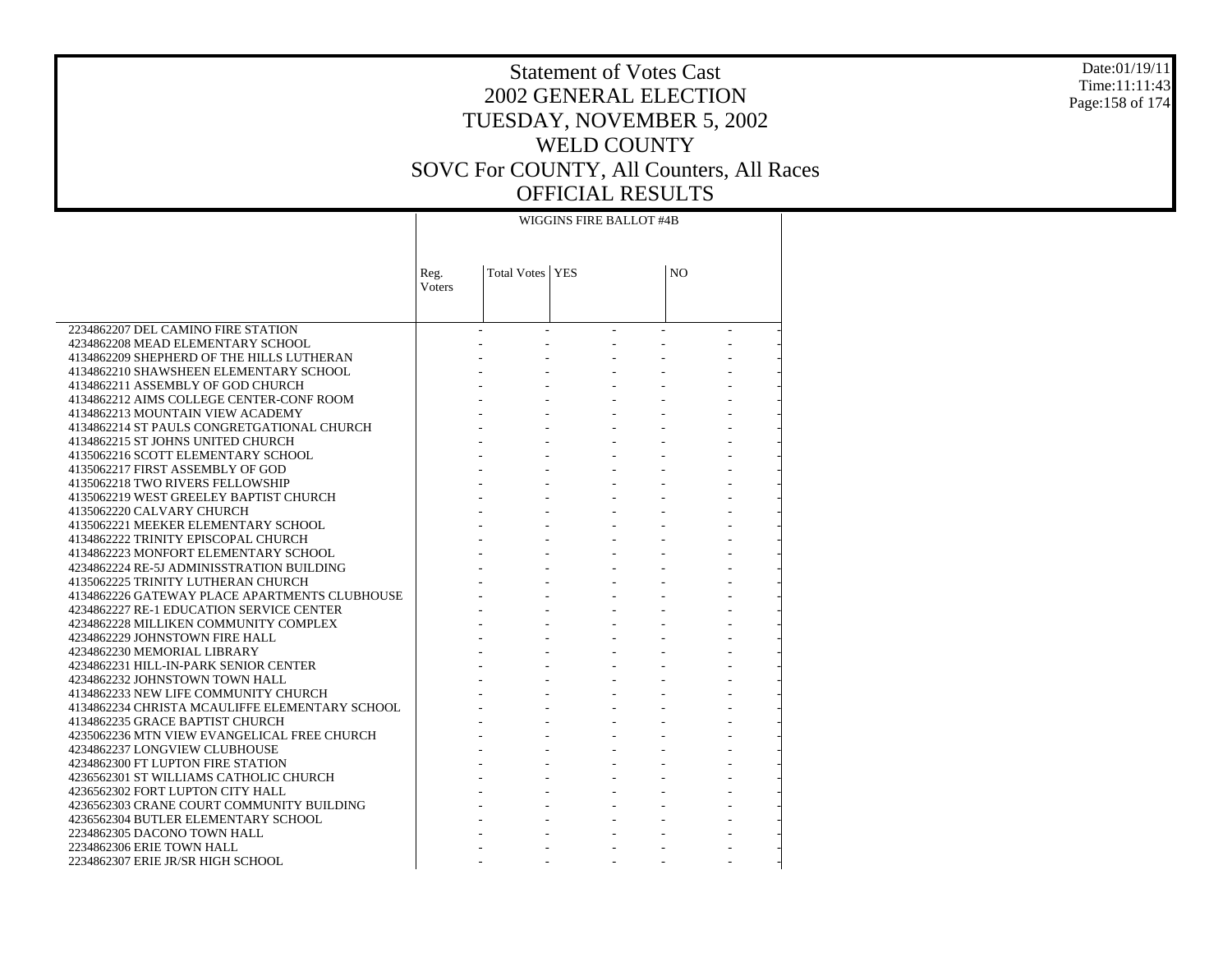# Statement of Votes Cast
## 2002 GENERAL ELECTION
## TUESDAY, NOVEMBER 5, 2002
## WELD COUNTY
## SOVC For COUNTY, All Counters, All Races
## OFFICIAL RESULTS

| | WIGGINS FIRE BALLOT #4B | | | | | |
|---|---|---|---|---|---|---|
| | Reg. Voters | Total Votes | YES | | NO | |
| 2234862207 DEL CAMINO FIRE STATION | - | - | - | - | - | - |
| 4234862208 MEAD ELEMENTARY SCHOOL | - | - | - | - | - | - |
| 4134862209 SHEPHERD OF THE HILLS LUTHERAN | - | - | - | - | - | - |
| 4134862210 SHAWSHEEN ELEMENTARY SCHOOL | - | - | - | - | - | - |
| 4134862211 ASSEMBLY OF GOD CHURCH | - | - | - | - | - | - |
| 4134862212 AIMS COLLEGE CENTER-CONF ROOM | - | - | - | - | - | - |
| 4134862213 MOUNTAIN VIEW ACADEMY | - | - | - | - | - | - |
| 4134862214 ST PAULS CONGRETGATIONAL CHURCH | - | - | - | - | - | - |
| 4134862215 ST JOHNS UNITED CHURCH | - | - | - | - | - | - |
| 4135062216 SCOTT ELEMENTARY SCHOOL | - | - | - | - | - | - |
| 4135062217 FIRST ASSEMBLY OF GOD | - | - | - | - | - | - |
| 4135062218 TWO RIVERS FELLOWSHIP | - | - | - | - | - | - |
| 4135062219 WEST GREELEY BAPTIST CHURCH | - | - | - | - | - | - |
| 4135062220 CALVARY CHURCH | - | - | - | - | - | - |
| 4135062221 MEEKER ELEMENTARY SCHOOL | - | - | - | - | - | - |
| 4134862222 TRINITY EPISCOPAL CHURCH | - | - | - | - | - | - |
| 4134862223 MONFORT ELEMENTARY SCHOOL | - | - | - | - | - | - |
| 4234862224 RE-5J ADMINISSTRATION BUILDING | - | - | - | - | - | - |
| 4135062225 TRINITY LUTHERAN CHURCH | - | - | - | - | - | - |
| 4134862226 GATEWAY PLACE APARTMENTS CLUBHOUSE | - | - | - | - | - | - |
| 4234862227 RE-1 EDUCATION SERVICE CENTER | - | - | - | - | - | - |
| 4234862228 MILLIKEN COMMUNITY COMPLEX | - | - | - | - | - | - |
| 4234862229 JOHNSTOWN FIRE HALL | - | - | - | - | - | - |
| 4234862230 MEMORIAL LIBRARY | - | - | - | - | - | - |
| 4234862231 HILL-IN-PARK SENIOR CENTER | - | - | - | - | - | - |
| 4234862232 JOHNSTOWN TOWN HALL | - | - | - | - | - | - |
| 4134862233 NEW LIFE COMMUNITY CHURCH | - | - | - | - | - | - |
| 4134862234 CHRISTA MCAULIFFE ELEMENTARY SCHOOL | - | - | - | - | - | - |
| 4134862235 GRACE BAPTIST CHURCH | - | - | - | - | - | - |
| 4235062236 MTN VIEW EVANGELICAL FREE CHURCH | - | - | - | - | - | - |
| 4234862237 LONGVIEW CLUBHOUSE | - | - | - | - | - | - |
| 4234862300 FT LUPTON FIRE STATION | - | - | - | - | - | - |
| 4236562301 ST WILLIAMS CATHOLIC CHURCH | - | - | - | - | - | - |
| 4236562302 FORT LUPTON CITY HALL | - | - | - | - | - | - |
| 4236562303 CRANE COURT COMMUNITY BUILDING | - | - | - | - | - | - |
| 4236562304 BUTLER ELEMENTARY SCHOOL | - | - | - | - | - | - |
| 2234862305 DACONO TOWN HALL | - | - | - | - | - | - |
| 2234862306 ERIE TOWN HALL | - | - | - | - | - | - |
| 2234862307 ERIE JR/SR HIGH SCHOOL | - | - | - | - | - | - |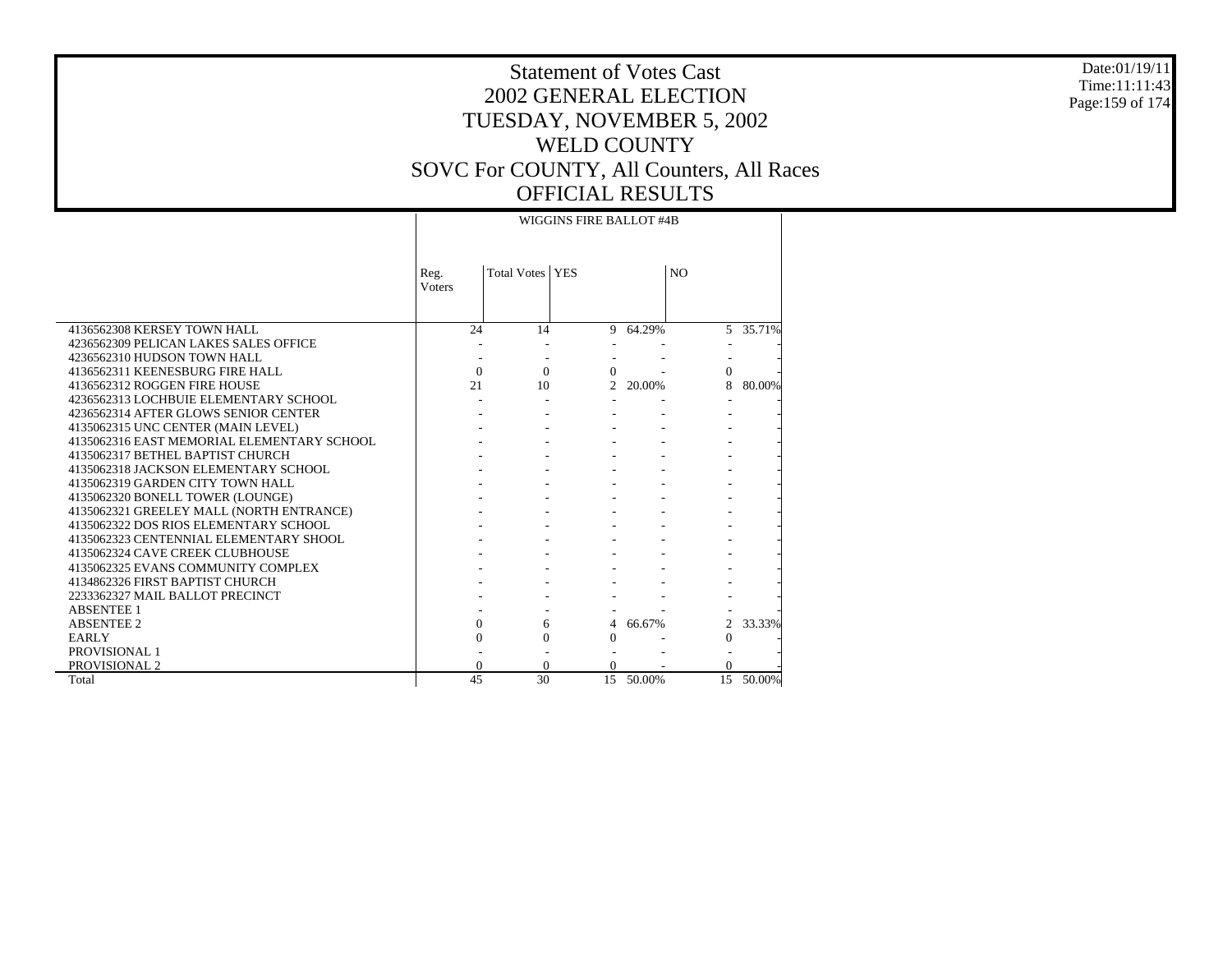# Statement of Votes Cast
# 2002 GENERAL ELECTION
# TUESDAY, NOVEMBER 5, 2002
# WELD COUNTY
# SOVC For COUNTY, All Counters, All Races
# OFFICIAL RESULTS

Date:01/19/11
Time:11:11:43

| | WIGGINS FIRE BALLOT #4B | | | | | |
|---|---|---|---|---|---|---|
| | Reg. Voters | Total Votes | YES | | NO | |
| 4136562308 KERSEY TOWN HALL | 24 | 14 | 9 | 64.29% | 5 | 35.71% |
| 4236562309 PELICAN LAKES SALES OFFICE | - | - | - | - | - | - |
| 4236562310 HUDSON TOWN HALL | - | - | - | - | - | - |
| 4136562311 KEENESBURG FIRE HALL | 0 | 0 | 0 | - | 0 | - |
| 4136562312 ROGGEN FIRE HOUSE | 21 | 10 | 2 | 20.00% | 8 | 80.00% |
| 4236562313 LOCHBUIE ELEMENTARY SCHOOL | - | - | - | - | - | - |
| 4236562314 AFTER GLOWS SENIOR CENTER | - | - | - | - | - | - |
| 4135062315 UNC CENTER (MAIN LEVEL) | - | - | - | - | - | - |
| 4135062316 EAST MEMORIAL ELEMENTARY SCHOOL | - | - | - | - | - | - |
| 4135062317 BETHEL BAPTIST CHURCH | - | - | - | - | - | - |
| 4135062318 JACKSON ELEMENTARY SCHOOL | - | - | - | - | - | - |
| 4135062319 GARDEN CITY TOWN HALL | - | - | - | - | - | - |
| 4135062320 BONELL TOWER (LOUNGE) | - | - | - | - | - | - |
| 4135062321 GREELEY MALL (NORTH ENTRANCE) | - | - | - | - | - | - |
| 4135062322 DOS RIOS ELEMENTARY SCHOOL | - | - | - | - | - | - |
| 4135062323 CENTENNIAL ELEMENTARY SHOOL | - | - | - | - | - | - |
| 4135062324 CAVE CREEK CLUBHOUSE | - | - | - | - | - | - |
| 4135062325 EVANS COMMUNITY COMPLEX | - | - | - | - | - | - |
| 4134862326 FIRST BAPTIST CHURCH | - | - | - | - | - | - |
| 2233362327 MAIL BALLOT PRECINCT | - | - | - | - | - | - |
| ABSENTEE 1 | - | - | - | - | - | - |
| ABSENTEE 2 | 0 | 6 | 4 | 66.67% | 2 | 33.33% |
| EARLY | 0 | 0 | 0 | - | 0 | - |
| PROVISIONAL 1 | - | - | - | - | - | - |
| PROVISIONAL 2 | 0 | 0 | 0 | - | 0 | - |
| Total | 45 | 30 | 15 | 50.00% | 15 | 50.00% |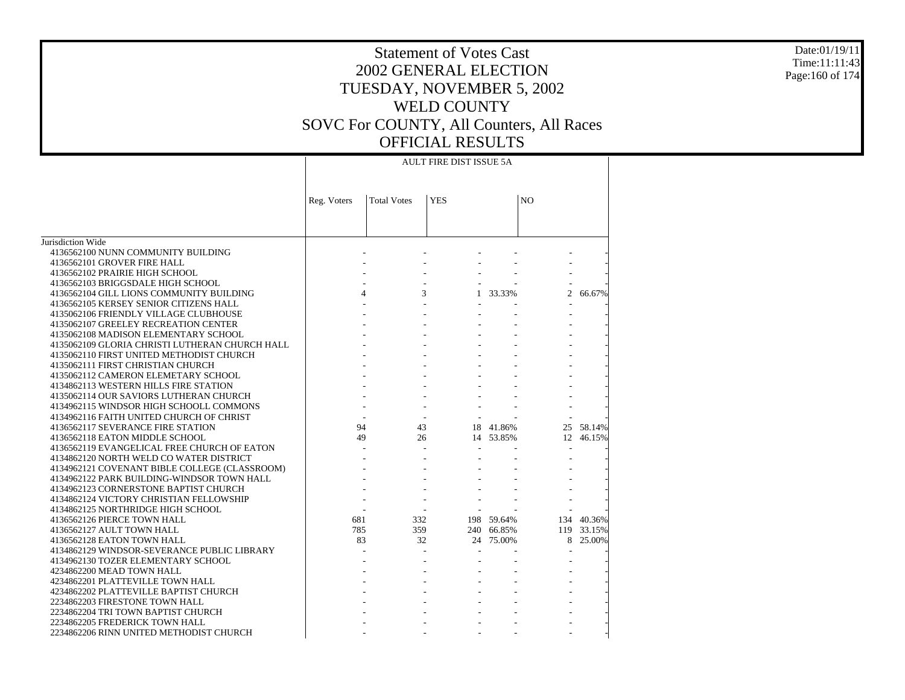# Statement of Votes Cast
# 2002 GENERAL ELECTION
# TUESDAY, NOVEMBER 5, 2002
# WELD COUNTY
# SOVC For COUNTY, All Counters, All Races
# OFFICIAL RESULTS

Date:01/19/11
Time:11:11:43

| | AULT FIRE DIST ISSUE 5A | | | | | |
|---|---|---|---|---|---|---|
| | Reg. Voters | Total Votes | YES | | NO | |
| Jurisdiction Wide | | | | | | |
| 4136562100 NUNN COMMUNITY BUILDING | - | - | - | - | - | - |
| 4136562101 GROVER FIRE HALL | - | - | - | - | - | - |
| 4136562102 PRAIRIE HIGH SCHOOL | - | - | - | - | - | - |
| 4136562103 BRIGGSDALE HIGH SCHOOL | - | - | - | - | - | - |
| 4136562104 GILL LIONS COMMUNITY BUILDING | 4 | 3 | 1 | 33.33% | 2 | 66.67% |
| 4136562105 KERSEY SENIOR CITIZENS HALL | - | - | - | - | - | - |
| 4135062106 FRIENDLY VILLAGE CLUBHOUSE | - | - | - | - | - | - |
| 4135062107 GREELEY RECREATION CENTER | - | - | - | - | - | - |
| 4135062108 MADISON ELEMENTARY SCHOOL | - | - | - | - | - | - |
| 4135062109 GLORIA CHRISTI LUTHERAN CHURCH HALL | - | - | - | - | - | - |
| 4135062110 FIRST UNITED METHODIST CHURCH | - | - | - | - | - | - |
| 4135062111 FIRST CHRISTIAN CHURCH | - | - | - | - | - | - |
| 4135062112 CAMERON ELEMETARY SCHOOL | - | - | - | - | - | - |
| 4134862113 WESTERN HILLS FIRE STATION | - | - | - | - | - | - |
| 4135062114 OUR SAVIORS LUTHERAN CHURCH | - | - | - | - | - | - |
| 4134962115 WINDSOR HIGH SCHOOLL COMMONS | - | - | - | - | - | - |
| 4134962116 FAITH UNITED CHURCH OF CHRIST | - | - | - | - | - | - |
| 4136562117 SEVERANCE FIRE STATION | 94 | 43 | 18 | 41.86% | 25 | 58.14% |
| 4136562118 EATON MIDDLE SCHOOL | 49 | 26 | 14 | 53.85% | 12 | 46.15% |
| 4136562119 EVANGELICAL FREE CHURCH OF EATON | - | - | - | - | - | - |
| 4134862120 NORTH WELD CO WATER DISTRICT | - | - | - | - | - | - |
| 4134962121 COVENANT BIBLE COLLEGE (CLASSROOM) | - | - | - | - | - | - |
| 4134962122 PARK BUILDING-WINDSOR TOWN HALL | - | - | - | - | - | - |
| 4134962123 CORNERSTONE BAPTIST CHURCH | - | - | - | - | - | - |
| 4134862124 VICTORY CHRISTIAN FELLOWSHIP | - | - | - | - | - | - |
| 4134862125 NORTHRIDGE HIGH SCHOOL | - | - | - | - | - | - |
| 4136562126 PIERCE TOWN HALL | 681 | 332 | 198 | 59.64% | 134 | 40.36% |
| 4136562127 AULT TOWN HALL | 785 | 359 | 240 | 66.85% | 119 | 33.15% |
| 4136562128 EATON TOWN HALL | 83 | 32 | 24 | 75.00% | 8 | 25.00% |
| 4134862129 WINDSOR-SEVERANCE PUBLIC LIBRARY | - | - | - | - | - | - |
| 4134962130 TOZER ELEMENTARY SCHOOL | - | - | - | - | - | - |
| 4234862200 MEAD TOWN HALL | - | - | - | - | - | - |
| 4234862201 PLATTEVILLE TOWN HALL | - | - | - | - | - | - |
| 4234862202 PLATTEVILLE BAPTIST CHURCH | - | - | - | - | - | - |
| 2234862203 FIRESTONE TOWN HALL | - | - | - | - | - | - |
| 2234862204 TRI TOWN BAPTIST CHURCH | - | - | - | - | - | - |
| 2234862205 FREDERICK TOWN HALL | - | - | - | - | - | - |
| 2234862206 RINN UNITED METHODIST CHURCH | - | - | - | - | - | - |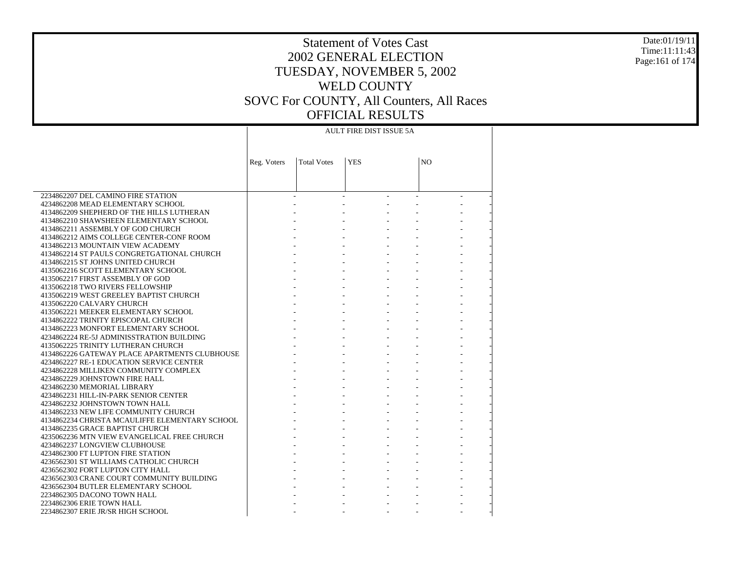# Statement of Votes Cast
# 2002 GENERAL ELECTION
# TUESDAY, NOVEMBER 5, 2002
# WELD COUNTY
# SOVC For COUNTY, All Counters, All Races
# OFFICIAL RESULTS

Date:01/19/11
Time:11:11:43

| | AULT FIRE DIST ISSUE 5A | | | | | |
|---|---|---|---|---|---|---|
| | Reg. Voters | Total Votes | YES | | NO | |
| 2234862207 DEL CAMINO FIRE STATION | - | - | - | - | - | - |
| 4234862208 MEAD ELEMENTARY SCHOOL | - | - | - | - | - | - |
| 4134862209 SHEPHERD OF THE HILLS LUTHERAN | - | - | - | - | - | - |
| 4134862210 SHAWSHEEN ELEMENTARY SCHOOL | - | - | - | - | - | - |
| 4134862211 ASSEMBLY OF GOD CHURCH | - | - | - | - | - | - |
| 4134862212 AIMS COLLEGE CENTER-CONF ROOM | - | - | - | - | - | - |
| 4134862213 MOUNTAIN VIEW ACADEMY | - | - | - | - | - | - |
| 4134862214 ST PAULS CONGRETGATIONAL CHURCH | - | - | - | - | - | - |
| 4134862215 ST JOHNS UNITED CHURCH | - | - | - | - | - | - |
| 4135062216 SCOTT ELEMENTARY SCHOOL | - | - | - | - | - | - |
| 4135062217 FIRST ASSEMBLY OF GOD | - | - | - | - | - | - |
| 4135062218 TWO RIVERS FELLOWSHIP | - | - | - | - | - | - |
| 4135062219 WEST GREELEY BAPTIST CHURCH | - | - | - | - | - | - |
| 4135062220 CALVARY CHURCH | - | - | - | - | - | - |
| 4135062221 MEEKER ELEMENTARY SCHOOL | - | - | - | - | - | - |
| 4134862222 TRINITY EPISCOPAL CHURCH | - | - | - | - | - | - |
| 4134862223 MONFORT ELEMENTARY SCHOOL | - | - | - | - | - | - |
| 4234862224 RE-5J ADMINISSTRATION BUILDING | - | - | - | - | - | - |
| 4135062225 TRINITY LUTHERAN CHURCH | - | - | - | - | - | - |
| 4134862226 GATEWAY PLACE APARTMENTS CLUBHOUSE | - | - | - | - | - | - |
| 4234862227 RE-1 EDUCATION SERVICE CENTER | - | - | - | - | - | - |
| 4234862228 MILLIKEN COMMUNITY COMPLEX | - | - | - | - | - | - |
| 4234862229 JOHNSTOWN FIRE HALL | - | - | - | - | - | - |
| 4234862230 MEMORIAL LIBRARY | - | - | - | - | - | - |
| 4234862231 HILL-IN-PARK SENIOR CENTER | - | - | - | - | - | - |
| 4234862232 JOHNSTOWN TOWN HALL | - | - | - | - | - | - |
| 4134862233 NEW LIFE COMMUNITY CHURCH | - | - | - | - | - | - |
| 4134862234 CHRISTA MCAULIFFE ELEMENTARY SCHOOL | - | - | - | - | - | - |
| 4134862235 GRACE BAPTIST CHURCH | - | - | - | - | - | - |
| 4235062236 MTN VIEW EVANGELICAL FREE CHURCH | - | - | - | - | - | - |
| 4234862237 LONGVIEW CLUBHOUSE | - | - | - | - | - | - |
| 4234862300 FT LUPTON FIRE STATION | - | - | - | - | - | - |
| 4236562301 ST WILLIAMS CATHOLIC CHURCH | - | - | - | - | - | - |
| 4236562302 FORT LUPTON CITY HALL | - | - | - | - | - | - |
| 4236562303 CRANE COURT COMMUNITY BUILDING | - | - | - | - | - | - |
| 4236562304 BUTLER ELEMENTARY SCHOOL | - | - | - | - | - | - |
| 2234862305 DACONO TOWN HALL | - | - | - | - | - | - |
| 2234862306 ERIE TOWN HALL | - | - | - | - | - | - |
| 2234862307 ERIE JR/SR HIGH SCHOOL | - | - | - | - | - | - |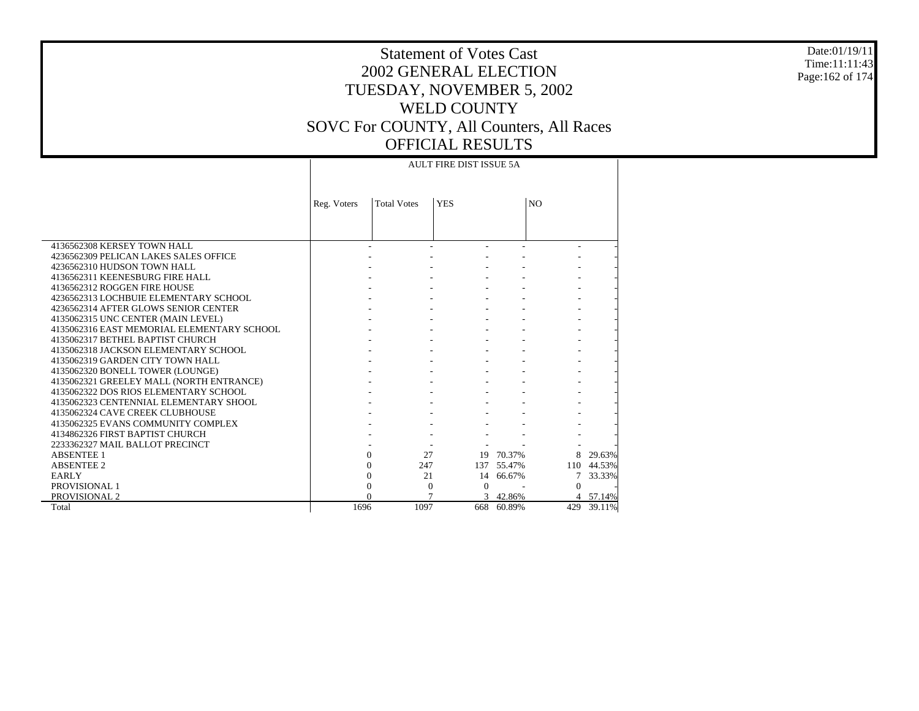# Statement of Votes Cast
## 2002 GENERAL ELECTION
## TUESDAY, NOVEMBER 5, 2002
## WELD COUNTY
## SOVC For COUNTY, All Counters, All Races
## OFFICIAL RESULTS

Date:01/19/11
Time:11:11:43

| | AULT FIRE DIST ISSUE 5A | | | | | |
|---|---|---|---|---|---|---|
| | Reg. Voters | Total Votes | YES | | NO | |
| 4136562308 KERSEY TOWN HALL | - | - | - | - | - | - |
| 4236562309 PELICAN LAKES SALES OFFICE | - | - | - | - | - | - |
| 4236562310 HUDSON TOWN HALL | - | - | - | - | - | - |
| 4136562311 KEENESBURG FIRE HALL | - | - | - | - | - | - |
| 4136562312 ROGGEN FIRE HOUSE | - | - | - | - | - | - |
| 4236562313 LOCHBUIE ELEMENTARY SCHOOL | - | - | - | - | - | - |
| 4236562314 AFTER GLOWS SENIOR CENTER | - | - | - | - | - | - |
| 4135062315 UNC CENTER (MAIN LEVEL) | - | - | - | - | - | - |
| 4135062316 EAST MEMORIAL ELEMENTARY SCHOOL | - | - | - | - | - | - |
| 4135062317 BETHEL BAPTIST CHURCH | - | - | - | - | - | - |
| 4135062318 JACKSON ELEMENTARY SCHOOL | - | - | - | - | - | - |
| 4135062319 GARDEN CITY TOWN HALL | - | - | - | - | - | - |
| 4135062320 BONELL TOWER (LOUNGE) | - | - | - | - | - | - |
| 4135062321 GREELEY MALL (NORTH ENTRANCE) | - | - | - | - | - | - |
| 4135062322 DOS RIOS ELEMENTARY SCHOOL | - | - | - | - | - | - |
| 4135062323 CENTENNIAL ELEMENTARY SHOOL | - | - | - | - | - | - |
| 4135062324 CAVE CREEK CLUBHOUSE | - | - | - | - | - | - |
| 4135062325 EVANS COMMUNITY COMPLEX | - | - | - | - | - | - |
| 4134862326 FIRST BAPTIST CHURCH | - | - | - | - | - | - |
| 2233362327 MAIL BALLOT PRECINCT | - | - | - | - | - | - |
| ABSENTEE 1 | 0 | 27 | 19 | 70.37% | 8 | 29.63% |
| ABSENTEE 2 | 0 | 247 | 137 | 55.47% | 110 | 44.53% |
| EARLY | 0 | 21 | 14 | 66.67% | 7 | 33.33% |
| PROVISIONAL 1 | 0 | 0 | 0 | - | 0 | - |
| PROVISIONAL 2 | 0 | 7 | 3 | 42.86% | 4 | 57.14% |
| Total | 1696 | 1097 | 668 | 60.89% | 429 | 39.11% |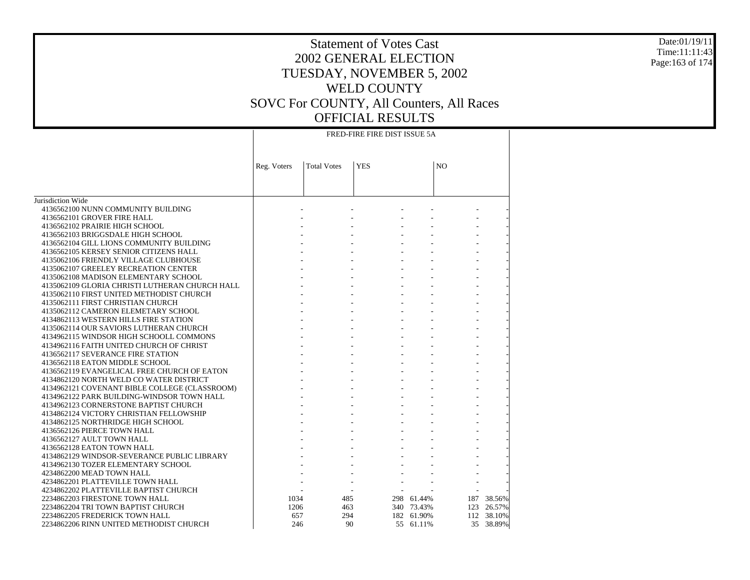# Statement of Votes Cast
# 2002 GENERAL ELECTION
# TUESDAY, NOVEMBER 5, 2002
# WELD COUNTY
# SOVC For COUNTY, All Counters, All Races
# OFFICIAL RESULTS

Date:01/19/11
Time:11:11:43

| | FRED-FIRE FIRE DIST ISSUE 5A | | | | | |
|---|---|---|---|---|---|---|
| | Reg. Voters | Total Votes | YES | | NO | |
| Jurisdiction Wide | | | | | | |
| 4136562100 NUNN COMMUNITY BUILDING | - | - | - | - | - | - |
| 4136562101 GROVER FIRE HALL | - | - | - | - | - | - |
| 4136562102 PRAIRIE HIGH SCHOOL | - | - | - | - | - | - |
| 4136562103 BRIGGSDALE HIGH SCHOOL | - | - | - | - | - | - |
| 4136562104 GILL LIONS COMMUNITY BUILDING | - | - | - | - | - | - |
| 4136562105 KERSEY SENIOR CITIZENS HALL | - | - | - | - | - | - |
| 4135062106 FRIENDLY VILLAGE CLUBHOUSE | - | - | - | - | - | - |
| 4135062107 GREELEY RECREATION CENTER | - | - | - | - | - | - |
| 4135062108 MADISON ELEMENTARY SCHOOL | - | - | - | - | - | - |
| 4135062109 GLORIA CHRISTI LUTHERAN CHURCH HALL | - | - | - | - | - | - |
| 4135062110 FIRST UNITED METHODIST CHURCH | - | - | - | - | - | - |
| 4135062111 FIRST CHRISTIAN CHURCH | - | - | - | - | - | - |
| 4135062112 CAMERON ELEMETARY SCHOOL | - | - | - | - | - | - |
| 4134862113 WESTERN HILLS FIRE STATION | - | - | - | - | - | - |
| 4135062114 OUR SAVIORS LUTHERAN CHURCH | - | - | - | - | - | - |
| 4134962115 WINDSOR HIGH SCHOOLL COMMONS | - | - | - | - | - | - |
| 4134962116 FAITH UNITED CHURCH OF CHRIST | - | - | - | - | - | - |
| 4136562117 SEVERANCE FIRE STATION | - | - | - | - | - | - |
| 4136562118 EATON MIDDLE SCHOOL | - | - | - | - | - | - |
| 4136562119 EVANGELICAL FREE CHURCH OF EATON | - | - | - | - | - | - |
| 4134862120 NORTH WELD CO WATER DISTRICT | - | - | - | - | - | - |
| 4134962121 COVENANT BIBLE COLLEGE (CLASSROOM) | - | - | - | - | - | - |
| 4134962122 PARK BUILDING-WINDSOR TOWN HALL | - | - | - | - | - | - |
| 4134962123 CORNERSTONE BAPTIST CHURCH | - | - | - | - | - | - |
| 4134862124 VICTORY CHRISTIAN FELLOWSHIP | - | - | - | - | - | - |
| 4134862125 NORTHRIDGE HIGH SCHOOL | - | - | - | - | - | - |
| 4136562126 PIERCE TOWN HALL | - | - | - | - | - | - |
| 4136562127 AULT TOWN HALL | - | - | - | - | - | - |
| 4136562128 EATON TOWN HALL | - | - | - | - | - | - |
| 4134962129 WINDSOR-SEVERANCE PUBLIC LIBRARY | - | - | - | - | - | - |
| 4134962130 TOZER ELEMENTARY SCHOOL | - | - | - | - | - | - |
| 4234862200 MEAD TOWN HALL | - | - | - | - | - | - |
| 4234862201 PLATTEVILLE TOWN HALL | - | - | - | - | - | - |
| 4234862202 PLATTEVILLE BAPTIST CHURCH | - | - | - | - | - | - |
| 2234862203 FIRESTONE TOWN HALL | 1034 | 485 | 298 | 61.44% | 187 | 38.56% |
| 2234862204 TRI TOWN BAPTIST CHURCH | 1206 | 463 | 340 | 73.43% | 123 | 26.57% |
| 2234862205 FREDERICK TOWN HALL | 657 | 294 | 182 | 61.90% | 112 | 38.10% |
| 2234862206 RINN UNITED METHODIST CHURCH | 246 | 90 | 55 | 61.11% | 35 | 38.89% |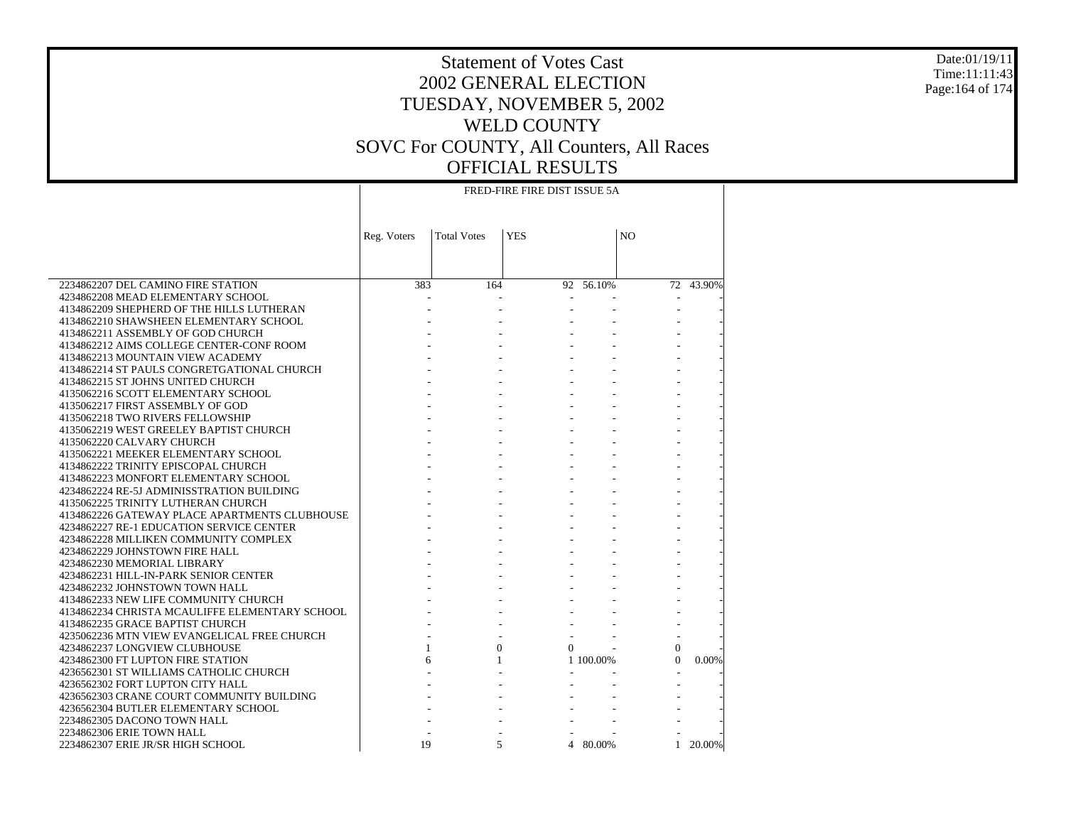# Statement of Votes Cast
## 2002 GENERAL ELECTION
## TUESDAY, NOVEMBER 5, 2002
## WELD COUNTY
## SOVC For COUNTY, All Counters, All Races
## OFFICIAL RESULTS

Date:01/19/11
Time:11:11:43

| | FRED-FIRE FIRE DIST ISSUE 5A | | | | | |
|---|---|---|---|---|---|---|
| | Reg. Voters | Total Votes | YES | | NO | |
| 2234862207 DEL CAMINO FIRE STATION | 383 | 164 | 92 | 56.10% | 72 | 43.90% |
| 4234862208 MEAD ELEMENTARY SCHOOL | - | - | - | - | - | - |
| 4134862209 SHEPHERD OF THE HILLS LUTHERAN | - | - | - | - | - | - |
| 4134862210 SHAWSHEEN ELEMENTARY SCHOOL | - | - | - | - | - | - |
| 4134862211 ASSEMBLY OF GOD CHURCH | - | - | - | - | - | - |
| 4134862212 AIMS COLLEGE CENTER-CONF ROOM | - | - | - | - | - | - |
| 4134862213 MOUNTAIN VIEW ACADEMY | - | - | - | - | - | - |
| 4134862214 ST PAULS CONGRETGATIONAL CHURCH | - | - | - | - | - | - |
| 4134862215 ST JOHNS UNITED CHURCH | - | - | - | - | - | - |
| 4135062216 SCOTT ELEMENTARY SCHOOL | - | - | - | - | - | - |
| 4135062217 FIRST ASSEMBLY OF GOD | - | - | - | - | - | - |
| 4135062218 TWO RIVERS FELLOWSHIP | - | - | - | - | - | - |
| 4135062219 WEST GREELEY BAPTIST CHURCH | - | - | - | - | - | - |
| 4135062220 CALVARY CHURCH | - | - | - | - | - | - |
| 4135062221 MEEKER ELEMENTARY SCHOOL | - | - | - | - | - | - |
| 4134862222 TRINITY EPISCOPAL CHURCH | - | - | - | - | - | - |
| 4134862223 MONFORT ELEMENTARY SCHOOL | - | - | - | - | - | - |
| 4234862224 RE-5J ADMINISSTRATION BUILDING | - | - | - | - | - | - |
| 4135062225 TRINITY LUTHERAN CHURCH | - | - | - | - | - | - |
| 4134862226 GATEWAY PLACE APARTMENTS CLUBHOUSE | - | - | - | - | - | - |
| 4234862227 RE-1 EDUCATION SERVICE CENTER | - | - | - | - | - | - |
| 4234862228 MILLIKEN COMMUNITY COMPLEX | - | - | - | - | - | - |
| 4234862229 JOHNSTOWN FIRE HALL | - | - | - | - | - | - |
| 4234862230 MEMORIAL LIBRARY | - | - | - | - | - | - |
| 4234862231 HILL-IN-PARK SENIOR CENTER | - | - | - | - | - | - |
| 4234862232 JOHNSTOWN TOWN HALL | - | - | - | - | - | - |
| 4134862233 NEW LIFE COMMUNITY CHURCH | - | - | - | - | - | - |
| 4134862234 CHRISTA MCAULIFFE ELEMENTARY SCHOOL | - | - | - | - | - | - |
| 4134862235 GRACE BAPTIST CHURCH | - | - | - | - | - | - |
| 4235062236 MTN VIEW EVANGELICAL FREE CHURCH | - | - | - | - | - | - |
| 4234862237 LONGVIEW CLUBHOUSE | 1 | 0 | 0 | - | 0 | - |
| 4234862300 FT LUPTON FIRE STATION | 6 | 1 | 1 | 100.00% | 0 | 0.00% |
| 4236562301 ST WILLIAMS CATHOLIC CHURCH | - | - | - | - | - | - |
| 4236562302 FORT LUPTON CITY HALL | - | - | - | - | - | - |
| 4236562303 CRANE COURT COMMUNITY BUILDING | - | - | - | - | - | - |
| 4236562304 BUTLER ELEMENTARY SCHOOL | - | - | - | - | - | - |
| 2234862305 DACONO TOWN HALL | - | - | - | - | - | - |
| 2234862306 ERIE TOWN HALL | - | - | - | - | - | - |
| 2234862307 ERIE JR/SR HIGH SCHOOL | 19 | 5 | 4 | 80.00% | 1 | 20.00% |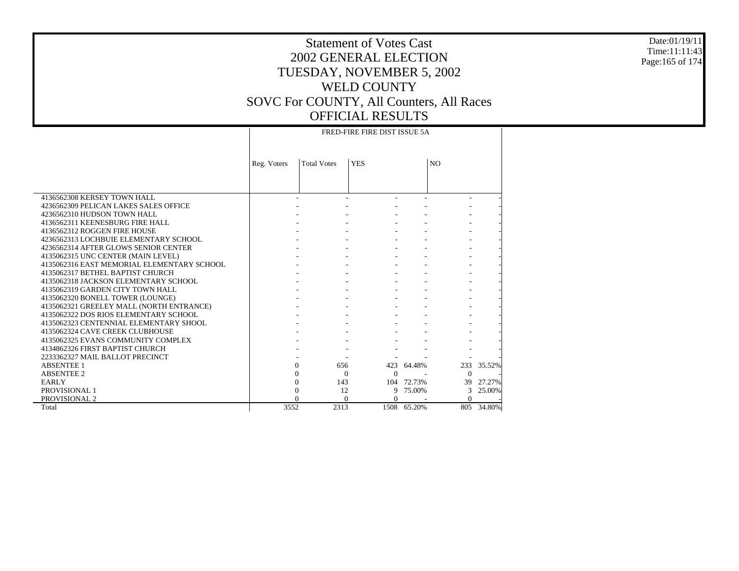# Statement of Votes Cast
## 2002 GENERAL ELECTION
## TUESDAY, NOVEMBER 5, 2002
## WELD COUNTY
## SOVC For COUNTY, All Counters, All Races
## OFFICIAL RESULTS

Date:01/19/11
Time:11:11:43

| | FRED-FIRE FIRE DIST ISSUE 5A | | | | | |
|---|---|---|---|---|---|---|
| | Reg. Voters | Total Votes | YES | | NO | |
| 4136562308 KERSEY TOWN HALL | - | - | - | - | - | - |
| 4236562309 PELICAN LAKES SALES OFFICE | - | - | - | - | - | - |
| 4236562310 HUDSON TOWN HALL | - | - | - | - | - | - |
| 4136562311 KEENESBURG FIRE HALL | - | - | - | - | - | - |
| 4136562312 ROGGEN FIRE HOUSE | - | - | - | - | - | - |
| 4236562313 LOCHBUIE ELEMENTARY SCHOOL | - | - | - | - | - | - |
| 4236562314 AFTER GLOWS SENIOR CENTER | - | - | - | - | - | - |
| 4135062315 UNC CENTER (MAIN LEVEL) | - | - | - | - | - | - |
| 4135062316 EAST MEMORIAL ELEMENTARY SCHOOL | - | - | - | - | - | - |
| 4135062317 BETHEL BAPTIST CHURCH | - | - | - | - | - | - |
| 4135062318 JACKSON ELEMENTARY SCHOOL | - | - | - | - | - | - |
| 4135062319 GARDEN CITY TOWN HALL | - | - | - | - | - | - |
| 4135062320 BONELL TOWER (LOUNGE) | - | - | - | - | - | - |
| 4135062321 GREELEY MALL (NORTH ENTRANCE) | - | - | - | - | - | - |
| 4135062322 DOS RIOS ELEMENTARY SCHOOL | - | - | - | - | - | - |
| 4135062323 CENTENNIAL ELEMENTARY SHOOL | - | - | - | - | - | - |
| 4135062324 CAVE CREEK CLUBHOUSE | - | - | - | - | - | - |
| 4135062325 EVANS COMMUNITY COMPLEX | - | - | - | - | - | - |
| 4134862326 FIRST BAPTIST CHURCH | - | - | - | - | - | - |
| 2233362327 MAIL BALLOT PRECINCT | - | - | - | - | - | - |
| ABSENTEE 1 | 0 | 656 | 423 | 64.48% | 233 | 35.52% |
| ABSENTEE 2 | 0 | 0 | 0 | - | 0 | - |
| EARLY | 0 | 143 | 104 | 72.73% | 39 | 27.27% |
| PROVISIONAL 1 | 0 | 12 | 9 | 75.00% | 3 | 25.00% |
| PROVISIONAL 2 | 0 | 0 | 0 | - | 0 | - |
| Total | 3552 | 2313 | 1508 | 65.20% | 805 | 34.80% |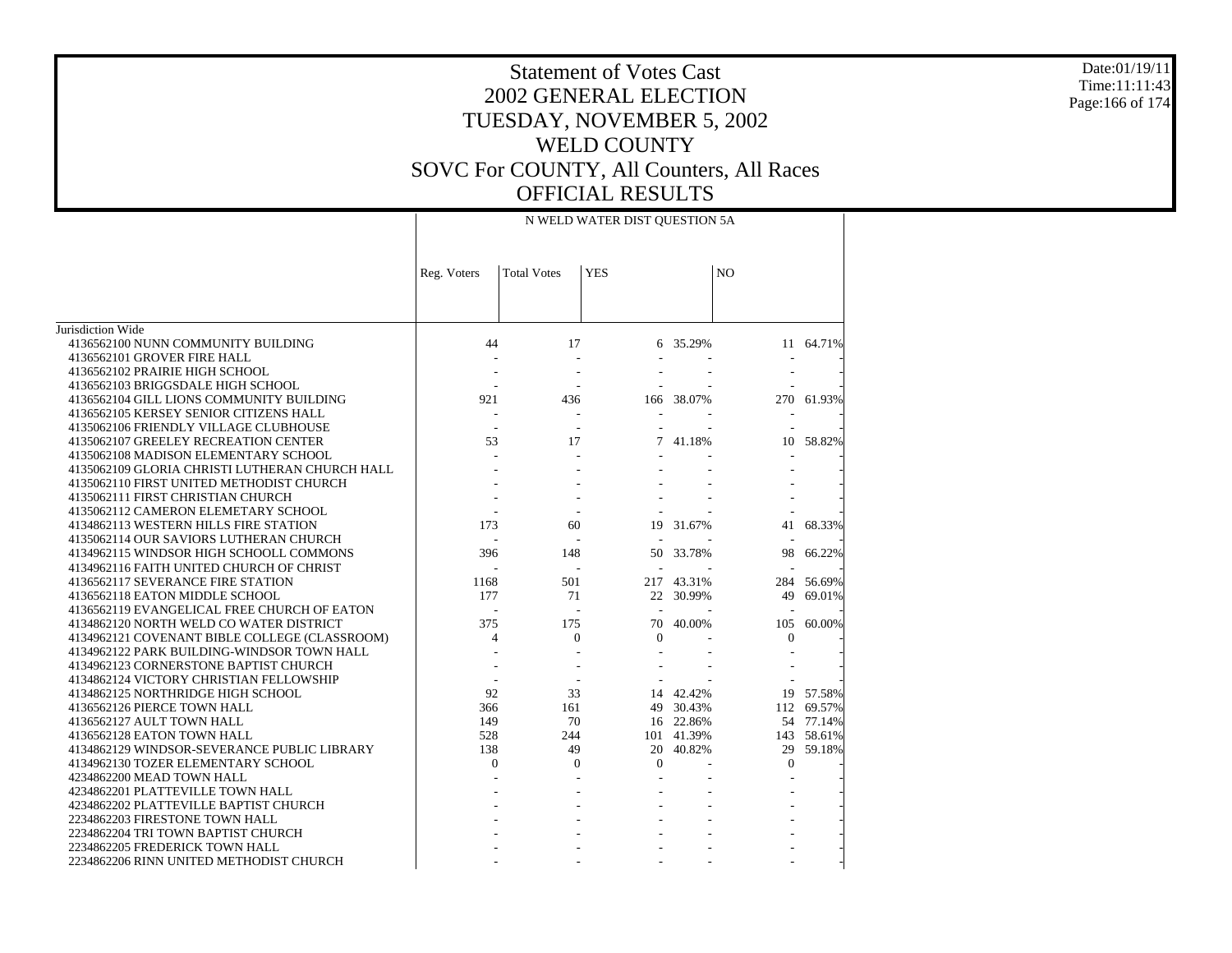# Statement of Votes Cast
## 2002 GENERAL ELECTION
## TUESDAY, NOVEMBER 5, 2002
## WELD COUNTY
## SOVC For COUNTY, All Counters, All Races
## OFFICIAL RESULTS

Date:01/19/11
Time:11:11:43

**N WELD WATER DIST QUESTION 5A**

| | Reg. Voters | Total Votes | YES | | NO | |
|---|---|---|---|---|---|---|
| Jurisdiction Wide | | | | | | |
| 4136562100 NUNN COMMUNITY BUILDING | 44 | 17 | 6 | 35.29% | 11 | 64.71% |
| 4136562101 GROVER FIRE HALL | - | - | - | - | - | - |
| 4136562102 PRAIRIE HIGH SCHOOL | - | - | - | - | - | - |
| 4136562103 BRIGGSDALE HIGH SCHOOL | - | - | - | - | - | - |
| 4136562104 GILL LIONS COMMUNITY BUILDING | 921 | 436 | 166 | 38.07% | 270 | 61.93% |
| 4136562105 KERSEY SENIOR CITIZENS HALL | - | - | - | - | - | - |
| 4135062106 FRIENDLY VILLAGE CLUBHOUSE | - | - | - | - | - | - |
| 4135062107 GREELEY RECREATION CENTER | 53 | 17 | 7 | 41.18% | 10 | 58.82% |
| 4135062108 MADISON ELEMENTARY SCHOOL | - | - | - | - | - | - |
| 4135062109 GLORIA CHRISTI LUTHERAN CHURCH HALL | - | - | - | - | - | - |
| 4135062110 FIRST UNITED METHODIST CHURCH | - | - | - | - | - | - |
| 4135062111 FIRST CHRISTIAN CHURCH | - | - | - | - | - | - |
| 4135062112 CAMERON ELEMETARY SCHOOL | - | - | - | - | - | - |
| 4134862113 WESTERN HILLS FIRE STATION | 173 | 60 | 19 | 31.67% | 41 | 68.33% |
| 4135062114 OUR SAVIORS LUTHERAN CHURCH | - | - | - | - | - | - |
| 4134962115 WINDSOR HIGH SCHOOLL COMMONS | 396 | 148 | 50 | 33.78% | 98 | 66.22% |
| 4134962116 FAITH UNITED CHURCH OF CHRIST | - | - | - | - | - | - |
| 4136562117 SEVERANCE FIRE STATION | 1168 | 501 | 217 | 43.31% | 284 | 56.69% |
| 4136562118 EATON MIDDLE SCHOOL | 177 | 71 | 22 | 30.99% | 49 | 69.01% |
| 4136562119 EVANGELICAL FREE CHURCH OF EATON | - | - | - | - | - | - |
| 4134862120 NORTH WELD CO WATER DISTRICT | 375 | 175 | 70 | 40.00% | 105 | 60.00% |
| 4134962121 COVENANT BIBLE COLLEGE (CLASSROOM) | 4 | 0 | 0 | - | 0 | - |
| 4134962122 PARK BUILDING-WINDSOR TOWN HALL | - | - | - | - | - | - |
| 4134962123 CORNERSTONE BAPTIST CHURCH | - | - | - | - | - | - |
| 4134862124 VICTORY CHRISTIAN FELLOWSHIP | - | - | - | - | - | - |
| 4134862125 NORTHRIDGE HIGH SCHOOL | 92 | 33 | 14 | 42.42% | 19 | 57.58% |
| 4136562126 PIERCE TOWN HALL | 366 | 161 | 49 | 30.43% | 112 | 69.57% |
| 4136562127 AULT TOWN HALL | 149 | 70 | 16 | 22.86% | 54 | 77.14% |
| 4136562128 EATON TOWN HALL | 528 | 244 | 101 | 41.39% | 143 | 58.61% |
| 4134862129 WINDSOR-SEVERANCE PUBLIC LIBRARY | 138 | 49 | 20 | 40.82% | 29 | 59.18% |
| 4134962130 TOZER ELEMENTARY SCHOOL | 0 | 0 | 0 | - | 0 | - |
| 4234862200 MEAD TOWN HALL | - | - | - | - | - | - |
| 4234862201 PLATTEVILLE TOWN HALL | - | - | - | - | - | - |
| 4234862202 PLATTEVILLE BAPTIST CHURCH | - | - | - | - | - | - |
| 2234862203 FIRESTONE TOWN HALL | - | - | - | - | - | - |
| 2234862204 TRI TOWN BAPTIST CHURCH | - | - | - | - | - | - |
| 2234862205 FREDERICK TOWN HALL | - | - | - | - | - | - |
| 2234862206 RINN UNITED METHODIST CHURCH | - | - | - | - | - | - |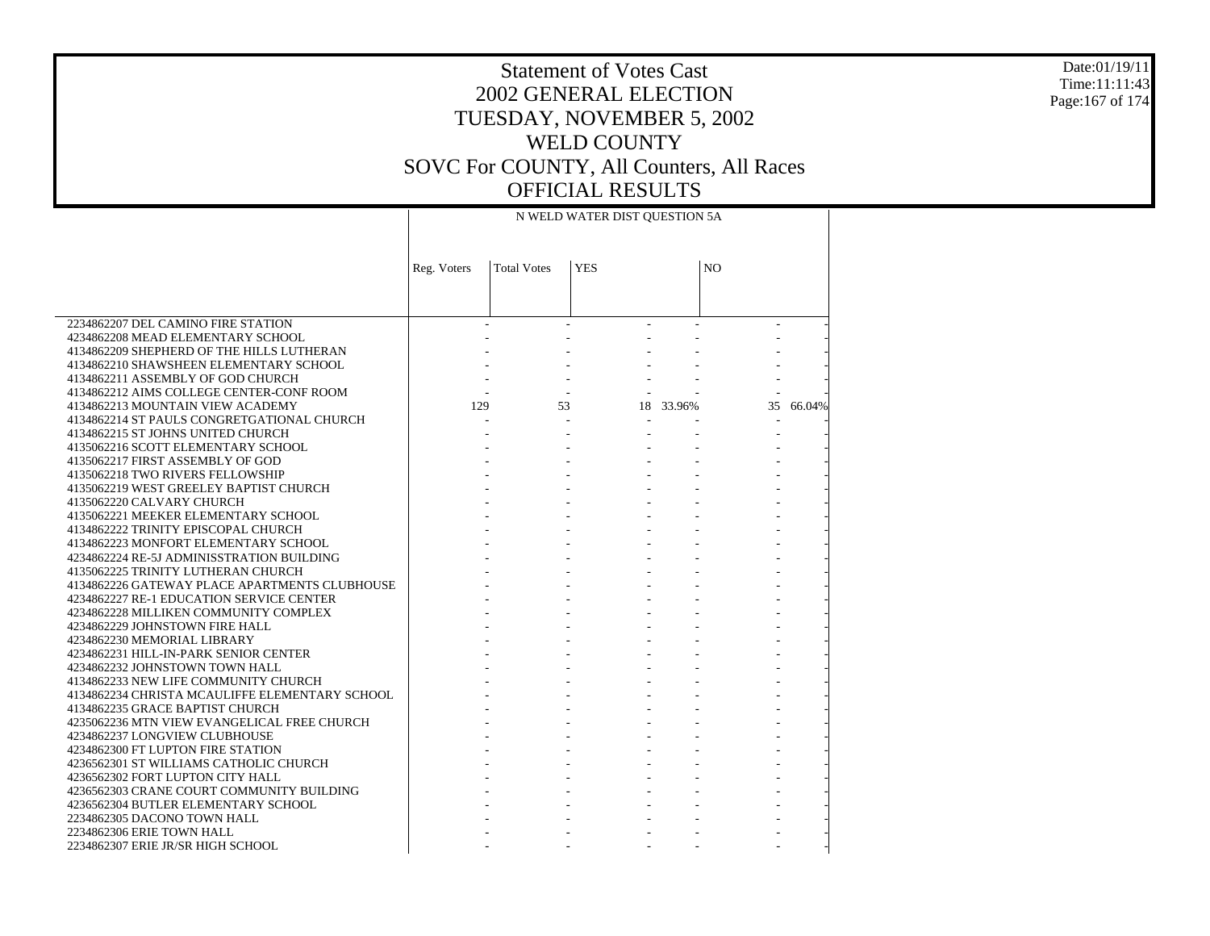# Statement of Votes Cast
# 2002 GENERAL ELECTION
# TUESDAY, NOVEMBER 5, 2002
# WELD COUNTY
# SOVC For COUNTY, All Counters, All Races
# OFFICIAL RESULTS

Date:01/19/11
Time:11:11:43

| | N WELD WATER DIST QUESTION 5A | | | | | |
|---|---|---|---|---|---|---|
| | Reg. Voters | Total Votes | YES | | NO | |
| 2234862207 DEL CAMINO FIRE STATION | - | - | - | - | - | - |
| 4234862208 MEAD ELEMENTARY SCHOOL | - | - | - | - | - | - |
| 4134862209 SHEPHERD OF THE HILLS LUTHERAN | - | - | - | - | - | - |
| 4134862210 SHAWSHEEN ELEMENTARY SCHOOL | - | - | - | - | - | - |
| 4134862211 ASSEMBLY OF GOD CHURCH | - | - | - | - | - | - |
| 4134862212 AIMS COLLEGE CENTER-CONF ROOM | - | - | - | - | - | - |
| 4134862213 MOUNTAIN VIEW ACADEMY | 129 | 53 | 18 | 33.96% | 35 | 66.04% |
| 4134862214 ST PAULS CONGRETGATIONAL CHURCH | - | - | - | - | - | - |
| 4134862215 ST JOHNS UNITED CHURCH | - | - | - | - | - | - |
| 4135062216 SCOTT ELEMENTARY SCHOOL | - | - | - | - | - | - |
| 4135062217 FIRST ASSEMBLY OF GOD | - | - | - | - | - | - |
| 4135062218 TWO RIVERS FELLOWSHIP | - | - | - | - | - | - |
| 4135062219 WEST GREELEY BAPTIST CHURCH | - | - | - | - | - | - |
| 4135062220 CALVARY CHURCH | - | - | - | - | - | - |
| 4135062221 MEEKER ELEMENTARY SCHOOL | - | - | - | - | - | - |
| 4134862222 TRINITY EPISCOPAL CHURCH | - | - | - | - | - | - |
| 4134862223 MONFORT ELEMENTARY SCHOOL | - | - | - | - | - | - |
| 4234862224 RE-5J ADMINISSTRATION BUILDING | - | - | - | - | - | - |
| 4135062225 TRINITY LUTHERAN CHURCH | - | - | - | - | - | - |
| 4134862226 GATEWAY PLACE APARTMENTS CLUBHOUSE | - | - | - | - | - | - |
| 4234862227 RE-1 EDUCATION SERVICE CENTER | - | - | - | - | - | - |
| 4234862228 MILLIKEN COMMUNITY COMPLEX | - | - | - | - | - | - |
| 4234862229 JOHNSTOWN FIRE HALL | - | - | - | - | - | - |
| 4234862230 MEMORIAL LIBRARY | - | - | - | - | - | - |
| 4234862231 HILL-IN-PARK SENIOR CENTER | - | - | - | - | - | - |
| 4234862232 JOHNSTOWN TOWN HALL | - | - | - | - | - | - |
| 4134862233 NEW LIFE COMMUNITY CHURCH | - | - | - | - | - | - |
| 4134862234 CHRISTA MCAULIFFE ELEMENTARY SCHOOL | - | - | - | - | - | - |
| 4134862235 GRACE BAPTIST CHURCH | - | - | - | - | - | - |
| 4235062236 MTN VIEW EVANGELICAL FREE CHURCH | - | - | - | - | - | - |
| 4234862237 LONGVIEW CLUBHOUSE | - | - | - | - | - | - |
| 4234862300 FT LUPTON FIRE STATION | - | - | - | - | - | - |
| 4236562301 ST WILLIAMS CATHOLIC CHURCH | - | - | - | - | - | - |
| 4236562302 FORT LUPTON CITY HALL | - | - | - | - | - | - |
| 4236562303 CRANE COURT COMMUNITY BUILDING | - | - | - | - | - | - |
| 4236562304 BUTLER ELEMENTARY SCHOOL | - | - | - | - | - | - |
| 2234862305 DACONO TOWN HALL | - | - | - | - | - | - |
| 2234862306 ERIE TOWN HALL | - | - | - | - | - | - |
| 2234862307 ERIE JR/SR HIGH SCHOOL | - | - | - | - | - | - |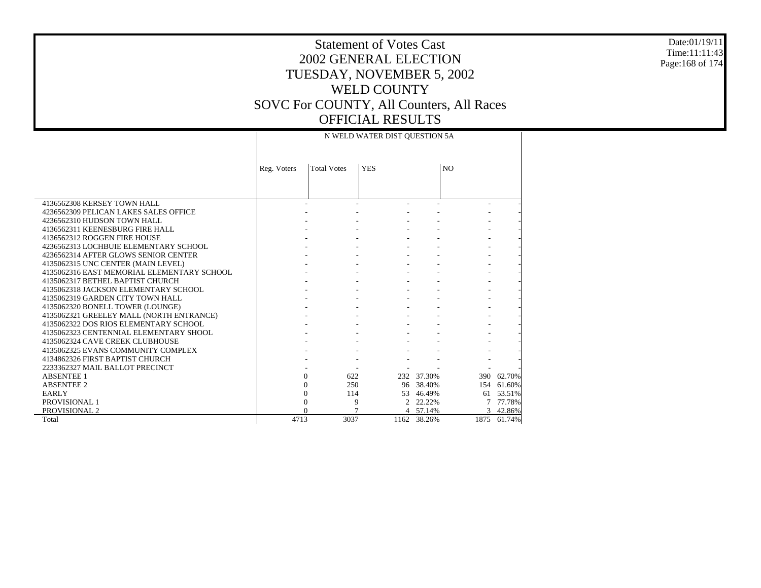# Statement of Votes Cast
# 2002 GENERAL ELECTION
# TUESDAY, NOVEMBER 5, 2002
# WELD COUNTY
# SOVC For COUNTY, All Counters, All Races
# OFFICIAL RESULTS

Date:01/19/11
Time:11:11:43

| | N WELD WATER DIST QUESTION 5A | | | | | |
|---|---|---|---|---|---|---|
| | Reg. Voters | Total Votes | YES | | NO | |
| 4136562308 KERSEY TOWN HALL | - | - | - | - | - | - |
| 4236562309 PELICAN LAKES SALES OFFICE | - | - | - | - | - | - |
| 4236562310 HUDSON TOWN HALL | - | - | - | - | - | - |
| 4136562311 KEENESBURG FIRE HALL | - | - | - | - | - | - |
| 4136562312 ROGGEN FIRE HOUSE | - | - | - | - | - | - |
| 4236562313 LOCHBUIE ELEMENTARY SCHOOL | - | - | - | - | - | - |
| 4236562314 AFTER GLOWS SENIOR CENTER | - | - | - | - | - | - |
| 4135062315 UNC CENTER (MAIN LEVEL) | - | - | - | - | - | - |
| 4135062316 EAST MEMORIAL ELEMENTARY SCHOOL | - | - | - | - | - | - |
| 4135062317 BETHEL BAPTIST CHURCH | - | - | - | - | - | - |
| 4135062318 JACKSON ELEMENTARY SCHOOL | - | - | - | - | - | - |
| 4135062319 GARDEN CITY TOWN HALL | - | - | - | - | - | - |
| 4135062320 BONELL TOWER (LOUNGE) | - | - | - | - | - | - |
| 4135062321 GREELEY MALL (NORTH ENTRANCE) | - | - | - | - | - | - |
| 4135062322 DOS RIOS ELEMENTARY SCHOOL | - | - | - | - | - | - |
| 4135062323 CENTENNIAL ELEMENTARY SHOOL | - | - | - | - | - | - |
| 4135062324 CAVE CREEK CLUBHOUSE | - | - | - | - | - | - |
| 4135062325 EVANS COMMUNITY COMPLEX | - | - | - | - | - | - |
| 4134862326 FIRST BAPTIST CHURCH | - | - | - | - | - | - |
| 2233362327 MAIL BALLOT PRECINCT | - | - | - | - | - | - |
| ABSENTEE 1 | 0 | 622 | 232 | 37.30% | 390 | 62.70% |
| ABSENTEE 2 | 0 | 250 | 96 | 38.40% | 154 | 61.60% |
| EARLY | 0 | 114 | 53 | 46.49% | 61 | 53.51% |
| PROVISIONAL 1 | 0 | 9 | 2 | 22.22% | 7 | 77.78% |
| PROVISIONAL 2 | 0 | 7 | 4 | 57.14% | 3 | 42.86% |
| Total | 4713 | 3037 | 1162 | 38.26% | 1875 | 61.74% |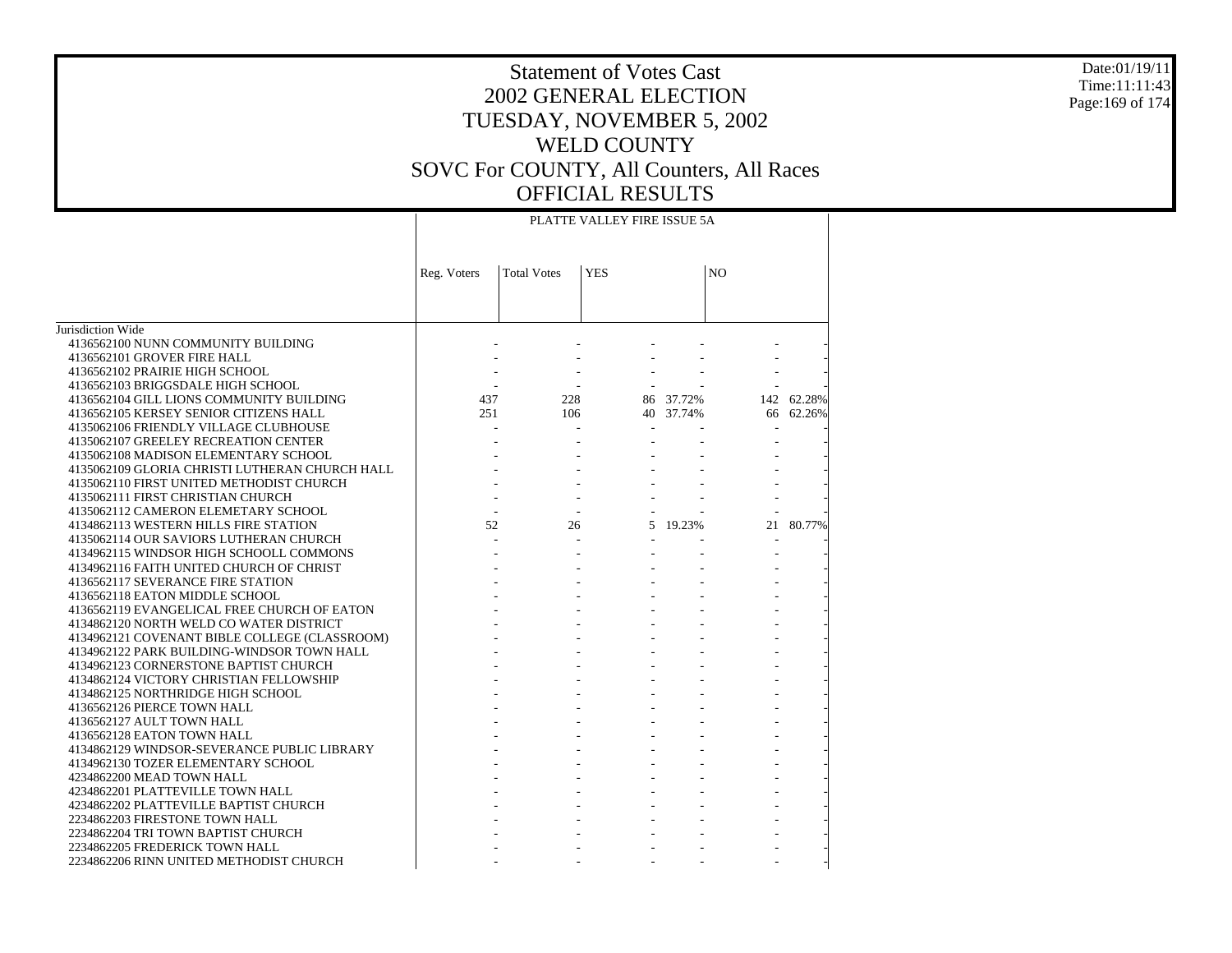# Statement of Votes Cast
# 2002 GENERAL ELECTION
# TUESDAY, NOVEMBER 5, 2002
# WELD COUNTY
# SOVC For COUNTY, All Counters, All Races
# OFFICIAL RESULTS

Date:01/19/11
Time:11:11:43

| | PLATTE VALLEY FIRE ISSUE 5A | | | | | |
|---|---|---|---|---|---|---|
| | Reg. Voters | Total Votes | YES | | NO | |
| Jurisdiction Wide | | | | | | |
| 4136562100 NUNN COMMUNITY BUILDING | - | - | - | - | - | - |
| 4136562101 GROVER FIRE HALL | - | - | - | - | - | - |
| 4136562102 PRAIRIE HIGH SCHOOL | - | - | - | - | - | - |
| 4136562103 BRIGGSDALE HIGH SCHOOL | - | - | - | - | - | - |
| 4136562104 GILL LIONS COMMUNITY BUILDING | 437 | 228 | 86 | 37.72% | 142 | 62.28% |
| 4136562105 KERSEY SENIOR CITIZENS HALL | 251 | 106 | 40 | 37.74% | 66 | 62.26% |
| 4135062106 FRIENDLY VILLAGE CLUBHOUSE | - | - | - | - | - | - |
| 4135062107 GREELEY RECREATION CENTER | - | - | - | - | - | - |
| 4135062108 MADISON ELEMENTARY SCHOOL | - | - | - | - | - | - |
| 4135062109 GLORIA CHRISTI LUTHERAN CHURCH HALL | - | - | - | - | - | - |
| 4135062110 FIRST UNITED METHODIST CHURCH | - | - | - | - | - | - |
| 4135062111 FIRST CHRISTIAN CHURCH | - | - | - | - | - | - |
| 4135062112 CAMERON ELEMETARY SCHOOL | - | - | - | - | - | - |
| 4134862113 WESTERN HILLS FIRE STATION | 52 | 26 | 5 | 19.23% | 21 | 80.77% |
| 4135062114 OUR SAVIORS LUTHERAN CHURCH | - | - | - | - | - | - |
| 4134962115 WINDSOR HIGH SCHOOLL COMMONS | - | - | - | - | - | - |
| 4134962116 FAITH UNITED CHURCH OF CHRIST | - | - | - | - | - | - |
| 4136562117 SEVERANCE FIRE STATION | - | - | - | - | - | - |
| 4136562118 EATON MIDDLE SCHOOL | - | - | - | - | - | - |
| 4136562119 EVANGELICAL FREE CHURCH OF EATON | - | - | - | - | - | - |
| 4134862120 NORTH WELD CO WATER DISTRICT | - | - | - | - | - | - |
| 4134962121 COVENANT BIBLE COLLEGE (CLASSROOM) | - | - | - | - | - | - |
| 4134962122 PARK BUILDING-WINDSOR TOWN HALL | - | - | - | - | - | - |
| 4134962123 CORNERSTONE BAPTIST CHURCH | - | - | - | - | - | - |
| 4134862124 VICTORY CHRISTIAN FELLOWSHIP | - | - | - | - | - | - |
| 4134862125 NORTHRIDGE HIGH SCHOOL | - | - | - | - | - | - |
| 4136562126 PIERCE TOWN HALL | - | - | - | - | - | - |
| 4136562127 AULT TOWN HALL | - | - | - | - | - | - |
| 4136562128 EATON TOWN HALL | - | - | - | - | - | - |
| 4134862129 WINDSOR-SEVERANCE PUBLIC LIBRARY | - | - | - | - | - | - |
| 4134962130 TOZER ELEMENTARY SCHOOL | - | - | - | - | - | - |
| 4234862200 MEAD TOWN HALL | - | - | - | - | - | - |
| 4234862201 PLATTEVILLE TOWN HALL | - | - | - | - | - | - |
| 4234862202 PLATTEVILLE BAPTIST CHURCH | - | - | - | - | - | - |
| 2234862203 FIRESTONE TOWN HALL | - | - | - | - | - | - |
| 2234862204 TRI TOWN BAPTIST CHURCH | - | - | - | - | - | - |
| 2234862205 FREDERICK TOWN HALL | - | - | - | - | - | - |
| 2234862206 RINN UNITED METHODIST CHURCH | - | - | - | - | - | - |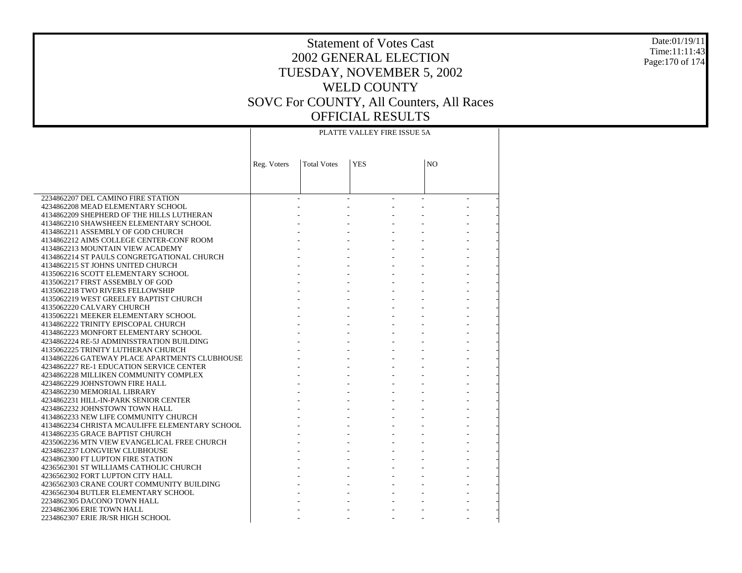# Statement of Votes Cast
# 2002 GENERAL ELECTION
# TUESDAY, NOVEMBER 5, 2002
# WELD COUNTY
# SOVC For COUNTY, All Counters, All Races
# OFFICIAL RESULTS

Date:01/19/11
Time:11:11:43

| | PLATTE VALLEY FIRE ISSUE 5A | | | | | |
|---|---|---|---|---|---|---|
| | Reg. Voters | Total Votes | YES | | NO | |
| 2234862207 DEL CAMINO FIRE STATION | - | - | - | - | - | - |
| 4234862208 MEAD ELEMENTARY SCHOOL | - | - | - | - | - | - |
| 4134862209 SHEPHERD OF THE HILLS LUTHERAN | - | - | - | - | - | - |
| 4134862210 SHAWSHEEN ELEMENTARY SCHOOL | - | - | - | - | - | - |
| 4134862211 ASSEMBLY OF GOD CHURCH | - | - | - | - | - | - |
| 4134862212 AIMS COLLEGE CENTER-CONF ROOM | - | - | - | - | - | - |
| 4134862213 MOUNTAIN VIEW ACADEMY | - | - | - | - | - | - |
| 4134862214 ST PAULS CONGRETGATIONAL CHURCH | - | - | - | - | - | - |
| 4134862215 ST JOHNS UNITED CHURCH | - | - | - | - | - | - |
| 4135062216 SCOTT ELEMENTARY SCHOOL | - | - | - | - | - | - |
| 4135062217 FIRST ASSEMBLY OF GOD | - | - | - | - | - | - |
| 4135062218 TWO RIVERS FELLOWSHIP | - | - | - | - | - | - |
| 4135062219 WEST GREELEY BAPTIST CHURCH | - | - | - | - | - | - |
| 4135062220 CALVARY CHURCH | - | - | - | - | - | - |
| 4135062221 MEEKER ELEMENTARY SCHOOL | - | - | - | - | - | - |
| 4134862222 TRINITY EPISCOPAL CHURCH | - | - | - | - | - | - |
| 4134862223 MONFORT ELEMENTARY SCHOOL | - | - | - | - | - | - |
| 4234862224 RE-5J ADMINISSTRATION BUILDING | - | - | - | - | - | - |
| 4135062225 TRINITY LUTHERAN CHURCH | - | - | - | - | - | - |
| 4134862226 GATEWAY PLACE APARTMENTS CLUBHOUSE | - | - | - | - | - | - |
| 4234862227 RE-1 EDUCATION SERVICE CENTER | - | - | - | - | - | - |
| 4234862228 MILLIKEN COMMUNITY COMPLEX | - | - | - | - | - | - |
| 4234862229 JOHNSTOWN FIRE HALL | - | - | - | - | - | - |
| 4234862230 MEMORIAL LIBRARY | - | - | - | - | - | - |
| 4234862231 HILL-IN-PARK SENIOR CENTER | - | - | - | - | - | - |
| 4234862232 JOHNSTOWN TOWN HALL | - | - | - | - | - | - |
| 4134862233 NEW LIFE COMMUNITY CHURCH | - | - | - | - | - | - |
| 4134862234 CHRISTA MCAULIFFE ELEMENTARY SCHOOL | - | - | - | - | - | - |
| 4134862235 GRACE BAPTIST CHURCH | - | - | - | - | - | - |
| 4235062236 MTN VIEW EVANGELICAL FREE CHURCH | - | - | - | - | - | - |
| 4234862237 LONGVIEW CLUBHOUSE | - | - | - | - | - | - |
| 4234862300 FT LUPTON FIRE STATION | - | - | - | - | - | - |
| 4236562301 ST WILLIAMS CATHOLIC CHURCH | - | - | - | - | - | - |
| 4236562302 FORT LUPTON CITY HALL | - | - | - | - | - | - |
| 4236562303 CRANE COURT COMMUNITY BUILDING | - | - | - | - | - | - |
| 4236562304 BUTLER ELEMENTARY SCHOOL | - | - | - | - | - | - |
| 2234862305 DACONO TOWN HALL | - | - | - | - | - | - |
| 2234862306 ERIE TOWN HALL | - | - | - | - | - | - |
| 2234862307 ERIE JR/SR HIGH SCHOOL | - | - | - | - | - | - |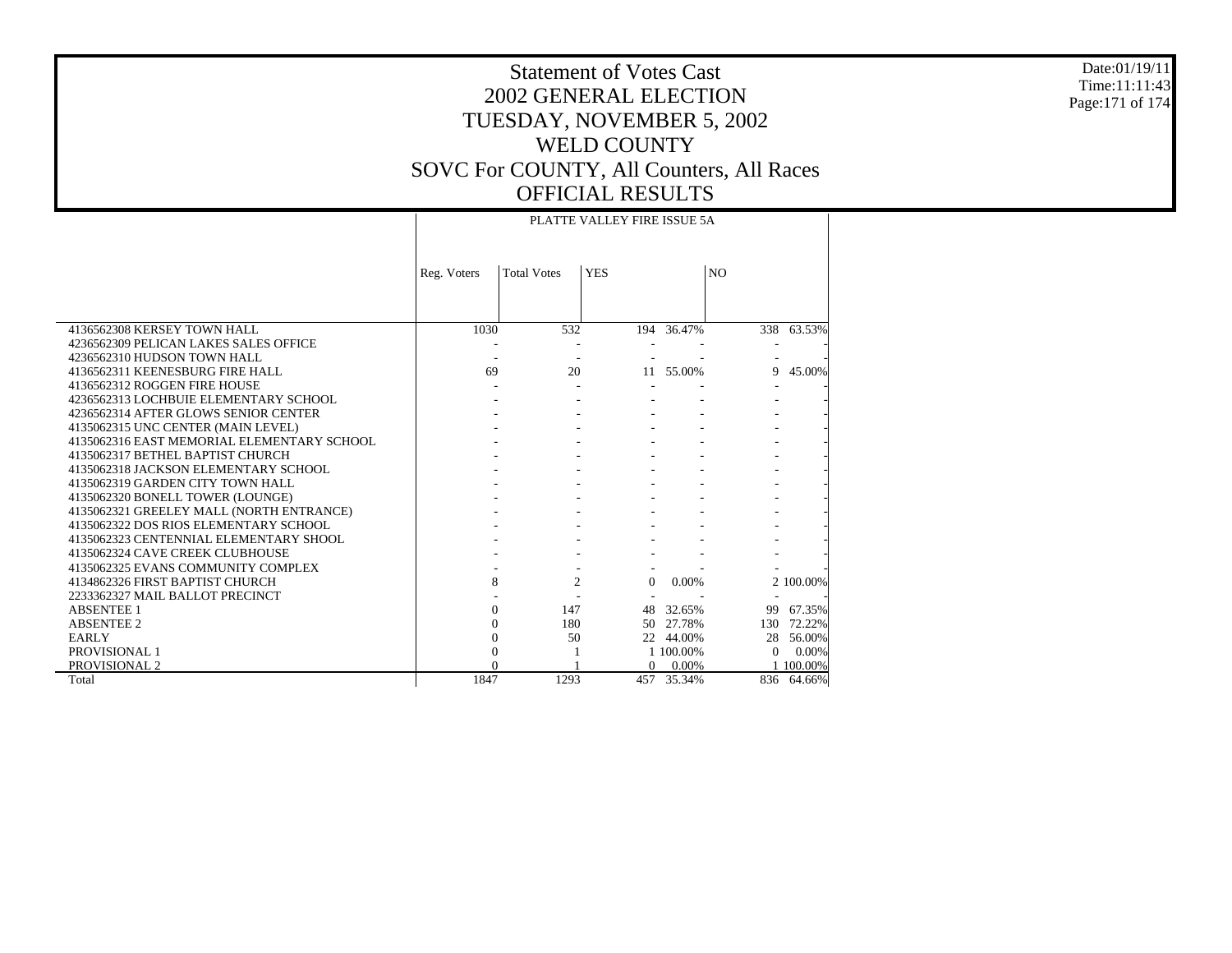# Statement of Votes Cast
## 2002 GENERAL ELECTION
## TUESDAY, NOVEMBER 5, 2002
## WELD COUNTY
## SOVC For COUNTY, All Counters, All Races
## OFFICIAL RESULTS

Date:01/19/11
Time:11:11:43

| | PLATTE VALLEY FIRE ISSUE 5A | | | | | |
|---|---|---|---|---|---|---|
| | Reg. Voters | Total Votes | YES | | NO | |
| 4136562308 KERSEY TOWN HALL | 1030 | 532 | 194 | 36.47% | 338 | 63.53% |
| 4236562309 PELICAN LAKES SALES OFFICE | - | - | - | - | - | - |
| 4236562310 HUDSON TOWN HALL | - | - | - | - | - | - |
| 4136562311 KEENESBURG FIRE HALL | 69 | 20 | 11 | 55.00% | 9 | 45.00% |
| 4136562312 ROGGEN FIRE HOUSE | - | - | - | - | - | - |
| 4236562313 LOCHBUIE ELEMENTARY SCHOOL | - | - | - | - | - | - |
| 4236562314 AFTER GLOWS SENIOR CENTER | - | - | - | - | - | - |
| 4135062315 UNC CENTER (MAIN LEVEL) | - | - | - | - | - | - |
| 4135062316 EAST MEMORIAL ELEMENTARY SCHOOL | - | - | - | - | - | - |
| 4135062317 BETHEL BAPTIST CHURCH | - | - | - | - | - | - |
| 4135062318 JACKSON ELEMENTARY SCHOOL | - | - | - | - | - | - |
| 4135062319 GARDEN CITY TOWN HALL | - | - | - | - | - | - |
| 4135062320 BONELL TOWER (LOUNGE) | - | - | - | - | - | - |
| 4135062321 GREELEY MALL (NORTH ENTRANCE) | - | - | - | - | - | - |
| 4135062322 DOS RIOS ELEMENTARY SCHOOL | - | - | - | - | - | - |
| 4135062323 CENTENNIAL ELEMENTARY SHOOL | - | - | - | - | - | - |
| 4135062324 CAVE CREEK CLUBHOUSE | - | - | - | - | - | - |
| 4135062325 EVANS COMMUNITY COMPLEX | - | - | - | - | - | - |
| 4134862326 FIRST BAPTIST CHURCH | 8 | 2 | 0 | 0.00% | 2 | 100.00% |
| 2233362327 MAIL BALLOT PRECINCT | - | - | - | - | - | - |
| ABSENTEE 1 | 0 | 147 | 48 | 32.65% | 99 | 67.35% |
| ABSENTEE 2 | 0 | 180 | 50 | 27.78% | 130 | 72.22% |
| EARLY | 0 | 50 | 22 | 44.00% | 28 | 56.00% |
| PROVISIONAL 1 | 0 | 1 | 1 | 100.00% | 0 | 0.00% |
| PROVISIONAL 2 | 0 | 1 | 0 | 0.00% | 1 | 100.00% |
| Total | 1847 | 1293 | 457 | 35.34% | 836 | 64.66% |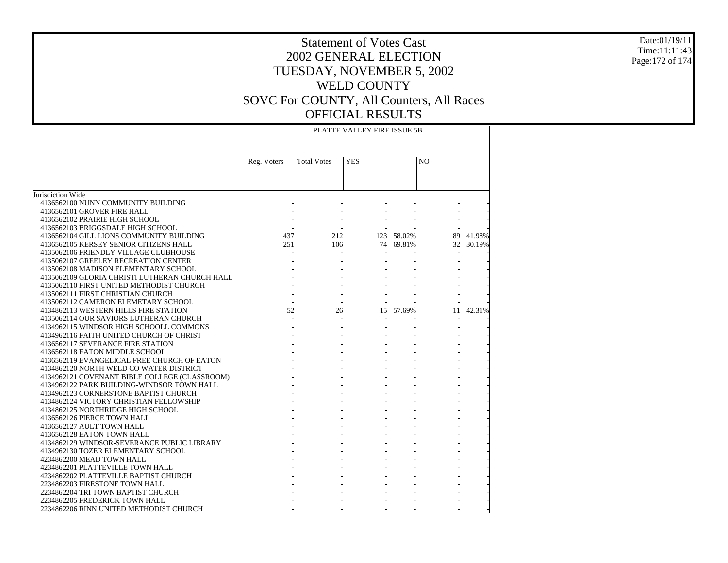# Statement of Votes Cast
## 2002 GENERAL ELECTION
## TUESDAY, NOVEMBER 5, 2002
## WELD COUNTY
## SOVC For COUNTY, All Counters, All Races
## OFFICIAL RESULTS

Date:01/19/11
Time:11:11:43

| | PLATTE VALLEY FIRE ISSUE 5B | | | | | |
|---|---|---|---|---|---|---|
| | Reg. Voters | Total Votes | YES | | NO | |
| Jurisdiction Wide | | | | | | |
| 4136562100 NUNN COMMUNITY BUILDING | - | - | - | - | - | - |
| 4136562101 GROVER FIRE HALL | - | - | - | - | - | - |
| 4136562102 PRAIRIE HIGH SCHOOL | - | - | - | - | - | - |
| 4136562103 BRIGGSDALE HIGH SCHOOL | - | - | - | - | - | - |
| 4136562104 GILL LIONS COMMUNITY BUILDING | 437 | 212 | 123 | 58.02% | 89 | 41.98% |
| 4136562105 KERSEY SENIOR CITIZENS HALL | 251 | 106 | 74 | 69.81% | 32 | 30.19% |
| 4135062106 FRIENDLY VILLAGE CLUBHOUSE | - | - | - | - | - | - |
| 4135062107 GREELEY RECREATION CENTER | - | - | - | - | - | - |
| 4135062108 MADISON ELEMENTARY SCHOOL | - | - | - | - | - | - |
| 4135062109 GLORIA CHRISTI LUTHERAN CHURCH HALL | - | - | - | - | - | - |
| 4135062110 FIRST UNITED METHODIST CHURCH | - | - | - | - | - | - |
| 4135062111 FIRST CHRISTIAN CHURCH | - | - | - | - | - | - |
| 4135062112 CAMERON ELEMETARY SCHOOL | - | - | - | - | - | - |
| 4134862113 WESTERN HILLS FIRE STATION | 52 | 26 | 15 | 57.69% | 11 | 42.31% |
| 4135062114 OUR SAVIORS LUTHERAN CHURCH | - | - | - | - | - | - |
| 4134962115 WINDSOR HIGH SCHOOLL COMMONS | - | - | - | - | - | - |
| 4134962116 FAITH UNITED CHURCH OF CHRIST | - | - | - | - | - | - |
| 4136562117 SEVERANCE FIRE STATION | - | - | - | - | - | - |
| 4136562118 EATON MIDDLE SCHOOL | - | - | - | - | - | - |
| 4136562119 EVANGELICAL FREE CHURCH OF EATON | - | - | - | - | - | - |
| 4134862120 NORTH WELD CO WATER DISTRICT | - | - | - | - | - | - |
| 4134962121 COVENANT BIBLE COLLEGE (CLASSROOM) | - | - | - | - | - | - |
| 4134962122 PARK BUILDING-WINDSOR TOWN HALL | - | - | - | - | - | - |
| 4134962123 CORNERSTONE BAPTIST CHURCH | - | - | - | - | - | - |
| 4134862124 VICTORY CHRISTIAN FELLOWSHIP | - | - | - | - | - | - |
| 4134862125 NORTHRIDGE HIGH SCHOOL | - | - | - | - | - | - |
| 4136562126 PIERCE TOWN HALL | - | - | - | - | - | - |
| 4136562127 AULT TOWN HALL | - | - | - | - | - | - |
| 4136562128 EATON TOWN HALL | - | - | - | - | - | - |
| 4134862129 WINDSOR-SEVERANCE PUBLIC LIBRARY | - | - | - | - | - | - |
| 4134962130 TOZER ELEMENTARY SCHOOL | - | - | - | - | - | - |
| 4234862200 MEAD TOWN HALL | - | - | - | - | - | - |
| 4234862201 PLATTEVILLE TOWN HALL | - | - | - | - | - | - |
| 4234862202 PLATTEVILLE BAPTIST CHURCH | - | - | - | - | - | - |
| 2234862203 FIRESTONE TOWN HALL | - | - | - | - | - | - |
| 2234862204 TRI TOWN BAPTIST CHURCH | - | - | - | - | - | - |
| 2234862205 FREDERICK TOWN HALL | - | - | - | - | - | - |
| 2234862206 RINN UNITED METHODIST CHURCH | - | - | - | - | - | - |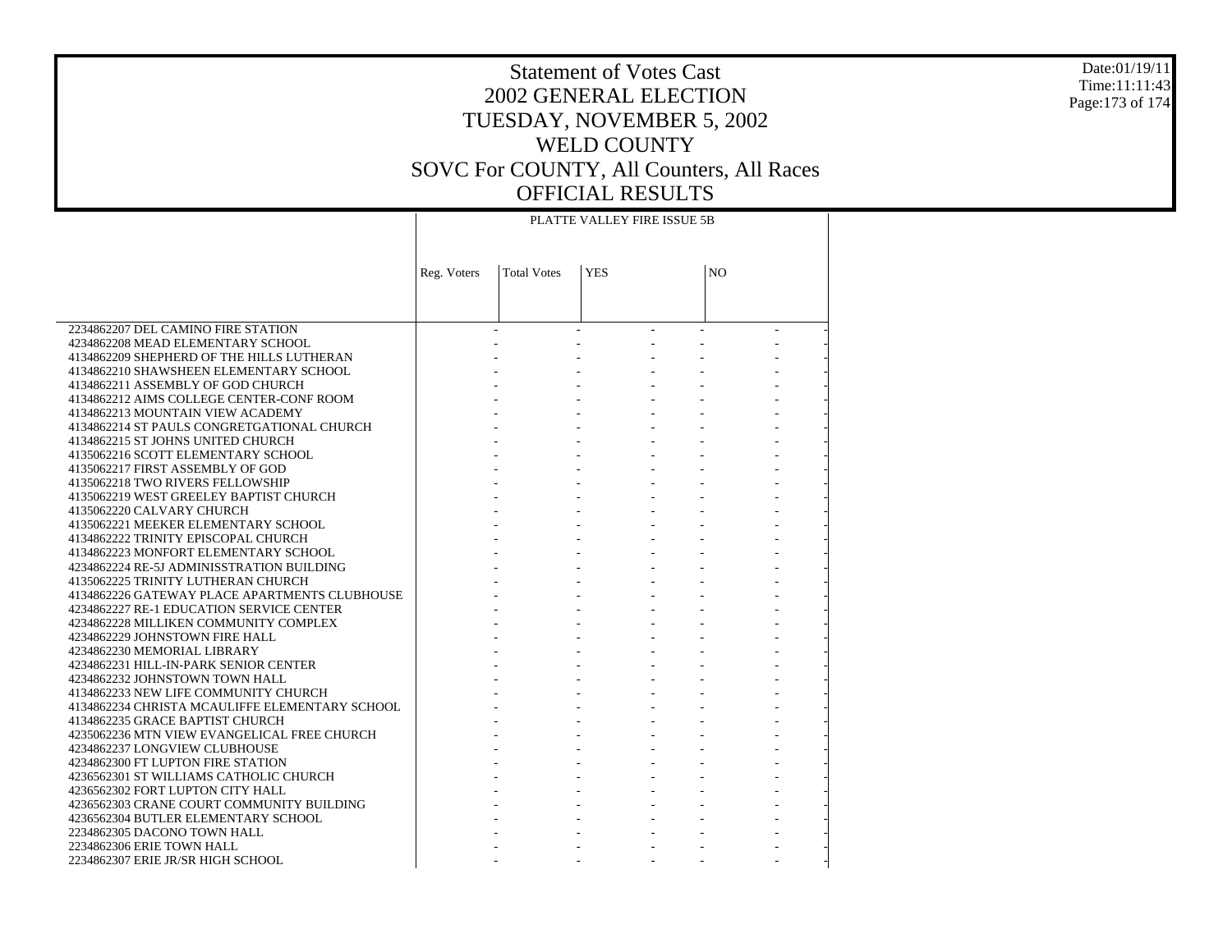# Statement of Votes Cast
## 2002 GENERAL ELECTION
## TUESDAY, NOVEMBER 5, 2002
## WELD COUNTY
## SOVC For COUNTY, All Counters, All Races
## OFFICIAL RESULTS

| | PLATTE VALLEY FIRE ISSUE 5B | | | | | |
|---|---|---|---|---|---|---|
| | Reg. Voters | Total Votes | YES | | NO | |
| 2234862207 DEL CAMINO FIRE STATION | - | - | - | - | - | - |
| 4234862208 MEAD ELEMENTARY SCHOOL | - | - | - | - | - | - |
| 4134862209 SHEPHERD OF THE HILLS LUTHERAN | - | - | - | - | - | - |
| 4134862210 SHAWSHEEN ELEMENTARY SCHOOL | - | - | - | - | - | - |
| 4134862211 ASSEMBLY OF GOD CHURCH | - | - | - | - | - | - |
| 4134862212 AIMS COLLEGE CENTER-CONF ROOM | - | - | - | - | - | - |
| 4134862213 MOUNTAIN VIEW ACADEMY | - | - | - | - | - | - |
| 4134862214 ST PAULS CONGRETGATIONAL CHURCH | - | - | - | - | - | - |
| 4134862215 ST JOHNS UNITED CHURCH | - | - | - | - | - | - |
| 4135062216 SCOTT ELEMENTARY SCHOOL | - | - | - | - | - | - |
| 4135062217 FIRST ASSEMBLY OF GOD | - | - | - | - | - | - |
| 4135062218 TWO RIVERS FELLOWSHIP | - | - | - | - | - | - |
| 4135062219 WEST GREELEY BAPTIST CHURCH | - | - | - | - | - | - |
| 4135062220 CALVARY CHURCH | - | - | - | - | - | - |
| 4135062221 MEEKER ELEMENTARY SCHOOL | - | - | - | - | - | - |
| 4134862222 TRINITY EPISCOPAL CHURCH | - | - | - | - | - | - |
| 4134862223 MONFORT ELEMENTARY SCHOOL | - | - | - | - | - | - |
| 4234862224 RE-5J ADMINISSTRATION BUILDING | - | - | - | - | - | - |
| 4135062225 TRINITY LUTHERAN CHURCH | - | - | - | - | - | - |
| 4134862226 GATEWAY PLACE APARTMENTS CLUBHOUSE | - | - | - | - | - | - |
| 4234862227 RE-1 EDUCATION SERVICE CENTER | - | - | - | - | - | - |
| 4234862228 MILLIKEN COMMUNITY COMPLEX | - | - | - | - | - | - |
| 4234862229 JOHNSTOWN FIRE HALL | - | - | - | - | - | - |
| 4234862230 MEMORIAL LIBRARY | - | - | - | - | - | - |
| 4234862231 HILL-IN-PARK SENIOR CENTER | - | - | - | - | - | - |
| 4234862232 JOHNSTOWN TOWN HALL | - | - | - | - | - | - |
| 4134862233 NEW LIFE COMMUNITY CHURCH | - | - | - | - | - | - |
| 4134862234 CHRISTA MCAULIFFE ELEMENTARY SCHOOL | - | - | - | - | - | - |
| 4134862235 GRACE BAPTIST CHURCH | - | - | - | - | - | - |
| 4235062236 MTN VIEW EVANGELICAL FREE CHURCH | - | - | - | - | - | - |
| 4234862237 LONGVIEW CLUBHOUSE | - | - | - | - | - | - |
| 4234862300 FT LUPTON FIRE STATION | - | - | - | - | - | - |
| 4236562301 ST WILLIAMS CATHOLIC CHURCH | - | - | - | - | - | - |
| 4236562302 FORT LUPTON CITY HALL | - | - | - | - | - | - |
| 4236562303 CRANE COURT COMMUNITY BUILDING | - | - | - | - | - | - |
| 4236562304 BUTLER ELEMENTARY SCHOOL | - | - | - | - | - | - |
| 2234862305 DACONO TOWN HALL | - | - | - | - | - | - |
| 2234862306 ERIE TOWN HALL | - | - | - | - | - | - |
| 2234862307 ERIE JR/SR HIGH SCHOOL | - | - | - | - | - | - |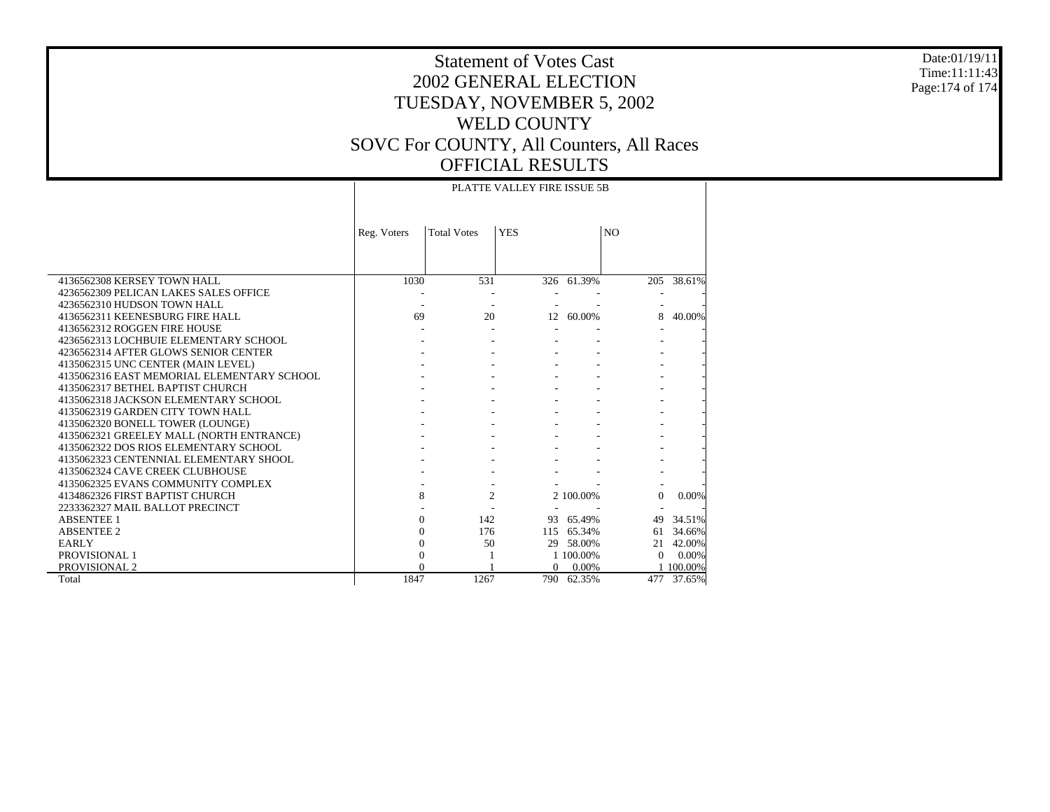# Statement of Votes Cast
# 2002 GENERAL ELECTION
# TUESDAY, NOVEMBER 5, 2002
# WELD COUNTY
# SOVC For COUNTY, All Counters, All Races
# OFFICIAL RESULTS

Date:01/19/11
Time:11:11:43

PLATTE VALLEY FIRE ISSUE 5B

| | Reg. Voters | Total Votes | YES | | NO | |
|---|---|---|---|---|---|---|
| 4136562308 KERSEY TOWN HALL | 1030 | 531 | 326 | 61.39% | 205 | 38.61% |
| 4236562309 PELICAN LAKES SALES OFFICE | - | - | - | - | - | - |
| 4236562310 HUDSON TOWN HALL | - | - | - | - | - | - |
| 4136562311 KEENESBURG FIRE HALL | 69 | 20 | 12 | 60.00% | 8 | 40.00% |
| 4136562312 ROGGEN FIRE HOUSE | - | - | - | - | - | - |
| 4236562313 LOCHBUIE ELEMENTARY SCHOOL | - | - | - | - | - | - |
| 4236562314 AFTER GLOWS SENIOR CENTER | - | - | - | - | - | - |
| 4135062315 UNC CENTER (MAIN LEVEL) | - | - | - | - | - | - |
| 4135062316 EAST MEMORIAL ELEMENTARY SCHOOL | - | - | - | - | - | - |
| 4135062317 BETHEL BAPTIST CHURCH | - | - | - | - | - | - |
| 4135062318 JACKSON ELEMENTARY SCHOOL | - | - | - | - | - | - |
| 4135062319 GARDEN CITY TOWN HALL | - | - | - | - | - | - |
| 4135062320 BONELL TOWER (LOUNGE) | - | - | - | - | - | - |
| 4135062321 GREELEY MALL (NORTH ENTRANCE) | - | - | - | - | - | - |
| 4135062322 DOS RIOS ELEMENTARY SCHOOL | - | - | - | - | - | - |
| 4135062323 CENTENNIAL ELEMENTARY SHOOL | - | - | - | - | - | - |
| 4135062324 CAVE CREEK CLUBHOUSE | - | - | - | - | - | - |
| 4135062325 EVANS COMMUNITY COMPLEX | - | - | - | - | - | - |
| 4134862326 FIRST BAPTIST CHURCH | 8 | 2 | 2 | 100.00% | 0 | 0.00% |
| 2233362327 MAIL BALLOT PRECINCT | - | - | - | - | - | - |
| ABSENTEE 1 | 0 | 142 | 93 | 65.49% | 49 | 34.51% |
| ABSENTEE 2 | 0 | 176 | 115 | 65.34% | 61 | 34.66% |
| EARLY | 0 | 50 | 29 | 58.00% | 21 | 42.00% |
| PROVISIONAL 1 | 0 | 1 | 1 | 100.00% | 0 | 0.00% |
| PROVISIONAL 2 | 0 | 1 | 0 | 0.00% | 1 | 100.00% |
| Total | 1847 | 1267 | 790 | 62.35% | 477 | 37.65% |